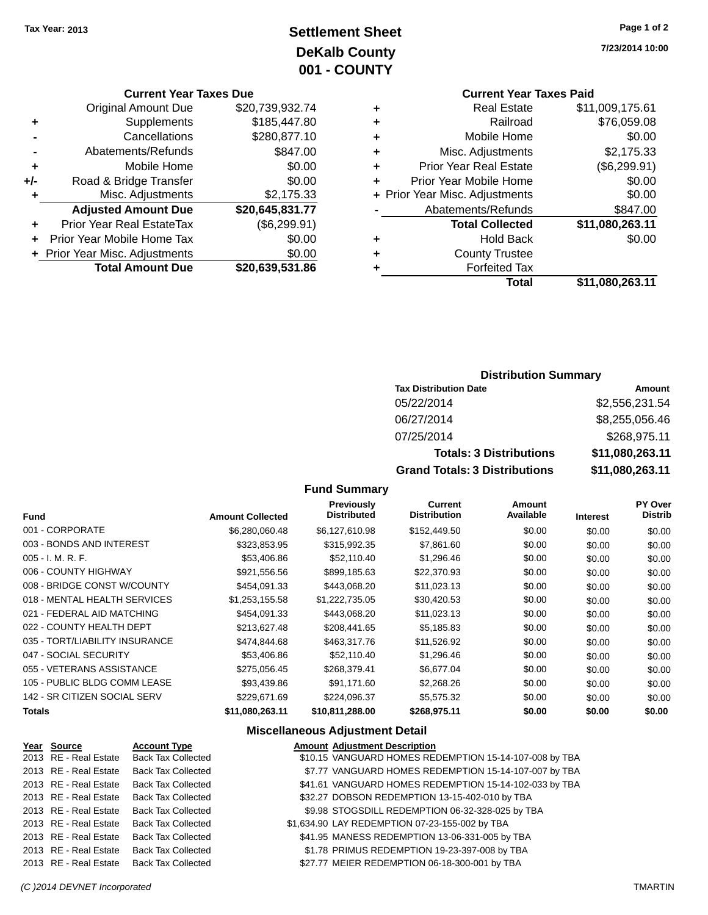Tax Year: 2013

# Settlement Sheet
## DeKalb County
## 001 - COUNTY

7/23/2014 10:00

### Current Year Taxes Due

| | | |
|---|---|---|
| | Original Amount Due | $20,739,932.74 |
| + | Supplements | $185,447.80 |
| - | Cancellations | $280,877.10 |
| - | Abatements/Refunds | $847.00 |
| + | Mobile Home | $0.00 |
| +/- | Road & Bridge Transfer | $0.00 |
| + | Misc. Adjustments | $2,175.33 |
| | **Adjusted Amount Due** | **$20,645,831.77** |
| + | Prior Year Real EstateTax | ($6,299.91) |
| + | Prior Year Mobile Home Tax | $0.00 |
| + | Prior Year Misc. Adjustments | $0.00 |
| | **Total Amount Due** | **$20,639,531.86** |

### Current Year Taxes Paid

| | | |
|---|---|---|
| + | Real Estate | $11,009,175.61 |
| + | Railroad | $76,059.08 |
| + | Mobile Home | $0.00 |
| + | Misc. Adjustments | $2,175.33 |
| + | Prior Year Real Estate | ($6,299.91) |
| + | Prior Year Mobile Home | $0.00 |
| + | Prior Year Misc. Adjustments | $0.00 |
| - | Abatements/Refunds | $847.00 |
| | **Total Collected** | **$11,080,263.11** |
| + | Hold Back | $0.00 |
| + | County Trustee | |
| + | Forfeited Tax | |
| | **Total** | **$11,080,263.11** |

### Distribution Summary

| Tax Distribution Date | Amount |
|---|---|
| 05/22/2014 | $2,556,231.54 |
| 06/27/2014 | $8,255,056.46 |
| 07/25/2014 | $268,975.11 |
| **Totals: 3 Distributions** | **$11,080,263.11** |
| **Grand Totals: 3 Distributions** | **$11,080,263.11** |

### Fund Summary

| Fund | Amount Collected | Previously Distributed | Current Distribution | Amount Available | Interest | PY Over Distrib |
|---|---|---|---|---|---|---|
| 001 - CORPORATE | $6,280,060.48 | $6,127,610.98 | $152,449.50 | $0.00 | $0.00 | $0.00 |
| 003 - BONDS AND INTEREST | $323,853.95 | $315,992.35 | $7,861.60 | $0.00 | $0.00 | $0.00 |
| 005 - I. M. R. F. | $53,406.86 | $52,110.40 | $1,296.46 | $0.00 | $0.00 | $0.00 |
| 006 - COUNTY HIGHWAY | $921,556.56 | $899,185.63 | $22,370.93 | $0.00 | $0.00 | $0.00 |
| 008 - BRIDGE CONST W/COUNTY | $454,091.33 | $443,068.20 | $11,023.13 | $0.00 | $0.00 | $0.00 |
| 018 - MENTAL HEALTH SERVICES | $1,253,155.58 | $1,222,735.05 | $30,420.53 | $0.00 | $0.00 | $0.00 |
| 021 - FEDERAL AID MATCHING | $454,091.33 | $443,068.20 | $11,023.13 | $0.00 | $0.00 | $0.00 |
| 022 - COUNTY HEALTH DEPT | $213,627.48 | $208,441.65 | $5,185.83 | $0.00 | $0.00 | $0.00 |
| 035 - TORT/LIABILITY INSURANCE | $474,844.68 | $463,317.76 | $11,526.92 | $0.00 | $0.00 | $0.00 |
| 047 - SOCIAL SECURITY | $53,406.86 | $52,110.40 | $1,296.46 | $0.00 | $0.00 | $0.00 |
| 055 - VETERANS ASSISTANCE | $275,056.45 | $268,379.41 | $6,677.04 | $0.00 | $0.00 | $0.00 |
| 105 - PUBLIC BLDG COMM LEASE | $93,439.86 | $91,171.60 | $2,268.26 | $0.00 | $0.00 | $0.00 |
| 142 - SR CITIZEN SOCIAL SERV | $229,671.69 | $224,096.37 | $5,575.32 | $0.00 | $0.00 | $0.00 |
| **Totals** | **$11,080,263.11** | **$10,811,288.00** | **$268,975.11** | **$0.00** | **$0.00** | **$0.00** |

### Miscellaneous Adjustment Detail

| Year | Source | Account Type | Amount | Adjustment Description |
|---|---|---|---|---|
| 2013 | RE - Real Estate | Back Tax Collected | $10.15 | VANGUARD HOMES REDEMPTION 15-14-107-008 by TBA |
| 2013 | RE - Real Estate | Back Tax Collected | $7.77 | VANGUARD HOMES REDEMPTION 15-14-107-007 by TBA |
| 2013 | RE - Real Estate | Back Tax Collected | $41.61 | VANGUARD HOMES REDEMPTION 15-14-102-033 by TBA |
| 2013 | RE - Real Estate | Back Tax Collected | $32.27 | DOBSON REDEMPTION 13-15-402-010 by TBA |
| 2013 | RE - Real Estate | Back Tax Collected | $9.98 | STOGSDILL REDEMPTION 06-32-328-025 by TBA |
| 2013 | RE - Real Estate | Back Tax Collected | $1,634.90 | LAY REDEMPTION 07-23-155-002 by TBA |
| 2013 | RE - Real Estate | Back Tax Collected | $41.95 | MANESS REDEMPTION 13-06-331-005 by TBA |
| 2013 | RE - Real Estate | Back Tax Collected | $1.78 | PRIMUS REDEMPTION 19-23-397-008 by TBA |
| 2013 | RE - Real Estate | Back Tax Collected | $27.77 | MEIER REDEMPTION 06-18-300-001 by TBA |

(C )2014 DEVNET Incorporated TMARTIN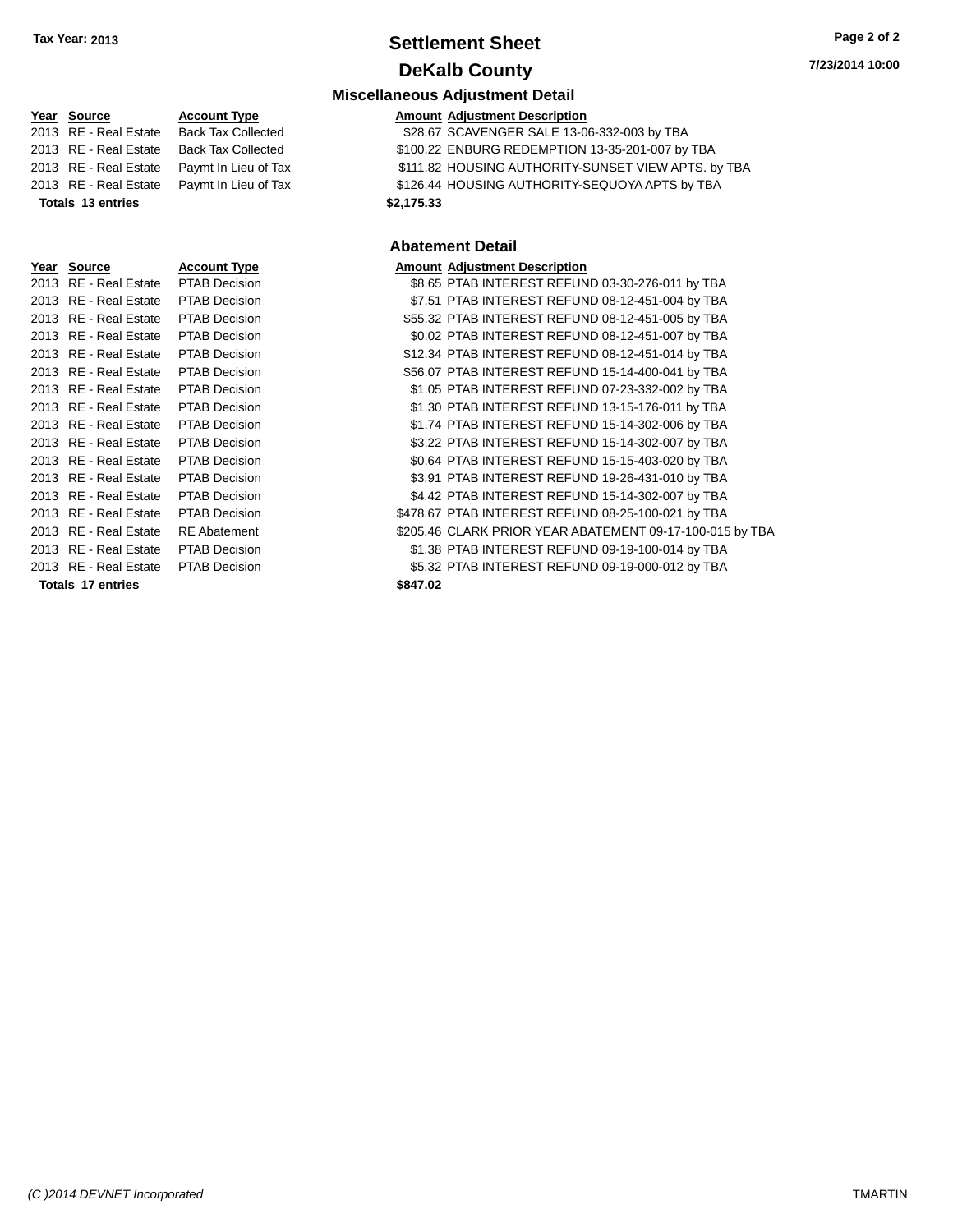**Tax Year: 2013**

# Settlement Sheet

## DeKalb County

### Miscellaneous Adjustment Detail

| Year | Source | Account Type | Amount | Adjustment Description |
|---|---|---|---|---|
| 2013 | RE - Real Estate | Back Tax Collected | $28.67 | SCAVENGER SALE 13-06-332-003 by TBA |
| 2013 | RE - Real Estate | Back Tax Collected | $100.22 | ENBURG REDEMPTION 13-35-201-007 by TBA |
| 2013 | RE - Real Estate | Paymt In Lieu of Tax | $111.82 | HOUSING AUTHORITY-SUNSET VIEW APTS. by TBA |
| 2013 | RE - Real Estate | Paymt In Lieu of Tax | $126.44 | HOUSING AUTHORITY-SEQUOYA APTS by TBA |
| **Totals 13 entries** | | | **$2,175.33** | |

### Abatement Detail

| Year | Source | Account Type | Amount | Adjustment Description |
|---|---|---|---|---|
| 2013 | RE - Real Estate | PTAB Decision | $8.65 | PTAB INTEREST REFUND 03-30-276-011 by TBA |
| 2013 | RE - Real Estate | PTAB Decision | $7.51 | PTAB INTEREST REFUND 08-12-451-004 by TBA |
| 2013 | RE - Real Estate | PTAB Decision | $55.32 | PTAB INTEREST REFUND 08-12-451-005 by TBA |
| 2013 | RE - Real Estate | PTAB Decision | $0.02 | PTAB INTEREST REFUND 08-12-451-007 by TBA |
| 2013 | RE - Real Estate | PTAB Decision | $12.34 | PTAB INTEREST REFUND 08-12-451-014 by TBA |
| 2013 | RE - Real Estate | PTAB Decision | $56.07 | PTAB INTEREST REFUND 15-14-400-041 by TBA |
| 2013 | RE - Real Estate | PTAB Decision | $1.05 | PTAB INTEREST REFUND 07-23-332-002 by TBA |
| 2013 | RE - Real Estate | PTAB Decision | $1.30 | PTAB INTEREST REFUND 13-15-176-011 by TBA |
| 2013 | RE - Real Estate | PTAB Decision | $1.74 | PTAB INTEREST REFUND 15-14-302-006 by TBA |
| 2013 | RE - Real Estate | PTAB Decision | $3.22 | PTAB INTEREST REFUND 15-14-302-007 by TBA |
| 2013 | RE - Real Estate | PTAB Decision | $0.64 | PTAB INTEREST REFUND 15-15-403-020 by TBA |
| 2013 | RE - Real Estate | PTAB Decision | $3.91 | PTAB INTEREST REFUND 19-26-431-010 by TBA |
| 2013 | RE - Real Estate | PTAB Decision | $4.42 | PTAB INTEREST REFUND 15-14-302-007 by TBA |
| 2013 | RE - Real Estate | PTAB Decision | $478.67 | PTAB INTEREST REFUND 08-25-100-021 by TBA |
| 2013 | RE - Real Estate | RE Abatement | $205.46 | CLARK PRIOR YEAR ABATEMENT 09-17-100-015 by TBA |
| 2013 | RE - Real Estate | PTAB Decision | $1.38 | PTAB INTEREST REFUND 09-19-100-014 by TBA |
| 2013 | RE - Real Estate | PTAB Decision | $5.32 | PTAB INTEREST REFUND 09-19-000-012 by TBA |
| **Totals 17 entries** | | | **$847.02** | |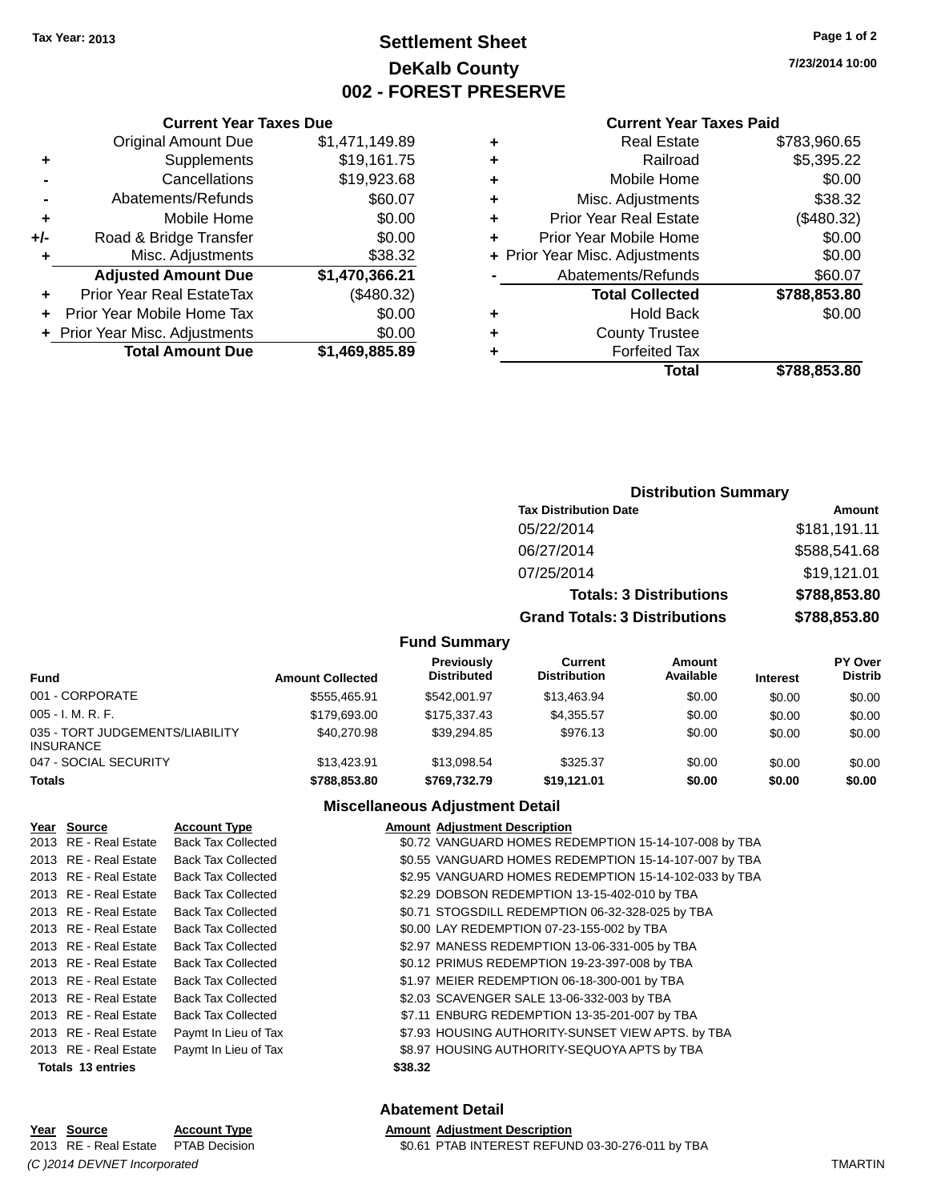Tax Year: 2013

# Settlement Sheet
## DeKalb County
## 002 - FOREST PRESERVE

7/23/2014 10:00

### Current Year Taxes Due

| | | |
|---|---|---|
| | Original Amount Due | $1,471,149.89 |
| + | Supplements | $19,161.75 |
| - | Cancellations | $19,923.68 |
| - | Abatements/Refunds | $60.07 |
| + | Mobile Home | $0.00 |
| +/- | Road & Bridge Transfer | $0.00 |
| + | Misc. Adjustments | $38.32 |
| | **Adjusted Amount Due** | **$1,470,366.21** |
| + | Prior Year Real EstateTax | ($480.32) |
| + | Prior Year Mobile Home Tax | $0.00 |
| + | Prior Year Misc. Adjustments | $0.00 |
| | **Total Amount Due** | **$1,469,885.89** |

### Current Year Taxes Paid

| | | |
|---|---|---|
| + | Real Estate | $783,960.65 |
| + | Railroad | $5,395.22 |
| + | Mobile Home | $0.00 |
| + | Misc. Adjustments | $38.32 |
| + | Prior Year Real Estate | ($480.32) |
| + | Prior Year Mobile Home | $0.00 |
| + | Prior Year Misc. Adjustments | $0.00 |
| - | Abatements/Refunds | $60.07 |
| | **Total Collected** | **$788,853.80** |
| + | Hold Back | $0.00 |
| + | County Trustee | |
| + | Forfeited Tax | |
| | **Total** | **$788,853.80** |

### Distribution Summary

| Tax Distribution Date | Amount |
|---|---|
| 05/22/2014 | $181,191.11 |
| 06/27/2014 | $588,541.68 |
| 07/25/2014 | $19,121.01 |
| **Totals: 3 Distributions** | **$788,853.80** |
| **Grand Totals: 3 Distributions** | **$788,853.80** |

### Fund Summary

| Fund | Amount Collected | Previously Distributed | Current Distribution | Amount Available | Interest | PY Over Distrib |
|---|---|---|---|---|---|---|
| 001 - CORPORATE | $555,465.91 | $542,001.97 | $13,463.94 | $0.00 | $0.00 | $0.00 |
| 005 - I. M. R. F. | $179,693.00 | $175,337.43 | $4,355.57 | $0.00 | $0.00 | $0.00 |
| 035 - TORT JUDGEMENTS/LIABILITY INSURANCE | $40,270.98 | $39,294.85 | $976.13 | $0.00 | $0.00 | $0.00 |
| 047 - SOCIAL SECURITY | $13,423.91 | $13,098.54 | $325.37 | $0.00 | $0.00 | $0.00 |
| **Totals** | **$788,853.80** | **$769,732.79** | **$19,121.01** | **$0.00** | **$0.00** | **$0.00** |

### Miscellaneous Adjustment Detail

| Year | Source | Account Type | Amount | Adjustment Description |
|---|---|---|---|---|
| 2013 | RE - Real Estate | Back Tax Collected | $0.72 | VANGUARD HOMES REDEMPTION 15-14-107-008 by TBA |
| 2013 | RE - Real Estate | Back Tax Collected | $0.55 | VANGUARD HOMES REDEMPTION 15-14-107-007 by TBA |
| 2013 | RE - Real Estate | Back Tax Collected | $2.95 | VANGUARD HOMES REDEMPTION 15-14-102-033 by TBA |
| 2013 | RE - Real Estate | Back Tax Collected | $2.29 | DOBSON REDEMPTION 13-15-402-010 by TBA |
| 2013 | RE - Real Estate | Back Tax Collected | $0.71 | STOGSDILL REDEMPTION 06-32-328-025 by TBA |
| 2013 | RE - Real Estate | Back Tax Collected | $0.00 | LAY REDEMPTION 07-23-155-002 by TBA |
| 2013 | RE - Real Estate | Back Tax Collected | $2.97 | MANESS REDEMPTION 13-06-331-005 by TBA |
| 2013 | RE - Real Estate | Back Tax Collected | $0.12 | PRIMUS REDEMPTION 19-23-397-008 by TBA |
| 2013 | RE - Real Estate | Back Tax Collected | $1.97 | MEIER REDEMPTION 06-18-300-001 by TBA |
| 2013 | RE - Real Estate | Back Tax Collected | $2.03 | SCAVENGER SALE 13-06-332-003 by TBA |
| 2013 | RE - Real Estate | Back Tax Collected | $7.11 | ENBURG REDEMPTION 13-35-201-007 by TBA |
| 2013 | RE - Real Estate | Paymt In Lieu of Tax | $7.93 | HOUSING AUTHORITY-SUNSET VIEW APTS. by TBA |
| 2013 | RE - Real Estate | Paymt In Lieu of Tax | $8.97 | HOUSING AUTHORITY-SEQUOYA APTS by TBA |
| **Totals 13 entries** | | | **$38.32** | |

### Abatement Detail

| Year | Source | Account Type | Amount | Adjustment Description |
|---|---|---|---|---|
| 2013 | RE - Real Estate | PTAB Decision | $0.61 | PTAB INTEREST REFUND 03-30-276-011 by TBA |

(C )2014 DEVNET Incorporated TMARTIN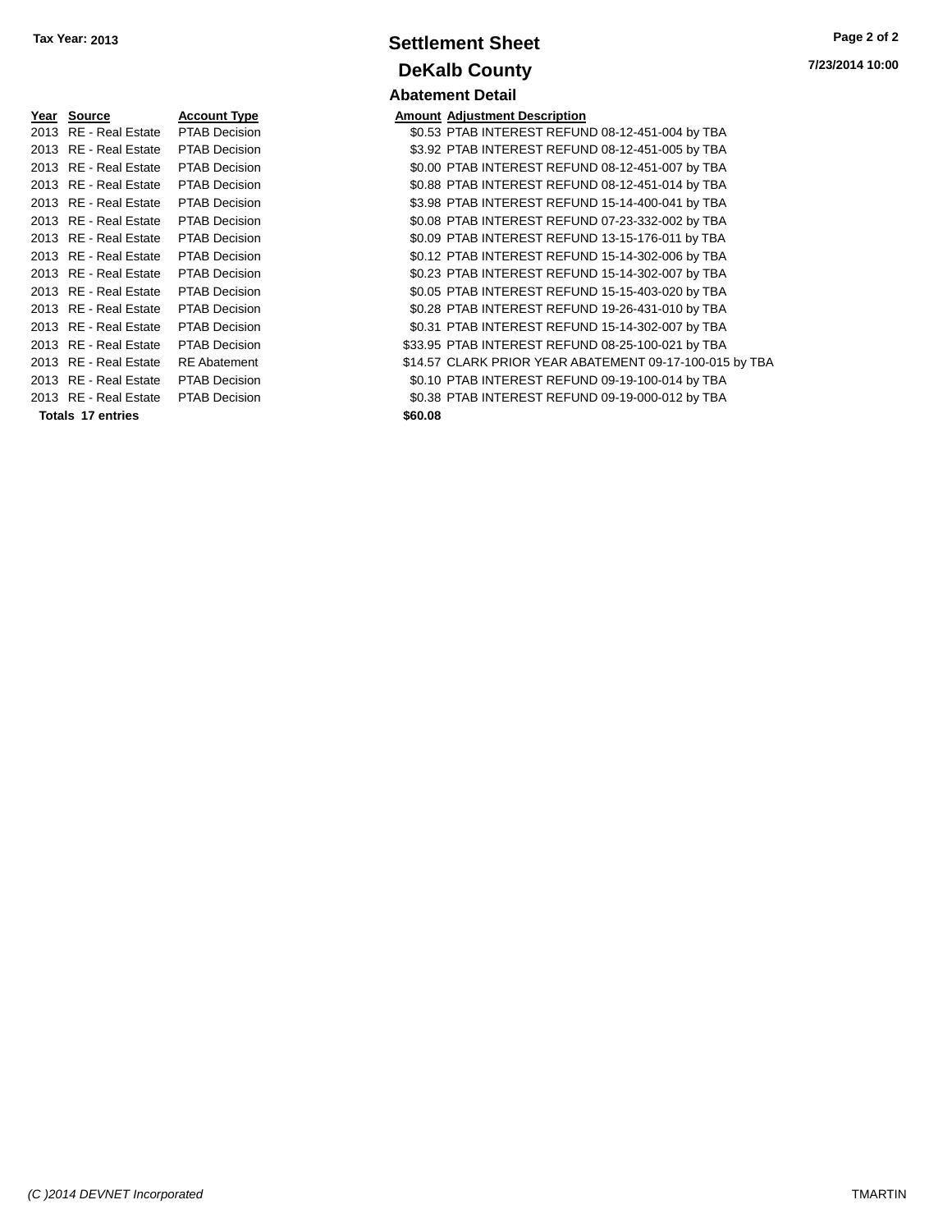Tax Year: 2013

# Settlement Sheet

## DeKalb County

7/23/2014 10:00

### Abatement Detail

| Year | Source | Account Type | Amount | Adjustment Description |
|---|---|---|---|---|
| 2013 | RE - Real Estate | PTAB Decision | $0.53 | PTAB INTEREST REFUND 08-12-451-004 by TBA |
| 2013 | RE - Real Estate | PTAB Decision | $3.92 | PTAB INTEREST REFUND 08-12-451-005 by TBA |
| 2013 | RE - Real Estate | PTAB Decision | $0.00 | PTAB INTEREST REFUND 08-12-451-007 by TBA |
| 2013 | RE - Real Estate | PTAB Decision | $0.88 | PTAB INTEREST REFUND 08-12-451-014 by TBA |
| 2013 | RE - Real Estate | PTAB Decision | $3.98 | PTAB INTEREST REFUND 15-14-400-041 by TBA |
| 2013 | RE - Real Estate | PTAB Decision | $0.08 | PTAB INTEREST REFUND 07-23-332-002 by TBA |
| 2013 | RE - Real Estate | PTAB Decision | $0.09 | PTAB INTEREST REFUND 13-15-176-011 by TBA |
| 2013 | RE - Real Estate | PTAB Decision | $0.12 | PTAB INTEREST REFUND 15-14-302-006 by TBA |
| 2013 | RE - Real Estate | PTAB Decision | $0.23 | PTAB INTEREST REFUND 15-14-302-007 by TBA |
| 2013 | RE - Real Estate | PTAB Decision | $0.05 | PTAB INTEREST REFUND 15-15-403-020 by TBA |
| 2013 | RE - Real Estate | PTAB Decision | $0.28 | PTAB INTEREST REFUND 19-26-431-010 by TBA |
| 2013 | RE - Real Estate | PTAB Decision | $0.31 | PTAB INTEREST REFUND 15-14-302-007 by TBA |
| 2013 | RE - Real Estate | PTAB Decision | $33.95 | PTAB INTEREST REFUND 08-25-100-021 by TBA |
| 2013 | RE - Real Estate | RE Abatement | $14.57 | CLARK PRIOR YEAR ABATEMENT 09-17-100-015 by TBA |
| 2013 | RE - Real Estate | PTAB Decision | $0.10 | PTAB INTEREST REFUND 09-19-100-014 by TBA |
| 2013 | RE - Real Estate | PTAB Decision | $0.38 | PTAB INTEREST REFUND 09-19-000-012 by TBA |
| **Totals 17 entries** | | | **$60.08** | |

*(C )2014 DEVNET Incorporated*

TMARTIN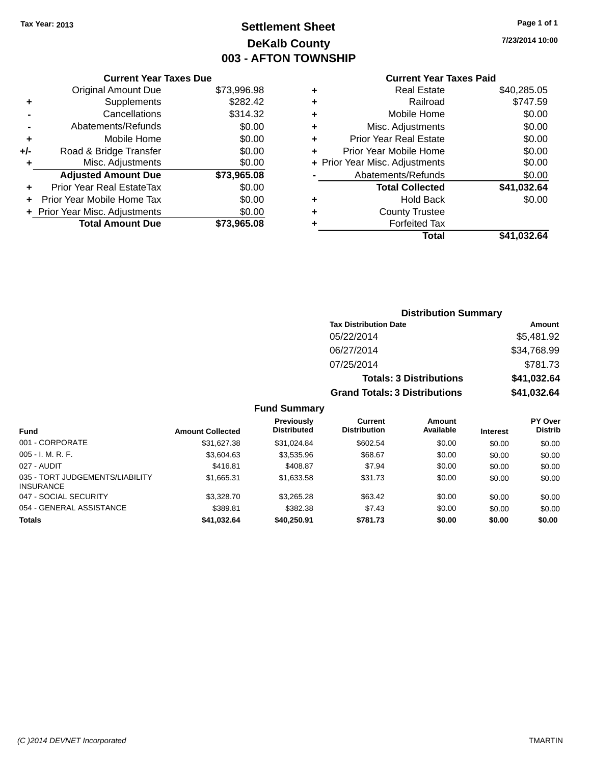Tax Year: 2013

# Settlement Sheet

## DeKalb County

## 003 - AFTON TOWNSHIP

7/23/2014 10:00

### Current Year Taxes Due

| | | |
|---|---|---|
| | Original Amount Due | $73,996.98 |
| + | Supplements | $282.42 |
| - | Cancellations | $314.32 |
| - | Abatements/Refunds | $0.00 |
| + | Mobile Home | $0.00 |
| +/- | Road & Bridge Transfer | $0.00 |
| + | Misc. Adjustments | $0.00 |
| | **Adjusted Amount Due** | **$73,965.08** |
| + | Prior Year Real EstateTax | $0.00 |
| + | Prior Year Mobile Home Tax | $0.00 |
| + | Prior Year Misc. Adjustments | $0.00 |
| | **Total Amount Due** | **$73,965.08** |

### Current Year Taxes Paid

| | | |
|---|---|---|
| + | Real Estate | $40,285.05 |
| + | Railroad | $747.59 |
| + | Mobile Home | $0.00 |
| + | Misc. Adjustments | $0.00 |
| + | Prior Year Real Estate | $0.00 |
| + | Prior Year Mobile Home | $0.00 |
| + | Prior Year Misc. Adjustments | $0.00 |
| - | Abatements/Refunds | $0.00 |
| | **Total Collected** | **$41,032.64** |
| + | Hold Back | $0.00 |
| + | County Trustee | |
| + | Forfeited Tax | |
| | **Total** | **$41,032.64** |

### Distribution Summary

| Tax Distribution Date | Amount |
|---|---|
| 05/22/2014 | $5,481.92 |
| 06/27/2014 | $34,768.99 |
| 07/25/2014 | $781.73 |
| **Totals: 3 Distributions** | **$41,032.64** |
| **Grand Totals: 3 Distributions** | **$41,032.64** |

### Fund Summary

| Fund | Amount Collected | Previously Distributed | Current Distribution | Amount Available | Interest | PY Over Distrib |
|---|---|---|---|---|---|---|
| 001 - CORPORATE | $31,627.38 | $31,024.84 | $602.54 | $0.00 | $0.00 | $0.00 |
| 005 - I. M. R. F. | $3,604.63 | $3,535.96 | $68.67 | $0.00 | $0.00 | $0.00 |
| 027 - AUDIT | $416.81 | $408.87 | $7.94 | $0.00 | $0.00 | $0.00 |
| 035 - TORT JUDGEMENTS/LIABILITY INSURANCE | $1,665.31 | $1,633.58 | $31.73 | $0.00 | $0.00 | $0.00 |
| 047 - SOCIAL SECURITY | $3,328.70 | $3,265.28 | $63.42 | $0.00 | $0.00 | $0.00 |
| 054 - GENERAL ASSISTANCE | $389.81 | $382.38 | $7.43 | $0.00 | $0.00 | $0.00 |
| **Totals** | **$41,032.64** | **$40,250.91** | **$781.73** | **$0.00** | **$0.00** | **$0.00** |

(C )2014 DEVNET Incorporated    TMARTIN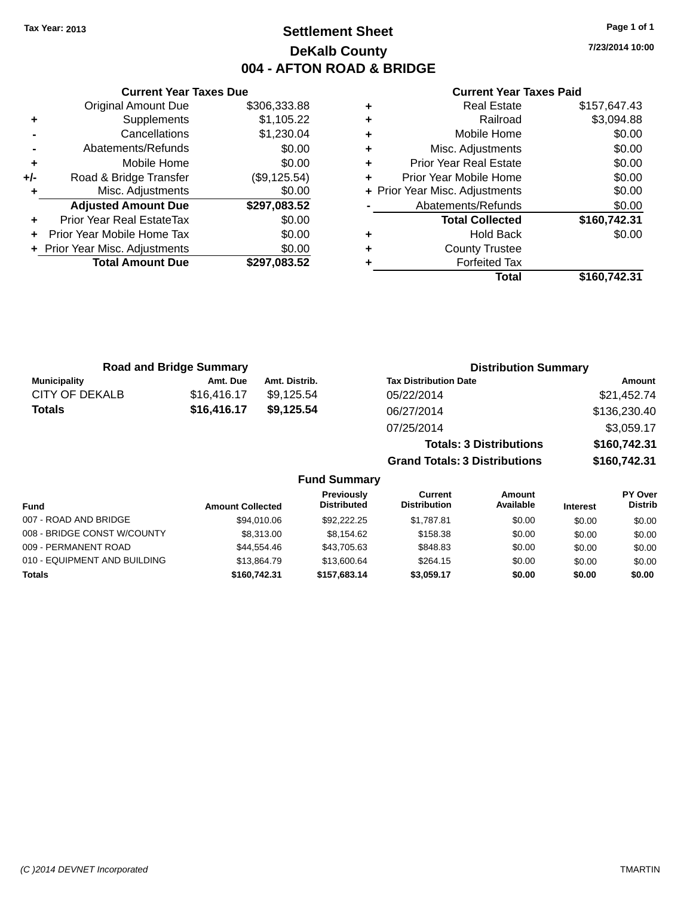Tax Year: 2013

# Settlement Sheet

## DeKalb County

## 004 - AFTON ROAD & BRIDGE

7/23/2014 10:00

### Current Year Taxes Due

| | | |
|---|---|---|
| | Original Amount Due | $306,333.88 |
| + | Supplements | $1,105.22 |
| - | Cancellations | $1,230.04 |
| - | Abatements/Refunds | $0.00 |
| + | Mobile Home | $0.00 |
| +/- | Road & Bridge Transfer | ($9,125.54) |
| + | Misc. Adjustments | $0.00 |
| | **Adjusted Amount Due** | **$297,083.52** |
| + | Prior Year Real EstateTax | $0.00 |
| + | Prior Year Mobile Home Tax | $0.00 |
| + | Prior Year Misc. Adjustments | $0.00 |
| | **Total Amount Due** | **$297,083.52** |

### Current Year Taxes Paid

| | | |
|---|---|---|
| + | Real Estate | $157,647.43 |
| + | Railroad | $3,094.88 |
| + | Mobile Home | $0.00 |
| + | Misc. Adjustments | $0.00 |
| + | Prior Year Real Estate | $0.00 |
| + | Prior Year Mobile Home | $0.00 |
| + | Prior Year Misc. Adjustments | $0.00 |
| - | Abatements/Refunds | $0.00 |
| | **Total Collected** | **$160,742.31** |
| + | Hold Back | $0.00 |
| + | County Trustee | |
| + | Forfeited Tax | |
| | **Total** | **$160,742.31** |

### Road and Bridge Summary

| Municipality | Amt. Due | Amt. Distrib. |
|---|---|---|
| CITY OF DEKALB | $16,416.17 | $9,125.54 |
| **Totals** | **$16,416.17** | **$9,125.54** |

### Distribution Summary

| Tax Distribution Date | Amount |
|---|---|
| 05/22/2014 | $21,452.74 |
| 06/27/2014 | $136,230.40 |
| 07/25/2014 | $3,059.17 |
| **Totals: 3 Distributions** | **$160,742.31** |
| **Grand Totals: 3 Distributions** | **$160,742.31** |

### Fund Summary

| Fund | Amount Collected | Previously Distributed | Current Distribution | Amount Available | Interest | PY Over Distrib |
|---|---|---|---|---|---|---|
| 007 - ROAD AND BRIDGE | $94,010.06 | $92,222.25 | $1,787.81 | $0.00 | $0.00 | $0.00 |
| 008 - BRIDGE CONST W/COUNTY | $8,313.00 | $8,154.62 | $158.38 | $0.00 | $0.00 | $0.00 |
| 009 - PERMANENT ROAD | $44,554.46 | $43,705.63 | $848.83 | $0.00 | $0.00 | $0.00 |
| 010 - EQUIPMENT AND BUILDING | $13,864.79 | $13,600.64 | $264.15 | $0.00 | $0.00 | $0.00 |
| **Totals** | **$160,742.31** | **$157,683.14** | **$3,059.17** | **$0.00** | **$0.00** | **$0.00** |

(C )2014 DEVNET Incorporated TMARTIN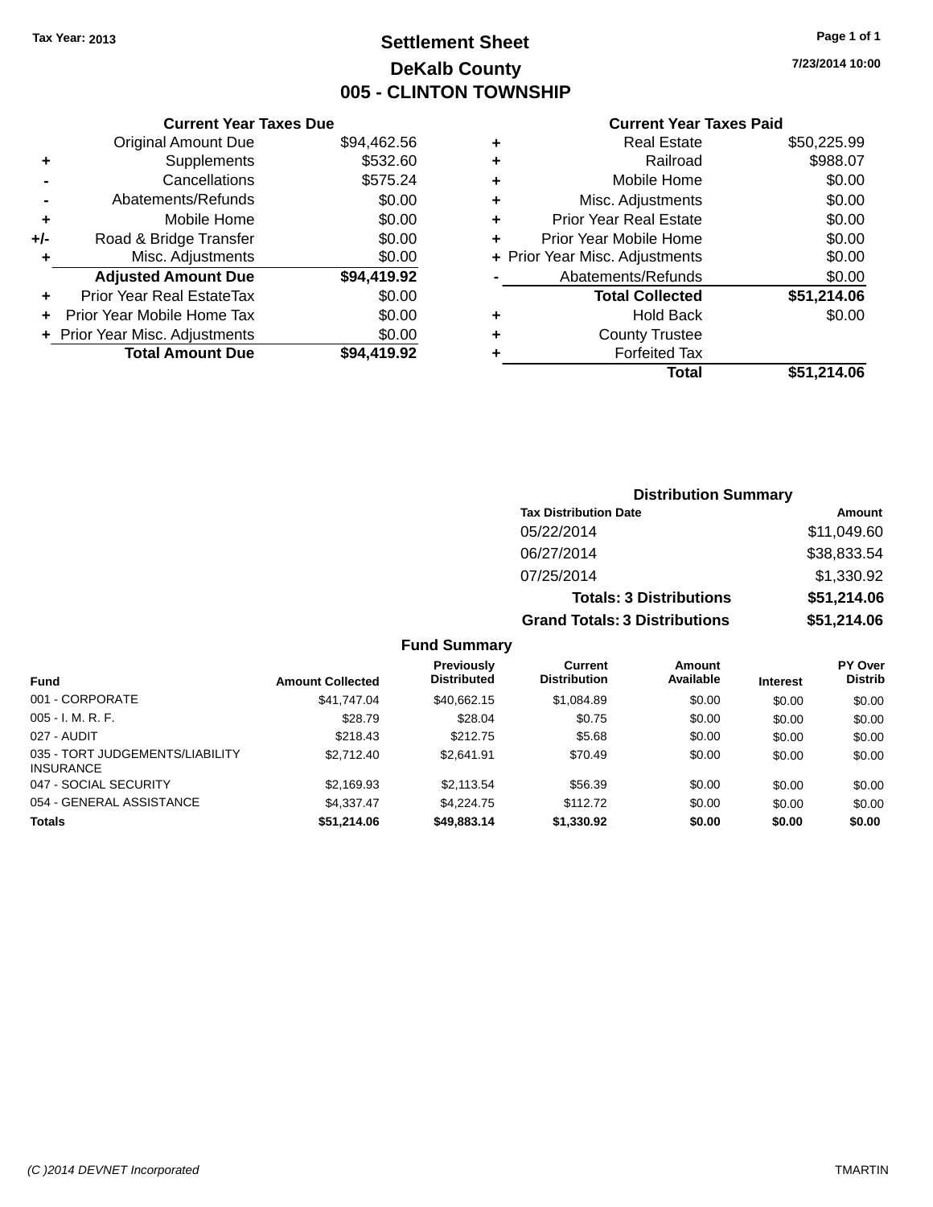Tax Year: 2013

# Settlement Sheet

## DeKalb County

## 005 - CLINTON TOWNSHIP

7/23/2014 10:00

### Current Year Taxes Due

| | | |
|---|---|---|
| | Original Amount Due | $94,462.56 |
| + | Supplements | $532.60 |
| - | Cancellations | $575.24 |
| - | Abatements/Refunds | $0.00 |
| + | Mobile Home | $0.00 |
| +/- | Road & Bridge Transfer | $0.00 |
| + | Misc. Adjustments | $0.00 |
| | **Adjusted Amount Due** | **$94,419.92** |
| + | Prior Year Real EstateTax | $0.00 |
| + | Prior Year Mobile Home Tax | $0.00 |
| + | Prior Year Misc. Adjustments | $0.00 |
| | **Total Amount Due** | **$94,419.92** |

### Current Year Taxes Paid

| | | |
|---|---|---|
| + | Real Estate | $50,225.99 |
| + | Railroad | $988.07 |
| + | Mobile Home | $0.00 |
| + | Misc. Adjustments | $0.00 |
| + | Prior Year Real Estate | $0.00 |
| + | Prior Year Mobile Home | $0.00 |
| + | Prior Year Misc. Adjustments | $0.00 |
| - | Abatements/Refunds | $0.00 |
| | **Total Collected** | **$51,214.06** |
| + | Hold Back | $0.00 |
| + | County Trustee | |
| + | Forfeited Tax | |
| | **Total** | **$51,214.06** |

### Distribution Summary

| Tax Distribution Date | Amount |
|---|---|
| 05/22/2014 | $11,049.60 |
| 06/27/2014 | $38,833.54 |
| 07/25/2014 | $1,330.92 |
| **Totals: 3 Distributions** | **$51,214.06** |
| **Grand Totals: 3 Distributions** | **$51,214.06** |

### Fund Summary

| Fund | Amount Collected | Previously Distributed | Current Distribution | Amount Available | Interest | PY Over Distrib |
|---|---|---|---|---|---|---|
| 001 - CORPORATE | $41,747.04 | $40,662.15 | $1,084.89 | $0.00 | $0.00 | $0.00 |
| 005 - I. M. R. F. | $28.79 | $28.04 | $0.75 | $0.00 | $0.00 | $0.00 |
| 027 - AUDIT | $218.43 | $212.75 | $5.68 | $0.00 | $0.00 | $0.00 |
| 035 - TORT JUDGEMENTS/LIABILITY INSURANCE | $2,712.40 | $2,641.91 | $70.49 | $0.00 | $0.00 | $0.00 |
| 047 - SOCIAL SECURITY | $2,169.93 | $2,113.54 | $56.39 | $0.00 | $0.00 | $0.00 |
| 054 - GENERAL ASSISTANCE | $4,337.47 | $4,224.75 | $112.72 | $0.00 | $0.00 | $0.00 |
| **Totals** | **$51,214.06** | **$49,883.14** | **$1,330.92** | **$0.00** | **$0.00** | **$0.00** |

(C )2014 DEVNET Incorporated TMARTIN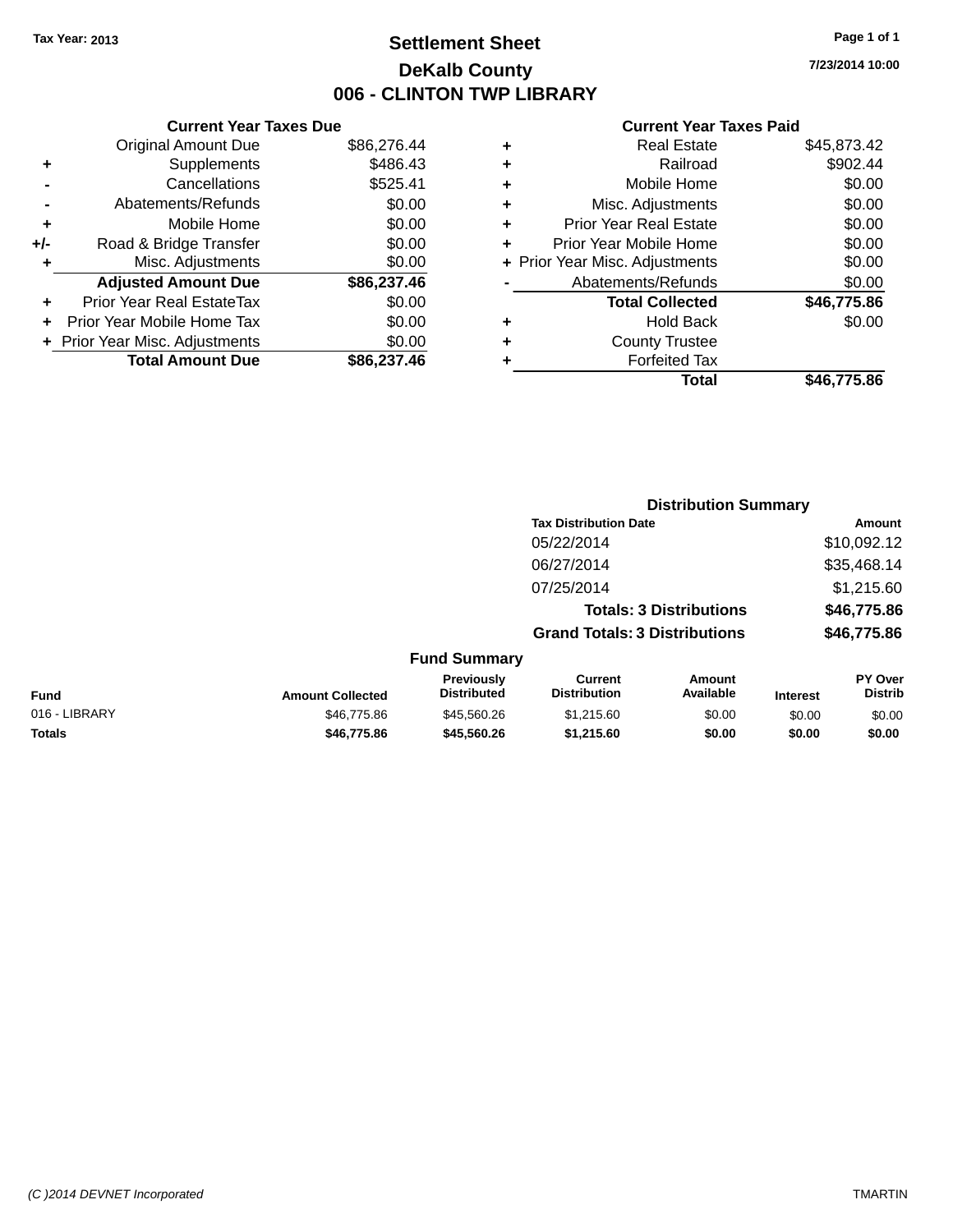Tax Year: 2013

# Settlement Sheet

## DeKalb County

## 006 - CLINTON TWP LIBRARY

7/23/2014 10:00

### Current Year Taxes Due

| | | |
|---|---|---|
| | Original Amount Due | $86,276.44 |
| + | Supplements | $486.43 |
| - | Cancellations | $525.41 |
| - | Abatements/Refunds | $0.00 |
| + | Mobile Home | $0.00 |
| +/- | Road & Bridge Transfer | $0.00 |
| + | Misc. Adjustments | $0.00 |
| | **Adjusted Amount Due** | **$86,237.46** |
| + | Prior Year Real EstateTax | $0.00 |
| + | Prior Year Mobile Home Tax | $0.00 |
| + | Prior Year Misc. Adjustments | $0.00 |
| | **Total Amount Due** | **$86,237.46** |

### Current Year Taxes Paid

| | | |
|---|---|---|
| + | Real Estate | $45,873.42 |
| + | Railroad | $902.44 |
| + | Mobile Home | $0.00 |
| + | Misc. Adjustments | $0.00 |
| + | Prior Year Real Estate | $0.00 |
| + | Prior Year Mobile Home | $0.00 |
| + | Prior Year Misc. Adjustments | $0.00 |
| - | Abatements/Refunds | $0.00 |
| | **Total Collected** | **$46,775.86** |
| + | Hold Back | $0.00 |
| + | County Trustee | |
| + | Forfeited Tax | |
| | **Total** | **$46,775.86** |

### Distribution Summary

| Tax Distribution Date | Amount |
|---|---|
| 05/22/2014 | $10,092.12 |
| 06/27/2014 | $35,468.14 |
| 07/25/2014 | $1,215.60 |
| **Totals: 3 Distributions** | **$46,775.86** |
| **Grand Totals: 3 Distributions** | **$46,775.86** |

### Fund Summary

| Fund | Amount Collected | Previously Distributed | Current Distribution | Amount Available | Interest | PY Over Distrib |
|---|---|---|---|---|---|---|
| 016 - LIBRARY | $46,775.86 | $45,560.26 | $1,215.60 | $0.00 | $0.00 | $0.00 |
| **Totals** | **$46,775.86** | **$45,560.26** | **$1,215.60** | **$0.00** | **$0.00** | **$0.00** |

(C )2014 DEVNET Incorporated TMARTIN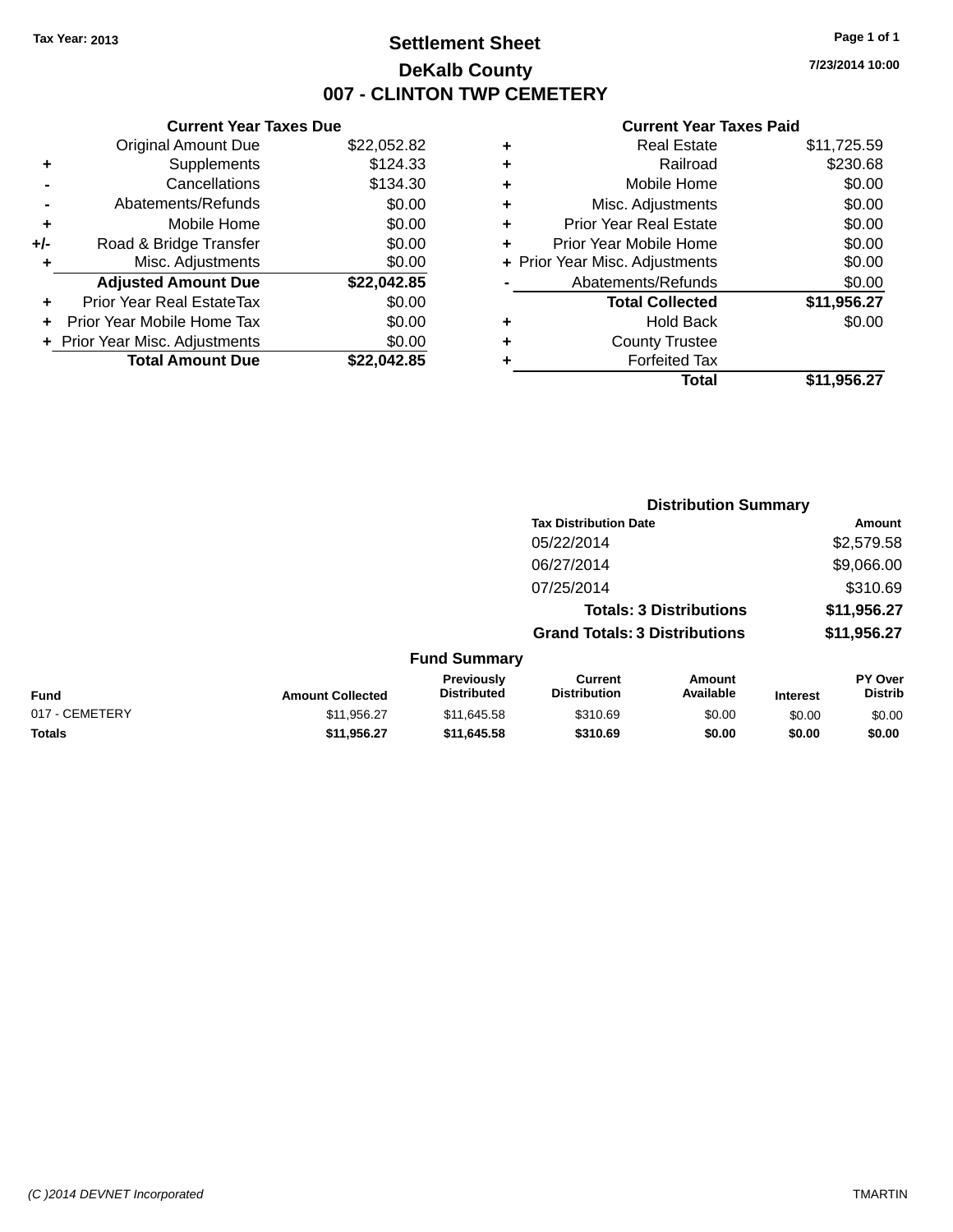**Tax Year: 2013**

# Settlement Sheet

## DeKalb County

## 007 - CLINTON TWP CEMETERY

7/23/2014 10:00

### Current Year Taxes Due

| | | |
|---|---|---|
| | Original Amount Due | $22,052.82 |
| + | Supplements | $124.33 |
| - | Cancellations | $134.30 |
| - | Abatements/Refunds | $0.00 |
| + | Mobile Home | $0.00 |
| +/- | Road & Bridge Transfer | $0.00 |
| + | Misc. Adjustments | $0.00 |
| | **Adjusted Amount Due** | **$22,042.85** |
| + | Prior Year Real EstateTax | $0.00 |
| + | Prior Year Mobile Home Tax | $0.00 |
| + | Prior Year Misc. Adjustments | $0.00 |
| | **Total Amount Due** | **$22,042.85** |

### Current Year Taxes Paid

| | | |
|---|---|---|
| + | Real Estate | $11,725.59 |
| + | Railroad | $230.68 |
| + | Mobile Home | $0.00 |
| + | Misc. Adjustments | $0.00 |
| + | Prior Year Real Estate | $0.00 |
| + | Prior Year Mobile Home | $0.00 |
| + | Prior Year Misc. Adjustments | $0.00 |
| - | Abatements/Refunds | $0.00 |
| | **Total Collected** | **$11,956.27** |
| + | Hold Back | $0.00 |
| + | County Trustee | |
| + | Forfeited Tax | |
| | **Total** | **$11,956.27** |

### Distribution Summary

| Tax Distribution Date | Amount |
|---|---|
| 05/22/2014 | $2,579.58 |
| 06/27/2014 | $9,066.00 |
| 07/25/2014 | $310.69 |
| **Totals: 3 Distributions** | **$11,956.27** |
| **Grand Totals: 3 Distributions** | **$11,956.27** |

### Fund Summary

| Fund | Amount Collected | Previously Distributed | Current Distribution | Amount Available | Interest | PY Over Distrib |
|---|---|---|---|---|---|---|
| 017 - CEMETERY | $11,956.27 | $11,645.58 | $310.69 | $0.00 | $0.00 | $0.00 |
| **Totals** | **$11,956.27** | **$11,645.58** | **$310.69** | **$0.00** | **$0.00** | **$0.00** |

(C )2014 DEVNET Incorporated TMARTIN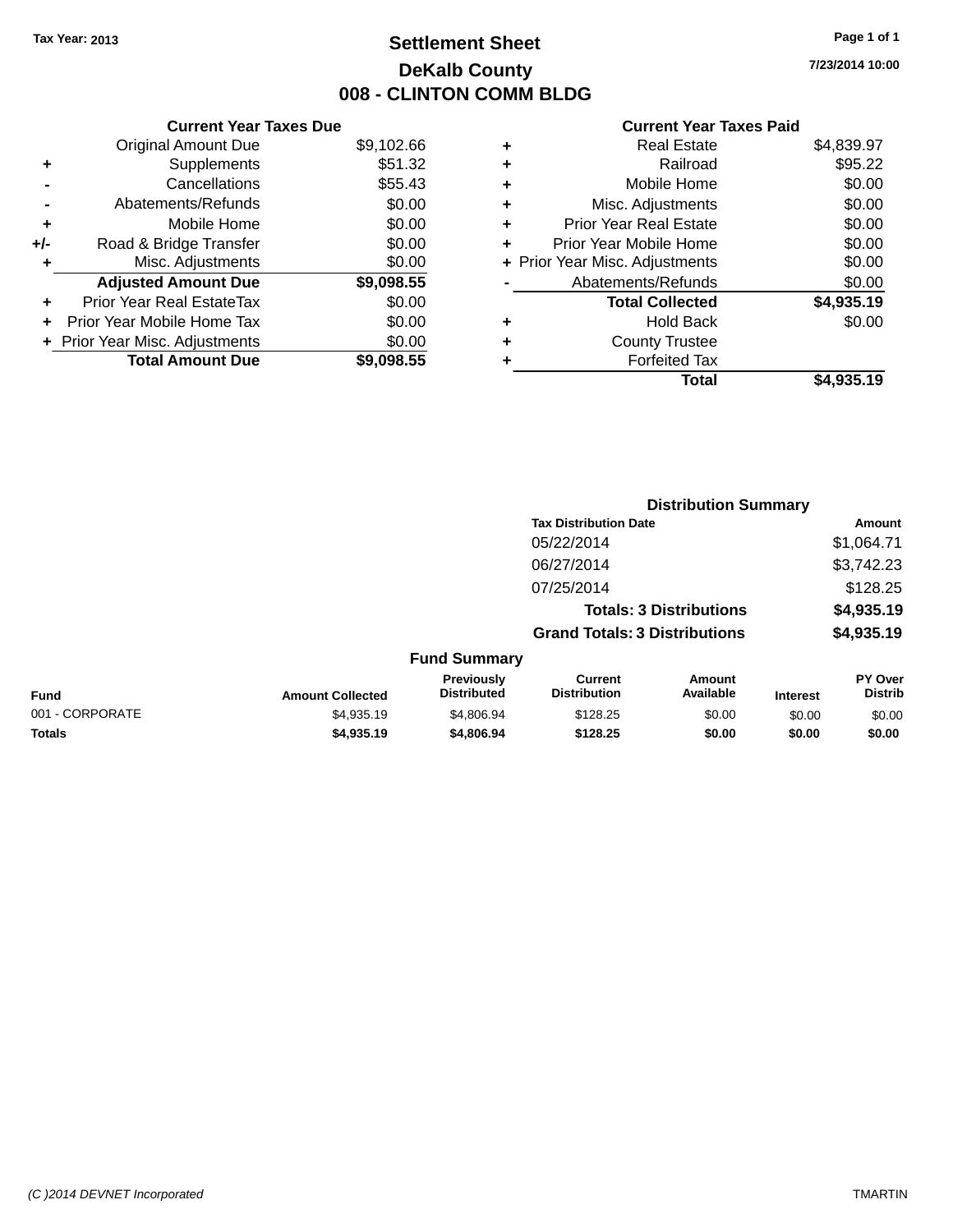Tax Year: 2013

# Settlement Sheet
## DeKalb County
## 008 - CLINTON COMM BLDG

7/23/2014 10:00

| | Current Year Taxes Due | |
|---|---|---|
| | Original Amount Due | $9,102.66 |
| + | Supplements | $51.32 |
| - | Cancellations | $55.43 |
| - | Abatements/Refunds | $0.00 |
| + | Mobile Home | $0.00 |
| +/- | Road & Bridge Transfer | $0.00 |
| + | Misc. Adjustments | $0.00 |
| | **Adjusted Amount Due** | **$9,098.55** |
| + | Prior Year Real EstateTax | $0.00 |
| + | Prior Year Mobile Home Tax | $0.00 |
| + | Prior Year Misc. Adjustments | $0.00 |
| | **Total Amount Due** | **$9,098.55** |

| | Current Year Taxes Paid | |
|---|---|---|
| + | Real Estate | $4,839.97 |
| + | Railroad | $95.22 |
| + | Mobile Home | $0.00 |
| + | Misc. Adjustments | $0.00 |
| + | Prior Year Real Estate | $0.00 |
| + | Prior Year Mobile Home | $0.00 |
| + | Prior Year Misc. Adjustments | $0.00 |
| - | Abatements/Refunds | $0.00 |
| | **Total Collected** | **$4,935.19** |
| + | Hold Back | $0.00 |
| + | County Trustee | |
| + | Forfeited Tax | |
| | **Total** | **$4,935.19** |

### Distribution Summary

| Tax Distribution Date | Amount |
|---|---|
| 05/22/2014 | $1,064.71 |
| 06/27/2014 | $3,742.23 |
| 07/25/2014 | $128.25 |
| **Totals: 3 Distributions** | **$4,935.19** |
| **Grand Totals: 3 Distributions** | **$4,935.19** |

### Fund Summary

| Fund | Amount Collected | Previously Distributed | Current Distribution | Amount Available | Interest | PY Over Distrib |
|---|---|---|---|---|---|---|
| 001 - CORPORATE | $4,935.19 | $4,806.94 | $128.25 | $0.00 | $0.00 | $0.00 |
| **Totals** | **$4,935.19** | **$4,806.94** | **$128.25** | **$0.00** | **$0.00** | **$0.00** |

(C )2014 DEVNET Incorporated TMARTIN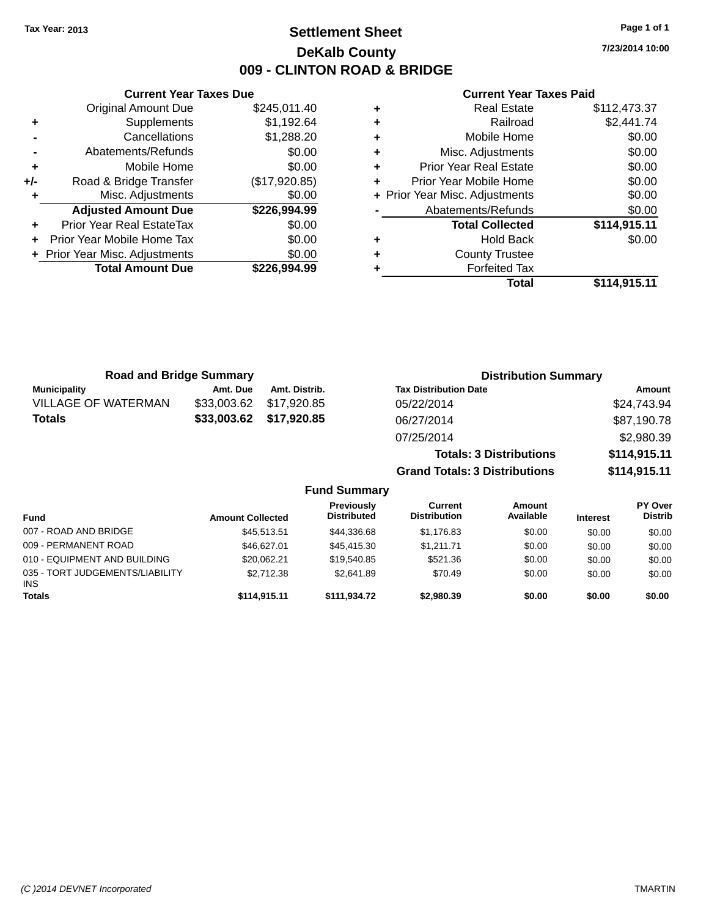Tax Year: 2013

# Settlement Sheet

## DeKalb County

## 009 - CLINTON ROAD & BRIDGE

7/23/2014 10:00

### Current Year Taxes Due

| | | |
|---|---|---|
| | Original Amount Due | $245,011.40 |
| + | Supplements | $1,192.64 |
| - | Cancellations | $1,288.20 |
| - | Abatements/Refunds | $0.00 |
| + | Mobile Home | $0.00 |
| +/- | Road & Bridge Transfer | ($17,920.85) |
| + | Misc. Adjustments | $0.00 |
| | **Adjusted Amount Due** | **$226,994.99** |
| + | Prior Year Real EstateTax | $0.00 |
| + | Prior Year Mobile Home Tax | $0.00 |
| + | Prior Year Misc. Adjustments | $0.00 |
| | **Total Amount Due** | **$226,994.99** |

### Current Year Taxes Paid

| | | |
|---|---|---|
| + | Real Estate | $112,473.37 |
| + | Railroad | $2,441.74 |
| + | Mobile Home | $0.00 |
| + | Misc. Adjustments | $0.00 |
| + | Prior Year Real Estate | $0.00 |
| + | Prior Year Mobile Home | $0.00 |
| + | Prior Year Misc. Adjustments | $0.00 |
| - | Abatements/Refunds | $0.00 |
| | **Total Collected** | **$114,915.11** |
| + | Hold Back | $0.00 |
| + | County Trustee | |
| + | Forfeited Tax | |
| | **Total** | **$114,915.11** |

### Road and Bridge Summary

| Municipality | Amt. Due | Amt. Distrib. |
|---|---|---|
| VILLAGE OF WATERMAN | $33,003.62 | $17,920.85 |
| **Totals** | **$33,003.62** | **$17,920.85** |

### Distribution Summary

| Tax Distribution Date | Amount |
|---|---|
| 05/22/2014 | $24,743.94 |
| 06/27/2014 | $87,190.78 |
| 07/25/2014 | $2,980.39 |
| **Totals: 3 Distributions** | **$114,915.11** |
| **Grand Totals: 3 Distributions** | **$114,915.11** |

### Fund Summary

| Fund | Amount Collected | Previously Distributed | Current Distribution | Amount Available | Interest | PY Over Distrib |
|---|---|---|---|---|---|---|
| 007 - ROAD AND BRIDGE | $45,513.51 | $44,336.68 | $1,176.83 | $0.00 | $0.00 | $0.00 |
| 009 - PERMANENT ROAD | $46,627.01 | $45,415.30 | $1,211.71 | $0.00 | $0.00 | $0.00 |
| 010 - EQUIPMENT AND BUILDING | $20,062.21 | $19,540.85 | $521.36 | $0.00 | $0.00 | $0.00 |
| 035 - TORT JUDGEMENTS/LIABILITY INS | $2,712.38 | $2,641.89 | $70.49 | $0.00 | $0.00 | $0.00 |
| **Totals** | **$114,915.11** | **$111,934.72** | **$2,980.39** | **$0.00** | **$0.00** | **$0.00** |

(C )2014 DEVNET Incorporated TMARTIN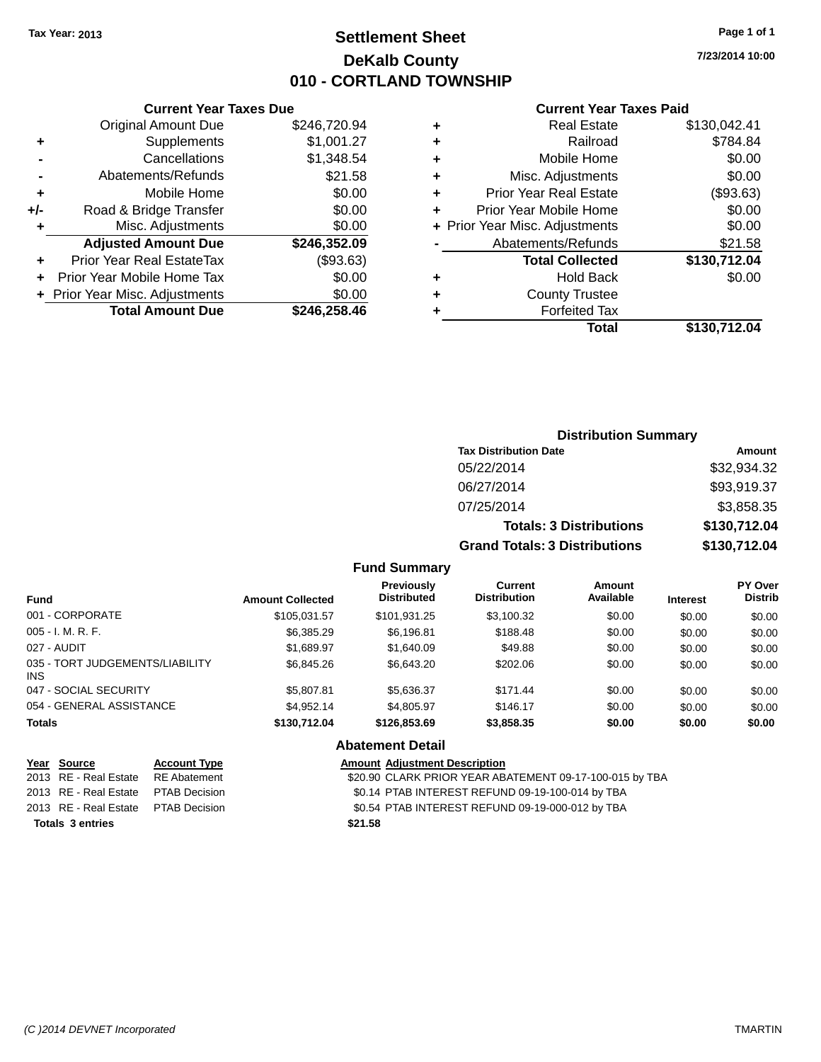Tax Year: 2013

# Settlement Sheet
## DeKalb County
## 010 - CORTLAND TOWNSHIP

7/23/2014 10:00

### Current Year Taxes Due

| | | |
|---|---|---|
| | Original Amount Due | $246,720.94 |
| + | Supplements | $1,001.27 |
| - | Cancellations | $1,348.54 |
| - | Abatements/Refunds | $21.58 |
| + | Mobile Home | $0.00 |
| +/- | Road & Bridge Transfer | $0.00 |
| + | Misc. Adjustments | $0.00 |
| | **Adjusted Amount Due** | **$246,352.09** |
| + | Prior Year Real EstateTax | ($93.63) |
| + | Prior Year Mobile Home Tax | $0.00 |
| + | Prior Year Misc. Adjustments | $0.00 |
| | **Total Amount Due** | **$246,258.46** |

### Current Year Taxes Paid

| | | |
|---|---|---|
| + | Real Estate | $130,042.41 |
| + | Railroad | $784.84 |
| + | Mobile Home | $0.00 |
| + | Misc. Adjustments | $0.00 |
| + | Prior Year Real Estate | ($93.63) |
| + | Prior Year Mobile Home | $0.00 |
| + | Prior Year Misc. Adjustments | $0.00 |
| - | Abatements/Refunds | $21.58 |
| | **Total Collected** | **$130,712.04** |
| + | Hold Back | $0.00 |
| + | County Trustee | |
| + | Forfeited Tax | |
| | **Total** | **$130,712.04** |

### Distribution Summary

| Tax Distribution Date | Amount |
|---|---|
| 05/22/2014 | $32,934.32 |
| 06/27/2014 | $93,919.37 |
| 07/25/2014 | $3,858.35 |
| **Totals: 3 Distributions** | **$130,712.04** |
| **Grand Totals: 3 Distributions** | **$130,712.04** |

### Fund Summary

| Fund | Amount Collected | Previously Distributed | Current Distribution | Amount Available | Interest | PY Over Distrib |
|---|---|---|---|---|---|---|
| 001 - CORPORATE | $105,031.57 | $101,931.25 | $3,100.32 | $0.00 | $0.00 | $0.00 |
| 005 - I. M. R. F. | $6,385.29 | $6,196.81 | $188.48 | $0.00 | $0.00 | $0.00 |
| 027 - AUDIT | $1,689.97 | $1,640.09 | $49.88 | $0.00 | $0.00 | $0.00 |
| 035 - TORT JUDGEMENTS/LIABILITY INS | $6,845.26 | $6,643.20 | $202.06 | $0.00 | $0.00 | $0.00 |
| 047 - SOCIAL SECURITY | $5,807.81 | $5,636.37 | $171.44 | $0.00 | $0.00 | $0.00 |
| 054 - GENERAL ASSISTANCE | $4,952.14 | $4,805.97 | $146.17 | $0.00 | $0.00 | $0.00 |
| **Totals** | **$130,712.04** | **$126,853.69** | **$3,858.35** | **$0.00** | **$0.00** | **$0.00** |

### Abatement Detail

| Year | Source | Account Type | Amount | Adjustment Description |
|---|---|---|---|---|
| 2013 | RE - Real Estate | RE Abatement | $20.90 | CLARK PRIOR YEAR ABATEMENT 09-17-100-015 by TBA |
| 2013 | RE - Real Estate | PTAB Decision | $0.14 | PTAB INTEREST REFUND 09-19-100-014 by TBA |
| 2013 | RE - Real Estate | PTAB Decision | $0.54 | PTAB INTEREST REFUND 09-19-000-012 by TBA |
| **Totals 3 entries** | | | **$21.58** | |

(C )2014 DEVNET Incorporated TMARTIN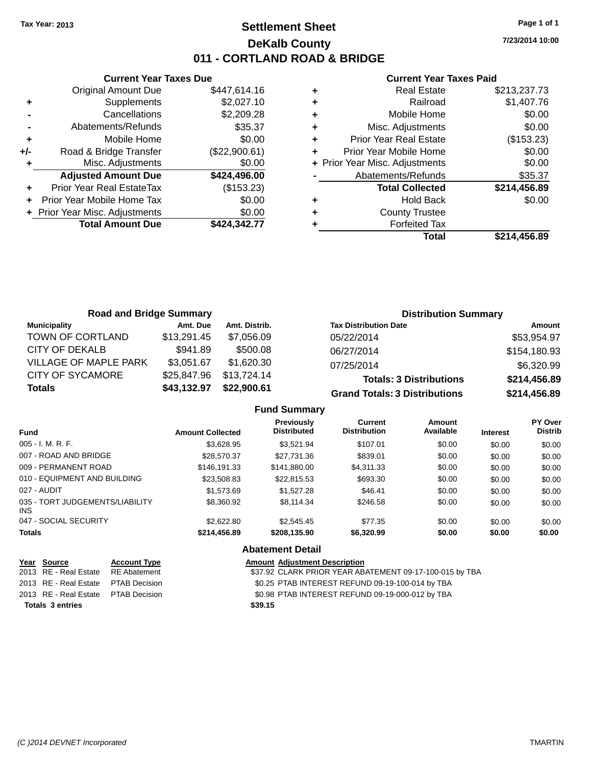Tax Year: 2013

# Settlement Sheet

## DeKalb County

## 011 - CORTLAND ROAD & BRIDGE

7/23/2014 10:00

### Current Year Taxes Due

| | | |
|---|---|---|
| | Original Amount Due | $447,614.16 |
| + | Supplements | $2,027.10 |
| - | Cancellations | $2,209.28 |
| - | Abatements/Refunds | $35.37 |
| + | Mobile Home | $0.00 |
| +/- | Road & Bridge Transfer | ($22,900.61) |
| + | Misc. Adjustments | $0.00 |
| | **Adjusted Amount Due** | **$424,496.00** |
| + | Prior Year Real EstateTax | ($153.23) |
| + | Prior Year Mobile Home Tax | $0.00 |
| + | Prior Year Misc. Adjustments | $0.00 |
| | **Total Amount Due** | **$424,342.77** |

### Current Year Taxes Paid

| | | |
|---|---|---|
| + | Real Estate | $213,237.73 |
| + | Railroad | $1,407.76 |
| + | Mobile Home | $0.00 |
| + | Misc. Adjustments | $0.00 |
| + | Prior Year Real Estate | ($153.23) |
| + | Prior Year Mobile Home | $0.00 |
| + | Prior Year Misc. Adjustments | $0.00 |
| - | Abatements/Refunds | $35.37 |
| | **Total Collected** | **$214,456.89** |
| + | Hold Back | $0.00 |
| + | County Trustee | |
| + | Forfeited Tax | |
| | **Total** | **$214,456.89** |

### Road and Bridge Summary

| Municipality | Amt. Due | Amt. Distrib. |
|---|---|---|
| TOWN OF CORTLAND | $13,291.45 | $7,056.09 |
| CITY OF DEKALB | $941.89 | $500.08 |
| VILLAGE OF MAPLE PARK | $3,051.67 | $1,620.30 |
| CITY OF SYCAMORE | $25,847.96 | $13,724.14 |
| **Totals** | **$43,132.97** | **$22,900.61** |

### Distribution Summary

| Tax Distribution Date | Amount |
|---|---|
| 05/22/2014 | $53,954.97 |
| 06/27/2014 | $154,180.93 |
| 07/25/2014 | $6,320.99 |
| **Totals: 3 Distributions** | **$214,456.89** |
| **Grand Totals: 3 Distributions** | **$214,456.89** |

### Fund Summary

| Fund | Amount Collected | Previously Distributed | Current Distribution | Amount Available | Interest | PY Over Distrib |
|---|---|---|---|---|---|---|
| 005 - I. M. R. F. | $3,628.95 | $3,521.94 | $107.01 | $0.00 | $0.00 | $0.00 |
| 007 - ROAD AND BRIDGE | $28,570.37 | $27,731.36 | $839.01 | $0.00 | $0.00 | $0.00 |
| 009 - PERMANENT ROAD | $146,191.33 | $141,880.00 | $4,311.33 | $0.00 | $0.00 | $0.00 |
| 010 - EQUIPMENT AND BUILDING | $23,508.83 | $22,815.53 | $693.30 | $0.00 | $0.00 | $0.00 |
| 027 - AUDIT | $1,573.69 | $1,527.28 | $46.41 | $0.00 | $0.00 | $0.00 |
| 035 - TORT JUDGEMENTS/LIABILITY INS | $8,360.92 | $8,114.34 | $246.58 | $0.00 | $0.00 | $0.00 |
| 047 - SOCIAL SECURITY | $2,622.80 | $2,545.45 | $77.35 | $0.00 | $0.00 | $0.00 |
| **Totals** | **$214,456.89** | **$208,135.90** | **$6,320.99** | **$0.00** | **$0.00** | **$0.00** |

### Abatement Detail

| Year | Source | Account Type | Amount | Adjustment Description |
|---|---|---|---|---|
| 2013 | RE - Real Estate | RE Abatement | $37.92 | CLARK PRIOR YEAR ABATEMENT 09-17-100-015 by TBA |
| 2013 | RE - Real Estate | PTAB Decision | $0.25 | PTAB INTEREST REFUND 09-19-100-014 by TBA |
| 2013 | RE - Real Estate | PTAB Decision | $0.98 | PTAB INTEREST REFUND 09-19-000-012 by TBA |
| **Totals 3 entries** | | | **$39.15** | |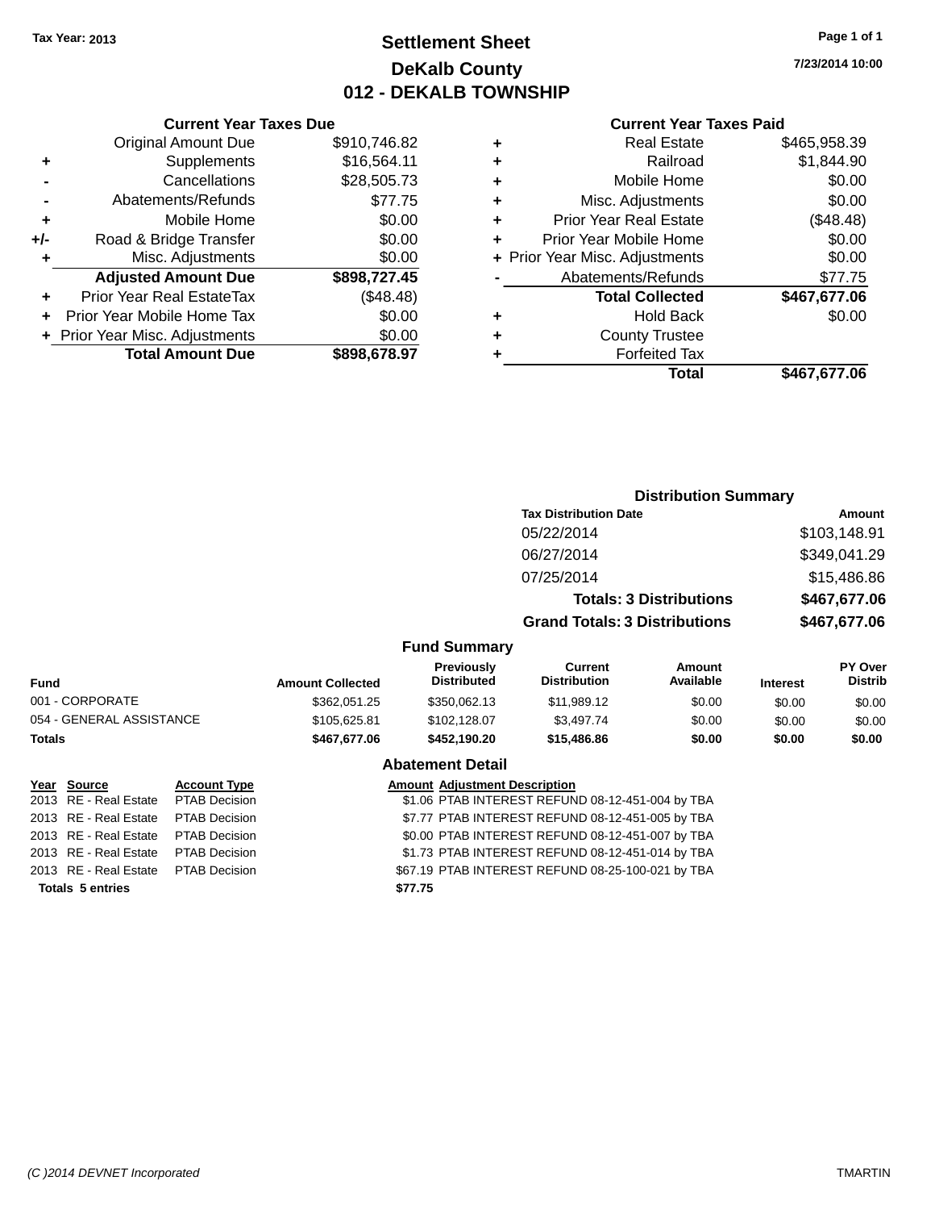Tax Year: 2013

# Settlement Sheet
## DeKalb County
## 012 - DEKALB TOWNSHIP

7/23/2014 10:00

### Current Year Taxes Due

| | | |
|---|---|---|
| | Original Amount Due | $910,746.82 |
| + | Supplements | $16,564.11 |
| - | Cancellations | $28,505.73 |
| - | Abatements/Refunds | $77.75 |
| + | Mobile Home | $0.00 |
| +/- | Road & Bridge Transfer | $0.00 |
| + | Misc. Adjustments | $0.00 |
| | **Adjusted Amount Due** | **$898,727.45** |
| + | Prior Year Real EstateTax | ($48.48) |
| + | Prior Year Mobile Home Tax | $0.00 |
| + | Prior Year Misc. Adjustments | $0.00 |
| | **Total Amount Due** | **$898,678.97** |

### Current Year Taxes Paid

| | | |
|---|---|---|
| + | Real Estate | $465,958.39 |
| + | Railroad | $1,844.90 |
| + | Mobile Home | $0.00 |
| + | Misc. Adjustments | $0.00 |
| + | Prior Year Real Estate | ($48.48) |
| + | Prior Year Mobile Home | $0.00 |
| + | Prior Year Misc. Adjustments | $0.00 |
| - | Abatements/Refunds | $77.75 |
| | **Total Collected** | **$467,677.06** |
| + | Hold Back | $0.00 |
| + | County Trustee | |
| + | Forfeited Tax | |
| | **Total** | **$467,677.06** |

### Distribution Summary

| Tax Distribution Date | Amount |
|---|---|
| 05/22/2014 | $103,148.91 |
| 06/27/2014 | $349,041.29 |
| 07/25/2014 | $15,486.86 |
| **Totals: 3 Distributions** | **$467,677.06** |
| **Grand Totals: 3 Distributions** | **$467,677.06** |

### Fund Summary

| Fund | Amount Collected | Previously Distributed | Current Distribution | Amount Available | Interest | PY Over Distrib |
|---|---|---|---|---|---|---|
| 001 - CORPORATE | $362,051.25 | $350,062.13 | $11,989.12 | $0.00 | $0.00 | $0.00 |
| 054 - GENERAL ASSISTANCE | $105,625.81 | $102,128.07 | $3,497.74 | $0.00 | $0.00 | $0.00 |
| **Totals** | **$467,677.06** | **$452,190.20** | **$15,486.86** | **$0.00** | **$0.00** | **$0.00** |

### Abatement Detail

| Year | Source | Account Type | Amount | Adjustment Description |
|---|---|---|---|---|
| 2013 | RE - Real Estate | PTAB Decision | $1.06 | PTAB INTEREST REFUND 08-12-451-004 by TBA |
| 2013 | RE - Real Estate | PTAB Decision | $7.77 | PTAB INTEREST REFUND 08-12-451-005 by TBA |
| 2013 | RE - Real Estate | PTAB Decision | $0.00 | PTAB INTEREST REFUND 08-12-451-007 by TBA |
| 2013 | RE - Real Estate | PTAB Decision | $1.73 | PTAB INTEREST REFUND 08-12-451-014 by TBA |
| 2013 | RE - Real Estate | PTAB Decision | $67.19 | PTAB INTEREST REFUND 08-25-100-021 by TBA |
| **Totals 5 entries** | | | **$77.75** | |

(C )2014 DEVNET Incorporated TMARTIN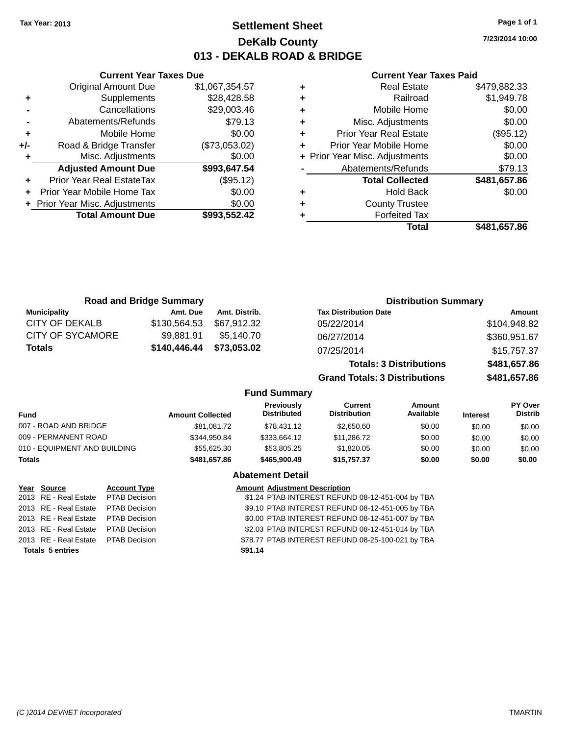**Tax Year: 2013**

# Settlement Sheet

## DeKalb County

## 013 - DEKALB ROAD & BRIDGE

7/23/2014 10:00

### Current Year Taxes Due

| | | |
|---|---|---|
| | Original Amount Due | $1,067,354.57 |
| + | Supplements | $28,428.58 |
| - | Cancellations | $29,003.46 |
| - | Abatements/Refunds | $79.13 |
| + | Mobile Home | $0.00 |
| +/- | Road & Bridge Transfer | ($73,053.02) |
| + | Misc. Adjustments | $0.00 |
| | **Adjusted Amount Due** | **$993,647.54** |
| + | Prior Year Real EstateTax | ($95.12) |
| + | Prior Year Mobile Home Tax | $0.00 |
| + | Prior Year Misc. Adjustments | $0.00 |
| | **Total Amount Due** | **$993,552.42** |

### Current Year Taxes Paid

| | | |
|---|---|---|
| + | Real Estate | $479,882.33 |
| + | Railroad | $1,949.78 |
| + | Mobile Home | $0.00 |
| + | Misc. Adjustments | $0.00 |
| + | Prior Year Real Estate | ($95.12) |
| + | Prior Year Mobile Home | $0.00 |
| + | Prior Year Misc. Adjustments | $0.00 |
| - | Abatements/Refunds | $79.13 |
| | **Total Collected** | **$481,657.86** |
| + | Hold Back | $0.00 |
| + | County Trustee | |
| + | Forfeited Tax | |
| | **Total** | **$481,657.86** |

### Road and Bridge Summary

| Municipality | Amt. Due | Amt. Distrib. |
|---|---|---|
| CITY OF DEKALB | $130,564.53 | $67,912.32 |
| CITY OF SYCAMORE | $9,881.91 | $5,140.70 |
| **Totals** | **$140,446.44** | **$73,053.02** |

### Distribution Summary

| Tax Distribution Date | Amount |
|---|---|
| 05/22/2014 | $104,948.82 |
| 06/27/2014 | $360,951.67 |
| 07/25/2014 | $15,757.37 |
| **Totals: 3 Distributions** | **$481,657.86** |
| **Grand Totals: 3 Distributions** | **$481,657.86** |

### Fund Summary

| Fund | Amount Collected | Previously Distributed | Current Distribution | Amount Available | Interest | PY Over Distrib |
|---|---|---|---|---|---|---|
| 007 - ROAD AND BRIDGE | $81,081.72 | $78,431.12 | $2,650.60 | $0.00 | $0.00 | $0.00 |
| 009 - PERMANENT ROAD | $344,950.84 | $333,664.12 | $11,286.72 | $0.00 | $0.00 | $0.00 |
| 010 - EQUIPMENT AND BUILDING | $55,625.30 | $53,805.25 | $1,820.05 | $0.00 | $0.00 | $0.00 |
| **Totals** | **$481,657.86** | **$465,900.49** | **$15,757.37** | **$0.00** | **$0.00** | **$0.00** |

### Abatement Detail

| Year | Source | Account Type | Amount | Adjustment Description |
|---|---|---|---|---|
| 2013 | RE - Real Estate | PTAB Decision | $1.24 | PTAB INTEREST REFUND 08-12-451-004 by TBA |
| 2013 | RE - Real Estate | PTAB Decision | $9.10 | PTAB INTEREST REFUND 08-12-451-005 by TBA |
| 2013 | RE - Real Estate | PTAB Decision | $0.00 | PTAB INTEREST REFUND 08-12-451-007 by TBA |
| 2013 | RE - Real Estate | PTAB Decision | $2.03 | PTAB INTEREST REFUND 08-12-451-014 by TBA |
| 2013 | RE - Real Estate | PTAB Decision | $78.77 | PTAB INTEREST REFUND 08-25-100-021 by TBA |
| **Totals 5 entries** | | | **$91.14** | |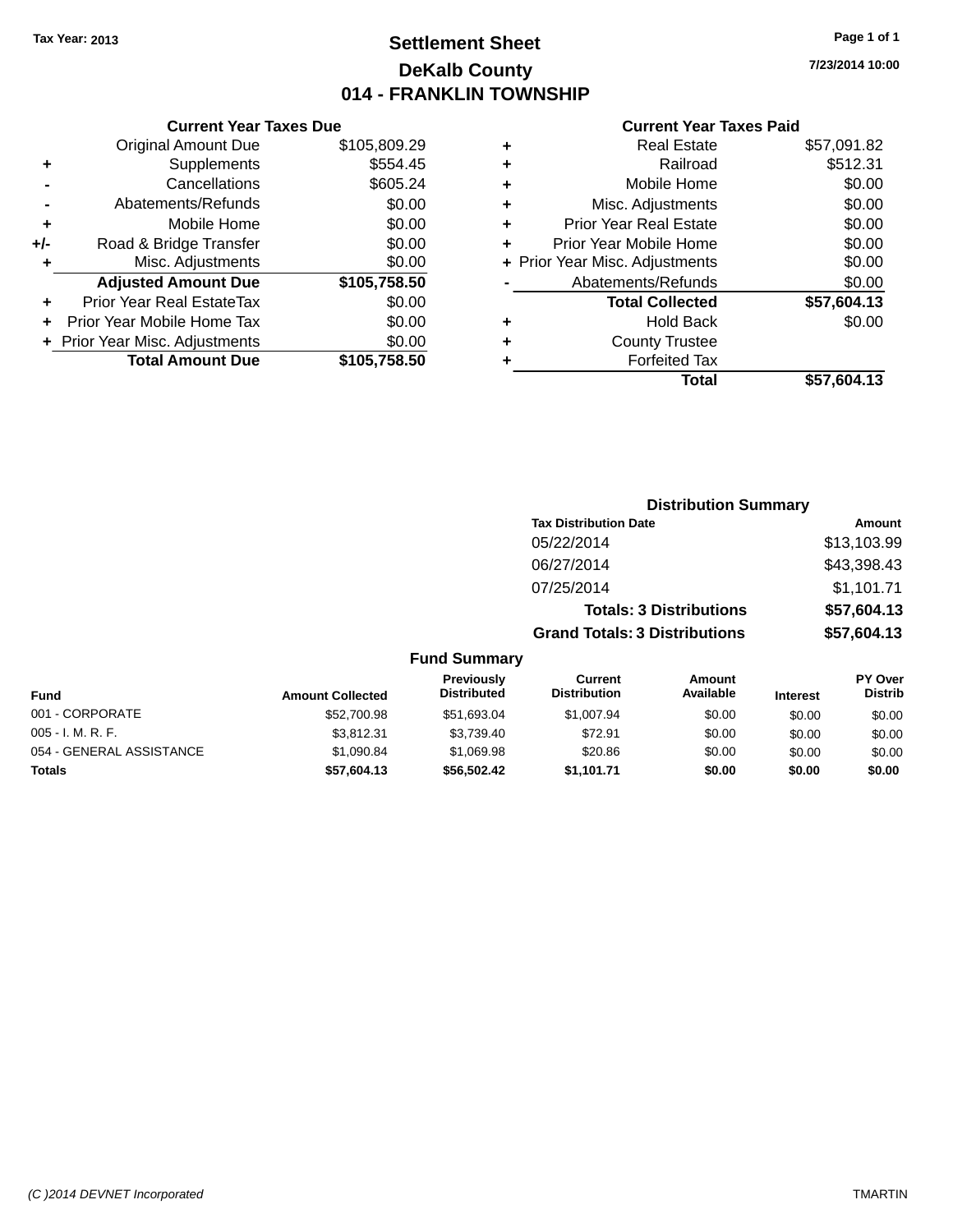Tax Year: 2013

# Settlement Sheet

## DeKalb County

## 014 - FRANKLIN TOWNSHIP

7/23/2014 10:00

### Current Year Taxes Due

| | | |
|---|---|---|
| | Original Amount Due | $105,809.29 |
| + | Supplements | $554.45 |
| - | Cancellations | $605.24 |
| - | Abatements/Refunds | $0.00 |
| + | Mobile Home | $0.00 |
| +/- | Road & Bridge Transfer | $0.00 |
| + | Misc. Adjustments | $0.00 |
| | **Adjusted Amount Due** | **$105,758.50** |
| + | Prior Year Real EstateTax | $0.00 |
| + | Prior Year Mobile Home Tax | $0.00 |
| + | Prior Year Misc. Adjustments | $0.00 |
| | **Total Amount Due** | **$105,758.50** |

### Current Year Taxes Paid

| | | |
|---|---|---|
| + | Real Estate | $57,091.82 |
| + | Railroad | $512.31 |
| + | Mobile Home | $0.00 |
| + | Misc. Adjustments | $0.00 |
| + | Prior Year Real Estate | $0.00 |
| + | Prior Year Mobile Home | $0.00 |
| + | Prior Year Misc. Adjustments | $0.00 |
| - | Abatements/Refunds | $0.00 |
| | **Total Collected** | **$57,604.13** |
| + | Hold Back | $0.00 |
| + | County Trustee | |
| + | Forfeited Tax | |
| | **Total** | **$57,604.13** |

### Distribution Summary

| Tax Distribution Date | Amount |
|---|---|
| 05/22/2014 | $13,103.99 |
| 06/27/2014 | $43,398.43 |
| 07/25/2014 | $1,101.71 |
| **Totals: 3 Distributions** | **$57,604.13** |
| **Grand Totals: 3 Distributions** | **$57,604.13** |

### Fund Summary

| Fund | Amount Collected | Previously Distributed | Current Distribution | Amount Available | Interest | PY Over Distrib |
|---|---|---|---|---|---|---|
| 001 - CORPORATE | $52,700.98 | $51,693.04 | $1,007.94 | $0.00 | $0.00 | $0.00 |
| 005 - I. M. R. F. | $3,812.31 | $3,739.40 | $72.91 | $0.00 | $0.00 | $0.00 |
| 054 - GENERAL ASSISTANCE | $1,090.84 | $1,069.98 | $20.86 | $0.00 | $0.00 | $0.00 |
| **Totals** | **$57,604.13** | **$56,502.42** | **$1,101.71** | **$0.00** | **$0.00** | **$0.00** |

(C )2014 DEVNET Incorporated — TMARTIN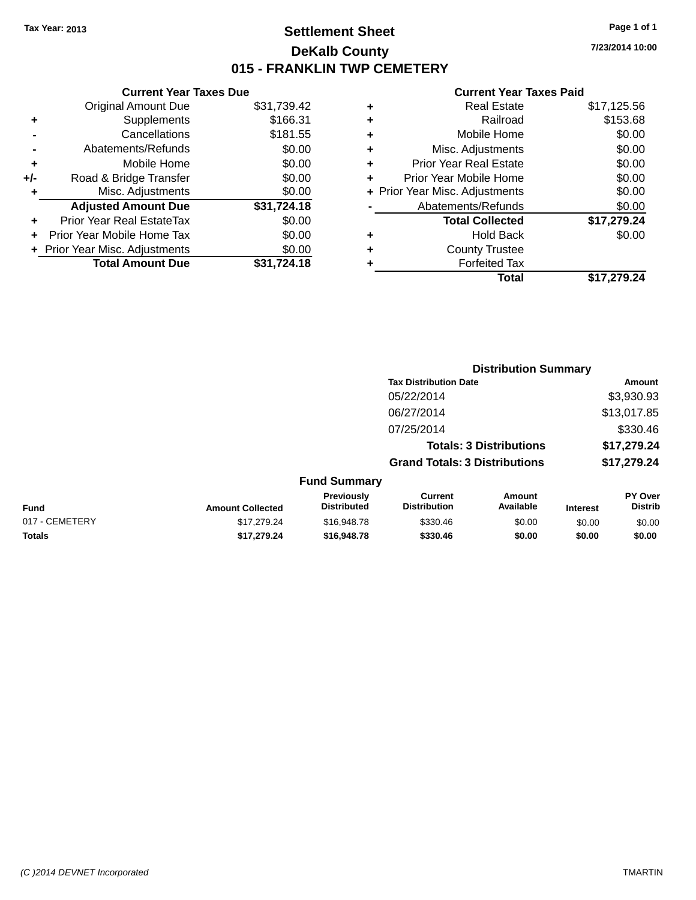Tax Year: 2013

# Settlement Sheet

## DeKalb County

## 015 - FRANKLIN TWP CEMETERY

7/23/2014 10:00

### Current Year Taxes Due

| | | |
|---|---|---|
| | Original Amount Due | $31,739.42 |
| + | Supplements | $166.31 |
| - | Cancellations | $181.55 |
| - | Abatements/Refunds | $0.00 |
| + | Mobile Home | $0.00 |
| +/- | Road & Bridge Transfer | $0.00 |
| + | Misc. Adjustments | $0.00 |
| | **Adjusted Amount Due** | **$31,724.18** |
| + | Prior Year Real EstateTax | $0.00 |
| + | Prior Year Mobile Home Tax | $0.00 |
| + | Prior Year Misc. Adjustments | $0.00 |
| | **Total Amount Due** | **$31,724.18** |

### Current Year Taxes Paid

| | | |
|---|---|---|
| + | Real Estate | $17,125.56 |
| + | Railroad | $153.68 |
| + | Mobile Home | $0.00 |
| + | Misc. Adjustments | $0.00 |
| + | Prior Year Real Estate | $0.00 |
| + | Prior Year Mobile Home | $0.00 |
| + | Prior Year Misc. Adjustments | $0.00 |
| - | Abatements/Refunds | $0.00 |
| | **Total Collected** | **$17,279.24** |
| + | Hold Back | $0.00 |
| + | County Trustee | |
| + | Forfeited Tax | |
| | **Total** | **$17,279.24** |

### Distribution Summary

| Tax Distribution Date | Amount |
|---|---|
| 05/22/2014 | $3,930.93 |
| 06/27/2014 | $13,017.85 |
| 07/25/2014 | $330.46 |
| **Totals: 3 Distributions** | **$17,279.24** |
| **Grand Totals: 3 Distributions** | **$17,279.24** |

### Fund Summary

| Fund | Amount Collected | Previously Distributed | Current Distribution | Amount Available | Interest | PY Over Distrib |
|---|---|---|---|---|---|---|
| 017 - CEMETERY | $17,279.24 | $16,948.78 | $330.46 | $0.00 | $0.00 | $0.00 |
| **Totals** | **$17,279.24** | **$16,948.78** | **$330.46** | **$0.00** | **$0.00** | **$0.00** |

(C )2014 DEVNET Incorporated

TMARTIN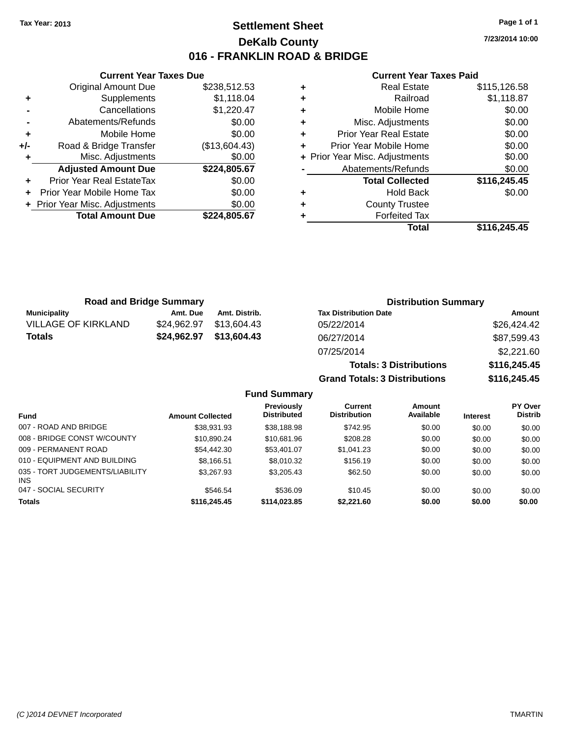Tax Year: 2013

# Settlement Sheet

## DeKalb County

## 016 - FRANKLIN ROAD & BRIDGE

7/23/2014 10:00

### Current Year Taxes Due

| | | |
|---|---|---|
| | Original Amount Due | $238,512.53 |
| + | Supplements | $1,118.04 |
| - | Cancellations | $1,220.47 |
| - | Abatements/Refunds | $0.00 |
| + | Mobile Home | $0.00 |
| +/- | Road & Bridge Transfer | ($13,604.43) |
| + | Misc. Adjustments | $0.00 |
| | **Adjusted Amount Due** | **$224,805.67** |
| + | Prior Year Real EstateTax | $0.00 |
| + | Prior Year Mobile Home Tax | $0.00 |
| + | Prior Year Misc. Adjustments | $0.00 |
| | **Total Amount Due** | **$224,805.67** |

### Current Year Taxes Paid

| | | |
|---|---|---|
| + | Real Estate | $115,126.58 |
| + | Railroad | $1,118.87 |
| + | Mobile Home | $0.00 |
| + | Misc. Adjustments | $0.00 |
| + | Prior Year Real Estate | $0.00 |
| + | Prior Year Mobile Home | $0.00 |
| + | Prior Year Misc. Adjustments | $0.00 |
| - | Abatements/Refunds | $0.00 |
| | **Total Collected** | **$116,245.45** |
| + | Hold Back | $0.00 |
| + | County Trustee | |
| + | Forfeited Tax | |
| | **Total** | **$116,245.45** |

### Road and Bridge Summary

| Municipality | Amt. Due | Amt. Distrib. |
|---|---|---|
| VILLAGE OF KIRKLAND | $24,962.97 | $13,604.43 |
| **Totals** | **$24,962.97** | **$13,604.43** |

### Distribution Summary

| Tax Distribution Date | Amount |
|---|---|
| 05/22/2014 | $26,424.42 |
| 06/27/2014 | $87,599.43 |
| 07/25/2014 | $2,221.60 |
| **Totals: 3 Distributions** | **$116,245.45** |
| **Grand Totals: 3 Distributions** | **$116,245.45** |

### Fund Summary

| Fund | Amount Collected | Previously Distributed | Current Distribution | Amount Available | Interest | PY Over Distrib |
|---|---|---|---|---|---|---|
| 007 - ROAD AND BRIDGE | $38,931.93 | $38,188.98 | $742.95 | $0.00 | $0.00 | $0.00 |
| 008 - BRIDGE CONST W/COUNTY | $10,890.24 | $10,681.96 | $208.28 | $0.00 | $0.00 | $0.00 |
| 009 - PERMANENT ROAD | $54,442.30 | $53,401.07 | $1,041.23 | $0.00 | $0.00 | $0.00 |
| 010 - EQUIPMENT AND BUILDING | $8,166.51 | $8,010.32 | $156.19 | $0.00 | $0.00 | $0.00 |
| 035 - TORT JUDGEMENTS/LIABILITY INS | $3,267.93 | $3,205.43 | $62.50 | $0.00 | $0.00 | $0.00 |
| 047 - SOCIAL SECURITY | $546.54 | $536.09 | $10.45 | $0.00 | $0.00 | $0.00 |
| **Totals** | **$116,245.45** | **$114,023.85** | **$2,221.60** | **$0.00** | **$0.00** | **$0.00** |

(C )2014 DEVNET Incorporated — TMARTIN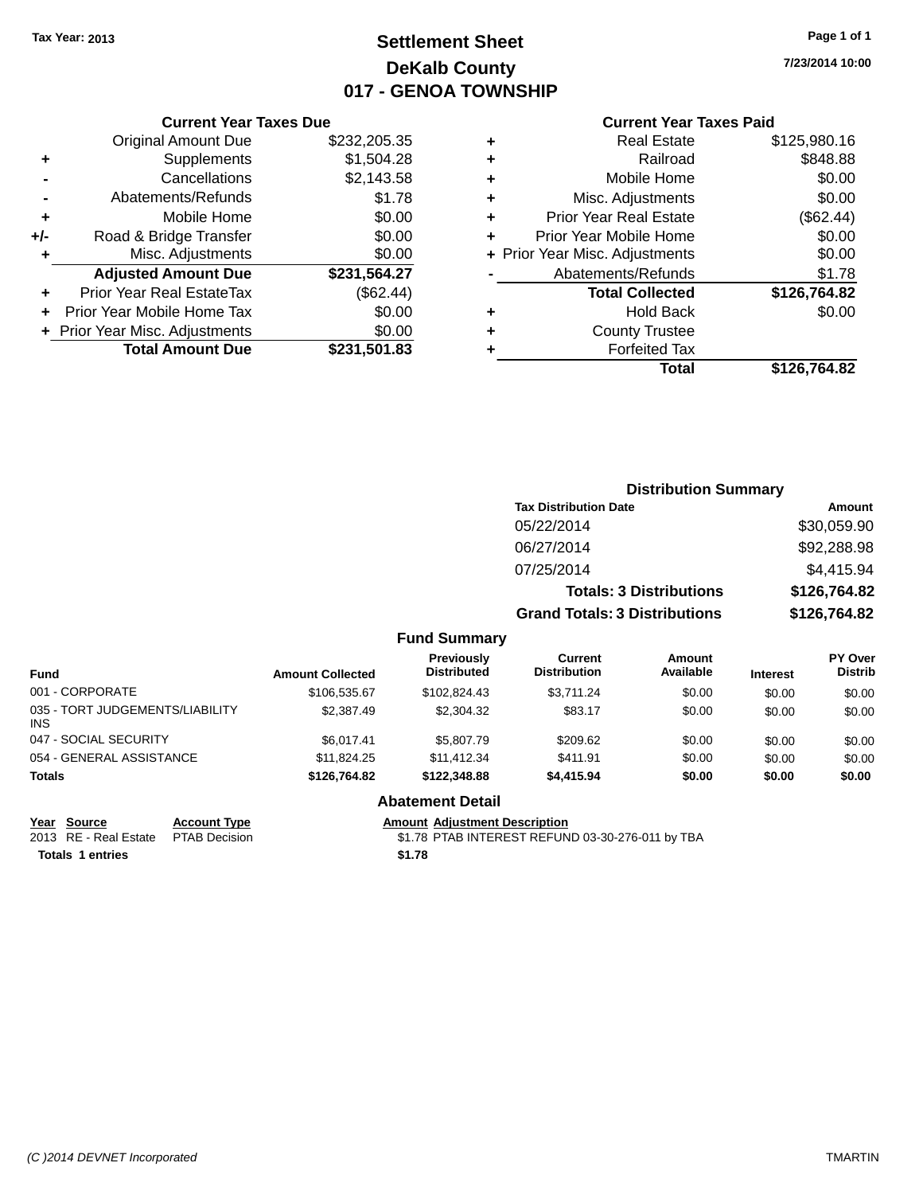Tax Year: 2013

# Settlement Sheet
## DeKalb County
## 017 - GENOA TOWNSHIP

7/23/2014 10:00

### Current Year Taxes Due

| | | |
|---|---|---|
| | Original Amount Due | $232,205.35 |
| + | Supplements | $1,504.28 |
| - | Cancellations | $2,143.58 |
| - | Abatements/Refunds | $1.78 |
| + | Mobile Home | $0.00 |
| +/- | Road & Bridge Transfer | $0.00 |
| + | Misc. Adjustments | $0.00 |
| | **Adjusted Amount Due** | **$231,564.27** |
| + | Prior Year Real EstateTax | ($62.44) |
| + | Prior Year Mobile Home Tax | $0.00 |
| + | Prior Year Misc. Adjustments | $0.00 |
| | **Total Amount Due** | **$231,501.83** |

### Current Year Taxes Paid

| | | |
|---|---|---|
| + | Real Estate | $125,980.16 |
| + | Railroad | $848.88 |
| + | Mobile Home | $0.00 |
| + | Misc. Adjustments | $0.00 |
| + | Prior Year Real Estate | ($62.44) |
| + | Prior Year Mobile Home | $0.00 |
| + | Prior Year Misc. Adjustments | $0.00 |
| - | Abatements/Refunds | $1.78 |
| | **Total Collected** | **$126,764.82** |
| + | Hold Back | $0.00 |
| + | County Trustee | |
| + | Forfeited Tax | |
| | **Total** | **$126,764.82** |

### Distribution Summary

| Tax Distribution Date | Amount |
|---|---|
| 05/22/2014 | $30,059.90 |
| 06/27/2014 | $92,288.98 |
| 07/25/2014 | $4,415.94 |
| **Totals: 3 Distributions** | **$126,764.82** |
| **Grand Totals: 3 Distributions** | **$126,764.82** |

### Fund Summary

| Fund | Amount Collected | Previously Distributed | Current Distribution | Amount Available | Interest | PY Over Distrib |
|---|---|---|---|---|---|---|
| 001 - CORPORATE | $106,535.67 | $102,824.43 | $3,711.24 | $0.00 | $0.00 | $0.00 |
| 035 - TORT JUDGEMENTS/LIABILITY INS | $2,387.49 | $2,304.32 | $83.17 | $0.00 | $0.00 | $0.00 |
| 047 - SOCIAL SECURITY | $6,017.41 | $5,807.79 | $209.62 | $0.00 | $0.00 | $0.00 |
| 054 - GENERAL ASSISTANCE | $11,824.25 | $11,412.34 | $411.91 | $0.00 | $0.00 | $0.00 |
| **Totals** | **$126,764.82** | **$122,348.88** | **$4,415.94** | **$0.00** | **$0.00** | **$0.00** |

### Abatement Detail

| Year | Source | Account Type | Amount | Adjustment Description |
|---|---|---|---|---|
| 2013 | RE - Real Estate | PTAB Decision | $1.78 | PTAB INTEREST REFUND 03-30-276-011 by TBA |
| **Totals 1 entries** | | | **$1.78** | |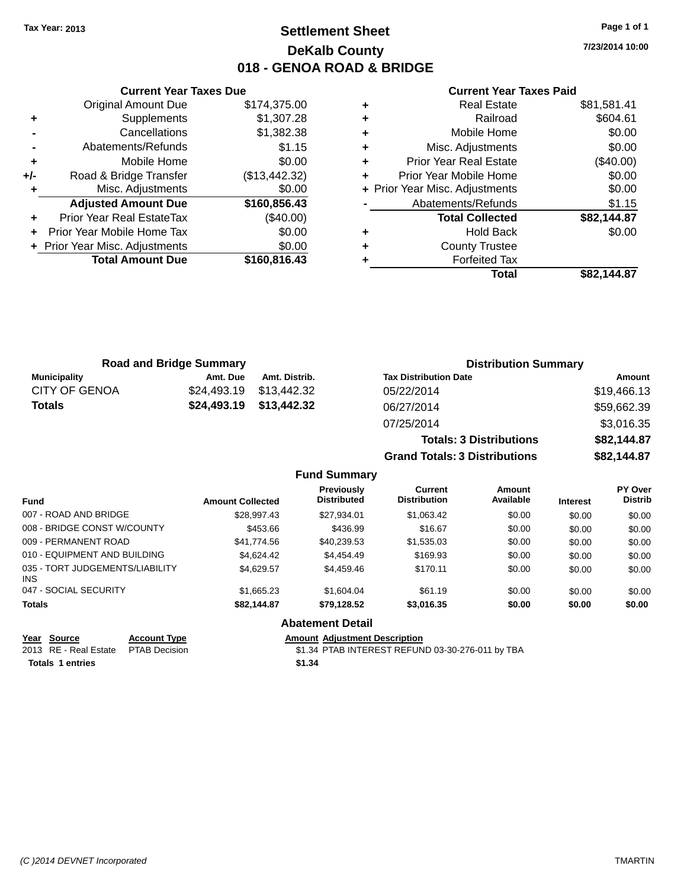Tax Year: 2013

# Settlement Sheet

## DeKalb County

## 018 - GENOA ROAD & BRIDGE

7/23/2014 10:00

### Current Year Taxes Due

| | | |
|---|---|---|
| | Original Amount Due | $174,375.00 |
| + | Supplements | $1,307.28 |
| - | Cancellations | $1,382.38 |
| - | Abatements/Refunds | $1.15 |
| + | Mobile Home | $0.00 |
| +/- | Road & Bridge Transfer | ($13,442.32) |
| + | Misc. Adjustments | $0.00 |
| | **Adjusted Amount Due** | **$160,856.43** |
| + | Prior Year Real EstateTax | ($40.00) |
| + | Prior Year Mobile Home Tax | $0.00 |
| + | Prior Year Misc. Adjustments | $0.00 |
| | **Total Amount Due** | **$160,816.43** |

### Current Year Taxes Paid

| | | |
|---|---|---|
| + | Real Estate | $81,581.41 |
| + | Railroad | $604.61 |
| + | Mobile Home | $0.00 |
| + | Misc. Adjustments | $0.00 |
| + | Prior Year Real Estate | ($40.00) |
| + | Prior Year Mobile Home | $0.00 |
| + | Prior Year Misc. Adjustments | $0.00 |
| - | Abatements/Refunds | $1.15 |
| | **Total Collected** | **$82,144.87** |
| + | Hold Back | $0.00 |
| + | County Trustee | |
| + | Forfeited Tax | |
| | **Total** | **$82,144.87** |

### Road and Bridge Summary

| Municipality | Amt. Due | Amt. Distrib. |
|---|---|---|
| CITY OF GENOA | $24,493.19 | $13,442.32 |
| **Totals** | **$24,493.19** | **$13,442.32** |

### Distribution Summary

| Tax Distribution Date | Amount |
|---|---|
| 05/22/2014 | $19,466.13 |
| 06/27/2014 | $59,662.39 |
| 07/25/2014 | $3,016.35 |
| **Totals: 3 Distributions** | **$82,144.87** |
| **Grand Totals: 3 Distributions** | **$82,144.87** |

### Fund Summary

| Fund | Amount Collected | Previously Distributed | Current Distribution | Amount Available | Interest | PY Over Distrib |
|---|---|---|---|---|---|---|
| 007 - ROAD AND BRIDGE | $28,997.43 | $27,934.01 | $1,063.42 | $0.00 | $0.00 | $0.00 |
| 008 - BRIDGE CONST W/COUNTY | $453.66 | $436.99 | $16.67 | $0.00 | $0.00 | $0.00 |
| 009 - PERMANENT ROAD | $41,774.56 | $40,239.53 | $1,535.03 | $0.00 | $0.00 | $0.00 |
| 010 - EQUIPMENT AND BUILDING | $4,624.42 | $4,454.49 | $169.93 | $0.00 | $0.00 | $0.00 |
| 035 - TORT JUDGEMENTS/LIABILITY INS | $4,629.57 | $4,459.46 | $170.11 | $0.00 | $0.00 | $0.00 |
| 047 - SOCIAL SECURITY | $1,665.23 | $1,604.04 | $61.19 | $0.00 | $0.00 | $0.00 |
| **Totals** | **$82,144.87** | **$79,128.52** | **$3,016.35** | **$0.00** | **$0.00** | **$0.00** |

### Abatement Detail

| Year | Source | Account Type | Amount | Adjustment Description |
|---|---|---|---|---|
| 2013 | RE - Real Estate | PTAB Decision | $1.34 | PTAB INTEREST REFUND 03-30-276-011 by TBA |
| **Totals** | **1 entries** | | **$1.34** | |

(C )2014 DEVNET Incorporated TMARTIN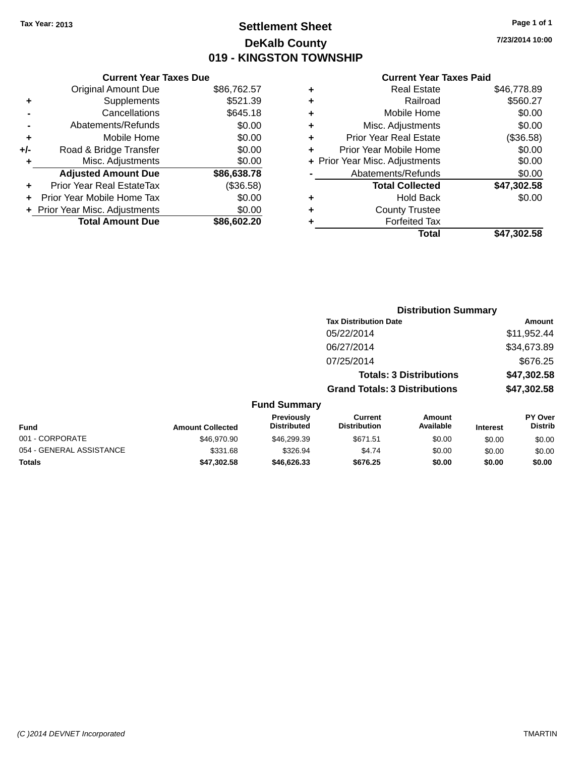Tax Year: 2013

# Settlement Sheet

## DeKalb County

## 019 - KINGSTON TOWNSHIP

7/23/2014 10:00

### Current Year Taxes Due

| | | |
|---|---|---|
| | Original Amount Due | $86,762.57 |
| + | Supplements | $521.39 |
| - | Cancellations | $645.18 |
| - | Abatements/Refunds | $0.00 |
| + | Mobile Home | $0.00 |
| +/- | Road & Bridge Transfer | $0.00 |
| + | Misc. Adjustments | $0.00 |
| | **Adjusted Amount Due** | **$86,638.78** |
| + | Prior Year Real EstateTax | ($36.58) |
| + | Prior Year Mobile Home Tax | $0.00 |
| + | Prior Year Misc. Adjustments | $0.00 |
| | **Total Amount Due** | **$86,602.20** |

### Current Year Taxes Paid

| | | |
|---|---|---|
| + | Real Estate | $46,778.89 |
| + | Railroad | $560.27 |
| + | Mobile Home | $0.00 |
| + | Misc. Adjustments | $0.00 |
| + | Prior Year Real Estate | ($36.58) |
| + | Prior Year Mobile Home | $0.00 |
| + | Prior Year Misc. Adjustments | $0.00 |
| - | Abatements/Refunds | $0.00 |
| | **Total Collected** | **$47,302.58** |
| + | Hold Back | $0.00 |
| + | County Trustee | |
| + | Forfeited Tax | |
| | **Total** | **$47,302.58** |

### Distribution Summary

| Tax Distribution Date | Amount |
|---|---|
| 05/22/2014 | $11,952.44 |
| 06/27/2014 | $34,673.89 |
| 07/25/2014 | $676.25 |
| **Totals: 3 Distributions** | **$47,302.58** |
| **Grand Totals: 3 Distributions** | **$47,302.58** |

### Fund Summary

| Fund | Amount Collected | Previously Distributed | Current Distribution | Amount Available | Interest | PY Over Distrib |
|---|---|---|---|---|---|---|
| 001 - CORPORATE | $46,970.90 | $46,299.39 | $671.51 | $0.00 | $0.00 | $0.00 |
| 054 - GENERAL ASSISTANCE | $331.68 | $326.94 | $4.74 | $0.00 | $0.00 | $0.00 |
| **Totals** | **$47,302.58** | **$46,626.33** | **$676.25** | **$0.00** | **$0.00** | **$0.00** |

(C )2014 DEVNET Incorporated TMARTIN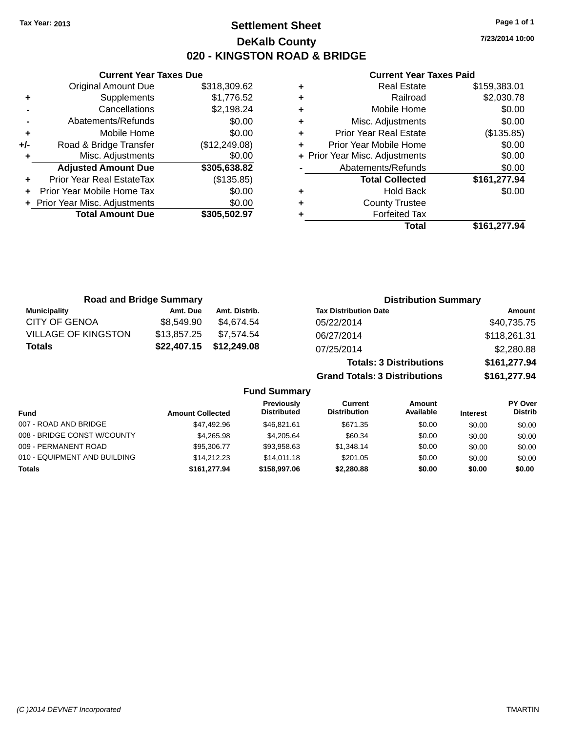Tax Year: 2013

# Settlement Sheet

## DeKalb County

## 020 - KINGSTON ROAD & BRIDGE

7/23/2014 10:00

### Current Year Taxes Due

| | | |
|---|---|---|
| | Original Amount Due | $318,309.62 |
| + | Supplements | $1,776.52 |
| - | Cancellations | $2,198.24 |
| - | Abatements/Refunds | $0.00 |
| + | Mobile Home | $0.00 |
| +/- | Road & Bridge Transfer | ($12,249.08) |
| + | Misc. Adjustments | $0.00 |
| | **Adjusted Amount Due** | **$305,638.82** |
| + | Prior Year Real EstateTax | ($135.85) |
| + | Prior Year Mobile Home Tax | $0.00 |
| + | Prior Year Misc. Adjustments | $0.00 |
| | **Total Amount Due** | **$305,502.97** |

### Current Year Taxes Paid

| | | |
|---|---|---|
| + | Real Estate | $159,383.01 |
| + | Railroad | $2,030.78 |
| + | Mobile Home | $0.00 |
| + | Misc. Adjustments | $0.00 |
| + | Prior Year Real Estate | ($135.85) |
| + | Prior Year Mobile Home | $0.00 |
| + | Prior Year Misc. Adjustments | $0.00 |
| - | Abatements/Refunds | $0.00 |
| | **Total Collected** | **$161,277.94** |
| + | Hold Back | $0.00 |
| + | County Trustee | |
| + | Forfeited Tax | |
| | **Total** | **$161,277.94** |

### Road and Bridge Summary

| Municipality | Amt. Due | Amt. Distrib. |
|---|---|---|
| CITY OF GENOA | $8,549.90 | $4,674.54 |
| VILLAGE OF KINGSTON | $13,857.25 | $7,574.54 |
| **Totals** | **$22,407.15** | **$12,249.08** |

### Distribution Summary

| Tax Distribution Date | Amount |
|---|---|
| 05/22/2014 | $40,735.75 |
| 06/27/2014 | $118,261.31 |
| 07/25/2014 | $2,280.88 |
| **Totals: 3 Distributions** | **$161,277.94** |
| **Grand Totals: 3 Distributions** | **$161,277.94** |

### Fund Summary

| Fund | Amount Collected | Previously Distributed | Current Distribution | Amount Available | Interest | PY Over Distrib |
|---|---|---|---|---|---|---|
| 007 - ROAD AND BRIDGE | $47,492.96 | $46,821.61 | $671.35 | $0.00 | $0.00 | $0.00 |
| 008 - BRIDGE CONST W/COUNTY | $4,265.98 | $4,205.64 | $60.34 | $0.00 | $0.00 | $0.00 |
| 009 - PERMANENT ROAD | $95,306.77 | $93,958.63 | $1,348.14 | $0.00 | $0.00 | $0.00 |
| 010 - EQUIPMENT AND BUILDING | $14,212.23 | $14,011.18 | $201.05 | $0.00 | $0.00 | $0.00 |
| **Totals** | **$161,277.94** | **$158,997.06** | **$2,280.88** | **$0.00** | **$0.00** | **$0.00** |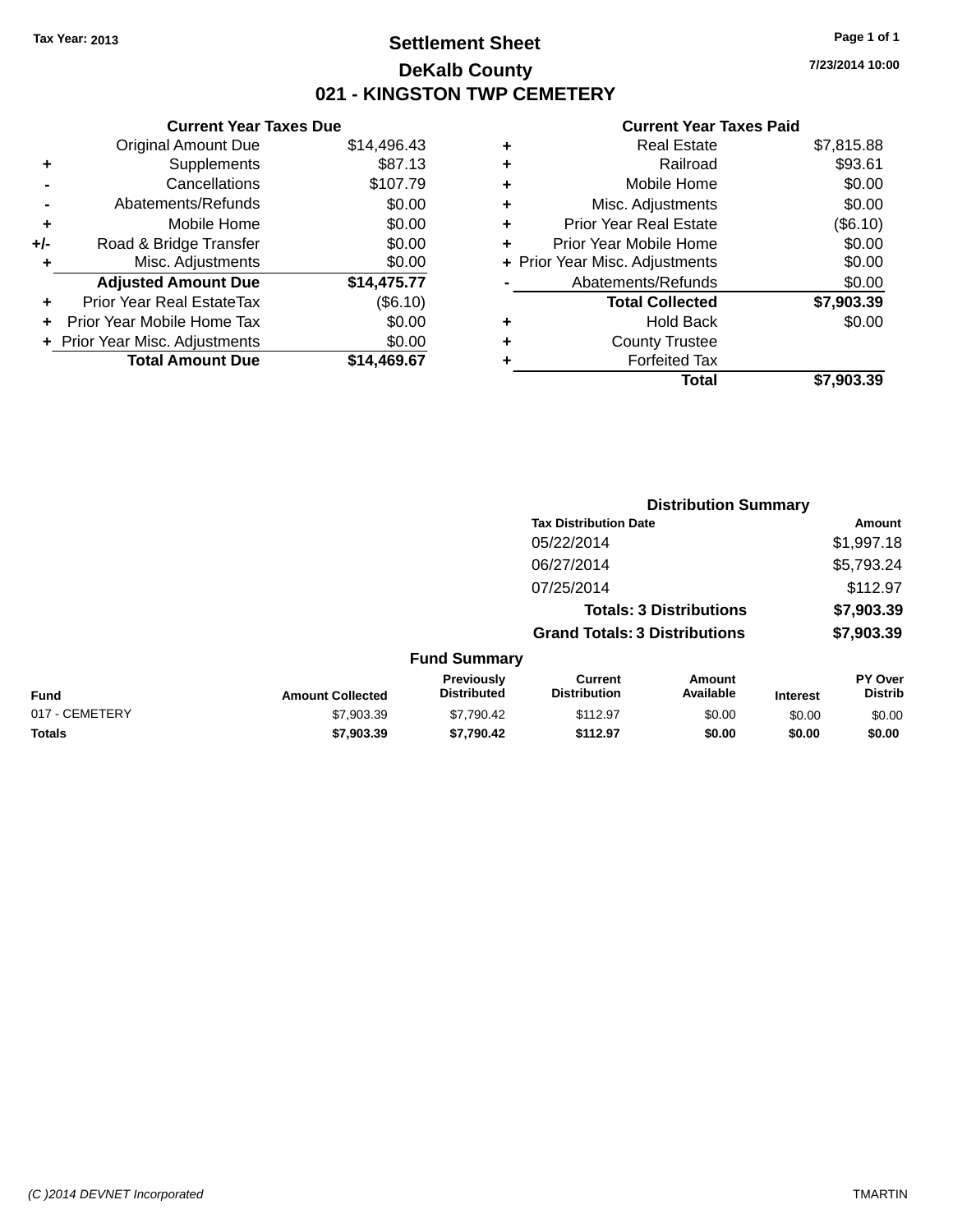Tax Year: 2013

# Settlement Sheet

## DeKalb County

## 021 - KINGSTON TWP CEMETERY

7/23/2014 10:00

### Current Year Taxes Due

| | | |
|---|---|---|
| | Original Amount Due | $14,496.43 |
| + | Supplements | $87.13 |
| - | Cancellations | $107.79 |
| - | Abatements/Refunds | $0.00 |
| + | Mobile Home | $0.00 |
| +/- | Road & Bridge Transfer | $0.00 |
| + | Misc. Adjustments | $0.00 |
| | **Adjusted Amount Due** | **$14,475.77** |
| + | Prior Year Real EstateTax | ($6.10) |
| + | Prior Year Mobile Home Tax | $0.00 |
| + | Prior Year Misc. Adjustments | $0.00 |
| | **Total Amount Due** | **$14,469.67** |

### Current Year Taxes Paid

| | | |
|---|---|---|
| + | Real Estate | $7,815.88 |
| + | Railroad | $93.61 |
| + | Mobile Home | $0.00 |
| + | Misc. Adjustments | $0.00 |
| + | Prior Year Real Estate | ($6.10) |
| + | Prior Year Mobile Home | $0.00 |
| + | Prior Year Misc. Adjustments | $0.00 |
| - | Abatements/Refunds | $0.00 |
| | **Total Collected** | **$7,903.39** |
| + | Hold Back | $0.00 |
| + | County Trustee | |
| + | Forfeited Tax | |
| | **Total** | **$7,903.39** |

### Distribution Summary

| Tax Distribution Date | Amount |
|---|---|
| 05/22/2014 | $1,997.18 |
| 06/27/2014 | $5,793.24 |
| 07/25/2014 | $112.97 |
| **Totals: 3 Distributions** | **$7,903.39** |
| **Grand Totals: 3 Distributions** | **$7,903.39** |

### Fund Summary

| Fund | Amount Collected | Previously Distributed | Current Distribution | Amount Available | Interest | PY Over Distrib |
|---|---|---|---|---|---|---|
| 017 - CEMETERY | $7,903.39 | $7,790.42 | $112.97 | $0.00 | $0.00 | $0.00 |
| **Totals** | **$7,903.39** | **$7,790.42** | **$112.97** | **$0.00** | **$0.00** | **$0.00** |

(C )2014 DEVNET Incorporated

TMARTIN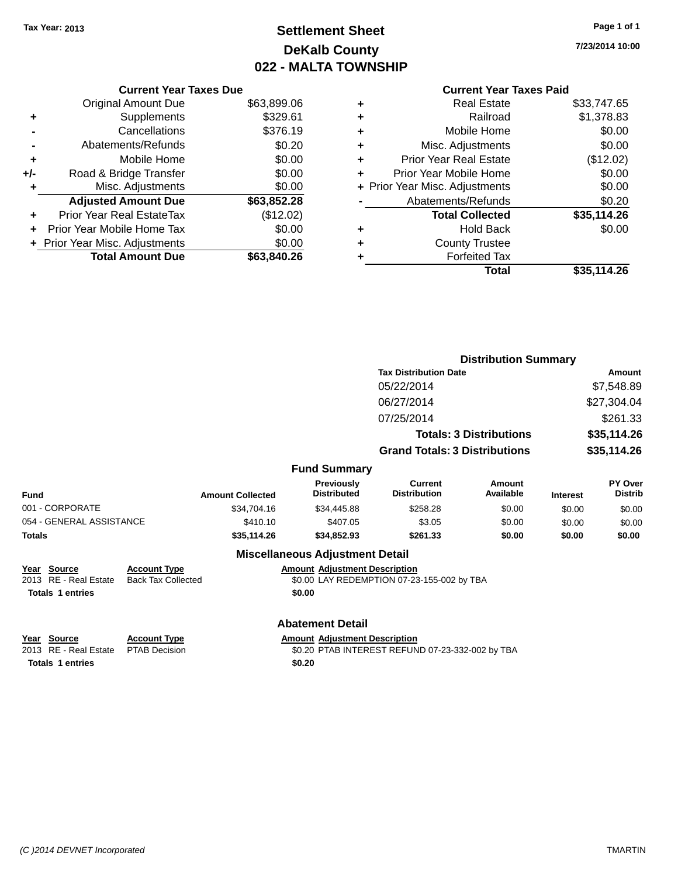Tax Year: 2013

# Settlement Sheet
## DeKalb County
## 022 - MALTA TOWNSHIP

7/23/2014 10:00

### Current Year Taxes Due

| | | |
|---|---|---|
| | Original Amount Due | $63,899.06 |
| + | Supplements | $329.61 |
| - | Cancellations | $376.19 |
| - | Abatements/Refunds | $0.20 |
| + | Mobile Home | $0.00 |
| +/- | Road & Bridge Transfer | $0.00 |
| + | Misc. Adjustments | $0.00 |
| | **Adjusted Amount Due** | **$63,852.28** |
| + | Prior Year Real EstateTax | ($12.02) |
| + | Prior Year Mobile Home Tax | $0.00 |
| + | Prior Year Misc. Adjustments | $0.00 |
| | **Total Amount Due** | **$63,840.26** |

### Current Year Taxes Paid

| | | |
|---|---|---|
| + | Real Estate | $33,747.65 |
| + | Railroad | $1,378.83 |
| + | Mobile Home | $0.00 |
| + | Misc. Adjustments | $0.00 |
| + | Prior Year Real Estate | ($12.02) |
| + | Prior Year Mobile Home | $0.00 |
| + | Prior Year Misc. Adjustments | $0.00 |
| - | Abatements/Refunds | $0.20 |
| | **Total Collected** | **$35,114.26** |
| + | Hold Back | $0.00 |
| + | County Trustee | |
| + | Forfeited Tax | |
| | **Total** | **$35,114.26** |

### Distribution Summary

| Tax Distribution Date | Amount |
|---|---|
| 05/22/2014 | $7,548.89 |
| 06/27/2014 | $27,304.04 |
| 07/25/2014 | $261.33 |
| **Totals: 3 Distributions** | **$35,114.26** |
| **Grand Totals: 3 Distributions** | **$35,114.26** |

### Fund Summary

| Fund | Amount Collected | Previously Distributed | Current Distribution | Amount Available | Interest | PY Over Distrib |
|---|---|---|---|---|---|---|
| 001 - CORPORATE | $34,704.16 | $34,445.88 | $258.28 | $0.00 | $0.00 | $0.00 |
| 054 - GENERAL ASSISTANCE | $410.10 | $407.05 | $3.05 | $0.00 | $0.00 | $0.00 |
| **Totals** | **$35,114.26** | **$34,852.93** | **$261.33** | **$0.00** | **$0.00** | **$0.00** |

### Miscellaneous Adjustment Detail

| Year | Source | Account Type | Amount | Adjustment Description |
|---|---|---|---|---|
| 2013 | RE - Real Estate | Back Tax Collected | $0.00 | LAY REDEMPTION 07-23-155-002 by TBA |
| **Totals** | **1 entries** | | **$0.00** | |

### Abatement Detail

| Year | Source | Account Type | Amount | Adjustment Description |
|---|---|---|---|---|
| 2013 | RE - Real Estate | PTAB Decision | $0.20 | PTAB INTEREST REFUND 07-23-332-002 by TBA |
| **Totals** | **1 entries** | | **$0.20** | |

(C )2014 DEVNET Incorporated — TMARTIN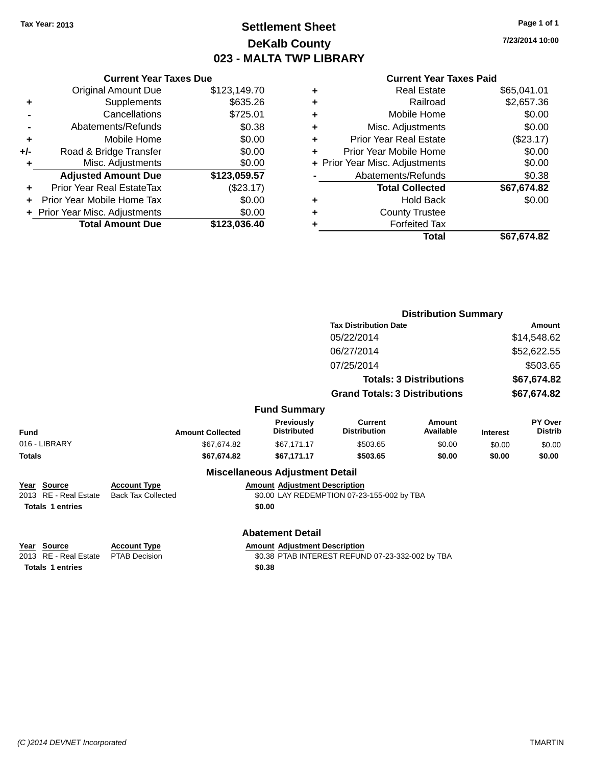Tax Year: 2013

# Settlement Sheet
## DeKalb County
## 023 - MALTA TWP LIBRARY

7/23/2014 10:00

### Current Year Taxes Due

| | | |
|---|---|---|
| | Original Amount Due | $123,149.70 |
| + | Supplements | $635.26 |
| - | Cancellations | $725.01 |
| - | Abatements/Refunds | $0.38 |
| + | Mobile Home | $0.00 |
| +/- | Road & Bridge Transfer | $0.00 |
| + | Misc. Adjustments | $0.00 |
| | **Adjusted Amount Due** | **$123,059.57** |
| + | Prior Year Real EstateTax | ($23.17) |
| + | Prior Year Mobile Home Tax | $0.00 |
| + | Prior Year Misc. Adjustments | $0.00 |
| | **Total Amount Due** | **$123,036.40** |

### Current Year Taxes Paid

| | | |
|---|---|---|
| + | Real Estate | $65,041.01 |
| + | Railroad | $2,657.36 |
| + | Mobile Home | $0.00 |
| + | Misc. Adjustments | $0.00 |
| + | Prior Year Real Estate | ($23.17) |
| + | Prior Year Mobile Home | $0.00 |
| + | Prior Year Misc. Adjustments | $0.00 |
| - | Abatements/Refunds | $0.38 |
| | **Total Collected** | **$67,674.82** |
| + | Hold Back | $0.00 |
| + | County Trustee | |
| + | Forfeited Tax | |
| | **Total** | **$67,674.82** |

### Distribution Summary

| Tax Distribution Date | Amount |
|---|---|
| 05/22/2014 | $14,548.62 |
| 06/27/2014 | $52,622.55 |
| 07/25/2014 | $503.65 |
| **Totals: 3 Distributions** | **$67,674.82** |
| **Grand Totals: 3 Distributions** | **$67,674.82** |

### Fund Summary

| Fund | Amount Collected | Previously Distributed | Current Distribution | Amount Available | Interest | PY Over Distrib |
|---|---|---|---|---|---|---|
| 016 - LIBRARY | $67,674.82 | $67,171.17 | $503.65 | $0.00 | $0.00 | $0.00 |
| **Totals** | **$67,674.82** | **$67,171.17** | **$503.65** | **$0.00** | **$0.00** | **$0.00** |

### Miscellaneous Adjustment Detail

| Year | Source | Account Type | Amount | Adjustment Description |
|---|---|---|---|---|
| 2013 | RE - Real Estate | Back Tax Collected | $0.00 | LAY REDEMPTION 07-23-155-002 by TBA |
| **Totals** | **1 entries** | | **$0.00** | |

### Abatement Detail

| Year | Source | Account Type | Amount | Adjustment Description |
|---|---|---|---|---|
| 2013 | RE - Real Estate | PTAB Decision | $0.38 | PTAB INTEREST REFUND 07-23-332-002 by TBA |
| **Totals** | **1 entries** | | **$0.38** | |

(C )2014 DEVNET Incorporated TMARTIN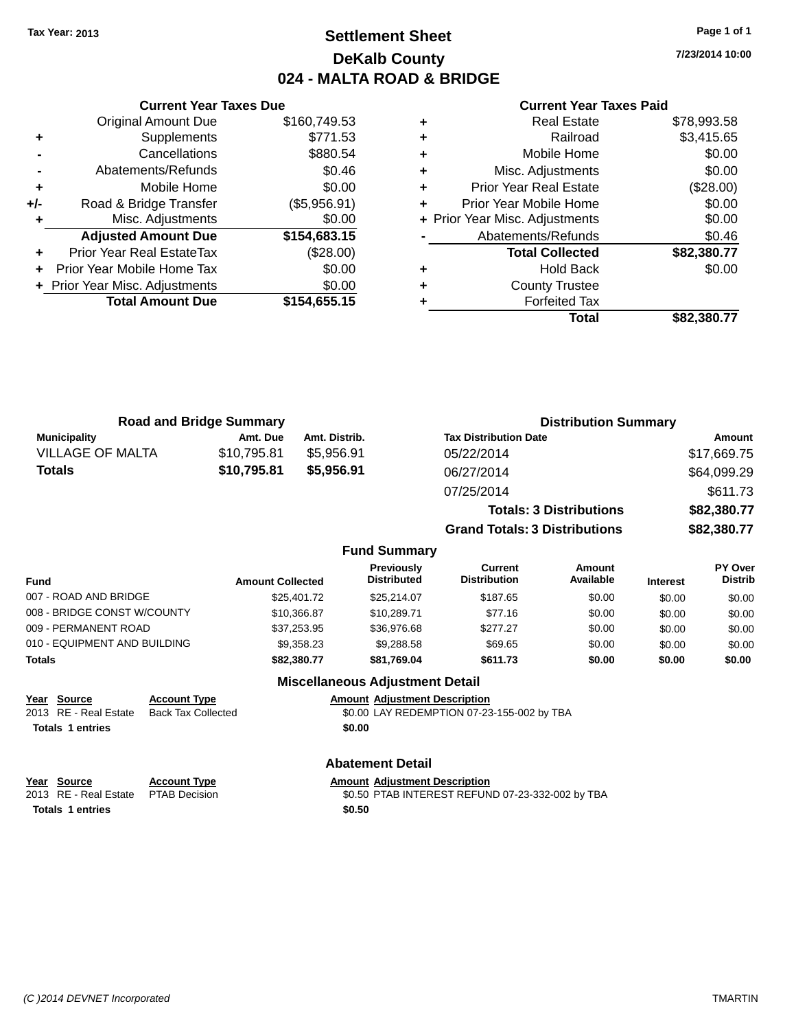Tax Year: 2013

# Settlement Sheet

## DeKalb County

## 024 - MALTA ROAD & BRIDGE

7/23/2014 10:00

### Current Year Taxes Due

| | | |
|---|---|---|
| | Original Amount Due | $160,749.53 |
| + | Supplements | $771.53 |
| - | Cancellations | $880.54 |
| - | Abatements/Refunds | $0.46 |
| + | Mobile Home | $0.00 |
| +/- | Road & Bridge Transfer | ($5,956.91) |
| + | Misc. Adjustments | $0.00 |
| | **Adjusted Amount Due** | **$154,683.15** |
| + | Prior Year Real EstateTax | ($28.00) |
| + | Prior Year Mobile Home Tax | $0.00 |
| + | Prior Year Misc. Adjustments | $0.00 |
| | **Total Amount Due** | **$154,655.15** |

### Current Year Taxes Paid

| | | |
|---|---|---|
| + | Real Estate | $78,993.58 |
| + | Railroad | $3,415.65 |
| + | Mobile Home | $0.00 |
| + | Misc. Adjustments | $0.00 |
| + | Prior Year Real Estate | ($28.00) |
| + | Prior Year Mobile Home | $0.00 |
| + | Prior Year Misc. Adjustments | $0.00 |
| - | Abatements/Refunds | $0.46 |
| | **Total Collected** | **$82,380.77** |
| + | Hold Back | $0.00 |
| + | County Trustee | |
| + | Forfeited Tax | |
| | **Total** | **$82,380.77** |

### Road and Bridge Summary

| Municipality | Amt. Due | Amt. Distrib. |
|---|---|---|
| VILLAGE OF MALTA | $10,795.81 | $5,956.91 |
| **Totals** | **$10,795.81** | **$5,956.91** |

### Distribution Summary

| Tax Distribution Date | Amount |
|---|---|
| 05/22/2014 | $17,669.75 |
| 06/27/2014 | $64,099.29 |
| 07/25/2014 | $611.73 |
| **Totals: 3 Distributions** | **$82,380.77** |
| **Grand Totals: 3 Distributions** | **$82,380.77** |

### Fund Summary

| Fund | Amount Collected | Previously Distributed | Current Distribution | Amount Available | Interest | PY Over Distrib |
|---|---|---|---|---|---|---|
| 007 - ROAD AND BRIDGE | $25,401.72 | $25,214.07 | $187.65 | $0.00 | $0.00 | $0.00 |
| 008 - BRIDGE CONST W/COUNTY | $10,366.87 | $10,289.71 | $77.16 | $0.00 | $0.00 | $0.00 |
| 009 - PERMANENT ROAD | $37,253.95 | $36,976.68 | $277.27 | $0.00 | $0.00 | $0.00 |
| 010 - EQUIPMENT AND BUILDING | $9,358.23 | $9,288.58 | $69.65 | $0.00 | $0.00 | $0.00 |
| **Totals** | **$82,380.77** | **$81,769.04** | **$611.73** | **$0.00** | **$0.00** | **$0.00** |

### Miscellaneous Adjustment Detail

| Year | Source | Account Type | Amount | Adjustment Description |
|---|---|---|---|---|
| 2013 | RE - Real Estate | Back Tax Collected | $0.00 | LAY REDEMPTION 07-23-155-002 by TBA |
| **Totals** | **1 entries** | | **$0.00** | |

### Abatement Detail

| Year | Source | Account Type | Amount | Adjustment Description |
|---|---|---|---|---|
| 2013 | RE - Real Estate | PTAB Decision | $0.50 | PTAB INTEREST REFUND 07-23-332-002 by TBA |
| **Totals** | **1 entries** | | **$0.50** | |

(C )2014 DEVNET Incorporated TMARTIN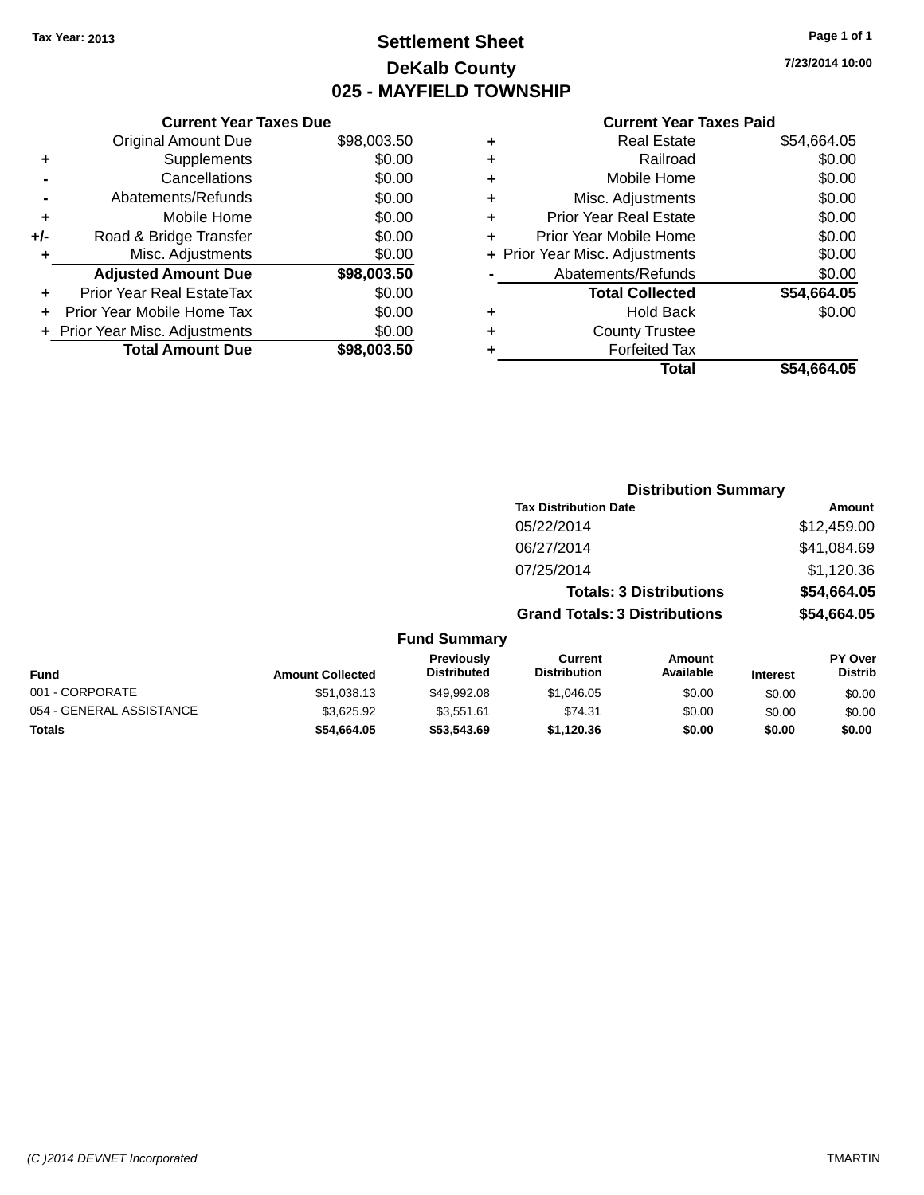Tax Year: 2013

# Settlement Sheet

## DeKalb County

## 025 - MAYFIELD TOWNSHIP

7/23/2014 10:00

### Current Year Taxes Due

| | | |
|---|---|---|
| | Original Amount Due | $98,003.50 |
| + | Supplements | $0.00 |
| - | Cancellations | $0.00 |
| - | Abatements/Refunds | $0.00 |
| + | Mobile Home | $0.00 |
| +/- | Road & Bridge Transfer | $0.00 |
| + | Misc. Adjustments | $0.00 |
| | **Adjusted Amount Due** | **$98,003.50** |
| + | Prior Year Real EstateTax | $0.00 |
| + | Prior Year Mobile Home Tax | $0.00 |
| + | Prior Year Misc. Adjustments | $0.00 |
| | **Total Amount Due** | **$98,003.50** |

### Current Year Taxes Paid

| | | |
|---|---|---|
| + | Real Estate | $54,664.05 |
| + | Railroad | $0.00 |
| + | Mobile Home | $0.00 |
| + | Misc. Adjustments | $0.00 |
| + | Prior Year Real Estate | $0.00 |
| + | Prior Year Mobile Home | $0.00 |
| + | Prior Year Misc. Adjustments | $0.00 |
| - | Abatements/Refunds | $0.00 |
| | **Total Collected** | **$54,664.05** |
| + | Hold Back | $0.00 |
| + | County Trustee | |
| + | Forfeited Tax | |
| | **Total** | **$54,664.05** |

### Distribution Summary

| Tax Distribution Date | Amount |
|---|---|
| 05/22/2014 | $12,459.00 |
| 06/27/2014 | $41,084.69 |
| 07/25/2014 | $1,120.36 |
| **Totals: 3 Distributions** | **$54,664.05** |
| **Grand Totals: 3 Distributions** | **$54,664.05** |

### Fund Summary

| Fund | Amount Collected | Previously Distributed | Current Distribution | Amount Available | Interest | PY Over Distrib |
|---|---|---|---|---|---|---|
| 001 - CORPORATE | $51,038.13 | $49,992.08 | $1,046.05 | $0.00 | $0.00 | $0.00 |
| 054 - GENERAL ASSISTANCE | $3,625.92 | $3,551.61 | $74.31 | $0.00 | $0.00 | $0.00 |
| **Totals** | **$54,664.05** | **$53,543.69** | **$1,120.36** | **$0.00** | **$0.00** | **$0.00** |

(C )2014 DEVNET Incorporated TMARTIN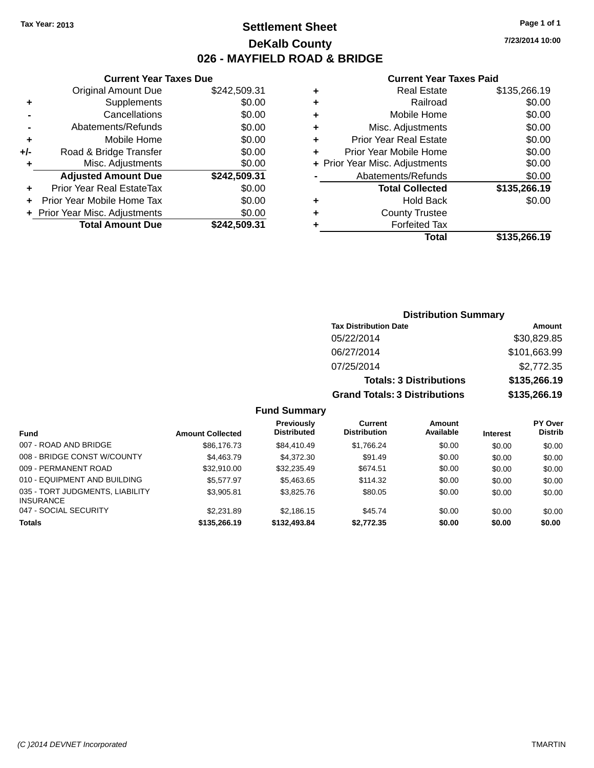Tax Year: 2013

# Settlement Sheet

## DeKalb County

## 026 - MAYFIELD ROAD & BRIDGE

7/23/2014 10:00

### Current Year Taxes Due

| | | |
|---|---|---|
| | Original Amount Due | $242,509.31 |
| + | Supplements | $0.00 |
| - | Cancellations | $0.00 |
| - | Abatements/Refunds | $0.00 |
| + | Mobile Home | $0.00 |
| +/- | Road & Bridge Transfer | $0.00 |
| + | Misc. Adjustments | $0.00 |
| | **Adjusted Amount Due** | **$242,509.31** |
| + | Prior Year Real EstateTax | $0.00 |
| + | Prior Year Mobile Home Tax | $0.00 |
| + | Prior Year Misc. Adjustments | $0.00 |
| | **Total Amount Due** | **$242,509.31** |

### Current Year Taxes Paid

| | | |
|---|---|---|
| + | Real Estate | $135,266.19 |
| + | Railroad | $0.00 |
| + | Mobile Home | $0.00 |
| + | Misc. Adjustments | $0.00 |
| + | Prior Year Real Estate | $0.00 |
| + | Prior Year Mobile Home | $0.00 |
| + | Prior Year Misc. Adjustments | $0.00 |
| - | Abatements/Refunds | $0.00 |
| | **Total Collected** | **$135,266.19** |
| + | Hold Back | $0.00 |
| + | County Trustee | |
| + | Forfeited Tax | |
| | **Total** | **$135,266.19** |

### Distribution Summary

| Tax Distribution Date | Amount |
|---|---|
| 05/22/2014 | $30,829.85 |
| 06/27/2014 | $101,663.99 |
| 07/25/2014 | $2,772.35 |
| **Totals: 3 Distributions** | **$135,266.19** |
| **Grand Totals: 3 Distributions** | **$135,266.19** |

### Fund Summary

| Fund | Amount Collected | Previously Distributed | Current Distribution | Amount Available | Interest | PY Over Distrib |
|---|---|---|---|---|---|---|
| 007 - ROAD AND BRIDGE | $86,176.73 | $84,410.49 | $1,766.24 | $0.00 | $0.00 | $0.00 |
| 008 - BRIDGE CONST W/COUNTY | $4,463.79 | $4,372.30 | $91.49 | $0.00 | $0.00 | $0.00 |
| 009 - PERMANENT ROAD | $32,910.00 | $32,235.49 | $674.51 | $0.00 | $0.00 | $0.00 |
| 010 - EQUIPMENT AND BUILDING | $5,577.97 | $5,463.65 | $114.32 | $0.00 | $0.00 | $0.00 |
| 035 - TORT JUDGMENTS, LIABILITY INSURANCE | $3,905.81 | $3,825.76 | $80.05 | $0.00 | $0.00 | $0.00 |
| 047 - SOCIAL SECURITY | $2,231.89 | $2,186.15 | $45.74 | $0.00 | $0.00 | $0.00 |
| **Totals** | **$135,266.19** | **$132,493.84** | **$2,772.35** | **$0.00** | **$0.00** | **$0.00** |

(C )2014 DEVNET Incorporated TMARTIN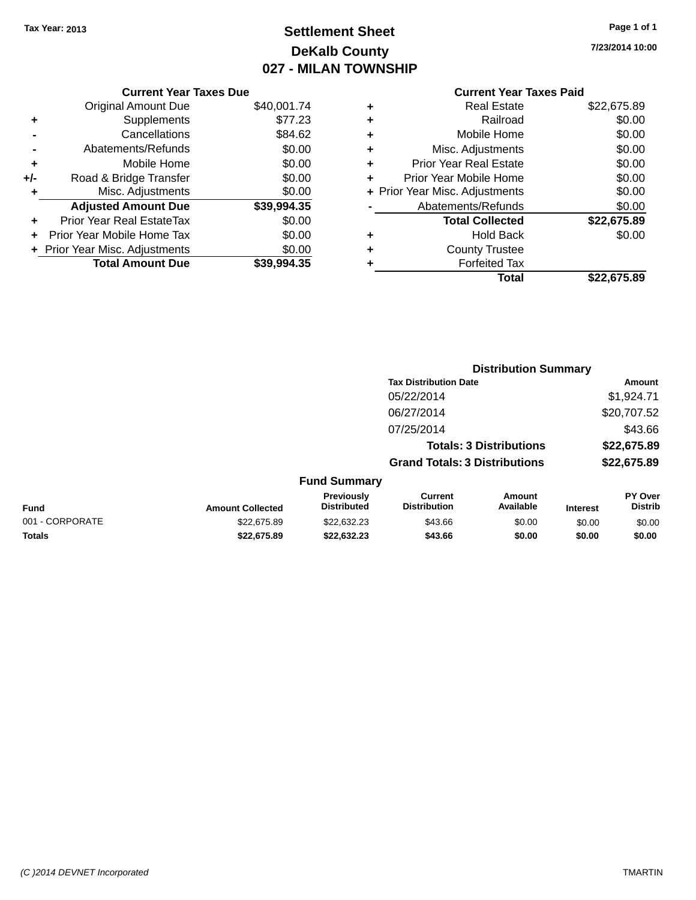**Tax Year: 2013**

# Settlement Sheet
## DeKalb County
## 027 - MILAN TOWNSHIP

7/23/2014 10:00

| | Current Year Taxes Due | |
|---|---|---|
| | Original Amount Due | $40,001.74 |
| + | Supplements | $77.23 |
| - | Cancellations | $84.62 |
| - | Abatements/Refunds | $0.00 |
| + | Mobile Home | $0.00 |
| +/- | Road & Bridge Transfer | $0.00 |
| + | Misc. Adjustments | $0.00 |
| | **Adjusted Amount Due** | **$39,994.35** |
| + | Prior Year Real EstateTax | $0.00 |
| + | Prior Year Mobile Home Tax | $0.00 |
| + | Prior Year Misc. Adjustments | $0.00 |
| | **Total Amount Due** | **$39,994.35** |

| | Current Year Taxes Paid | |
|---|---|---|
| + | Real Estate | $22,675.89 |
| + | Railroad | $0.00 |
| + | Mobile Home | $0.00 |
| + | Misc. Adjustments | $0.00 |
| + | Prior Year Real Estate | $0.00 |
| + | Prior Year Mobile Home | $0.00 |
| + | Prior Year Misc. Adjustments | $0.00 |
| - | Abatements/Refunds | $0.00 |
| | **Total Collected** | **$22,675.89** |
| + | Hold Back | $0.00 |
| + | County Trustee | |
| + | Forfeited Tax | |
| | **Total** | **$22,675.89** |

### Distribution Summary

| Tax Distribution Date | Amount |
|---|---|
| 05/22/2014 | $1,924.71 |
| 06/27/2014 | $20,707.52 |
| 07/25/2014 | $43.66 |
| **Totals: 3 Distributions** | **$22,675.89** |
| **Grand Totals: 3 Distributions** | **$22,675.89** |

### Fund Summary

| Fund | Amount Collected | Previously Distributed | Current Distribution | Amount Available | Interest | PY Over Distrib |
|---|---|---|---|---|---|---|
| 001 - CORPORATE | $22,675.89 | $22,632.23 | $43.66 | $0.00 | $0.00 | $0.00 |
| **Totals** | **$22,675.89** | **$22,632.23** | **$43.66** | **$0.00** | **$0.00** | **$0.00** |

*(C )2014 DEVNET Incorporated* TMARTIN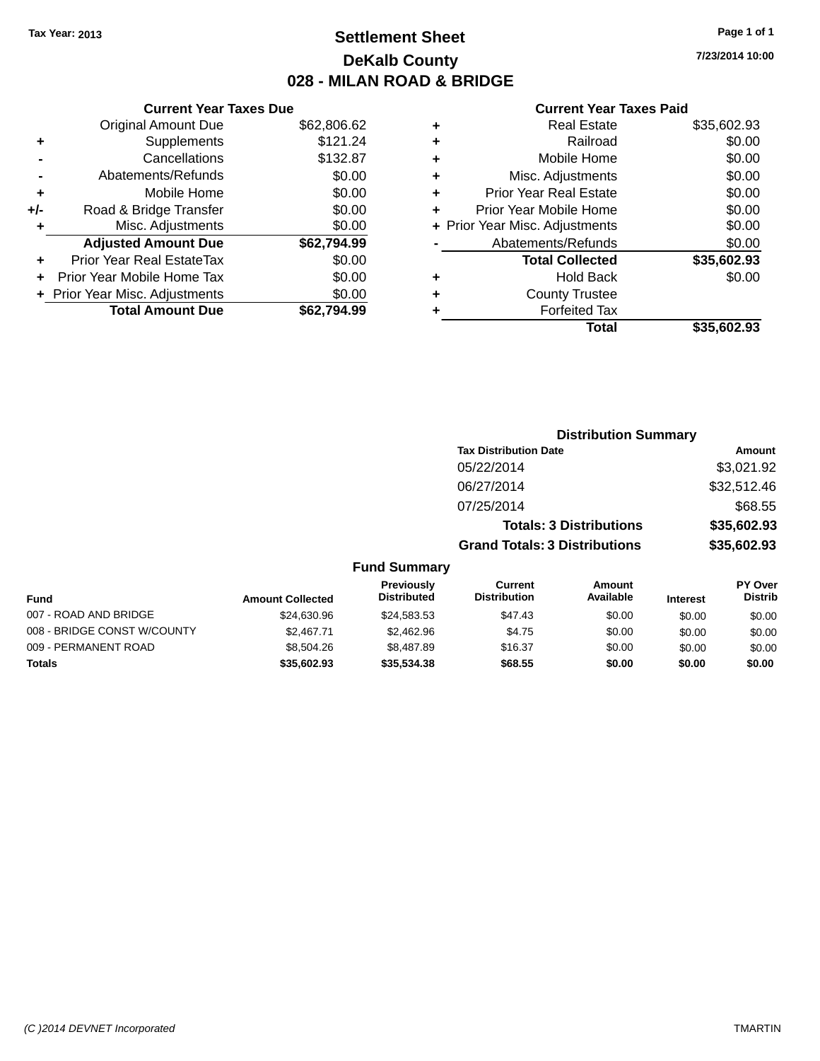**Tax Year: 2013**

# Settlement Sheet

## DeKalb County

## 028 - MILAN ROAD & BRIDGE

7/23/2014 10:00

### Current Year Taxes Due

| | | |
|---|---|---|
| | Original Amount Due | $62,806.62 |
| + | Supplements | $121.24 |
| - | Cancellations | $132.87 |
| - | Abatements/Refunds | $0.00 |
| + | Mobile Home | $0.00 |
| +/- | Road & Bridge Transfer | $0.00 |
| + | Misc. Adjustments | $0.00 |
| | **Adjusted Amount Due** | **$62,794.99** |
| + | Prior Year Real EstateTax | $0.00 |
| + | Prior Year Mobile Home Tax | $0.00 |
| + | Prior Year Misc. Adjustments | $0.00 |
| | **Total Amount Due** | **$62,794.99** |

### Current Year Taxes Paid

| | | |
|---|---|---|
| + | Real Estate | $35,602.93 |
| + | Railroad | $0.00 |
| + | Mobile Home | $0.00 |
| + | Misc. Adjustments | $0.00 |
| + | Prior Year Real Estate | $0.00 |
| + | Prior Year Mobile Home | $0.00 |
| + | Prior Year Misc. Adjustments | $0.00 |
| - | Abatements/Refunds | $0.00 |
| | **Total Collected** | **$35,602.93** |
| + | Hold Back | $0.00 |
| + | County Trustee | |
| + | Forfeited Tax | |
| | **Total** | **$35,602.93** |

### Distribution Summary

| Tax Distribution Date | Amount |
|---|---|
| 05/22/2014 | $3,021.92 |
| 06/27/2014 | $32,512.46 |
| 07/25/2014 | $68.55 |
| **Totals: 3 Distributions** | **$35,602.93** |
| **Grand Totals: 3 Distributions** | **$35,602.93** |

### Fund Summary

| Fund | Amount Collected | Previously Distributed | Current Distribution | Amount Available | Interest | PY Over Distrib |
|---|---|---|---|---|---|---|
| 007 - ROAD AND BRIDGE | $24,630.96 | $24,583.53 | $47.43 | $0.00 | $0.00 | $0.00 |
| 008 - BRIDGE CONST W/COUNTY | $2,467.71 | $2,462.96 | $4.75 | $0.00 | $0.00 | $0.00 |
| 009 - PERMANENT ROAD | $8,504.26 | $8,487.89 | $16.37 | $0.00 | $0.00 | $0.00 |
| **Totals** | **$35,602.93** | **$35,534.38** | **$68.55** | **$0.00** | **$0.00** | **$0.00** |

(C )2014 DEVNET Incorporated TMARTIN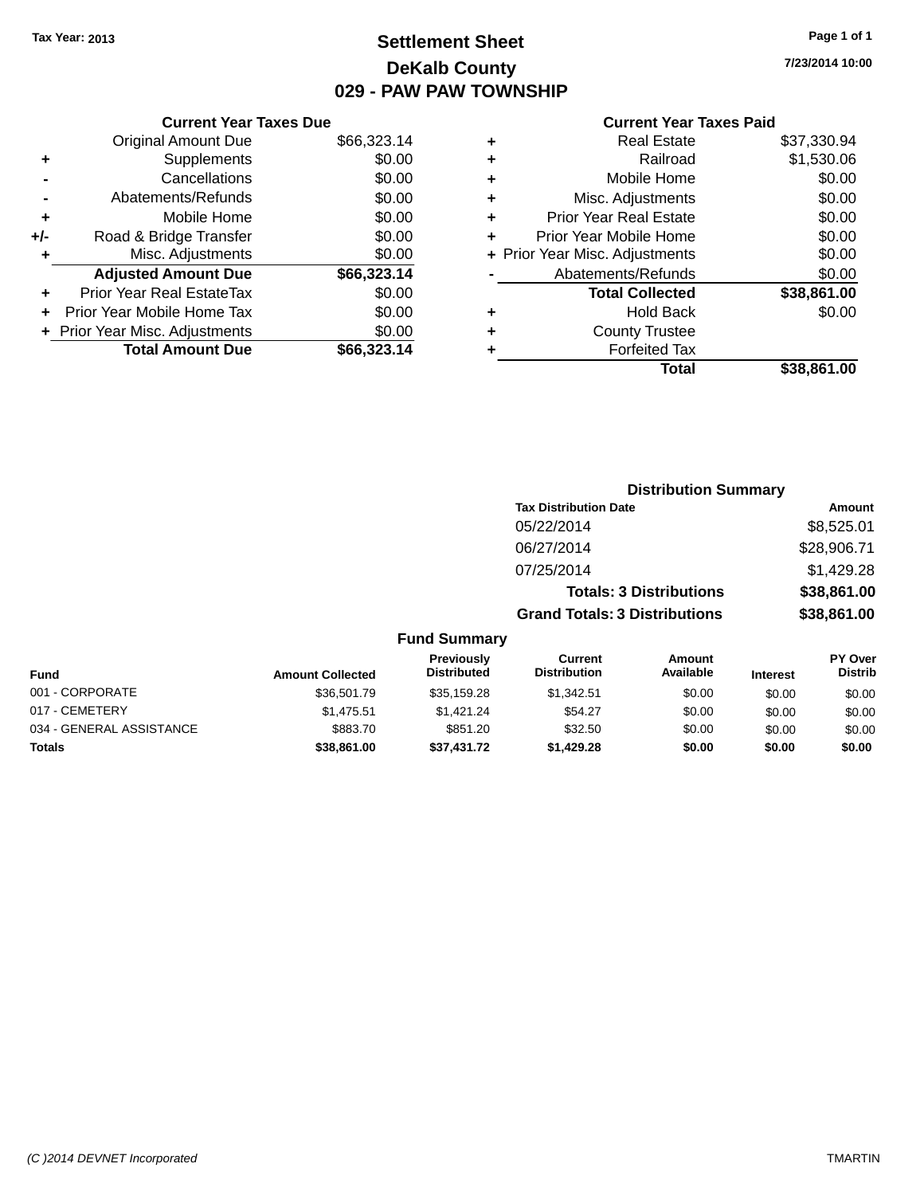Tax Year: 2013

# Settlement Sheet

## DeKalb County

## 029 - PAW PAW TOWNSHIP

7/23/2014 10:00

### Current Year Taxes Due

| | | |
|---|---|---|
| | Original Amount Due | $66,323.14 |
| + | Supplements | $0.00 |
| - | Cancellations | $0.00 |
| - | Abatements/Refunds | $0.00 |
| + | Mobile Home | $0.00 |
| +/- | Road & Bridge Transfer | $0.00 |
| + | Misc. Adjustments | $0.00 |
| | **Adjusted Amount Due** | **$66,323.14** |
| + | Prior Year Real EstateTax | $0.00 |
| + | Prior Year Mobile Home Tax | $0.00 |
| + | Prior Year Misc. Adjustments | $0.00 |
| | **Total Amount Due** | **$66,323.14** |

### Current Year Taxes Paid

| | | |
|---|---|---|
| + | Real Estate | $37,330.94 |
| + | Railroad | $1,530.06 |
| + | Mobile Home | $0.00 |
| + | Misc. Adjustments | $0.00 |
| + | Prior Year Real Estate | $0.00 |
| + | Prior Year Mobile Home | $0.00 |
| + | Prior Year Misc. Adjustments | $0.00 |
| - | Abatements/Refunds | $0.00 |
| | **Total Collected** | **$38,861.00** |
| + | Hold Back | $0.00 |
| + | County Trustee | |
| + | Forfeited Tax | |
| | **Total** | **$38,861.00** |

### Distribution Summary

| Tax Distribution Date | Amount |
|---|---|
| 05/22/2014 | $8,525.01 |
| 06/27/2014 | $28,906.71 |
| 07/25/2014 | $1,429.28 |
| **Totals: 3 Distributions** | **$38,861.00** |
| **Grand Totals: 3 Distributions** | **$38,861.00** |

### Fund Summary

| Fund | Amount Collected | Previously Distributed | Current Distribution | Amount Available | Interest | PY Over Distrib |
|---|---|---|---|---|---|---|
| 001 - CORPORATE | $36,501.79 | $35,159.28 | $1,342.51 | $0.00 | $0.00 | $0.00 |
| 017 - CEMETERY | $1,475.51 | $1,421.24 | $54.27 | $0.00 | $0.00 | $0.00 |
| 034 - GENERAL ASSISTANCE | $883.70 | $851.20 | $32.50 | $0.00 | $0.00 | $0.00 |
| **Totals** | **$38,861.00** | **$37,431.72** | **$1,429.28** | **$0.00** | **$0.00** | **$0.00** |

(C )2014 DEVNET Incorporated — TMARTIN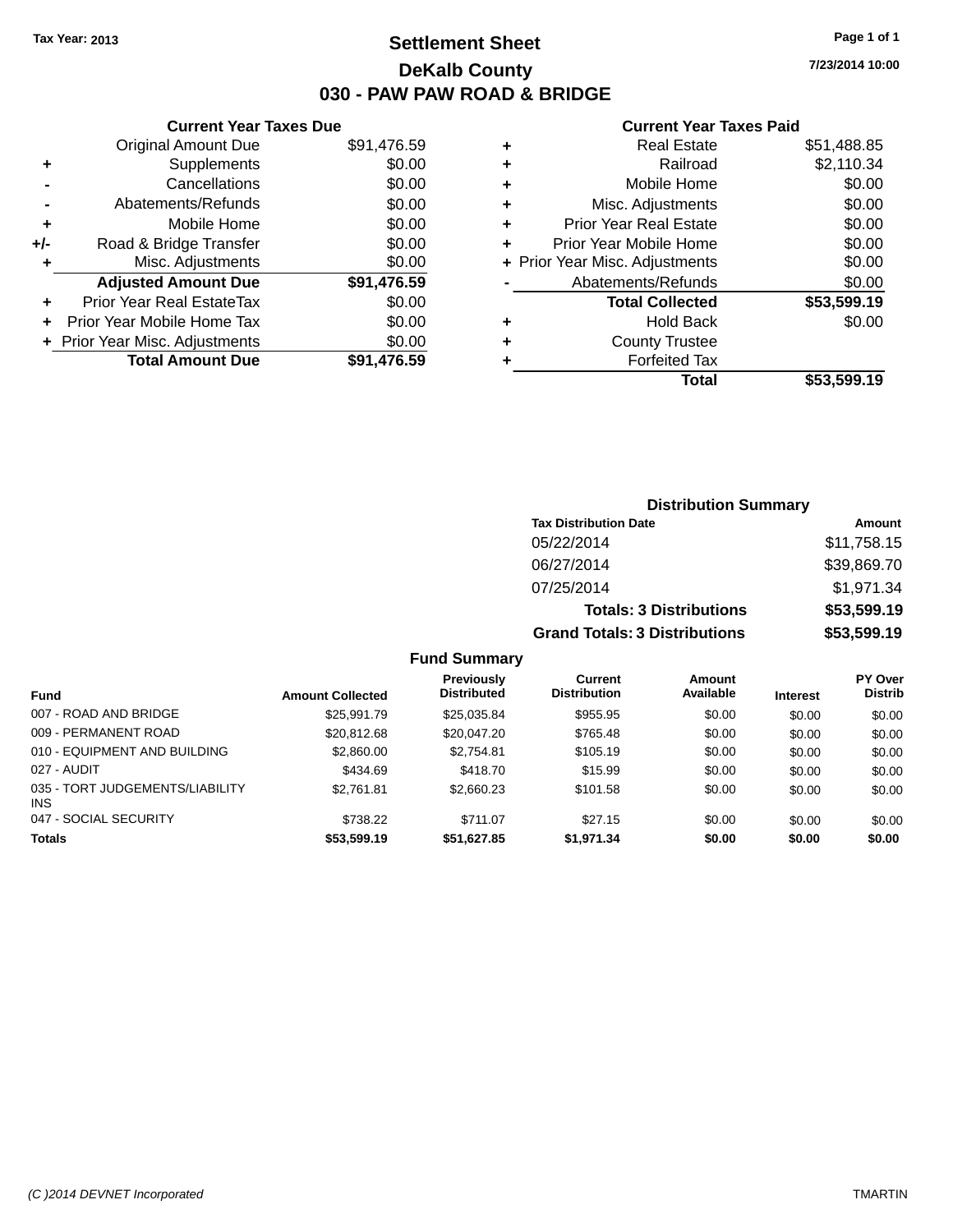Tax Year: 2013

# Settlement Sheet

## DeKalb County

## 030 - PAW PAW ROAD & BRIDGE

7/23/2014 10:00

### Current Year Taxes Due

| | | |
|---|---|---|
| | Original Amount Due | $91,476.59 |
| + | Supplements | $0.00 |
| - | Cancellations | $0.00 |
| - | Abatements/Refunds | $0.00 |
| + | Mobile Home | $0.00 |
| +/- | Road & Bridge Transfer | $0.00 |
| + | Misc. Adjustments | $0.00 |
| | **Adjusted Amount Due** | **$91,476.59** |
| + | Prior Year Real EstateTax | $0.00 |
| + | Prior Year Mobile Home Tax | $0.00 |
| + | Prior Year Misc. Adjustments | $0.00 |
| | **Total Amount Due** | **$91,476.59** |

### Current Year Taxes Paid

| | | |
|---|---|---|
| + | Real Estate | $51,488.85 |
| + | Railroad | $2,110.34 |
| + | Mobile Home | $0.00 |
| + | Misc. Adjustments | $0.00 |
| + | Prior Year Real Estate | $0.00 |
| + | Prior Year Mobile Home | $0.00 |
| + | Prior Year Misc. Adjustments | $0.00 |
| - | Abatements/Refunds | $0.00 |
| | **Total Collected** | **$53,599.19** |
| + | Hold Back | $0.00 |
| + | County Trustee | |
| + | Forfeited Tax | |
| | **Total** | **$53,599.19** |

### Distribution Summary

| Tax Distribution Date | Amount |
|---|---|
| 05/22/2014 | $11,758.15 |
| 06/27/2014 | $39,869.70 |
| 07/25/2014 | $1,971.34 |
| **Totals: 3 Distributions** | **$53,599.19** |
| **Grand Totals: 3 Distributions** | **$53,599.19** |

### Fund Summary

| Fund | Amount Collected | Previously Distributed | Current Distribution | Amount Available | Interest | PY Over Distrib |
|---|---|---|---|---|---|---|
| 007 - ROAD AND BRIDGE | $25,991.79 | $25,035.84 | $955.95 | $0.00 | $0.00 | $0.00 |
| 009 - PERMANENT ROAD | $20,812.68 | $20,047.20 | $765.48 | $0.00 | $0.00 | $0.00 |
| 010 - EQUIPMENT AND BUILDING | $2,860.00 | $2,754.81 | $105.19 | $0.00 | $0.00 | $0.00 |
| 027 - AUDIT | $434.69 | $418.70 | $15.99 | $0.00 | $0.00 | $0.00 |
| 035 - TORT JUDGEMENTS/LIABILITY INS | $2,761.81 | $2,660.23 | $101.58 | $0.00 | $0.00 | $0.00 |
| 047 - SOCIAL SECURITY | $738.22 | $711.07 | $27.15 | $0.00 | $0.00 | $0.00 |
| **Totals** | **$53,599.19** | **$51,627.85** | **$1,971.34** | **$0.00** | **$0.00** | **$0.00** |

(C )2014 DEVNET Incorporated TMARTIN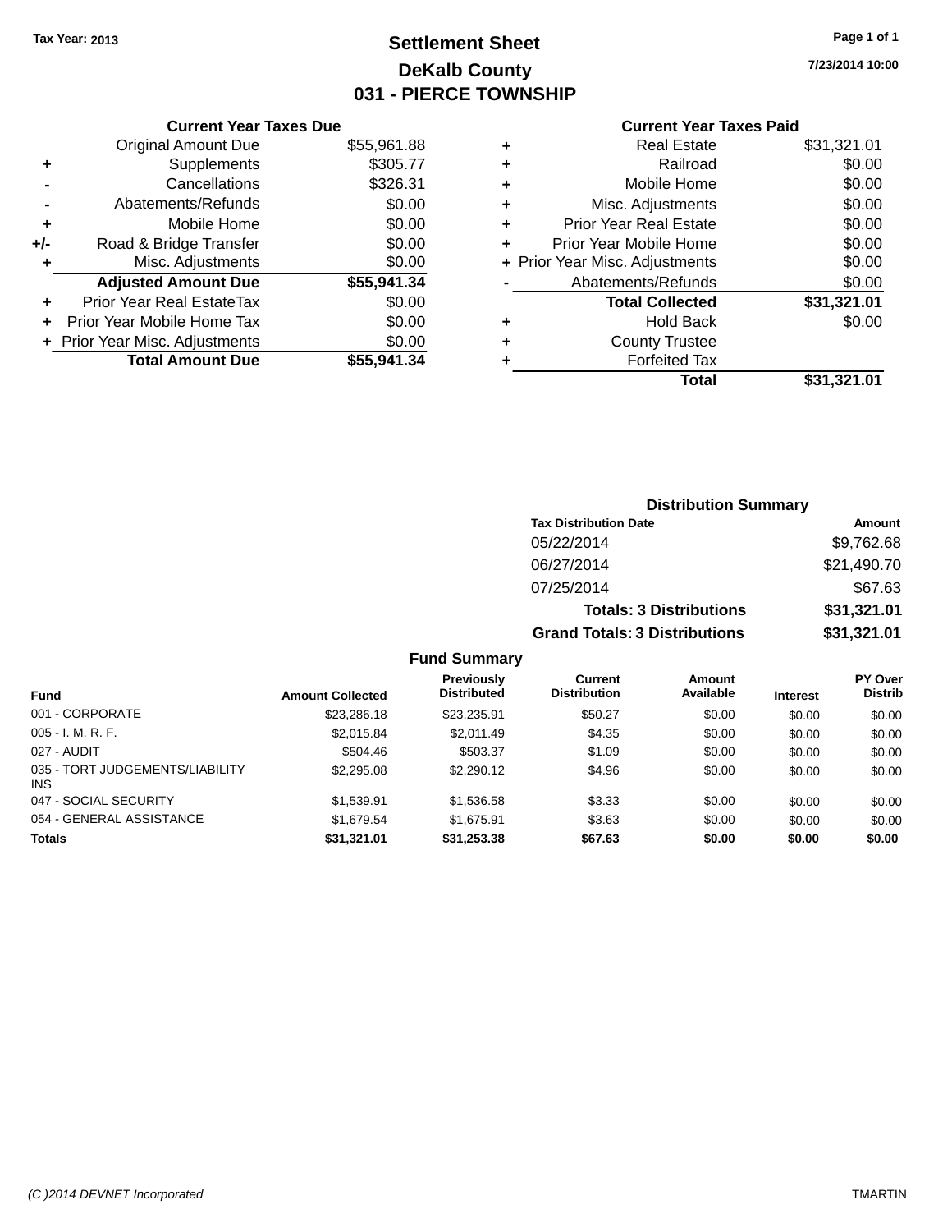Tax Year: 2013

# Settlement Sheet

## DeKalb County

## 031 - PIERCE TOWNSHIP

7/23/2014 10:00

### Current Year Taxes Due

| | | |
|---|---|---|
| | Original Amount Due | $55,961.88 |
| + | Supplements | $305.77 |
| - | Cancellations | $326.31 |
| - | Abatements/Refunds | $0.00 |
| + | Mobile Home | $0.00 |
| +/- | Road & Bridge Transfer | $0.00 |
| + | Misc. Adjustments | $0.00 |
| | **Adjusted Amount Due** | **$55,941.34** |
| + | Prior Year Real EstateTax | $0.00 |
| + | Prior Year Mobile Home Tax | $0.00 |
| + | Prior Year Misc. Adjustments | $0.00 |
| | **Total Amount Due** | **$55,941.34** |

### Current Year Taxes Paid

| | | |
|---|---|---|
| + | Real Estate | $31,321.01 |
| + | Railroad | $0.00 |
| + | Mobile Home | $0.00 |
| + | Misc. Adjustments | $0.00 |
| + | Prior Year Real Estate | $0.00 |
| + | Prior Year Mobile Home | $0.00 |
| + | Prior Year Misc. Adjustments | $0.00 |
| - | Abatements/Refunds | $0.00 |
| | **Total Collected** | **$31,321.01** |
| + | Hold Back | $0.00 |
| + | County Trustee | |
| + | Forfeited Tax | |
| | **Total** | **$31,321.01** |

### Distribution Summary

| Tax Distribution Date | Amount |
|---|---|
| 05/22/2014 | $9,762.68 |
| 06/27/2014 | $21,490.70 |
| 07/25/2014 | $67.63 |
| **Totals: 3 Distributions** | **$31,321.01** |
| **Grand Totals: 3 Distributions** | **$31,321.01** |

### Fund Summary

| Fund | Amount Collected | Previously Distributed | Current Distribution | Amount Available | Interest | PY Over Distrib |
|---|---|---|---|---|---|---|
| 001 - CORPORATE | $23,286.18 | $23,235.91 | $50.27 | $0.00 | $0.00 | $0.00 |
| 005 - I. M. R. F. | $2,015.84 | $2,011.49 | $4.35 | $0.00 | $0.00 | $0.00 |
| 027 - AUDIT | $504.46 | $503.37 | $1.09 | $0.00 | $0.00 | $0.00 |
| 035 - TORT JUDGEMENTS/LIABILITY INS | $2,295.08 | $2,290.12 | $4.96 | $0.00 | $0.00 | $0.00 |
| 047 - SOCIAL SECURITY | $1,539.91 | $1,536.58 | $3.33 | $0.00 | $0.00 | $0.00 |
| 054 - GENERAL ASSISTANCE | $1,679.54 | $1,675.91 | $3.63 | $0.00 | $0.00 | $0.00 |
| **Totals** | **$31,321.01** | **$31,253.38** | **$67.63** | **$0.00** | **$0.00** | **$0.00** |

(C )2014 DEVNET Incorporated TMARTIN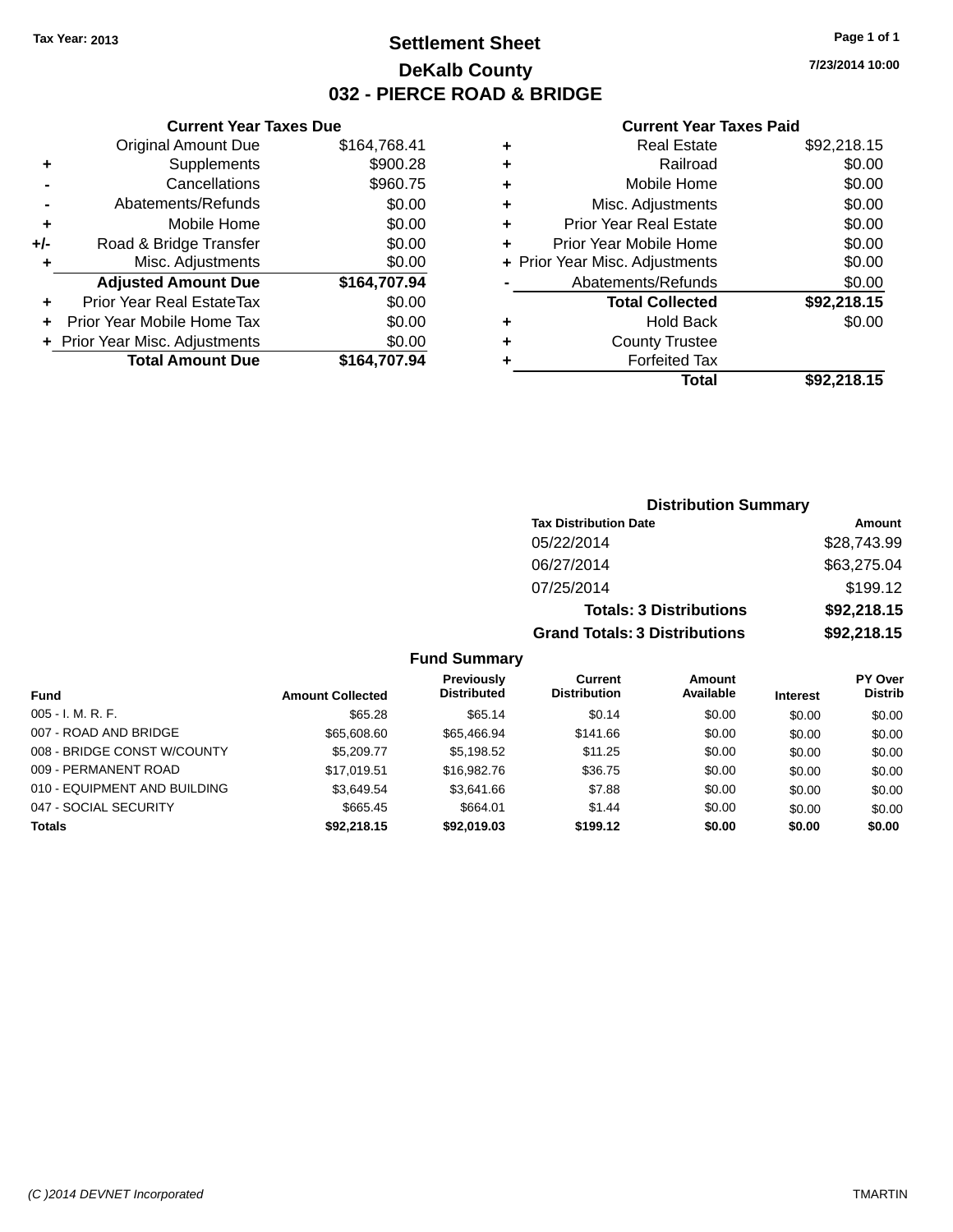Tax Year: 2013

# Settlement Sheet

## DeKalb County

## 032 - PIERCE ROAD & BRIDGE

7/23/2014 10:00

### Current Year Taxes Due

| | Item | Amount |
|---|---|---|
| | Original Amount Due | $164,768.41 |
| + | Supplements | $900.28 |
| - | Cancellations | $960.75 |
| - | Abatements/Refunds | $0.00 |
| + | Mobile Home | $0.00 |
| +/- | Road & Bridge Transfer | $0.00 |
| + | Misc. Adjustments | $0.00 |
| | **Adjusted Amount Due** | **$164,707.94** |
| + | Prior Year Real EstateTax | $0.00 |
| + | Prior Year Mobile Home Tax | $0.00 |
| + | Prior Year Misc. Adjustments | $0.00 |
| | **Total Amount Due** | **$164,707.94** |

### Current Year Taxes Paid

| | Item | Amount |
|---|---|---|
| + | Real Estate | $92,218.15 |
| + | Railroad | $0.00 |
| + | Mobile Home | $0.00 |
| + | Misc. Adjustments | $0.00 |
| + | Prior Year Real Estate | $0.00 |
| + | Prior Year Mobile Home | $0.00 |
| + | Prior Year Misc. Adjustments | $0.00 |
| - | Abatements/Refunds | $0.00 |
| | **Total Collected** | **$92,218.15** |
| + | Hold Back | $0.00 |
| + | County Trustee | |
| + | Forfeited Tax | |
| | **Total** | **$92,218.15** |

### Distribution Summary

| Tax Distribution Date | Amount |
|---|---|
| 05/22/2014 | $28,743.99 |
| 06/27/2014 | $63,275.04 |
| 07/25/2014 | $199.12 |
| **Totals: 3 Distributions** | **$92,218.15** |
| **Grand Totals: 3 Distributions** | **$92,218.15** |

### Fund Summary

| Fund | Amount Collected | Previously Distributed | Current Distribution | Amount Available | Interest | PY Over Distrib |
|---|---|---|---|---|---|---|
| 005 - I. M. R. F. | $65.28 | $65.14 | $0.14 | $0.00 | $0.00 | $0.00 |
| 007 - ROAD AND BRIDGE | $65,608.60 | $65,466.94 | $141.66 | $0.00 | $0.00 | $0.00 |
| 008 - BRIDGE CONST W/COUNTY | $5,209.77 | $5,198.52 | $11.25 | $0.00 | $0.00 | $0.00 |
| 009 - PERMANENT ROAD | $17,019.51 | $16,982.76 | $36.75 | $0.00 | $0.00 | $0.00 |
| 010 - EQUIPMENT AND BUILDING | $3,649.54 | $3,641.66 | $7.88 | $0.00 | $0.00 | $0.00 |
| 047 - SOCIAL SECURITY | $665.45 | $664.01 | $1.44 | $0.00 | $0.00 | $0.00 |
| **Totals** | **$92,218.15** | **$92,019.03** | **$199.12** | **$0.00** | **$0.00** | **$0.00** |

(C )2014 DEVNET Incorporated TMARTIN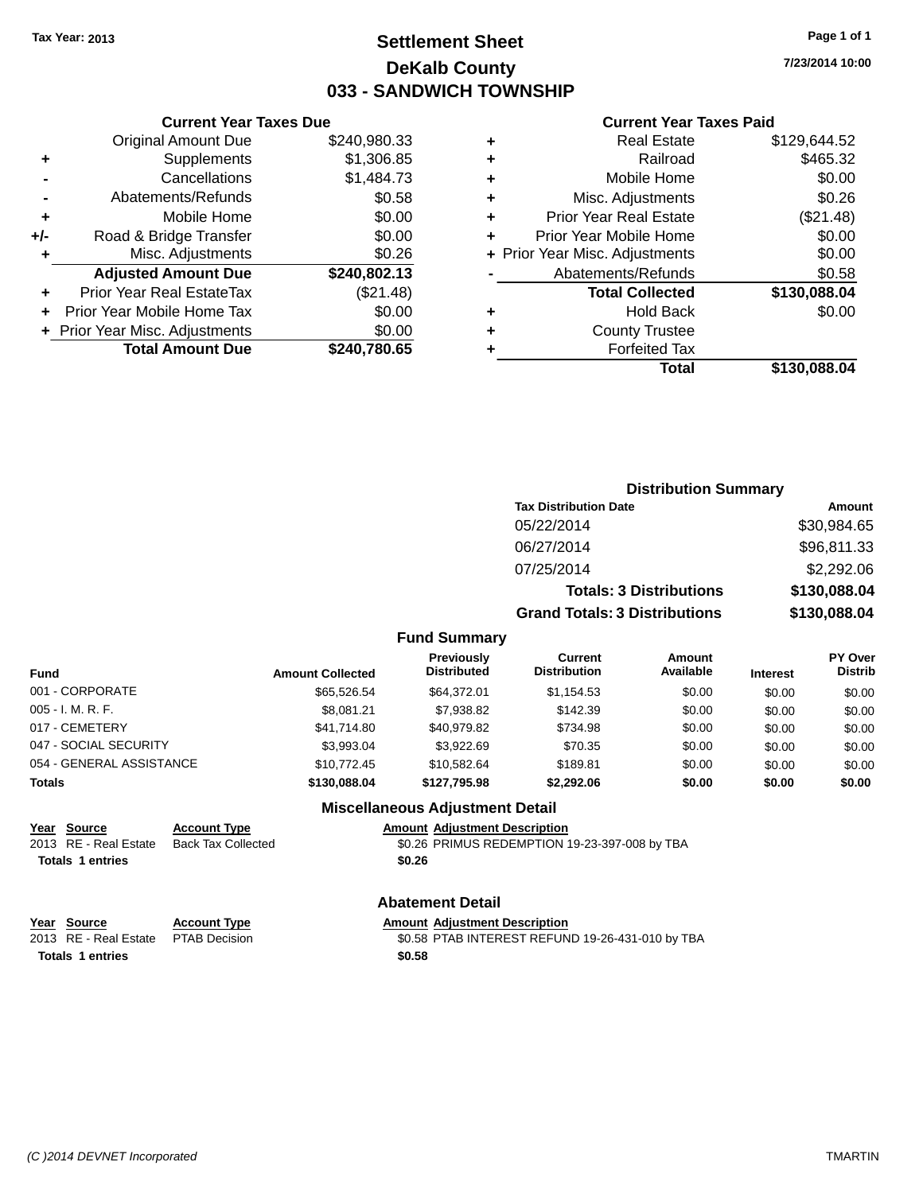Tax Year: 2013

# Settlement Sheet
## DeKalb County
## 033 - SANDWICH TOWNSHIP

7/23/2014 10:00

### Current Year Taxes Due

| | | |
|---|---|---|
| | Original Amount Due | $240,980.33 |
| + | Supplements | $1,306.85 |
| - | Cancellations | $1,484.73 |
| - | Abatements/Refunds | $0.58 |
| + | Mobile Home | $0.00 |
| +/- | Road & Bridge Transfer | $0.00 |
| + | Misc. Adjustments | $0.26 |
| | **Adjusted Amount Due** | **$240,802.13** |
| + | Prior Year Real EstateTax | ($21.48) |
| + | Prior Year Mobile Home Tax | $0.00 |
| + | Prior Year Misc. Adjustments | $0.00 |
| | **Total Amount Due** | **$240,780.65** |

### Current Year Taxes Paid

| | | |
|---|---|---|
| + | Real Estate | $129,644.52 |
| + | Railroad | $465.32 |
| + | Mobile Home | $0.00 |
| + | Misc. Adjustments | $0.26 |
| + | Prior Year Real Estate | ($21.48) |
| + | Prior Year Mobile Home | $0.00 |
| + | Prior Year Misc. Adjustments | $0.00 |
| - | Abatements/Refunds | $0.58 |
| | **Total Collected** | **$130,088.04** |
| + | Hold Back | $0.00 |
| + | County Trustee | |
| + | Forfeited Tax | |
| | **Total** | **$130,088.04** |

### Distribution Summary

| Tax Distribution Date | Amount |
|---|---|
| 05/22/2014 | $30,984.65 |
| 06/27/2014 | $96,811.33 |
| 07/25/2014 | $2,292.06 |
| **Totals: 3 Distributions** | **$130,088.04** |
| **Grand Totals: 3 Distributions** | **$130,088.04** |

### Fund Summary

| Fund | Amount Collected | Previously Distributed | Current Distribution | Amount Available | Interest | PY Over Distrib |
|---|---|---|---|---|---|---|
| 001 - CORPORATE | $65,526.54 | $64,372.01 | $1,154.53 | $0.00 | $0.00 | $0.00 |
| 005 - I. M. R. F. | $8,081.21 | $7,938.82 | $142.39 | $0.00 | $0.00 | $0.00 |
| 017 - CEMETERY | $41,714.80 | $40,979.82 | $734.98 | $0.00 | $0.00 | $0.00 |
| 047 - SOCIAL SECURITY | $3,993.04 | $3,922.69 | $70.35 | $0.00 | $0.00 | $0.00 |
| 054 - GENERAL ASSISTANCE | $10,772.45 | $10,582.64 | $189.81 | $0.00 | $0.00 | $0.00 |
| **Totals** | **$130,088.04** | **$127,795.98** | **$2,292.06** | **$0.00** | **$0.00** | **$0.00** |

### Miscellaneous Adjustment Detail

| Year | Source | Account Type | Amount | Adjustment Description |
|---|---|---|---|---|
| 2013 | RE - Real Estate | Back Tax Collected | $0.26 | PRIMUS REDEMPTION 19-23-397-008 by TBA |
| **Totals 1 entries** | | | **$0.26** | |

### Abatement Detail

| Year | Source | Account Type | Amount | Adjustment Description |
|---|---|---|---|---|
| 2013 | RE - Real Estate | PTAB Decision | $0.58 | PTAB INTEREST REFUND 19-26-431-010 by TBA |
| **Totals 1 entries** | | | **$0.58** | |

(C )2014 DEVNET Incorporated TMARTIN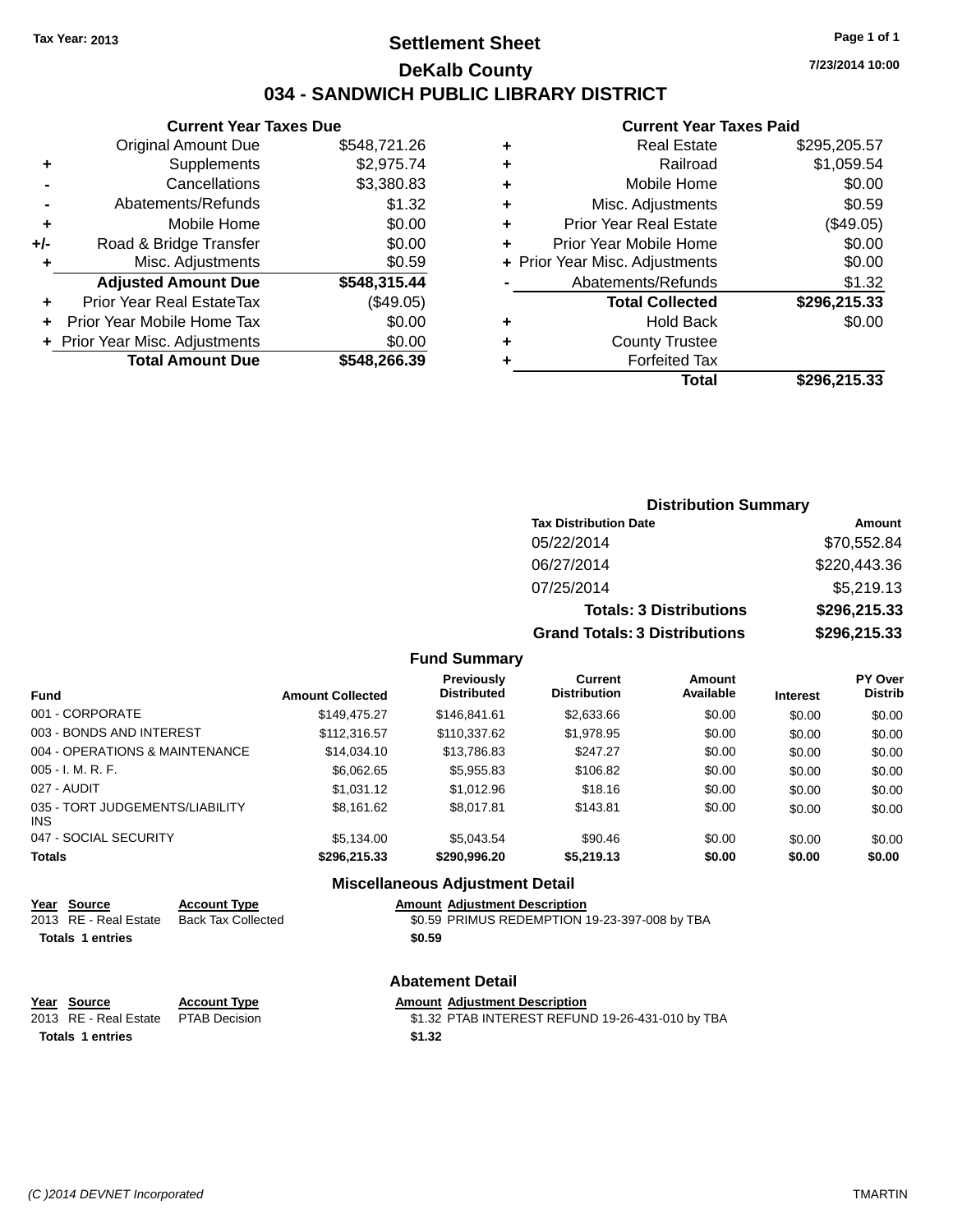**Tax Year: 2013**

# Settlement Sheet

## DeKalb County

## 034 - SANDWICH PUBLIC LIBRARY DISTRICT

7/23/2014 10:00

### Current Year Taxes Due

| | | |
|---|---|---|
| | Original Amount Due | $548,721.26 |
| + | Supplements | $2,975.74 |
| - | Cancellations | $3,380.83 |
| - | Abatements/Refunds | $1.32 |
| + | Mobile Home | $0.00 |
| +/- | Road & Bridge Transfer | $0.00 |
| + | Misc. Adjustments | $0.59 |
| | **Adjusted Amount Due** | **$548,315.44** |
| + | Prior Year Real EstateTax | ($49.05) |
| + | Prior Year Mobile Home Tax | $0.00 |
| + | Prior Year Misc. Adjustments | $0.00 |
| | **Total Amount Due** | **$548,266.39** |

### Current Year Taxes Paid

| | | |
|---|---|---|
| + | Real Estate | $295,205.57 |
| + | Railroad | $1,059.54 |
| + | Mobile Home | $0.00 |
| + | Misc. Adjustments | $0.59 |
| + | Prior Year Real Estate | ($49.05) |
| + | Prior Year Mobile Home | $0.00 |
| + | Prior Year Misc. Adjustments | $0.00 |
| - | Abatements/Refunds | $1.32 |
| | **Total Collected** | **$296,215.33** |
| + | Hold Back | $0.00 |
| + | County Trustee | |
| + | Forfeited Tax | |
| | **Total** | **$296,215.33** |

### Distribution Summary

| Tax Distribution Date | Amount |
|---|---|
| 05/22/2014 | $70,552.84 |
| 06/27/2014 | $220,443.36 |
| 07/25/2014 | $5,219.13 |
| **Totals: 3 Distributions** | **$296,215.33** |
| **Grand Totals: 3 Distributions** | **$296,215.33** |

### Fund Summary

| Fund | Amount Collected | Previously Distributed | Current Distribution | Amount Available | Interest | PY Over Distrib |
|---|---|---|---|---|---|---|
| 001 - CORPORATE | $149,475.27 | $146,841.61 | $2,633.66 | $0.00 | $0.00 | $0.00 |
| 003 - BONDS AND INTEREST | $112,316.57 | $110,337.62 | $1,978.95 | $0.00 | $0.00 | $0.00 |
| 004 - OPERATIONS & MAINTENANCE | $14,034.10 | $13,786.83 | $247.27 | $0.00 | $0.00 | $0.00 |
| 005 - I. M. R. F. | $6,062.65 | $5,955.83 | $106.82 | $0.00 | $0.00 | $0.00 |
| 027 - AUDIT | $1,031.12 | $1,012.96 | $18.16 | $0.00 | $0.00 | $0.00 |
| 035 - TORT JUDGEMENTS/LIABILITY INS | $8,161.62 | $8,017.81 | $143.81 | $0.00 | $0.00 | $0.00 |
| 047 - SOCIAL SECURITY | $5,134.00 | $5,043.54 | $90.46 | $0.00 | $0.00 | $0.00 |
| **Totals** | **$296,215.33** | **$290,996.20** | **$5,219.13** | **$0.00** | **$0.00** | **$0.00** |

### Miscellaneous Adjustment Detail

| Year | Source | Account Type | Amount | Adjustment Description |
|---|---|---|---|---|
| 2013 | RE - Real Estate | Back Tax Collected | $0.59 | PRIMUS REDEMPTION 19-23-397-008 by TBA |
| **Totals 1 entries** | | | **$0.59** | |

### Abatement Detail

| Year | Source | Account Type | Amount | Adjustment Description |
|---|---|---|---|---|
| 2013 | RE - Real Estate | PTAB Decision | $1.32 | PTAB INTEREST REFUND 19-26-431-010 by TBA |
| **Totals 1 entries** | | | **$1.32** | |

(C )2014 DEVNET Incorporated TMARTIN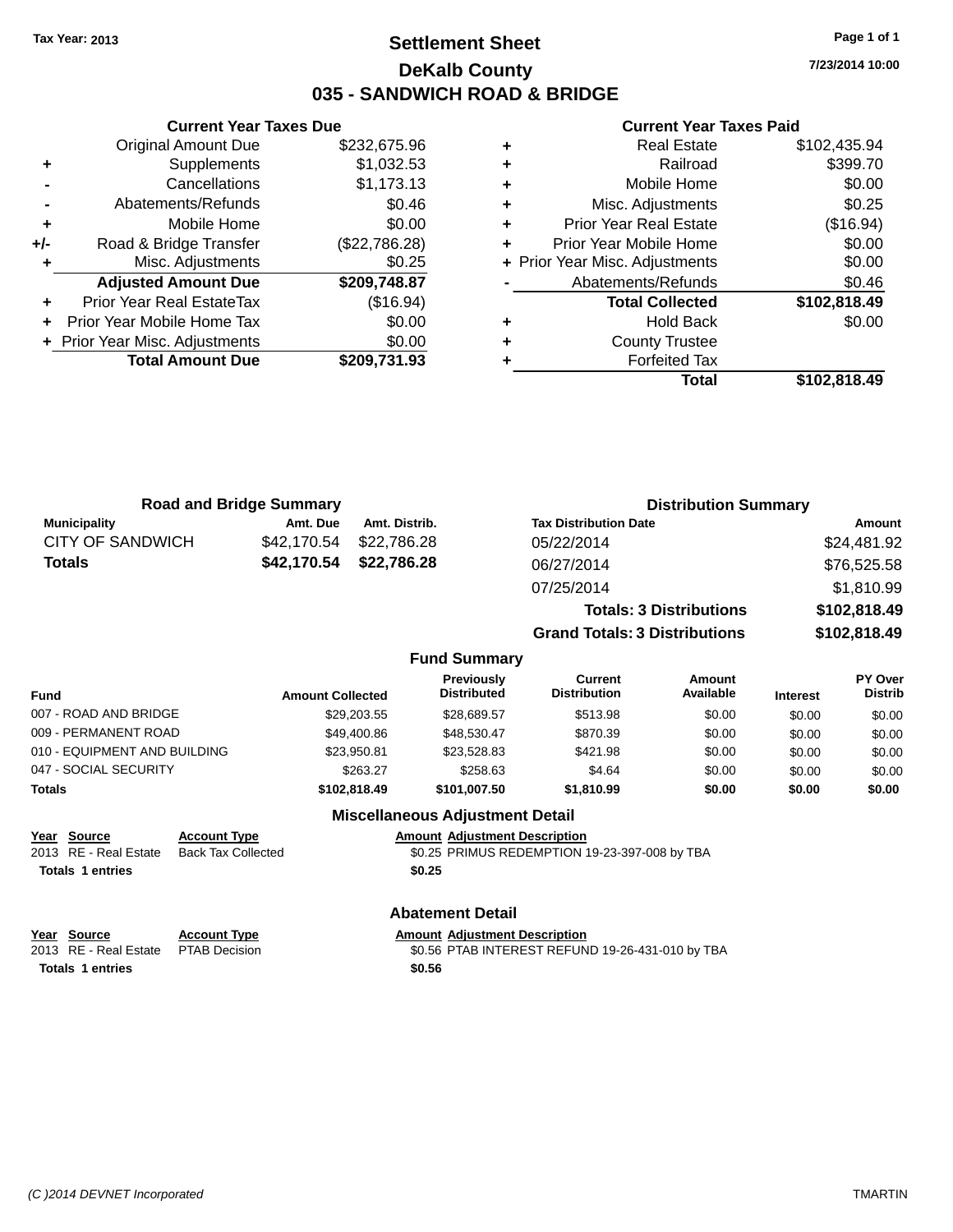Tax Year: 2013

# Settlement Sheet

## DeKalb County

## 035 - SANDWICH ROAD & BRIDGE

7/23/2014 10:00

### Current Year Taxes Due

| | | |
|---|---|---|
| | Original Amount Due | $232,675.96 |
| + | Supplements | $1,032.53 |
| - | Cancellations | $1,173.13 |
| - | Abatements/Refunds | $0.46 |
| + | Mobile Home | $0.00 |
| +/- | Road & Bridge Transfer | ($22,786.28) |
| + | Misc. Adjustments | $0.25 |
| | **Adjusted Amount Due** | **$209,748.87** |
| + | Prior Year Real EstateTax | ($16.94) |
| + | Prior Year Mobile Home Tax | $0.00 |
| + | Prior Year Misc. Adjustments | $0.00 |
| | **Total Amount Due** | **$209,731.93** |

### Current Year Taxes Paid

| | | |
|---|---|---|
| + | Real Estate | $102,435.94 |
| + | Railroad | $399.70 |
| + | Mobile Home | $0.00 |
| + | Misc. Adjustments | $0.25 |
| + | Prior Year Real Estate | ($16.94) |
| + | Prior Year Mobile Home | $0.00 |
| + | Prior Year Misc. Adjustments | $0.00 |
| - | Abatements/Refunds | $0.46 |
| | **Total Collected** | **$102,818.49** |
| + | Hold Back | $0.00 |
| + | County Trustee | |
| + | Forfeited Tax | |
| | **Total** | **$102,818.49** |

### Road and Bridge Summary

| Municipality | Amt. Due | Amt. Distrib. |
|---|---|---|
| CITY OF SANDWICH | $42,170.54 | $22,786.28 |
| **Totals** | **$42,170.54** | **$22,786.28** |

### Distribution Summary

| Tax Distribution Date | Amount |
|---|---|
| 05/22/2014 | $24,481.92 |
| 06/27/2014 | $76,525.58 |
| 07/25/2014 | $1,810.99 |
| **Totals: 3 Distributions** | **$102,818.49** |
| **Grand Totals: 3 Distributions** | **$102,818.49** |

### Fund Summary

| Fund | Amount Collected | Previously Distributed | Current Distribution | Amount Available | Interest | PY Over Distrib |
|---|---|---|---|---|---|---|
| 007 - ROAD AND BRIDGE | $29,203.55 | $28,689.57 | $513.98 | $0.00 | $0.00 | $0.00 |
| 009 - PERMANENT ROAD | $49,400.86 | $48,530.47 | $870.39 | $0.00 | $0.00 | $0.00 |
| 010 - EQUIPMENT AND BUILDING | $23,950.81 | $23,528.83 | $421.98 | $0.00 | $0.00 | $0.00 |
| 047 - SOCIAL SECURITY | $263.27 | $258.63 | $4.64 | $0.00 | $0.00 | $0.00 |
| **Totals** | **$102,818.49** | **$101,007.50** | **$1,810.99** | **$0.00** | **$0.00** | **$0.00** |

### Miscellaneous Adjustment Detail

| Year | Source | Account Type | Amount | Adjustment Description |
|---|---|---|---|---|
| 2013 | RE - Real Estate | Back Tax Collected | $0.25 | PRIMUS REDEMPTION 19-23-397-008 by TBA |
| **Totals 1 entries** | | | **$0.25** | |

### Abatement Detail

| Year | Source | Account Type | Amount | Adjustment Description |
|---|---|---|---|---|
| 2013 | RE - Real Estate | PTAB Decision | $0.56 | PTAB INTEREST REFUND 19-26-431-010 by TBA |
| **Totals 1 entries** | | | **$0.56** | |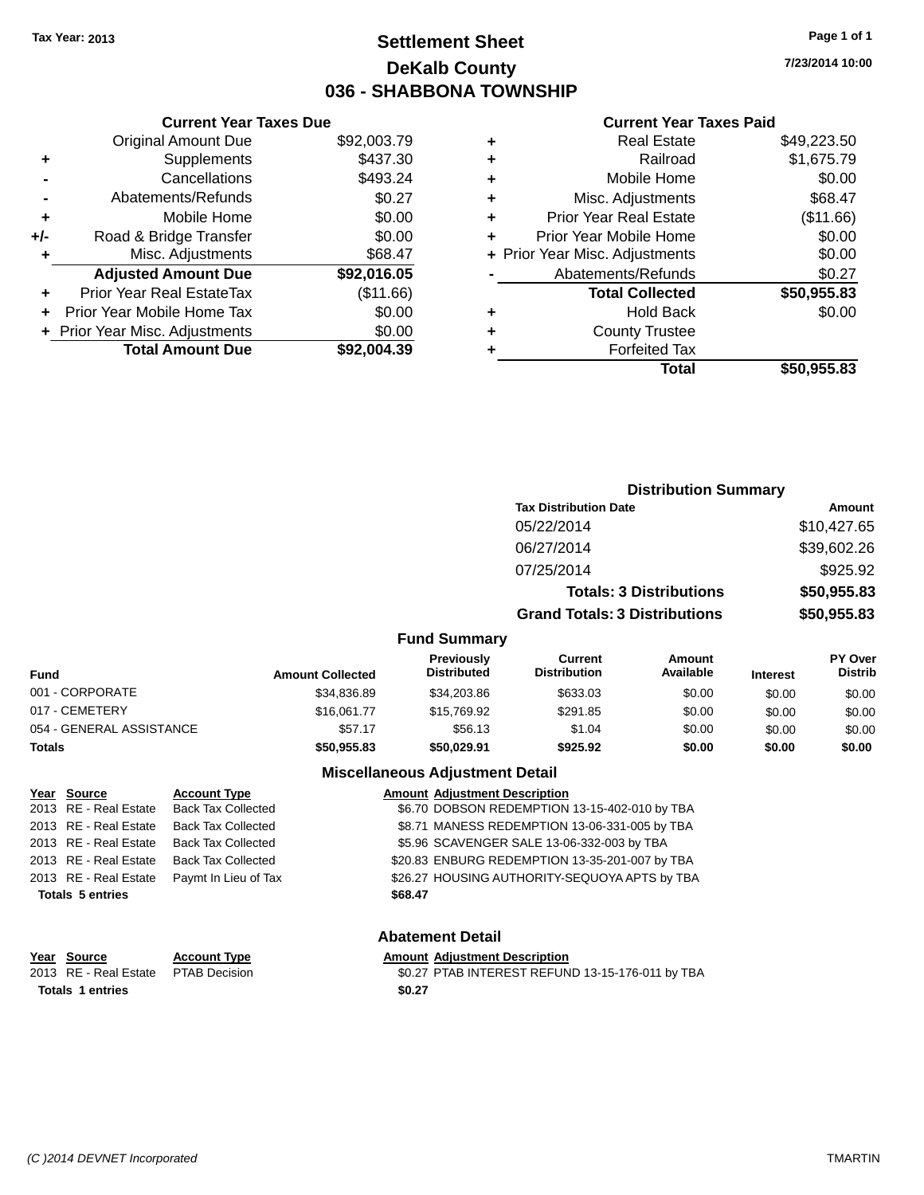Tax Year: 2013

# Settlement Sheet

## DeKalb County

## 036 - SHABBONA TOWNSHIP

7/23/2014 10:00

### Current Year Taxes Due

| | | |
|---|---|---|
| | Original Amount Due | $92,003.79 |
| + | Supplements | $437.30 |
| - | Cancellations | $493.24 |
| - | Abatements/Refunds | $0.27 |
| + | Mobile Home | $0.00 |
| +/- | Road & Bridge Transfer | $0.00 |
| + | Misc. Adjustments | $68.47 |
| | **Adjusted Amount Due** | **$92,016.05** |
| + | Prior Year Real EstateTax | ($11.66) |
| + | Prior Year Mobile Home Tax | $0.00 |
| + | Prior Year Misc. Adjustments | $0.00 |
| | **Total Amount Due** | **$92,004.39** |

### Current Year Taxes Paid

| | | |
|---|---|---|
| + | Real Estate | $49,223.50 |
| + | Railroad | $1,675.79 |
| + | Mobile Home | $0.00 |
| + | Misc. Adjustments | $68.47 |
| + | Prior Year Real Estate | ($11.66) |
| + | Prior Year Mobile Home | $0.00 |
| + | Prior Year Misc. Adjustments | $0.00 |
| - | Abatements/Refunds | $0.27 |
| | **Total Collected** | **$50,955.83** |
| + | Hold Back | $0.00 |
| + | County Trustee | |
| + | Forfeited Tax | |
| | **Total** | **$50,955.83** |

### Distribution Summary

| Tax Distribution Date | Amount |
|---|---|
| 05/22/2014 | $10,427.65 |
| 06/27/2014 | $39,602.26 |
| 07/25/2014 | $925.92 |
| **Totals: 3 Distributions** | **$50,955.83** |
| **Grand Totals: 3 Distributions** | **$50,955.83** |

### Fund Summary

| Fund | Amount Collected | Previously Distributed | Current Distribution | Amount Available | Interest | PY Over Distrib |
|---|---|---|---|---|---|---|
| 001 - CORPORATE | $34,836.89 | $34,203.86 | $633.03 | $0.00 | $0.00 | $0.00 |
| 017 - CEMETERY | $16,061.77 | $15,769.92 | $291.85 | $0.00 | $0.00 | $0.00 |
| 054 - GENERAL ASSISTANCE | $57.17 | $56.13 | $1.04 | $0.00 | $0.00 | $0.00 |
| **Totals** | **$50,955.83** | **$50,029.91** | **$925.92** | **$0.00** | **$0.00** | **$0.00** |

### Miscellaneous Adjustment Detail

| Year | Source | Account Type | Amount | Adjustment Description |
|---|---|---|---|---|
| 2013 | RE - Real Estate | Back Tax Collected | $6.70 | DOBSON REDEMPTION 13-15-402-010 by TBA |
| 2013 | RE - Real Estate | Back Tax Collected | $8.71 | MANESS REDEMPTION 13-06-331-005 by TBA |
| 2013 | RE - Real Estate | Back Tax Collected | $5.96 | SCAVENGER SALE 13-06-332-003 by TBA |
| 2013 | RE - Real Estate | Back Tax Collected | $20.83 | ENBURG REDEMPTION 13-35-201-007 by TBA |
| 2013 | RE - Real Estate | Paymt In Lieu of Tax | $26.27 | HOUSING AUTHORITY-SEQUOYA APTS by TBA |
| **Totals 5 entries** | | | **$68.47** | |

### Abatement Detail

| Year | Source | Account Type | Amount | Adjustment Description |
|---|---|---|---|---|
| 2013 | RE - Real Estate | PTAB Decision | $0.27 | PTAB INTEREST REFUND 13-15-176-011 by TBA |
| **Totals 1 entries** | | | **$0.27** | |

(C )2014 DEVNET Incorporated TMARTIN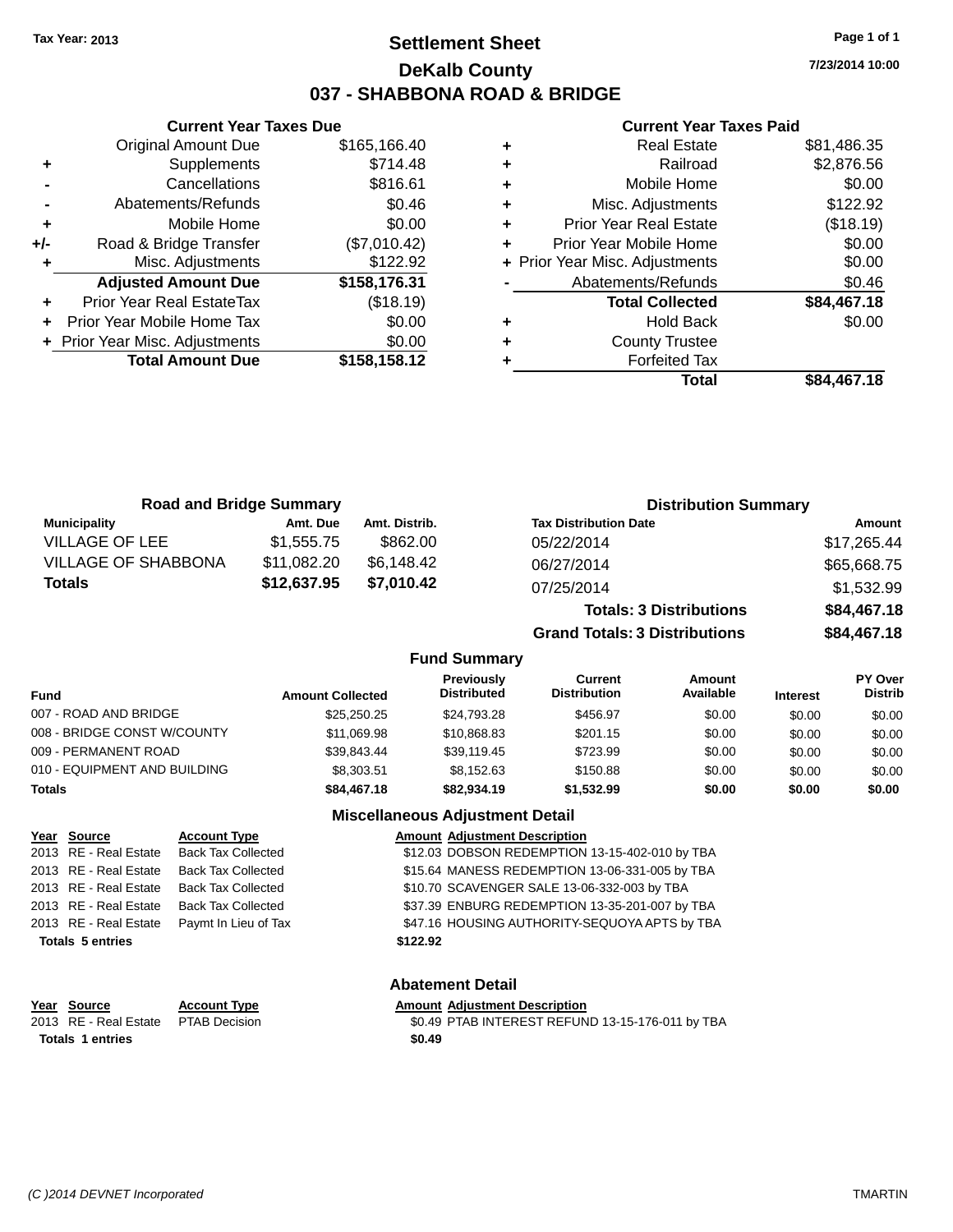Tax Year: 2013

# Settlement Sheet

## DeKalb County

## 037 - SHABBONA ROAD & BRIDGE

7/23/2014 10:00

### Current Year Taxes Due

| | | |
|---|---|---|
| | Original Amount Due | $165,166.40 |
| + | Supplements | $714.48 |
| - | Cancellations | $816.61 |
| - | Abatements/Refunds | $0.46 |
| + | Mobile Home | $0.00 |
| +/- | Road & Bridge Transfer | ($7,010.42) |
| + | Misc. Adjustments | $122.92 |
| | **Adjusted Amount Due** | **$158,176.31** |
| + | Prior Year Real EstateTax | ($18.19) |
| + | Prior Year Mobile Home Tax | $0.00 |
| + | Prior Year Misc. Adjustments | $0.00 |
| | **Total Amount Due** | **$158,158.12** |

### Current Year Taxes Paid

| | | |
|---|---|---|
| + | Real Estate | $81,486.35 |
| + | Railroad | $2,876.56 |
| + | Mobile Home | $0.00 |
| + | Misc. Adjustments | $122.92 |
| + | Prior Year Real Estate | ($18.19) |
| + | Prior Year Mobile Home | $0.00 |
| + | Prior Year Misc. Adjustments | $0.00 |
| - | Abatements/Refunds | $0.46 |
| | **Total Collected** | **$84,467.18** |
| + | Hold Back | $0.00 |
| + | County Trustee | |
| + | Forfeited Tax | |
| | **Total** | **$84,467.18** |

### Road and Bridge Summary

| Municipality | Amt. Due | Amt. Distrib. |
|---|---|---|
| VILLAGE OF LEE | $1,555.75 | $862.00 |
| VILLAGE OF SHABBONA | $11,082.20 | $6,148.42 |
| **Totals** | **$12,637.95** | **$7,010.42** |

### Distribution Summary

| Tax Distribution Date | Amount |
|---|---|
| 05/22/2014 | $17,265.44 |
| 06/27/2014 | $65,668.75 |
| 07/25/2014 | $1,532.99 |
| **Totals: 3 Distributions** | **$84,467.18** |
| **Grand Totals: 3 Distributions** | **$84,467.18** |

### Fund Summary

| Fund | Amount Collected | Previously Distributed | Current Distribution | Amount Available | Interest | PY Over Distrib |
|---|---|---|---|---|---|---|
| 007 - ROAD AND BRIDGE | $25,250.25 | $24,793.28 | $456.97 | $0.00 | $0.00 | $0.00 |
| 008 - BRIDGE CONST W/COUNTY | $11,069.98 | $10,868.83 | $201.15 | $0.00 | $0.00 | $0.00 |
| 009 - PERMANENT ROAD | $39,843.44 | $39,119.45 | $723.99 | $0.00 | $0.00 | $0.00 |
| 010 - EQUIPMENT AND BUILDING | $8,303.51 | $8,152.63 | $150.88 | $0.00 | $0.00 | $0.00 |
| **Totals** | **$84,467.18** | **$82,934.19** | **$1,532.99** | **$0.00** | **$0.00** | **$0.00** |

### Miscellaneous Adjustment Detail

| Year | Source | Account Type | Amount | Adjustment Description |
|---|---|---|---|---|
| 2013 | RE - Real Estate | Back Tax Collected | $12.03 | DOBSON REDEMPTION 13-15-402-010 by TBA |
| 2013 | RE - Real Estate | Back Tax Collected | $15.64 | MANESS REDEMPTION 13-06-331-005 by TBA |
| 2013 | RE - Real Estate | Back Tax Collected | $10.70 | SCAVENGER SALE 13-06-332-003 by TBA |
| 2013 | RE - Real Estate | Back Tax Collected | $37.39 | ENBURG REDEMPTION 13-35-201-007 by TBA |
| 2013 | RE - Real Estate | Paymt In Lieu of Tax | $47.16 | HOUSING AUTHORITY-SEQUOYA APTS by TBA |
| **Totals 5 entries** | | | **$122.92** | |

### Abatement Detail

| Year | Source | Account Type | Amount | Adjustment Description |
|---|---|---|---|---|
| 2013 | RE - Real Estate | PTAB Decision | $0.49 | PTAB INTEREST REFUND 13-15-176-011 by TBA |
| **Totals 1 entries** | | | **$0.49** | |

(C )2014 DEVNET Incorporated TMARTIN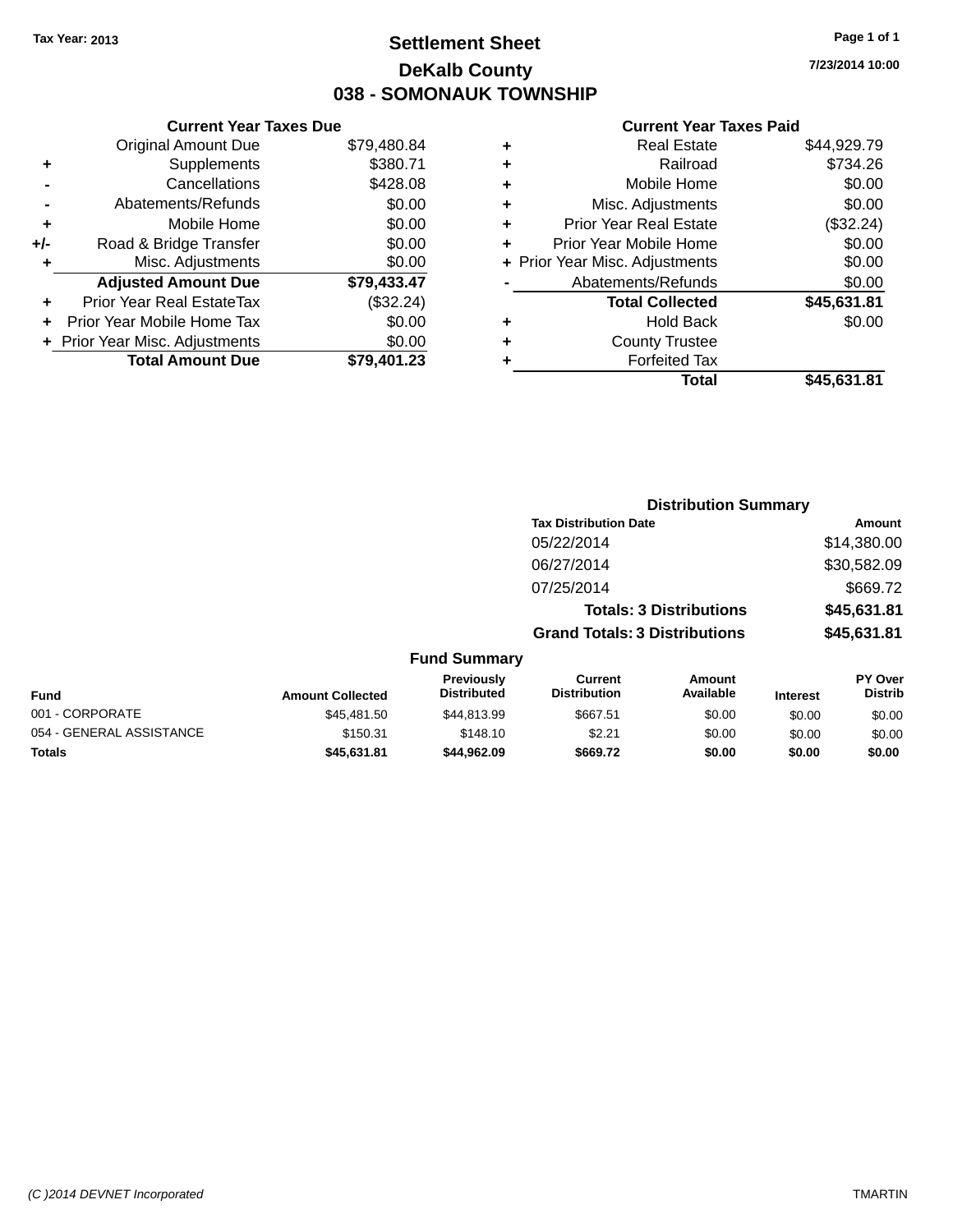Tax Year: 2013

# Settlement Sheet

## DeKalb County

## 038 - SOMONAUK TOWNSHIP

7/23/2014 10:00

### Current Year Taxes Due

| | | |
|---|---|---|
| | Original Amount Due | $79,480.84 |
| + | Supplements | $380.71 |
| - | Cancellations | $428.08 |
| - | Abatements/Refunds | $0.00 |
| + | Mobile Home | $0.00 |
| +/- | Road & Bridge Transfer | $0.00 |
| + | Misc. Adjustments | $0.00 |
| | **Adjusted Amount Due** | **$79,433.47** |
| + | Prior Year Real EstateTax | ($32.24) |
| + | Prior Year Mobile Home Tax | $0.00 |
| + | Prior Year Misc. Adjustments | $0.00 |
| | **Total Amount Due** | **$79,401.23** |

### Current Year Taxes Paid

| | | |
|---|---|---|
| + | Real Estate | $44,929.79 |
| + | Railroad | $734.26 |
| + | Mobile Home | $0.00 |
| + | Misc. Adjustments | $0.00 |
| + | Prior Year Real Estate | ($32.24) |
| + | Prior Year Mobile Home | $0.00 |
| + | Prior Year Misc. Adjustments | $0.00 |
| - | Abatements/Refunds | $0.00 |
| | **Total Collected** | **$45,631.81** |
| + | Hold Back | $0.00 |
| + | County Trustee | |
| + | Forfeited Tax | |
| | **Total** | **$45,631.81** |

### Distribution Summary

| Tax Distribution Date | Amount |
|---|---|
| 05/22/2014 | $14,380.00 |
| 06/27/2014 | $30,582.09 |
| 07/25/2014 | $669.72 |
| **Totals: 3 Distributions** | **$45,631.81** |
| **Grand Totals: 3 Distributions** | **$45,631.81** |

### Fund Summary

| Fund | Amount Collected | Previously Distributed | Current Distribution | Amount Available | Interest | PY Over Distrib |
|---|---|---|---|---|---|---|
| 001 - CORPORATE | $45,481.50 | $44,813.99 | $667.51 | $0.00 | $0.00 | $0.00 |
| 054 - GENERAL ASSISTANCE | $150.31 | $148.10 | $2.21 | $0.00 | $0.00 | $0.00 |
| **Totals** | **$45,631.81** | **$44,962.09** | **$669.72** | **$0.00** | **$0.00** | **$0.00** |

(C )2014 DEVNET Incorporated TMARTIN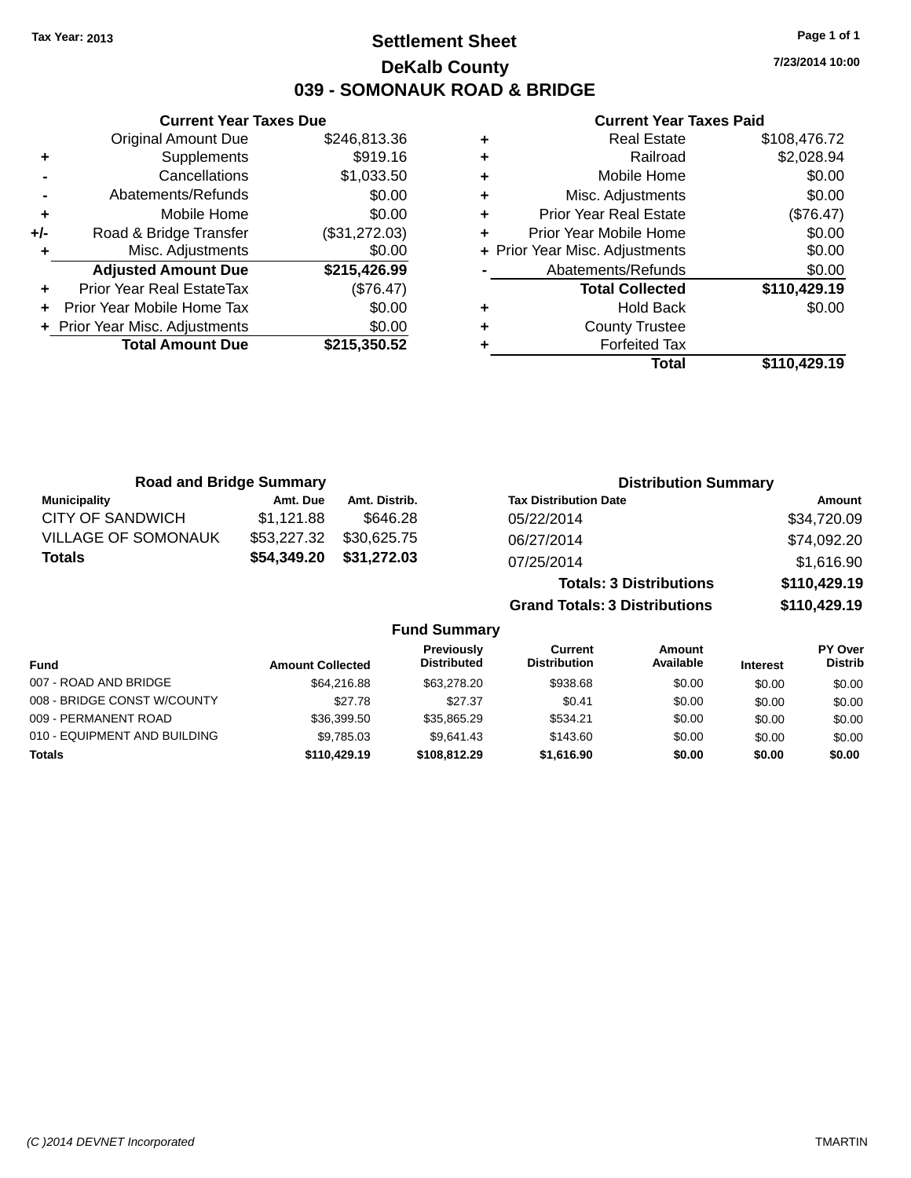Tax Year: 2013

# Settlement Sheet

## DeKalb County

## 039 - SOMONAUK ROAD & BRIDGE

7/23/2014 10:00

### Current Year Taxes Due

| | | |
|---|---|---|
| | Original Amount Due | $246,813.36 |
| + | Supplements | $919.16 |
| - | Cancellations | $1,033.50 |
| - | Abatements/Refunds | $0.00 |
| + | Mobile Home | $0.00 |
| +/- | Road & Bridge Transfer | ($31,272.03) |
| + | Misc. Adjustments | $0.00 |
| | **Adjusted Amount Due** | **$215,426.99** |
| + | Prior Year Real EstateTax | ($76.47) |
| + | Prior Year Mobile Home Tax | $0.00 |
| + | Prior Year Misc. Adjustments | $0.00 |
| | **Total Amount Due** | **$215,350.52** |

### Current Year Taxes Paid

| | | |
|---|---|---|
| + | Real Estate | $108,476.72 |
| + | Railroad | $2,028.94 |
| + | Mobile Home | $0.00 |
| + | Misc. Adjustments | $0.00 |
| + | Prior Year Real Estate | ($76.47) |
| + | Prior Year Mobile Home | $0.00 |
| + | Prior Year Misc. Adjustments | $0.00 |
| - | Abatements/Refunds | $0.00 |
| | **Total Collected** | **$110,429.19** |
| + | Hold Back | $0.00 |
| + | County Trustee | |
| + | Forfeited Tax | |
| | **Total** | **$110,429.19** |

### Road and Bridge Summary

| Municipality | Amt. Due | Amt. Distrib. |
|---|---|---|
| CITY OF SANDWICH | $1,121.88 | $646.28 |
| VILLAGE OF SOMONAUK | $53,227.32 | $30,625.75 |
| **Totals** | **$54,349.20** | **$31,272.03** |

### Distribution Summary

| Tax Distribution Date | Amount |
|---|---|
| 05/22/2014 | $34,720.09 |
| 06/27/2014 | $74,092.20 |
| 07/25/2014 | $1,616.90 |
| **Totals: 3 Distributions** | **$110,429.19** |
| **Grand Totals: 3 Distributions** | **$110,429.19** |

### Fund Summary

| Fund | Amount Collected | Previously Distributed | Current Distribution | Amount Available | Interest | PY Over Distrib |
|---|---|---|---|---|---|---|
| 007 - ROAD AND BRIDGE | $64,216.88 | $63,278.20 | $938.68 | $0.00 | $0.00 | $0.00 |
| 008 - BRIDGE CONST W/COUNTY | $27.78 | $27.37 | $0.41 | $0.00 | $0.00 | $0.00 |
| 009 - PERMANENT ROAD | $36,399.50 | $35,865.29 | $534.21 | $0.00 | $0.00 | $0.00 |
| 010 - EQUIPMENT AND BUILDING | $9,785.03 | $9,641.43 | $143.60 | $0.00 | $0.00 | $0.00 |
| **Totals** | **$110,429.19** | **$108,812.29** | **$1,616.90** | **$0.00** | **$0.00** | **$0.00** |

(C )2014 DEVNET Incorporated TMARTIN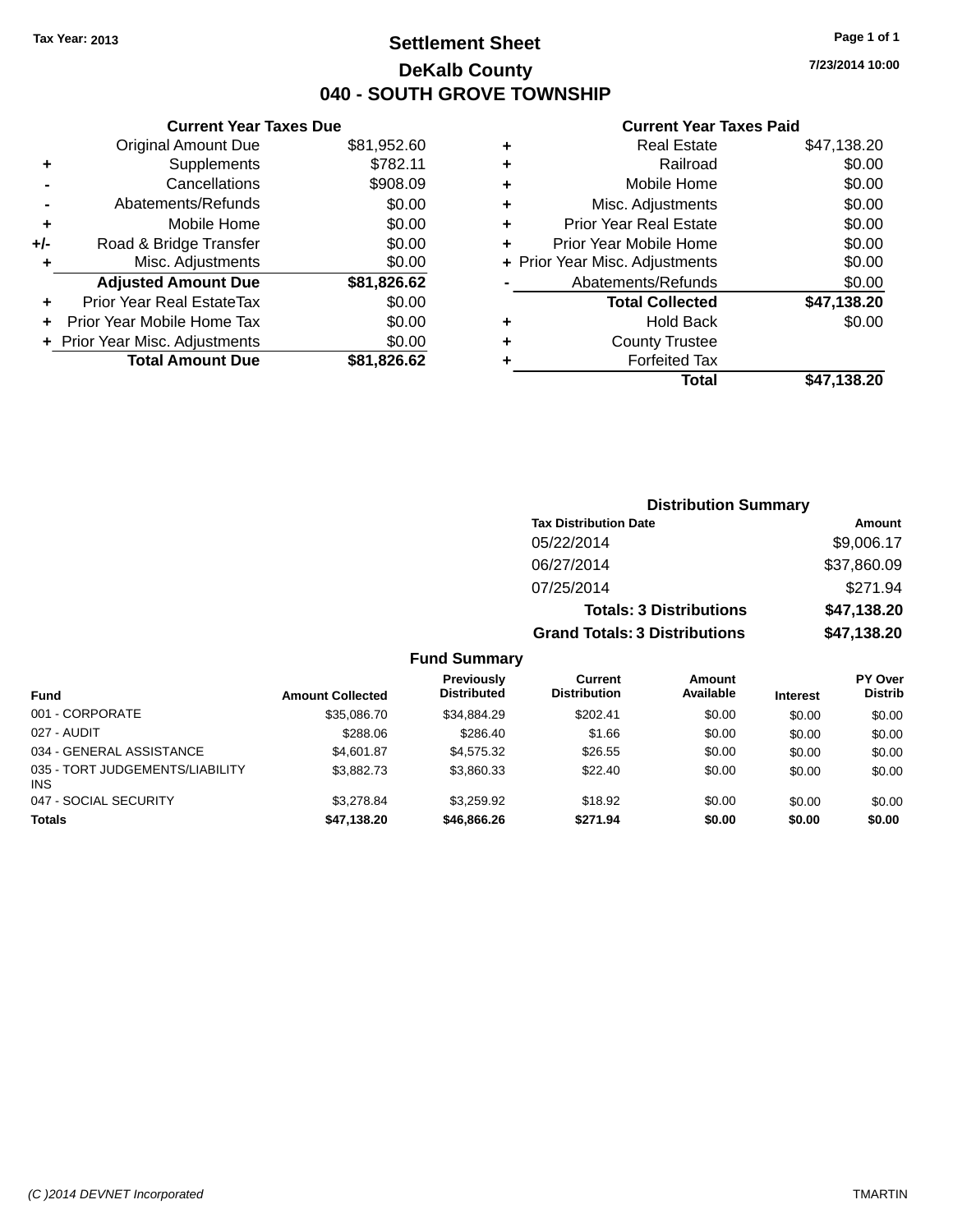Tax Year: 2013

# Settlement Sheet

## DeKalb County

## 040 - SOUTH GROVE TOWNSHIP

7/23/2014 10:00

### Current Year Taxes Due

| | | |
|---|---|---|
| | Original Amount Due | $81,952.60 |
| + | Supplements | $782.11 |
| - | Cancellations | $908.09 |
| - | Abatements/Refunds | $0.00 |
| + | Mobile Home | $0.00 |
| +/- | Road & Bridge Transfer | $0.00 |
| + | Misc. Adjustments | $0.00 |
| | **Adjusted Amount Due** | **$81,826.62** |
| + | Prior Year Real EstateTax | $0.00 |
| + | Prior Year Mobile Home Tax | $0.00 |
| + | Prior Year Misc. Adjustments | $0.00 |
| | **Total Amount Due** | **$81,826.62** |

### Current Year Taxes Paid

| | | |
|---|---|---|
| + | Real Estate | $47,138.20 |
| + | Railroad | $0.00 |
| + | Mobile Home | $0.00 |
| + | Misc. Adjustments | $0.00 |
| + | Prior Year Real Estate | $0.00 |
| + | Prior Year Mobile Home | $0.00 |
| + | Prior Year Misc. Adjustments | $0.00 |
| - | Abatements/Refunds | $0.00 |
| | **Total Collected** | **$47,138.20** |
| + | Hold Back | $0.00 |
| + | County Trustee | |
| + | Forfeited Tax | |
| | **Total** | **$47,138.20** |

### Distribution Summary

| Tax Distribution Date | Amount |
|---|---|
| 05/22/2014 | $9,006.17 |
| 06/27/2014 | $37,860.09 |
| 07/25/2014 | $271.94 |
| **Totals: 3 Distributions** | **$47,138.20** |
| **Grand Totals: 3 Distributions** | **$47,138.20** |

### Fund Summary

| Fund | Amount Collected | Previously Distributed | Current Distribution | Amount Available | Interest | PY Over Distrib |
|---|---|---|---|---|---|---|
| 001 - CORPORATE | $35,086.70 | $34,884.29 | $202.41 | $0.00 | $0.00 | $0.00 |
| 027 - AUDIT | $288.06 | $286.40 | $1.66 | $0.00 | $0.00 | $0.00 |
| 034 - GENERAL ASSISTANCE | $4,601.87 | $4,575.32 | $26.55 | $0.00 | $0.00 | $0.00 |
| 035 - TORT JUDGEMENTS/LIABILITY INS | $3,882.73 | $3,860.33 | $22.40 | $0.00 | $0.00 | $0.00 |
| 047 - SOCIAL SECURITY | $3,278.84 | $3,259.92 | $18.92 | $0.00 | $0.00 | $0.00 |
| **Totals** | **$47,138.20** | **$46,866.26** | **$271.94** | **$0.00** | **$0.00** | **$0.00** |

(C )2014 DEVNET Incorporated TMARTIN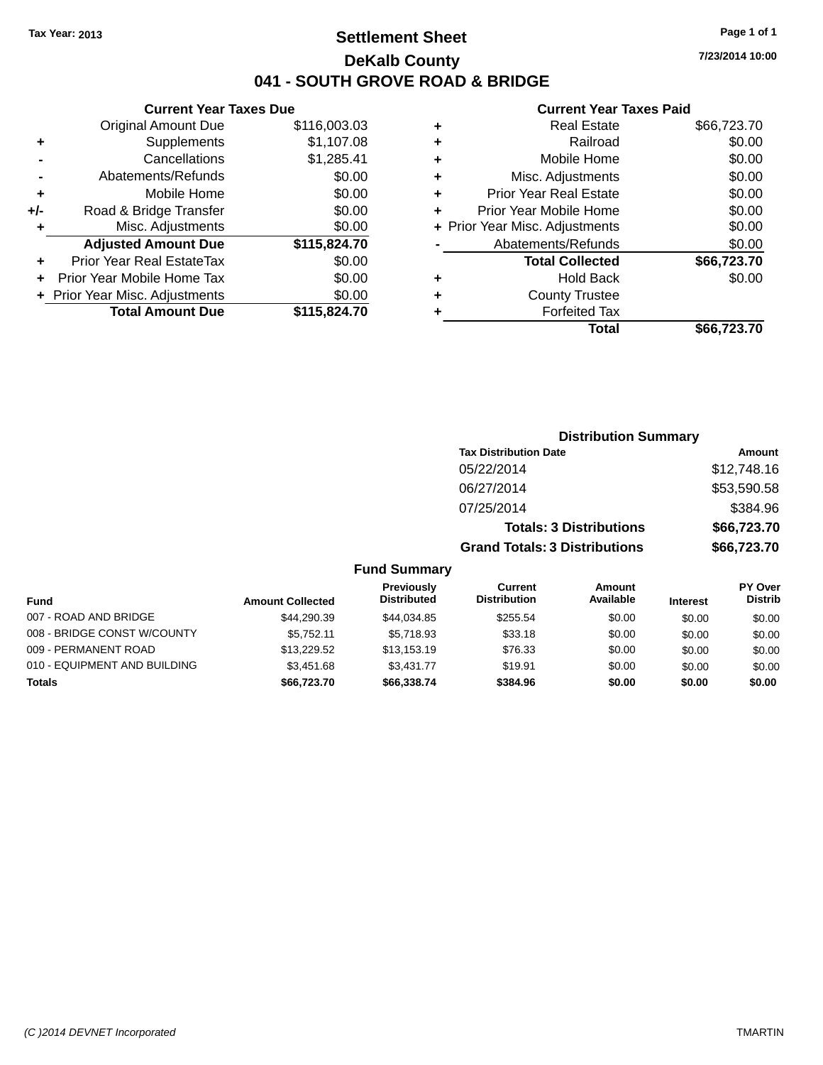Tax Year: 2013

# Settlement Sheet

## DeKalb County

## 041 - SOUTH GROVE ROAD & BRIDGE

7/23/2014 10:00

### Current Year Taxes Due

| | | |
|---|---|---|
| | Original Amount Due | $116,003.03 |
| + | Supplements | $1,107.08 |
| - | Cancellations | $1,285.41 |
| - | Abatements/Refunds | $0.00 |
| + | Mobile Home | $0.00 |
| +/- | Road & Bridge Transfer | $0.00 |
| + | Misc. Adjustments | $0.00 |
| | **Adjusted Amount Due** | **$115,824.70** |
| + | Prior Year Real EstateTax | $0.00 |
| + | Prior Year Mobile Home Tax | $0.00 |
| + | Prior Year Misc. Adjustments | $0.00 |
| | **Total Amount Due** | **$115,824.70** |

### Current Year Taxes Paid

| | | |
|---|---|---|
| + | Real Estate | $66,723.70 |
| + | Railroad | $0.00 |
| + | Mobile Home | $0.00 |
| + | Misc. Adjustments | $0.00 |
| + | Prior Year Real Estate | $0.00 |
| + | Prior Year Mobile Home | $0.00 |
| + | Prior Year Misc. Adjustments | $0.00 |
| - | Abatements/Refunds | $0.00 |
| | **Total Collected** | **$66,723.70** |
| + | Hold Back | $0.00 |
| + | County Trustee | |
| + | Forfeited Tax | |
| | **Total** | **$66,723.70** |

### Distribution Summary

| Tax Distribution Date | Amount |
|---|---|
| 05/22/2014 | $12,748.16 |
| 06/27/2014 | $53,590.58 |
| 07/25/2014 | $384.96 |
| **Totals: 3 Distributions** | **$66,723.70** |
| **Grand Totals: 3 Distributions** | **$66,723.70** |

### Fund Summary

| Fund | Amount Collected | Previously Distributed | Current Distribution | Amount Available | Interest | PY Over Distrib |
|---|---|---|---|---|---|---|
| 007 - ROAD AND BRIDGE | $44,290.39 | $44,034.85 | $255.54 | $0.00 | $0.00 | $0.00 |
| 008 - BRIDGE CONST W/COUNTY | $5,752.11 | $5,718.93 | $33.18 | $0.00 | $0.00 | $0.00 |
| 009 - PERMANENT ROAD | $13,229.52 | $13,153.19 | $76.33 | $0.00 | $0.00 | $0.00 |
| 010 - EQUIPMENT AND BUILDING | $3,451.68 | $3,431.77 | $19.91 | $0.00 | $0.00 | $0.00 |
| **Totals** | **$66,723.70** | **$66,338.74** | **$384.96** | **$0.00** | **$0.00** | **$0.00** |

(C )2014 DEVNET Incorporated

TMARTIN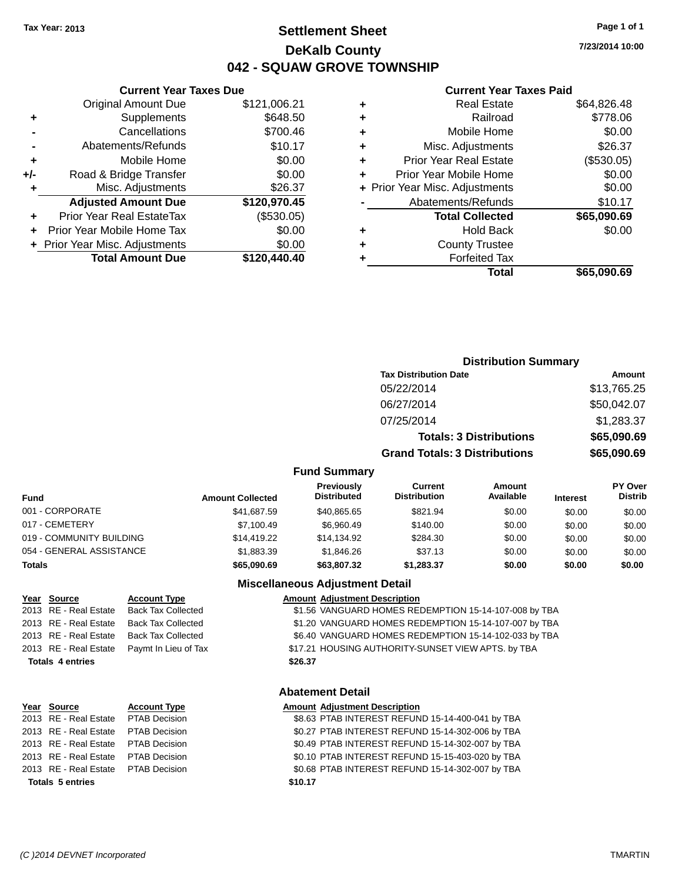Tax Year: 2013

# Settlement Sheet

## DeKalb County

## 042 - SQUAW GROVE TOWNSHIP

7/23/2014 10:00

### Current Year Taxes Due

| | | |
|---|---|---|
| | Original Amount Due | $121,006.21 |
| + | Supplements | $648.50 |
| - | Cancellations | $700.46 |
| - | Abatements/Refunds | $10.17 |
| + | Mobile Home | $0.00 |
| +/- | Road & Bridge Transfer | $0.00 |
| + | Misc. Adjustments | $26.37 |
| | **Adjusted Amount Due** | **$120,970.45** |
| + | Prior Year Real EstateTax | ($530.05) |
| + | Prior Year Mobile Home Tax | $0.00 |
| + | Prior Year Misc. Adjustments | $0.00 |
| | **Total Amount Due** | **$120,440.40** |

### Current Year Taxes Paid

| | | |
|---|---|---|
| + | Real Estate | $64,826.48 |
| + | Railroad | $778.06 |
| + | Mobile Home | $0.00 |
| + | Misc. Adjustments | $26.37 |
| + | Prior Year Real Estate | ($530.05) |
| + | Prior Year Mobile Home | $0.00 |
| + | Prior Year Misc. Adjustments | $0.00 |
| - | Abatements/Refunds | $10.17 |
| | **Total Collected** | **$65,090.69** |
| + | Hold Back | $0.00 |
| + | County Trustee | |
| + | Forfeited Tax | |
| | **Total** | **$65,090.69** |

### Distribution Summary

| Tax Distribution Date | Amount |
|---|---|
| 05/22/2014 | $13,765.25 |
| 06/27/2014 | $50,042.07 |
| 07/25/2014 | $1,283.37 |
| **Totals: 3 Distributions** | **$65,090.69** |
| **Grand Totals: 3 Distributions** | **$65,090.69** |

### Fund Summary

| Fund | Amount Collected | Previously Distributed | Current Distribution | Amount Available | Interest | PY Over Distrib |
|---|---|---|---|---|---|---|
| 001 - CORPORATE | $41,687.59 | $40,865.65 | $821.94 | $0.00 | $0.00 | $0.00 |
| 017 - CEMETERY | $7,100.49 | $6,960.49 | $140.00 | $0.00 | $0.00 | $0.00 |
| 019 - COMMUNITY BUILDING | $14,419.22 | $14,134.92 | $284.30 | $0.00 | $0.00 | $0.00 |
| 054 - GENERAL ASSISTANCE | $1,883.39 | $1,846.26 | $37.13 | $0.00 | $0.00 | $0.00 |
| **Totals** | **$65,090.69** | **$63,807.32** | **$1,283.37** | **$0.00** | **$0.00** | **$0.00** |

### Miscellaneous Adjustment Detail

| Year | Source | Account Type | Amount | Adjustment Description |
|---|---|---|---|---|
| 2013 | RE - Real Estate | Back Tax Collected | $1.56 | VANGUARD HOMES REDEMPTION 15-14-107-008 by TBA |
| 2013 | RE - Real Estate | Back Tax Collected | $1.20 | VANGUARD HOMES REDEMPTION 15-14-107-007 by TBA |
| 2013 | RE - Real Estate | Back Tax Collected | $6.40 | VANGUARD HOMES REDEMPTION 15-14-102-033 by TBA |
| 2013 | RE - Real Estate | Paymt In Lieu of Tax | $17.21 | HOUSING AUTHORITY-SUNSET VIEW APTS. by TBA |
| **Totals 4 entries** | | | **$26.37** | |

### Abatement Detail

| Year | Source | Account Type | Amount | Adjustment Description |
|---|---|---|---|---|
| 2013 | RE - Real Estate | PTAB Decision | $8.63 | PTAB INTEREST REFUND 15-14-400-041 by TBA |
| 2013 | RE - Real Estate | PTAB Decision | $0.27 | PTAB INTEREST REFUND 15-14-302-006 by TBA |
| 2013 | RE - Real Estate | PTAB Decision | $0.49 | PTAB INTEREST REFUND 15-14-302-007 by TBA |
| 2013 | RE - Real Estate | PTAB Decision | $0.10 | PTAB INTEREST REFUND 15-15-403-020 by TBA |
| 2013 | RE - Real Estate | PTAB Decision | $0.68 | PTAB INTEREST REFUND 15-14-302-007 by TBA |
| **Totals 5 entries** | | | **$10.17** | |

(C )2014 DEVNET Incorporated TMARTIN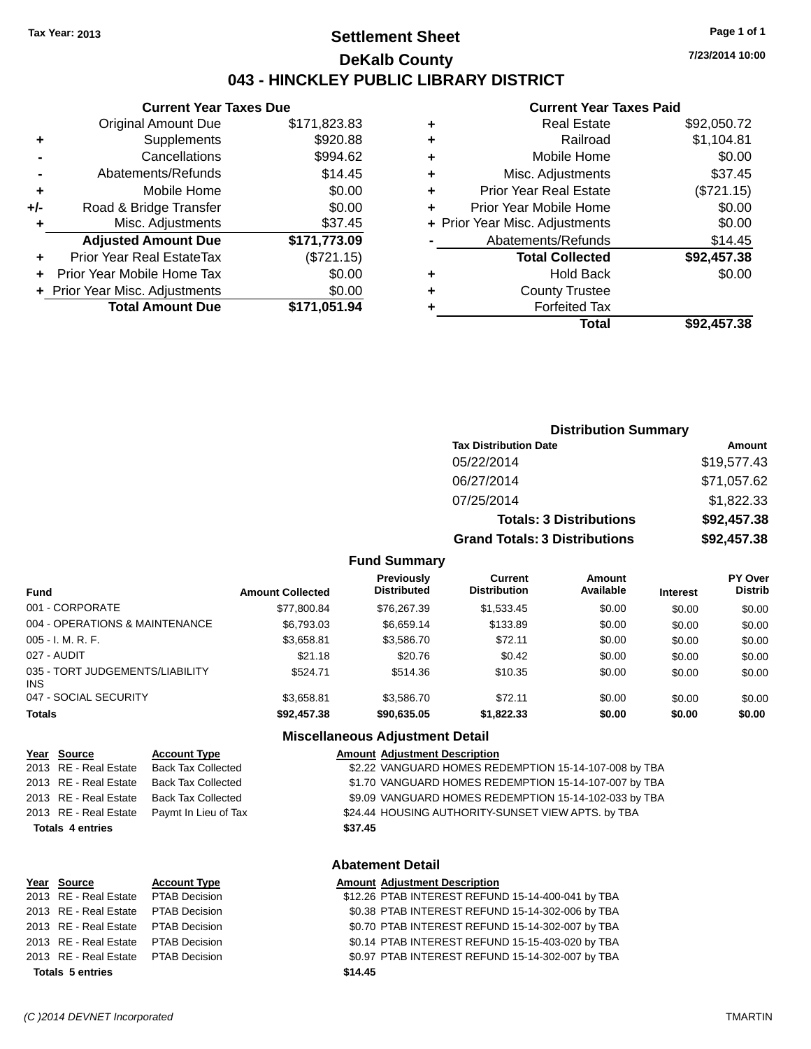Tax Year: 2013

# Settlement Sheet

## DeKalb County

## 043 - HINCKLEY PUBLIC LIBRARY DISTRICT

7/23/2014 10:00

### Current Year Taxes Due

| | | |
|---|---|---|
| | Original Amount Due | $171,823.83 |
| + | Supplements | $920.88 |
| - | Cancellations | $994.62 |
| - | Abatements/Refunds | $14.45 |
| + | Mobile Home | $0.00 |
| +/- | Road & Bridge Transfer | $0.00 |
| + | Misc. Adjustments | $37.45 |
| | **Adjusted Amount Due** | **$171,773.09** |
| + | Prior Year Real EstateTax | ($721.15) |
| + | Prior Year Mobile Home Tax | $0.00 |
| + | Prior Year Misc. Adjustments | $0.00 |
| | **Total Amount Due** | **$171,051.94** |

### Current Year Taxes Paid

| | | |
|---|---|---|
| + | Real Estate | $92,050.72 |
| + | Railroad | $1,104.81 |
| + | Mobile Home | $0.00 |
| + | Misc. Adjustments | $37.45 |
| + | Prior Year Real Estate | ($721.15) |
| + | Prior Year Mobile Home | $0.00 |
| + | Prior Year Misc. Adjustments | $0.00 |
| - | Abatements/Refunds | $14.45 |
| | **Total Collected** | **$92,457.38** |
| + | Hold Back | $0.00 |
| + | County Trustee | |
| + | Forfeited Tax | |
| | **Total** | **$92,457.38** |

### Distribution Summary

| Tax Distribution Date | Amount |
|---|---|
| 05/22/2014 | $19,577.43 |
| 06/27/2014 | $71,057.62 |
| 07/25/2014 | $1,822.33 |
| **Totals: 3 Distributions** | **$92,457.38** |
| **Grand Totals: 3 Distributions** | **$92,457.38** |

### Fund Summary

| Fund | Amount Collected | Previously Distributed | Current Distribution | Amount Available | Interest | PY Over Distrib |
|---|---|---|---|---|---|---|
| 001 - CORPORATE | $77,800.84 | $76,267.39 | $1,533.45 | $0.00 | $0.00 | $0.00 |
| 004 - OPERATIONS & MAINTENANCE | $6,793.03 | $6,659.14 | $133.89 | $0.00 | $0.00 | $0.00 |
| 005 - I. M. R. F. | $3,658.81 | $3,586.70 | $72.11 | $0.00 | $0.00 | $0.00 |
| 027 - AUDIT | $21.18 | $20.76 | $0.42 | $0.00 | $0.00 | $0.00 |
| 035 - TORT JUDGEMENTS/LIABILITY INS | $524.71 | $514.36 | $10.35 | $0.00 | $0.00 | $0.00 |
| 047 - SOCIAL SECURITY | $3,658.81 | $3,586.70 | $72.11 | $0.00 | $0.00 | $0.00 |
| **Totals** | **$92,457.38** | **$90,635.05** | **$1,822.33** | **$0.00** | **$0.00** | **$0.00** |

### Miscellaneous Adjustment Detail

| Year | Source | Account Type | Amount | Adjustment Description |
|---|---|---|---|---|
| 2013 | RE - Real Estate | Back Tax Collected | $2.22 | VANGUARD HOMES REDEMPTION 15-14-107-008 by TBA |
| 2013 | RE - Real Estate | Back Tax Collected | $1.70 | VANGUARD HOMES REDEMPTION 15-14-107-007 by TBA |
| 2013 | RE - Real Estate | Back Tax Collected | $9.09 | VANGUARD HOMES REDEMPTION 15-14-102-033 by TBA |
| 2013 | RE - Real Estate | Paymt In Lieu of Tax | $24.44 | HOUSING AUTHORITY-SUNSET VIEW APTS. by TBA |
| **Totals 4 entries** | | | **$37.45** | |

### Abatement Detail

| Year | Source | Account Type | Amount | Adjustment Description |
|---|---|---|---|---|
| 2013 | RE - Real Estate | PTAB Decision | $12.26 | PTAB INTEREST REFUND 15-14-400-041 by TBA |
| 2013 | RE - Real Estate | PTAB Decision | $0.38 | PTAB INTEREST REFUND 15-14-302-006 by TBA |
| 2013 | RE - Real Estate | PTAB Decision | $0.70 | PTAB INTEREST REFUND 15-14-302-007 by TBA |
| 2013 | RE - Real Estate | PTAB Decision | $0.14 | PTAB INTEREST REFUND 15-15-403-020 by TBA |
| 2013 | RE - Real Estate | PTAB Decision | $0.97 | PTAB INTEREST REFUND 15-14-302-007 by TBA |
| **Totals 5 entries** | | | **$14.45** | |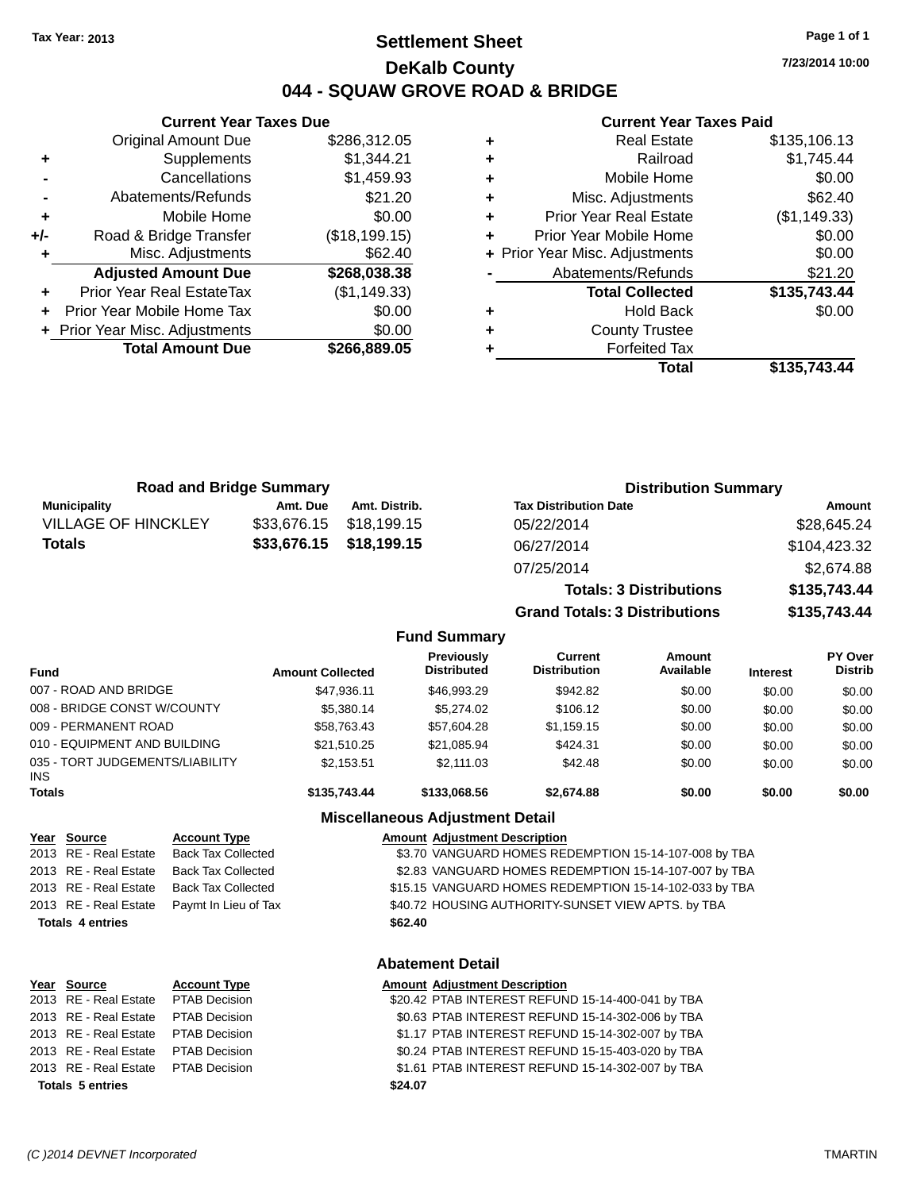Tax Year: 2013

# Settlement Sheet
## DeKalb County
## 044 - SQUAW GROVE ROAD & BRIDGE

7/23/2014 10:00

### Current Year Taxes Due

| | | |
|---|---|---|
| | Original Amount Due | $286,312.05 |
| + | Supplements | $1,344.21 |
| - | Cancellations | $1,459.93 |
| - | Abatements/Refunds | $21.20 |
| + | Mobile Home | $0.00 |
| +/- | Road & Bridge Transfer | ($18,199.15) |
| + | Misc. Adjustments | $62.40 |
| | **Adjusted Amount Due** | **$268,038.38** |
| + | Prior Year Real EstateTax | ($1,149.33) |
| + | Prior Year Mobile Home Tax | $0.00 |
| + | Prior Year Misc. Adjustments | $0.00 |
| | **Total Amount Due** | **$266,889.05** |

### Current Year Taxes Paid

| | | |
|---|---|---|
| + | Real Estate | $135,106.13 |
| + | Railroad | $1,745.44 |
| + | Mobile Home | $0.00 |
| + | Misc. Adjustments | $62.40 |
| + | Prior Year Real Estate | ($1,149.33) |
| + | Prior Year Mobile Home | $0.00 |
| + | Prior Year Misc. Adjustments | $0.00 |
| - | Abatements/Refunds | $21.20 |
| | **Total Collected** | **$135,743.44** |
| + | Hold Back | $0.00 |
| + | County Trustee | |
| + | Forfeited Tax | |
| | **Total** | **$135,743.44** |

### Road and Bridge Summary

| Municipality | Amt. Due | Amt. Distrib. |
|---|---|---|
| VILLAGE OF HINCKLEY | $33,676.15 | $18,199.15 |
| **Totals** | **$33,676.15** | **$18,199.15** |

### Distribution Summary

| Tax Distribution Date | Amount |
|---|---|
| 05/22/2014 | $28,645.24 |
| 06/27/2014 | $104,423.32 |
| 07/25/2014 | $2,674.88 |
| **Totals: 3 Distributions** | **$135,743.44** |
| **Grand Totals: 3 Distributions** | **$135,743.44** |

### Fund Summary

| Fund | Amount Collected | Previously Distributed | Current Distribution | Amount Available | Interest | PY Over Distrib |
|---|---|---|---|---|---|---|
| 007 - ROAD AND BRIDGE | $47,936.11 | $46,993.29 | $942.82 | $0.00 | $0.00 | $0.00 |
| 008 - BRIDGE CONST W/COUNTY | $5,380.14 | $5,274.02 | $106.12 | $0.00 | $0.00 | $0.00 |
| 009 - PERMANENT ROAD | $58,763.43 | $57,604.28 | $1,159.15 | $0.00 | $0.00 | $0.00 |
| 010 - EQUIPMENT AND BUILDING | $21,510.25 | $21,085.94 | $424.31 | $0.00 | $0.00 | $0.00 |
| 035 - TORT JUDGEMENTS/LIABILITY INS | $2,153.51 | $2,111.03 | $42.48 | $0.00 | $0.00 | $0.00 |
| **Totals** | **$135,743.44** | **$133,068.56** | **$2,674.88** | **$0.00** | **$0.00** | **$0.00** |

### Miscellaneous Adjustment Detail

| Year | Source | Account Type | Amount | Adjustment Description |
|---|---|---|---|---|
| 2013 | RE - Real Estate | Back Tax Collected | $3.70 | VANGUARD HOMES REDEMPTION 15-14-107-008 by TBA |
| 2013 | RE - Real Estate | Back Tax Collected | $2.83 | VANGUARD HOMES REDEMPTION 15-14-107-007 by TBA |
| 2013 | RE - Real Estate | Back Tax Collected | $15.15 | VANGUARD HOMES REDEMPTION 15-14-102-033 by TBA |
| 2013 | RE - Real Estate | Paymt In Lieu of Tax | $40.72 | HOUSING AUTHORITY-SUNSET VIEW APTS. by TBA |
| **Totals 4 entries** | | | **$62.40** | |

### Abatement Detail

| Year | Source | Account Type | Amount | Adjustment Description |
|---|---|---|---|---|
| 2013 | RE - Real Estate | PTAB Decision | $20.42 | PTAB INTEREST REFUND 15-14-400-041 by TBA |
| 2013 | RE - Real Estate | PTAB Decision | $0.63 | PTAB INTEREST REFUND 15-14-302-006 by TBA |
| 2013 | RE - Real Estate | PTAB Decision | $1.17 | PTAB INTEREST REFUND 15-14-302-007 by TBA |
| 2013 | RE - Real Estate | PTAB Decision | $0.24 | PTAB INTEREST REFUND 15-15-403-020 by TBA |
| 2013 | RE - Real Estate | PTAB Decision | $1.61 | PTAB INTEREST REFUND 15-14-302-007 by TBA |
| **Totals 5 entries** | | | **$24.07** | |

(C )2014 DEVNET Incorporated TMARTIN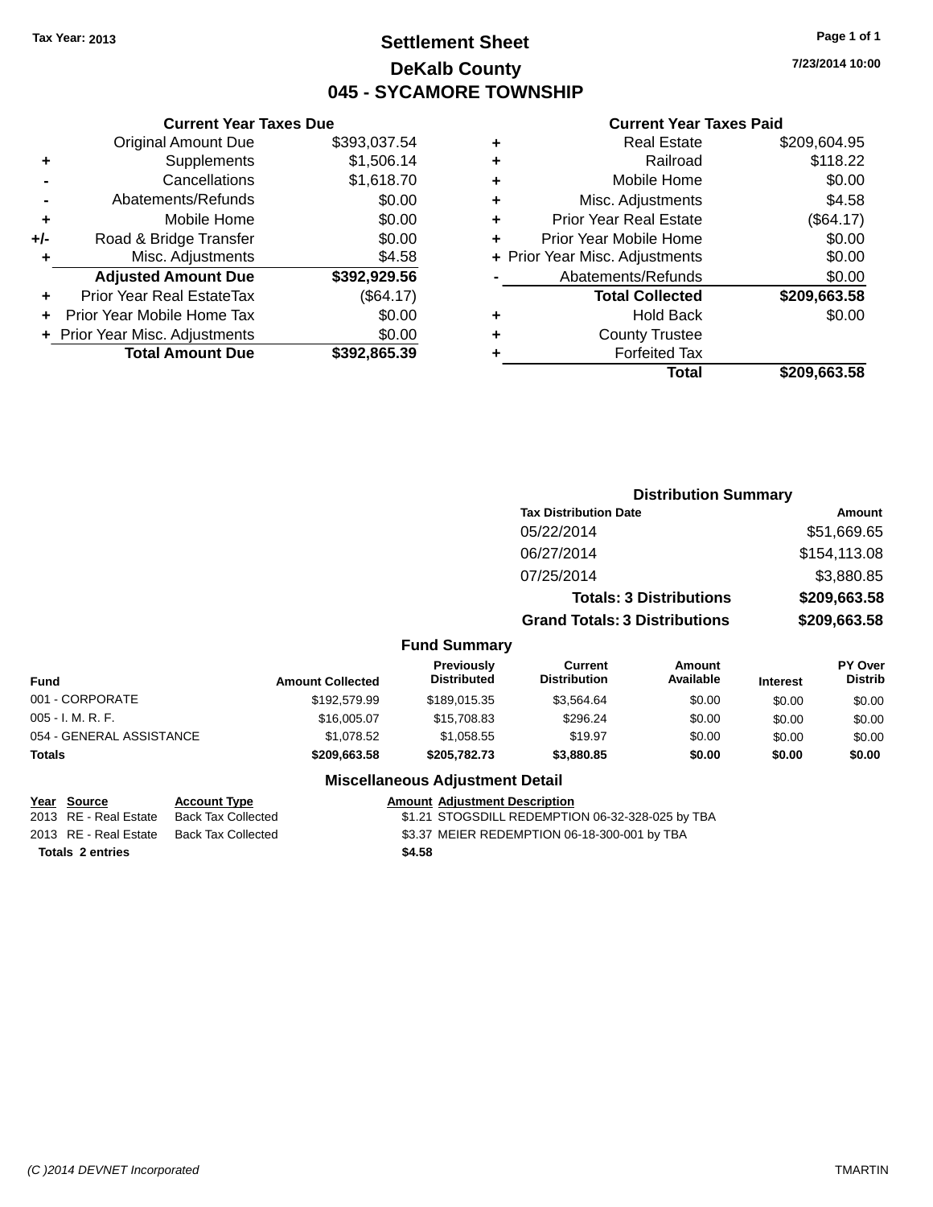Tax Year: 2013

# Settlement Sheet
## DeKalb County
## 045 - SYCAMORE TOWNSHIP

7/23/2014 10:00

### Current Year Taxes Due

| | | |
|---|---|---|
| | Original Amount Due | $393,037.54 |
| + | Supplements | $1,506.14 |
| - | Cancellations | $1,618.70 |
| - | Abatements/Refunds | $0.00 |
| + | Mobile Home | $0.00 |
| +/- | Road & Bridge Transfer | $0.00 |
| + | Misc. Adjustments | $4.58 |
| | **Adjusted Amount Due** | **$392,929.56** |
| + | Prior Year Real EstateTax | ($64.17) |
| + | Prior Year Mobile Home Tax | $0.00 |
| + | Prior Year Misc. Adjustments | $0.00 |
| | **Total Amount Due** | **$392,865.39** |

### Current Year Taxes Paid

| | | |
|---|---|---|
| + | Real Estate | $209,604.95 |
| + | Railroad | $118.22 |
| + | Mobile Home | $0.00 |
| + | Misc. Adjustments | $4.58 |
| + | Prior Year Real Estate | ($64.17) |
| + | Prior Year Mobile Home | $0.00 |
| + | Prior Year Misc. Adjustments | $0.00 |
| - | Abatements/Refunds | $0.00 |
| | **Total Collected** | **$209,663.58** |
| + | Hold Back | $0.00 |
| + | County Trustee | |
| + | Forfeited Tax | |
| | **Total** | **$209,663.58** |

### Distribution Summary

| Tax Distribution Date | Amount |
|---|---|
| 05/22/2014 | $51,669.65 |
| 06/27/2014 | $154,113.08 |
| 07/25/2014 | $3,880.85 |
| **Totals: 3 Distributions** | **$209,663.58** |
| **Grand Totals: 3 Distributions** | **$209,663.58** |

### Fund Summary

| Fund | Amount Collected | Previously Distributed | Current Distribution | Amount Available | Interest | PY Over Distrib |
|---|---|---|---|---|---|---|
| 001 - CORPORATE | $192,579.99 | $189,015.35 | $3,564.64 | $0.00 | $0.00 | $0.00 |
| 005 - I. M. R. F. | $16,005.07 | $15,708.83 | $296.24 | $0.00 | $0.00 | $0.00 |
| 054 - GENERAL ASSISTANCE | $1,078.52 | $1,058.55 | $19.97 | $0.00 | $0.00 | $0.00 |
| **Totals** | **$209,663.58** | **$205,782.73** | **$3,880.85** | **$0.00** | **$0.00** | **$0.00** |

### Miscellaneous Adjustment Detail

| Year | Source | Account Type | Amount | Adjustment Description |
|---|---|---|---|---|
| 2013 | RE - Real Estate | Back Tax Collected | $1.21 | STOGSDILL REDEMPTION 06-32-328-025 by TBA |
| 2013 | RE - Real Estate | Back Tax Collected | $3.37 | MEIER REDEMPTION 06-18-300-001 by TBA |
| **Totals** | **2 entries** | | **$4.58** | |

(C )2014 DEVNET Incorporated TMARTIN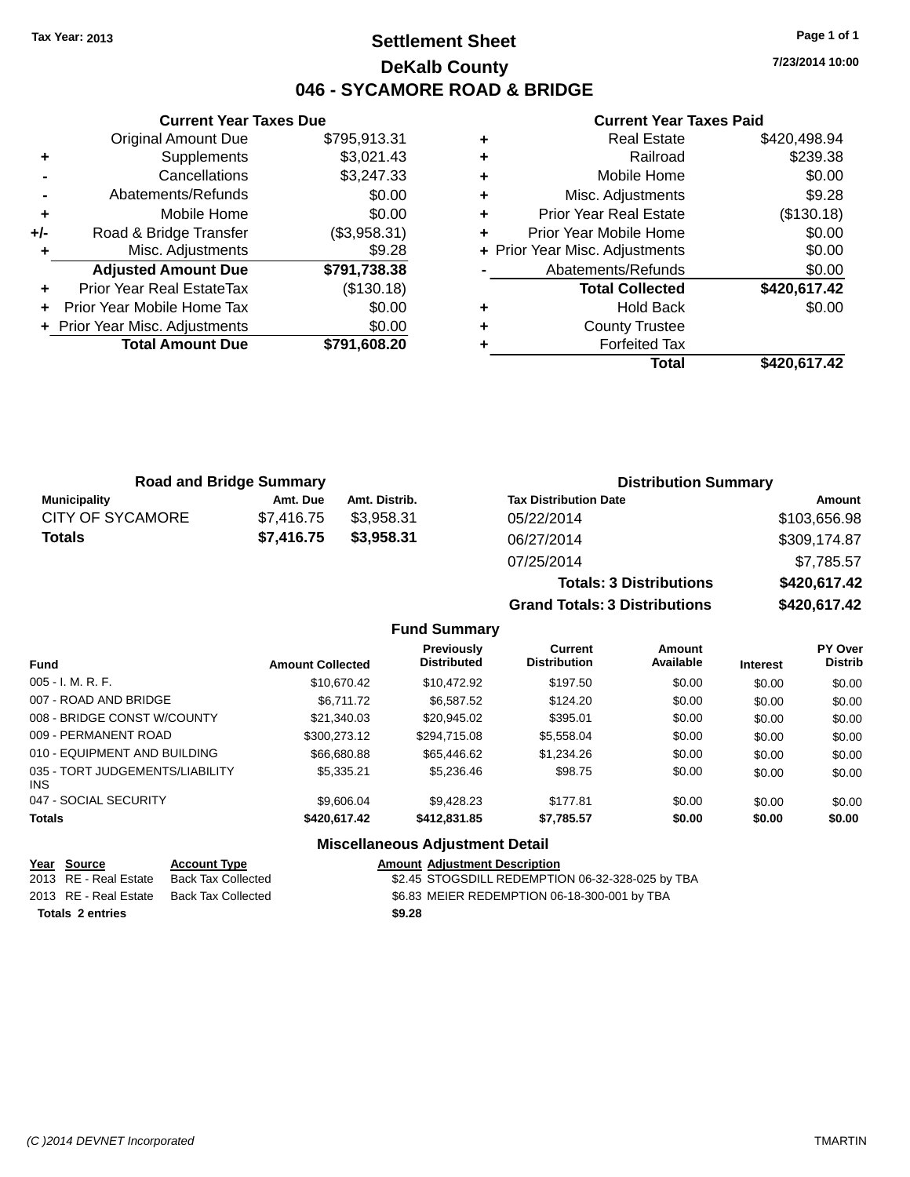Tax Year: 2013

# Settlement Sheet

## DeKalb County

## 046 - SYCAMORE ROAD & BRIDGE

7/23/2014 10:00

### Current Year Taxes Due

| | | |
|---|---|---|
| | Original Amount Due | $795,913.31 |
| + | Supplements | $3,021.43 |
| - | Cancellations | $3,247.33 |
| - | Abatements/Refunds | $0.00 |
| + | Mobile Home | $0.00 |
| +/- | Road & Bridge Transfer | ($3,958.31) |
| + | Misc. Adjustments | $9.28 |
| | **Adjusted Amount Due** | **$791,738.38** |
| + | Prior Year Real EstateTax | ($130.18) |
| + | Prior Year Mobile Home Tax | $0.00 |
| + | Prior Year Misc. Adjustments | $0.00 |
| | **Total Amount Due** | **$791,608.20** |

### Current Year Taxes Paid

| | | |
|---|---|---|
| + | Real Estate | $420,498.94 |
| + | Railroad | $239.38 |
| + | Mobile Home | $0.00 |
| + | Misc. Adjustments | $9.28 |
| + | Prior Year Real Estate | ($130.18) |
| + | Prior Year Mobile Home | $0.00 |
| + | Prior Year Misc. Adjustments | $0.00 |
| - | Abatements/Refunds | $0.00 |
| | **Total Collected** | **$420,617.42** |
| + | Hold Back | $0.00 |
| + | County Trustee | |
| + | Forfeited Tax | |
| | **Total** | **$420,617.42** |

### Road and Bridge Summary

| Municipality | Amt. Due | Amt. Distrib. |
|---|---|---|
| CITY OF SYCAMORE | $7,416.75 | $3,958.31 |
| **Totals** | **$7,416.75** | **$3,958.31** |

### Distribution Summary

| Tax Distribution Date | Amount |
|---|---|
| 05/22/2014 | $103,656.98 |
| 06/27/2014 | $309,174.87 |
| 07/25/2014 | $7,785.57 |
| **Totals: 3 Distributions** | **$420,617.42** |
| **Grand Totals: 3 Distributions** | **$420,617.42** |

### Fund Summary

| Fund | Amount Collected | Previously Distributed | Current Distribution | Amount Available | Interest | PY Over Distrib |
|---|---|---|---|---|---|---|
| 005 - I. M. R. F. | $10,670.42 | $10,472.92 | $197.50 | $0.00 | $0.00 | $0.00 |
| 007 - ROAD AND BRIDGE | $6,711.72 | $6,587.52 | $124.20 | $0.00 | $0.00 | $0.00 |
| 008 - BRIDGE CONST W/COUNTY | $21,340.03 | $20,945.02 | $395.01 | $0.00 | $0.00 | $0.00 |
| 009 - PERMANENT ROAD | $300,273.12 | $294,715.08 | $5,558.04 | $0.00 | $0.00 | $0.00 |
| 010 - EQUIPMENT AND BUILDING | $66,680.88 | $65,446.62 | $1,234.26 | $0.00 | $0.00 | $0.00 |
| 035 - TORT JUDGEMENTS/LIABILITY INS | $5,335.21 | $5,236.46 | $98.75 | $0.00 | $0.00 | $0.00 |
| 047 - SOCIAL SECURITY | $9,606.04 | $9,428.23 | $177.81 | $0.00 | $0.00 | $0.00 |
| **Totals** | **$420,617.42** | **$412,831.85** | **$7,785.57** | **$0.00** | **$0.00** | **$0.00** |

### Miscellaneous Adjustment Detail

| Year | Source | Account Type | Amount | Adjustment Description |
|---|---|---|---|---|
| 2013 | RE - Real Estate | Back Tax Collected | $2.45 | STOGSDILL REDEMPTION 06-32-328-025 by TBA |
| 2013 | RE - Real Estate | Back Tax Collected | $6.83 | MEIER REDEMPTION 06-18-300-001 by TBA |
| **Totals 2 entries** | | | **$9.28** | |

(C )2014 DEVNET Incorporated TMARTIN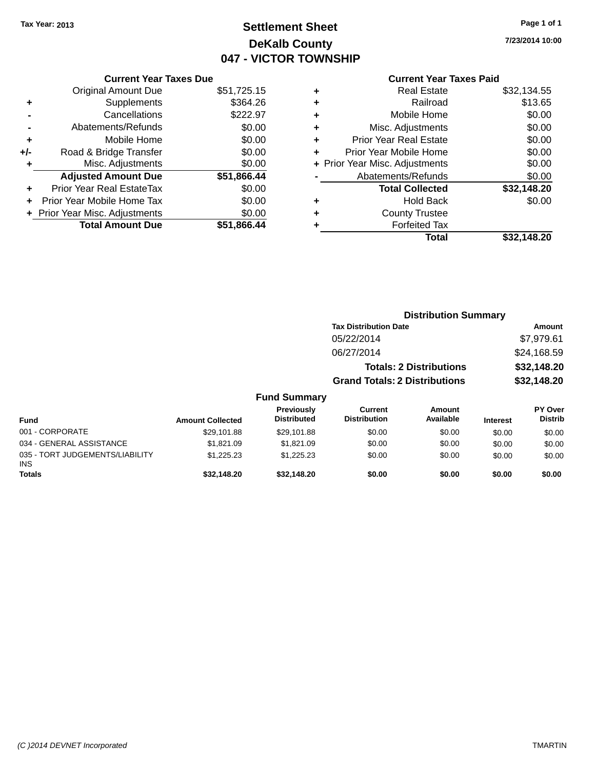Tax Year: 2013

# Settlement Sheet

## DeKalb County

## 047 - VICTOR TOWNSHIP

7/23/2014 10:00

### Current Year Taxes Due

| | | |
|---|---|---|
| | Original Amount Due | $51,725.15 |
| + | Supplements | $364.26 |
| - | Cancellations | $222.97 |
| - | Abatements/Refunds | $0.00 |
| + | Mobile Home | $0.00 |
| +/- | Road & Bridge Transfer | $0.00 |
| + | Misc. Adjustments | $0.00 |
| | **Adjusted Amount Due** | **$51,866.44** |
| + | Prior Year Real EstateTax | $0.00 |
| + | Prior Year Mobile Home Tax | $0.00 |
| + | Prior Year Misc. Adjustments | $0.00 |
| | **Total Amount Due** | **$51,866.44** |

### Current Year Taxes Paid

| | | |
|---|---|---|
| + | Real Estate | $32,134.55 |
| + | Railroad | $13.65 |
| + | Mobile Home | $0.00 |
| + | Misc. Adjustments | $0.00 |
| + | Prior Year Real Estate | $0.00 |
| + | Prior Year Mobile Home | $0.00 |
| + | Prior Year Misc. Adjustments | $0.00 |
| - | Abatements/Refunds | $0.00 |
| | **Total Collected** | **$32,148.20** |
| + | Hold Back | $0.00 |
| + | County Trustee | |
| + | Forfeited Tax | |
| | **Total** | **$32,148.20** |

### Distribution Summary

| Tax Distribution Date | Amount |
|---|---|
| 05/22/2014 | $7,979.61 |
| 06/27/2014 | $24,168.59 |
| **Totals: 2 Distributions** | **$32,148.20** |
| **Grand Totals: 2 Distributions** | **$32,148.20** |

### Fund Summary

| Fund | Amount Collected | Previously Distributed | Current Distribution | Amount Available | Interest | PY Over Distrib |
|---|---|---|---|---|---|---|
| 001 - CORPORATE | $29,101.88 | $29,101.88 | $0.00 | $0.00 | $0.00 | $0.00 |
| 034 - GENERAL ASSISTANCE | $1,821.09 | $1,821.09 | $0.00 | $0.00 | $0.00 | $0.00 |
| 035 - TORT JUDGEMENTS/LIABILITY INS | $1,225.23 | $1,225.23 | $0.00 | $0.00 | $0.00 | $0.00 |
| **Totals** | **$32,148.20** | **$32,148.20** | **$0.00** | **$0.00** | **$0.00** | **$0.00** |

(C )2014 DEVNET Incorporated — TMARTIN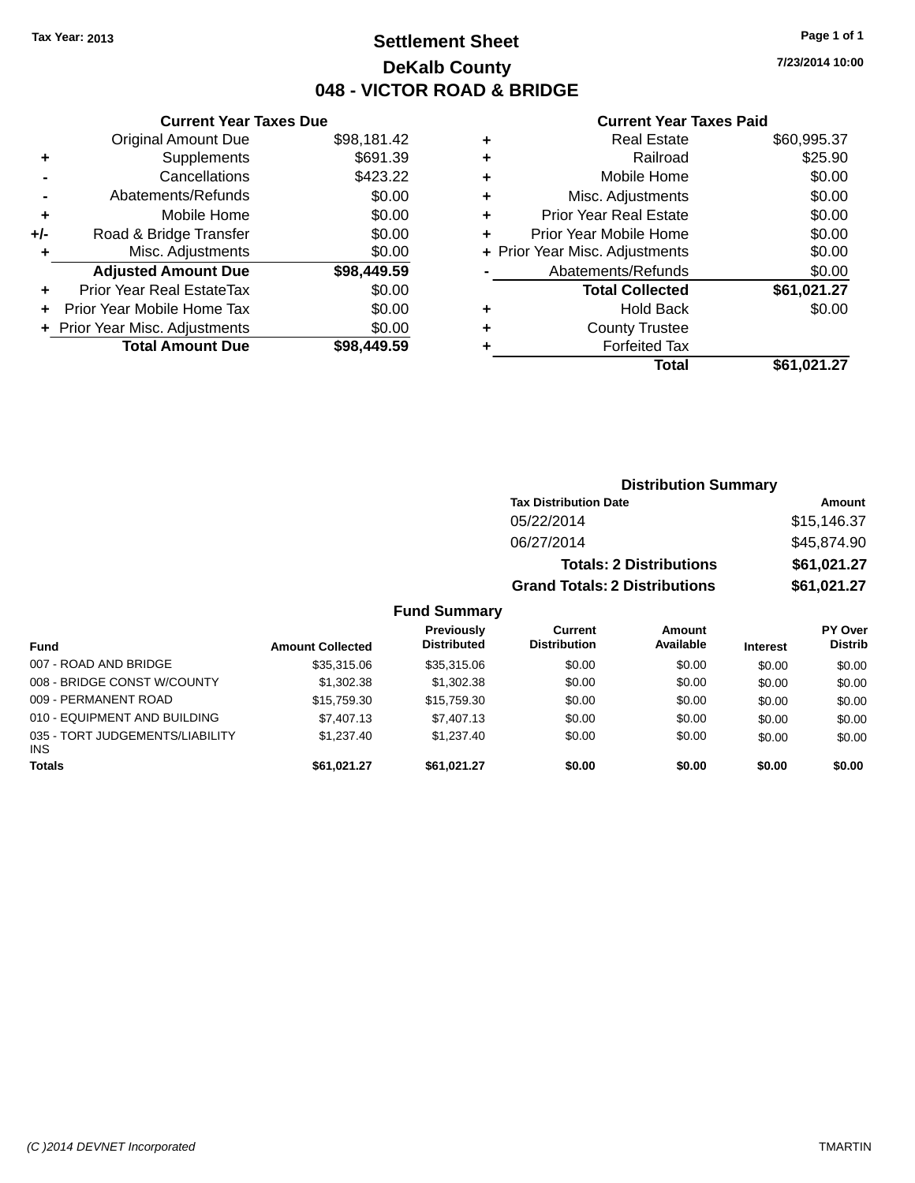Tax Year: 2013

# Settlement Sheet
## DeKalb County
## 048 - VICTOR ROAD & BRIDGE

7/23/2014 10:00

### Current Year Taxes Due

| | | Amount |
|---|---|---|
| | Original Amount Due | $98,181.42 |
| + | Supplements | $691.39 |
| - | Cancellations | $423.22 |
| - | Abatements/Refunds | $0.00 |
| + | Mobile Home | $0.00 |
| +/- | Road & Bridge Transfer | $0.00 |
| + | Misc. Adjustments | $0.00 |
| | **Adjusted Amount Due** | **$98,449.59** |
| + | Prior Year Real EstateTax | $0.00 |
| + | Prior Year Mobile Home Tax | $0.00 |
| + | Prior Year Misc. Adjustments | $0.00 |
| | **Total Amount Due** | **$98,449.59** |

### Current Year Taxes Paid

| | | Amount |
|---|---|---|
| + | Real Estate | $60,995.37 |
| + | Railroad | $25.90 |
| + | Mobile Home | $0.00 |
| + | Misc. Adjustments | $0.00 |
| + | Prior Year Real Estate | $0.00 |
| + | Prior Year Mobile Home | $0.00 |
| + | Prior Year Misc. Adjustments | $0.00 |
| - | Abatements/Refunds | $0.00 |
| | **Total Collected** | **$61,021.27** |
| + | Hold Back | $0.00 |
| + | County Trustee | |
| + | Forfeited Tax | |
| | **Total** | **$61,021.27** |

### Distribution Summary

| Tax Distribution Date | Amount |
|---|---|
| 05/22/2014 | $15,146.37 |
| 06/27/2014 | $45,874.90 |
| **Totals: 2 Distributions** | **$61,021.27** |
| **Grand Totals: 2 Distributions** | **$61,021.27** |

### Fund Summary

| Fund | Amount Collected | Previously Distributed | Current Distribution | Amount Available | Interest | PY Over Distrib |
|---|---|---|---|---|---|---|
| 007 - ROAD AND BRIDGE | $35,315.06 | $35,315.06 | $0.00 | $0.00 | $0.00 | $0.00 |
| 008 - BRIDGE CONST W/COUNTY | $1,302.38 | $1,302.38 | $0.00 | $0.00 | $0.00 | $0.00 |
| 009 - PERMANENT ROAD | $15,759.30 | $15,759.30 | $0.00 | $0.00 | $0.00 | $0.00 |
| 010 - EQUIPMENT AND BUILDING | $7,407.13 | $7,407.13 | $0.00 | $0.00 | $0.00 | $0.00 |
| 035 - TORT JUDGEMENTS/LIABILITY INS | $1,237.40 | $1,237.40 | $0.00 | $0.00 | $0.00 | $0.00 |
| **Totals** | **$61,021.27** | **$61,021.27** | **$0.00** | **$0.00** | **$0.00** | **$0.00** |

(C )2014 DEVNET Incorporated TMARTIN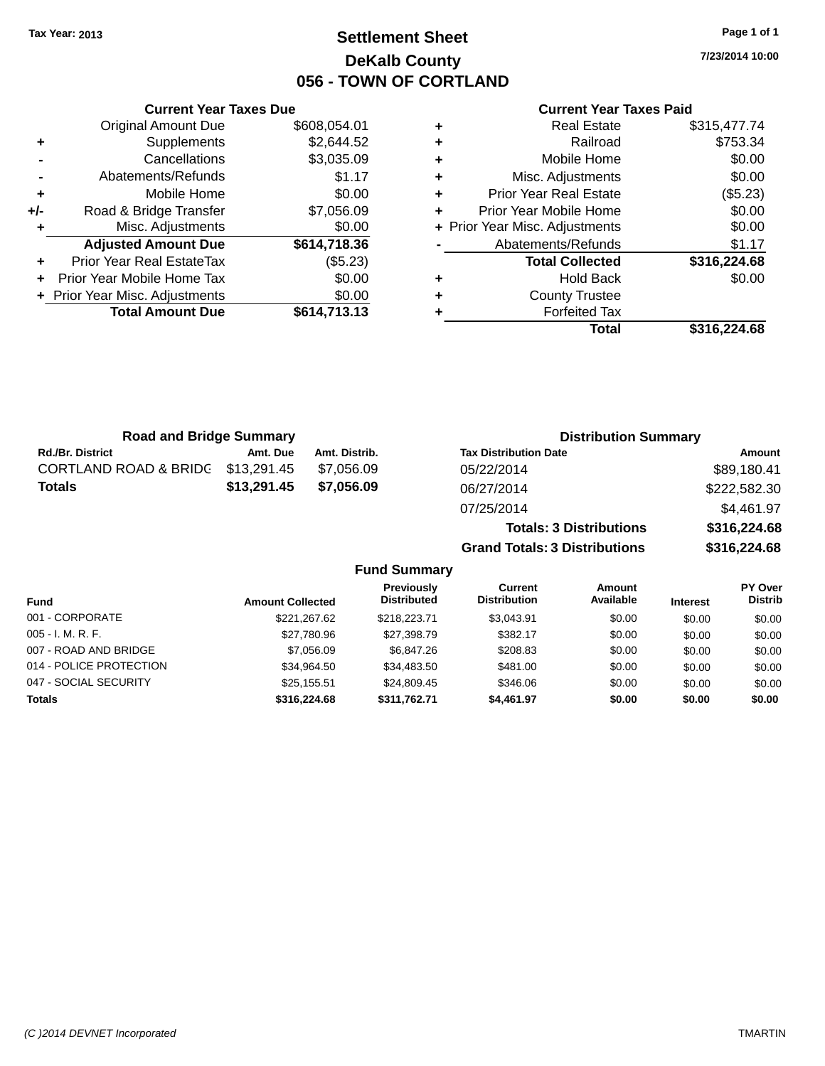Tax Year: 2013

# Settlement Sheet

## DeKalb County

## 056 - TOWN OF CORTLAND

7/23/2014 10:00

### Current Year Taxes Due

| | | |
|---|---|---|
| | Original Amount Due | $608,054.01 |
| + | Supplements | $2,644.52 |
| - | Cancellations | $3,035.09 |
| - | Abatements/Refunds | $1.17 |
| + | Mobile Home | $0.00 |
| +/- | Road & Bridge Transfer | $7,056.09 |
| + | Misc. Adjustments | $0.00 |
| | **Adjusted Amount Due** | **$614,718.36** |
| + | Prior Year Real EstateTax | ($5.23) |
| + | Prior Year Mobile Home Tax | $0.00 |
| + | Prior Year Misc. Adjustments | $0.00 |
| | **Total Amount Due** | **$614,713.13** |

### Current Year Taxes Paid

| | | |
|---|---|---|
| + | Real Estate | $315,477.74 |
| + | Railroad | $753.34 |
| + | Mobile Home | $0.00 |
| + | Misc. Adjustments | $0.00 |
| + | Prior Year Real Estate | ($5.23) |
| + | Prior Year Mobile Home | $0.00 |
| + | Prior Year Misc. Adjustments | $0.00 |
| - | Abatements/Refunds | $1.17 |
| | **Total Collected** | **$316,224.68** |
| + | Hold Back | $0.00 |
| + | County Trustee | |
| + | Forfeited Tax | |
| | **Total** | **$316,224.68** |

### Road and Bridge Summary

| Rd./Br. District | Amt. Due | Amt. Distrib. |
|---|---|---|
| CORTLAND ROAD & BRIDG | $13,291.45 | $7,056.09 |
| **Totals** | **$13,291.45** | **$7,056.09** |

### Distribution Summary

| Tax Distribution Date | Amount |
|---|---|
| 05/22/2014 | $89,180.41 |
| 06/27/2014 | $222,582.30 |
| 07/25/2014 | $4,461.97 |
| **Totals: 3 Distributions** | **$316,224.68** |
| **Grand Totals: 3 Distributions** | **$316,224.68** |

### Fund Summary

| Fund | Amount Collected | Previously Distributed | Current Distribution | Amount Available | Interest | PY Over Distrib |
|---|---|---|---|---|---|---|
| 001 - CORPORATE | $221,267.62 | $218,223.71 | $3,043.91 | $0.00 | $0.00 | $0.00 |
| 005 - I. M. R. F. | $27,780.96 | $27,398.79 | $382.17 | $0.00 | $0.00 | $0.00 |
| 007 - ROAD AND BRIDGE | $7,056.09 | $6,847.26 | $208.83 | $0.00 | $0.00 | $0.00 |
| 014 - POLICE PROTECTION | $34,964.50 | $34,483.50 | $481.00 | $0.00 | $0.00 | $0.00 |
| 047 - SOCIAL SECURITY | $25,155.51 | $24,809.45 | $346.06 | $0.00 | $0.00 | $0.00 |
| **Totals** | **$316,224.68** | **$311,762.71** | **$4,461.97** | **$0.00** | **$0.00** | **$0.00** |

(C )2014 DEVNET Incorporated TMARTIN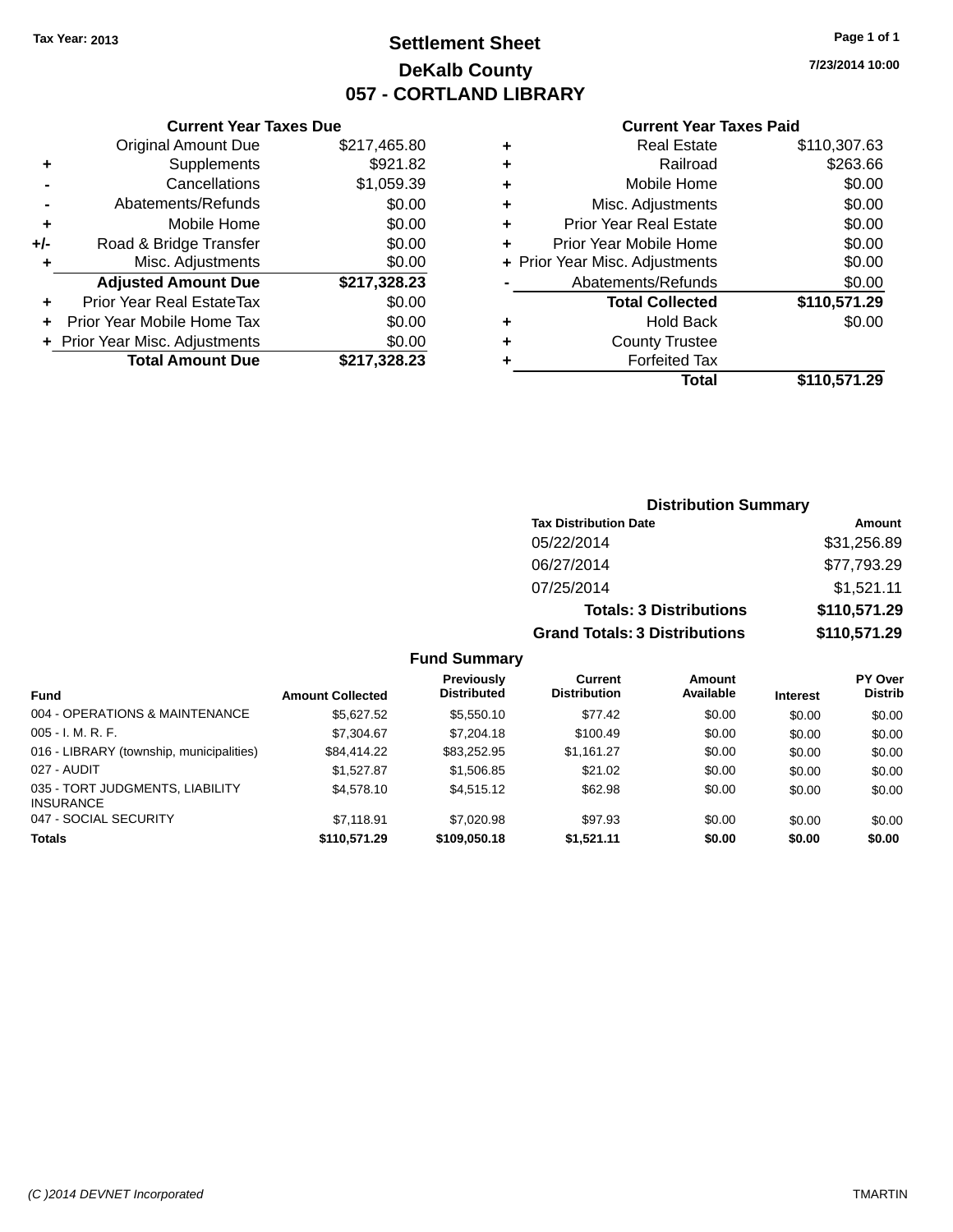Tax Year: 2013

# Settlement Sheet

## DeKalb County

## 057 - CORTLAND LIBRARY

7/23/2014 10:00

### Current Year Taxes Due

| | | |
|---|---|---|
| | Original Amount Due | $217,465.80 |
| + | Supplements | $921.82 |
| - | Cancellations | $1,059.39 |
| - | Abatements/Refunds | $0.00 |
| + | Mobile Home | $0.00 |
| +/- | Road & Bridge Transfer | $0.00 |
| + | Misc. Adjustments | $0.00 |
| | **Adjusted Amount Due** | **$217,328.23** |
| + | Prior Year Real EstateTax | $0.00 |
| + | Prior Year Mobile Home Tax | $0.00 |
| + | Prior Year Misc. Adjustments | $0.00 |
| | **Total Amount Due** | **$217,328.23** |

### Current Year Taxes Paid

| | | |
|---|---|---|
| + | Real Estate | $110,307.63 |
| + | Railroad | $263.66 |
| + | Mobile Home | $0.00 |
| + | Misc. Adjustments | $0.00 |
| + | Prior Year Real Estate | $0.00 |
| + | Prior Year Mobile Home | $0.00 |
| + | Prior Year Misc. Adjustments | $0.00 |
| - | Abatements/Refunds | $0.00 |
| | **Total Collected** | **$110,571.29** |
| + | Hold Back | $0.00 |
| + | County Trustee | |
| + | Forfeited Tax | |
| | **Total** | **$110,571.29** |

### Distribution Summary

| Tax Distribution Date | Amount |
|---|---|
| 05/22/2014 | $31,256.89 |
| 06/27/2014 | $77,793.29 |
| 07/25/2014 | $1,521.11 |
| **Totals: 3 Distributions** | **$110,571.29** |
| **Grand Totals: 3 Distributions** | **$110,571.29** |

### Fund Summary

| Fund | Amount Collected | Previously Distributed | Current Distribution | Amount Available | Interest | PY Over Distrib |
|---|---|---|---|---|---|---|
| 004 - OPERATIONS & MAINTENANCE | $5,627.52 | $5,550.10 | $77.42 | $0.00 | $0.00 | $0.00 |
| 005 - I. M. R. F. | $7,304.67 | $7,204.18 | $100.49 | $0.00 | $0.00 | $0.00 |
| 016 - LIBRARY (township, municipalities) | $84,414.22 | $83,252.95 | $1,161.27 | $0.00 | $0.00 | $0.00 |
| 027 - AUDIT | $1,527.87 | $1,506.85 | $21.02 | $0.00 | $0.00 | $0.00 |
| 035 - TORT JUDGMENTS, LIABILITY INSURANCE | $4,578.10 | $4,515.12 | $62.98 | $0.00 | $0.00 | $0.00 |
| 047 - SOCIAL SECURITY | $7,118.91 | $7,020.98 | $97.93 | $0.00 | $0.00 | $0.00 |
| **Totals** | **$110,571.29** | **$109,050.18** | **$1,521.11** | **$0.00** | **$0.00** | **$0.00** |

(C )2014 DEVNET Incorporated TMARTIN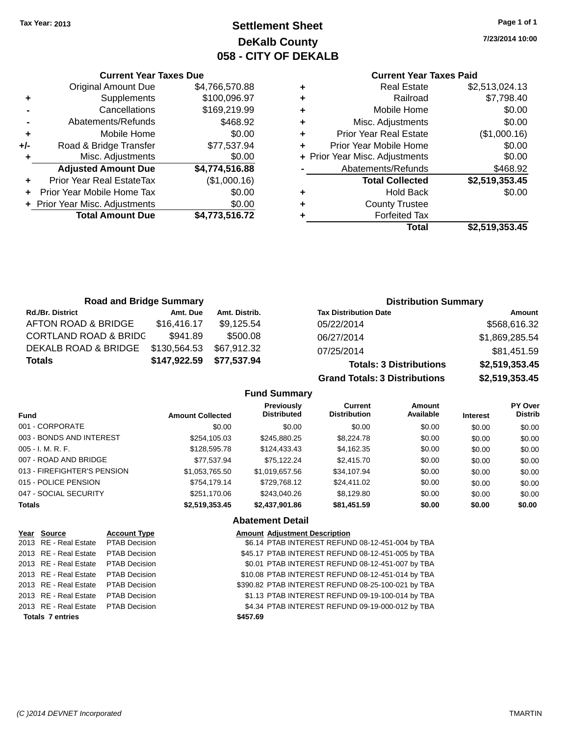Tax Year: 2013

# Settlement Sheet
## DeKalb County
## 058 - CITY OF DEKALB

7/23/2014 10:00

### Current Year Taxes Due

| | | |
|---|---|---|
| | Original Amount Due | $4,766,570.88 |
| + | Supplements | $100,096.97 |
| - | Cancellations | $169,219.99 |
| - | Abatements/Refunds | $468.92 |
| + | Mobile Home | $0.00 |
| +/- | Road & Bridge Transfer | $77,537.94 |
| + | Misc. Adjustments | $0.00 |
| | **Adjusted Amount Due** | **$4,774,516.88** |
| + | Prior Year Real EstateTax | ($1,000.16) |
| + | Prior Year Mobile Home Tax | $0.00 |
| + | Prior Year Misc. Adjustments | $0.00 |
| | **Total Amount Due** | **$4,773,516.72** |

### Current Year Taxes Paid

| | | |
|---|---|---|
| + | Real Estate | $2,513,024.13 |
| + | Railroad | $7,798.40 |
| + | Mobile Home | $0.00 |
| + | Misc. Adjustments | $0.00 |
| + | Prior Year Real Estate | ($1,000.16) |
| + | Prior Year Mobile Home | $0.00 |
| + | Prior Year Misc. Adjustments | $0.00 |
| - | Abatements/Refunds | $468.92 |
| | **Total Collected** | **$2,519,353.45** |
| + | Hold Back | $0.00 |
| + | County Trustee | |
| + | Forfeited Tax | |
| | **Total** | **$2,519,353.45** |

### Road and Bridge Summary

| Rd./Br. District | Amt. Due | Amt. Distrib. |
|---|---|---|
| AFTON ROAD & BRIDGE | $16,416.17 | $9,125.54 |
| CORTLAND ROAD & BRIDG | $941.89 | $500.08 |
| DEKALB ROAD & BRIDGE | $130,564.53 | $67,912.32 |
| **Totals** | **$147,922.59** | **$77,537.94** |

### Distribution Summary

| Tax Distribution Date | Amount |
|---|---|
| 05/22/2014 | $568,616.32 |
| 06/27/2014 | $1,869,285.54 |
| 07/25/2014 | $81,451.59 |
| **Totals: 3 Distributions** | **$2,519,353.45** |
| **Grand Totals: 3 Distributions** | **$2,519,353.45** |

### Fund Summary

| Fund | Amount Collected | Previously Distributed | Current Distribution | Amount Available | Interest | PY Over Distrib |
|---|---|---|---|---|---|---|
| 001 - CORPORATE | $0.00 | $0.00 | $0.00 | $0.00 | $0.00 | $0.00 |
| 003 - BONDS AND INTEREST | $254,105.03 | $245,880.25 | $8,224.78 | $0.00 | $0.00 | $0.00 |
| 005 - I. M. R. F. | $128,595.78 | $124,433.43 | $4,162.35 | $0.00 | $0.00 | $0.00 |
| 007 - ROAD AND BRIDGE | $77,537.94 | $75,122.24 | $2,415.70 | $0.00 | $0.00 | $0.00 |
| 013 - FIREFIGHTER'S PENSION | $1,053,765.50 | $1,019,657.56 | $34,107.94 | $0.00 | $0.00 | $0.00 |
| 015 - POLICE PENSION | $754,179.14 | $729,768.12 | $24,411.02 | $0.00 | $0.00 | $0.00 |
| 047 - SOCIAL SECURITY | $251,170.06 | $243,040.26 | $8,129.80 | $0.00 | $0.00 | $0.00 |
| **Totals** | **$2,519,353.45** | **$2,437,901.86** | **$81,451.59** | **$0.00** | **$0.00** | **$0.00** |

### Abatement Detail

| Year | Source | Account Type | Amount | Adjustment Description |
|---|---|---|---|---|
| 2013 | RE - Real Estate | PTAB Decision | $6.14 | PTAB INTEREST REFUND 08-12-451-004 by TBA |
| 2013 | RE - Real Estate | PTAB Decision | $45.17 | PTAB INTEREST REFUND 08-12-451-005 by TBA |
| 2013 | RE - Real Estate | PTAB Decision | $0.01 | PTAB INTEREST REFUND 08-12-451-007 by TBA |
| 2013 | RE - Real Estate | PTAB Decision | $10.08 | PTAB INTEREST REFUND 08-12-451-014 by TBA |
| 2013 | RE - Real Estate | PTAB Decision | $390.82 | PTAB INTEREST REFUND 08-25-100-021 by TBA |
| 2013 | RE - Real Estate | PTAB Decision | $1.13 | PTAB INTEREST REFUND 09-19-100-014 by TBA |
| 2013 | RE - Real Estate | PTAB Decision | $4.34 | PTAB INTEREST REFUND 09-19-000-012 by TBA |
| **Totals 7 entries** | | | **$457.69** | |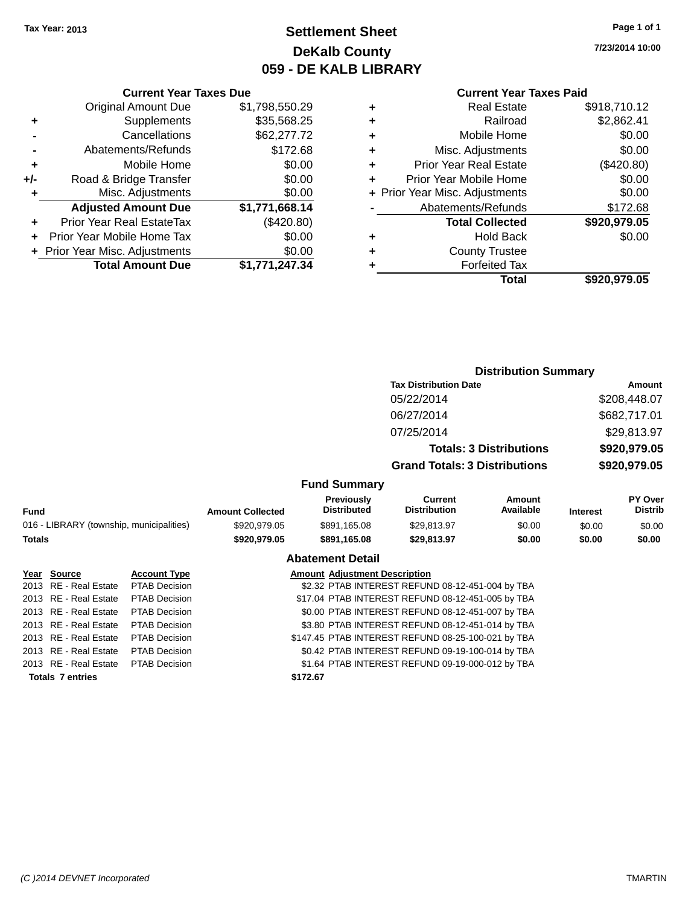Tax Year: 2013

# Settlement Sheet
## DeKalb County
## 059 - DE KALB LIBRARY

7/23/2014 10:00

### Current Year Taxes Due

| | | |
|---|---|---|
| | Original Amount Due | $1,798,550.29 |
| + | Supplements | $35,568.25 |
| - | Cancellations | $62,277.72 |
| - | Abatements/Refunds | $172.68 |
| + | Mobile Home | $0.00 |
| +/- | Road & Bridge Transfer | $0.00 |
| + | Misc. Adjustments | $0.00 |
| | **Adjusted Amount Due** | **$1,771,668.14** |
| + | Prior Year Real EstateTax | ($420.80) |
| + | Prior Year Mobile Home Tax | $0.00 |
| + | Prior Year Misc. Adjustments | $0.00 |
| | **Total Amount Due** | **$1,771,247.34** |

### Current Year Taxes Paid

| | | |
|---|---|---|
| + | Real Estate | $918,710.12 |
| + | Railroad | $2,862.41 |
| + | Mobile Home | $0.00 |
| + | Misc. Adjustments | $0.00 |
| + | Prior Year Real Estate | ($420.80) |
| + | Prior Year Mobile Home | $0.00 |
| + | Prior Year Misc. Adjustments | $0.00 |
| - | Abatements/Refunds | $172.68 |
| | **Total Collected** | **$920,979.05** |
| + | Hold Back | $0.00 |
| + | County Trustee | |
| + | Forfeited Tax | |
| | **Total** | **$920,979.05** |

### Distribution Summary

| Tax Distribution Date | Amount |
|---|---|
| 05/22/2014 | $208,448.07 |
| 06/27/2014 | $682,717.01 |
| 07/25/2014 | $29,813.97 |
| **Totals: 3 Distributions** | **$920,979.05** |
| **Grand Totals: 3 Distributions** | **$920,979.05** |

### Fund Summary

| Fund | Amount Collected | Previously Distributed | Current Distribution | Amount Available | Interest | PY Over Distrib |
|---|---|---|---|---|---|---|
| 016 - LIBRARY (township, municipalities) | $920,979.05 | $891,165.08 | $29,813.97 | $0.00 | $0.00 | $0.00 |
| **Totals** | **$920,979.05** | **$891,165.08** | **$29,813.97** | **$0.00** | **$0.00** | **$0.00** |

### Abatement Detail

| Year | Source | Account Type | Amount | Adjustment Description |
|---|---|---|---|---|
| 2013 | RE - Real Estate | PTAB Decision | $2.32 | PTAB INTEREST REFUND 08-12-451-004 by TBA |
| 2013 | RE - Real Estate | PTAB Decision | $17.04 | PTAB INTEREST REFUND 08-12-451-005 by TBA |
| 2013 | RE - Real Estate | PTAB Decision | $0.00 | PTAB INTEREST REFUND 08-12-451-007 by TBA |
| 2013 | RE - Real Estate | PTAB Decision | $3.80 | PTAB INTEREST REFUND 08-12-451-014 by TBA |
| 2013 | RE - Real Estate | PTAB Decision | $147.45 | PTAB INTEREST REFUND 08-25-100-021 by TBA |
| 2013 | RE - Real Estate | PTAB Decision | $0.42 | PTAB INTEREST REFUND 09-19-100-014 by TBA |
| 2013 | RE - Real Estate | PTAB Decision | $1.64 | PTAB INTEREST REFUND 09-19-000-012 by TBA |
| **Totals 7 entries** | | | **$172.67** | |

(C )2014 DEVNET Incorporated TMARTIN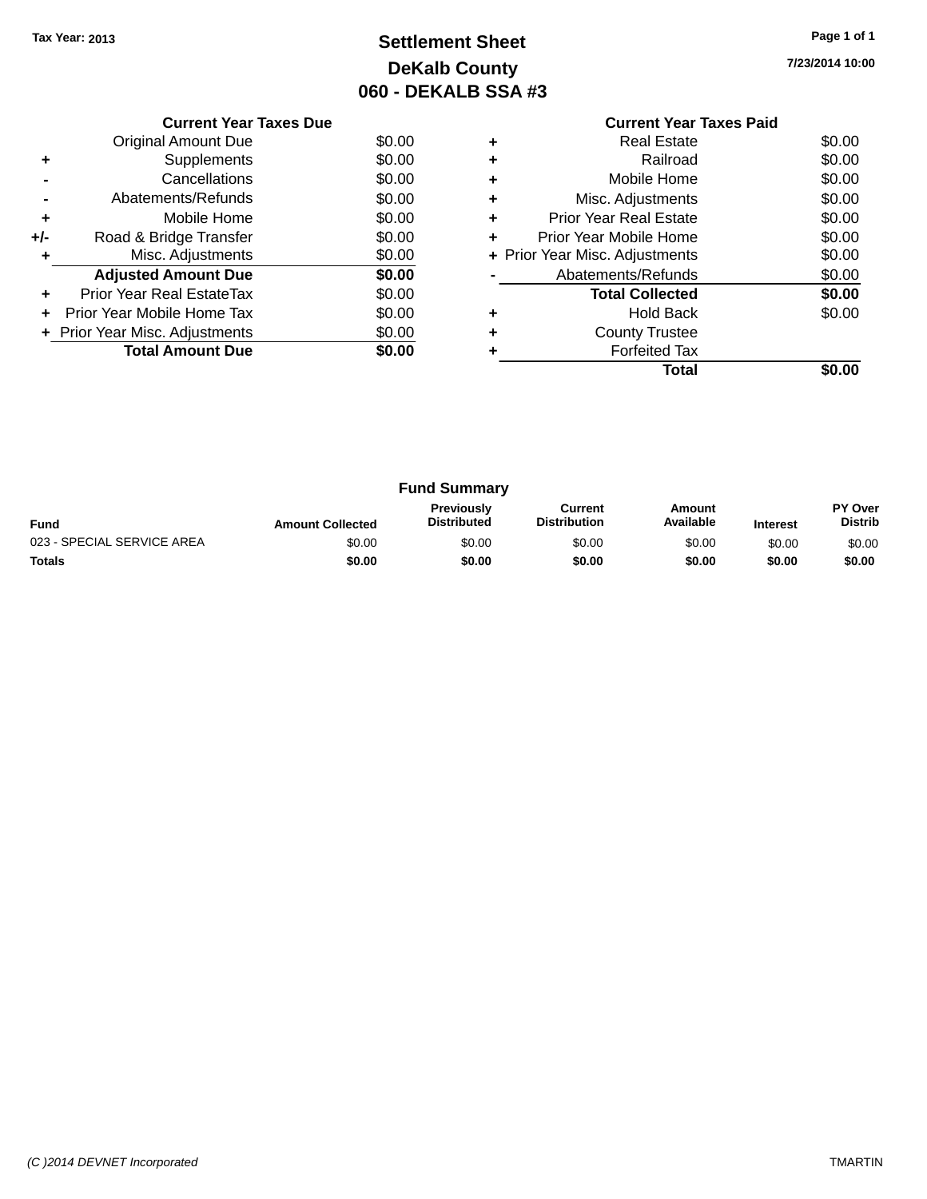Tax Year: 2013

# Settlement Sheet
## DeKalb County
## 060 - DEKALB SSA #3

7/23/2014 10:00

**Current Year Taxes Due**

| | | |
|---|---|---|
| | Original Amount Due | $0.00 |
| + | Supplements | $0.00 |
| - | Cancellations | $0.00 |
| - | Abatements/Refunds | $0.00 |
| + | Mobile Home | $0.00 |
| +/- | Road & Bridge Transfer | $0.00 |
| + | Misc. Adjustments | $0.00 |
| | **Adjusted Amount Due** | **$0.00** |
| + | Prior Year Real EstateTax | $0.00 |
| + | Prior Year Mobile Home Tax | $0.00 |
| + | Prior Year Misc. Adjustments | $0.00 |
| | **Total Amount Due** | **$0.00** |

**Current Year Taxes Paid**

| | | |
|---|---|---|
| + | Real Estate | $0.00 |
| + | Railroad | $0.00 |
| + | Mobile Home | $0.00 |
| + | Misc. Adjustments | $0.00 |
| + | Prior Year Real Estate | $0.00 |
| + | Prior Year Mobile Home | $0.00 |
| + | Prior Year Misc. Adjustments | $0.00 |
| - | Abatements/Refunds | $0.00 |
| | **Total Collected** | **$0.00** |
| + | Hold Back | $0.00 |
| + | County Trustee | |
| + | Forfeited Tax | |
| | **Total** | **$0.00** |

**Fund Summary**

| Fund | Amount Collected | Previously Distributed | Current Distribution | Amount Available | Interest | PY Over Distrib |
|---|---|---|---|---|---|---|
| 023 - SPECIAL SERVICE AREA | $0.00 | $0.00 | $0.00 | $0.00 | $0.00 | $0.00 |
| **Totals** | **$0.00** | **$0.00** | **$0.00** | **$0.00** | **$0.00** | **$0.00** |

(C )2014 DEVNET Incorporated TMARTIN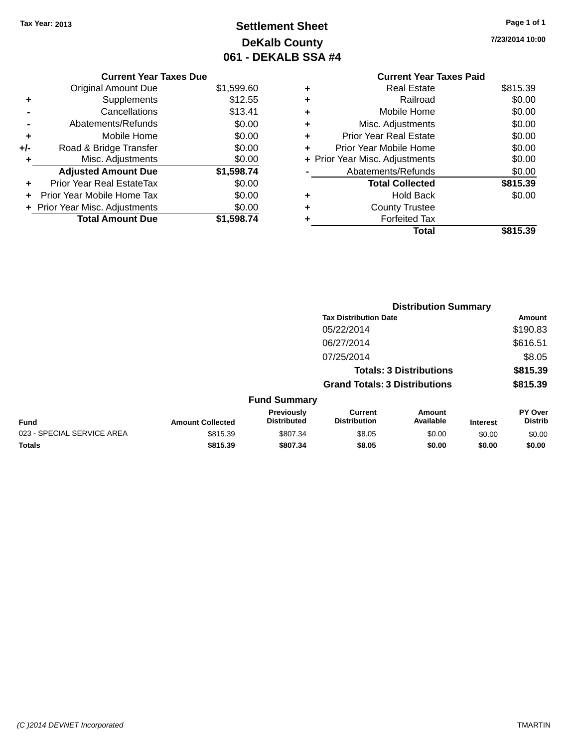Tax Year: 2013

# Settlement Sheet

## DeKalb County

## 061 - DEKALB SSA #4

7/23/2014 10:00

### Current Year Taxes Due

| | | |
|---|---|---|
| | Original Amount Due | $1,599.60 |
| + | Supplements | $12.55 |
| - | Cancellations | $13.41 |
| - | Abatements/Refunds | $0.00 |
| + | Mobile Home | $0.00 |
| +/- | Road & Bridge Transfer | $0.00 |
| + | Misc. Adjustments | $0.00 |
| | **Adjusted Amount Due** | **$1,598.74** |
| + | Prior Year Real EstateTax | $0.00 |
| + | Prior Year Mobile Home Tax | $0.00 |
| + | Prior Year Misc. Adjustments | $0.00 |
| | **Total Amount Due** | **$1,598.74** |

### Current Year Taxes Paid

| | | |
|---|---|---|
| + | Real Estate | $815.39 |
| + | Railroad | $0.00 |
| + | Mobile Home | $0.00 |
| + | Misc. Adjustments | $0.00 |
| + | Prior Year Real Estate | $0.00 |
| + | Prior Year Mobile Home | $0.00 |
| + | Prior Year Misc. Adjustments | $0.00 |
| - | Abatements/Refunds | $0.00 |
| | **Total Collected** | **$815.39** |
| + | Hold Back | $0.00 |
| + | County Trustee | |
| + | Forfeited Tax | |
| | **Total** | **$815.39** |

### Distribution Summary

| Tax Distribution Date | Amount |
|---|---|
| 05/22/2014 | $190.83 |
| 06/27/2014 | $616.51 |
| 07/25/2014 | $8.05 |
| **Totals: 3 Distributions** | **$815.39** |
| **Grand Totals: 3 Distributions** | **$815.39** |

### Fund Summary

| Fund | Amount Collected | Previously Distributed | Current Distribution | Amount Available | Interest | PY Over Distrib |
|---|---|---|---|---|---|---|
| 023 - SPECIAL SERVICE AREA | $815.39 | $807.34 | $8.05 | $0.00 | $0.00 | $0.00 |
| **Totals** | **$815.39** | **$807.34** | **$8.05** | **$0.00** | **$0.00** | **$0.00** |

(C )2014 DEVNET Incorporated TMARTIN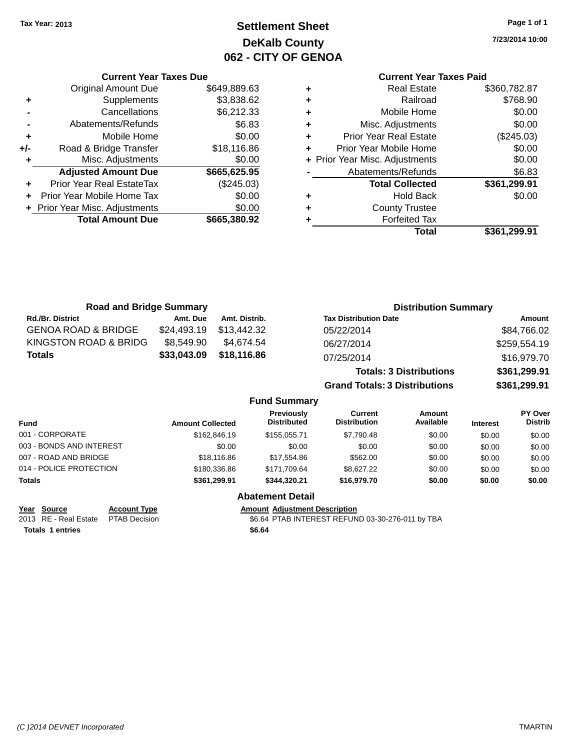Tax Year: 2013

# Settlement Sheet
## DeKalb County
## 062 - CITY OF GENOA

7/23/2014 10:00

### Current Year Taxes Due

| | | |
|---|---|---|
| | Original Amount Due | $649,889.63 |
| + | Supplements | $3,838.62 |
| - | Cancellations | $6,212.33 |
| - | Abatements/Refunds | $6.83 |
| + | Mobile Home | $0.00 |
| +/- | Road & Bridge Transfer | $18,116.86 |
| + | Misc. Adjustments | $0.00 |
| | **Adjusted Amount Due** | **$665,625.95** |
| + | Prior Year Real EstateTax | ($245.03) |
| + | Prior Year Mobile Home Tax | $0.00 |
| + | Prior Year Misc. Adjustments | $0.00 |
| | **Total Amount Due** | **$665,380.92** |

### Current Year Taxes Paid

| | | |
|---|---|---|
| + | Real Estate | $360,782.87 |
| + | Railroad | $768.90 |
| + | Mobile Home | $0.00 |
| + | Misc. Adjustments | $0.00 |
| + | Prior Year Real Estate | ($245.03) |
| + | Prior Year Mobile Home | $0.00 |
| + | Prior Year Misc. Adjustments | $0.00 |
| - | Abatements/Refunds | $6.83 |
| | **Total Collected** | **$361,299.91** |
| + | Hold Back | $0.00 |
| + | County Trustee | |
| + | Forfeited Tax | |
| | **Total** | **$361,299.91** |

### Road and Bridge Summary

| Rd./Br. District | Amt. Due | Amt. Distrib. |
|---|---|---|
| GENOA ROAD & BRIDGE | $24,493.19 | $13,442.32 |
| KINGSTON ROAD & BRIDG | $8,549.90 | $4,674.54 |
| **Totals** | **$33,043.09** | **$18,116.86** |

### Distribution Summary

| Tax Distribution Date | Amount |
|---|---|
| 05/22/2014 | $84,766.02 |
| 06/27/2014 | $259,554.19 |
| 07/25/2014 | $16,979.70 |
| **Totals: 3 Distributions** | **$361,299.91** |
| **Grand Totals: 3 Distributions** | **$361,299.91** |

### Fund Summary

| Fund | Amount Collected | Previously Distributed | Current Distribution | Amount Available | Interest | PY Over Distrib |
|---|---|---|---|---|---|---|
| 001 - CORPORATE | $162,846.19 | $155,055.71 | $7,790.48 | $0.00 | $0.00 | $0.00 |
| 003 - BONDS AND INTEREST | $0.00 | $0.00 | $0.00 | $0.00 | $0.00 | $0.00 |
| 007 - ROAD AND BRIDGE | $18,116.86 | $17,554.86 | $562.00 | $0.00 | $0.00 | $0.00 |
| 014 - POLICE PROTECTION | $180,336.86 | $171,709.64 | $8,627.22 | $0.00 | $0.00 | $0.00 |
| **Totals** | **$361,299.91** | **$344,320.21** | **$16,979.70** | **$0.00** | **$0.00** | **$0.00** |

### Abatement Detail

| Year | Source | Account Type | Amount | Adjustment Description |
|---|---|---|---|---|
| 2013 | RE - Real Estate | PTAB Decision | $6.64 | PTAB INTEREST REFUND 03-30-276-011 by TBA |
| **Totals** | **1 entries** | | **$6.64** | |

(C )2014 DEVNET Incorporated TMARTIN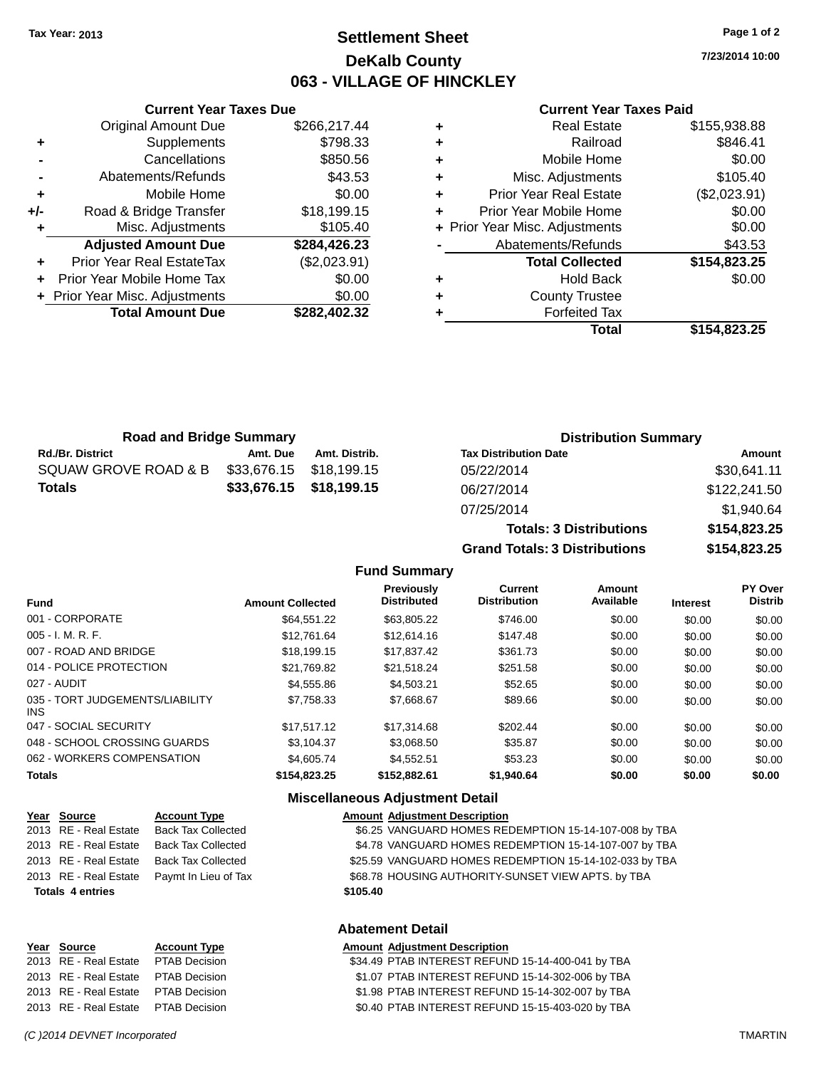Tax Year: 2013

# Settlement Sheet
## DeKalb County
## 063 - VILLAGE OF HINCKLEY

7/23/2014 10:00

### Current Year Taxes Due

| | | |
|---|---|---|
| | Original Amount Due | $266,217.44 |
| + | Supplements | $798.33 |
| - | Cancellations | $850.56 |
| - | Abatements/Refunds | $43.53 |
| + | Mobile Home | $0.00 |
| +/- | Road & Bridge Transfer | $18,199.15 |
| + | Misc. Adjustments | $105.40 |
| | **Adjusted Amount Due** | **$284,426.23** |
| + | Prior Year Real EstateTax | ($2,023.91) |
| + | Prior Year Mobile Home Tax | $0.00 |
| + | Prior Year Misc. Adjustments | $0.00 |
| | **Total Amount Due** | **$282,402.32** |

### Current Year Taxes Paid

| | | |
|---|---|---|
| + | Real Estate | $155,938.88 |
| + | Railroad | $846.41 |
| + | Mobile Home | $0.00 |
| + | Misc. Adjustments | $105.40 |
| + | Prior Year Real Estate | ($2,023.91) |
| + | Prior Year Mobile Home | $0.00 |
| + | Prior Year Misc. Adjustments | $0.00 |
| - | Abatements/Refunds | $43.53 |
| | **Total Collected** | **$154,823.25** |
| + | Hold Back | $0.00 |
| + | County Trustee | |
| + | Forfeited Tax | |
| | **Total** | **$154,823.25** |

### Road and Bridge Summary

| Rd./Br. District | Amt. Due | Amt. Distrib. |
|---|---|---|
| SQUAW GROVE ROAD & B | $33,676.15 | $18,199.15 |
| **Totals** | **$33,676.15** | **$18,199.15** |

### Distribution Summary

| Tax Distribution Date | Amount |
|---|---|
| 05/22/2014 | $30,641.11 |
| 06/27/2014 | $122,241.50 |
| 07/25/2014 | $1,940.64 |
| **Totals: 3 Distributions** | **$154,823.25** |
| **Grand Totals: 3 Distributions** | **$154,823.25** |

### Fund Summary

| Fund | Amount Collected | Previously Distributed | Current Distribution | Amount Available | Interest | PY Over Distrib |
|---|---|---|---|---|---|---|
| 001 - CORPORATE | $64,551.22 | $63,805.22 | $746.00 | $0.00 | $0.00 | $0.00 |
| 005 - I. M. R. F. | $12,761.64 | $12,614.16 | $147.48 | $0.00 | $0.00 | $0.00 |
| 007 - ROAD AND BRIDGE | $18,199.15 | $17,837.42 | $361.73 | $0.00 | $0.00 | $0.00 |
| 014 - POLICE PROTECTION | $21,769.82 | $21,518.24 | $251.58 | $0.00 | $0.00 | $0.00 |
| 027 - AUDIT | $4,555.86 | $4,503.21 | $52.65 | $0.00 | $0.00 | $0.00 |
| 035 - TORT JUDGEMENTS/LIABILITY INS | $7,758.33 | $7,668.67 | $89.66 | $0.00 | $0.00 | $0.00 |
| 047 - SOCIAL SECURITY | $17,517.12 | $17,314.68 | $202.44 | $0.00 | $0.00 | $0.00 |
| 048 - SCHOOL CROSSING GUARDS | $3,104.37 | $3,068.50 | $35.87 | $0.00 | $0.00 | $0.00 |
| 062 - WORKERS COMPENSATION | $4,605.74 | $4,552.51 | $53.23 | $0.00 | $0.00 | $0.00 |
| **Totals** | **$154,823.25** | **$152,882.61** | **$1,940.64** | **$0.00** | **$0.00** | **$0.00** |

### Miscellaneous Adjustment Detail

| Year | Source | Account Type | Amount | Adjustment Description |
|---|---|---|---|---|
| 2013 | RE - Real Estate | Back Tax Collected | $6.25 | VANGUARD HOMES REDEMPTION 15-14-107-008 by TBA |
| 2013 | RE - Real Estate | Back Tax Collected | $4.78 | VANGUARD HOMES REDEMPTION 15-14-107-007 by TBA |
| 2013 | RE - Real Estate | Back Tax Collected | $25.59 | VANGUARD HOMES REDEMPTION 15-14-102-033 by TBA |
| 2013 | RE - Real Estate | Paymt In Lieu of Tax | $68.78 | HOUSING AUTHORITY-SUNSET VIEW APTS. by TBA |
| **Totals 4 entries** | | | **$105.40** | |

### Abatement Detail

| Year | Source | Account Type | Amount | Adjustment Description |
|---|---|---|---|---|
| 2013 | RE - Real Estate | PTAB Decision | $34.49 | PTAB INTEREST REFUND 15-14-400-041 by TBA |
| 2013 | RE - Real Estate | PTAB Decision | $1.07 | PTAB INTEREST REFUND 15-14-302-006 by TBA |
| 2013 | RE - Real Estate | PTAB Decision | $1.98 | PTAB INTEREST REFUND 15-14-302-007 by TBA |
| 2013 | RE - Real Estate | PTAB Decision | $0.40 | PTAB INTEREST REFUND 15-15-403-020 by TBA |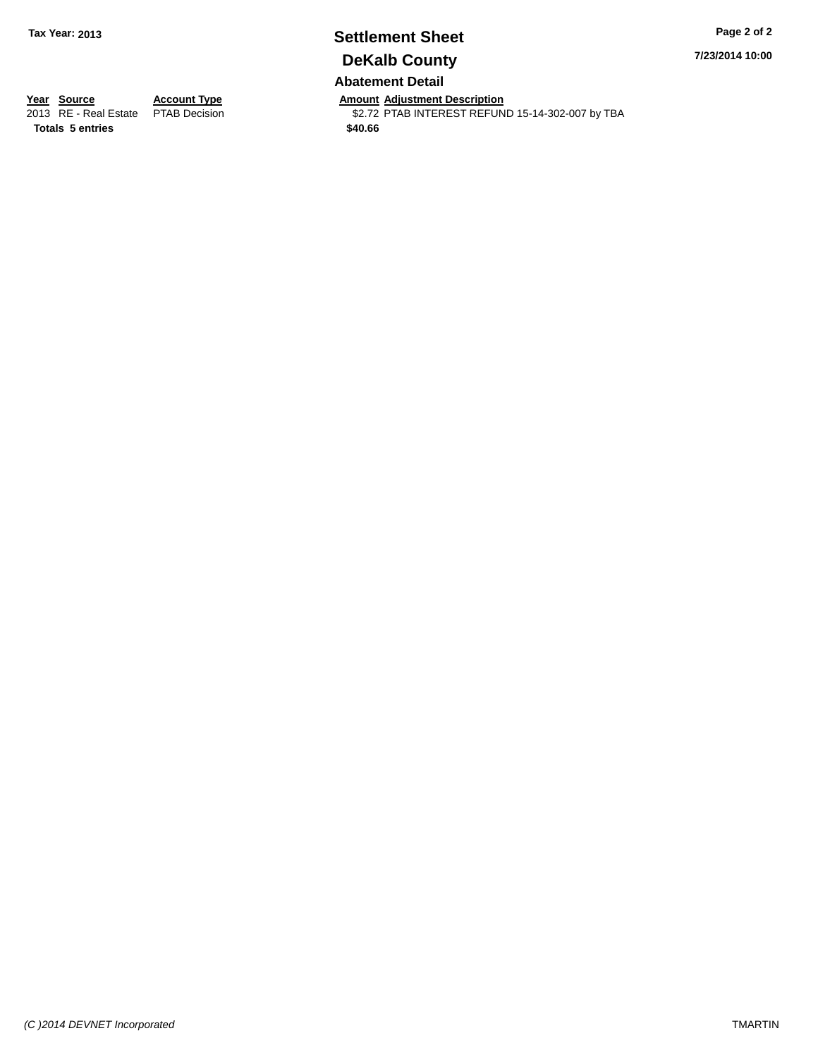# Settlement Sheet

## DeKalb County

### Abatement Detail

Tax Year: 2013

7/23/2014 10:00

| Year | Source | Account Type | Amount | Adjustment Description |
|---|---|---|---|---|
| 2013 | RE - Real Estate | PTAB Decision | $2.72 | PTAB INTEREST REFUND 15-14-302-007 by TBA |
| **Totals** | **5 entries** | | **$40.66** | |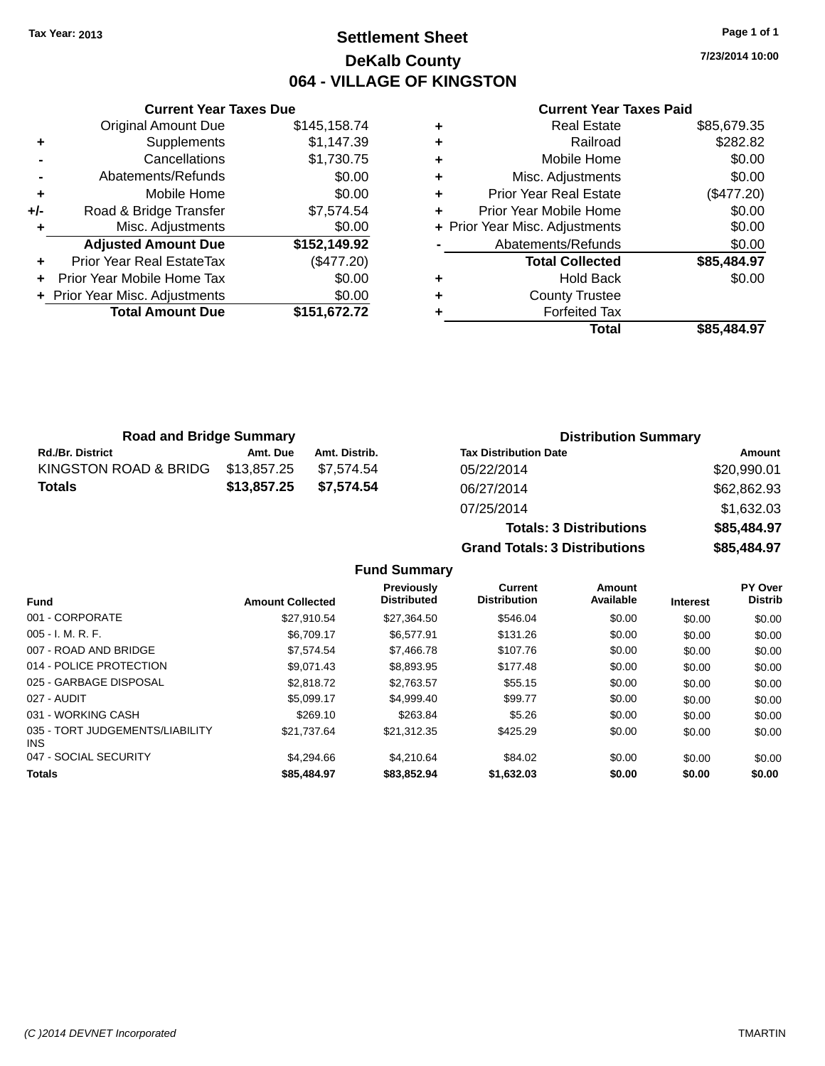Tax Year: 2013

# Settlement Sheet

## DeKalb County

## 064 - VILLAGE OF KINGSTON

7/23/2014 10:00

### Current Year Taxes Due

| | | |
|---|---|---|
| | Original Amount Due | $145,158.74 |
| + | Supplements | $1,147.39 |
| - | Cancellations | $1,730.75 |
| - | Abatements/Refunds | $0.00 |
| + | Mobile Home | $0.00 |
| +/- | Road & Bridge Transfer | $7,574.54 |
| + | Misc. Adjustments | $0.00 |
| | **Adjusted Amount Due** | **$152,149.92** |
| + | Prior Year Real EstateTax | ($477.20) |
| + | Prior Year Mobile Home Tax | $0.00 |
| + | Prior Year Misc. Adjustments | $0.00 |
| | **Total Amount Due** | **$151,672.72** |

### Current Year Taxes Paid

| | | |
|---|---|---|
| + | Real Estate | $85,679.35 |
| + | Railroad | $282.82 |
| + | Mobile Home | $0.00 |
| + | Misc. Adjustments | $0.00 |
| + | Prior Year Real Estate | ($477.20) |
| + | Prior Year Mobile Home | $0.00 |
| + | Prior Year Misc. Adjustments | $0.00 |
| - | Abatements/Refunds | $0.00 |
| | **Total Collected** | **$85,484.97** |
| + | Hold Back | $0.00 |
| + | County Trustee | |
| + | Forfeited Tax | |
| | **Total** | **$85,484.97** |

### Road and Bridge Summary

| Rd./Br. District | Amt. Due | Amt. Distrib. |
|---|---|---|
| KINGSTON ROAD & BRIDG | $13,857.25 | $7,574.54 |
| **Totals** | **$13,857.25** | **$7,574.54** |

### Distribution Summary

| Tax Distribution Date | Amount |
|---|---|
| 05/22/2014 | $20,990.01 |
| 06/27/2014 | $62,862.93 |
| 07/25/2014 | $1,632.03 |
| **Totals: 3 Distributions** | **$85,484.97** |
| **Grand Totals: 3 Distributions** | **$85,484.97** |

### Fund Summary

| Fund | Amount Collected | Previously Distributed | Current Distribution | Amount Available | Interest | PY Over Distrib |
|---|---|---|---|---|---|---|
| 001 - CORPORATE | $27,910.54 | $27,364.50 | $546.04 | $0.00 | $0.00 | $0.00 |
| 005 - I. M. R. F. | $6,709.17 | $6,577.91 | $131.26 | $0.00 | $0.00 | $0.00 |
| 007 - ROAD AND BRIDGE | $7,574.54 | $7,466.78 | $107.76 | $0.00 | $0.00 | $0.00 |
| 014 - POLICE PROTECTION | $9,071.43 | $8,893.95 | $177.48 | $0.00 | $0.00 | $0.00 |
| 025 - GARBAGE DISPOSAL | $2,818.72 | $2,763.57 | $55.15 | $0.00 | $0.00 | $0.00 |
| 027 - AUDIT | $5,099.17 | $4,999.40 | $99.77 | $0.00 | $0.00 | $0.00 |
| 031 - WORKING CASH | $269.10 | $263.84 | $5.26 | $0.00 | $0.00 | $0.00 |
| 035 - TORT JUDGEMENTS/LIABILITY INS | $21,737.64 | $21,312.35 | $425.29 | $0.00 | $0.00 | $0.00 |
| 047 - SOCIAL SECURITY | $4,294.66 | $4,210.64 | $84.02 | $0.00 | $0.00 | $0.00 |
| **Totals** | **$85,484.97** | **$83,852.94** | **$1,632.03** | **$0.00** | **$0.00** | **$0.00** |

(C )2014 DEVNET Incorporated — TMARTIN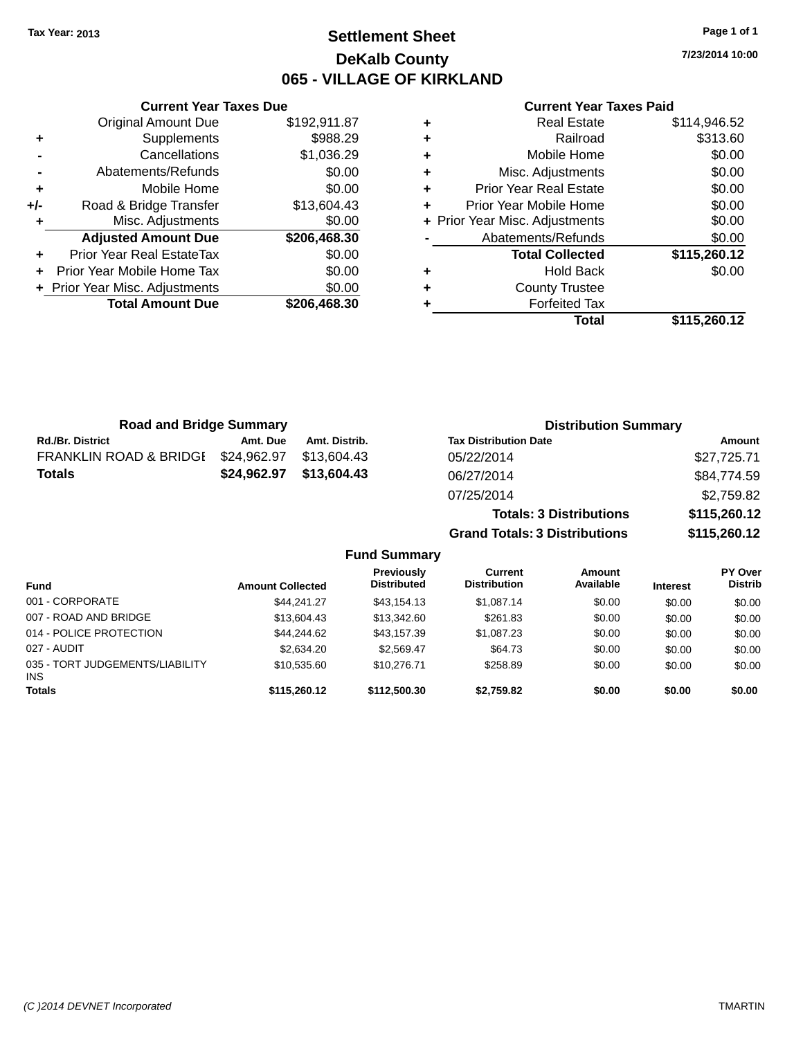Tax Year: 2013

# Settlement Sheet

## DeKalb County

## 065 - VILLAGE OF KIRKLAND

7/23/2014 10:00

### Current Year Taxes Due

| | | |
|---|---|---|
| | Original Amount Due | $192,911.87 |
| + | Supplements | $988.29 |
| - | Cancellations | $1,036.29 |
| - | Abatements/Refunds | $0.00 |
| + | Mobile Home | $0.00 |
| +/- | Road & Bridge Transfer | $13,604.43 |
| + | Misc. Adjustments | $0.00 |
| | **Adjusted Amount Due** | **$206,468.30** |
| + | Prior Year Real EstateTax | $0.00 |
| + | Prior Year Mobile Home Tax | $0.00 |
| + | Prior Year Misc. Adjustments | $0.00 |
| | **Total Amount Due** | **$206,468.30** |

### Current Year Taxes Paid

| | | |
|---|---|---|
| + | Real Estate | $114,946.52 |
| + | Railroad | $313.60 |
| + | Mobile Home | $0.00 |
| + | Misc. Adjustments | $0.00 |
| + | Prior Year Real Estate | $0.00 |
| + | Prior Year Mobile Home | $0.00 |
| + | Prior Year Misc. Adjustments | $0.00 |
| - | Abatements/Refunds | $0.00 |
| | **Total Collected** | **$115,260.12** |
| + | Hold Back | $0.00 |
| + | County Trustee | |
| + | Forfeited Tax | |
| | **Total** | **$115,260.12** |

### Road and Bridge Summary

| Rd./Br. District | Amt. Due | Amt. Distrib. |
|---|---|---|
| FRANKLIN ROAD & BRIDGE | $24,962.97 | $13,604.43 |
| **Totals** | **$24,962.97** | **$13,604.43** |

### Distribution Summary

| Tax Distribution Date | Amount |
|---|---|
| 05/22/2014 | $27,725.71 |
| 06/27/2014 | $84,774.59 |
| 07/25/2014 | $2,759.82 |
| **Totals: 3 Distributions** | **$115,260.12** |
| **Grand Totals: 3 Distributions** | **$115,260.12** |

### Fund Summary

| Fund | Amount Collected | Previously Distributed | Current Distribution | Amount Available | Interest | PY Over Distrib |
|---|---|---|---|---|---|---|
| 001 - CORPORATE | $44,241.27 | $43,154.13 | $1,087.14 | $0.00 | $0.00 | $0.00 |
| 007 - ROAD AND BRIDGE | $13,604.43 | $13,342.60 | $261.83 | $0.00 | $0.00 | $0.00 |
| 014 - POLICE PROTECTION | $44,244.62 | $43,157.39 | $1,087.23 | $0.00 | $0.00 | $0.00 |
| 027 - AUDIT | $2,634.20 | $2,569.47 | $64.73 | $0.00 | $0.00 | $0.00 |
| 035 - TORT JUDGEMENTS/LIABILITY INS | $10,535.60 | $10,276.71 | $258.89 | $0.00 | $0.00 | $0.00 |
| **Totals** | **$115,260.12** | **$112,500.30** | **$2,759.82** | **$0.00** | **$0.00** | **$0.00** |

(C )2014 DEVNET Incorporated TMARTIN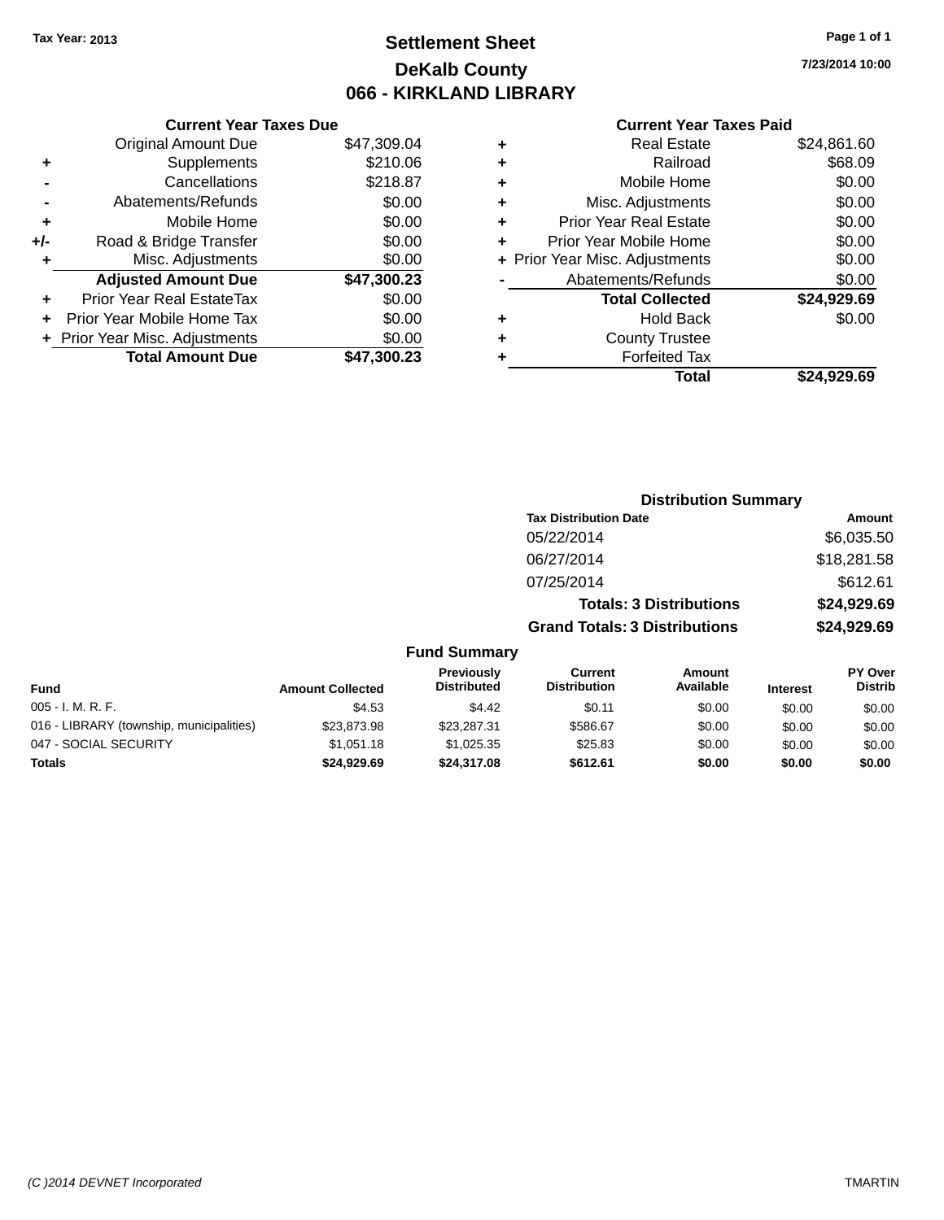Tax Year: 2013

# Settlement Sheet

## DeKalb County

## 066 - KIRKLAND LIBRARY

7/23/2014 10:00

### Current Year Taxes Due

| | | |
|---|---|---|
| | Original Amount Due | $47,309.04 |
| + | Supplements | $210.06 |
| - | Cancellations | $218.87 |
| - | Abatements/Refunds | $0.00 |
| + | Mobile Home | $0.00 |
| +/- | Road & Bridge Transfer | $0.00 |
| + | Misc. Adjustments | $0.00 |
| | **Adjusted Amount Due** | **$47,300.23** |
| + | Prior Year Real EstateTax | $0.00 |
| + | Prior Year Mobile Home Tax | $0.00 |
| + | Prior Year Misc. Adjustments | $0.00 |
| | **Total Amount Due** | **$47,300.23** |

### Current Year Taxes Paid

| | | |
|---|---|---|
| + | Real Estate | $24,861.60 |
| + | Railroad | $68.09 |
| + | Mobile Home | $0.00 |
| + | Misc. Adjustments | $0.00 |
| + | Prior Year Real Estate | $0.00 |
| + | Prior Year Mobile Home | $0.00 |
| + | Prior Year Misc. Adjustments | $0.00 |
| - | Abatements/Refunds | $0.00 |
| | **Total Collected** | **$24,929.69** |
| + | Hold Back | $0.00 |
| + | County Trustee | |
| + | Forfeited Tax | |
| | **Total** | **$24,929.69** |

### Distribution Summary

| Tax Distribution Date | Amount |
|---|---|
| 05/22/2014 | $6,035.50 |
| 06/27/2014 | $18,281.58 |
| 07/25/2014 | $612.61 |
| **Totals: 3 Distributions** | **$24,929.69** |
| **Grand Totals: 3 Distributions** | **$24,929.69** |

### Fund Summary

| Fund | Amount Collected | Previously Distributed | Current Distribution | Amount Available | Interest | PY Over Distrib |
|---|---|---|---|---|---|---|
| 005 - I. M. R. F. | $4.53 | $4.42 | $0.11 | $0.00 | $0.00 | $0.00 |
| 016 - LIBRARY (township, municipalities) | $23,873.98 | $23,287.31 | $586.67 | $0.00 | $0.00 | $0.00 |
| 047 - SOCIAL SECURITY | $1,051.18 | $1,025.35 | $25.83 | $0.00 | $0.00 | $0.00 |
| **Totals** | **$24,929.69** | **$24,317.08** | **$612.61** | **$0.00** | **$0.00** | **$0.00** |

(C )2014 DEVNET Incorporated TMARTIN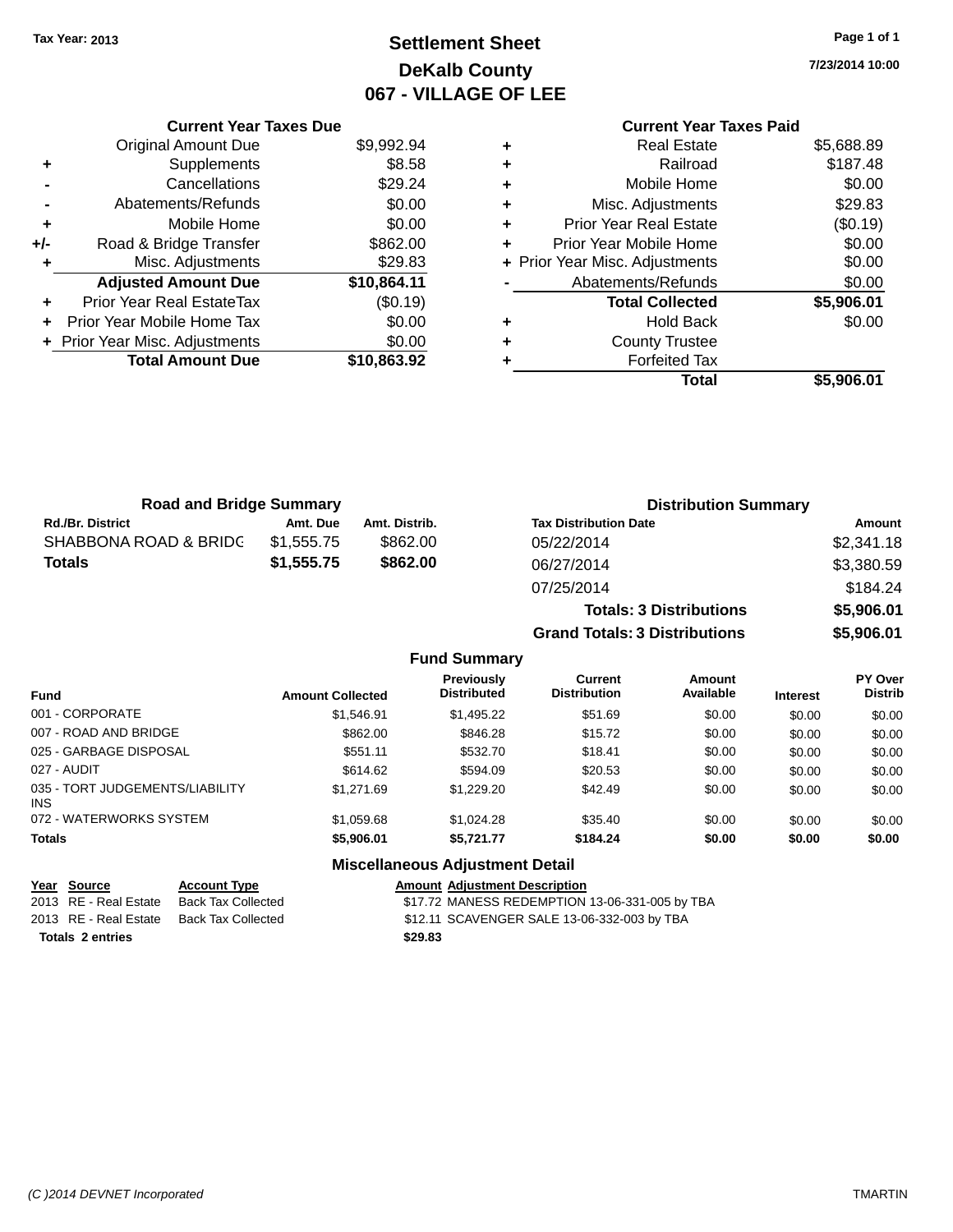Tax Year: 2013

# Settlement Sheet
## DeKalb County
## 067 - VILLAGE OF LEE

7/23/2014 10:00

### Current Year Taxes Due

| | | |
|---|---|---|
| | Original Amount Due | $9,992.94 |
| + | Supplements | $8.58 |
| - | Cancellations | $29.24 |
| - | Abatements/Refunds | $0.00 |
| + | Mobile Home | $0.00 |
| +/- | Road & Bridge Transfer | $862.00 |
| + | Misc. Adjustments | $29.83 |
| | **Adjusted Amount Due** | **$10,864.11** |
| + | Prior Year Real EstateTax | ($0.19) |
| + | Prior Year Mobile Home Tax | $0.00 |
| + | Prior Year Misc. Adjustments | $0.00 |
| | **Total Amount Due** | **$10,863.92** |

### Current Year Taxes Paid

| | | |
|---|---|---|
| + | Real Estate | $5,688.89 |
| + | Railroad | $187.48 |
| + | Mobile Home | $0.00 |
| + | Misc. Adjustments | $29.83 |
| + | Prior Year Real Estate | ($0.19) |
| + | Prior Year Mobile Home | $0.00 |
| + | Prior Year Misc. Adjustments | $0.00 |
| - | Abatements/Refunds | $0.00 |
| | **Total Collected** | **$5,906.01** |
| + | Hold Back | $0.00 |
| + | County Trustee | |
| + | Forfeited Tax | |
| | **Total** | **$5,906.01** |

### Road and Bridge Summary

| Rd./Br. District | Amt. Due | Amt. Distrib. |
|---|---|---|
| SHABBONA ROAD & BRIDG | $1,555.75 | $862.00 |
| **Totals** | **$1,555.75** | **$862.00** |

### Distribution Summary

| Tax Distribution Date | Amount |
|---|---|
| 05/22/2014 | $2,341.18 |
| 06/27/2014 | $3,380.59 |
| 07/25/2014 | $184.24 |
| **Totals: 3 Distributions** | **$5,906.01** |
| **Grand Totals: 3 Distributions** | **$5,906.01** |

### Fund Summary

| Fund | Amount Collected | Previously Distributed | Current Distribution | Amount Available | Interest | PY Over Distrib |
|---|---|---|---|---|---|---|
| 001 - CORPORATE | $1,546.91 | $1,495.22 | $51.69 | $0.00 | $0.00 | $0.00 |
| 007 - ROAD AND BRIDGE | $862.00 | $846.28 | $15.72 | $0.00 | $0.00 | $0.00 |
| 025 - GARBAGE DISPOSAL | $551.11 | $532.70 | $18.41 | $0.00 | $0.00 | $0.00 |
| 027 - AUDIT | $614.62 | $594.09 | $20.53 | $0.00 | $0.00 | $0.00 |
| 035 - TORT JUDGEMENTS/LIABILITY INS | $1,271.69 | $1,229.20 | $42.49 | $0.00 | $0.00 | $0.00 |
| 072 - WATERWORKS SYSTEM | $1,059.68 | $1,024.28 | $35.40 | $0.00 | $0.00 | $0.00 |
| **Totals** | **$5,906.01** | **$5,721.77** | **$184.24** | **$0.00** | **$0.00** | **$0.00** |

### Miscellaneous Adjustment Detail

| Year | Source | Account Type | Amount | Adjustment Description |
|---|---|---|---|---|
| 2013 | RE - Real Estate | Back Tax Collected | $17.72 | MANESS REDEMPTION 13-06-331-005 by TBA |
| 2013 | RE - Real Estate | Back Tax Collected | $12.11 | SCAVENGER SALE 13-06-332-003 by TBA |
| **Totals 2 entries** | | | **$29.83** | |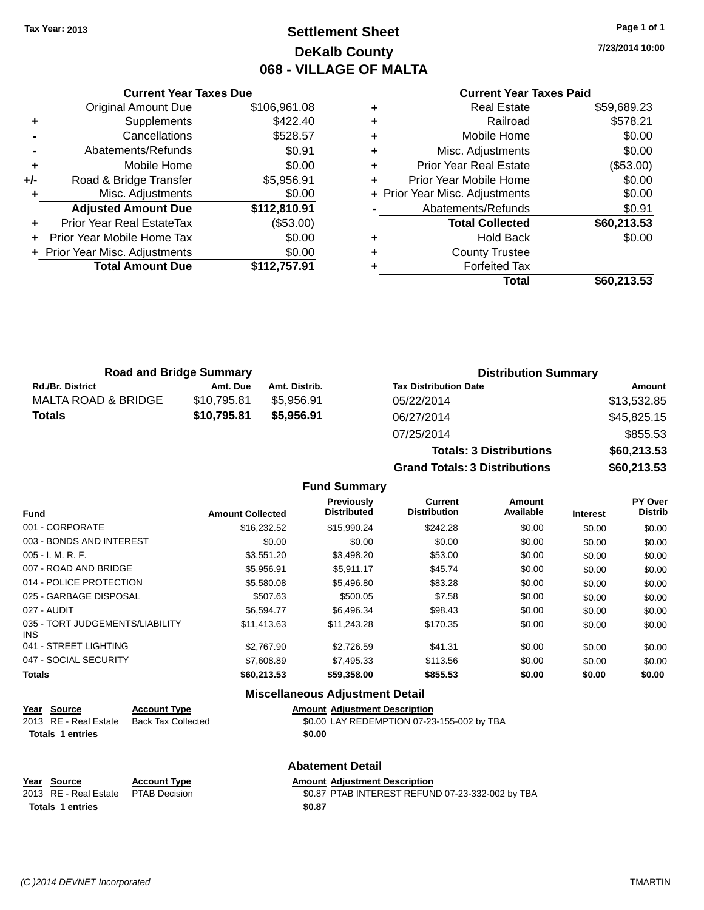Tax Year: 2013

# Settlement Sheet
## DeKalb County
## 068 - VILLAGE OF MALTA

7/23/2014 10:00

### Current Year Taxes Due

| | | |
|---|---|---|
| | Original Amount Due | $106,961.08 |
| + | Supplements | $422.40 |
| - | Cancellations | $528.57 |
| - | Abatements/Refunds | $0.91 |
| + | Mobile Home | $0.00 |
| +/- | Road & Bridge Transfer | $5,956.91 |
| + | Misc. Adjustments | $0.00 |
| | **Adjusted Amount Due** | **$112,810.91** |
| + | Prior Year Real EstateTax | ($53.00) |
| + | Prior Year Mobile Home Tax | $0.00 |
| + | Prior Year Misc. Adjustments | $0.00 |
| | **Total Amount Due** | **$112,757.91** |

### Current Year Taxes Paid

| | | |
|---|---|---|
| + | Real Estate | $59,689.23 |
| + | Railroad | $578.21 |
| + | Mobile Home | $0.00 |
| + | Misc. Adjustments | $0.00 |
| + | Prior Year Real Estate | ($53.00) |
| + | Prior Year Mobile Home | $0.00 |
| + | Prior Year Misc. Adjustments | $0.00 |
| - | Abatements/Refunds | $0.91 |
| | **Total Collected** | **$60,213.53** |
| + | Hold Back | $0.00 |
| + | County Trustee | |
| + | Forfeited Tax | |
| | **Total** | **$60,213.53** |

### Road and Bridge Summary

| Rd./Br. District | Amt. Due | Amt. Distrib. |
|---|---|---|
| MALTA ROAD & BRIDGE | $10,795.81 | $5,956.91 |
| **Totals** | **$10,795.81** | **$5,956.91** |

### Distribution Summary

| Tax Distribution Date | Amount |
|---|---|
| 05/22/2014 | $13,532.85 |
| 06/27/2014 | $45,825.15 |
| 07/25/2014 | $855.53 |
| **Totals: 3 Distributions** | **$60,213.53** |
| **Grand Totals: 3 Distributions** | **$60,213.53** |

### Fund Summary

| Fund | Amount Collected | Previously Distributed | Current Distribution | Amount Available | Interest | PY Over Distrib |
|---|---|---|---|---|---|---|
| 001 - CORPORATE | $16,232.52 | $15,990.24 | $242.28 | $0.00 | $0.00 | $0.00 |
| 003 - BONDS AND INTEREST | $0.00 | $0.00 | $0.00 | $0.00 | $0.00 | $0.00 |
| 005 - I. M. R. F. | $3,551.20 | $3,498.20 | $53.00 | $0.00 | $0.00 | $0.00 |
| 007 - ROAD AND BRIDGE | $5,956.91 | $5,911.17 | $45.74 | $0.00 | $0.00 | $0.00 |
| 014 - POLICE PROTECTION | $5,580.08 | $5,496.80 | $83.28 | $0.00 | $0.00 | $0.00 |
| 025 - GARBAGE DISPOSAL | $507.63 | $500.05 | $7.58 | $0.00 | $0.00 | $0.00 |
| 027 - AUDIT | $6,594.77 | $6,496.34 | $98.43 | $0.00 | $0.00 | $0.00 |
| 035 - TORT JUDGEMENTS/LIABILITY INS | $11,413.63 | $11,243.28 | $170.35 | $0.00 | $0.00 | $0.00 |
| 041 - STREET LIGHTING | $2,767.90 | $2,726.59 | $41.31 | $0.00 | $0.00 | $0.00 |
| 047 - SOCIAL SECURITY | $7,608.89 | $7,495.33 | $113.56 | $0.00 | $0.00 | $0.00 |
| **Totals** | **$60,213.53** | **$59,358.00** | **$855.53** | **$0.00** | **$0.00** | **$0.00** |

### Miscellaneous Adjustment Detail

| Year | Source | Account Type | Amount | Adjustment Description |
|---|---|---|---|---|
| 2013 | RE - Real Estate | Back Tax Collected | $0.00 | LAY REDEMPTION 07-23-155-002 by TBA |
| **Totals** | **1 entries** | | **$0.00** | |

### Abatement Detail

| Year | Source | Account Type | Amount | Adjustment Description |
|---|---|---|---|---|
| 2013 | RE - Real Estate | PTAB Decision | $0.87 | PTAB INTEREST REFUND 07-23-332-002 by TBA |
| **Totals** | **1 entries** | | **$0.87** | |

(C )2014 DEVNET Incorporated — TMARTIN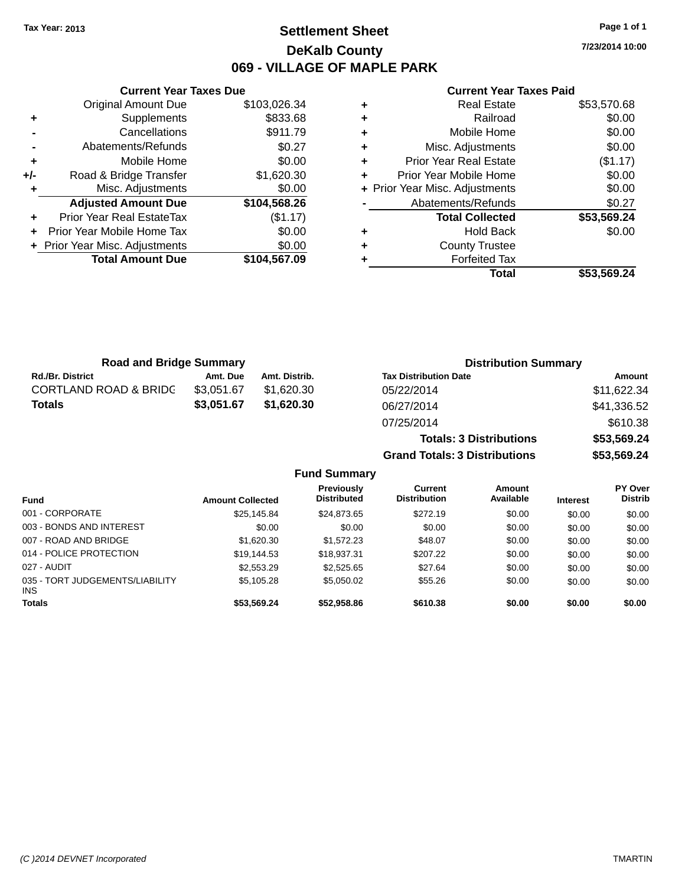Tax Year: 2013

# Settlement Sheet

## DeKalb County

## 069 - VILLAGE OF MAPLE PARK

7/23/2014 10:00

### Current Year Taxes Due

| | | |
|---|---|---|
| | Original Amount Due | $103,026.34 |
| + | Supplements | $833.68 |
| - | Cancellations | $911.79 |
| - | Abatements/Refunds | $0.27 |
| + | Mobile Home | $0.00 |
| +/- | Road & Bridge Transfer | $1,620.30 |
| + | Misc. Adjustments | $0.00 |
| | **Adjusted Amount Due** | **$104,568.26** |
| + | Prior Year Real EstateTax | ($1.17) |
| + | Prior Year Mobile Home Tax | $0.00 |
| + | Prior Year Misc. Adjustments | $0.00 |
| | **Total Amount Due** | **$104,567.09** |

### Current Year Taxes Paid

| | | |
|---|---|---|
| + | Real Estate | $53,570.68 |
| + | Railroad | $0.00 |
| + | Mobile Home | $0.00 |
| + | Misc. Adjustments | $0.00 |
| + | Prior Year Real Estate | ($1.17) |
| + | Prior Year Mobile Home | $0.00 |
| + | Prior Year Misc. Adjustments | $0.00 |
| - | Abatements/Refunds | $0.27 |
| | **Total Collected** | **$53,569.24** |
| + | Hold Back | $0.00 |
| + | County Trustee | |
| + | Forfeited Tax | |
| | **Total** | **$53,569.24** |

### Road and Bridge Summary

| Rd./Br. District | Amt. Due | Amt. Distrib. |
|---|---|---|
| CORTLAND ROAD & BRIDG | $3,051.67 | $1,620.30 |
| **Totals** | **$3,051.67** | **$1,620.30** |

### Distribution Summary

| Tax Distribution Date | Amount |
|---|---|
| 05/22/2014 | $11,622.34 |
| 06/27/2014 | $41,336.52 |
| 07/25/2014 | $610.38 |
| **Totals: 3 Distributions** | **$53,569.24** |
| **Grand Totals: 3 Distributions** | **$53,569.24** |

### Fund Summary

| Fund | Amount Collected | Previously Distributed | Current Distribution | Amount Available | Interest | PY Over Distrib |
|---|---|---|---|---|---|---|
| 001 - CORPORATE | $25,145.84 | $24,873.65 | $272.19 | $0.00 | $0.00 | $0.00 |
| 003 - BONDS AND INTEREST | $0.00 | $0.00 | $0.00 | $0.00 | $0.00 | $0.00 |
| 007 - ROAD AND BRIDGE | $1,620.30 | $1,572.23 | $48.07 | $0.00 | $0.00 | $0.00 |
| 014 - POLICE PROTECTION | $19,144.53 | $18,937.31 | $207.22 | $0.00 | $0.00 | $0.00 |
| 027 - AUDIT | $2,553.29 | $2,525.65 | $27.64 | $0.00 | $0.00 | $0.00 |
| 035 - TORT JUDGEMENTS/LIABILITY INS | $5,105.28 | $5,050.02 | $55.26 | $0.00 | $0.00 | $0.00 |
| **Totals** | **$53,569.24** | **$52,958.86** | **$610.38** | **$0.00** | **$0.00** | **$0.00** |

(C )2014 DEVNET Incorporated

TMARTIN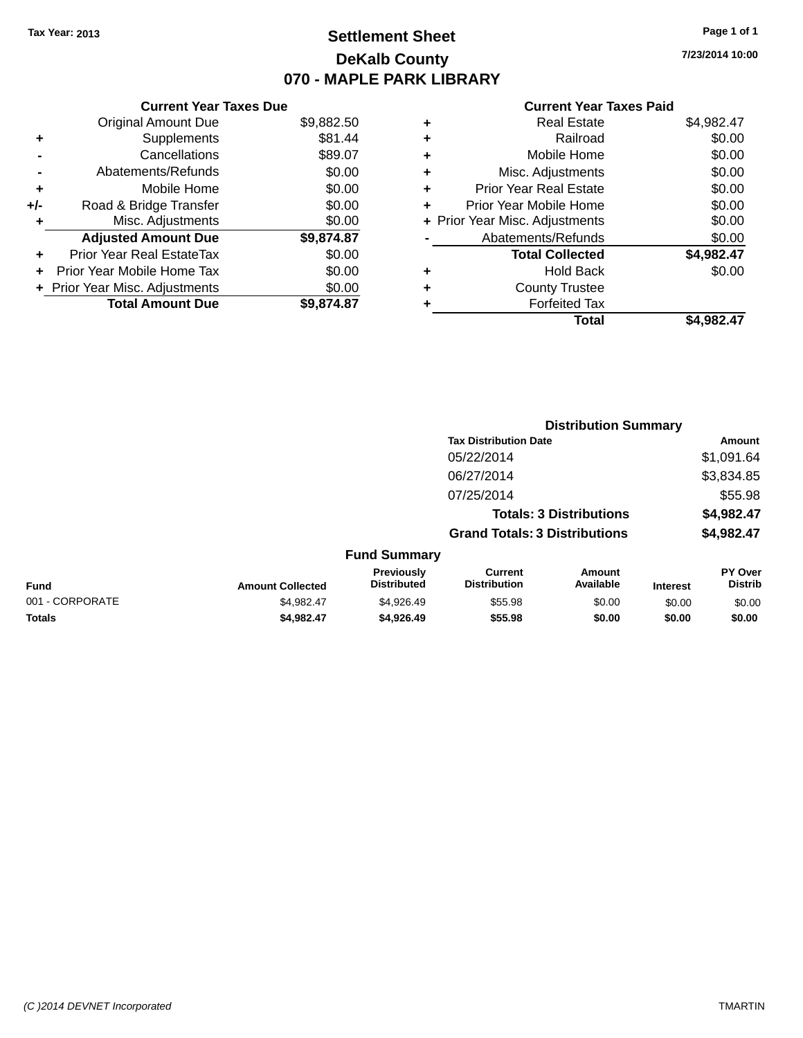Tax Year: 2013

# Settlement Sheet

## DeKalb County

## 070 - MAPLE PARK LIBRARY

7/23/2014 10:00

### Current Year Taxes Due

| | | |
|---|---|---|
| | Original Amount Due | $9,882.50 |
| + | Supplements | $81.44 |
| - | Cancellations | $89.07 |
| - | Abatements/Refunds | $0.00 |
| + | Mobile Home | $0.00 |
| +/- | Road & Bridge Transfer | $0.00 |
| + | Misc. Adjustments | $0.00 |
| | **Adjusted Amount Due** | **$9,874.87** |
| + | Prior Year Real EstateTax | $0.00 |
| + | Prior Year Mobile Home Tax | $0.00 |
| + | Prior Year Misc. Adjustments | $0.00 |
| | **Total Amount Due** | **$9,874.87** |

### Current Year Taxes Paid

| | | |
|---|---|---|
| + | Real Estate | $4,982.47 |
| + | Railroad | $0.00 |
| + | Mobile Home | $0.00 |
| + | Misc. Adjustments | $0.00 |
| + | Prior Year Real Estate | $0.00 |
| + | Prior Year Mobile Home | $0.00 |
| + | Prior Year Misc. Adjustments | $0.00 |
| - | Abatements/Refunds | $0.00 |
| | **Total Collected** | **$4,982.47** |
| + | Hold Back | $0.00 |
| + | County Trustee | |
| + | Forfeited Tax | |
| | **Total** | **$4,982.47** |

### Distribution Summary

| Tax Distribution Date | Amount |
|---|---|
| 05/22/2014 | $1,091.64 |
| 06/27/2014 | $3,834.85 |
| 07/25/2014 | $55.98 |
| **Totals: 3 Distributions** | **$4,982.47** |
| **Grand Totals: 3 Distributions** | **$4,982.47** |

### Fund Summary

| Fund | Amount Collected | Previously Distributed | Current Distribution | Amount Available | Interest | PY Over Distrib |
|---|---|---|---|---|---|---|
| 001 - CORPORATE | $4,982.47 | $4,926.49 | $55.98 | $0.00 | $0.00 | $0.00 |
| **Totals** | **$4,982.47** | **$4,926.49** | **$55.98** | **$0.00** | **$0.00** | **$0.00** |

(C )2014 DEVNET Incorporated

TMARTIN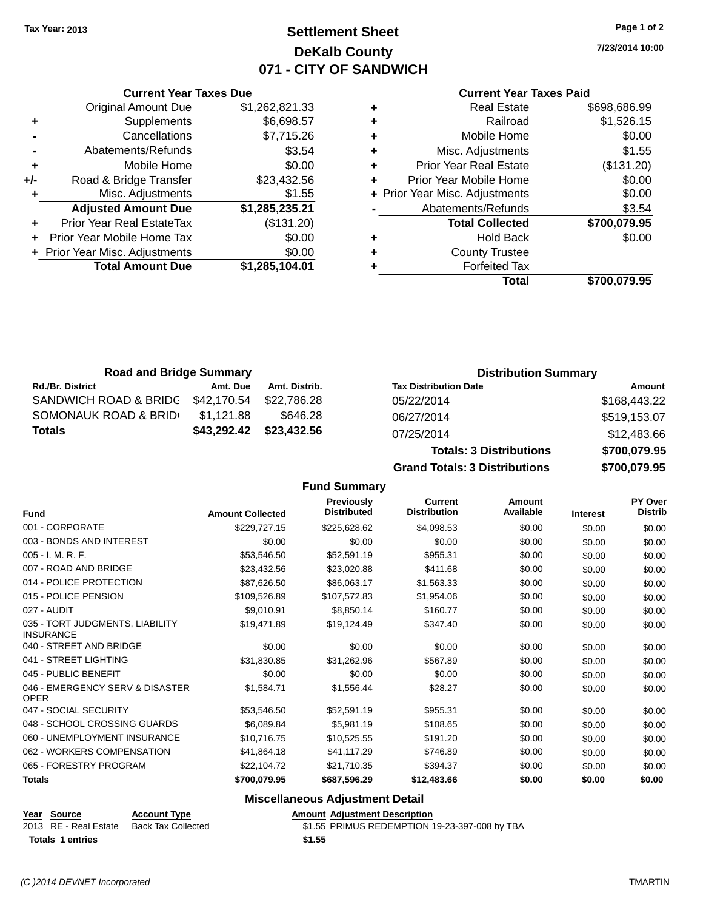Tax Year: 2013

# Settlement Sheet
## DeKalb County
## 071 - CITY OF SANDWICH

7/23/2014 10:00

### Current Year Taxes Due

| | | |
|---|---|---|
| | Original Amount Due | $1,262,821.33 |
| + | Supplements | $6,698.57 |
| - | Cancellations | $7,715.26 |
| - | Abatements/Refunds | $3.54 |
| + | Mobile Home | $0.00 |
| +/- | Road & Bridge Transfer | $23,432.56 |
| + | Misc. Adjustments | $1.55 |
| | **Adjusted Amount Due** | **$1,285,235.21** |
| + | Prior Year Real EstateTax | ($131.20) |
| + | Prior Year Mobile Home Tax | $0.00 |
| + | Prior Year Misc. Adjustments | $0.00 |
| | **Total Amount Due** | **$1,285,104.01** |

### Current Year Taxes Paid

| | | |
|---|---|---|
| + | Real Estate | $698,686.99 |
| + | Railroad | $1,526.15 |
| + | Mobile Home | $0.00 |
| + | Misc. Adjustments | $1.55 |
| + | Prior Year Real Estate | ($131.20) |
| + | Prior Year Mobile Home | $0.00 |
| + | Prior Year Misc. Adjustments | $0.00 |
| - | Abatements/Refunds | $3.54 |
| | **Total Collected** | **$700,079.95** |
| + | Hold Back | $0.00 |
| + | County Trustee | |
| + | Forfeited Tax | |
| | **Total** | **$700,079.95** |

### Road and Bridge Summary

| Rd./Br. District | Amt. Due | Amt. Distrib. |
|---|---|---|
| SANDWICH ROAD & BRIDG | $42,170.54 | $22,786.28 |
| SOMONAUK ROAD & BRID( | $1,121.88 | $646.28 |
| **Totals** | **$43,292.42** | **$23,432.56** |

### Distribution Summary

| Tax Distribution Date | Amount |
|---|---|
| 05/22/2014 | $168,443.22 |
| 06/27/2014 | $519,153.07 |
| 07/25/2014 | $12,483.66 |
| **Totals: 3 Distributions** | **$700,079.95** |
| **Grand Totals: 3 Distributions** | **$700,079.95** |

### Fund Summary

| Fund | Amount Collected | Previously Distributed | Current Distribution | Amount Available | Interest | PY Over Distrib |
|---|---|---|---|---|---|---|
| 001 - CORPORATE | $229,727.15 | $225,628.62 | $4,098.53 | $0.00 | $0.00 | $0.00 |
| 003 - BONDS AND INTEREST | $0.00 | $0.00 | $0.00 | $0.00 | $0.00 | $0.00 |
| 005 - I. M. R. F. | $53,546.50 | $52,591.19 | $955.31 | $0.00 | $0.00 | $0.00 |
| 007 - ROAD AND BRIDGE | $23,432.56 | $23,020.88 | $411.68 | $0.00 | $0.00 | $0.00 |
| 014 - POLICE PROTECTION | $87,626.50 | $86,063.17 | $1,563.33 | $0.00 | $0.00 | $0.00 |
| 015 - POLICE PENSION | $109,526.89 | $107,572.83 | $1,954.06 | $0.00 | $0.00 | $0.00 |
| 027 - AUDIT | $9,010.91 | $8,850.14 | $160.77 | $0.00 | $0.00 | $0.00 |
| 035 - TORT JUDGMENTS, LIABILITY INSURANCE | $19,471.89 | $19,124.49 | $347.40 | $0.00 | $0.00 | $0.00 |
| 040 - STREET AND BRIDGE | $0.00 | $0.00 | $0.00 | $0.00 | $0.00 | $0.00 |
| 041 - STREET LIGHTING | $31,830.85 | $31,262.96 | $567.89 | $0.00 | $0.00 | $0.00 |
| 045 - PUBLIC BENEFIT | $0.00 | $0.00 | $0.00 | $0.00 | $0.00 | $0.00 |
| 046 - EMERGENCY SERV & DISASTER OPER | $1,584.71 | $1,556.44 | $28.27 | $0.00 | $0.00 | $0.00 |
| 047 - SOCIAL SECURITY | $53,546.50 | $52,591.19 | $955.31 | $0.00 | $0.00 | $0.00 |
| 048 - SCHOOL CROSSING GUARDS | $6,089.84 | $5,981.19 | $108.65 | $0.00 | $0.00 | $0.00 |
| 060 - UNEMPLOYMENT INSURANCE | $10,716.75 | $10,525.55 | $191.20 | $0.00 | $0.00 | $0.00 |
| 062 - WORKERS COMPENSATION | $41,864.18 | $41,117.29 | $746.89 | $0.00 | $0.00 | $0.00 |
| 065 - FORESTRY PROGRAM | $22,104.72 | $21,710.35 | $394.37 | $0.00 | $0.00 | $0.00 |
| **Totals** | **$700,079.95** | **$687,596.29** | **$12,483.66** | **$0.00** | **$0.00** | **$0.00** |

### Miscellaneous Adjustment Detail

| Year | Source | Account Type | Amount | Adjustment Description |
|---|---|---|---|---|
| 2013 | RE - Real Estate | Back Tax Collected | $1.55 | PRIMUS REDEMPTION 19-23-397-008 by TBA |
| **Totals** | **1 entries** | | **$1.55** | |

(C )2014 DEVNET Incorporated    TMARTIN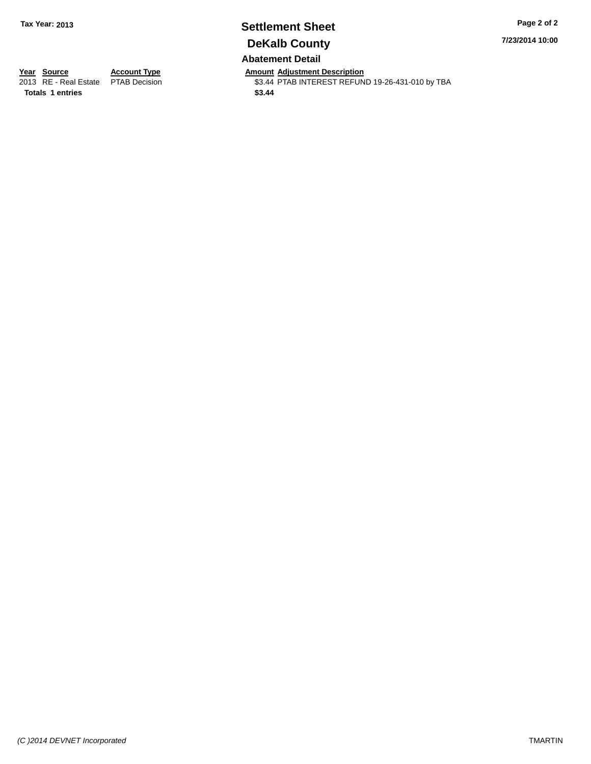**Tax Year: 2013**

# Settlement Sheet

## DeKalb County

7/23/2014 10:00

### Abatement Detail

| Year | Source | Account Type | Amount | Adjustment Description |
|---|---|---|---|---|
| 2013 | RE - Real Estate | PTAB Decision | $3.44 | PTAB INTEREST REFUND 19-26-431-010 by TBA |
| **Totals** | **1 entries** | | **$3.44** | |

*(C )2014 DEVNET Incorporated*

TMARTIN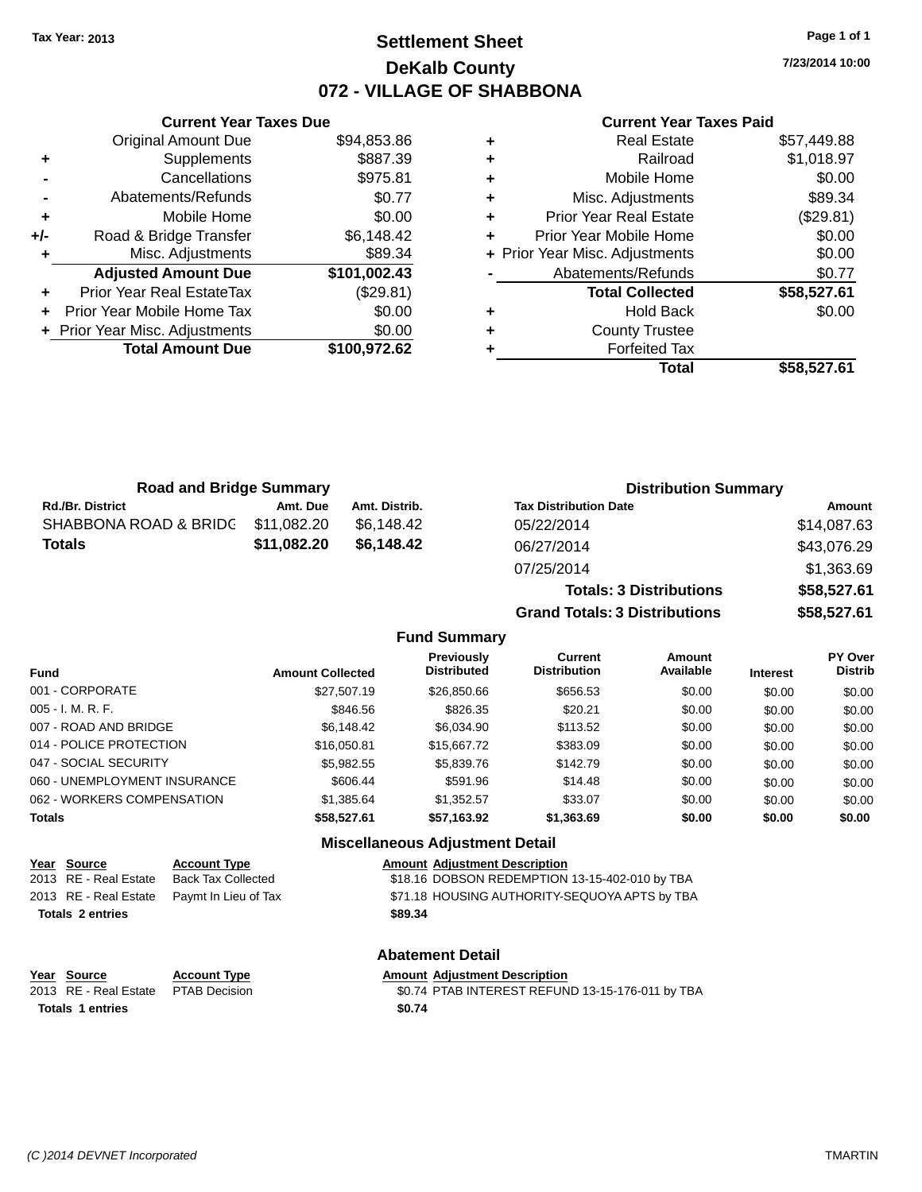Tax Year: 2013

# Settlement Sheet

## DeKalb County

## 072 - VILLAGE OF SHABBONA

7/23/2014 10:00

### Current Year Taxes Due

| | | |
|---|---|---|
| | Original Amount Due | $94,853.86 |
| + | Supplements | $887.39 |
| - | Cancellations | $975.81 |
| - | Abatements/Refunds | $0.77 |
| + | Mobile Home | $0.00 |
| +/- | Road & Bridge Transfer | $6,148.42 |
| + | Misc. Adjustments | $89.34 |
| | **Adjusted Amount Due** | **$101,002.43** |
| + | Prior Year Real EstateTax | ($29.81) |
| + | Prior Year Mobile Home Tax | $0.00 |
| + | Prior Year Misc. Adjustments | $0.00 |
| | **Total Amount Due** | **$100,972.62** |

### Current Year Taxes Paid

| | | |
|---|---|---|
| + | Real Estate | $57,449.88 |
| + | Railroad | $1,018.97 |
| + | Mobile Home | $0.00 |
| + | Misc. Adjustments | $89.34 |
| + | Prior Year Real Estate | ($29.81) |
| + | Prior Year Mobile Home | $0.00 |
| + | Prior Year Misc. Adjustments | $0.00 |
| - | Abatements/Refunds | $0.77 |
| | **Total Collected** | **$58,527.61** |
| + | Hold Back | $0.00 |
| + | County Trustee | |
| + | Forfeited Tax | |
| | **Total** | **$58,527.61** |

### Road and Bridge Summary

| Rd./Br. District | Amt. Due | Amt. Distrib. |
|---|---|---|
| SHABBONA ROAD & BRIDG | $11,082.20 | $6,148.42 |
| **Totals** | **$11,082.20** | **$6,148.42** |

### Distribution Summary

| Tax Distribution Date | Amount |
|---|---|
| 05/22/2014 | $14,087.63 |
| 06/27/2014 | $43,076.29 |
| 07/25/2014 | $1,363.69 |
| **Totals: 3 Distributions** | **$58,527.61** |
| **Grand Totals: 3 Distributions** | **$58,527.61** |

### Fund Summary

| Fund | Amount Collected | Previously Distributed | Current Distribution | Amount Available | Interest | PY Over Distrib |
|---|---|---|---|---|---|---|
| 001 - CORPORATE | $27,507.19 | $26,850.66 | $656.53 | $0.00 | $0.00 | $0.00 |
| 005 - I. M. R. F. | $846.56 | $826.35 | $20.21 | $0.00 | $0.00 | $0.00 |
| 007 - ROAD AND BRIDGE | $6,148.42 | $6,034.90 | $113.52 | $0.00 | $0.00 | $0.00 |
| 014 - POLICE PROTECTION | $16,050.81 | $15,667.72 | $383.09 | $0.00 | $0.00 | $0.00 |
| 047 - SOCIAL SECURITY | $5,982.55 | $5,839.76 | $142.79 | $0.00 | $0.00 | $0.00 |
| 060 - UNEMPLOYMENT INSURANCE | $606.44 | $591.96 | $14.48 | $0.00 | $0.00 | $0.00 |
| 062 - WORKERS COMPENSATION | $1,385.64 | $1,352.57 | $33.07 | $0.00 | $0.00 | $0.00 |
| **Totals** | **$58,527.61** | **$57,163.92** | **$1,363.69** | **$0.00** | **$0.00** | **$0.00** |

### Miscellaneous Adjustment Detail

| Year | Source | Account Type | Amount | Adjustment Description |
|---|---|---|---|---|
| 2013 | RE - Real Estate | Back Tax Collected | $18.16 | DOBSON REDEMPTION 13-15-402-010 by TBA |
| 2013 | RE - Real Estate | Paymt In Lieu of Tax | $71.18 | HOUSING AUTHORITY-SEQUOYA APTS by TBA |
| **Totals 2 entries** | | | **$89.34** | |

### Abatement Detail

| Year | Source | Account Type | Amount | Adjustment Description |
|---|---|---|---|---|
| 2013 | RE - Real Estate | PTAB Decision | $0.74 | PTAB INTEREST REFUND 13-15-176-011 by TBA |
| **Totals 1 entries** | | | **$0.74** | |

(C )2014 DEVNET Incorporated — TMARTIN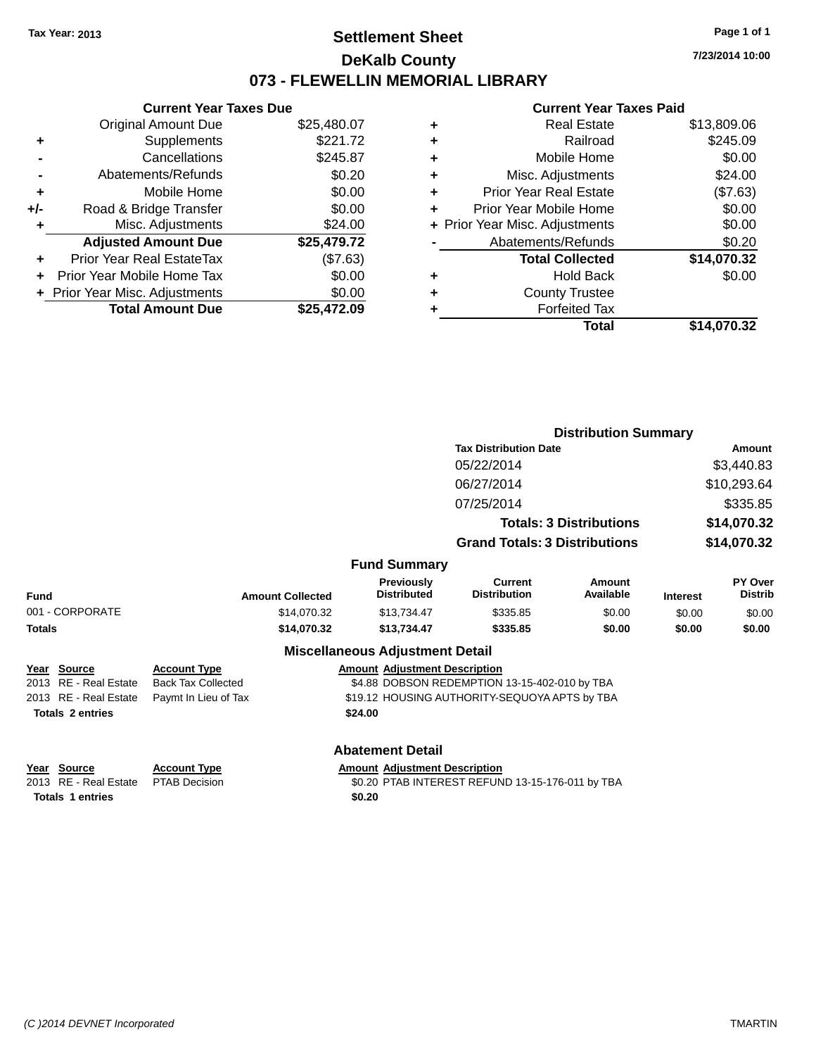Tax Year: 2013

# Settlement Sheet

## DeKalb County

## 073 - FLEWELLIN MEMORIAL LIBRARY

7/23/2014 10:00

### Current Year Taxes Due

| | | |
|---|---|---|
| | Original Amount Due | $25,480.07 |
| + | Supplements | $221.72 |
| - | Cancellations | $245.87 |
| - | Abatements/Refunds | $0.20 |
| + | Mobile Home | $0.00 |
| +/- | Road & Bridge Transfer | $0.00 |
| + | Misc. Adjustments | $24.00 |
| | **Adjusted Amount Due** | **$25,479.72** |
| + | Prior Year Real EstateTax | ($7.63) |
| + | Prior Year Mobile Home Tax | $0.00 |
| + | Prior Year Misc. Adjustments | $0.00 |
| | **Total Amount Due** | **$25,472.09** |

### Current Year Taxes Paid

| | | |
|---|---|---|
| + | Real Estate | $13,809.06 |
| + | Railroad | $245.09 |
| + | Mobile Home | $0.00 |
| + | Misc. Adjustments | $24.00 |
| + | Prior Year Real Estate | ($7.63) |
| + | Prior Year Mobile Home | $0.00 |
| + | Prior Year Misc. Adjustments | $0.00 |
| - | Abatements/Refunds | $0.20 |
| | **Total Collected** | **$14,070.32** |
| + | Hold Back | $0.00 |
| + | County Trustee | |
| + | Forfeited Tax | |
| | **Total** | **$14,070.32** |

### Distribution Summary

| Tax Distribution Date | Amount |
|---|---|
| 05/22/2014 | $3,440.83 |
| 06/27/2014 | $10,293.64 |
| 07/25/2014 | $335.85 |
| **Totals: 3 Distributions** | **$14,070.32** |
| **Grand Totals: 3 Distributions** | **$14,070.32** |

### Fund Summary

| Fund | Amount Collected | Previously Distributed | Current Distribution | Amount Available | Interest | PY Over Distrib |
|---|---|---|---|---|---|---|
| 001 - CORPORATE | $14,070.32 | $13,734.47 | $335.85 | $0.00 | $0.00 | $0.00 |
| **Totals** | **$14,070.32** | **$13,734.47** | **$335.85** | **$0.00** | **$0.00** | **$0.00** |

### Miscellaneous Adjustment Detail

| Year | Source | Account Type | Amount | Adjustment Description |
|---|---|---|---|---|
| 2013 | RE - Real Estate | Back Tax Collected | $4.88 | DOBSON REDEMPTION 13-15-402-010 by TBA |
| 2013 | RE - Real Estate | Paymt In Lieu of Tax | $19.12 | HOUSING AUTHORITY-SEQUOYA APTS by TBA |
| **Totals 2 entries** | | | **$24.00** | |

### Abatement Detail

| Year | Source | Account Type | Amount | Adjustment Description |
|---|---|---|---|---|
| 2013 | RE - Real Estate | PTAB Decision | $0.20 | PTAB INTEREST REFUND 13-15-176-011 by TBA |
| **Totals 1 entries** | | | **$0.20** | |

(C )2014 DEVNET Incorporated — TMARTIN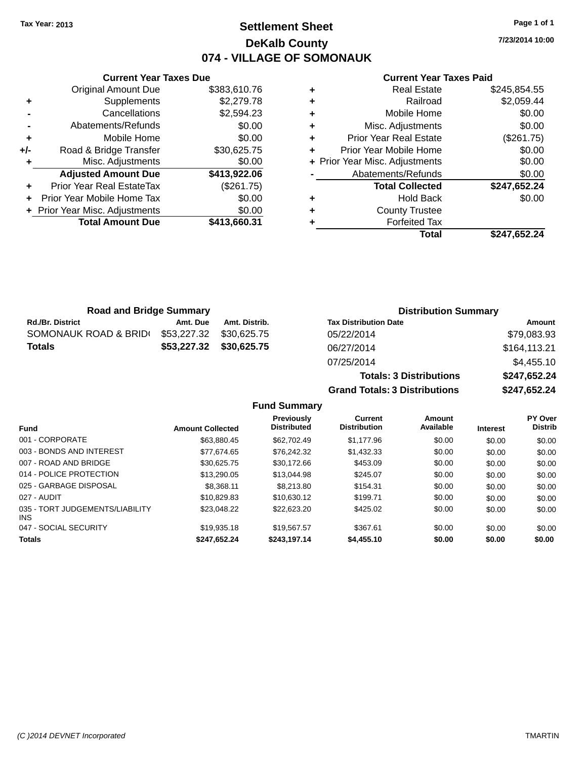Tax Year: 2013

# Settlement Sheet

## DeKalb County

## 074 - VILLAGE OF SOMONAUK

7/23/2014 10:00

### Current Year Taxes Due

| | | |
|---|---|---|
| | Original Amount Due | $383,610.76 |
| + | Supplements | $2,279.78 |
| - | Cancellations | $2,594.23 |
| - | Abatements/Refunds | $0.00 |
| + | Mobile Home | $0.00 |
| +/- | Road & Bridge Transfer | $30,625.75 |
| + | Misc. Adjustments | $0.00 |
| | **Adjusted Amount Due** | **$413,922.06** |
| + | Prior Year Real EstateTax | ($261.75) |
| + | Prior Year Mobile Home Tax | $0.00 |
| + | Prior Year Misc. Adjustments | $0.00 |
| | **Total Amount Due** | **$413,660.31** |

### Current Year Taxes Paid

| | | |
|---|---|---|
| + | Real Estate | $245,854.55 |
| + | Railroad | $2,059.44 |
| + | Mobile Home | $0.00 |
| + | Misc. Adjustments | $0.00 |
| + | Prior Year Real Estate | ($261.75) |
| + | Prior Year Mobile Home | $0.00 |
| + | Prior Year Misc. Adjustments | $0.00 |
| - | Abatements/Refunds | $0.00 |
| | **Total Collected** | **$247,652.24** |
| + | Hold Back | $0.00 |
| + | County Trustee | |
| + | Forfeited Tax | |
| | **Total** | **$247,652.24** |

### Road and Bridge Summary

| Rd./Br. District | Amt. Due | Amt. Distrib. |
|---|---|---|
| SOMONAUK ROAD & BRID( | $53,227.32 | $30,625.75 |
| **Totals** | **$53,227.32** | **$30,625.75** |

### Distribution Summary

| Tax Distribution Date | Amount |
|---|---|
| 05/22/2014 | $79,083.93 |
| 06/27/2014 | $164,113.21 |
| 07/25/2014 | $4,455.10 |
| **Totals: 3 Distributions** | **$247,652.24** |
| **Grand Totals: 3 Distributions** | **$247,652.24** |

### Fund Summary

| Fund | Amount Collected | Previously Distributed | Current Distribution | Amount Available | Interest | PY Over Distrib |
|---|---|---|---|---|---|---|
| 001 - CORPORATE | $63,880.45 | $62,702.49 | $1,177.96 | $0.00 | $0.00 | $0.00 |
| 003 - BONDS AND INTEREST | $77,674.65 | $76,242.32 | $1,432.33 | $0.00 | $0.00 | $0.00 |
| 007 - ROAD AND BRIDGE | $30,625.75 | $30,172.66 | $453.09 | $0.00 | $0.00 | $0.00 |
| 014 - POLICE PROTECTION | $13,290.05 | $13,044.98 | $245.07 | $0.00 | $0.00 | $0.00 |
| 025 - GARBAGE DISPOSAL | $8,368.11 | $8,213.80 | $154.31 | $0.00 | $0.00 | $0.00 |
| 027 - AUDIT | $10,829.83 | $10,630.12 | $199.71 | $0.00 | $0.00 | $0.00 |
| 035 - TORT JUDGEMENTS/LIABILITY INS | $23,048.22 | $22,623.20 | $425.02 | $0.00 | $0.00 | $0.00 |
| 047 - SOCIAL SECURITY | $19,935.18 | $19,567.57 | $367.61 | $0.00 | $0.00 | $0.00 |
| **Totals** | **$247,652.24** | **$243,197.14** | **$4,455.10** | **$0.00** | **$0.00** | **$0.00** |

(C )2014 DEVNET Incorporated TMARTIN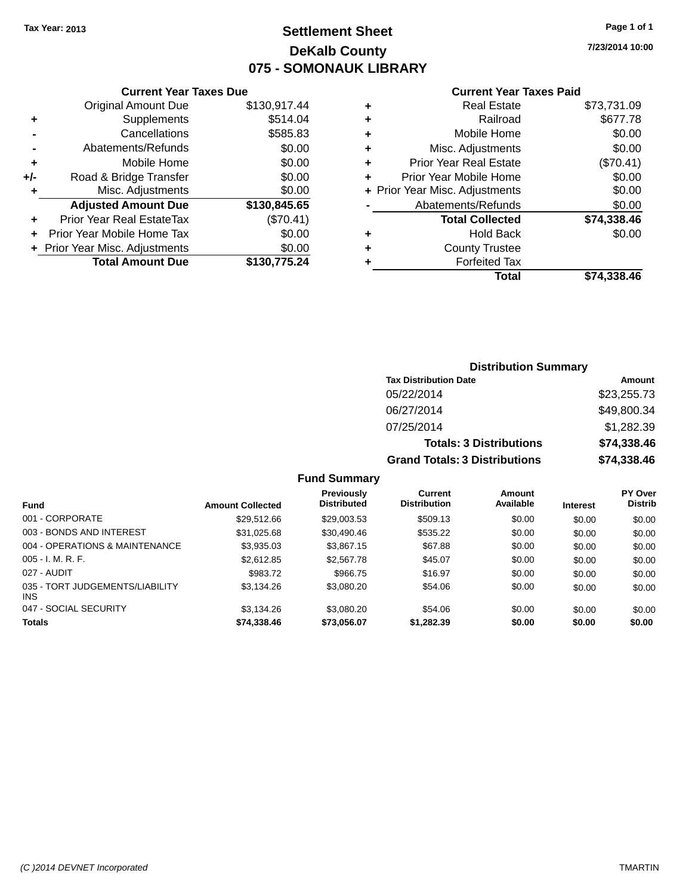Tax Year: 2013

# Settlement Sheet

## DeKalb County

## 075 - SOMONAUK LIBRARY

7/23/2014 10:00

### Current Year Taxes Due

| | | |
|---|---|---|
| | Original Amount Due | $130,917.44 |
| + | Supplements | $514.04 |
| - | Cancellations | $585.83 |
| - | Abatements/Refunds | $0.00 |
| + | Mobile Home | $0.00 |
| +/- | Road & Bridge Transfer | $0.00 |
| + | Misc. Adjustments | $0.00 |
| | **Adjusted Amount Due** | **$130,845.65** |
| + | Prior Year Real EstateTax | ($70.41) |
| + | Prior Year Mobile Home Tax | $0.00 |
| + | Prior Year Misc. Adjustments | $0.00 |
| | **Total Amount Due** | **$130,775.24** |

### Current Year Taxes Paid

| | | |
|---|---|---|
| + | Real Estate | $73,731.09 |
| + | Railroad | $677.78 |
| + | Mobile Home | $0.00 |
| + | Misc. Adjustments | $0.00 |
| + | Prior Year Real Estate | ($70.41) |
| + | Prior Year Mobile Home | $0.00 |
| + | Prior Year Misc. Adjustments | $0.00 |
| - | Abatements/Refunds | $0.00 |
| | **Total Collected** | **$74,338.46** |
| + | Hold Back | $0.00 |
| + | County Trustee | |
| + | Forfeited Tax | |
| | **Total** | **$74,338.46** |

### Distribution Summary

| Tax Distribution Date | Amount |
|---|---|
| 05/22/2014 | $23,255.73 |
| 06/27/2014 | $49,800.34 |
| 07/25/2014 | $1,282.39 |
| **Totals: 3 Distributions** | **$74,338.46** |
| **Grand Totals: 3 Distributions** | **$74,338.46** |

### Fund Summary

| Fund | Amount Collected | Previously Distributed | Current Distribution | Amount Available | Interest | PY Over Distrib |
|---|---|---|---|---|---|---|
| 001 - CORPORATE | $29,512.66 | $29,003.53 | $509.13 | $0.00 | $0.00 | $0.00 |
| 003 - BONDS AND INTEREST | $31,025.68 | $30,490.46 | $535.22 | $0.00 | $0.00 | $0.00 |
| 004 - OPERATIONS & MAINTENANCE | $3,935.03 | $3,867.15 | $67.88 | $0.00 | $0.00 | $0.00 |
| 005 - I. M. R. F. | $2,612.85 | $2,567.78 | $45.07 | $0.00 | $0.00 | $0.00 |
| 027 - AUDIT | $983.72 | $966.75 | $16.97 | $0.00 | $0.00 | $0.00 |
| 035 - TORT JUDGEMENTS/LIABILITY INS | $3,134.26 | $3,080.20 | $54.06 | $0.00 | $0.00 | $0.00 |
| 047 - SOCIAL SECURITY | $3,134.26 | $3,080.20 | $54.06 | $0.00 | $0.00 | $0.00 |
| **Totals** | **$74,338.46** | **$73,056.07** | **$1,282.39** | **$0.00** | **$0.00** | **$0.00** |

(C )2014 DEVNET Incorporated — TMARTIN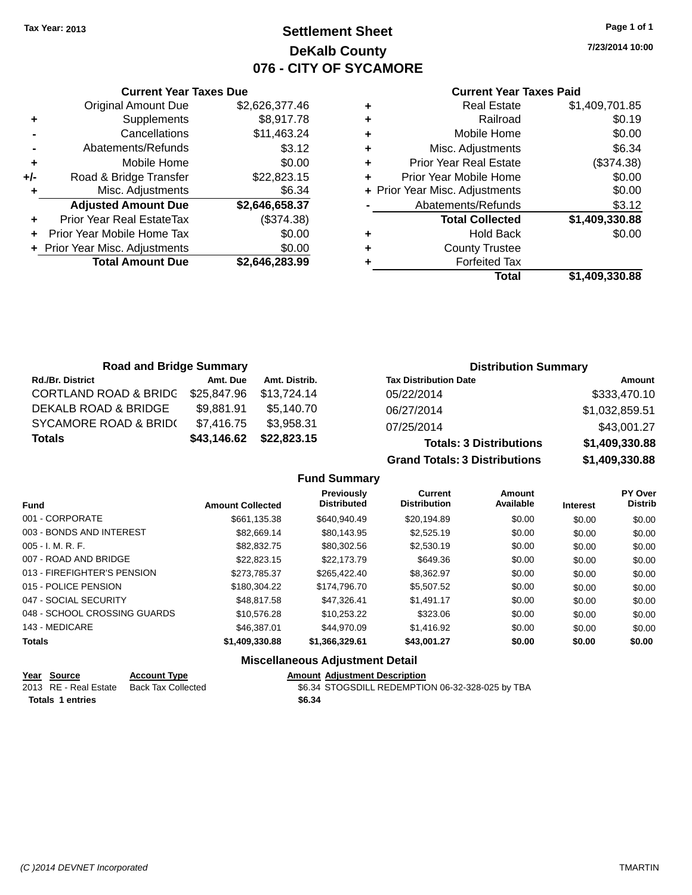Tax Year: 2013

# Settlement Sheet

## DeKalb County

## 076 - CITY OF SYCAMORE

7/23/2014 10:00

### Current Year Taxes Due

| | | |
|---|---|---|
| | Original Amount Due | $2,626,377.46 |
| + | Supplements | $8,917.78 |
| - | Cancellations | $11,463.24 |
| - | Abatements/Refunds | $3.12 |
| + | Mobile Home | $0.00 |
| +/- | Road & Bridge Transfer | $22,823.15 |
| + | Misc. Adjustments | $6.34 |
| | **Adjusted Amount Due** | **$2,646,658.37** |
| + | Prior Year Real EstateTax | ($374.38) |
| + | Prior Year Mobile Home Tax | $0.00 |
| + | Prior Year Misc. Adjustments | $0.00 |
| | **Total Amount Due** | **$2,646,283.99** |

### Current Year Taxes Paid

| | | |
|---|---|---|
| + | Real Estate | $1,409,701.85 |
| + | Railroad | $0.19 |
| + | Mobile Home | $0.00 |
| + | Misc. Adjustments | $6.34 |
| + | Prior Year Real Estate | ($374.38) |
| + | Prior Year Mobile Home | $0.00 |
| + | Prior Year Misc. Adjustments | $0.00 |
| - | Abatements/Refunds | $3.12 |
| | **Total Collected** | **$1,409,330.88** |
| + | Hold Back | $0.00 |
| + | County Trustee | |
| + | Forfeited Tax | |
| | **Total** | **$1,409,330.88** |

### Road and Bridge Summary

| Rd./Br. District | Amt. Due | Amt. Distrib. |
|---|---|---|
| CORTLAND ROAD & BRIDG | $25,847.96 | $13,724.14 |
| DEKALB ROAD & BRIDGE | $9,881.91 | $5,140.70 |
| SYCAMORE ROAD & BRID( | $7,416.75 | $3,958.31 |
| **Totals** | **$43,146.62** | **$22,823.15** |

### Distribution Summary

| Tax Distribution Date | Amount |
|---|---|
| 05/22/2014 | $333,470.10 |
| 06/27/2014 | $1,032,859.51 |
| 07/25/2014 | $43,001.27 |
| **Totals: 3 Distributions** | **$1,409,330.88** |
| **Grand Totals: 3 Distributions** | **$1,409,330.88** |

### Fund Summary

| Fund | Amount Collected | Previously Distributed | Current Distribution | Amount Available | Interest | PY Over Distrib |
|---|---|---|---|---|---|---|
| 001 - CORPORATE | $661,135.38 | $640,940.49 | $20,194.89 | $0.00 | $0.00 | $0.00 |
| 003 - BONDS AND INTEREST | $82,669.14 | $80,143.95 | $2,525.19 | $0.00 | $0.00 | $0.00 |
| 005 - I. M. R. F. | $82,832.75 | $80,302.56 | $2,530.19 | $0.00 | $0.00 | $0.00 |
| 007 - ROAD AND BRIDGE | $22,823.15 | $22,173.79 | $649.36 | $0.00 | $0.00 | $0.00 |
| 013 - FIREFIGHTER'S PENSION | $273,785.37 | $265,422.40 | $8,362.97 | $0.00 | $0.00 | $0.00 |
| 015 - POLICE PENSION | $180,304.22 | $174,796.70 | $5,507.52 | $0.00 | $0.00 | $0.00 |
| 047 - SOCIAL SECURITY | $48,817.58 | $47,326.41 | $1,491.17 | $0.00 | $0.00 | $0.00 |
| 048 - SCHOOL CROSSING GUARDS | $10,576.28 | $10,253.22 | $323.06 | $0.00 | $0.00 | $0.00 |
| 143 - MEDICARE | $46,387.01 | $44,970.09 | $1,416.92 | $0.00 | $0.00 | $0.00 |
| **Totals** | **$1,409,330.88** | **$1,366,329.61** | **$43,001.27** | **$0.00** | **$0.00** | **$0.00** |

### Miscellaneous Adjustment Detail

| Year | Source | Account Type | Amount | Adjustment Description |
|---|---|---|---|---|
| 2013 | RE - Real Estate | Back Tax Collected | $6.34 | STOGSDILL REDEMPTION 06-32-328-025 by TBA |
| **Totals 1 entries** | | | **$6.34** | |

(C )2014 DEVNET Incorporated TMARTIN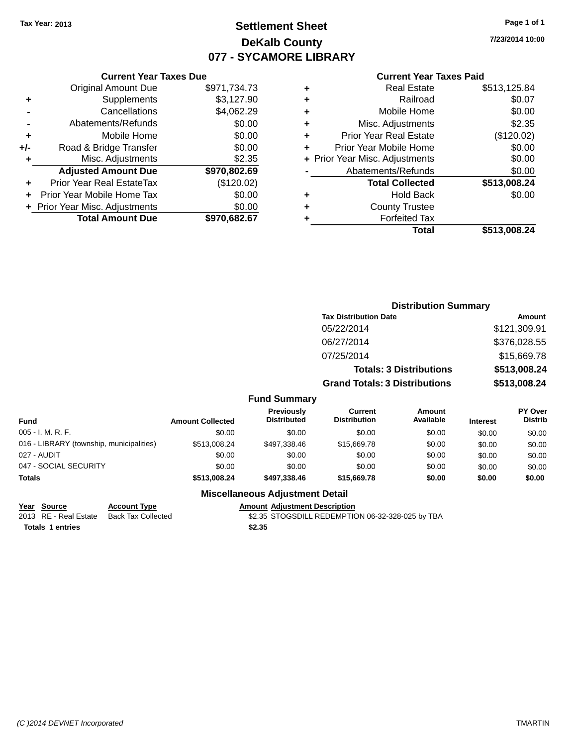Tax Year: 2013

# Settlement Sheet
## DeKalb County
## 077 - SYCAMORE LIBRARY

7/23/2014 10:00

### Current Year Taxes Due

| | | |
|---|---|---|
| | Original Amount Due | $971,734.73 |
| + | Supplements | $3,127.90 |
| - | Cancellations | $4,062.29 |
| - | Abatements/Refunds | $0.00 |
| + | Mobile Home | $0.00 |
| +/- | Road & Bridge Transfer | $0.00 |
| + | Misc. Adjustments | $2.35 |
| | **Adjusted Amount Due** | **$970,802.69** |
| + | Prior Year Real EstateTax | ($120.02) |
| + | Prior Year Mobile Home Tax | $0.00 |
| + | Prior Year Misc. Adjustments | $0.00 |
| | **Total Amount Due** | **$970,682.67** |

### Current Year Taxes Paid

| | | |
|---|---|---|
| + | Real Estate | $513,125.84 |
| + | Railroad | $0.07 |
| + | Mobile Home | $0.00 |
| + | Misc. Adjustments | $2.35 |
| + | Prior Year Real Estate | ($120.02) |
| + | Prior Year Mobile Home | $0.00 |
| + | Prior Year Misc. Adjustments | $0.00 |
| - | Abatements/Refunds | $0.00 |
| | **Total Collected** | **$513,008.24** |
| + | Hold Back | $0.00 |
| + | County Trustee | |
| + | Forfeited Tax | |
| | **Total** | **$513,008.24** |

### Distribution Summary

| Tax Distribution Date | Amount |
|---|---|
| 05/22/2014 | $121,309.91 |
| 06/27/2014 | $376,028.55 |
| 07/25/2014 | $15,669.78 |
| **Totals: 3 Distributions** | **$513,008.24** |
| **Grand Totals: 3 Distributions** | **$513,008.24** |

### Fund Summary

| Fund | Amount Collected | Previously Distributed | Current Distribution | Amount Available | Interest | PY Over Distrib |
|---|---|---|---|---|---|---|
| 005 - I. M. R. F. | $0.00 | $0.00 | $0.00 | $0.00 | $0.00 | $0.00 |
| 016 - LIBRARY (township, municipalities) | $513,008.24 | $497,338.46 | $15,669.78 | $0.00 | $0.00 | $0.00 |
| 027 - AUDIT | $0.00 | $0.00 | $0.00 | $0.00 | $0.00 | $0.00 |
| 047 - SOCIAL SECURITY | $0.00 | $0.00 | $0.00 | $0.00 | $0.00 | $0.00 |
| **Totals** | **$513,008.24** | **$497,338.46** | **$15,669.78** | **$0.00** | **$0.00** | **$0.00** |

### Miscellaneous Adjustment Detail

| Year | Source | Account Type | Amount | Adjustment Description |
|---|---|---|---|---|
| 2013 | RE - Real Estate | Back Tax Collected | $2.35 | STOGSDILL REDEMPTION 06-32-328-025 by TBA |
| **Totals** | **1 entries** | | **$2.35** | |

(C )2014 DEVNET Incorporated

TMARTIN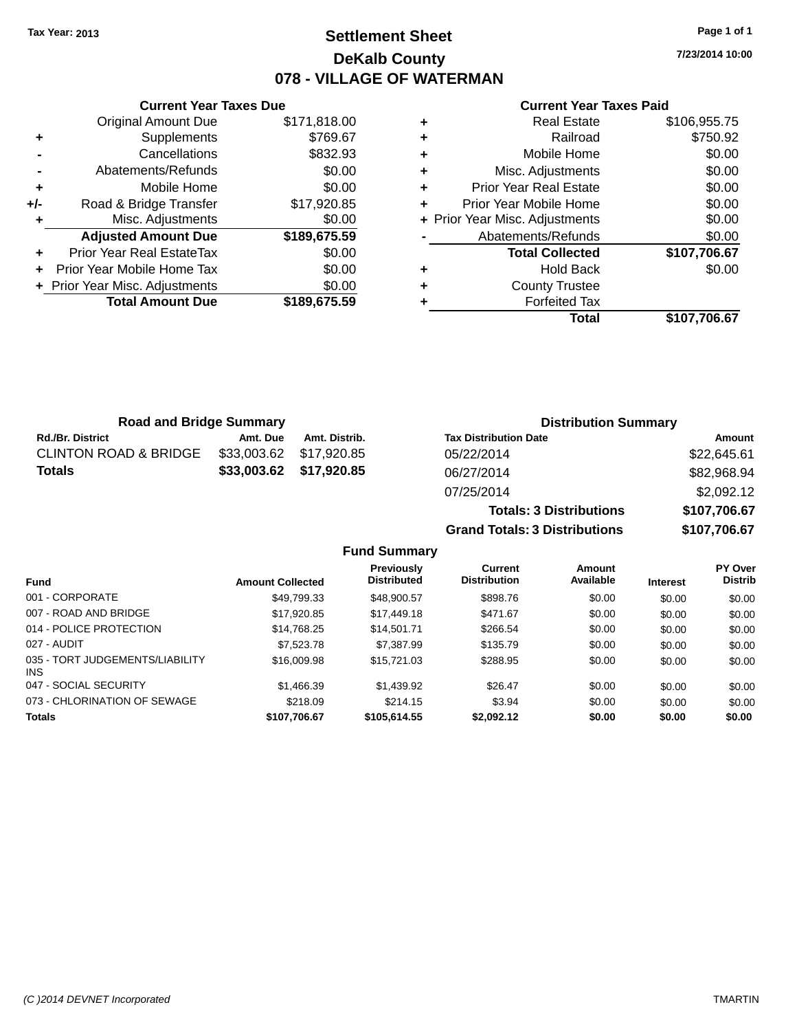Tax Year: 2013

# Settlement Sheet

## DeKalb County

## 078 - VILLAGE OF WATERMAN

7/23/2014 10:00

### Current Year Taxes Due

| | | |
|---|---|---|
| | Original Amount Due | $171,818.00 |
| + | Supplements | $769.67 |
| - | Cancellations | $832.93 |
| - | Abatements/Refunds | $0.00 |
| + | Mobile Home | $0.00 |
| +/- | Road & Bridge Transfer | $17,920.85 |
| + | Misc. Adjustments | $0.00 |
| | **Adjusted Amount Due** | **$189,675.59** |
| + | Prior Year Real EstateTax | $0.00 |
| + | Prior Year Mobile Home Tax | $0.00 |
| + | Prior Year Misc. Adjustments | $0.00 |
| | **Total Amount Due** | **$189,675.59** |

### Current Year Taxes Paid

| | | |
|---|---|---|
| + | Real Estate | $106,955.75 |
| + | Railroad | $750.92 |
| + | Mobile Home | $0.00 |
| + | Misc. Adjustments | $0.00 |
| + | Prior Year Real Estate | $0.00 |
| + | Prior Year Mobile Home | $0.00 |
| + | Prior Year Misc. Adjustments | $0.00 |
| - | Abatements/Refunds | $0.00 |
| | **Total Collected** | **$107,706.67** |
| + | Hold Back | $0.00 |
| + | County Trustee | |
| + | Forfeited Tax | |
| | **Total** | **$107,706.67** |

### Road and Bridge Summary

| Rd./Br. District | Amt. Due | Amt. Distrib. |
|---|---|---|
| CLINTON ROAD & BRIDGE | $33,003.62 | $17,920.85 |
| **Totals** | **$33,003.62** | **$17,920.85** |

### Distribution Summary

| Tax Distribution Date | Amount |
|---|---|
| 05/22/2014 | $22,645.61 |
| 06/27/2014 | $82,968.94 |
| 07/25/2014 | $2,092.12 |
| **Totals: 3 Distributions** | **$107,706.67** |
| **Grand Totals: 3 Distributions** | **$107,706.67** |

### Fund Summary

| Fund | Amount Collected | Previously Distributed | Current Distribution | Amount Available | Interest | PY Over Distrib |
|---|---|---|---|---|---|---|
| 001 - CORPORATE | $49,799.33 | $48,900.57 | $898.76 | $0.00 | $0.00 | $0.00 |
| 007 - ROAD AND BRIDGE | $17,920.85 | $17,449.18 | $471.67 | $0.00 | $0.00 | $0.00 |
| 014 - POLICE PROTECTION | $14,768.25 | $14,501.71 | $266.54 | $0.00 | $0.00 | $0.00 |
| 027 - AUDIT | $7,523.78 | $7,387.99 | $135.79 | $0.00 | $0.00 | $0.00 |
| 035 - TORT JUDGEMENTS/LIABILITY INS | $16,009.98 | $15,721.03 | $288.95 | $0.00 | $0.00 | $0.00 |
| 047 - SOCIAL SECURITY | $1,466.39 | $1,439.92 | $26.47 | $0.00 | $0.00 | $0.00 |
| 073 - CHLORINATION OF SEWAGE | $218.09 | $214.15 | $3.94 | $0.00 | $0.00 | $0.00 |
| **Totals** | **$107,706.67** | **$105,614.55** | **$2,092.12** | **$0.00** | **$0.00** | **$0.00** |

(C )2014 DEVNET Incorporated TMARTIN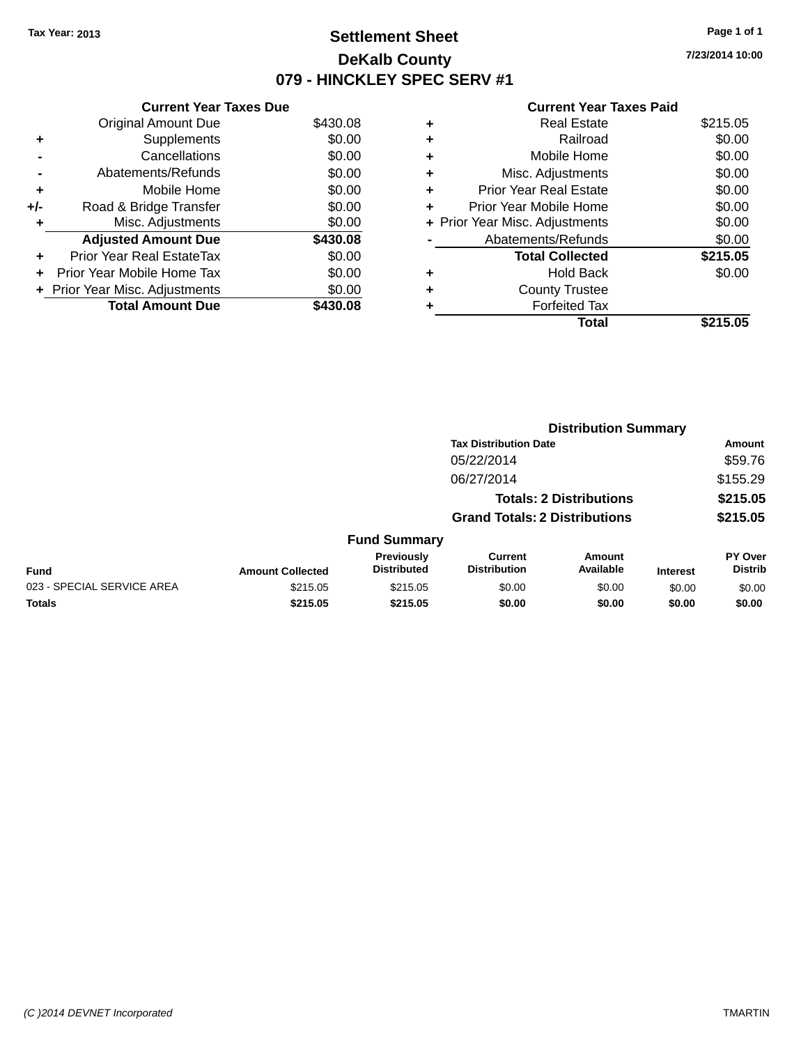Tax Year: 2013

# Settlement Sheet

## DeKalb County

## 079 - HINCKLEY SPEC SERV #1

7/23/2014 10:00

### Current Year Taxes Due

| | | |
|---|---|---|
| | Original Amount Due | $430.08 |
| + | Supplements | $0.00 |
| - | Cancellations | $0.00 |
| - | Abatements/Refunds | $0.00 |
| + | Mobile Home | $0.00 |
| +/- | Road & Bridge Transfer | $0.00 |
| + | Misc. Adjustments | $0.00 |
| | **Adjusted Amount Due** | **$430.08** |
| + | Prior Year Real EstateTax | $0.00 |
| + | Prior Year Mobile Home Tax | $0.00 |
| + | Prior Year Misc. Adjustments | $0.00 |
| | **Total Amount Due** | **$430.08** |

### Current Year Taxes Paid

| | | |
|---|---|---|
| + | Real Estate | $215.05 |
| + | Railroad | $0.00 |
| + | Mobile Home | $0.00 |
| + | Misc. Adjustments | $0.00 |
| + | Prior Year Real Estate | $0.00 |
| + | Prior Year Mobile Home | $0.00 |
| + | Prior Year Misc. Adjustments | $0.00 |
| - | Abatements/Refunds | $0.00 |
| | **Total Collected** | **$215.05** |
| + | Hold Back | $0.00 |
| + | County Trustee | |
| + | Forfeited Tax | |
| | **Total** | **$215.05** |

### Distribution Summary

| Tax Distribution Date | Amount |
|---|---|
| 05/22/2014 | $59.76 |
| 06/27/2014 | $155.29 |
| **Totals: 2 Distributions** | **$215.05** |
| **Grand Totals: 2 Distributions** | **$215.05** |

### Fund Summary

| Fund | Amount Collected | Previously Distributed | Current Distribution | Amount Available | Interest | PY Over Distrib |
|---|---|---|---|---|---|---|
| 023 - SPECIAL SERVICE AREA | $215.05 | $215.05 | $0.00 | $0.00 | $0.00 | $0.00 |
| **Totals** | **$215.05** | **$215.05** | **$0.00** | **$0.00** | **$0.00** | **$0.00** |

(C )2014 DEVNET Incorporated — TMARTIN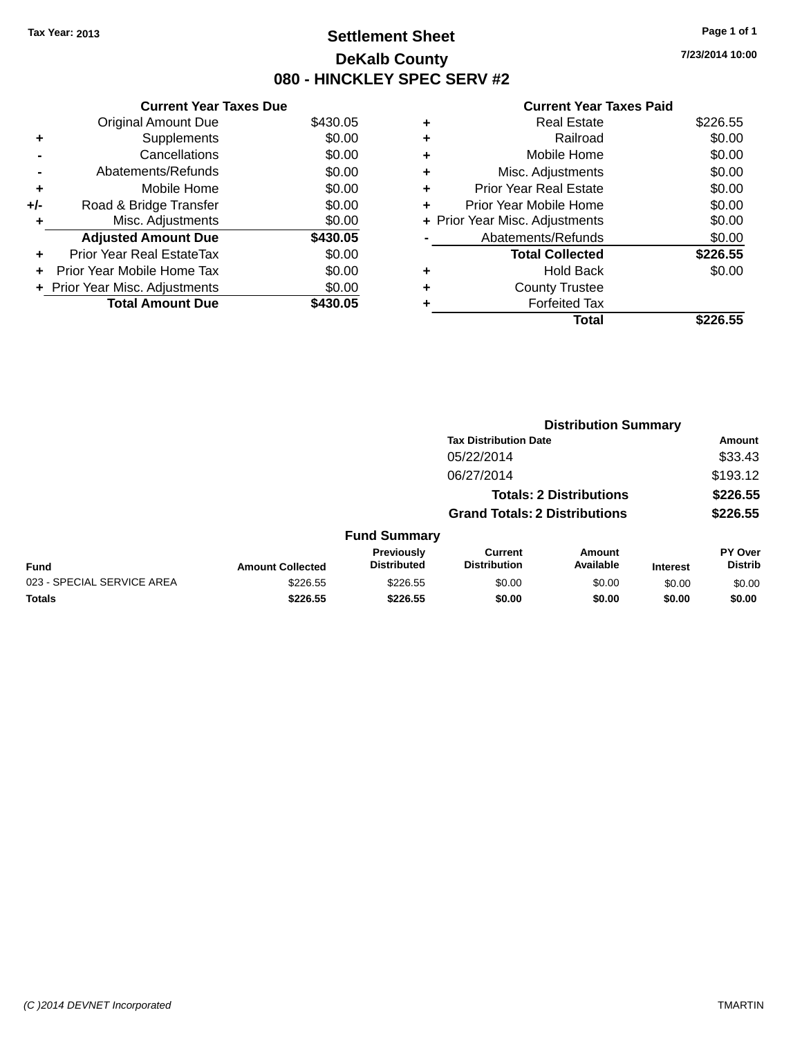Tax Year: 2013

# Settlement Sheet

## DeKalb County

## 080 - HINCKLEY SPEC SERV #2

7/23/2014 10:00

### Current Year Taxes Due

| | | |
|---|---|---|
| | Original Amount Due | $430.05 |
| + | Supplements | $0.00 |
| - | Cancellations | $0.00 |
| - | Abatements/Refunds | $0.00 |
| + | Mobile Home | $0.00 |
| +/- | Road & Bridge Transfer | $0.00 |
| + | Misc. Adjustments | $0.00 |
| | **Adjusted Amount Due** | **$430.05** |
| + | Prior Year Real EstateTax | $0.00 |
| + | Prior Year Mobile Home Tax | $0.00 |
| + | Prior Year Misc. Adjustments | $0.00 |
| | **Total Amount Due** | **$430.05** |

### Current Year Taxes Paid

| | | |
|---|---|---|
| + | Real Estate | $226.55 |
| + | Railroad | $0.00 |
| + | Mobile Home | $0.00 |
| + | Misc. Adjustments | $0.00 |
| + | Prior Year Real Estate | $0.00 |
| + | Prior Year Mobile Home | $0.00 |
| + | Prior Year Misc. Adjustments | $0.00 |
| - | Abatements/Refunds | $0.00 |
| | **Total Collected** | **$226.55** |
| + | Hold Back | $0.00 |
| + | County Trustee | |
| + | Forfeited Tax | |
| | **Total** | **$226.55** |

### Distribution Summary

| Tax Distribution Date | Amount |
|---|---|
| 05/22/2014 | $33.43 |
| 06/27/2014 | $193.12 |
| **Totals: 2 Distributions** | **$226.55** |
| **Grand Totals: 2 Distributions** | **$226.55** |

### Fund Summary

| Fund | Amount Collected | Previously Distributed | Current Distribution | Amount Available | Interest | PY Over Distrib |
|---|---|---|---|---|---|---|
| 023 - SPECIAL SERVICE AREA | $226.55 | $226.55 | $0.00 | $0.00 | $0.00 | $0.00 |
| **Totals** | **$226.55** | **$226.55** | **$0.00** | **$0.00** | **$0.00** | **$0.00** |

(C )2014 DEVNET Incorporated TMARTIN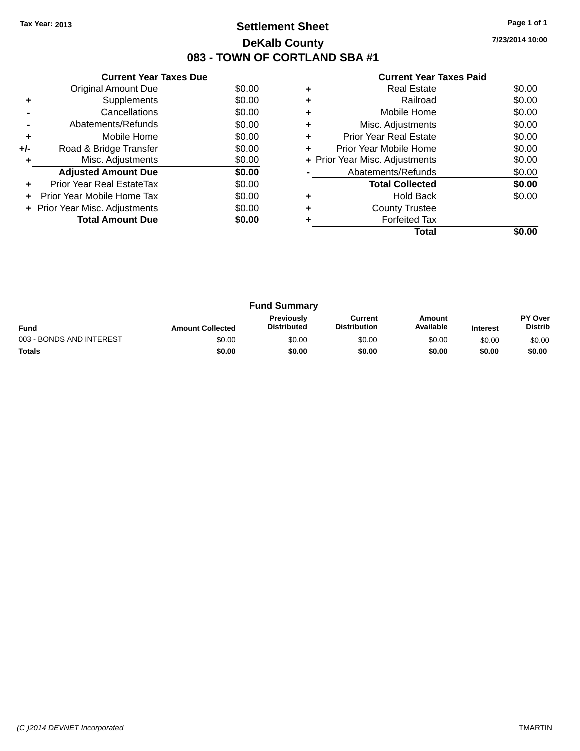Tax Year: 2013

# Settlement Sheet

## DeKalb County

## 083 - TOWN OF CORTLAND SBA #1

7/23/2014 10:00

### Current Year Taxes Due

| | | |
|---|---|---|
| | Original Amount Due | $0.00 |
| + | Supplements | $0.00 |
| - | Cancellations | $0.00 |
| - | Abatements/Refunds | $0.00 |
| + | Mobile Home | $0.00 |
| +/- | Road & Bridge Transfer | $0.00 |
| + | Misc. Adjustments | $0.00 |
| | **Adjusted Amount Due** | **$0.00** |
| + | Prior Year Real EstateTax | $0.00 |
| + | Prior Year Mobile Home Tax | $0.00 |
| + | Prior Year Misc. Adjustments | $0.00 |
| | **Total Amount Due** | **$0.00** |

### Current Year Taxes Paid

| | | |
|---|---|---|
| + | Real Estate | $0.00 |
| + | Railroad | $0.00 |
| + | Mobile Home | $0.00 |
| + | Misc. Adjustments | $0.00 |
| + | Prior Year Real Estate | $0.00 |
| + | Prior Year Mobile Home | $0.00 |
| + | Prior Year Misc. Adjustments | $0.00 |
| - | Abatements/Refunds | $0.00 |
| | **Total Collected** | **$0.00** |
| + | Hold Back | $0.00 |
| + | County Trustee | |
| + | Forfeited Tax | |
| | **Total** | **$0.00** |

### Fund Summary

| Fund | Amount Collected | Previously Distributed | Current Distribution | Amount Available | Interest | PY Over Distrib |
|---|---|---|---|---|---|---|
| 003 - BONDS AND INTEREST | $0.00 | $0.00 | $0.00 | $0.00 | $0.00 | $0.00 |
| **Totals** | **$0.00** | **$0.00** | **$0.00** | **$0.00** | **$0.00** | **$0.00** |

(C )2014 DEVNET Incorporated TMARTIN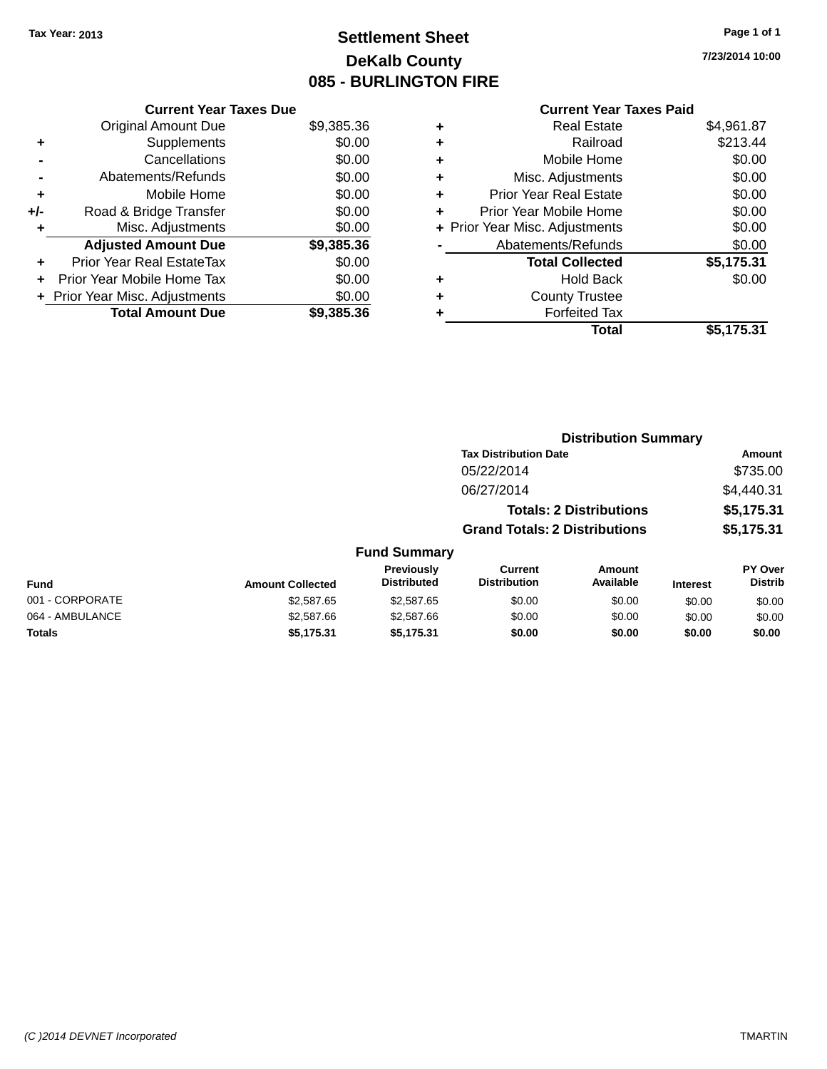**Tax Year: 2013**

# Settlement Sheet
## DeKalb County
## 085 - BURLINGTON FIRE

7/23/2014 10:00

### Current Year Taxes Due

| | | |
|---|---|---|
| | Original Amount Due | $9,385.36 |
| + | Supplements | $0.00 |
| - | Cancellations | $0.00 |
| - | Abatements/Refunds | $0.00 |
| + | Mobile Home | $0.00 |
| +/- | Road & Bridge Transfer | $0.00 |
| + | Misc. Adjustments | $0.00 |
| | **Adjusted Amount Due** | **$9,385.36** |
| + | Prior Year Real EstateTax | $0.00 |
| + | Prior Year Mobile Home Tax | $0.00 |
| + | Prior Year Misc. Adjustments | $0.00 |
| | **Total Amount Due** | **$9,385.36** |

### Current Year Taxes Paid

| | | |
|---|---|---|
| + | Real Estate | $4,961.87 |
| + | Railroad | $213.44 |
| + | Mobile Home | $0.00 |
| + | Misc. Adjustments | $0.00 |
| + | Prior Year Real Estate | $0.00 |
| + | Prior Year Mobile Home | $0.00 |
| + | Prior Year Misc. Adjustments | $0.00 |
| - | Abatements/Refunds | $0.00 |
| | **Total Collected** | **$5,175.31** |
| + | Hold Back | $0.00 |
| + | County Trustee | |
| + | Forfeited Tax | |
| | **Total** | **$5,175.31** |

### Distribution Summary

| Tax Distribution Date | Amount |
|---|---|
| 05/22/2014 | $735.00 |
| 06/27/2014 | $4,440.31 |
| **Totals: 2 Distributions** | **$5,175.31** |
| **Grand Totals: 2 Distributions** | **$5,175.31** |

### Fund Summary

| Fund | Amount Collected | Previously Distributed | Current Distribution | Amount Available | Interest | PY Over Distrib |
|---|---|---|---|---|---|---|
| 001 - CORPORATE | $2,587.65 | $2,587.65 | $0.00 | $0.00 | $0.00 | $0.00 |
| 064 - AMBULANCE | $2,587.66 | $2,587.66 | $0.00 | $0.00 | $0.00 | $0.00 |
| **Totals** | **$5,175.31** | **$5,175.31** | **$0.00** | **$0.00** | **$0.00** | **$0.00** |

(C )2014 DEVNET Incorporated — TMARTIN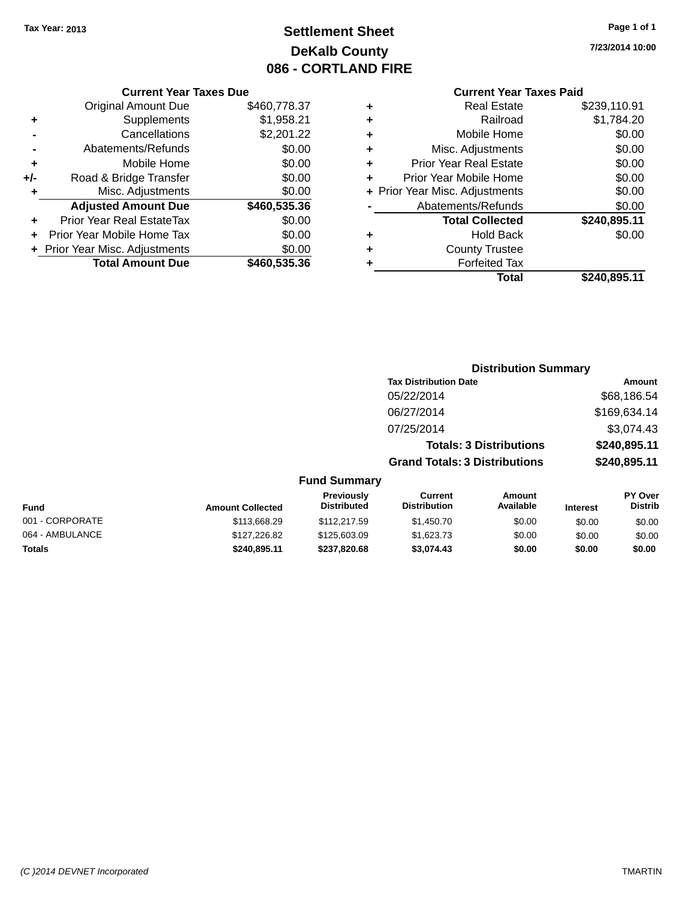Tax Year: 2013

# Settlement Sheet

## DeKalb County

## 086 - CORTLAND FIRE

7/23/2014 10:00

### Current Year Taxes Due

| | | |
|---|---|---|
| | Original Amount Due | $460,778.37 |
| + | Supplements | $1,958.21 |
| - | Cancellations | $2,201.22 |
| - | Abatements/Refunds | $0.00 |
| + | Mobile Home | $0.00 |
| +/- | Road & Bridge Transfer | $0.00 |
| + | Misc. Adjustments | $0.00 |
| | **Adjusted Amount Due** | **$460,535.36** |
| + | Prior Year Real EstateTax | $0.00 |
| + | Prior Year Mobile Home Tax | $0.00 |
| + | Prior Year Misc. Adjustments | $0.00 |
| | **Total Amount Due** | **$460,535.36** |

### Current Year Taxes Paid

| | | |
|---|---|---|
| + | Real Estate | $239,110.91 |
| + | Railroad | $1,784.20 |
| + | Mobile Home | $0.00 |
| + | Misc. Adjustments | $0.00 |
| + | Prior Year Real Estate | $0.00 |
| + | Prior Year Mobile Home | $0.00 |
| + | Prior Year Misc. Adjustments | $0.00 |
| - | Abatements/Refunds | $0.00 |
| | **Total Collected** | **$240,895.11** |
| + | Hold Back | $0.00 |
| + | County Trustee | |
| + | Forfeited Tax | |
| | **Total** | **$240,895.11** |

### Distribution Summary

| Tax Distribution Date | Amount |
|---|---|
| 05/22/2014 | $68,186.54 |
| 06/27/2014 | $169,634.14 |
| 07/25/2014 | $3,074.43 |
| **Totals: 3 Distributions** | **$240,895.11** |
| **Grand Totals: 3 Distributions** | **$240,895.11** |

### Fund Summary

| Fund | Amount Collected | Previously Distributed | Current Distribution | Amount Available | Interest | PY Over Distrib |
|---|---|---|---|---|---|---|
| 001 - CORPORATE | $113,668.29 | $112,217.59 | $1,450.70 | $0.00 | $0.00 | $0.00 |
| 064 - AMBULANCE | $127,226.82 | $125,603.09 | $1,623.73 | $0.00 | $0.00 | $0.00 |
| **Totals** | **$240,895.11** | **$237,820.68** | **$3,074.43** | **$0.00** | **$0.00** | **$0.00** |

(C )2014 DEVNET Incorporated TMARTIN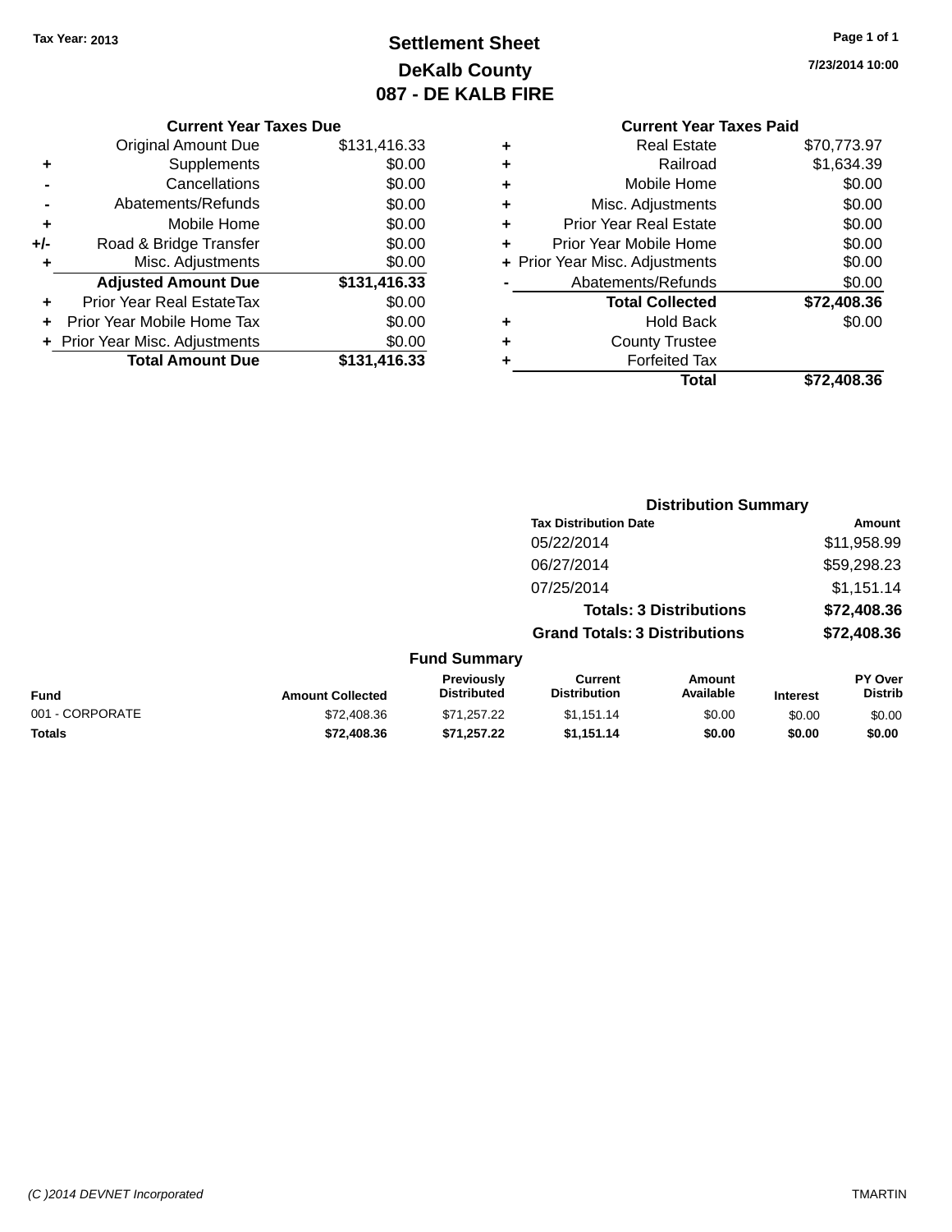**Tax Year: 2013**

# Settlement Sheet
## DeKalb County
## 087 - DE KALB FIRE

7/23/2014 10:00

### Current Year Taxes Due

| | | |
|---|---|---|
| | Original Amount Due | $131,416.33 |
| + | Supplements | $0.00 |
| - | Cancellations | $0.00 |
| - | Abatements/Refunds | $0.00 |
| + | Mobile Home | $0.00 |
| +/- | Road & Bridge Transfer | $0.00 |
| + | Misc. Adjustments | $0.00 |
| | **Adjusted Amount Due** | **$131,416.33** |
| + | Prior Year Real EstateTax | $0.00 |
| + | Prior Year Mobile Home Tax | $0.00 |
| + | Prior Year Misc. Adjustments | $0.00 |
| | **Total Amount Due** | **$131,416.33** |

### Current Year Taxes Paid

| | | |
|---|---|---|
| + | Real Estate | $70,773.97 |
| + | Railroad | $1,634.39 |
| + | Mobile Home | $0.00 |
| + | Misc. Adjustments | $0.00 |
| + | Prior Year Real Estate | $0.00 |
| + | Prior Year Mobile Home | $0.00 |
| + | Prior Year Misc. Adjustments | $0.00 |
| - | Abatements/Refunds | $0.00 |
| | **Total Collected** | **$72,408.36** |
| + | Hold Back | $0.00 |
| + | County Trustee | |
| + | Forfeited Tax | |
| | **Total** | **$72,408.36** |

### Distribution Summary

| Tax Distribution Date | Amount |
|---|---|
| 05/22/2014 | $11,958.99 |
| 06/27/2014 | $59,298.23 |
| 07/25/2014 | $1,151.14 |
| **Totals: 3 Distributions** | **$72,408.36** |
| **Grand Totals: 3 Distributions** | **$72,408.36** |

### Fund Summary

| Fund | Amount Collected | Previously Distributed | Current Distribution | Amount Available | Interest | PY Over Distrib |
|---|---|---|---|---|---|---|
| 001 - CORPORATE | $72,408.36 | $71,257.22 | $1,151.14 | $0.00 | $0.00 | $0.00 |
| **Totals** | **$72,408.36** | **$71,257.22** | **$1,151.14** | **$0.00** | **$0.00** | **$0.00** |

*(C )2014 DEVNET Incorporated* TMARTIN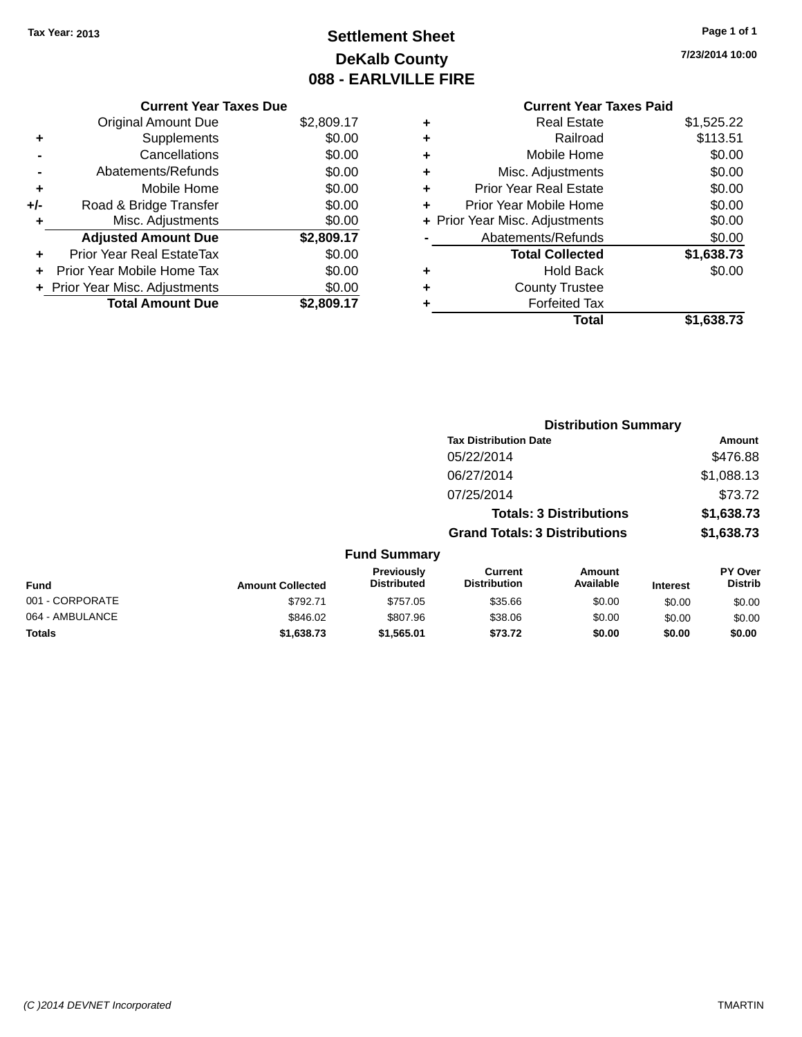Tax Year: 2013

# Settlement Sheet

## DeKalb County

## 088 - EARLVILLE FIRE

7/23/2014 10:00

### Current Year Taxes Due

| | | |
|---|---|---|
| | Original Amount Due | $2,809.17 |
| + | Supplements | $0.00 |
| - | Cancellations | $0.00 |
| - | Abatements/Refunds | $0.00 |
| + | Mobile Home | $0.00 |
| +/- | Road & Bridge Transfer | $0.00 |
| + | Misc. Adjustments | $0.00 |
| | **Adjusted Amount Due** | **$2,809.17** |
| + | Prior Year Real EstateTax | $0.00 |
| + | Prior Year Mobile Home Tax | $0.00 |
| + | Prior Year Misc. Adjustments | $0.00 |
| | **Total Amount Due** | **$2,809.17** |

### Current Year Taxes Paid

| | | |
|---|---|---|
| + | Real Estate | $1,525.22 |
| + | Railroad | $113.51 |
| + | Mobile Home | $0.00 |
| + | Misc. Adjustments | $0.00 |
| + | Prior Year Real Estate | $0.00 |
| + | Prior Year Mobile Home | $0.00 |
| + | Prior Year Misc. Adjustments | $0.00 |
| - | Abatements/Refunds | $0.00 |
| | **Total Collected** | **$1,638.73** |
| + | Hold Back | $0.00 |
| + | County Trustee | |
| + | Forfeited Tax | |
| | **Total** | **$1,638.73** |

### Distribution Summary

| Tax Distribution Date | Amount |
|---|---|
| 05/22/2014 | $476.88 |
| 06/27/2014 | $1,088.13 |
| 07/25/2014 | $73.72 |
| **Totals: 3 Distributions** | **$1,638.73** |
| **Grand Totals: 3 Distributions** | **$1,638.73** |

### Fund Summary

| Fund | Amount Collected | Previously Distributed | Current Distribution | Amount Available | Interest | PY Over Distrib |
|---|---|---|---|---|---|---|
| 001 - CORPORATE | $792.71 | $757.05 | $35.66 | $0.00 | $0.00 | $0.00 |
| 064 - AMBULANCE | $846.02 | $807.96 | $38.06 | $0.00 | $0.00 | $0.00 |
| **Totals** | **$1,638.73** | **$1,565.01** | **$73.72** | **$0.00** | **$0.00** | **$0.00** |

(C )2014 DEVNET Incorporated | TMARTIN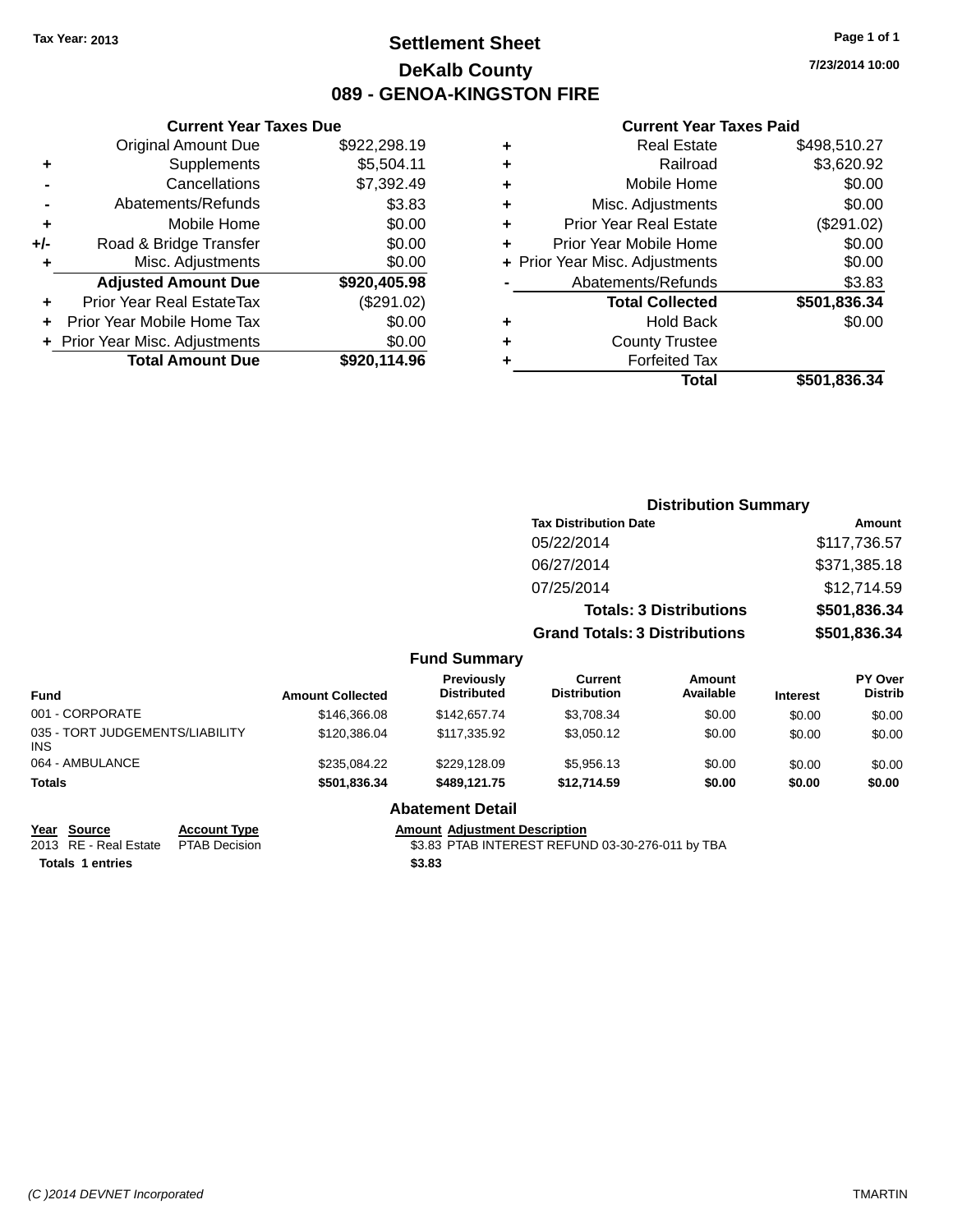Tax Year: 2013

# Settlement Sheet

## DeKalb County

## 089 - GENOA-KINGSTON FIRE

7/23/2014 10:00

### Current Year Taxes Due

| | | |
|---|---|---|
| | Original Amount Due | $922,298.19 |
| + | Supplements | $5,504.11 |
| - | Cancellations | $7,392.49 |
| - | Abatements/Refunds | $3.83 |
| + | Mobile Home | $0.00 |
| +/- | Road & Bridge Transfer | $0.00 |
| + | Misc. Adjustments | $0.00 |
| | **Adjusted Amount Due** | **$920,405.98** |
| + | Prior Year Real EstateTax | ($291.02) |
| + | Prior Year Mobile Home Tax | $0.00 |
| + | Prior Year Misc. Adjustments | $0.00 |
| | **Total Amount Due** | **$920,114.96** |

### Current Year Taxes Paid

| | | |
|---|---|---|
| + | Real Estate | $498,510.27 |
| + | Railroad | $3,620.92 |
| + | Mobile Home | $0.00 |
| + | Misc. Adjustments | $0.00 |
| + | Prior Year Real Estate | ($291.02) |
| + | Prior Year Mobile Home | $0.00 |
| + | Prior Year Misc. Adjustments | $0.00 |
| - | Abatements/Refunds | $3.83 |
| | **Total Collected** | **$501,836.34** |
| + | Hold Back | $0.00 |
| + | County Trustee | |
| + | Forfeited Tax | |
| | **Total** | **$501,836.34** |

### Distribution Summary

| Tax Distribution Date | Amount |
|---|---|
| 05/22/2014 | $117,736.57 |
| 06/27/2014 | $371,385.18 |
| 07/25/2014 | $12,714.59 |
| **Totals: 3 Distributions** | **$501,836.34** |
| **Grand Totals: 3 Distributions** | **$501,836.34** |

### Fund Summary

| Fund | Amount Collected | Previously Distributed | Current Distribution | Amount Available | Interest | PY Over Distrib |
|---|---|---|---|---|---|---|
| 001 - CORPORATE | $146,366.08 | $142,657.74 | $3,708.34 | $0.00 | $0.00 | $0.00 |
| 035 - TORT JUDGEMENTS/LIABILITY INS | $120,386.04 | $117,335.92 | $3,050.12 | $0.00 | $0.00 | $0.00 |
| 064 - AMBULANCE | $235,084.22 | $229,128.09 | $5,956.13 | $0.00 | $0.00 | $0.00 |
| **Totals** | **$501,836.34** | **$489,121.75** | **$12,714.59** | **$0.00** | **$0.00** | **$0.00** |

### Abatement Detail

| Year | Source | Account Type | Amount | Adjustment Description |
|---|---|---|---|---|
| 2013 | RE - Real Estate | PTAB Decision | $3.83 | PTAB INTEREST REFUND 03-30-276-011 by TBA |
| **Totals** | **1 entries** | | **$3.83** | |

(C )2014 DEVNET Incorporated TMARTIN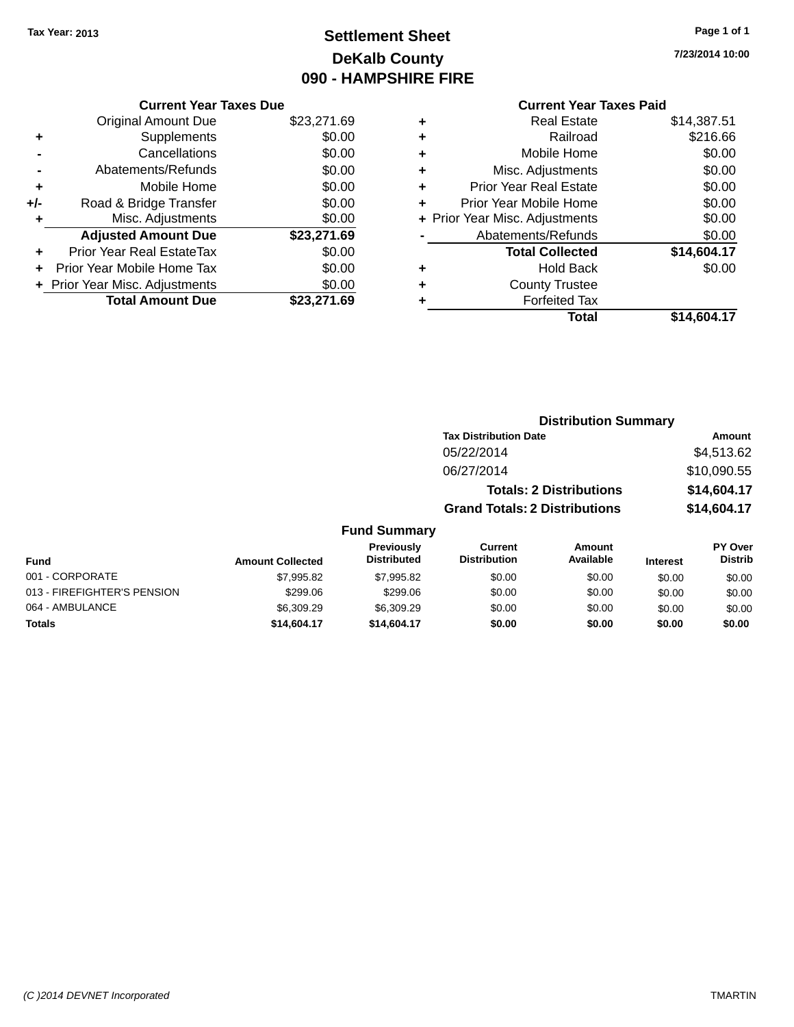Tax Year: 2013

# Settlement Sheet
## DeKalb County
## 090 - HAMPSHIRE FIRE

7/23/2014 10:00

### Current Year Taxes Due

| | | |
|---|---|---|
| | Original Amount Due | $23,271.69 |
| + | Supplements | $0.00 |
| - | Cancellations | $0.00 |
| - | Abatements/Refunds | $0.00 |
| + | Mobile Home | $0.00 |
| +/- | Road & Bridge Transfer | $0.00 |
| + | Misc. Adjustments | $0.00 |
| | **Adjusted Amount Due** | **$23,271.69** |
| + | Prior Year Real EstateTax | $0.00 |
| + | Prior Year Mobile Home Tax | $0.00 |
| + | Prior Year Misc. Adjustments | $0.00 |
| | **Total Amount Due** | **$23,271.69** |

### Current Year Taxes Paid

| | | |
|---|---|---|
| + | Real Estate | $14,387.51 |
| + | Railroad | $216.66 |
| + | Mobile Home | $0.00 |
| + | Misc. Adjustments | $0.00 |
| + | Prior Year Real Estate | $0.00 |
| + | Prior Year Mobile Home | $0.00 |
| + | Prior Year Misc. Adjustments | $0.00 |
| - | Abatements/Refunds | $0.00 |
| | **Total Collected** | **$14,604.17** |
| + | Hold Back | $0.00 |
| + | County Trustee | |
| + | Forfeited Tax | |
| | **Total** | **$14,604.17** |

### Distribution Summary

| Tax Distribution Date | Amount |
|---|---|
| 05/22/2014 | $4,513.62 |
| 06/27/2014 | $10,090.55 |
| **Totals: 2 Distributions** | **$14,604.17** |
| **Grand Totals: 2 Distributions** | **$14,604.17** |

### Fund Summary

| Fund | Amount Collected | Previously Distributed | Current Distribution | Amount Available | Interest | PY Over Distrib |
|---|---|---|---|---|---|---|
| 001 - CORPORATE | $7,995.82 | $7,995.82 | $0.00 | $0.00 | $0.00 | $0.00 |
| 013 - FIREFIGHTER'S PENSION | $299.06 | $299.06 | $0.00 | $0.00 | $0.00 | $0.00 |
| 064 - AMBULANCE | $6,309.29 | $6,309.29 | $0.00 | $0.00 | $0.00 | $0.00 |
| **Totals** | **$14,604.17** | **$14,604.17** | **$0.00** | **$0.00** | **$0.00** | **$0.00** |

(C )2014 DEVNET Incorporated TMARTIN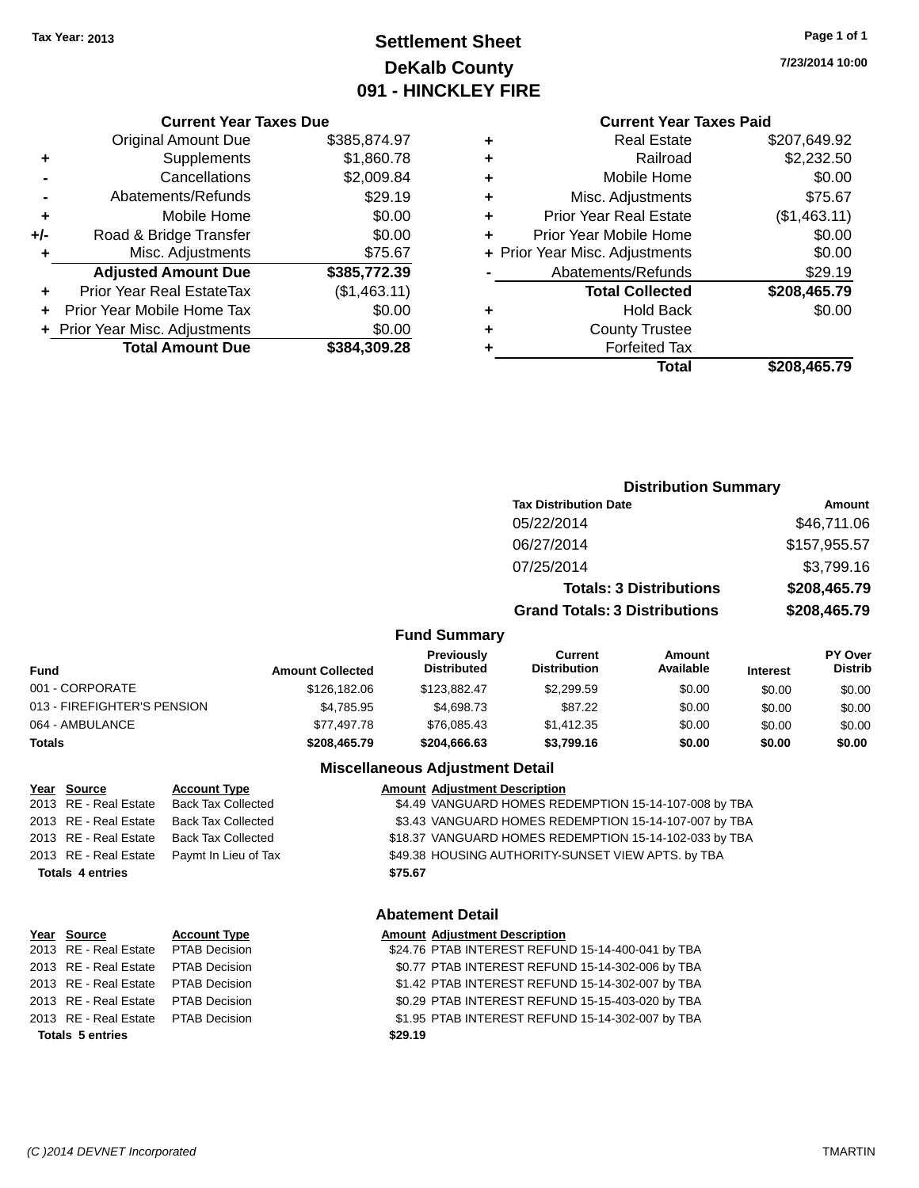Tax Year: 2013

# Settlement Sheet
## DeKalb County
## 091 - HINCKLEY FIRE

7/23/2014 10:00

### Current Year Taxes Due

| | | |
|---|---|---|
| | Original Amount Due | $385,874.97 |
| + | Supplements | $1,860.78 |
| - | Cancellations | $2,009.84 |
| - | Abatements/Refunds | $29.19 |
| + | Mobile Home | $0.00 |
| +/- | Road & Bridge Transfer | $0.00 |
| + | Misc. Adjustments | $75.67 |
| | **Adjusted Amount Due** | **$385,772.39** |
| + | Prior Year Real EstateTax | ($1,463.11) |
| + | Prior Year Mobile Home Tax | $0.00 |
| + | Prior Year Misc. Adjustments | $0.00 |
| | **Total Amount Due** | **$384,309.28** |

### Current Year Taxes Paid

| | | |
|---|---|---|
| + | Real Estate | $207,649.92 |
| + | Railroad | $2,232.50 |
| + | Mobile Home | $0.00 |
| + | Misc. Adjustments | $75.67 |
| + | Prior Year Real Estate | ($1,463.11) |
| + | Prior Year Mobile Home | $0.00 |
| + | Prior Year Misc. Adjustments | $0.00 |
| - | Abatements/Refunds | $29.19 |
| | **Total Collected** | **$208,465.79** |
| + | Hold Back | $0.00 |
| + | County Trustee | |
| + | Forfeited Tax | |
| | **Total** | **$208,465.79** |

### Distribution Summary

| Tax Distribution Date | Amount |
|---|---|
| 05/22/2014 | $46,711.06 |
| 06/27/2014 | $157,955.57 |
| 07/25/2014 | $3,799.16 |
| **Totals: 3 Distributions** | **$208,465.79** |
| **Grand Totals: 3 Distributions** | **$208,465.79** |

### Fund Summary

| Fund | Amount Collected | Previously Distributed | Current Distribution | Amount Available | Interest | PY Over Distrib |
|---|---|---|---|---|---|---|
| 001 - CORPORATE | $126,182.06 | $123,882.47 | $2,299.59 | $0.00 | $0.00 | $0.00 |
| 013 - FIREFIGHTER'S PENSION | $4,785.95 | $4,698.73 | $87.22 | $0.00 | $0.00 | $0.00 |
| 064 - AMBULANCE | $77,497.78 | $76,085.43 | $1,412.35 | $0.00 | $0.00 | $0.00 |
| **Totals** | **$208,465.79** | **$204,666.63** | **$3,799.16** | **$0.00** | **$0.00** | **$0.00** |

### Miscellaneous Adjustment Detail

| Year | Source | Account Type | Amount | Adjustment Description |
|---|---|---|---|---|
| 2013 | RE - Real Estate | Back Tax Collected | $4.49 | VANGUARD HOMES REDEMPTION 15-14-107-008 by TBA |
| 2013 | RE - Real Estate | Back Tax Collected | $3.43 | VANGUARD HOMES REDEMPTION 15-14-107-007 by TBA |
| 2013 | RE - Real Estate | Back Tax Collected | $18.37 | VANGUARD HOMES REDEMPTION 15-14-102-033 by TBA |
| 2013 | RE - Real Estate | Paymt In Lieu of Tax | $49.38 | HOUSING AUTHORITY-SUNSET VIEW APTS. by TBA |
| **Totals 4 entries** | | | **$75.67** | |

### Abatement Detail

| Year | Source | Account Type | Amount | Adjustment Description |
|---|---|---|---|---|
| 2013 | RE - Real Estate | PTAB Decision | $24.76 | PTAB INTEREST REFUND 15-14-400-041 by TBA |
| 2013 | RE - Real Estate | PTAB Decision | $0.77 | PTAB INTEREST REFUND 15-14-302-006 by TBA |
| 2013 | RE - Real Estate | PTAB Decision | $1.42 | PTAB INTEREST REFUND 15-14-302-007 by TBA |
| 2013 | RE - Real Estate | PTAB Decision | $0.29 | PTAB INTEREST REFUND 15-15-403-020 by TBA |
| 2013 | RE - Real Estate | PTAB Decision | $1.95 | PTAB INTEREST REFUND 15-14-302-007 by TBA |
| **Totals 5 entries** | | | **$29.19** | |

(C )2014 DEVNET Incorporated TMARTIN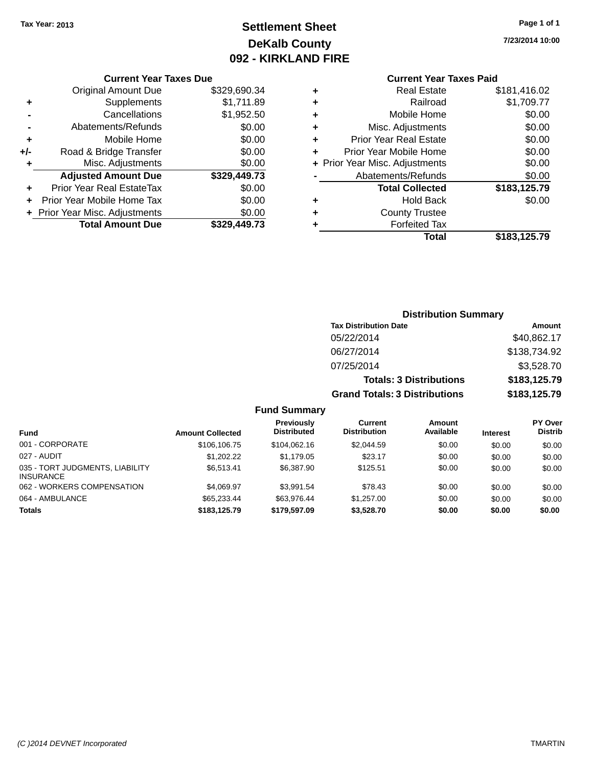Tax Year: 2013

# Settlement Sheet
## DeKalb County
## 092 - KIRKLAND FIRE

7/23/2014 10:00

### Current Year Taxes Due

| | | |
|---|---|---|
| | Original Amount Due | $329,690.34 |
| + | Supplements | $1,711.89 |
| - | Cancellations | $1,952.50 |
| - | Abatements/Refunds | $0.00 |
| + | Mobile Home | $0.00 |
| +/- | Road & Bridge Transfer | $0.00 |
| + | Misc. Adjustments | $0.00 |
| | **Adjusted Amount Due** | **$329,449.73** |
| + | Prior Year Real EstateTax | $0.00 |
| + | Prior Year Mobile Home Tax | $0.00 |
| + | Prior Year Misc. Adjustments | $0.00 |
| | **Total Amount Due** | **$329,449.73** |

### Current Year Taxes Paid

| | | |
|---|---|---|
| + | Real Estate | $181,416.02 |
| + | Railroad | $1,709.77 |
| + | Mobile Home | $0.00 |
| + | Misc. Adjustments | $0.00 |
| + | Prior Year Real Estate | $0.00 |
| + | Prior Year Mobile Home | $0.00 |
| + | Prior Year Misc. Adjustments | $0.00 |
| - | Abatements/Refunds | $0.00 |
| | **Total Collected** | **$183,125.79** |
| + | Hold Back | $0.00 |
| + | County Trustee | |
| + | Forfeited Tax | |
| | **Total** | **$183,125.79** |

### Distribution Summary

| Tax Distribution Date | Amount |
|---|---|
| 05/22/2014 | $40,862.17 |
| 06/27/2014 | $138,734.92 |
| 07/25/2014 | $3,528.70 |
| **Totals: 3 Distributions** | **$183,125.79** |
| **Grand Totals: 3 Distributions** | **$183,125.79** |

### Fund Summary

| Fund | Amount Collected | Previously Distributed | Current Distribution | Amount Available | Interest | PY Over Distrib |
|---|---|---|---|---|---|---|
| 001 - CORPORATE | $106,106.75 | $104,062.16 | $2,044.59 | $0.00 | $0.00 | $0.00 |
| 027 - AUDIT | $1,202.22 | $1,179.05 | $23.17 | $0.00 | $0.00 | $0.00 |
| 035 - TORT JUDGMENTS, LIABILITY INSURANCE | $6,513.41 | $6,387.90 | $125.51 | $0.00 | $0.00 | $0.00 |
| 062 - WORKERS COMPENSATION | $4,069.97 | $3,991.54 | $78.43 | $0.00 | $0.00 | $0.00 |
| 064 - AMBULANCE | $65,233.44 | $63,976.44 | $1,257.00 | $0.00 | $0.00 | $0.00 |
| **Totals** | **$183,125.79** | **$179,597.09** | **$3,528.70** | **$0.00** | **$0.00** | **$0.00** |

(C )2014 DEVNET Incorporated — TMARTIN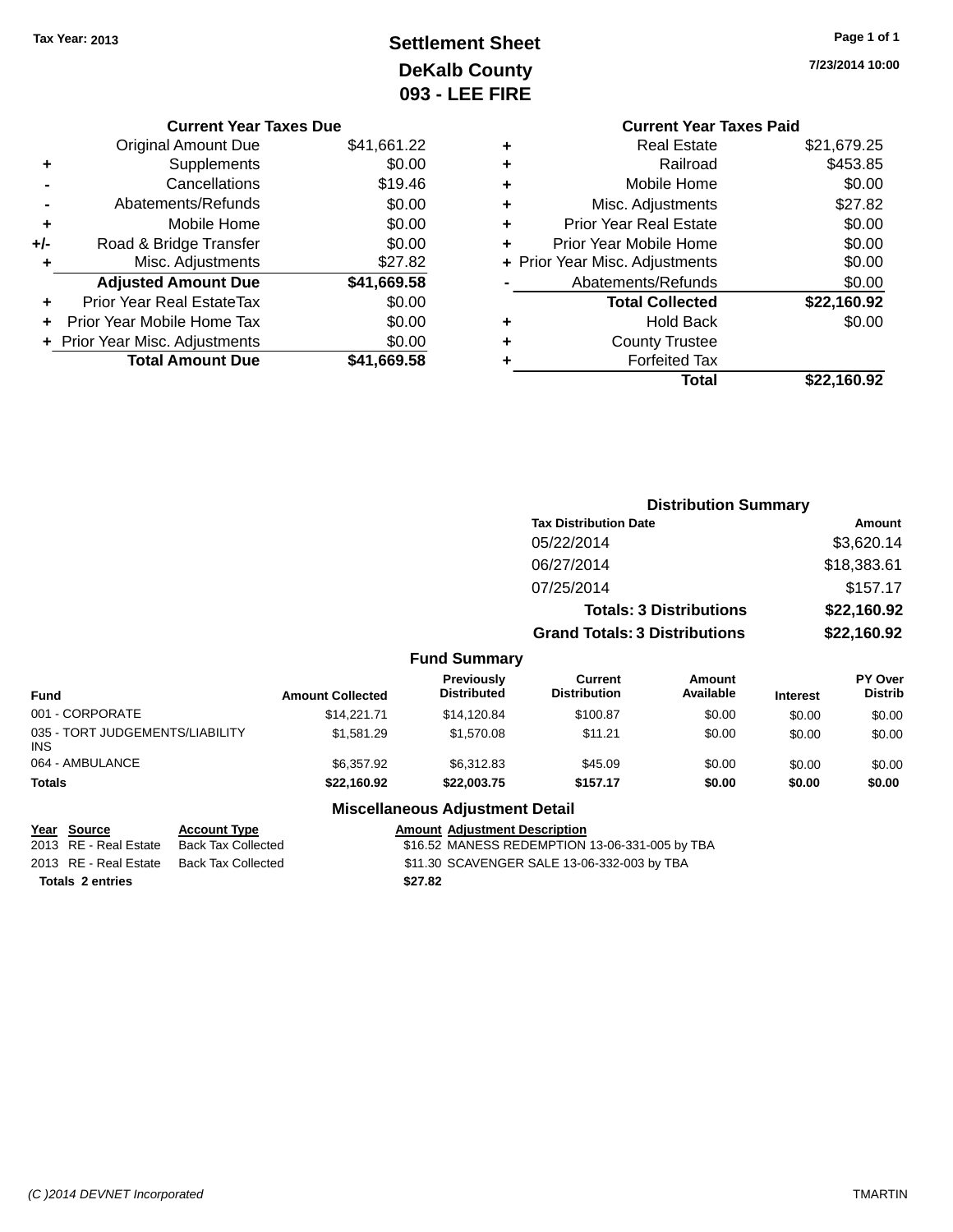Tax Year: 2013

# Settlement Sheet
## DeKalb County
## 093 - LEE FIRE

7/23/2014 10:00

### Current Year Taxes Due

| | | |
|---|---|---|
| | Original Amount Due | $41,661.22 |
| + | Supplements | $0.00 |
| - | Cancellations | $19.46 |
| - | Abatements/Refunds | $0.00 |
| + | Mobile Home | $0.00 |
| +/- | Road & Bridge Transfer | $0.00 |
| + | Misc. Adjustments | $27.82 |
| | **Adjusted Amount Due** | **$41,669.58** |
| + | Prior Year Real EstateTax | $0.00 |
| + | Prior Year Mobile Home Tax | $0.00 |
| + | Prior Year Misc. Adjustments | $0.00 |
| | **Total Amount Due** | **$41,669.58** |

### Current Year Taxes Paid

| | | |
|---|---|---|
| + | Real Estate | $21,679.25 |
| + | Railroad | $453.85 |
| + | Mobile Home | $0.00 |
| + | Misc. Adjustments | $27.82 |
| + | Prior Year Real Estate | $0.00 |
| + | Prior Year Mobile Home | $0.00 |
| + | Prior Year Misc. Adjustments | $0.00 |
| - | Abatements/Refunds | $0.00 |
| | **Total Collected** | **$22,160.92** |
| + | Hold Back | $0.00 |
| + | County Trustee | |
| + | Forfeited Tax | |
| | **Total** | **$22,160.92** |

### Distribution Summary

| Tax Distribution Date | Amount |
|---|---|
| 05/22/2014 | $3,620.14 |
| 06/27/2014 | $18,383.61 |
| 07/25/2014 | $157.17 |
| **Totals: 3 Distributions** | **$22,160.92** |
| **Grand Totals: 3 Distributions** | **$22,160.92** |

### Fund Summary

| Fund | Amount Collected | Previously Distributed | Current Distribution | Amount Available | Interest | PY Over Distrib |
|---|---|---|---|---|---|---|
| 001 - CORPORATE | $14,221.71 | $14,120.84 | $100.87 | $0.00 | $0.00 | $0.00 |
| 035 - TORT JUDGEMENTS/LIABILITY INS | $1,581.29 | $1,570.08 | $11.21 | $0.00 | $0.00 | $0.00 |
| 064 - AMBULANCE | $6,357.92 | $6,312.83 | $45.09 | $0.00 | $0.00 | $0.00 |
| **Totals** | **$22,160.92** | **$22,003.75** | **$157.17** | **$0.00** | **$0.00** | **$0.00** |

### Miscellaneous Adjustment Detail

| Year | Source | Account Type | Amount | Adjustment Description |
|---|---|---|---|---|
| 2013 | RE - Real Estate | Back Tax Collected | $16.52 | MANESS REDEMPTION 13-06-331-005 by TBA |
| 2013 | RE - Real Estate | Back Tax Collected | $11.30 | SCAVENGER SALE 13-06-332-003 by TBA |
| **Totals 2 entries** | | | **$27.82** | |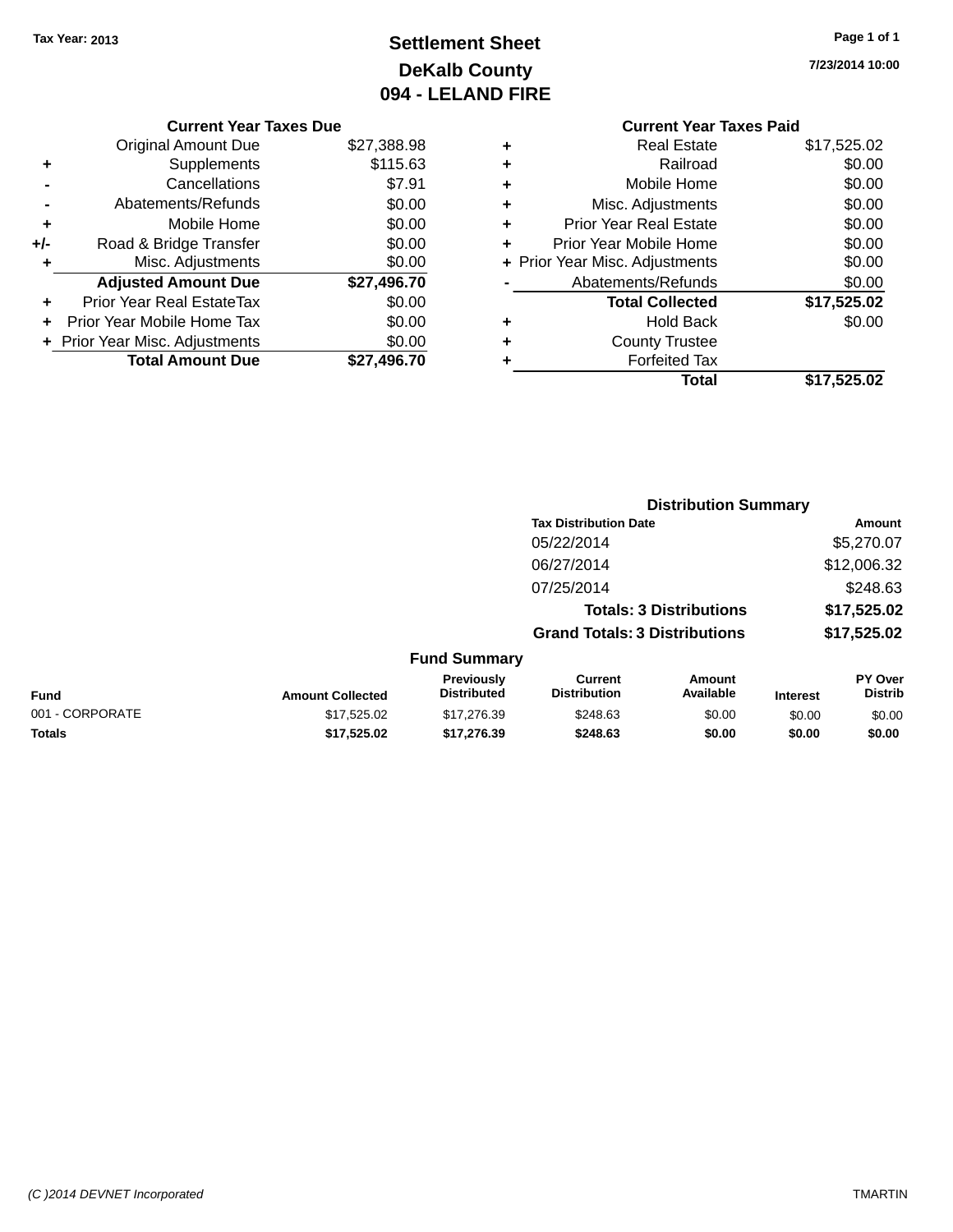Tax Year: 2013

# Settlement Sheet

## DeKalb County

## 094 - LELAND FIRE

7/23/2014 10:00

### Current Year Taxes Due

| | | |
|---|---|---|
| | Original Amount Due | $27,388.98 |
| + | Supplements | $115.63 |
| - | Cancellations | $7.91 |
| - | Abatements/Refunds | $0.00 |
| + | Mobile Home | $0.00 |
| +/- | Road & Bridge Transfer | $0.00 |
| + | Misc. Adjustments | $0.00 |
| | **Adjusted Amount Due** | **$27,496.70** |
| + | Prior Year Real EstateTax | $0.00 |
| + | Prior Year Mobile Home Tax | $0.00 |
| + | Prior Year Misc. Adjustments | $0.00 |
| | **Total Amount Due** | **$27,496.70** |

### Current Year Taxes Paid

| | | |
|---|---|---|
| + | Real Estate | $17,525.02 |
| + | Railroad | $0.00 |
| + | Mobile Home | $0.00 |
| + | Misc. Adjustments | $0.00 |
| + | Prior Year Real Estate | $0.00 |
| + | Prior Year Mobile Home | $0.00 |
| + | Prior Year Misc. Adjustments | $0.00 |
| - | Abatements/Refunds | $0.00 |
| | **Total Collected** | **$17,525.02** |
| + | Hold Back | $0.00 |
| + | County Trustee | |
| + | Forfeited Tax | |
| | **Total** | **$17,525.02** |

### Distribution Summary

| Tax Distribution Date | Amount |
|---|---|
| 05/22/2014 | $5,270.07 |
| 06/27/2014 | $12,006.32 |
| 07/25/2014 | $248.63 |
| **Totals: 3 Distributions** | **$17,525.02** |
| **Grand Totals: 3 Distributions** | **$17,525.02** |

### Fund Summary

| Fund | Amount Collected | Previously Distributed | Current Distribution | Amount Available | Interest | PY Over Distrib |
|---|---|---|---|---|---|---|
| 001 - CORPORATE | $17,525.02 | $17,276.39 | $248.63 | $0.00 | $0.00 | $0.00 |
| **Totals** | **$17,525.02** | **$17,276.39** | **$248.63** | **$0.00** | **$0.00** | **$0.00** |

(C )2014 DEVNET Incorporated TMARTIN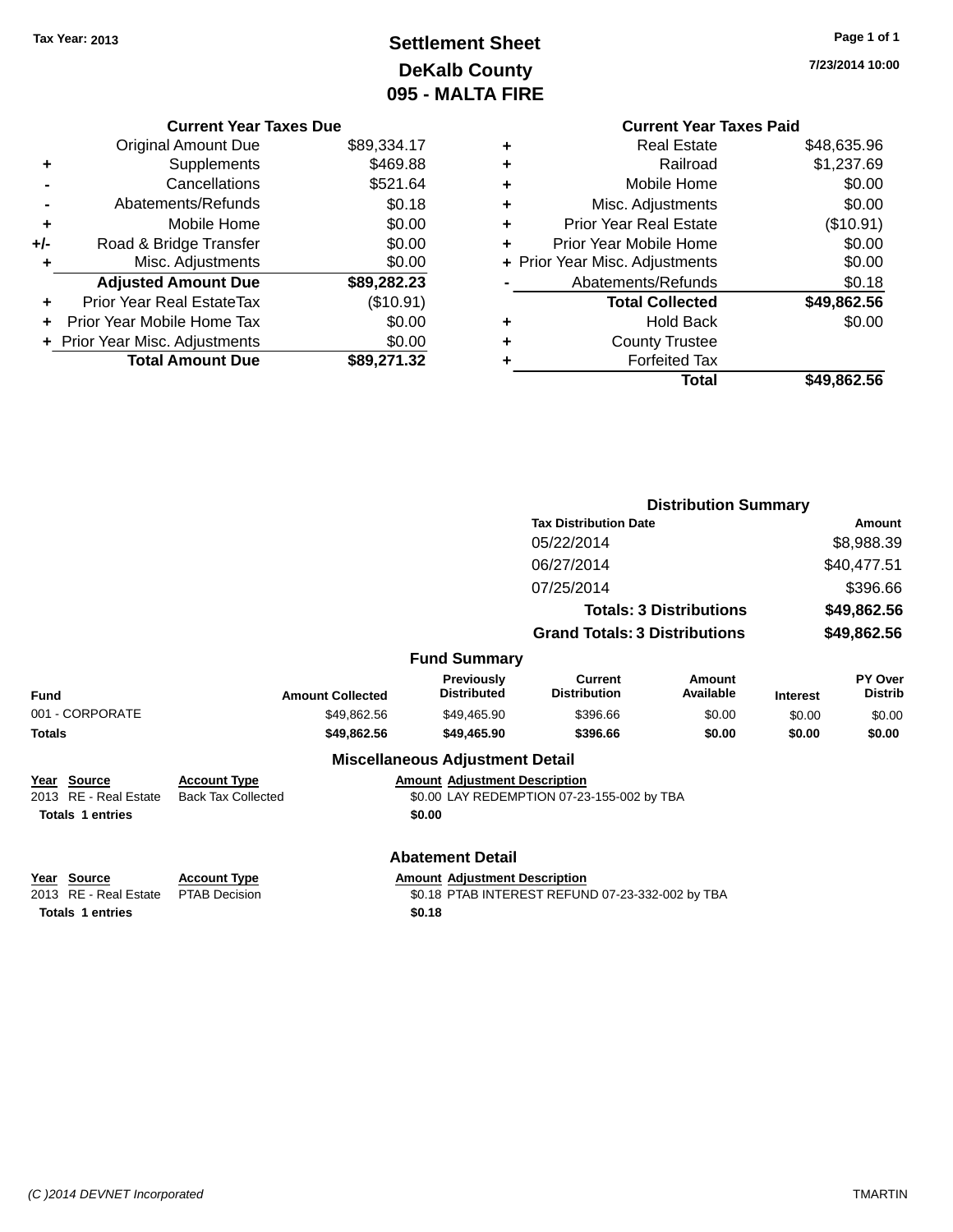Tax Year: 2013

# Settlement Sheet
## DeKalb County
## 095 - MALTA FIRE

7/23/2014 10:00

### Current Year Taxes Due

| | | |
|---|---|---|
| | Original Amount Due | $89,334.17 |
| + | Supplements | $469.88 |
| - | Cancellations | $521.64 |
| - | Abatements/Refunds | $0.18 |
| + | Mobile Home | $0.00 |
| +/- | Road & Bridge Transfer | $0.00 |
| + | Misc. Adjustments | $0.00 |
| | **Adjusted Amount Due** | **$89,282.23** |
| + | Prior Year Real EstateTax | ($10.91) |
| + | Prior Year Mobile Home Tax | $0.00 |
| + | Prior Year Misc. Adjustments | $0.00 |
| | **Total Amount Due** | **$89,271.32** |

### Current Year Taxes Paid

| | | |
|---|---|---|
| + | Real Estate | $48,635.96 |
| + | Railroad | $1,237.69 |
| + | Mobile Home | $0.00 |
| + | Misc. Adjustments | $0.00 |
| + | Prior Year Real Estate | ($10.91) |
| + | Prior Year Mobile Home | $0.00 |
| + | Prior Year Misc. Adjustments | $0.00 |
| - | Abatements/Refunds | $0.18 |
| | **Total Collected** | **$49,862.56** |
| + | Hold Back | $0.00 |
| + | County Trustee | |
| + | Forfeited Tax | |
| | **Total** | **$49,862.56** |

### Distribution Summary

| Tax Distribution Date | Amount |
|---|---|
| 05/22/2014 | $8,988.39 |
| 06/27/2014 | $40,477.51 |
| 07/25/2014 | $396.66 |
| **Totals: 3 Distributions** | **$49,862.56** |
| **Grand Totals: 3 Distributions** | **$49,862.56** |

### Fund Summary

| Fund | Amount Collected | Previously Distributed | Current Distribution | Amount Available | Interest | PY Over Distrib |
|---|---|---|---|---|---|---|
| 001 - CORPORATE | $49,862.56 | $49,465.90 | $396.66 | $0.00 | $0.00 | $0.00 |
| **Totals** | **$49,862.56** | **$49,465.90** | **$396.66** | **$0.00** | **$0.00** | **$0.00** |

### Miscellaneous Adjustment Detail

| Year | Source | Account Type | Amount | Adjustment Description |
|---|---|---|---|---|
| 2013 | RE - Real Estate | Back Tax Collected | $0.00 | LAY REDEMPTION 07-23-155-002 by TBA |
| **Totals** | **1 entries** | | **$0.00** | |

### Abatement Detail

| Year | Source | Account Type | Amount | Adjustment Description |
|---|---|---|---|---|
| 2013 | RE - Real Estate | PTAB Decision | $0.18 | PTAB INTEREST REFUND 07-23-332-002 by TBA |
| **Totals** | **1 entries** | | **$0.18** | |

(C )2014 DEVNET Incorporated TMARTIN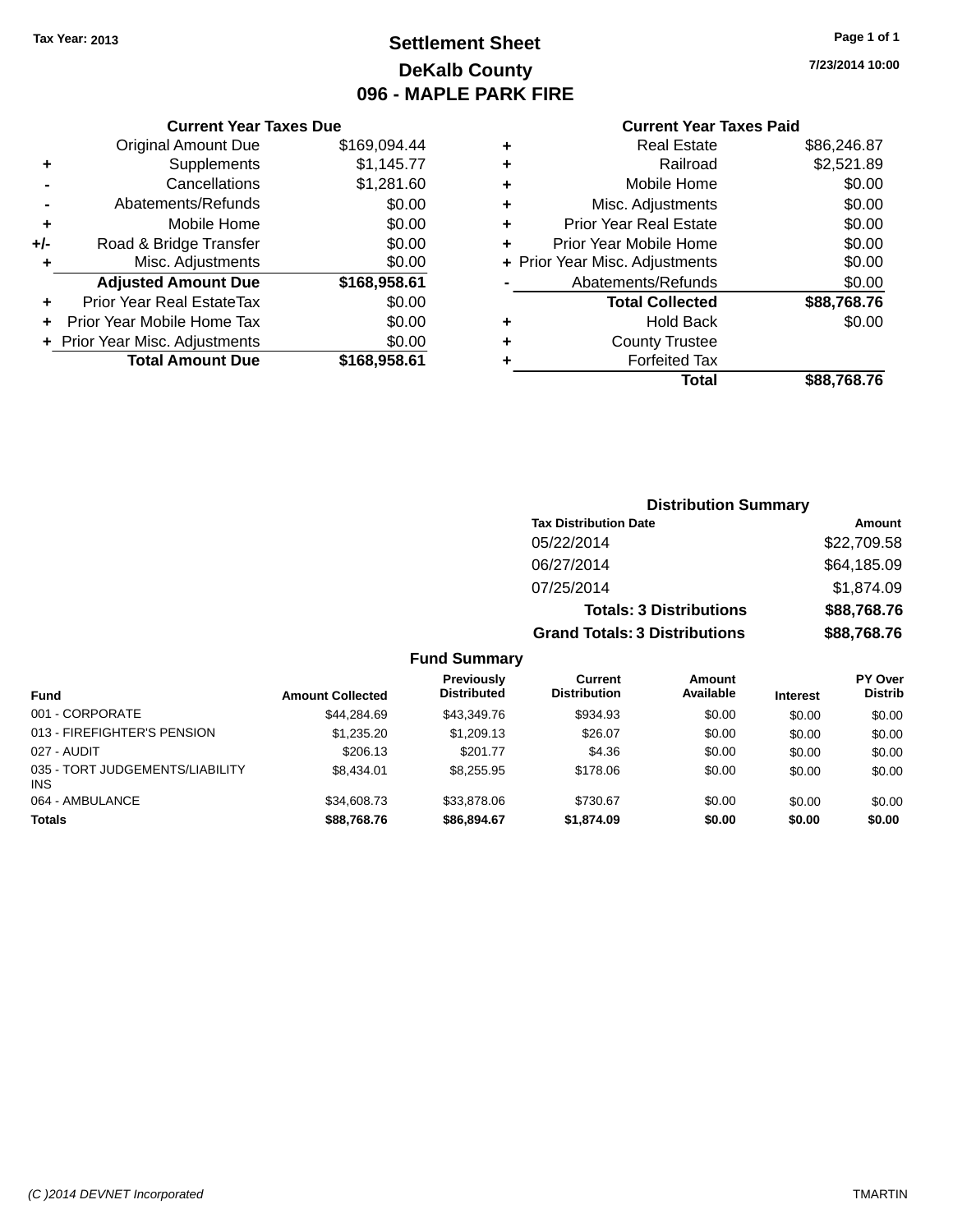Tax Year: 2013

# Settlement Sheet

## DeKalb County

## 096 - MAPLE PARK FIRE

7/23/2014 10:00

### Current Year Taxes Due

| | | |
|---|---|---|
| | Original Amount Due | $169,094.44 |
| + | Supplements | $1,145.77 |
| - | Cancellations | $1,281.60 |
| - | Abatements/Refunds | $0.00 |
| + | Mobile Home | $0.00 |
| +/- | Road & Bridge Transfer | $0.00 |
| + | Misc. Adjustments | $0.00 |
| | **Adjusted Amount Due** | **$168,958.61** |
| + | Prior Year Real EstateTax | $0.00 |
| + | Prior Year Mobile Home Tax | $0.00 |
| + | Prior Year Misc. Adjustments | $0.00 |
| | **Total Amount Due** | **$168,958.61** |

### Current Year Taxes Paid

| | | |
|---|---|---|
| + | Real Estate | $86,246.87 |
| + | Railroad | $2,521.89 |
| + | Mobile Home | $0.00 |
| + | Misc. Adjustments | $0.00 |
| + | Prior Year Real Estate | $0.00 |
| + | Prior Year Mobile Home | $0.00 |
| + | Prior Year Misc. Adjustments | $0.00 |
| - | Abatements/Refunds | $0.00 |
| | **Total Collected** | **$88,768.76** |
| + | Hold Back | $0.00 |
| + | County Trustee | |
| + | Forfeited Tax | |
| | **Total** | **$88,768.76** |

### Distribution Summary

| Tax Distribution Date | Amount |
|---|---|
| 05/22/2014 | $22,709.58 |
| 06/27/2014 | $64,185.09 |
| 07/25/2014 | $1,874.09 |
| **Totals: 3 Distributions** | **$88,768.76** |
| **Grand Totals: 3 Distributions** | **$88,768.76** |

### Fund Summary

| Fund | Amount Collected | Previously Distributed | Current Distribution | Amount Available | Interest | PY Over Distrib |
|---|---|---|---|---|---|---|
| 001 - CORPORATE | $44,284.69 | $43,349.76 | $934.93 | $0.00 | $0.00 | $0.00 |
| 013 - FIREFIGHTER'S PENSION | $1,235.20 | $1,209.13 | $26.07 | $0.00 | $0.00 | $0.00 |
| 027 - AUDIT | $206.13 | $201.77 | $4.36 | $0.00 | $0.00 | $0.00 |
| 035 - TORT JUDGEMENTS/LIABILITY INS | $8,434.01 | $8,255.95 | $178.06 | $0.00 | $0.00 | $0.00 |
| 064 - AMBULANCE | $34,608.73 | $33,878.06 | $730.67 | $0.00 | $0.00 | $0.00 |
| **Totals** | **$88,768.76** | **$86,894.67** | **$1,874.09** | **$0.00** | **$0.00** | **$0.00** |

(C )2014 DEVNET Incorporated TMARTIN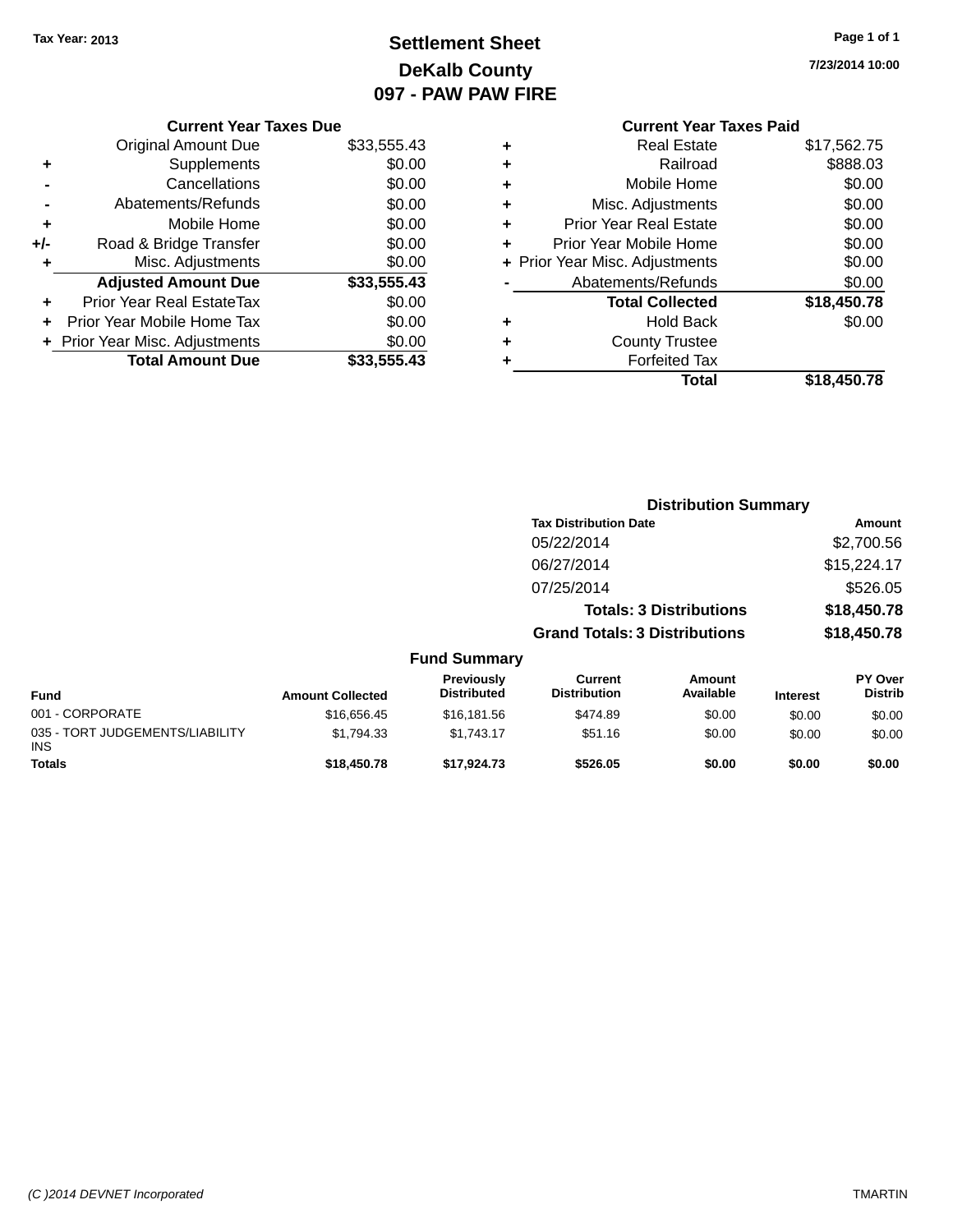Tax Year: 2013

# Settlement Sheet
## DeKalb County
## 097 - PAW PAW FIRE

7/23/2014 10:00

### Current Year Taxes Due

| | | |
|---|---|---|
| | Original Amount Due | $33,555.43 |
| + | Supplements | $0.00 |
| - | Cancellations | $0.00 |
| - | Abatements/Refunds | $0.00 |
| + | Mobile Home | $0.00 |
| +/- | Road & Bridge Transfer | $0.00 |
| + | Misc. Adjustments | $0.00 |
| | **Adjusted Amount Due** | **$33,555.43** |
| + | Prior Year Real EstateTax | $0.00 |
| + | Prior Year Mobile Home Tax | $0.00 |
| + | Prior Year Misc. Adjustments | $0.00 |
| | **Total Amount Due** | **$33,555.43** |

### Current Year Taxes Paid

| | | |
|---|---|---|
| + | Real Estate | $17,562.75 |
| + | Railroad | $888.03 |
| + | Mobile Home | $0.00 |
| + | Misc. Adjustments | $0.00 |
| + | Prior Year Real Estate | $0.00 |
| + | Prior Year Mobile Home | $0.00 |
| + | Prior Year Misc. Adjustments | $0.00 |
| - | Abatements/Refunds | $0.00 |
| | **Total Collected** | **$18,450.78** |
| + | Hold Back | $0.00 |
| + | County Trustee | |
| + | Forfeited Tax | |
| | **Total** | **$18,450.78** |

### Distribution Summary

| Tax Distribution Date | Amount |
|---|---|
| 05/22/2014 | $2,700.56 |
| 06/27/2014 | $15,224.17 |
| 07/25/2014 | $526.05 |
| **Totals: 3 Distributions** | **$18,450.78** |
| **Grand Totals: 3 Distributions** | **$18,450.78** |

### Fund Summary

| Fund | Amount Collected | Previously Distributed | Current Distribution | Amount Available | Interest | PY Over Distrib |
|---|---|---|---|---|---|---|
| 001 - CORPORATE | $16,656.45 | $16,181.56 | $474.89 | $0.00 | $0.00 | $0.00 |
| 035 - TORT JUDGEMENTS/LIABILITY INS | $1,794.33 | $1,743.17 | $51.16 | $0.00 | $0.00 | $0.00 |
| **Totals** | **$18,450.78** | **$17,924.73** | **$526.05** | **$0.00** | **$0.00** | **$0.00** |

(C )2014 DEVNET Incorporated — TMARTIN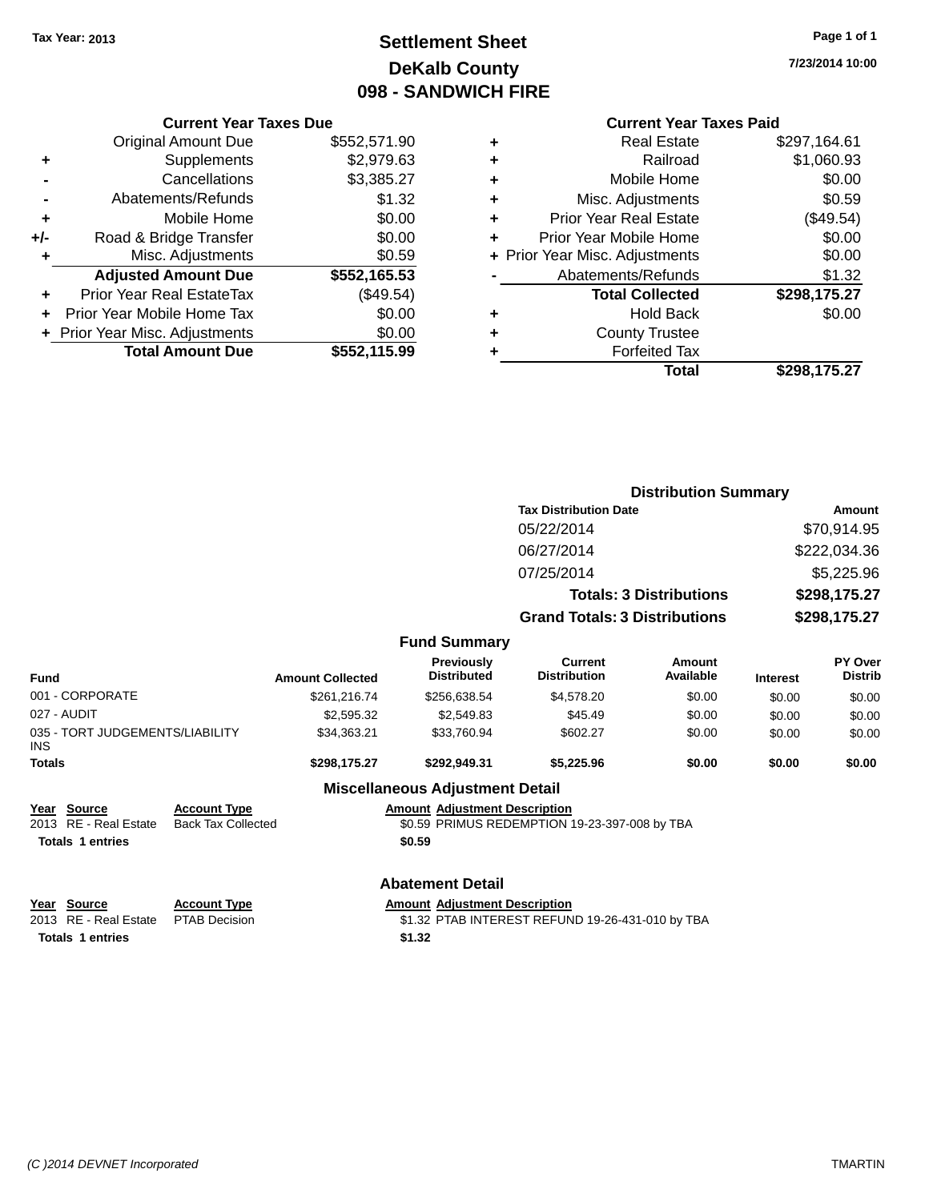**Tax Year: 2013**

# Settlement Sheet
## DeKalb County
## 098 - SANDWICH FIRE

**7/23/2014 10:00**

### Current Year Taxes Due

| | | |
|---|---|---|
| | Original Amount Due | $552,571.90 |
| + | Supplements | $2,979.63 |
| - | Cancellations | $3,385.27 |
| - | Abatements/Refunds | $1.32 |
| + | Mobile Home | $0.00 |
| +/- | Road & Bridge Transfer | $0.00 |
| + | Misc. Adjustments | $0.59 |
| | **Adjusted Amount Due** | **$552,165.53** |
| + | Prior Year Real EstateTax | ($49.54) |
| + | Prior Year Mobile Home Tax | $0.00 |
| + | Prior Year Misc. Adjustments | $0.00 |
| | **Total Amount Due** | **$552,115.99** |

### Current Year Taxes Paid

| | | |
|---|---|---|
| + | Real Estate | $297,164.61 |
| + | Railroad | $1,060.93 |
| + | Mobile Home | $0.00 |
| + | Misc. Adjustments | $0.59 |
| + | Prior Year Real Estate | ($49.54) |
| + | Prior Year Mobile Home | $0.00 |
| + | Prior Year Misc. Adjustments | $0.00 |
| - | Abatements/Refunds | $1.32 |
| | **Total Collected** | **$298,175.27** |
| + | Hold Back | $0.00 |
| + | County Trustee | |
| + | Forfeited Tax | |
| | **Total** | **$298,175.27** |

### Distribution Summary

| Tax Distribution Date | Amount |
|---|---|
| 05/22/2014 | $70,914.95 |
| 06/27/2014 | $222,034.36 |
| 07/25/2014 | $5,225.96 |
| **Totals: 3 Distributions** | **$298,175.27** |
| **Grand Totals: 3 Distributions** | **$298,175.27** |

### Fund Summary

| Fund | Amount Collected | Previously Distributed | Current Distribution | Amount Available | Interest | PY Over Distrib |
|---|---|---|---|---|---|---|
| 001 - CORPORATE | $261,216.74 | $256,638.54 | $4,578.20 | $0.00 | $0.00 | $0.00 |
| 027 - AUDIT | $2,595.32 | $2,549.83 | $45.49 | $0.00 | $0.00 | $0.00 |
| 035 - TORT JUDGEMENTS/LIABILITY INS | $34,363.21 | $33,760.94 | $602.27 | $0.00 | $0.00 | $0.00 |
| **Totals** | **$298,175.27** | **$292,949.31** | **$5,225.96** | **$0.00** | **$0.00** | **$0.00** |

### Miscellaneous Adjustment Detail

| Year | Source | Account Type | Amount | Adjustment Description |
|---|---|---|---|---|
| 2013 | RE - Real Estate | Back Tax Collected | $0.59 | PRIMUS REDEMPTION 19-23-397-008 by TBA |
| **Totals** | **1 entries** | | **$0.59** | |

### Abatement Detail

| Year | Source | Account Type | Amount | Adjustment Description |
|---|---|---|---|---|
| 2013 | RE - Real Estate | PTAB Decision | $1.32 | PTAB INTEREST REFUND 19-26-431-010 by TBA |
| **Totals** | **1 entries** | | **$1.32** | |

(C )2014 DEVNET Incorporated TMARTIN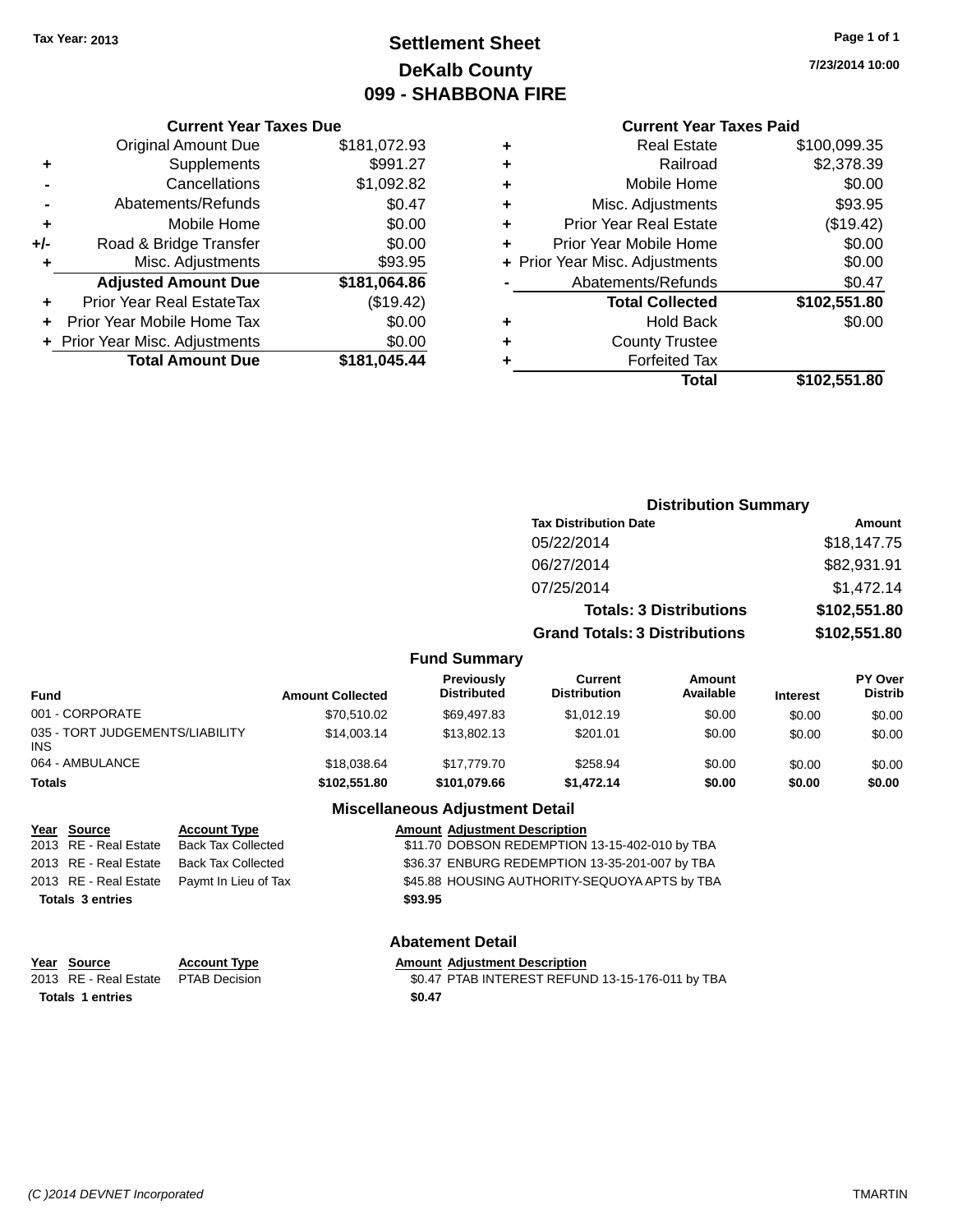Tax Year: 2013

# Settlement Sheet
## DeKalb County
## 099 - SHABBONA FIRE

7/23/2014 10:00

### Current Year Taxes Due

| | | |
|---|---|---|
| | Original Amount Due | $181,072.93 |
| + | Supplements | $991.27 |
| - | Cancellations | $1,092.82 |
| - | Abatements/Refunds | $0.47 |
| + | Mobile Home | $0.00 |
| +/- | Road & Bridge Transfer | $0.00 |
| + | Misc. Adjustments | $93.95 |
| | **Adjusted Amount Due** | **$181,064.86** |
| + | Prior Year Real EstateTax | ($19.42) |
| + | Prior Year Mobile Home Tax | $0.00 |
| + | Prior Year Misc. Adjustments | $0.00 |
| | **Total Amount Due** | **$181,045.44** |

### Current Year Taxes Paid

| | | |
|---|---|---|
| + | Real Estate | $100,099.35 |
| + | Railroad | $2,378.39 |
| + | Mobile Home | $0.00 |
| + | Misc. Adjustments | $93.95 |
| + | Prior Year Real Estate | ($19.42) |
| + | Prior Year Mobile Home | $0.00 |
| + | Prior Year Misc. Adjustments | $0.00 |
| - | Abatements/Refunds | $0.47 |
| | **Total Collected** | **$102,551.80** |
| + | Hold Back | $0.00 |
| + | County Trustee | |
| + | Forfeited Tax | |
| | **Total** | **$102,551.80** |

### Distribution Summary

| Tax Distribution Date | Amount |
|---|---|
| 05/22/2014 | $18,147.75 |
| 06/27/2014 | $82,931.91 |
| 07/25/2014 | $1,472.14 |
| **Totals: 3 Distributions** | **$102,551.80** |
| **Grand Totals: 3 Distributions** | **$102,551.80** |

### Fund Summary

| Fund | Amount Collected | Previously Distributed | Current Distribution | Amount Available | Interest | PY Over Distrib |
|---|---|---|---|---|---|---|
| 001 - CORPORATE | $70,510.02 | $69,497.83 | $1,012.19 | $0.00 | $0.00 | $0.00 |
| 035 - TORT JUDGEMENTS/LIABILITY INS | $14,003.14 | $13,802.13 | $201.01 | $0.00 | $0.00 | $0.00 |
| 064 - AMBULANCE | $18,038.64 | $17,779.70 | $258.94 | $0.00 | $0.00 | $0.00 |
| **Totals** | **$102,551.80** | **$101,079.66** | **$1,472.14** | **$0.00** | **$0.00** | **$0.00** |

### Miscellaneous Adjustment Detail

| Year | Source | Account Type | Amount | Adjustment Description |
|---|---|---|---|---|
| 2013 | RE - Real Estate | Back Tax Collected | $11.70 | DOBSON REDEMPTION 13-15-402-010 by TBA |
| 2013 | RE - Real Estate | Back Tax Collected | $36.37 | ENBURG REDEMPTION 13-35-201-007 by TBA |
| 2013 | RE - Real Estate | Paymt In Lieu of Tax | $45.88 | HOUSING AUTHORITY-SEQUOYA APTS by TBA |
| **Totals 3 entries** | | | **$93.95** | |

### Abatement Detail

| Year | Source | Account Type | Amount | Adjustment Description |
|---|---|---|---|---|
| 2013 | RE - Real Estate | PTAB Decision | $0.47 | PTAB INTEREST REFUND 13-15-176-011 by TBA |
| **Totals 1 entries** | | | **$0.47** | |

(C )2014 DEVNET Incorporated TMARTIN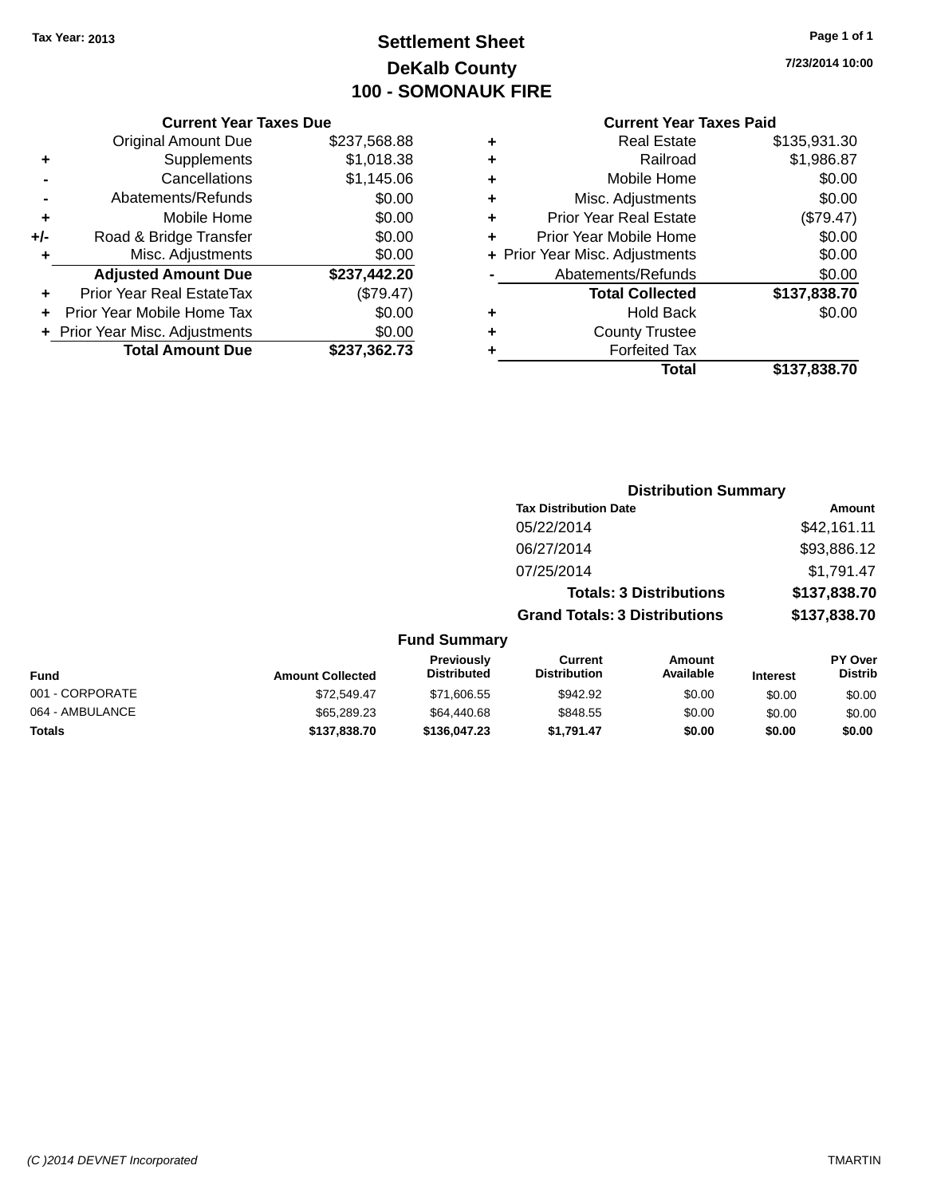Tax Year: 2013

# Settlement Sheet
## DeKalb County
## 100 - SOMONAUK FIRE

7/23/2014 10:00

### Current Year Taxes Due

| | | |
|---|---|---|
| | Original Amount Due | $237,568.88 |
| + | Supplements | $1,018.38 |
| - | Cancellations | $1,145.06 |
| - | Abatements/Refunds | $0.00 |
| + | Mobile Home | $0.00 |
| +/- | Road & Bridge Transfer | $0.00 |
| + | Misc. Adjustments | $0.00 |
| | **Adjusted Amount Due** | **$237,442.20** |
| + | Prior Year Real EstateTax | ($79.47) |
| + | Prior Year Mobile Home Tax | $0.00 |
| + | Prior Year Misc. Adjustments | $0.00 |
| | **Total Amount Due** | **$237,362.73** |

### Current Year Taxes Paid

| | | |
|---|---|---|
| + | Real Estate | $135,931.30 |
| + | Railroad | $1,986.87 |
| + | Mobile Home | $0.00 |
| + | Misc. Adjustments | $0.00 |
| + | Prior Year Real Estate | ($79.47) |
| + | Prior Year Mobile Home | $0.00 |
| + | Prior Year Misc. Adjustments | $0.00 |
| - | Abatements/Refunds | $0.00 |
| | **Total Collected** | **$137,838.70** |
| + | Hold Back | $0.00 |
| + | County Trustee | |
| + | Forfeited Tax | |
| | **Total** | **$137,838.70** |

### Distribution Summary

| Tax Distribution Date | Amount |
|---|---|
| 05/22/2014 | $42,161.11 |
| 06/27/2014 | $93,886.12 |
| 07/25/2014 | $1,791.47 |
| **Totals: 3 Distributions** | **$137,838.70** |
| **Grand Totals: 3 Distributions** | **$137,838.70** |

### Fund Summary

| Fund | Amount Collected | Previously Distributed | Current Distribution | Amount Available | Interest | PY Over Distrib |
|---|---|---|---|---|---|---|
| 001 - CORPORATE | $72,549.47 | $71,606.55 | $942.92 | $0.00 | $0.00 | $0.00 |
| 064 - AMBULANCE | $65,289.23 | $64,440.68 | $848.55 | $0.00 | $0.00 | $0.00 |
| **Totals** | **$137,838.70** | **$136,047.23** | **$1,791.47** | **$0.00** | **$0.00** | **$0.00** |

(C )2014 DEVNET Incorporated  TMARTIN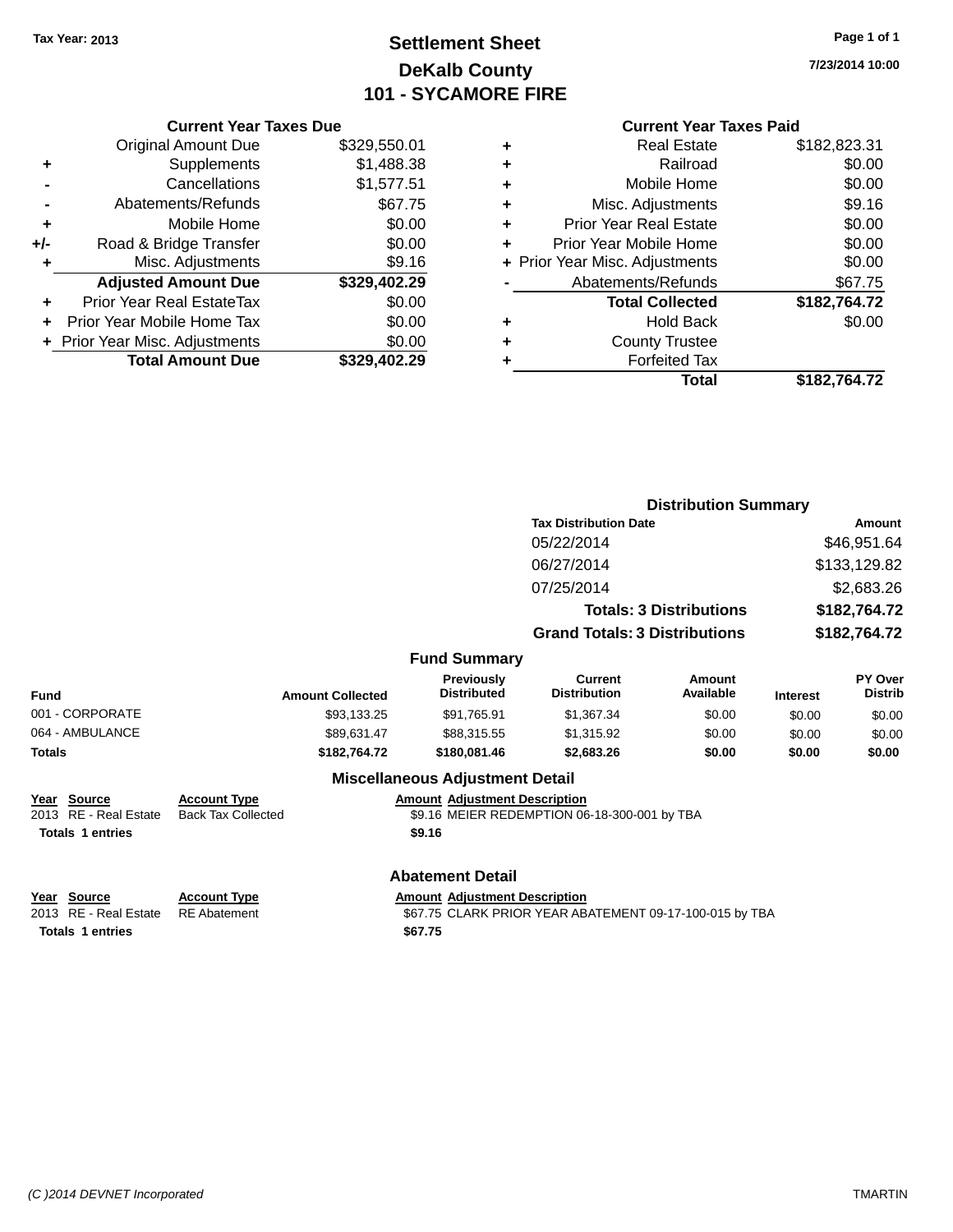Tax Year: 2013

# Settlement Sheet

## DeKalb County

## 101 - SYCAMORE FIRE

7/23/2014 10:00

### Current Year Taxes Due

| | | |
|---|---|---|
| | Original Amount Due | $329,550.01 |
| + | Supplements | $1,488.38 |
| - | Cancellations | $1,577.51 |
| - | Abatements/Refunds | $67.75 |
| + | Mobile Home | $0.00 |
| +/- | Road & Bridge Transfer | $0.00 |
| + | Misc. Adjustments | $9.16 |
| | **Adjusted Amount Due** | **$329,402.29** |
| + | Prior Year Real EstateTax | $0.00 |
| + | Prior Year Mobile Home Tax | $0.00 |
| + | Prior Year Misc. Adjustments | $0.00 |
| | **Total Amount Due** | **$329,402.29** |

### Current Year Taxes Paid

| | | |
|---|---|---|
| + | Real Estate | $182,823.31 |
| + | Railroad | $0.00 |
| + | Mobile Home | $0.00 |
| + | Misc. Adjustments | $9.16 |
| + | Prior Year Real Estate | $0.00 |
| + | Prior Year Mobile Home | $0.00 |
| + | Prior Year Misc. Adjustments | $0.00 |
| - | Abatements/Refunds | $67.75 |
| | **Total Collected** | **$182,764.72** |
| + | Hold Back | $0.00 |
| + | County Trustee | |
| + | Forfeited Tax | |
| | **Total** | **$182,764.72** |

### Distribution Summary

| Tax Distribution Date | Amount |
|---|---|
| 05/22/2014 | $46,951.64 |
| 06/27/2014 | $133,129.82 |
| 07/25/2014 | $2,683.26 |
| **Totals: 3 Distributions** | **$182,764.72** |
| **Grand Totals: 3 Distributions** | **$182,764.72** |

### Fund Summary

| Fund | Amount Collected | Previously Distributed | Current Distribution | Amount Available | Interest | PY Over Distrib |
|---|---|---|---|---|---|---|
| 001 - CORPORATE | $93,133.25 | $91,765.91 | $1,367.34 | $0.00 | $0.00 | $0.00 |
| 064 - AMBULANCE | $89,631.47 | $88,315.55 | $1,315.92 | $0.00 | $0.00 | $0.00 |
| **Totals** | **$182,764.72** | **$180,081.46** | **$2,683.26** | **$0.00** | **$0.00** | **$0.00** |

### Miscellaneous Adjustment Detail

| Year | Source | Account Type | Amount | Adjustment Description |
|---|---|---|---|---|
| 2013 | RE - Real Estate | Back Tax Collected | $9.16 | MEIER REDEMPTION 06-18-300-001 by TBA |
| **Totals** | **1 entries** | | **$9.16** | |

### Abatement Detail

| Year | Source | Account Type | Amount | Adjustment Description |
|---|---|---|---|---|
| 2013 | RE - Real Estate | RE Abatement | $67.75 | CLARK PRIOR YEAR ABATEMENT 09-17-100-015 by TBA |
| **Totals** | **1 entries** | | **$67.75** | |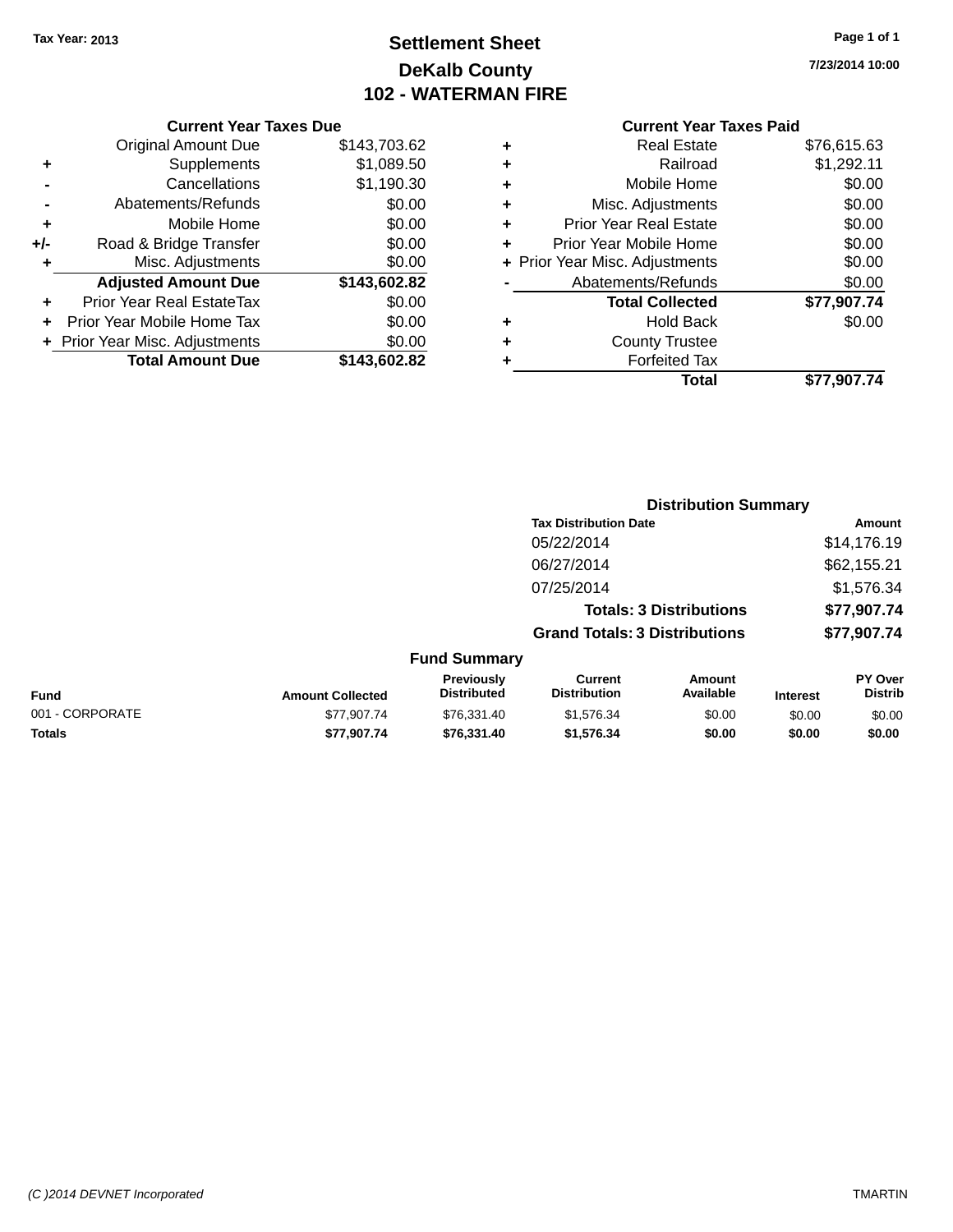Tax Year: 2013

# Settlement Sheet
## DeKalb County
## 102 - WATERMAN FIRE

7/23/2014 10:00

### Current Year Taxes Due

| | | |
|---|---|---|
| | Original Amount Due | $143,703.62 |
| + | Supplements | $1,089.50 |
| - | Cancellations | $1,190.30 |
| - | Abatements/Refunds | $0.00 |
| + | Mobile Home | $0.00 |
| +/- | Road & Bridge Transfer | $0.00 |
| + | Misc. Adjustments | $0.00 |
| | **Adjusted Amount Due** | **$143,602.82** |
| + | Prior Year Real EstateTax | $0.00 |
| + | Prior Year Mobile Home Tax | $0.00 |
| + | Prior Year Misc. Adjustments | $0.00 |
| | **Total Amount Due** | **$143,602.82** |

### Current Year Taxes Paid

| | | |
|---|---|---|
| + | Real Estate | $76,615.63 |
| + | Railroad | $1,292.11 |
| + | Mobile Home | $0.00 |
| + | Misc. Adjustments | $0.00 |
| + | Prior Year Real Estate | $0.00 |
| + | Prior Year Mobile Home | $0.00 |
| + | Prior Year Misc. Adjustments | $0.00 |
| - | Abatements/Refunds | $0.00 |
| | **Total Collected** | **$77,907.74** |
| + | Hold Back | $0.00 |
| + | County Trustee | |
| + | Forfeited Tax | |
| | **Total** | **$77,907.74** |

### Distribution Summary

| Tax Distribution Date | Amount |
|---|---|
| 05/22/2014 | $14,176.19 |
| 06/27/2014 | $62,155.21 |
| 07/25/2014 | $1,576.34 |
| **Totals: 3 Distributions** | **$77,907.74** |
| **Grand Totals: 3 Distributions** | **$77,907.74** |

### Fund Summary

| Fund | Amount Collected | Previously Distributed | Current Distribution | Amount Available | Interest | PY Over Distrib |
|---|---|---|---|---|---|---|
| 001 - CORPORATE | $77,907.74 | $76,331.40 | $1,576.34 | $0.00 | $0.00 | $0.00 |
| **Totals** | **$77,907.74** | **$76,331.40** | **$1,576.34** | **$0.00** | **$0.00** | **$0.00** |

(C )2014 DEVNET Incorporated — TMARTIN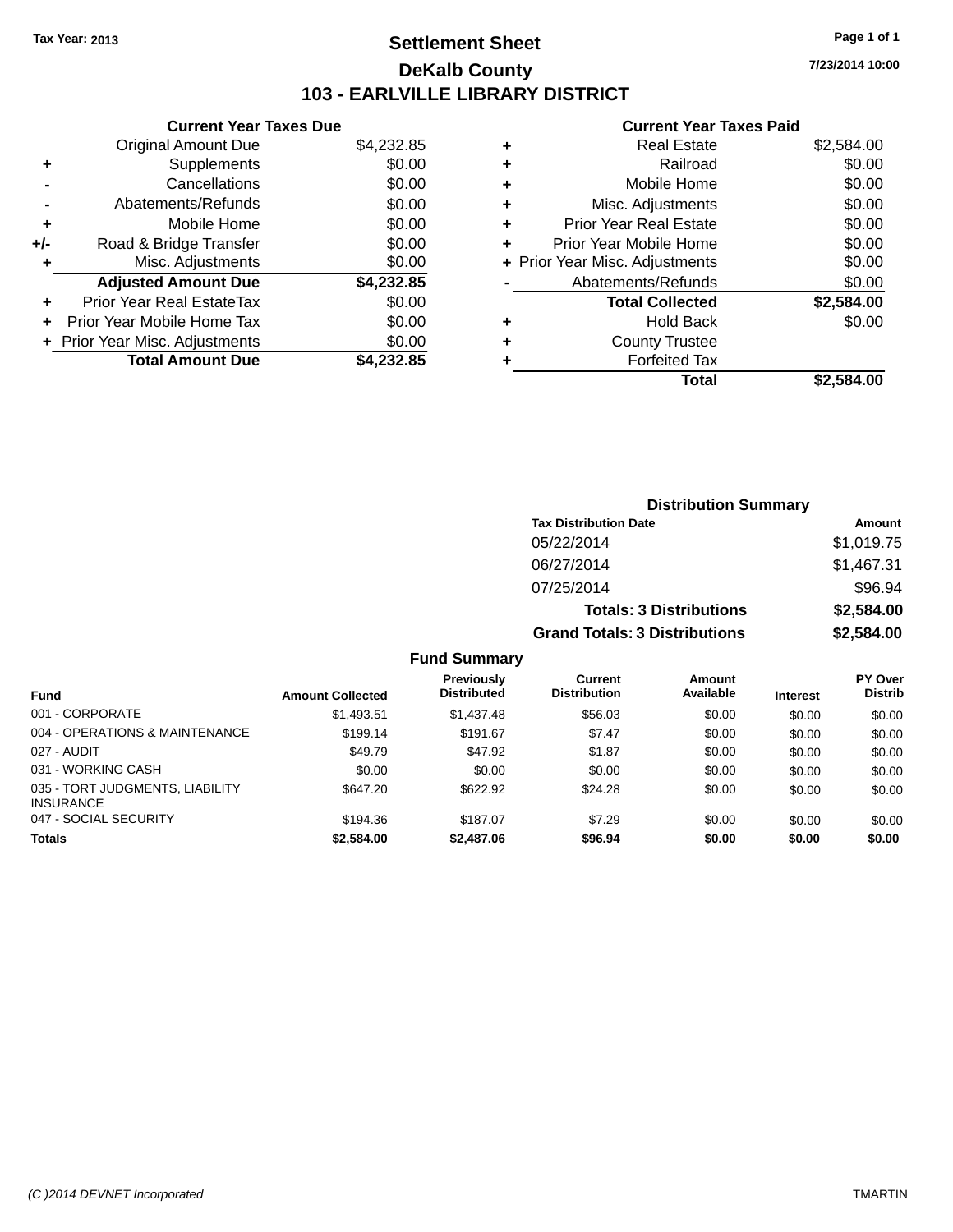Tax Year: 2013

# Settlement Sheet

## DeKalb County

## 103 - EARLVILLE LIBRARY DISTRICT

7/23/2014 10:00

### Current Year Taxes Due

| | | |
|---|---|---|
| | Original Amount Due | $4,232.85 |
| + | Supplements | $0.00 |
| - | Cancellations | $0.00 |
| - | Abatements/Refunds | $0.00 |
| + | Mobile Home | $0.00 |
| +/- | Road & Bridge Transfer | $0.00 |
| + | Misc. Adjustments | $0.00 |
| | **Adjusted Amount Due** | **$4,232.85** |
| + | Prior Year Real EstateTax | $0.00 |
| + | Prior Year Mobile Home Tax | $0.00 |
| + | Prior Year Misc. Adjustments | $0.00 |
| | **Total Amount Due** | **$4,232.85** |

### Current Year Taxes Paid

| | | |
|---|---|---|
| + | Real Estate | $2,584.00 |
| + | Railroad | $0.00 |
| + | Mobile Home | $0.00 |
| + | Misc. Adjustments | $0.00 |
| + | Prior Year Real Estate | $0.00 |
| + | Prior Year Mobile Home | $0.00 |
| + | Prior Year Misc. Adjustments | $0.00 |
| - | Abatements/Refunds | $0.00 |
| | **Total Collected** | **$2,584.00** |
| + | Hold Back | $0.00 |
| + | County Trustee | |
| + | Forfeited Tax | |
| | **Total** | **$2,584.00** |

### Distribution Summary

| Tax Distribution Date | Amount |
|---|---|
| 05/22/2014 | $1,019.75 |
| 06/27/2014 | $1,467.31 |
| 07/25/2014 | $96.94 |
| **Totals: 3 Distributions** | **$2,584.00** |
| **Grand Totals: 3 Distributions** | **$2,584.00** |

### Fund Summary

| Fund | Amount Collected | Previously Distributed | Current Distribution | Amount Available | Interest | PY Over Distrib |
|---|---|---|---|---|---|---|
| 001 - CORPORATE | $1,493.51 | $1,437.48 | $56.03 | $0.00 | $0.00 | $0.00 |
| 004 - OPERATIONS & MAINTENANCE | $199.14 | $191.67 | $7.47 | $0.00 | $0.00 | $0.00 |
| 027 - AUDIT | $49.79 | $47.92 | $1.87 | $0.00 | $0.00 | $0.00 |
| 031 - WORKING CASH | $0.00 | $0.00 | $0.00 | $0.00 | $0.00 | $0.00 |
| 035 - TORT JUDGMENTS, LIABILITY INSURANCE | $647.20 | $622.92 | $24.28 | $0.00 | $0.00 | $0.00 |
| 047 - SOCIAL SECURITY | $194.36 | $187.07 | $7.29 | $0.00 | $0.00 | $0.00 |
| **Totals** | **$2,584.00** | **$2,487.06** | **$96.94** | **$0.00** | **$0.00** | **$0.00** |

(C )2014 DEVNET Incorporated TMARTIN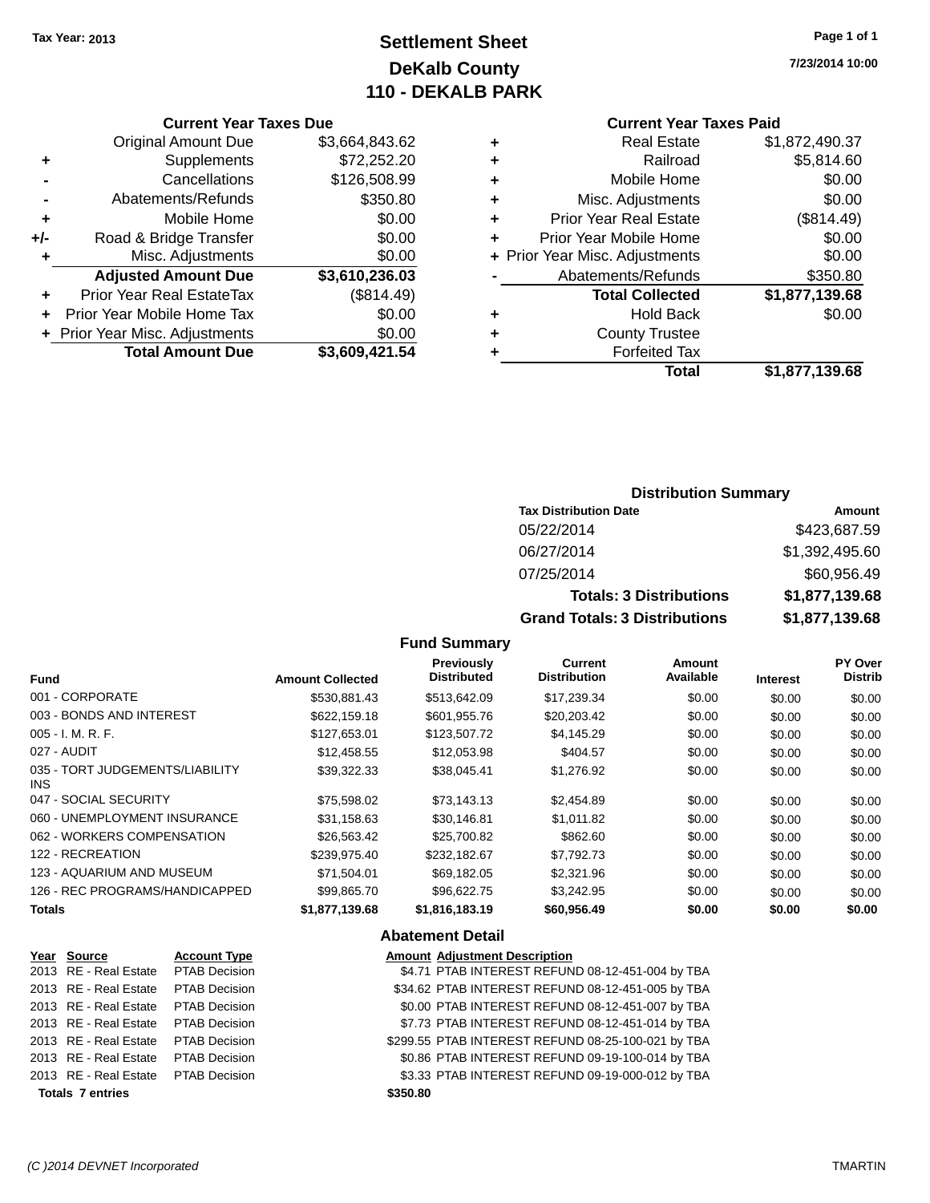Tax Year: 2013

# Settlement Sheet
## DeKalb County
## 110 - DEKALB PARK

7/23/2014 10:00

### Current Year Taxes Due

| | | |
|---|---|---|
| | Original Amount Due | $3,664,843.62 |
| + | Supplements | $72,252.20 |
| - | Cancellations | $126,508.99 |
| - | Abatements/Refunds | $350.80 |
| + | Mobile Home | $0.00 |
| +/- | Road & Bridge Transfer | $0.00 |
| + | Misc. Adjustments | $0.00 |
| | **Adjusted Amount Due** | **$3,610,236.03** |
| + | Prior Year Real EstateTax | ($814.49) |
| + | Prior Year Mobile Home Tax | $0.00 |
| + | Prior Year Misc. Adjustments | $0.00 |
| | **Total Amount Due** | **$3,609,421.54** |

### Current Year Taxes Paid

| | | |
|---|---|---|
| + | Real Estate | $1,872,490.37 |
| + | Railroad | $5,814.60 |
| + | Mobile Home | $0.00 |
| + | Misc. Adjustments | $0.00 |
| + | Prior Year Real Estate | ($814.49) |
| + | Prior Year Mobile Home | $0.00 |
| + | Prior Year Misc. Adjustments | $0.00 |
| - | Abatements/Refunds | $350.80 |
| | **Total Collected** | **$1,877,139.68** |
| + | Hold Back | $0.00 |
| + | County Trustee | |
| + | Forfeited Tax | |
| | **Total** | **$1,877,139.68** |

### Distribution Summary

| Tax Distribution Date | Amount |
|---|---|
| 05/22/2014 | $423,687.59 |
| 06/27/2014 | $1,392,495.60 |
| 07/25/2014 | $60,956.49 |
| **Totals: 3 Distributions** | **$1,877,139.68** |
| **Grand Totals: 3 Distributions** | **$1,877,139.68** |

### Fund Summary

| Fund | Amount Collected | Previously Distributed | Current Distribution | Amount Available | Interest | PY Over Distrib |
|---|---|---|---|---|---|---|
| 001 - CORPORATE | $530,881.43 | $513,642.09 | $17,239.34 | $0.00 | $0.00 | $0.00 |
| 003 - BONDS AND INTEREST | $622,159.18 | $601,955.76 | $20,203.42 | $0.00 | $0.00 | $0.00 |
| 005 - I. M. R. F. | $127,653.01 | $123,507.72 | $4,145.29 | $0.00 | $0.00 | $0.00 |
| 027 - AUDIT | $12,458.55 | $12,053.98 | $404.57 | $0.00 | $0.00 | $0.00 |
| 035 - TORT JUDGEMENTS/LIABILITY INS | $39,322.33 | $38,045.41 | $1,276.92 | $0.00 | $0.00 | $0.00 |
| 047 - SOCIAL SECURITY | $75,598.02 | $73,143.13 | $2,454.89 | $0.00 | $0.00 | $0.00 |
| 060 - UNEMPLOYMENT INSURANCE | $31,158.63 | $30,146.81 | $1,011.82 | $0.00 | $0.00 | $0.00 |
| 062 - WORKERS COMPENSATION | $26,563.42 | $25,700.82 | $862.60 | $0.00 | $0.00 | $0.00 |
| 122 - RECREATION | $239,975.40 | $232,182.67 | $7,792.73 | $0.00 | $0.00 | $0.00 |
| 123 - AQUARIUM AND MUSEUM | $71,504.01 | $69,182.05 | $2,321.96 | $0.00 | $0.00 | $0.00 |
| 126 - REC PROGRAMS/HANDICAPPED | $99,865.70 | $96,622.75 | $3,242.95 | $0.00 | $0.00 | $0.00 |
| **Totals** | **$1,877,139.68** | **$1,816,183.19** | **$60,956.49** | **$0.00** | **$0.00** | **$0.00** |

### Abatement Detail

| Year | Source | Account Type | Amount | Adjustment Description |
|---|---|---|---|---|
| 2013 | RE - Real Estate | PTAB Decision | $4.71 | PTAB INTEREST REFUND 08-12-451-004 by TBA |
| 2013 | RE - Real Estate | PTAB Decision | $34.62 | PTAB INTEREST REFUND 08-12-451-005 by TBA |
| 2013 | RE - Real Estate | PTAB Decision | $0.00 | PTAB INTEREST REFUND 08-12-451-007 by TBA |
| 2013 | RE - Real Estate | PTAB Decision | $7.73 | PTAB INTEREST REFUND 08-12-451-014 by TBA |
| 2013 | RE - Real Estate | PTAB Decision | $299.55 | PTAB INTEREST REFUND 08-25-100-021 by TBA |
| 2013 | RE - Real Estate | PTAB Decision | $0.86 | PTAB INTEREST REFUND 09-19-100-014 by TBA |
| 2013 | RE - Real Estate | PTAB Decision | $3.33 | PTAB INTEREST REFUND 09-19-000-012 by TBA |
| **Totals 7 entries** | | | **$350.80** | |

(C )2014 DEVNET Incorporated — TMARTIN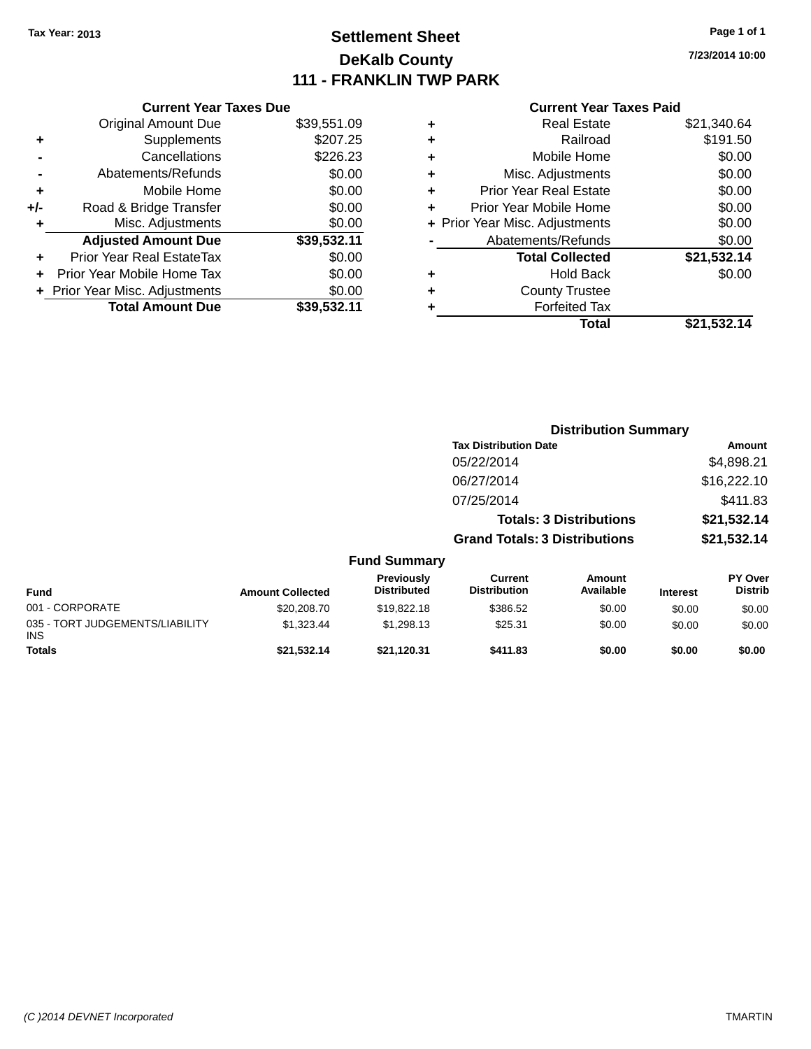Tax Year: 2013

# Settlement Sheet

## DeKalb County

## 111 - FRANKLIN TWP PARK

7/23/2014 10:00

### Current Year Taxes Due

| | | |
|---|---|---|
| | Original Amount Due | $39,551.09 |
| + | Supplements | $207.25 |
| - | Cancellations | $226.23 |
| - | Abatements/Refunds | $0.00 |
| + | Mobile Home | $0.00 |
| +/- | Road & Bridge Transfer | $0.00 |
| + | Misc. Adjustments | $0.00 |
| | **Adjusted Amount Due** | **$39,532.11** |
| + | Prior Year Real EstateTax | $0.00 |
| + | Prior Year Mobile Home Tax | $0.00 |
| + | Prior Year Misc. Adjustments | $0.00 |
| | **Total Amount Due** | **$39,532.11** |

### Current Year Taxes Paid

| | | |
|---|---|---|
| + | Real Estate | $21,340.64 |
| + | Railroad | $191.50 |
| + | Mobile Home | $0.00 |
| + | Misc. Adjustments | $0.00 |
| + | Prior Year Real Estate | $0.00 |
| + | Prior Year Mobile Home | $0.00 |
| + | Prior Year Misc. Adjustments | $0.00 |
| - | Abatements/Refunds | $0.00 |
| | **Total Collected** | **$21,532.14** |
| + | Hold Back | $0.00 |
| + | County Trustee | |
| + | Forfeited Tax | |
| | **Total** | **$21,532.14** |

### Distribution Summary

| Tax Distribution Date | Amount |
|---|---|
| 05/22/2014 | $4,898.21 |
| 06/27/2014 | $16,222.10 |
| 07/25/2014 | $411.83 |
| **Totals: 3 Distributions** | **$21,532.14** |
| **Grand Totals: 3 Distributions** | **$21,532.14** |

### Fund Summary

| Fund | Amount Collected | Previously Distributed | Current Distribution | Amount Available | Interest | PY Over Distrib |
|---|---|---|---|---|---|---|
| 001 - CORPORATE | $20,208.70 | $19,822.18 | $386.52 | $0.00 | $0.00 | $0.00 |
| 035 - TORT JUDGEMENTS/LIABILITY INS | $1,323.44 | $1,298.13 | $25.31 | $0.00 | $0.00 | $0.00 |
| **Totals** | **$21,532.14** | **$21,120.31** | **$411.83** | **$0.00** | **$0.00** | **$0.00** |

(C )2014 DEVNET Incorporated TMARTIN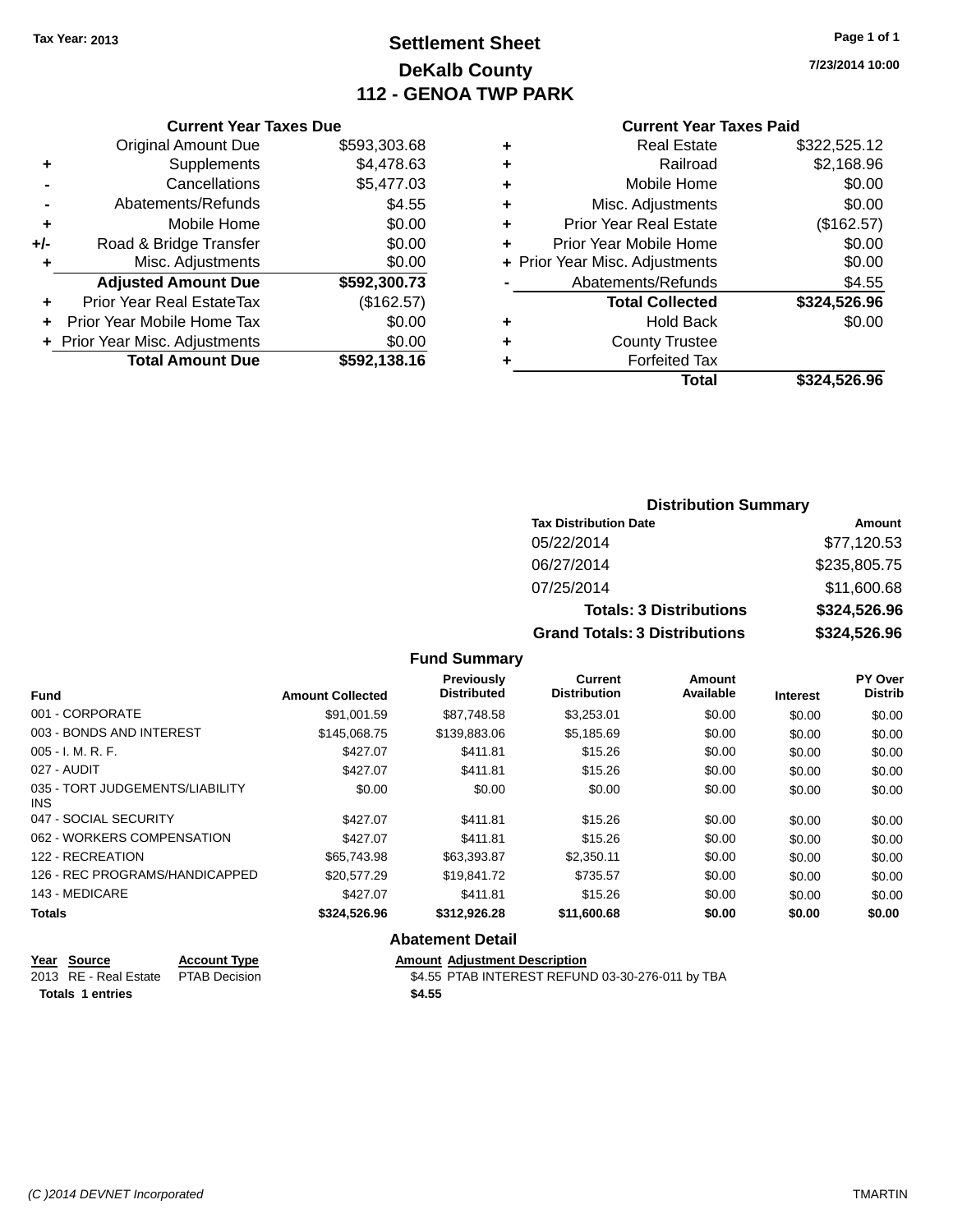Tax Year: 2013

# Settlement Sheet

## DeKalb County

## 112 - GENOA TWP PARK

7/23/2014 10:00

### Current Year Taxes Due

| | | |
|---|---|---|
| | Original Amount Due | $593,303.68 |
| + | Supplements | $4,478.63 |
| - | Cancellations | $5,477.03 |
| - | Abatements/Refunds | $4.55 |
| + | Mobile Home | $0.00 |
| +/- | Road & Bridge Transfer | $0.00 |
| + | Misc. Adjustments | $0.00 |
| | **Adjusted Amount Due** | **$592,300.73** |
| + | Prior Year Real EstateTax | ($162.57) |
| + | Prior Year Mobile Home Tax | $0.00 |
| + | Prior Year Misc. Adjustments | $0.00 |
| | **Total Amount Due** | **$592,138.16** |

### Current Year Taxes Paid

| | | |
|---|---|---|
| + | Real Estate | $322,525.12 |
| + | Railroad | $2,168.96 |
| + | Mobile Home | $0.00 |
| + | Misc. Adjustments | $0.00 |
| + | Prior Year Real Estate | ($162.57) |
| + | Prior Year Mobile Home | $0.00 |
| + | Prior Year Misc. Adjustments | $0.00 |
| - | Abatements/Refunds | $4.55 |
| | **Total Collected** | **$324,526.96** |
| + | Hold Back | $0.00 |
| + | County Trustee | |
| + | Forfeited Tax | |
| | **Total** | **$324,526.96** |

### Distribution Summary

| Tax Distribution Date | Amount |
|---|---|
| 05/22/2014 | $77,120.53 |
| 06/27/2014 | $235,805.75 |
| 07/25/2014 | $11,600.68 |
| **Totals: 3 Distributions** | **$324,526.96** |
| **Grand Totals: 3 Distributions** | **$324,526.96** |

### Fund Summary

| Fund | Amount Collected | Previously Distributed | Current Distribution | Amount Available | Interest | PY Over Distrib |
|---|---|---|---|---|---|---|
| 001 - CORPORATE | $91,001.59 | $87,748.58 | $3,253.01 | $0.00 | $0.00 | $0.00 |
| 003 - BONDS AND INTEREST | $145,068.75 | $139,883.06 | $5,185.69 | $0.00 | $0.00 | $0.00 |
| 005 - I. M. R. F. | $427.07 | $411.81 | $15.26 | $0.00 | $0.00 | $0.00 |
| 027 - AUDIT | $427.07 | $411.81 | $15.26 | $0.00 | $0.00 | $0.00 |
| 035 - TORT JUDGEMENTS/LIABILITY INS | $0.00 | $0.00 | $0.00 | $0.00 | $0.00 | $0.00 |
| 047 - SOCIAL SECURITY | $427.07 | $411.81 | $15.26 | $0.00 | $0.00 | $0.00 |
| 062 - WORKERS COMPENSATION | $427.07 | $411.81 | $15.26 | $0.00 | $0.00 | $0.00 |
| 122 - RECREATION | $65,743.98 | $63,393.87 | $2,350.11 | $0.00 | $0.00 | $0.00 |
| 126 - REC PROGRAMS/HANDICAPPED | $20,577.29 | $19,841.72 | $735.57 | $0.00 | $0.00 | $0.00 |
| 143 - MEDICARE | $427.07 | $411.81 | $15.26 | $0.00 | $0.00 | $0.00 |
| **Totals** | **$324,526.96** | **$312,926.28** | **$11,600.68** | **$0.00** | **$0.00** | **$0.00** |

### Abatement Detail

| Year | Source | Account Type | Amount | Adjustment Description |
|---|---|---|---|---|
| 2013 | RE - Real Estate | PTAB Decision | $4.55 | PTAB INTEREST REFUND 03-30-276-011 by TBA |
| **Totals 1 entries** | | | **$4.55** | |

(C )2014 DEVNET Incorporated TMARTIN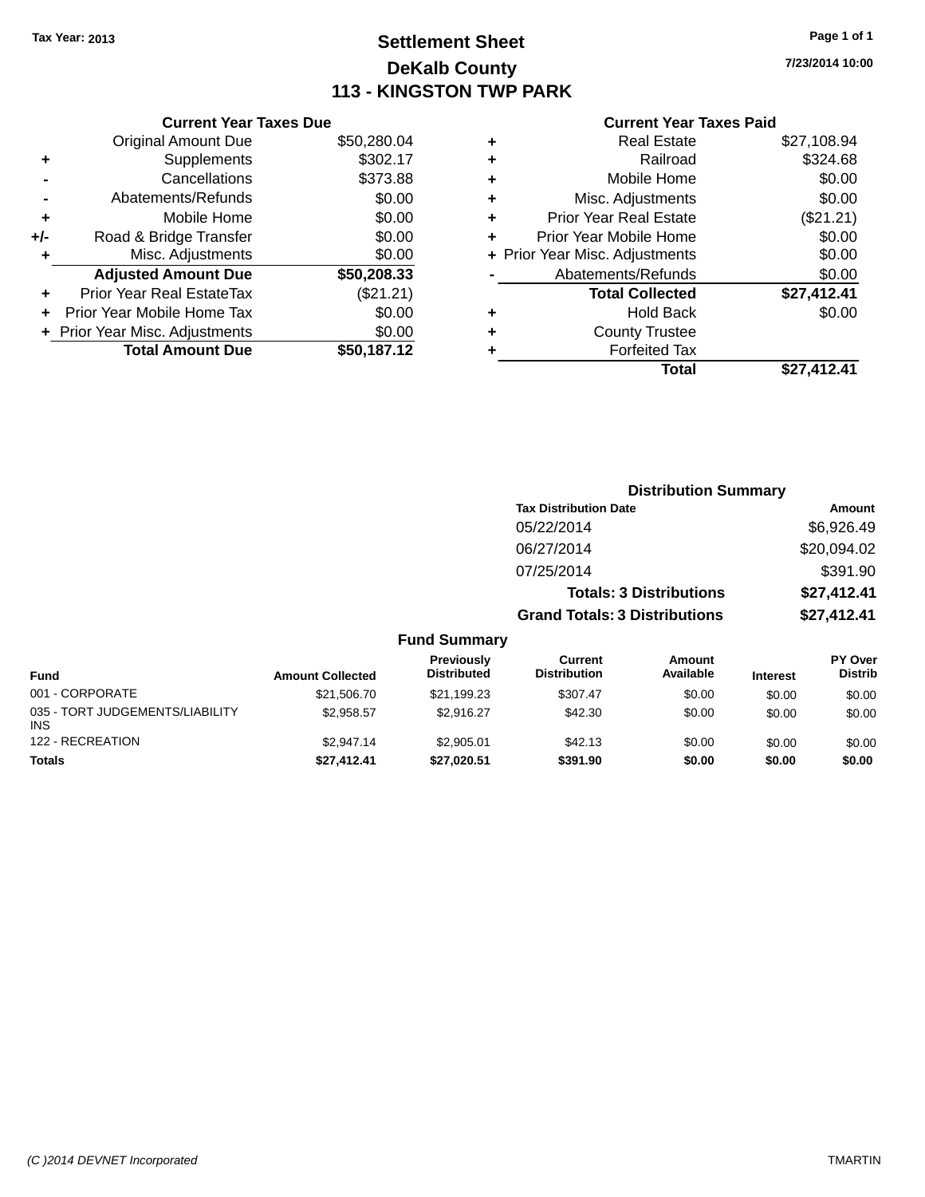Tax Year: 2013

# Settlement Sheet

## DeKalb County

## 113 - KINGSTON TWP PARK

7/23/2014 10:00

### Current Year Taxes Due

| | | |
|---|---|---|
| | Original Amount Due | $50,280.04 |
| + | Supplements | $302.17 |
| - | Cancellations | $373.88 |
| - | Abatements/Refunds | $0.00 |
| + | Mobile Home | $0.00 |
| +/- | Road & Bridge Transfer | $0.00 |
| + | Misc. Adjustments | $0.00 |
| | **Adjusted Amount Due** | **$50,208.33** |
| + | Prior Year Real EstateTax | ($21.21) |
| + | Prior Year Mobile Home Tax | $0.00 |
| + | Prior Year Misc. Adjustments | $0.00 |
| | **Total Amount Due** | **$50,187.12** |

### Current Year Taxes Paid

| | | |
|---|---|---|
| + | Real Estate | $27,108.94 |
| + | Railroad | $324.68 |
| + | Mobile Home | $0.00 |
| + | Misc. Adjustments | $0.00 |
| + | Prior Year Real Estate | ($21.21) |
| + | Prior Year Mobile Home | $0.00 |
| + | Prior Year Misc. Adjustments | $0.00 |
| - | Abatements/Refunds | $0.00 |
| | **Total Collected** | **$27,412.41** |
| + | Hold Back | $0.00 |
| + | County Trustee | |
| + | Forfeited Tax | |
| | **Total** | **$27,412.41** |

### Distribution Summary

| Tax Distribution Date | Amount |
|---|---|
| 05/22/2014 | $6,926.49 |
| 06/27/2014 | $20,094.02 |
| 07/25/2014 | $391.90 |
| **Totals: 3 Distributions** | **$27,412.41** |
| **Grand Totals: 3 Distributions** | **$27,412.41** |

### Fund Summary

| Fund | Amount Collected | Previously Distributed | Current Distribution | Amount Available | Interest | PY Over Distrib |
|---|---|---|---|---|---|---|
| 001 - CORPORATE | $21,506.70 | $21,199.23 | $307.47 | $0.00 | $0.00 | $0.00 |
| 035 - TORT JUDGEMENTS/LIABILITY INS | $2,958.57 | $2,916.27 | $42.30 | $0.00 | $0.00 | $0.00 |
| 122 - RECREATION | $2,947.14 | $2,905.01 | $42.13 | $0.00 | $0.00 | $0.00 |
| **Totals** | **$27,412.41** | **$27,020.51** | **$391.90** | **$0.00** | **$0.00** | **$0.00** |

(C )2014 DEVNET Incorporated TMARTIN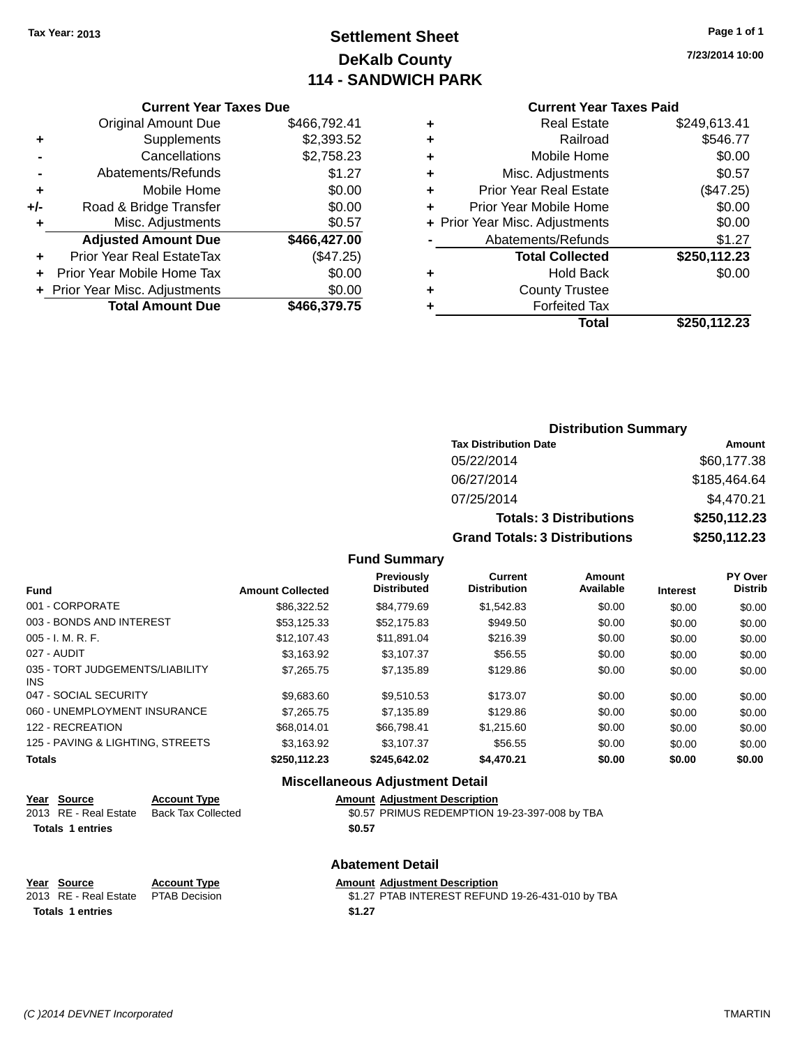Tax Year: 2013

# Settlement Sheet
## DeKalb County
## 114 - SANDWICH PARK

7/23/2014 10:00

### Current Year Taxes Due

| | | |
|---|---|---|
| | Original Amount Due | $466,792.41 |
| + | Supplements | $2,393.52 |
| - | Cancellations | $2,758.23 |
| - | Abatements/Refunds | $1.27 |
| + | Mobile Home | $0.00 |
| +/- | Road & Bridge Transfer | $0.00 |
| + | Misc. Adjustments | $0.57 |
| | **Adjusted Amount Due** | **$466,427.00** |
| + | Prior Year Real EstateTax | ($47.25) |
| + | Prior Year Mobile Home Tax | $0.00 |
| + | Prior Year Misc. Adjustments | $0.00 |
| | **Total Amount Due** | **$466,379.75** |

### Current Year Taxes Paid

| | | |
|---|---|---|
| + | Real Estate | $249,613.41 |
| + | Railroad | $546.77 |
| + | Mobile Home | $0.00 |
| + | Misc. Adjustments | $0.57 |
| + | Prior Year Real Estate | ($47.25) |
| + | Prior Year Mobile Home | $0.00 |
| + | Prior Year Misc. Adjustments | $0.00 |
| - | Abatements/Refunds | $1.27 |
| | **Total Collected** | **$250,112.23** |
| + | Hold Back | $0.00 |
| + | County Trustee | |
| + | Forfeited Tax | |
| | **Total** | **$250,112.23** |

### Distribution Summary

| Tax Distribution Date | Amount |
|---|---|
| 05/22/2014 | $60,177.38 |
| 06/27/2014 | $185,464.64 |
| 07/25/2014 | $4,470.21 |
| **Totals: 3 Distributions** | **$250,112.23** |
| **Grand Totals: 3 Distributions** | **$250,112.23** |

### Fund Summary

| Fund | Amount Collected | Previously Distributed | Current Distribution | Amount Available | Interest | PY Over Distrib |
|---|---|---|---|---|---|---|
| 001 - CORPORATE | $86,322.52 | $84,779.69 | $1,542.83 | $0.00 | $0.00 | $0.00 |
| 003 - BONDS AND INTEREST | $53,125.33 | $52,175.83 | $949.50 | $0.00 | $0.00 | $0.00 |
| 005 - I. M. R. F. | $12,107.43 | $11,891.04 | $216.39 | $0.00 | $0.00 | $0.00 |
| 027 - AUDIT | $3,163.92 | $3,107.37 | $56.55 | $0.00 | $0.00 | $0.00 |
| 035 - TORT JUDGEMENTS/LIABILITY INS | $7,265.75 | $7,135.89 | $129.86 | $0.00 | $0.00 | $0.00 |
| 047 - SOCIAL SECURITY | $9,683.60 | $9,510.53 | $173.07 | $0.00 | $0.00 | $0.00 |
| 060 - UNEMPLOYMENT INSURANCE | $7,265.75 | $7,135.89 | $129.86 | $0.00 | $0.00 | $0.00 |
| 122 - RECREATION | $68,014.01 | $66,798.41 | $1,215.60 | $0.00 | $0.00 | $0.00 |
| 125 - PAVING & LIGHTING, STREETS | $3,163.92 | $3,107.37 | $56.55 | $0.00 | $0.00 | $0.00 |
| **Totals** | **$250,112.23** | **$245,642.02** | **$4,470.21** | **$0.00** | **$0.00** | **$0.00** |

### Miscellaneous Adjustment Detail

| Year | Source | Account Type | Amount | Adjustment Description |
|---|---|---|---|---|
| 2013 | RE - Real Estate | Back Tax Collected | $0.57 | PRIMUS REDEMPTION 19-23-397-008 by TBA |
| **Totals** | **1 entries** | | **$0.57** | |

### Abatement Detail

| Year | Source | Account Type | Amount | Adjustment Description |
|---|---|---|---|---|
| 2013 | RE - Real Estate | PTAB Decision | $1.27 | PTAB INTEREST REFUND 19-26-431-010 by TBA |
| **Totals** | **1 entries** | | **$1.27** | |

(C )2014 DEVNET Incorporated TMARTIN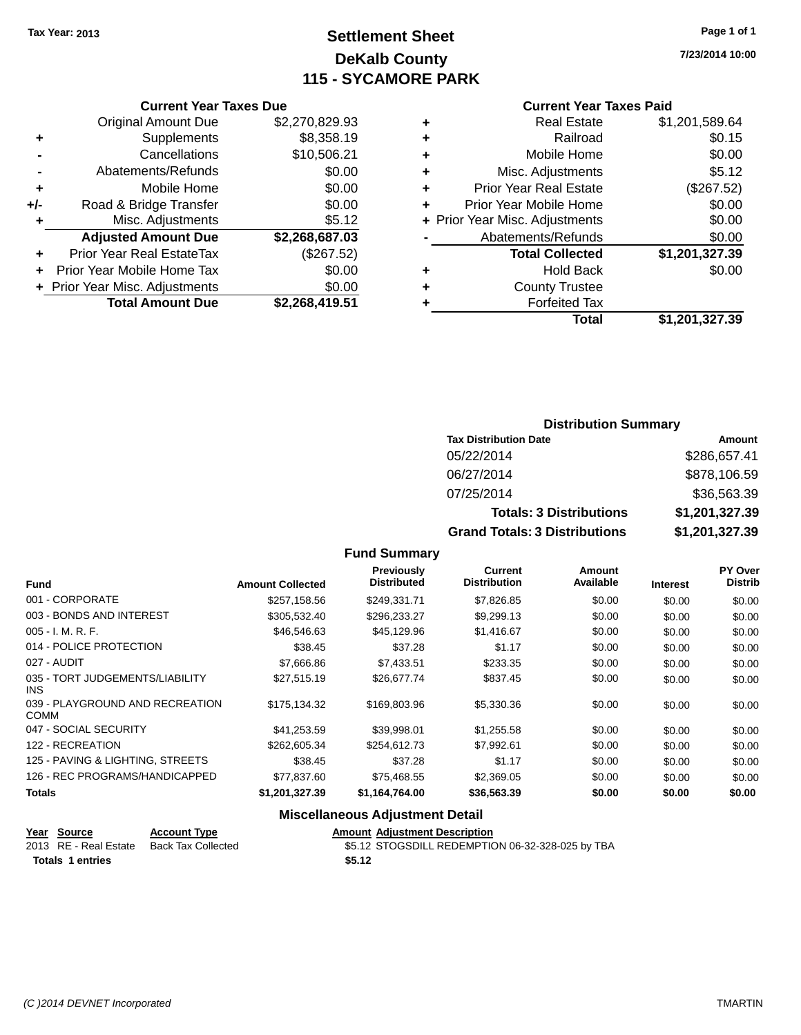Tax Year: 2013

# Settlement Sheet
## DeKalb County
## 115 - SYCAMORE PARK

7/23/2014 10:00

### Current Year Taxes Due

| | | |
|---|---|---|
| | Original Amount Due | $2,270,829.93 |
| + | Supplements | $8,358.19 |
| - | Cancellations | $10,506.21 |
| - | Abatements/Refunds | $0.00 |
| + | Mobile Home | $0.00 |
| +/- | Road & Bridge Transfer | $0.00 |
| + | Misc. Adjustments | $5.12 |
| | **Adjusted Amount Due** | **$2,268,687.03** |
| + | Prior Year Real EstateTax | ($267.52) |
| + | Prior Year Mobile Home Tax | $0.00 |
| + | Prior Year Misc. Adjustments | $0.00 |
| | **Total Amount Due** | **$2,268,419.51** |

### Current Year Taxes Paid

| | | |
|---|---|---|
| + | Real Estate | $1,201,589.64 |
| + | Railroad | $0.15 |
| + | Mobile Home | $0.00 |
| + | Misc. Adjustments | $5.12 |
| + | Prior Year Real Estate | ($267.52) |
| + | Prior Year Mobile Home | $0.00 |
| + | Prior Year Misc. Adjustments | $0.00 |
| - | Abatements/Refunds | $0.00 |
| | **Total Collected** | **$1,201,327.39** |
| + | Hold Back | $0.00 |
| + | County Trustee | |
| + | Forfeited Tax | |
| | **Total** | **$1,201,327.39** |

### Distribution Summary

| Tax Distribution Date | Amount |
|---|---|
| 05/22/2014 | $286,657.41 |
| 06/27/2014 | $878,106.59 |
| 07/25/2014 | $36,563.39 |
| **Totals: 3 Distributions** | **$1,201,327.39** |
| **Grand Totals: 3 Distributions** | **$1,201,327.39** |

### Fund Summary

| Fund | Amount Collected | Previously Distributed | Current Distribution | Amount Available | Interest | PY Over Distrib |
|---|---|---|---|---|---|---|
| 001 - CORPORATE | $257,158.56 | $249,331.71 | $7,826.85 | $0.00 | $0.00 | $0.00 |
| 003 - BONDS AND INTEREST | $305,532.40 | $296,233.27 | $9,299.13 | $0.00 | $0.00 | $0.00 |
| 005 - I. M. R. F. | $46,546.63 | $45,129.96 | $1,416.67 | $0.00 | $0.00 | $0.00 |
| 014 - POLICE PROTECTION | $38.45 | $37.28 | $1.17 | $0.00 | $0.00 | $0.00 |
| 027 - AUDIT | $7,666.86 | $7,433.51 | $233.35 | $0.00 | $0.00 | $0.00 |
| 035 - TORT JUDGEMENTS/LIABILITY INS | $27,515.19 | $26,677.74 | $837.45 | $0.00 | $0.00 | $0.00 |
| 039 - PLAYGROUND AND RECREATION COMM | $175,134.32 | $169,803.96 | $5,330.36 | $0.00 | $0.00 | $0.00 |
| 047 - SOCIAL SECURITY | $41,253.59 | $39,998.01 | $1,255.58 | $0.00 | $0.00 | $0.00 |
| 122 - RECREATION | $262,605.34 | $254,612.73 | $7,992.61 | $0.00 | $0.00 | $0.00 |
| 125 - PAVING & LIGHTING, STREETS | $38.45 | $37.28 | $1.17 | $0.00 | $0.00 | $0.00 |
| 126 - REC PROGRAMS/HANDICAPPED | $77,837.60 | $75,468.55 | $2,369.05 | $0.00 | $0.00 | $0.00 |
| **Totals** | **$1,201,327.39** | **$1,164,764.00** | **$36,563.39** | **$0.00** | **$0.00** | **$0.00** |

### Miscellaneous Adjustment Detail

| Year | Source | Account Type | Amount | Adjustment Description |
|---|---|---|---|---|
| 2013 | RE - Real Estate | Back Tax Collected | $5.12 | STOGSDILL REDEMPTION 06-32-328-025 by TBA |
| **Totals** | **1 entries** | | **$5.12** | |

(C )2014 DEVNET Incorporated TMARTIN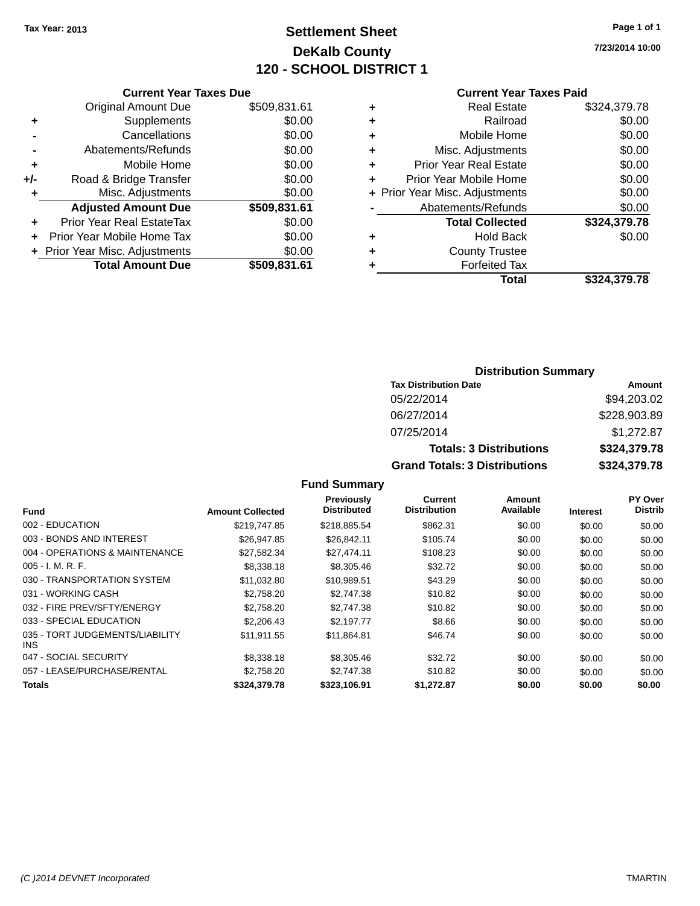Tax Year: 2013

# Settlement Sheet

## DeKalb County

## 120 - SCHOOL DISTRICT 1

7/23/2014 10:00

### Current Year Taxes Due

| | | |
|---|---|---|
| | Original Amount Due | $509,831.61 |
| + | Supplements | $0.00 |
| - | Cancellations | $0.00 |
| - | Abatements/Refunds | $0.00 |
| + | Mobile Home | $0.00 |
| +/- | Road & Bridge Transfer | $0.00 |
| + | Misc. Adjustments | $0.00 |
| | **Adjusted Amount Due** | **$509,831.61** |
| + | Prior Year Real EstateTax | $0.00 |
| + | Prior Year Mobile Home Tax | $0.00 |
| + | Prior Year Misc. Adjustments | $0.00 |
| | **Total Amount Due** | **$509,831.61** |

### Current Year Taxes Paid

| | | |
|---|---|---|
| + | Real Estate | $324,379.78 |
| + | Railroad | $0.00 |
| + | Mobile Home | $0.00 |
| + | Misc. Adjustments | $0.00 |
| + | Prior Year Real Estate | $0.00 |
| + | Prior Year Mobile Home | $0.00 |
| + | Prior Year Misc. Adjustments | $0.00 |
| - | Abatements/Refunds | $0.00 |
| | **Total Collected** | **$324,379.78** |
| + | Hold Back | $0.00 |
| + | County Trustee | |
| + | Forfeited Tax | |
| | **Total** | **$324,379.78** |

### Distribution Summary

| Tax Distribution Date | Amount |
|---|---|
| 05/22/2014 | $94,203.02 |
| 06/27/2014 | $228,903.89 |
| 07/25/2014 | $1,272.87 |
| **Totals: 3 Distributions** | **$324,379.78** |
| **Grand Totals: 3 Distributions** | **$324,379.78** |

### Fund Summary

| Fund | Amount Collected | Previously Distributed | Current Distribution | Amount Available | Interest | PY Over Distrib |
|---|---|---|---|---|---|---|
| 002 - EDUCATION | $219,747.85 | $218,885.54 | $862.31 | $0.00 | $0.00 | $0.00 |
| 003 - BONDS AND INTEREST | $26,947.85 | $26,842.11 | $105.74 | $0.00 | $0.00 | $0.00 |
| 004 - OPERATIONS & MAINTENANCE | $27,582.34 | $27,474.11 | $108.23 | $0.00 | $0.00 | $0.00 |
| 005 - I. M. R. F. | $8,338.18 | $8,305.46 | $32.72 | $0.00 | $0.00 | $0.00 |
| 030 - TRANSPORTATION SYSTEM | $11,032.80 | $10,989.51 | $43.29 | $0.00 | $0.00 | $0.00 |
| 031 - WORKING CASH | $2,758.20 | $2,747.38 | $10.82 | $0.00 | $0.00 | $0.00 |
| 032 - FIRE PREV/SFTY/ENERGY | $2,758.20 | $2,747.38 | $10.82 | $0.00 | $0.00 | $0.00 |
| 033 - SPECIAL EDUCATION | $2,206.43 | $2,197.77 | $8.66 | $0.00 | $0.00 | $0.00 |
| 035 - TORT JUDGEMENTS/LIABILITY INS | $11,911.55 | $11,864.81 | $46.74 | $0.00 | $0.00 | $0.00 |
| 047 - SOCIAL SECURITY | $8,338.18 | $8,305.46 | $32.72 | $0.00 | $0.00 | $0.00 |
| 057 - LEASE/PURCHASE/RENTAL | $2,758.20 | $2,747.38 | $10.82 | $0.00 | $0.00 | $0.00 |
| **Totals** | **$324,379.78** | **$323,106.91** | **$1,272.87** | **$0.00** | **$0.00** | **$0.00** |

(C )2014 DEVNET Incorporated TMARTIN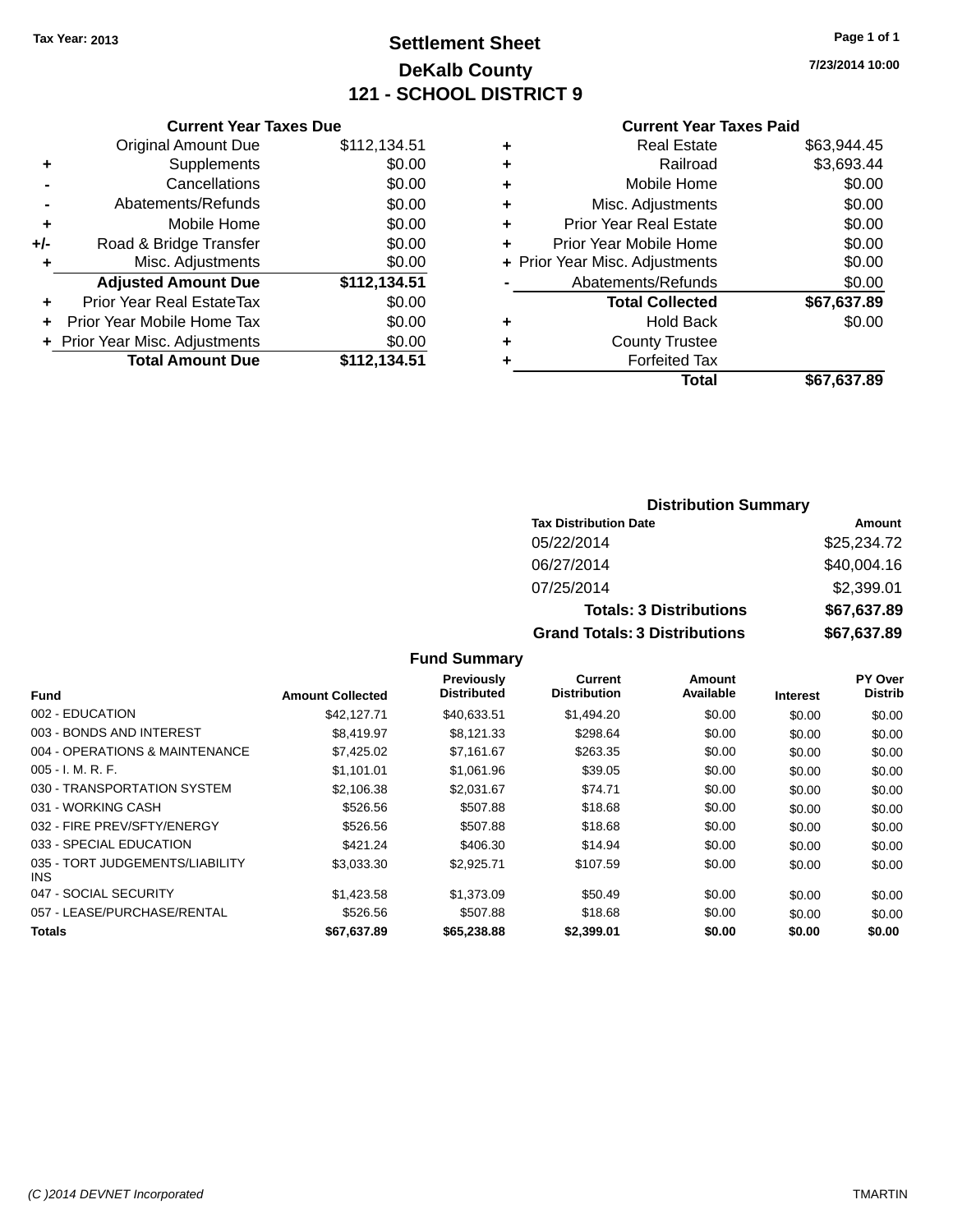Tax Year: 2013

# Settlement Sheet

## DeKalb County

## 121 - SCHOOL DISTRICT 9

7/23/2014 10:00

### Current Year Taxes Due

| | | |
|---|---|---|
| | Original Amount Due | $112,134.51 |
| + | Supplements | $0.00 |
| - | Cancellations | $0.00 |
| - | Abatements/Refunds | $0.00 |
| + | Mobile Home | $0.00 |
| +/- | Road & Bridge Transfer | $0.00 |
| + | Misc. Adjustments | $0.00 |
| | **Adjusted Amount Due** | **$112,134.51** |
| + | Prior Year Real EstateTax | $0.00 |
| + | Prior Year Mobile Home Tax | $0.00 |
| + | Prior Year Misc. Adjustments | $0.00 |
| | **Total Amount Due** | **$112,134.51** |

### Current Year Taxes Paid

| | | |
|---|---|---|
| + | Real Estate | $63,944.45 |
| + | Railroad | $3,693.44 |
| + | Mobile Home | $0.00 |
| + | Misc. Adjustments | $0.00 |
| + | Prior Year Real Estate | $0.00 |
| + | Prior Year Mobile Home | $0.00 |
| + | Prior Year Misc. Adjustments | $0.00 |
| - | Abatements/Refunds | $0.00 |
| | **Total Collected** | **$67,637.89** |
| + | Hold Back | $0.00 |
| + | County Trustee | |
| + | Forfeited Tax | |
| | **Total** | **$67,637.89** |

### Distribution Summary

| Tax Distribution Date | Amount |
|---|---|
| 05/22/2014 | $25,234.72 |
| 06/27/2014 | $40,004.16 |
| 07/25/2014 | $2,399.01 |
| **Totals: 3 Distributions** | **$67,637.89** |
| **Grand Totals: 3 Distributions** | **$67,637.89** |

### Fund Summary

| Fund | Amount Collected | Previously Distributed | Current Distribution | Amount Available | Interest | PY Over Distrib |
|---|---|---|---|---|---|---|
| 002 - EDUCATION | $42,127.71 | $40,633.51 | $1,494.20 | $0.00 | $0.00 | $0.00 |
| 003 - BONDS AND INTEREST | $8,419.97 | $8,121.33 | $298.64 | $0.00 | $0.00 | $0.00 |
| 004 - OPERATIONS & MAINTENANCE | $7,425.02 | $7,161.67 | $263.35 | $0.00 | $0.00 | $0.00 |
| 005 - I. M. R. F. | $1,101.01 | $1,061.96 | $39.05 | $0.00 | $0.00 | $0.00 |
| 030 - TRANSPORTATION SYSTEM | $2,106.38 | $2,031.67 | $74.71 | $0.00 | $0.00 | $0.00 |
| 031 - WORKING CASH | $526.56 | $507.88 | $18.68 | $0.00 | $0.00 | $0.00 |
| 032 - FIRE PREV/SFTY/ENERGY | $526.56 | $507.88 | $18.68 | $0.00 | $0.00 | $0.00 |
| 033 - SPECIAL EDUCATION | $421.24 | $406.30 | $14.94 | $0.00 | $0.00 | $0.00 |
| 035 - TORT JUDGEMENTS/LIABILITY INS | $3,033.30 | $2,925.71 | $107.59 | $0.00 | $0.00 | $0.00 |
| 047 - SOCIAL SECURITY | $1,423.58 | $1,373.09 | $50.49 | $0.00 | $0.00 | $0.00 |
| 057 - LEASE/PURCHASE/RENTAL | $526.56 | $507.88 | $18.68 | $0.00 | $0.00 | $0.00 |
| **Totals** | **$67,637.89** | **$65,238.88** | **$2,399.01** | **$0.00** | **$0.00** | **$0.00** |

(C )2014 DEVNET Incorporated TMARTIN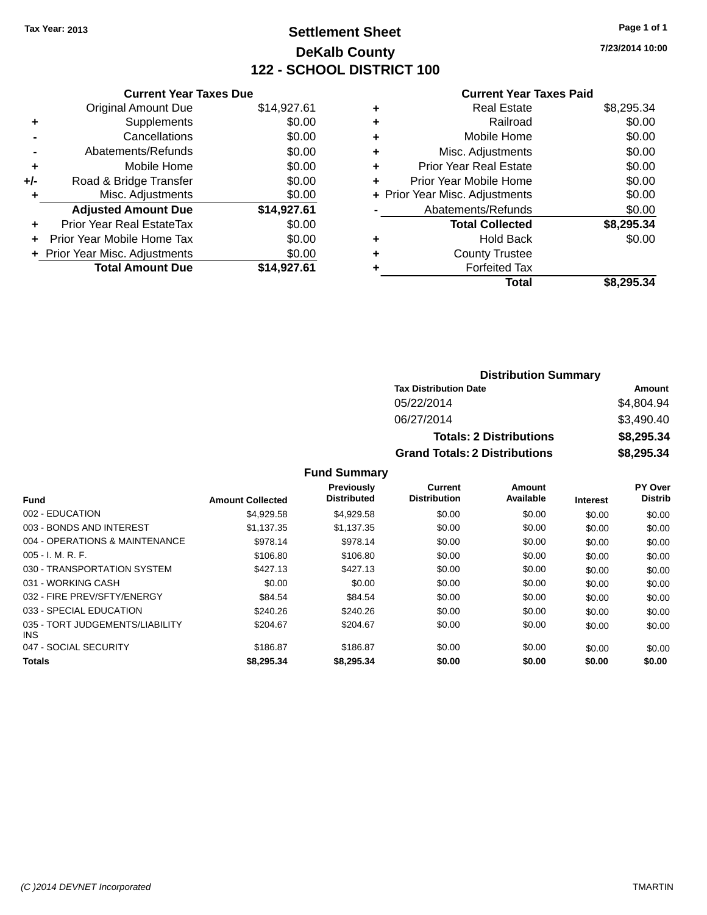Tax Year: 2013

# Settlement Sheet

## DeKalb County

## 122 - SCHOOL DISTRICT 100

7/23/2014 10:00

### Current Year Taxes Due

| | | |
|---|---|---|
| | Original Amount Due | $14,927.61 |
| + | Supplements | $0.00 |
| - | Cancellations | $0.00 |
| - | Abatements/Refunds | $0.00 |
| + | Mobile Home | $0.00 |
| +/- | Road & Bridge Transfer | $0.00 |
| + | Misc. Adjustments | $0.00 |
| | **Adjusted Amount Due** | **$14,927.61** |
| + | Prior Year Real EstateTax | $0.00 |
| + | Prior Year Mobile Home Tax | $0.00 |
| + | Prior Year Misc. Adjustments | $0.00 |
| | **Total Amount Due** | **$14,927.61** |

### Current Year Taxes Paid

| | | |
|---|---|---|
| + | Real Estate | $8,295.34 |
| + | Railroad | $0.00 |
| + | Mobile Home | $0.00 |
| + | Misc. Adjustments | $0.00 |
| + | Prior Year Real Estate | $0.00 |
| + | Prior Year Mobile Home | $0.00 |
| + | Prior Year Misc. Adjustments | $0.00 |
| - | Abatements/Refunds | $0.00 |
| | **Total Collected** | **$8,295.34** |
| + | Hold Back | $0.00 |
| + | County Trustee | |
| + | Forfeited Tax | |
| | **Total** | **$8,295.34** |

### Distribution Summary

| Tax Distribution Date | Amount |
|---|---|
| 05/22/2014 | $4,804.94 |
| 06/27/2014 | $3,490.40 |
| **Totals: 2 Distributions** | **$8,295.34** |
| **Grand Totals: 2 Distributions** | **$8,295.34** |

### Fund Summary

| Fund | Amount Collected | Previously Distributed | Current Distribution | Amount Available | Interest | PY Over Distrib |
|---|---|---|---|---|---|---|
| 002 - EDUCATION | $4,929.58 | $4,929.58 | $0.00 | $0.00 | $0.00 | $0.00 |
| 003 - BONDS AND INTEREST | $1,137.35 | $1,137.35 | $0.00 | $0.00 | $0.00 | $0.00 |
| 004 - OPERATIONS & MAINTENANCE | $978.14 | $978.14 | $0.00 | $0.00 | $0.00 | $0.00 |
| 005 - I. M. R. F. | $106.80 | $106.80 | $0.00 | $0.00 | $0.00 | $0.00 |
| 030 - TRANSPORTATION SYSTEM | $427.13 | $427.13 | $0.00 | $0.00 | $0.00 | $0.00 |
| 031 - WORKING CASH | $0.00 | $0.00 | $0.00 | $0.00 | $0.00 | $0.00 |
| 032 - FIRE PREV/SFTY/ENERGY | $84.54 | $84.54 | $0.00 | $0.00 | $0.00 | $0.00 |
| 033 - SPECIAL EDUCATION | $240.26 | $240.26 | $0.00 | $0.00 | $0.00 | $0.00 |
| 035 - TORT JUDGEMENTS/LIABILITY INS | $204.67 | $204.67 | $0.00 | $0.00 | $0.00 | $0.00 |
| 047 - SOCIAL SECURITY | $186.87 | $186.87 | $0.00 | $0.00 | $0.00 | $0.00 |
| **Totals** | **$8,295.34** | **$8,295.34** | **$0.00** | **$0.00** | **$0.00** | **$0.00** |

(C )2014 DEVNET Incorporated TMARTIN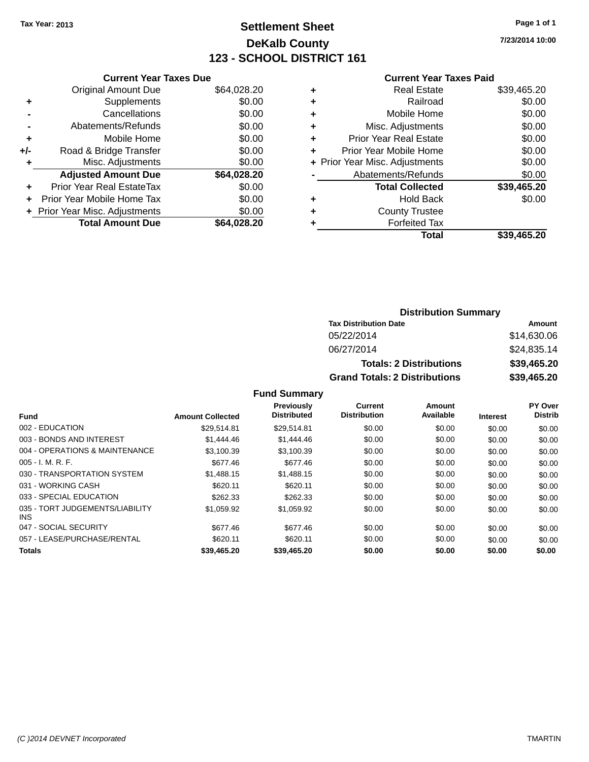Tax Year: 2013

# Settlement Sheet

## DeKalb County

## 123 - SCHOOL DISTRICT 161

7/23/2014 10:00

### Current Year Taxes Due

| | | |
|---|---|---|
| | Original Amount Due | $64,028.20 |
| + | Supplements | $0.00 |
| - | Cancellations | $0.00 |
| - | Abatements/Refunds | $0.00 |
| + | Mobile Home | $0.00 |
| +/- | Road & Bridge Transfer | $0.00 |
| + | Misc. Adjustments | $0.00 |
| | **Adjusted Amount Due** | **$64,028.20** |
| + | Prior Year Real EstateTax | $0.00 |
| + | Prior Year Mobile Home Tax | $0.00 |
| + | Prior Year Misc. Adjustments | $0.00 |
| | **Total Amount Due** | **$64,028.20** |

### Current Year Taxes Paid

| | | |
|---|---|---|
| + | Real Estate | $39,465.20 |
| + | Railroad | $0.00 |
| + | Mobile Home | $0.00 |
| + | Misc. Adjustments | $0.00 |
| + | Prior Year Real Estate | $0.00 |
| + | Prior Year Mobile Home | $0.00 |
| + | Prior Year Misc. Adjustments | $0.00 |
| - | Abatements/Refunds | $0.00 |
| | **Total Collected** | **$39,465.20** |
| + | Hold Back | $0.00 |
| + | County Trustee | |
| + | Forfeited Tax | |
| | **Total** | **$39,465.20** |

### Distribution Summary

| Tax Distribution Date | Amount |
|---|---|
| 05/22/2014 | $14,630.06 |
| 06/27/2014 | $24,835.14 |
| **Totals: 2 Distributions** | **$39,465.20** |
| **Grand Totals: 2 Distributions** | **$39,465.20** |

### Fund Summary

| Fund | Amount Collected | Previously Distributed | Current Distribution | Amount Available | Interest | PY Over Distrib |
|---|---|---|---|---|---|---|
| 002 - EDUCATION | $29,514.81 | $29,514.81 | $0.00 | $0.00 | $0.00 | $0.00 |
| 003 - BONDS AND INTEREST | $1,444.46 | $1,444.46 | $0.00 | $0.00 | $0.00 | $0.00 |
| 004 - OPERATIONS & MAINTENANCE | $3,100.39 | $3,100.39 | $0.00 | $0.00 | $0.00 | $0.00 |
| 005 - I. M. R. F. | $677.46 | $677.46 | $0.00 | $0.00 | $0.00 | $0.00 |
| 030 - TRANSPORTATION SYSTEM | $1,488.15 | $1,488.15 | $0.00 | $0.00 | $0.00 | $0.00 |
| 031 - WORKING CASH | $620.11 | $620.11 | $0.00 | $0.00 | $0.00 | $0.00 |
| 033 - SPECIAL EDUCATION | $262.33 | $262.33 | $0.00 | $0.00 | $0.00 | $0.00 |
| 035 - TORT JUDGEMENTS/LIABILITY INS | $1,059.92 | $1,059.92 | $0.00 | $0.00 | $0.00 | $0.00 |
| 047 - SOCIAL SECURITY | $677.46 | $677.46 | $0.00 | $0.00 | $0.00 | $0.00 |
| 057 - LEASE/PURCHASE/RENTAL | $620.11 | $620.11 | $0.00 | $0.00 | $0.00 | $0.00 |
| **Totals** | **$39,465.20** | **$39,465.20** | **$0.00** | **$0.00** | **$0.00** | **$0.00** |

(C )2014 DEVNET Incorporated TMARTIN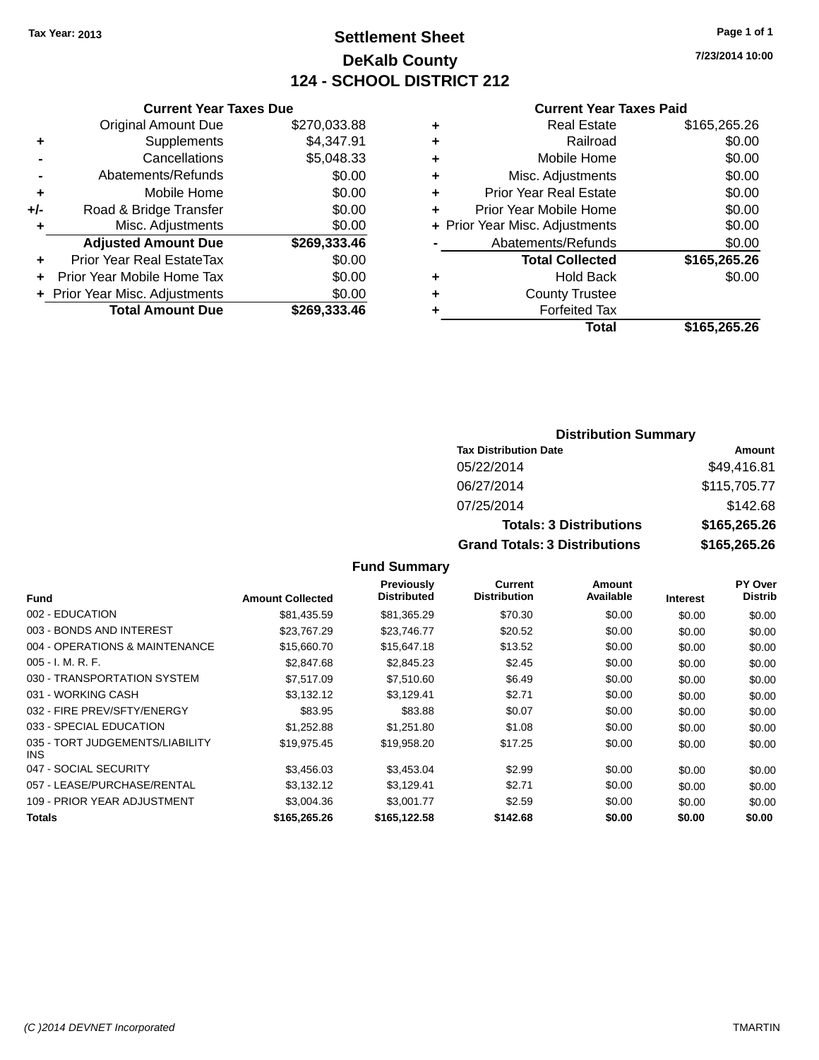Tax Year: 2013

# Settlement Sheet

## DeKalb County

## 124 - SCHOOL DISTRICT 212

7/23/2014 10:00

### Current Year Taxes Due

| | | |
|---|---|---|
| | Original Amount Due | $270,033.88 |
| + | Supplements | $4,347.91 |
| - | Cancellations | $5,048.33 |
| - | Abatements/Refunds | $0.00 |
| + | Mobile Home | $0.00 |
| +/- | Road & Bridge Transfer | $0.00 |
| + | Misc. Adjustments | $0.00 |
| | **Adjusted Amount Due** | **$269,333.46** |
| + | Prior Year Real EstateTax | $0.00 |
| + | Prior Year Mobile Home Tax | $0.00 |
| + | Prior Year Misc. Adjustments | $0.00 |
| | **Total Amount Due** | **$269,333.46** |

### Current Year Taxes Paid

| | | |
|---|---|---|
| + | Real Estate | $165,265.26 |
| + | Railroad | $0.00 |
| + | Mobile Home | $0.00 |
| + | Misc. Adjustments | $0.00 |
| + | Prior Year Real Estate | $0.00 |
| + | Prior Year Mobile Home | $0.00 |
| + | Prior Year Misc. Adjustments | $0.00 |
| - | Abatements/Refunds | $0.00 |
| | **Total Collected** | **$165,265.26** |
| + | Hold Back | $0.00 |
| + | County Trustee | |
| + | Forfeited Tax | |
| | **Total** | **$165,265.26** |

### Distribution Summary

| Tax Distribution Date | Amount |
|---|---|
| 05/22/2014 | $49,416.81 |
| 06/27/2014 | $115,705.77 |
| 07/25/2014 | $142.68 |
| **Totals: 3 Distributions** | **$165,265.26** |
| **Grand Totals: 3 Distributions** | **$165,265.26** |

### Fund Summary

| Fund | Amount Collected | Previously Distributed | Current Distribution | Amount Available | Interest | PY Over Distrib |
|---|---|---|---|---|---|---|
| 002 - EDUCATION | $81,435.59 | $81,365.29 | $70.30 | $0.00 | $0.00 | $0.00 |
| 003 - BONDS AND INTEREST | $23,767.29 | $23,746.77 | $20.52 | $0.00 | $0.00 | $0.00 |
| 004 - OPERATIONS & MAINTENANCE | $15,660.70 | $15,647.18 | $13.52 | $0.00 | $0.00 | $0.00 |
| 005 - I. M. R. F. | $2,847.68 | $2,845.23 | $2.45 | $0.00 | $0.00 | $0.00 |
| 030 - TRANSPORTATION SYSTEM | $7,517.09 | $7,510.60 | $6.49 | $0.00 | $0.00 | $0.00 |
| 031 - WORKING CASH | $3,132.12 | $3,129.41 | $2.71 | $0.00 | $0.00 | $0.00 |
| 032 - FIRE PREV/SFTY/ENERGY | $83.95 | $83.88 | $0.07 | $0.00 | $0.00 | $0.00 |
| 033 - SPECIAL EDUCATION | $1,252.88 | $1,251.80 | $1.08 | $0.00 | $0.00 | $0.00 |
| 035 - TORT JUDGEMENTS/LIABILITY INS | $19,975.45 | $19,958.20 | $17.25 | $0.00 | $0.00 | $0.00 |
| 047 - SOCIAL SECURITY | $3,456.03 | $3,453.04 | $2.99 | $0.00 | $0.00 | $0.00 |
| 057 - LEASE/PURCHASE/RENTAL | $3,132.12 | $3,129.41 | $2.71 | $0.00 | $0.00 | $0.00 |
| 109 - PRIOR YEAR ADJUSTMENT | $3,004.36 | $3,001.77 | $2.59 | $0.00 | $0.00 | $0.00 |
| **Totals** | **$165,265.26** | **$165,122.58** | **$142.68** | **$0.00** | **$0.00** | **$0.00** |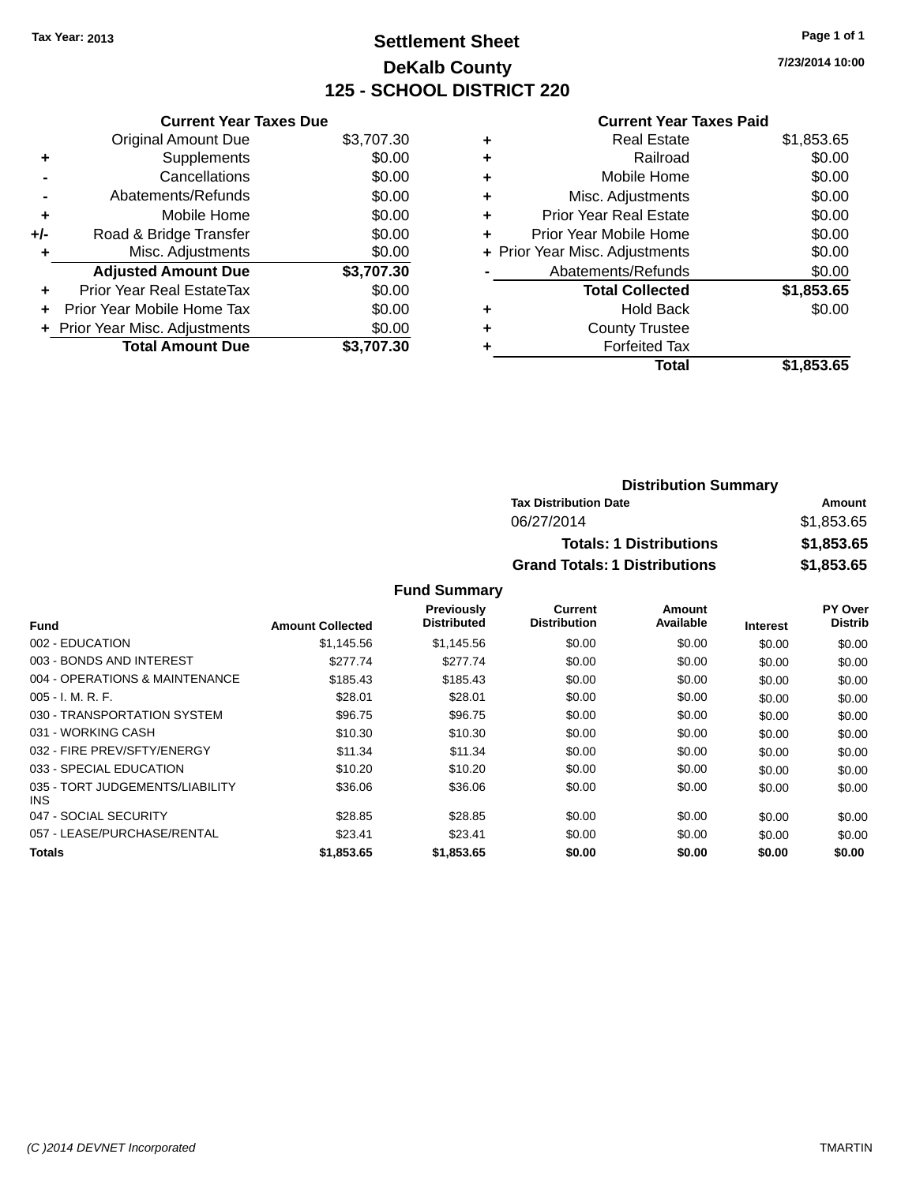Tax Year: 2013

# Settlement Sheet

## DeKalb County

## 125 - SCHOOL DISTRICT 220

7/23/2014 10:00

| | Current Year Taxes Due | |
|---|---|---|
| | Original Amount Due | $3,707.30 |
| + | Supplements | $0.00 |
| - | Cancellations | $0.00 |
| - | Abatements/Refunds | $0.00 |
| + | Mobile Home | $0.00 |
| +/- | Road & Bridge Transfer | $0.00 |
| + | Misc. Adjustments | $0.00 |
| | **Adjusted Amount Due** | **$3,707.30** |
| + | Prior Year Real EstateTax | $0.00 |
| + | Prior Year Mobile Home Tax | $0.00 |
| + | Prior Year Misc. Adjustments | $0.00 |
| | **Total Amount Due** | **$3,707.30** |

| | Current Year Taxes Paid | |
|---|---|---|
| + | Real Estate | $1,853.65 |
| + | Railroad | $0.00 |
| + | Mobile Home | $0.00 |
| + | Misc. Adjustments | $0.00 |
| + | Prior Year Real Estate | $0.00 |
| + | Prior Year Mobile Home | $0.00 |
| + | Prior Year Misc. Adjustments | $0.00 |
| - | Abatements/Refunds | $0.00 |
| | **Total Collected** | **$1,853.65** |
| + | Hold Back | $0.00 |
| + | County Trustee | |
| + | Forfeited Tax | |
| | **Total** | **$1,853.65** |

### Distribution Summary

| Tax Distribution Date | Amount |
|---|---|
| 06/27/2014 | $1,853.65 |
| **Totals: 1 Distributions** | **$1,853.65** |
| **Grand Totals: 1 Distributions** | **$1,853.65** |

### Fund Summary

| Fund | Amount Collected | Previously Distributed | Current Distribution | Amount Available | Interest | PY Over Distrib |
|---|---|---|---|---|---|---|
| 002 - EDUCATION | $1,145.56 | $1,145.56 | $0.00 | $0.00 | $0.00 | $0.00 |
| 003 - BONDS AND INTEREST | $277.74 | $277.74 | $0.00 | $0.00 | $0.00 | $0.00 |
| 004 - OPERATIONS & MAINTENANCE | $185.43 | $185.43 | $0.00 | $0.00 | $0.00 | $0.00 |
| 005 - I. M. R. F. | $28.01 | $28.01 | $0.00 | $0.00 | $0.00 | $0.00 |
| 030 - TRANSPORTATION SYSTEM | $96.75 | $96.75 | $0.00 | $0.00 | $0.00 | $0.00 |
| 031 - WORKING CASH | $10.30 | $10.30 | $0.00 | $0.00 | $0.00 | $0.00 |
| 032 - FIRE PREV/SFTY/ENERGY | $11.34 | $11.34 | $0.00 | $0.00 | $0.00 | $0.00 |
| 033 - SPECIAL EDUCATION | $10.20 | $10.20 | $0.00 | $0.00 | $0.00 | $0.00 |
| 035 - TORT JUDGEMENTS/LIABILITY INS | $36.06 | $36.06 | $0.00 | $0.00 | $0.00 | $0.00 |
| 047 - SOCIAL SECURITY | $28.85 | $28.85 | $0.00 | $0.00 | $0.00 | $0.00 |
| 057 - LEASE/PURCHASE/RENTAL | $23.41 | $23.41 | $0.00 | $0.00 | $0.00 | $0.00 |
| **Totals** | **$1,853.65** | **$1,853.65** | **$0.00** | **$0.00** | **$0.00** | **$0.00** |

(C )2014 DEVNET Incorporated TMARTIN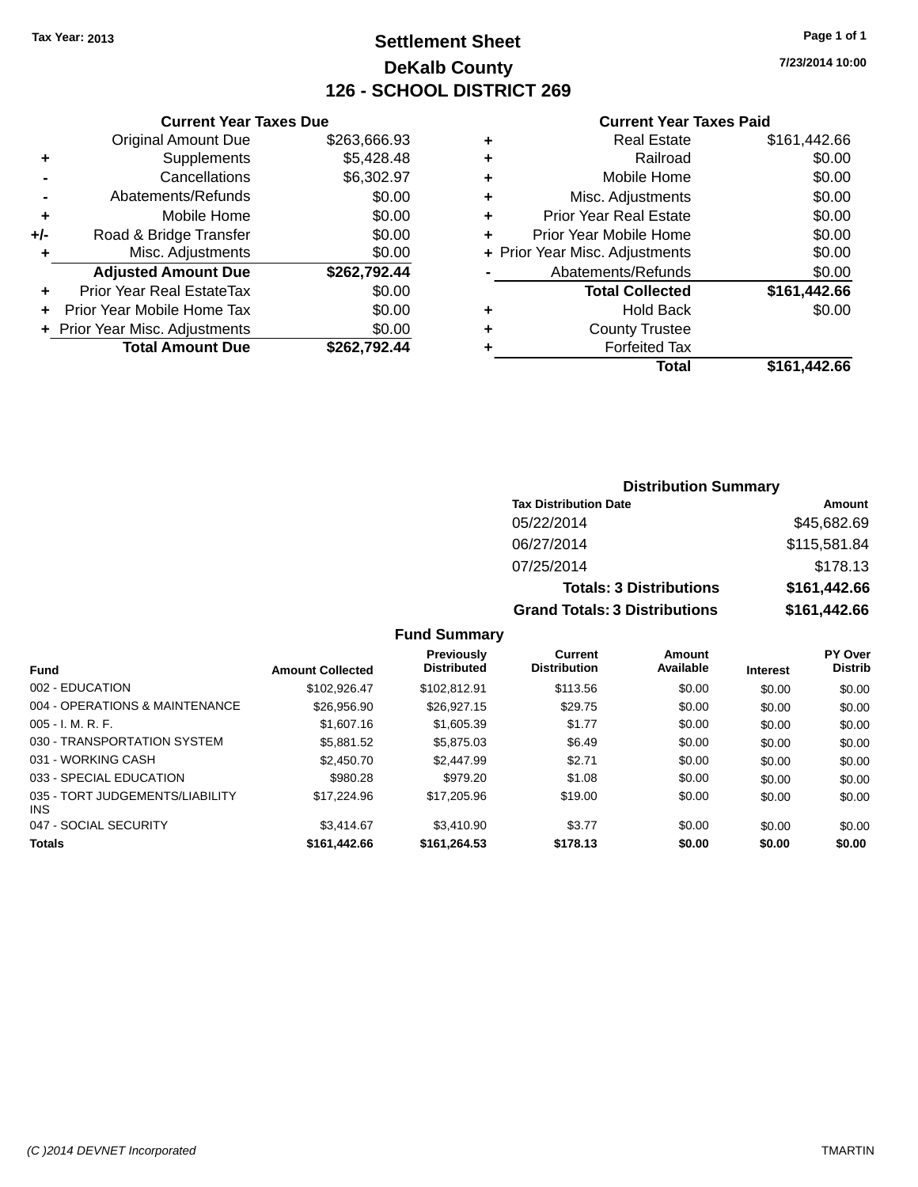Tax Year: 2013

# Settlement Sheet

## DeKalb County

## 126 - SCHOOL DISTRICT 269

7/23/2014 10:00

### Current Year Taxes Due

| | | |
|---|---|---|
| | Original Amount Due | $263,666.93 |
| + | Supplements | $5,428.48 |
| - | Cancellations | $6,302.97 |
| - | Abatements/Refunds | $0.00 |
| + | Mobile Home | $0.00 |
| +/- | Road & Bridge Transfer | $0.00 |
| + | Misc. Adjustments | $0.00 |
| | **Adjusted Amount Due** | **$262,792.44** |
| + | Prior Year Real EstateTax | $0.00 |
| + | Prior Year Mobile Home Tax | $0.00 |
| + | Prior Year Misc. Adjustments | $0.00 |
| | **Total Amount Due** | **$262,792.44** |

### Current Year Taxes Paid

| | | |
|---|---|---|
| + | Real Estate | $161,442.66 |
| + | Railroad | $0.00 |
| + | Mobile Home | $0.00 |
| + | Misc. Adjustments | $0.00 |
| + | Prior Year Real Estate | $0.00 |
| + | Prior Year Mobile Home | $0.00 |
| + | Prior Year Misc. Adjustments | $0.00 |
| - | Abatements/Refunds | $0.00 |
| | **Total Collected** | **$161,442.66** |
| + | Hold Back | $0.00 |
| + | County Trustee | |
| + | Forfeited Tax | |
| | **Total** | **$161,442.66** |

### Distribution Summary

| Tax Distribution Date | Amount |
|---|---|
| 05/22/2014 | $45,682.69 |
| 06/27/2014 | $115,581.84 |
| 07/25/2014 | $178.13 |
| **Totals: 3 Distributions** | **$161,442.66** |
| **Grand Totals: 3 Distributions** | **$161,442.66** |

### Fund Summary

| Fund | Amount Collected | Previously Distributed | Current Distribution | Amount Available | Interest | PY Over Distrib |
|---|---|---|---|---|---|---|
| 002 - EDUCATION | $102,926.47 | $102,812.91 | $113.56 | $0.00 | $0.00 | $0.00 |
| 004 - OPERATIONS & MAINTENANCE | $26,956.90 | $26,927.15 | $29.75 | $0.00 | $0.00 | $0.00 |
| 005 - I. M. R. F. | $1,607.16 | $1,605.39 | $1.77 | $0.00 | $0.00 | $0.00 |
| 030 - TRANSPORTATION SYSTEM | $5,881.52 | $5,875.03 | $6.49 | $0.00 | $0.00 | $0.00 |
| 031 - WORKING CASH | $2,450.70 | $2,447.99 | $2.71 | $0.00 | $0.00 | $0.00 |
| 033 - SPECIAL EDUCATION | $980.28 | $979.20 | $1.08 | $0.00 | $0.00 | $0.00 |
| 035 - TORT JUDGEMENTS/LIABILITY INS | $17,224.96 | $17,205.96 | $19.00 | $0.00 | $0.00 | $0.00 |
| 047 - SOCIAL SECURITY | $3,414.67 | $3,410.90 | $3.77 | $0.00 | $0.00 | $0.00 |
| **Totals** | **$161,442.66** | **$161,264.53** | **$178.13** | **$0.00** | **$0.00** | **$0.00** |

(C )2014 DEVNET Incorporated TMARTIN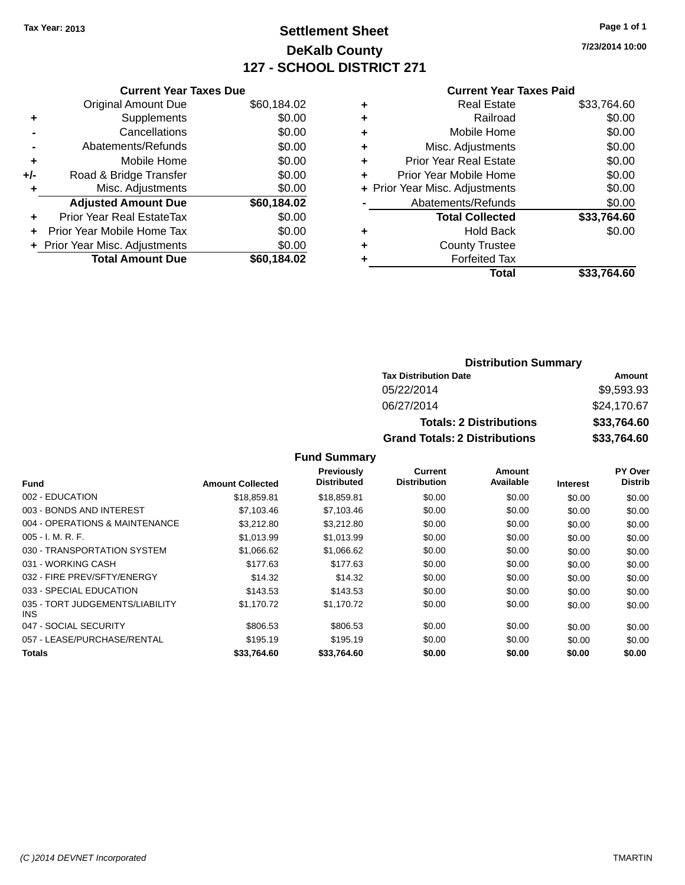Tax Year: 2013

# Settlement Sheet

## DeKalb County

## 127 - SCHOOL DISTRICT 271

7/23/2014 10:00

### Current Year Taxes Due

| | | |
|---|---|---|
| | Original Amount Due | $60,184.02 |
| + | Supplements | $0.00 |
| - | Cancellations | $0.00 |
| - | Abatements/Refunds | $0.00 |
| + | Mobile Home | $0.00 |
| +/- | Road & Bridge Transfer | $0.00 |
| + | Misc. Adjustments | $0.00 |
| | **Adjusted Amount Due** | **$60,184.02** |
| + | Prior Year Real EstateTax | $0.00 |
| + | Prior Year Mobile Home Tax | $0.00 |
| + | Prior Year Misc. Adjustments | $0.00 |
| | **Total Amount Due** | **$60,184.02** |

### Current Year Taxes Paid

| | | |
|---|---|---|
| + | Real Estate | $33,764.60 |
| + | Railroad | $0.00 |
| + | Mobile Home | $0.00 |
| + | Misc. Adjustments | $0.00 |
| + | Prior Year Real Estate | $0.00 |
| + | Prior Year Mobile Home | $0.00 |
| + | Prior Year Misc. Adjustments | $0.00 |
| - | Abatements/Refunds | $0.00 |
| | **Total Collected** | **$33,764.60** |
| + | Hold Back | $0.00 |
| + | County Trustee | |
| + | Forfeited Tax | |
| | **Total** | **$33,764.60** |

### Distribution Summary

| Tax Distribution Date | Amount |
|---|---|
| 05/22/2014 | $9,593.93 |
| 06/27/2014 | $24,170.67 |
| **Totals: 2 Distributions** | **$33,764.60** |
| **Grand Totals: 2 Distributions** | **$33,764.60** |

### Fund Summary

| Fund | Amount Collected | Previously Distributed | Current Distribution | Amount Available | Interest | PY Over Distrib |
|---|---|---|---|---|---|---|
| 002 - EDUCATION | $18,859.81 | $18,859.81 | $0.00 | $0.00 | $0.00 | $0.00 |
| 003 - BONDS AND INTEREST | $7,103.46 | $7,103.46 | $0.00 | $0.00 | $0.00 | $0.00 |
| 004 - OPERATIONS & MAINTENANCE | $3,212.80 | $3,212.80 | $0.00 | $0.00 | $0.00 | $0.00 |
| 005 - I. M. R. F. | $1,013.99 | $1,013.99 | $0.00 | $0.00 | $0.00 | $0.00 |
| 030 - TRANSPORTATION SYSTEM | $1,066.62 | $1,066.62 | $0.00 | $0.00 | $0.00 | $0.00 |
| 031 - WORKING CASH | $177.63 | $177.63 | $0.00 | $0.00 | $0.00 | $0.00 |
| 032 - FIRE PREV/SFTY/ENERGY | $14.32 | $14.32 | $0.00 | $0.00 | $0.00 | $0.00 |
| 033 - SPECIAL EDUCATION | $143.53 | $143.53 | $0.00 | $0.00 | $0.00 | $0.00 |
| 035 - TORT JUDGEMENTS/LIABILITY INS | $1,170.72 | $1,170.72 | $0.00 | $0.00 | $0.00 | $0.00 |
| 047 - SOCIAL SECURITY | $806.53 | $806.53 | $0.00 | $0.00 | $0.00 | $0.00 |
| 057 - LEASE/PURCHASE/RENTAL | $195.19 | $195.19 | $0.00 | $0.00 | $0.00 | $0.00 |
| **Totals** | **$33,764.60** | **$33,764.60** | **$0.00** | **$0.00** | **$0.00** | **$0.00** |

(C )2014 DEVNET Incorporated TMARTIN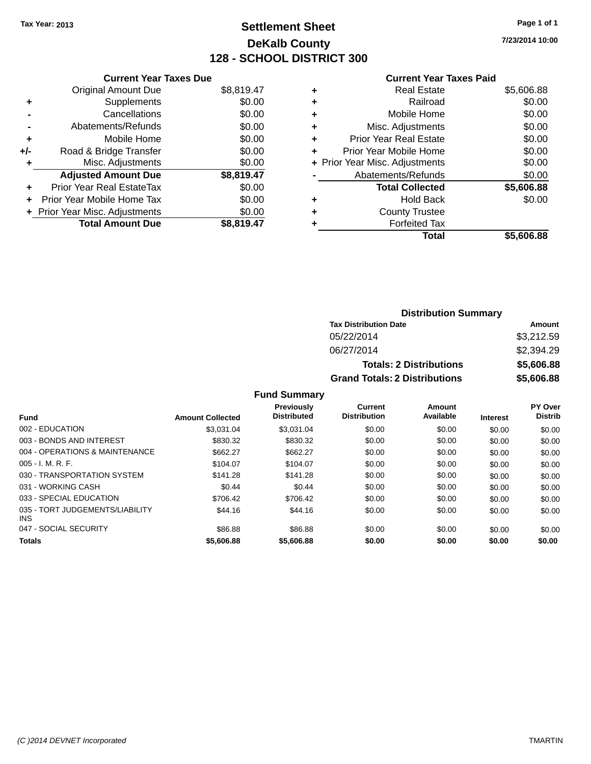Tax Year: 2013

# Settlement Sheet

## DeKalb County

## 128 - SCHOOL DISTRICT 300

7/23/2014 10:00

### Current Year Taxes Due

| | | |
|---|---|---|
| | Original Amount Due | $8,819.47 |
| + | Supplements | $0.00 |
| - | Cancellations | $0.00 |
| - | Abatements/Refunds | $0.00 |
| + | Mobile Home | $0.00 |
| +/- | Road & Bridge Transfer | $0.00 |
| + | Misc. Adjustments | $0.00 |
| | **Adjusted Amount Due** | **$8,819.47** |
| + | Prior Year Real EstateTax | $0.00 |
| + | Prior Year Mobile Home Tax | $0.00 |
| + | Prior Year Misc. Adjustments | $0.00 |
| | **Total Amount Due** | **$8,819.47** |

### Current Year Taxes Paid

| | | |
|---|---|---|
| + | Real Estate | $5,606.88 |
| + | Railroad | $0.00 |
| + | Mobile Home | $0.00 |
| + | Misc. Adjustments | $0.00 |
| + | Prior Year Real Estate | $0.00 |
| + | Prior Year Mobile Home | $0.00 |
| + | Prior Year Misc. Adjustments | $0.00 |
| - | Abatements/Refunds | $0.00 |
| | **Total Collected** | **$5,606.88** |
| + | Hold Back | $0.00 |
| + | County Trustee | |
| + | Forfeited Tax | |
| | **Total** | **$5,606.88** |

### Distribution Summary

| Tax Distribution Date | Amount |
|---|---|
| 05/22/2014 | $3,212.59 |
| 06/27/2014 | $2,394.29 |
| **Totals: 2 Distributions** | **$5,606.88** |
| **Grand Totals: 2 Distributions** | **$5,606.88** |

### Fund Summary

| Fund | Amount Collected | Previously Distributed | Current Distribution | Amount Available | Interest | PY Over Distrib |
|---|---|---|---|---|---|---|
| 002 - EDUCATION | $3,031.04 | $3,031.04 | $0.00 | $0.00 | $0.00 | $0.00 |
| 003 - BONDS AND INTEREST | $830.32 | $830.32 | $0.00 | $0.00 | $0.00 | $0.00 |
| 004 - OPERATIONS & MAINTENANCE | $662.27 | $662.27 | $0.00 | $0.00 | $0.00 | $0.00 |
| 005 - I. M. R. F. | $104.07 | $104.07 | $0.00 | $0.00 | $0.00 | $0.00 |
| 030 - TRANSPORTATION SYSTEM | $141.28 | $141.28 | $0.00 | $0.00 | $0.00 | $0.00 |
| 031 - WORKING CASH | $0.44 | $0.44 | $0.00 | $0.00 | $0.00 | $0.00 |
| 033 - SPECIAL EDUCATION | $706.42 | $706.42 | $0.00 | $0.00 | $0.00 | $0.00 |
| 035 - TORT JUDGEMENTS/LIABILITY INS | $44.16 | $44.16 | $0.00 | $0.00 | $0.00 | $0.00 |
| 047 - SOCIAL SECURITY | $86.88 | $86.88 | $0.00 | $0.00 | $0.00 | $0.00 |
| **Totals** | **$5,606.88** | **$5,606.88** | **$0.00** | **$0.00** | **$0.00** | **$0.00** |

(C )2014 DEVNET Incorporated TMARTIN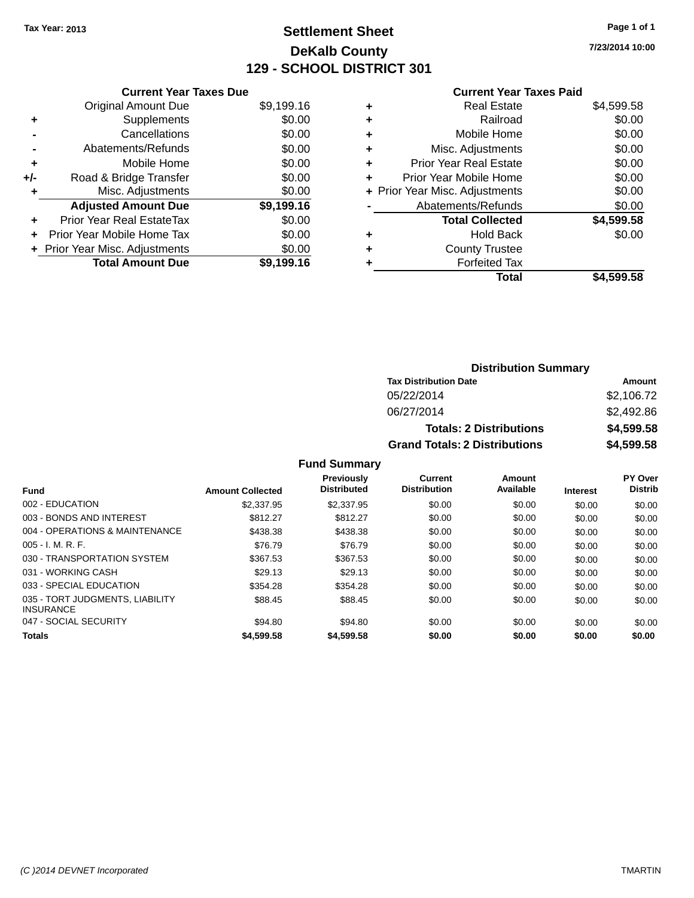Tax Year: 2013

# Settlement Sheet

## DeKalb County

## 129 - SCHOOL DISTRICT 301

7/23/2014 10:00

### Current Year Taxes Due

| | | |
|---|---|---|
| | Original Amount Due | $9,199.16 |
| + | Supplements | $0.00 |
| - | Cancellations | $0.00 |
| - | Abatements/Refunds | $0.00 |
| + | Mobile Home | $0.00 |
| +/- | Road & Bridge Transfer | $0.00 |
| + | Misc. Adjustments | $0.00 |
| | **Adjusted Amount Due** | **$9,199.16** |
| + | Prior Year Real EstateTax | $0.00 |
| + | Prior Year Mobile Home Tax | $0.00 |
| + | Prior Year Misc. Adjustments | $0.00 |
| | **Total Amount Due** | **$9,199.16** |

### Current Year Taxes Paid

| | | |
|---|---|---|
| + | Real Estate | $4,599.58 |
| + | Railroad | $0.00 |
| + | Mobile Home | $0.00 |
| + | Misc. Adjustments | $0.00 |
| + | Prior Year Real Estate | $0.00 |
| + | Prior Year Mobile Home | $0.00 |
| + | Prior Year Misc. Adjustments | $0.00 |
| - | Abatements/Refunds | $0.00 |
| | **Total Collected** | **$4,599.58** |
| + | Hold Back | $0.00 |
| + | County Trustee | |
| + | Forfeited Tax | |
| | **Total** | **$4,599.58** |

### Distribution Summary

| Tax Distribution Date | Amount |
|---|---|
| 05/22/2014 | $2,106.72 |
| 06/27/2014 | $2,492.86 |
| **Totals: 2 Distributions** | **$4,599.58** |
| **Grand Totals: 2 Distributions** | **$4,599.58** |

### Fund Summary

| Fund | Amount Collected | Previously Distributed | Current Distribution | Amount Available | Interest | PY Over Distrib |
|---|---|---|---|---|---|---|
| 002 - EDUCATION | $2,337.95 | $2,337.95 | $0.00 | $0.00 | $0.00 | $0.00 |
| 003 - BONDS AND INTEREST | $812.27 | $812.27 | $0.00 | $0.00 | $0.00 | $0.00 |
| 004 - OPERATIONS & MAINTENANCE | $438.38 | $438.38 | $0.00 | $0.00 | $0.00 | $0.00 |
| 005 - I. M. R. F. | $76.79 | $76.79 | $0.00 | $0.00 | $0.00 | $0.00 |
| 030 - TRANSPORTATION SYSTEM | $367.53 | $367.53 | $0.00 | $0.00 | $0.00 | $0.00 |
| 031 - WORKING CASH | $29.13 | $29.13 | $0.00 | $0.00 | $0.00 | $0.00 |
| 033 - SPECIAL EDUCATION | $354.28 | $354.28 | $0.00 | $0.00 | $0.00 | $0.00 |
| 035 - TORT JUDGMENTS, LIABILITY INSURANCE | $88.45 | $88.45 | $0.00 | $0.00 | $0.00 | $0.00 |
| 047 - SOCIAL SECURITY | $94.80 | $94.80 | $0.00 | $0.00 | $0.00 | $0.00 |
| **Totals** | **$4,599.58** | **$4,599.58** | **$0.00** | **$0.00** | **$0.00** | **$0.00** |

(C )2014 DEVNET Incorporated TMARTIN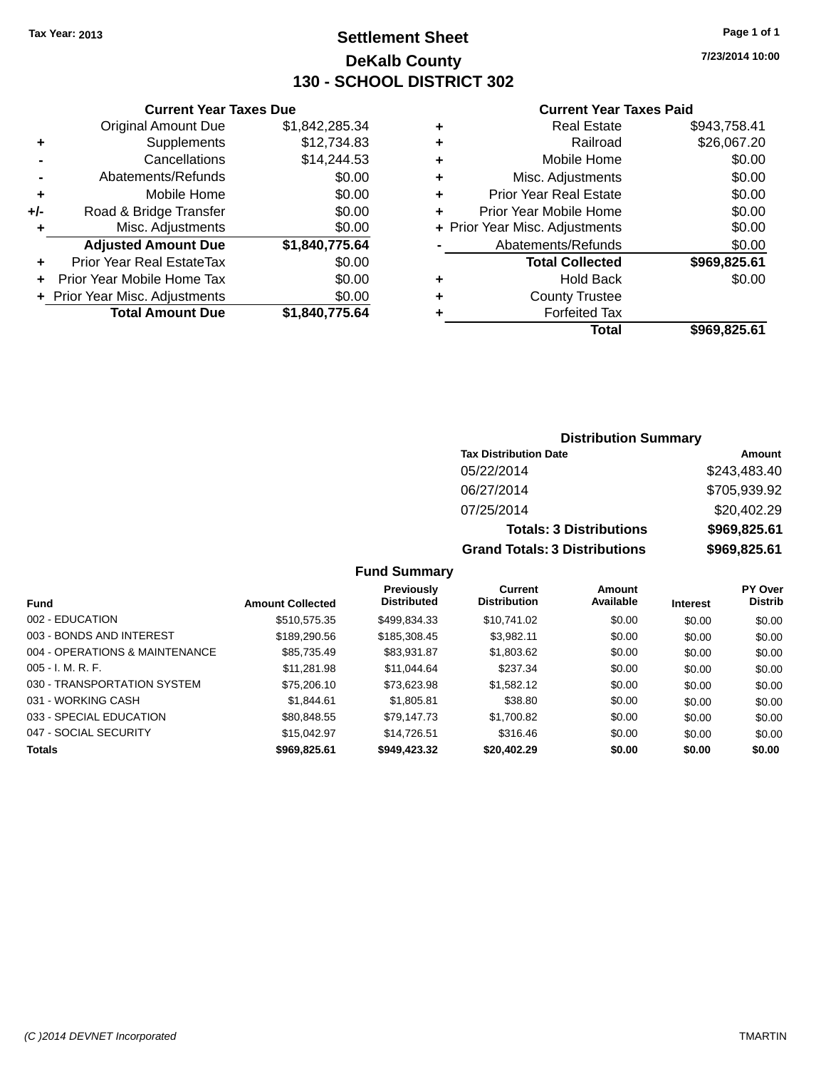Tax Year: 2013

# Settlement Sheet

## DeKalb County

## 130 - SCHOOL DISTRICT 302

7/23/2014 10:00

### Current Year Taxes Due

| | | |
|---|---|---|
| | Original Amount Due | $1,842,285.34 |
| + | Supplements | $12,734.83 |
| - | Cancellations | $14,244.53 |
| - | Abatements/Refunds | $0.00 |
| + | Mobile Home | $0.00 |
| +/- | Road & Bridge Transfer | $0.00 |
| + | Misc. Adjustments | $0.00 |
| | **Adjusted Amount Due** | **$1,840,775.64** |
| + | Prior Year Real EstateTax | $0.00 |
| + | Prior Year Mobile Home Tax | $0.00 |
| + | Prior Year Misc. Adjustments | $0.00 |
| | **Total Amount Due** | **$1,840,775.64** |

### Current Year Taxes Paid

| | | |
|---|---|---|
| + | Real Estate | $943,758.41 |
| + | Railroad | $26,067.20 |
| + | Mobile Home | $0.00 |
| + | Misc. Adjustments | $0.00 |
| + | Prior Year Real Estate | $0.00 |
| + | Prior Year Mobile Home | $0.00 |
| + | Prior Year Misc. Adjustments | $0.00 |
| - | Abatements/Refunds | $0.00 |
| | **Total Collected** | **$969,825.61** |
| + | Hold Back | $0.00 |
| + | County Trustee | |
| + | Forfeited Tax | |
| | **Total** | **$969,825.61** |

### Distribution Summary

| Tax Distribution Date | Amount |
|---|---|
| 05/22/2014 | $243,483.40 |
| 06/27/2014 | $705,939.92 |
| 07/25/2014 | $20,402.29 |
| **Totals: 3 Distributions** | **$969,825.61** |
| **Grand Totals: 3 Distributions** | **$969,825.61** |

### Fund Summary

| Fund | Amount Collected | Previously Distributed | Current Distribution | Amount Available | Interest | PY Over Distrib |
|---|---|---|---|---|---|---|
| 002 - EDUCATION | $510,575.35 | $499,834.33 | $10,741.02 | $0.00 | $0.00 | $0.00 |
| 003 - BONDS AND INTEREST | $189,290.56 | $185,308.45 | $3,982.11 | $0.00 | $0.00 | $0.00 |
| 004 - OPERATIONS & MAINTENANCE | $85,735.49 | $83,931.87 | $1,803.62 | $0.00 | $0.00 | $0.00 |
| 005 - I. M. R. F. | $11,281.98 | $11,044.64 | $237.34 | $0.00 | $0.00 | $0.00 |
| 030 - TRANSPORTATION SYSTEM | $75,206.10 | $73,623.98 | $1,582.12 | $0.00 | $0.00 | $0.00 |
| 031 - WORKING CASH | $1,844.61 | $1,805.81 | $38.80 | $0.00 | $0.00 | $0.00 |
| 033 - SPECIAL EDUCATION | $80,848.55 | $79,147.73 | $1,700.82 | $0.00 | $0.00 | $0.00 |
| 047 - SOCIAL SECURITY | $15,042.97 | $14,726.51 | $316.46 | $0.00 | $0.00 | $0.00 |
| **Totals** | **$969,825.61** | **$949,423.32** | **$20,402.29** | **$0.00** | **$0.00** | **$0.00** |

(C )2014 DEVNET Incorporated TMARTIN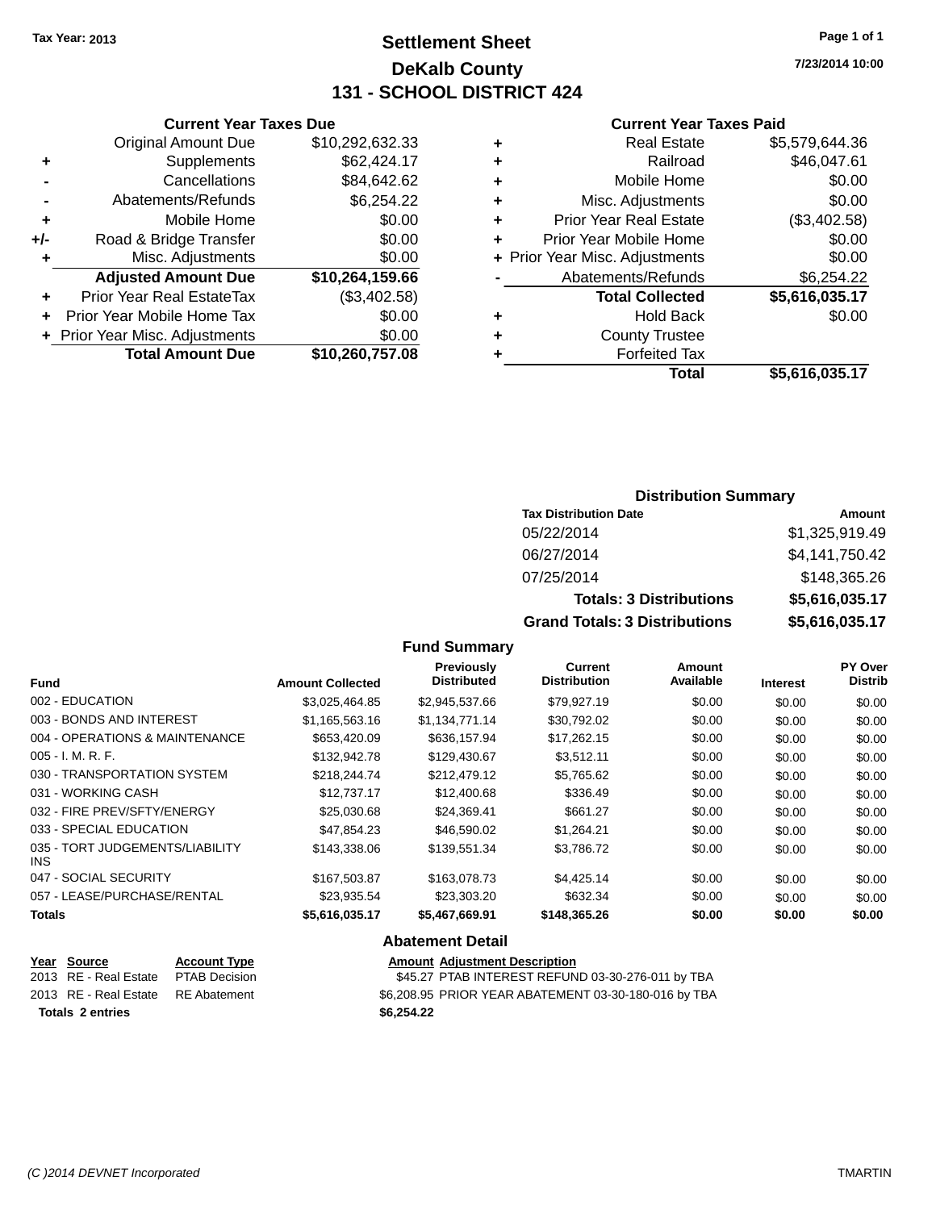Tax Year: 2013

# Settlement Sheet

## DeKalb County

## 131 - SCHOOL DISTRICT 424

7/23/2014 10:00

### Current Year Taxes Due

| | | |
|---|---|---|
| | Original Amount Due | $10,292,632.33 |
| + | Supplements | $62,424.17 |
| - | Cancellations | $84,642.62 |
| - | Abatements/Refunds | $6,254.22 |
| + | Mobile Home | $0.00 |
| +/- | Road & Bridge Transfer | $0.00 |
| + | Misc. Adjustments | $0.00 |
| | **Adjusted Amount Due** | **$10,264,159.66** |
| + | Prior Year Real EstateTax | ($3,402.58) |
| + | Prior Year Mobile Home Tax | $0.00 |
| + | Prior Year Misc. Adjustments | $0.00 |
| | **Total Amount Due** | **$10,260,757.08** |

### Current Year Taxes Paid

| | | |
|---|---|---|
| + | Real Estate | $5,579,644.36 |
| + | Railroad | $46,047.61 |
| + | Mobile Home | $0.00 |
| + | Misc. Adjustments | $0.00 |
| + | Prior Year Real Estate | ($3,402.58) |
| + | Prior Year Mobile Home | $0.00 |
| + | Prior Year Misc. Adjustments | $0.00 |
| - | Abatements/Refunds | $6,254.22 |
| | **Total Collected** | **$5,616,035.17** |
| + | Hold Back | $0.00 |
| + | County Trustee | |
| + | Forfeited Tax | |
| | **Total** | **$5,616,035.17** |

### Distribution Summary

| Tax Distribution Date | Amount |
|---|---|
| 05/22/2014 | $1,325,919.49 |
| 06/27/2014 | $4,141,750.42 |
| 07/25/2014 | $148,365.26 |
| **Totals: 3 Distributions** | **$5,616,035.17** |
| **Grand Totals: 3 Distributions** | **$5,616,035.17** |

### Fund Summary

| Fund | Amount Collected | Previously Distributed | Current Distribution | Amount Available | Interest | PY Over Distrib |
|---|---|---|---|---|---|---|
| 002 - EDUCATION | $3,025,464.85 | $2,945,537.66 | $79,927.19 | $0.00 | $0.00 | $0.00 |
| 003 - BONDS AND INTEREST | $1,165,563.16 | $1,134,771.14 | $30,792.02 | $0.00 | $0.00 | $0.00 |
| 004 - OPERATIONS & MAINTENANCE | $653,420.09 | $636,157.94 | $17,262.15 | $0.00 | $0.00 | $0.00 |
| 005 - I. M. R. F. | $132,942.78 | $129,430.67 | $3,512.11 | $0.00 | $0.00 | $0.00 |
| 030 - TRANSPORTATION SYSTEM | $218,244.74 | $212,479.12 | $5,765.62 | $0.00 | $0.00 | $0.00 |
| 031 - WORKING CASH | $12,737.17 | $12,400.68 | $336.49 | $0.00 | $0.00 | $0.00 |
| 032 - FIRE PREV/SFTY/ENERGY | $25,030.68 | $24,369.41 | $661.27 | $0.00 | $0.00 | $0.00 |
| 033 - SPECIAL EDUCATION | $47,854.23 | $46,590.02 | $1,264.21 | $0.00 | $0.00 | $0.00 |
| 035 - TORT JUDGEMENTS/LIABILITY INS | $143,338.06 | $139,551.34 | $3,786.72 | $0.00 | $0.00 | $0.00 |
| 047 - SOCIAL SECURITY | $167,503.87 | $163,078.73 | $4,425.14 | $0.00 | $0.00 | $0.00 |
| 057 - LEASE/PURCHASE/RENTAL | $23,935.54 | $23,303.20 | $632.34 | $0.00 | $0.00 | $0.00 |
| **Totals** | **$5,616,035.17** | **$5,467,669.91** | **$148,365.26** | **$0.00** | **$0.00** | **$0.00** |

### Abatement Detail

| Year | Source | Account Type | Amount | Adjustment Description |
|---|---|---|---|---|
| 2013 | RE - Real Estate | PTAB Decision | $45.27 | PTAB INTEREST REFUND 03-30-276-011 by TBA |
| 2013 | RE - Real Estate | RE Abatement | $6,208.95 | PRIOR YEAR ABATEMENT 03-30-180-016 by TBA |
| **Totals 2 entries** | | | **$6,254.22** | |

(C )2014 DEVNET Incorporated TMARTIN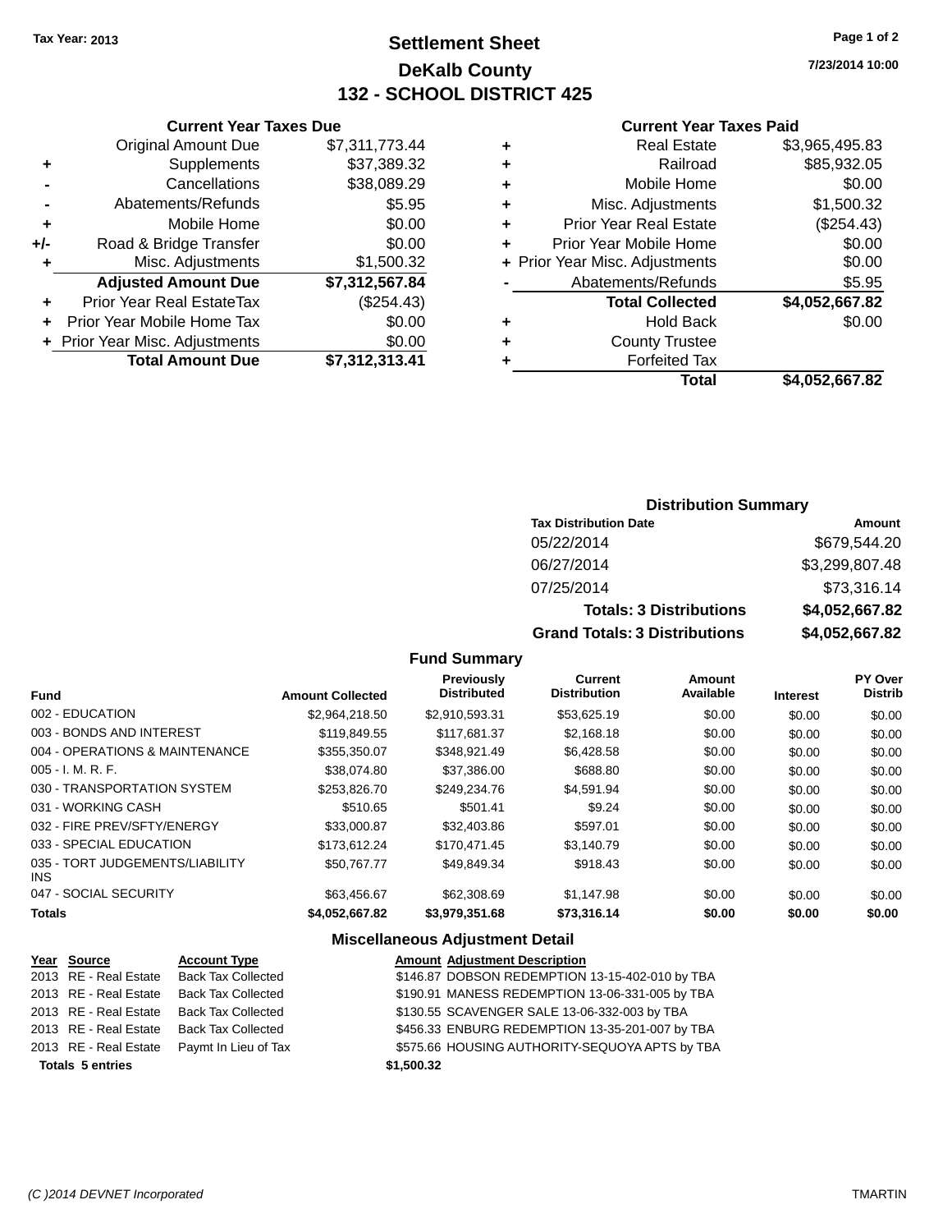Tax Year: 2013

# Settlement Sheet
## DeKalb County
## 132 - SCHOOL DISTRICT 425

7/23/2014 10:00

### Current Year Taxes Due

| | | |
|---|---|---|
| | Original Amount Due | $7,311,773.44 |
| + | Supplements | $37,389.32 |
| - | Cancellations | $38,089.29 |
| - | Abatements/Refunds | $5.95 |
| + | Mobile Home | $0.00 |
| +/- | Road & Bridge Transfer | $0.00 |
| + | Misc. Adjustments | $1,500.32 |
| | **Adjusted Amount Due** | **$7,312,567.84** |
| + | Prior Year Real EstateTax | ($254.43) |
| + | Prior Year Mobile Home Tax | $0.00 |
| + | Prior Year Misc. Adjustments | $0.00 |
| | **Total Amount Due** | **$7,312,313.41** |

### Current Year Taxes Paid

| | | |
|---|---|---|
| + | Real Estate | $3,965,495.83 |
| + | Railroad | $85,932.05 |
| + | Mobile Home | $0.00 |
| + | Misc. Adjustments | $1,500.32 |
| + | Prior Year Real Estate | ($254.43) |
| + | Prior Year Mobile Home | $0.00 |
| + | Prior Year Misc. Adjustments | $0.00 |
| - | Abatements/Refunds | $5.95 |
| | **Total Collected** | **$4,052,667.82** |
| + | Hold Back | $0.00 |
| + | County Trustee | |
| + | Forfeited Tax | |
| | **Total** | **$4,052,667.82** |

### Distribution Summary

| Tax Distribution Date | Amount |
|---|---|
| 05/22/2014 | $679,544.20 |
| 06/27/2014 | $3,299,807.48 |
| 07/25/2014 | $73,316.14 |
| **Totals: 3 Distributions** | **$4,052,667.82** |
| **Grand Totals: 3 Distributions** | **$4,052,667.82** |

### Fund Summary

| Fund | Amount Collected | Previously Distributed | Current Distribution | Amount Available | Interest | PY Over Distrib |
|---|---|---|---|---|---|---|
| 002 - EDUCATION | $2,964,218.50 | $2,910,593.31 | $53,625.19 | $0.00 | $0.00 | $0.00 |
| 003 - BONDS AND INTEREST | $119,849.55 | $117,681.37 | $2,168.18 | $0.00 | $0.00 | $0.00 |
| 004 - OPERATIONS & MAINTENANCE | $355,350.07 | $348,921.49 | $6,428.58 | $0.00 | $0.00 | $0.00 |
| 005 - I. M. R. F. | $38,074.80 | $37,386.00 | $688.80 | $0.00 | $0.00 | $0.00 |
| 030 - TRANSPORTATION SYSTEM | $253,826.70 | $249,234.76 | $4,591.94 | $0.00 | $0.00 | $0.00 |
| 031 - WORKING CASH | $510.65 | $501.41 | $9.24 | $0.00 | $0.00 | $0.00 |
| 032 - FIRE PREV/SFTY/ENERGY | $33,000.87 | $32,403.86 | $597.01 | $0.00 | $0.00 | $0.00 |
| 033 - SPECIAL EDUCATION | $173,612.24 | $170,471.45 | $3,140.79 | $0.00 | $0.00 | $0.00 |
| 035 - TORT JUDGEMENTS/LIABILITY INS | $50,767.77 | $49,849.34 | $918.43 | $0.00 | $0.00 | $0.00 |
| 047 - SOCIAL SECURITY | $63,456.67 | $62,308.69 | $1,147.98 | $0.00 | $0.00 | $0.00 |
| **Totals** | **$4,052,667.82** | **$3,979,351.68** | **$73,316.14** | **$0.00** | **$0.00** | **$0.00** |

### Miscellaneous Adjustment Detail

| Year | Source | Account Type | Amount | Adjustment Description |
|---|---|---|---|---|
| 2013 | RE - Real Estate | Back Tax Collected | $146.87 | DOBSON REDEMPTION 13-15-402-010 by TBA |
| 2013 | RE - Real Estate | Back Tax Collected | $190.91 | MANESS REDEMPTION 13-06-331-005 by TBA |
| 2013 | RE - Real Estate | Back Tax Collected | $130.55 | SCAVENGER SALE 13-06-332-003 by TBA |
| 2013 | RE - Real Estate | Back Tax Collected | $456.33 | ENBURG REDEMPTION 13-35-201-007 by TBA |
| 2013 | RE - Real Estate | Paymt In Lieu of Tax | $575.66 | HOUSING AUTHORITY-SEQUOYA APTS by TBA |
| **Totals 5 entries** | | | **$1,500.32** | |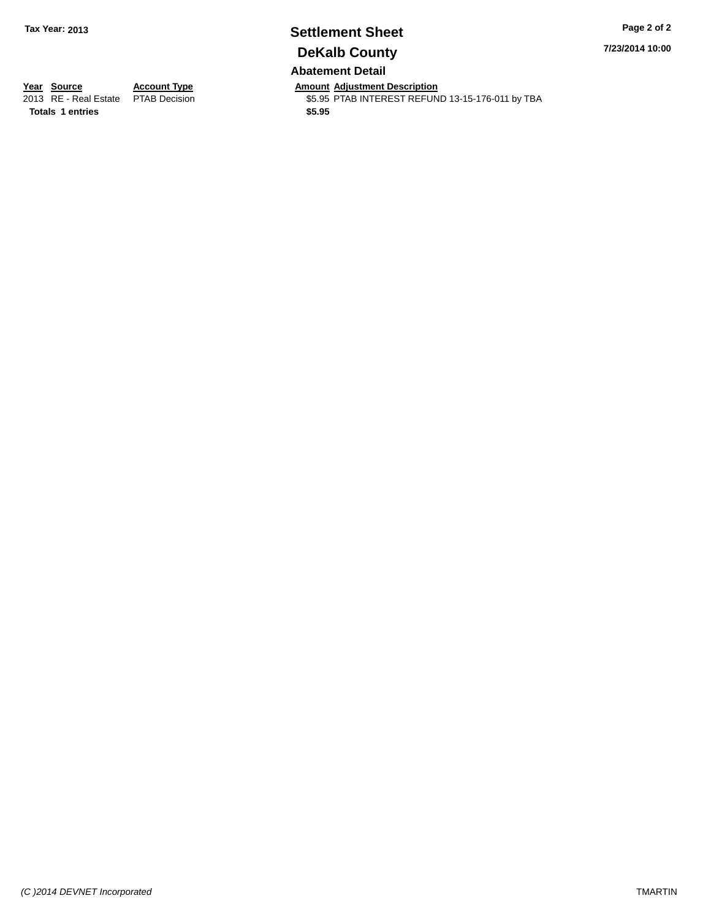**Tax Year: 2013**

# Settlement Sheet

## DeKalb County

### Abatement Detail

| Year | Source | Account Type | Amount | Adjustment Description |
|---|---|---|---|---|
| 2013 | RE - Real Estate | PTAB Decision | $5.95 | PTAB INTEREST REFUND 13-15-176-011 by TBA |
| **Totals** | **1 entries** | | **$5.95** | |

7/23/2014 10:00

*(C )2014 DEVNET Incorporated*

TMARTIN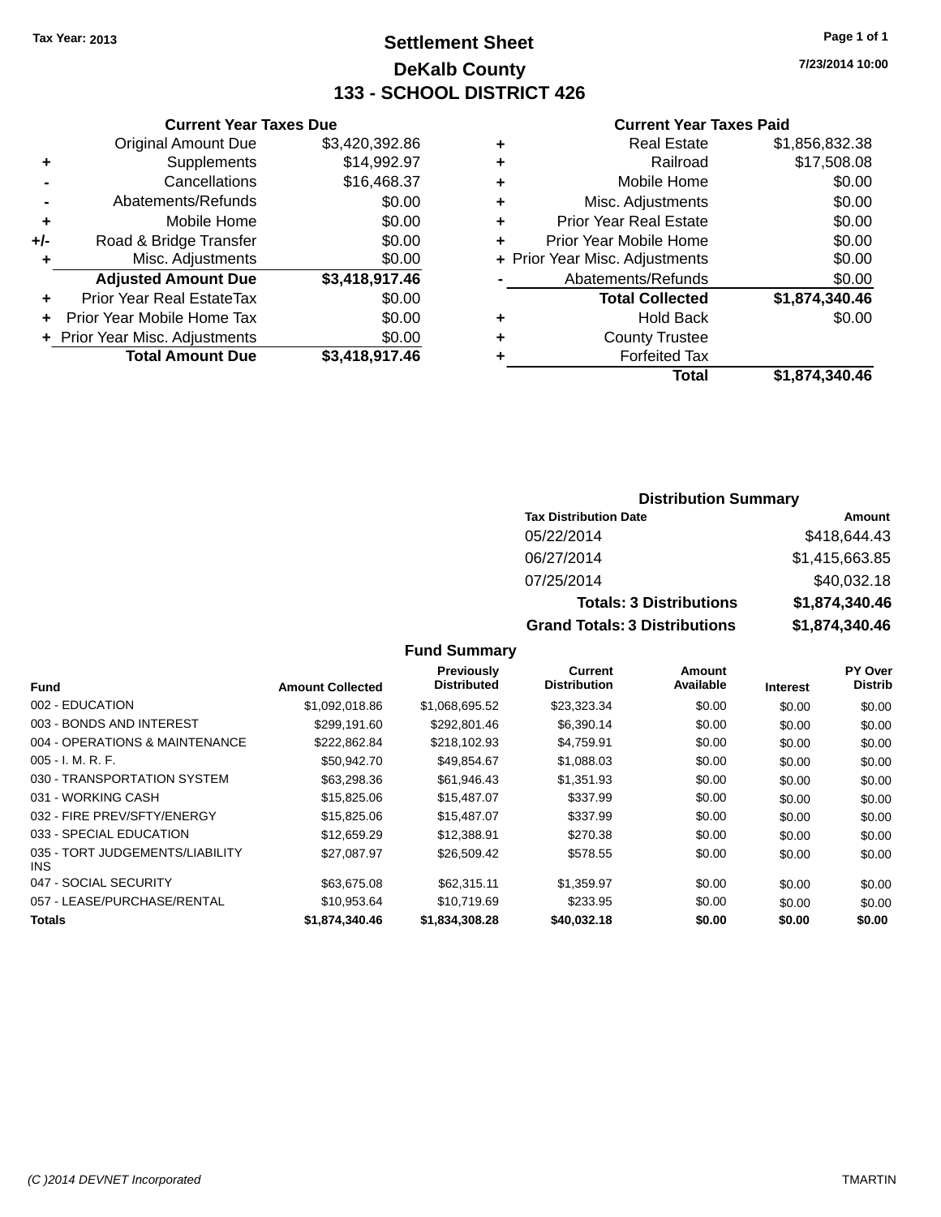Tax Year: 2013

# Settlement Sheet
## DeKalb County
## 133 - SCHOOL DISTRICT 426

7/23/2014 10:00

### Current Year Taxes Due

| | | |
|---|---|---|
| | Original Amount Due | $3,420,392.86 |
| + | Supplements | $14,992.97 |
| - | Cancellations | $16,468.37 |
| - | Abatements/Refunds | $0.00 |
| + | Mobile Home | $0.00 |
| +/- | Road & Bridge Transfer | $0.00 |
| + | Misc. Adjustments | $0.00 |
| | **Adjusted Amount Due** | **$3,418,917.46** |
| + | Prior Year Real EstateTax | $0.00 |
| + | Prior Year Mobile Home Tax | $0.00 |
| + | Prior Year Misc. Adjustments | $0.00 |
| | **Total Amount Due** | **$3,418,917.46** |

### Current Year Taxes Paid

| | | |
|---|---|---|
| + | Real Estate | $1,856,832.38 |
| + | Railroad | $17,508.08 |
| + | Mobile Home | $0.00 |
| + | Misc. Adjustments | $0.00 |
| + | Prior Year Real Estate | $0.00 |
| + | Prior Year Mobile Home | $0.00 |
| + | Prior Year Misc. Adjustments | $0.00 |
| - | Abatements/Refunds | $0.00 |
| | **Total Collected** | **$1,874,340.46** |
| + | Hold Back | $0.00 |
| + | County Trustee | |
| + | Forfeited Tax | |
| | **Total** | **$1,874,340.46** |

### Distribution Summary

| Tax Distribution Date | Amount |
|---|---|
| 05/22/2014 | $418,644.43 |
| 06/27/2014 | $1,415,663.85 |
| 07/25/2014 | $40,032.18 |
| **Totals: 3 Distributions** | **$1,874,340.46** |
| **Grand Totals: 3 Distributions** | **$1,874,340.46** |

### Fund Summary

| Fund | Amount Collected | Previously Distributed | Current Distribution | Amount Available | Interest | PY Over Distrib |
|---|---|---|---|---|---|---|
| 002 - EDUCATION | $1,092,018.86 | $1,068,695.52 | $23,323.34 | $0.00 | $0.00 | $0.00 |
| 003 - BONDS AND INTEREST | $299,191.60 | $292,801.46 | $6,390.14 | $0.00 | $0.00 | $0.00 |
| 004 - OPERATIONS & MAINTENANCE | $222,862.84 | $218,102.93 | $4,759.91 | $0.00 | $0.00 | $0.00 |
| 005 - I. M. R. F. | $50,942.70 | $49,854.67 | $1,088.03 | $0.00 | $0.00 | $0.00 |
| 030 - TRANSPORTATION SYSTEM | $63,298.36 | $61,946.43 | $1,351.93 | $0.00 | $0.00 | $0.00 |
| 031 - WORKING CASH | $15,825.06 | $15,487.07 | $337.99 | $0.00 | $0.00 | $0.00 |
| 032 - FIRE PREV/SFTY/ENERGY | $15,825.06 | $15,487.07 | $337.99 | $0.00 | $0.00 | $0.00 |
| 033 - SPECIAL EDUCATION | $12,659.29 | $12,388.91 | $270.38 | $0.00 | $0.00 | $0.00 |
| 035 - TORT JUDGEMENTS/LIABILITY INS | $27,087.97 | $26,509.42 | $578.55 | $0.00 | $0.00 | $0.00 |
| 047 - SOCIAL SECURITY | $63,675.08 | $62,315.11 | $1,359.97 | $0.00 | $0.00 | $0.00 |
| 057 - LEASE/PURCHASE/RENTAL | $10,953.64 | $10,719.69 | $233.95 | $0.00 | $0.00 | $0.00 |
| **Totals** | **$1,874,340.46** | **$1,834,308.28** | **$40,032.18** | **$0.00** | **$0.00** | **$0.00** |

(C )2014 DEVNET Incorporated TMARTIN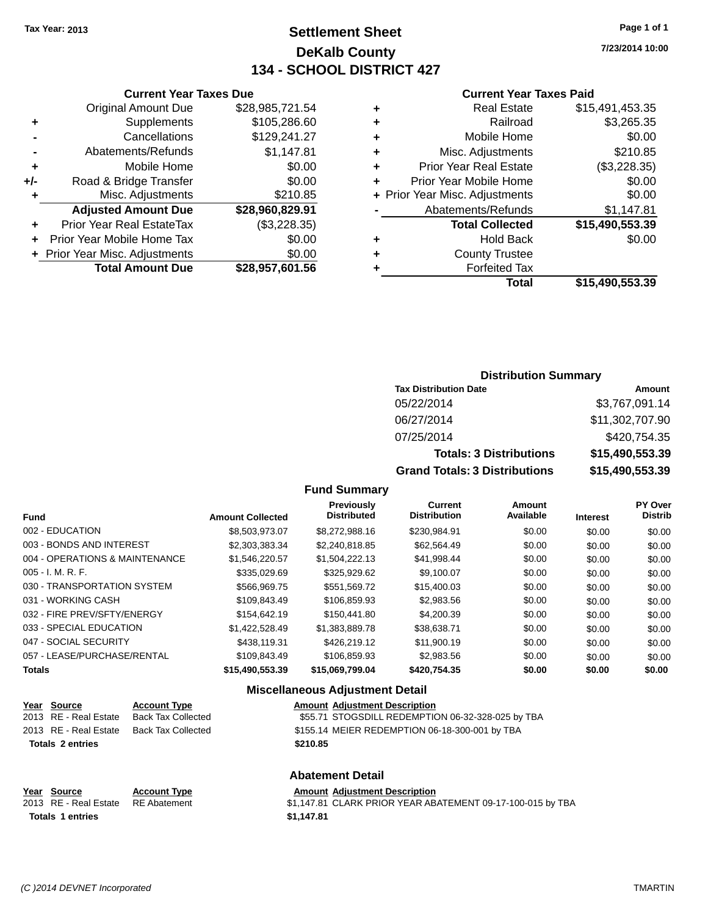Tax Year: 2013

# Settlement Sheet

## DeKalb County

## 134 - SCHOOL DISTRICT 427

7/23/2014 10:00

### Current Year Taxes Due

| | | |
|---|---|---|
| | Original Amount Due | $28,985,721.54 |
| + | Supplements | $105,286.60 |
| - | Cancellations | $129,241.27 |
| - | Abatements/Refunds | $1,147.81 |
| + | Mobile Home | $0.00 |
| +/- | Road & Bridge Transfer | $0.00 |
| + | Misc. Adjustments | $210.85 |
| | **Adjusted Amount Due** | **$28,960,829.91** |
| + | Prior Year Real EstateTax | ($3,228.35) |
| + | Prior Year Mobile Home Tax | $0.00 |
| + | Prior Year Misc. Adjustments | $0.00 |
| | **Total Amount Due** | **$28,957,601.56** |

### Current Year Taxes Paid

| | | |
|---|---|---|
| + | Real Estate | $15,491,453.35 |
| + | Railroad | $3,265.35 |
| + | Mobile Home | $0.00 |
| + | Misc. Adjustments | $210.85 |
| + | Prior Year Real Estate | ($3,228.35) |
| + | Prior Year Mobile Home | $0.00 |
| + | Prior Year Misc. Adjustments | $0.00 |
| - | Abatements/Refunds | $1,147.81 |
| | **Total Collected** | **$15,490,553.39** |
| + | Hold Back | $0.00 |
| + | County Trustee | |
| + | Forfeited Tax | |
| | **Total** | **$15,490,553.39** |

### Distribution Summary

| Tax Distribution Date | Amount |
|---|---|
| 05/22/2014 | $3,767,091.14 |
| 06/27/2014 | $11,302,707.90 |
| 07/25/2014 | $420,754.35 |
| **Totals: 3 Distributions** | **$15,490,553.39** |
| **Grand Totals: 3 Distributions** | **$15,490,553.39** |

### Fund Summary

| Fund | Amount Collected | Previously Distributed | Current Distribution | Amount Available | Interest | PY Over Distrib |
|---|---|---|---|---|---|---|
| 002 - EDUCATION | $8,503,973.07 | $8,272,988.16 | $230,984.91 | $0.00 | $0.00 | $0.00 |
| 003 - BONDS AND INTEREST | $2,303,383.34 | $2,240,818.85 | $62,564.49 | $0.00 | $0.00 | $0.00 |
| 004 - OPERATIONS & MAINTENANCE | $1,546,220.57 | $1,504,222.13 | $41,998.44 | $0.00 | $0.00 | $0.00 |
| 005 - I. M. R. F. | $335,029.69 | $325,929.62 | $9,100.07 | $0.00 | $0.00 | $0.00 |
| 030 - TRANSPORTATION SYSTEM | $566,969.75 | $551,569.72 | $15,400.03 | $0.00 | $0.00 | $0.00 |
| 031 - WORKING CASH | $109,843.49 | $106,859.93 | $2,983.56 | $0.00 | $0.00 | $0.00 |
| 032 - FIRE PREV/SFTY/ENERGY | $154,642.19 | $150,441.80 | $4,200.39 | $0.00 | $0.00 | $0.00 |
| 033 - SPECIAL EDUCATION | $1,422,528.49 | $1,383,889.78 | $38,638.71 | $0.00 | $0.00 | $0.00 |
| 047 - SOCIAL SECURITY | $438,119.31 | $426,219.12 | $11,900.19 | $0.00 | $0.00 | $0.00 |
| 057 - LEASE/PURCHASE/RENTAL | $109,843.49 | $106,859.93 | $2,983.56 | $0.00 | $0.00 | $0.00 |
| **Totals** | **$15,490,553.39** | **$15,069,799.04** | **$420,754.35** | **$0.00** | **$0.00** | **$0.00** |

### Miscellaneous Adjustment Detail

| Year | Source | Account Type | Amount | Adjustment Description |
|---|---|---|---|---|
| 2013 | RE - Real Estate | Back Tax Collected | $55.71 | STOGSDILL REDEMPTION 06-32-328-025 by TBA |
| 2013 | RE - Real Estate | Back Tax Collected | $155.14 | MEIER REDEMPTION 06-18-300-001 by TBA |
| **Totals 2 entries** | | | **$210.85** | |

### Abatement Detail

| Year | Source | Account Type | Amount | Adjustment Description |
|---|---|---|---|---|
| 2013 | RE - Real Estate | RE Abatement | $1,147.81 | CLARK PRIOR YEAR ABATEMENT 09-17-100-015 by TBA |
| **Totals 1 entries** | | | **$1,147.81** | |

(C )2014 DEVNET Incorporated — TMARTIN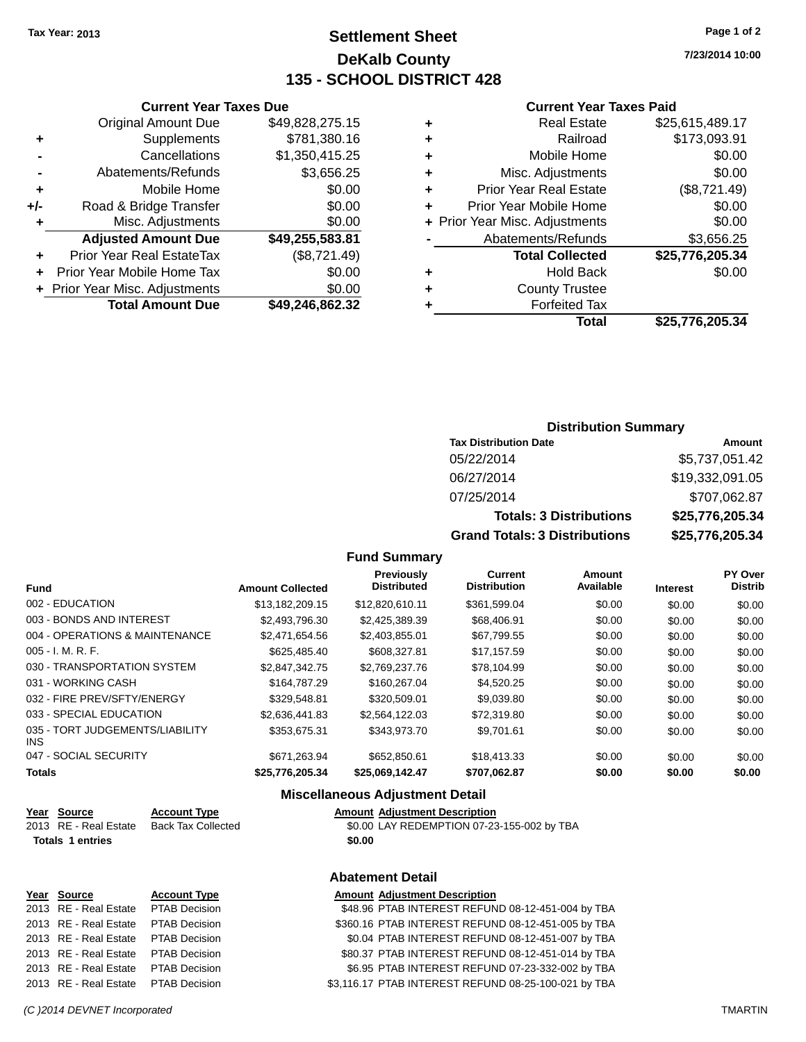Tax Year: 2013

# Settlement Sheet
## DeKalb County
## 135 - SCHOOL DISTRICT 428

7/23/2014 10:00

### Current Year Taxes Due

| | | |
|---|---|---|
| | Original Amount Due | $49,828,275.15 |
| + | Supplements | $781,380.16 |
| - | Cancellations | $1,350,415.25 |
| - | Abatements/Refunds | $3,656.25 |
| + | Mobile Home | $0.00 |
| +/- | Road & Bridge Transfer | $0.00 |
| + | Misc. Adjustments | $0.00 |
| | **Adjusted Amount Due** | **$49,255,583.81** |
| + | Prior Year Real EstateTax | ($8,721.49) |
| + | Prior Year Mobile Home Tax | $0.00 |
| + | Prior Year Misc. Adjustments | $0.00 |
| | **Total Amount Due** | **$49,246,862.32** |

### Current Year Taxes Paid

| | | |
|---|---|---|
| + | Real Estate | $25,615,489.17 |
| + | Railroad | $173,093.91 |
| + | Mobile Home | $0.00 |
| + | Misc. Adjustments | $0.00 |
| + | Prior Year Real Estate | ($8,721.49) |
| + | Prior Year Mobile Home | $0.00 |
| + | Prior Year Misc. Adjustments | $0.00 |
| - | Abatements/Refunds | $3,656.25 |
| | **Total Collected** | **$25,776,205.34** |
| + | Hold Back | $0.00 |
| + | County Trustee | |
| + | Forfeited Tax | |
| | **Total** | **$25,776,205.34** |

### Distribution Summary

| Tax Distribution Date | Amount |
|---|---|
| 05/22/2014 | $5,737,051.42 |
| 06/27/2014 | $19,332,091.05 |
| 07/25/2014 | $707,062.87 |
| **Totals: 3 Distributions** | **$25,776,205.34** |
| **Grand Totals: 3 Distributions** | **$25,776,205.34** |

### Fund Summary

| Fund | Amount Collected | Previously Distributed | Current Distribution | Amount Available | Interest | PY Over Distrib |
|---|---|---|---|---|---|---|
| 002 - EDUCATION | $13,182,209.15 | $12,820,610.11 | $361,599.04 | $0.00 | $0.00 | $0.00 |
| 003 - BONDS AND INTEREST | $2,493,796.30 | $2,425,389.39 | $68,406.91 | $0.00 | $0.00 | $0.00 |
| 004 - OPERATIONS & MAINTENANCE | $2,471,654.56 | $2,403,855.01 | $67,799.55 | $0.00 | $0.00 | $0.00 |
| 005 - I. M. R. F. | $625,485.40 | $608,327.81 | $17,157.59 | $0.00 | $0.00 | $0.00 |
| 030 - TRANSPORTATION SYSTEM | $2,847,342.75 | $2,769,237.76 | $78,104.99 | $0.00 | $0.00 | $0.00 |
| 031 - WORKING CASH | $164,787.29 | $160,267.04 | $4,520.25 | $0.00 | $0.00 | $0.00 |
| 032 - FIRE PREV/SFTY/ENERGY | $329,548.81 | $320,509.01 | $9,039.80 | $0.00 | $0.00 | $0.00 |
| 033 - SPECIAL EDUCATION | $2,636,441.83 | $2,564,122.03 | $72,319.80 | $0.00 | $0.00 | $0.00 |
| 035 - TORT JUDGEMENTS/LIABILITY INS | $353,675.31 | $343,973.70 | $9,701.61 | $0.00 | $0.00 | $0.00 |
| 047 - SOCIAL SECURITY | $671,263.94 | $652,850.61 | $18,413.33 | $0.00 | $0.00 | $0.00 |
| **Totals** | **$25,776,205.34** | **$25,069,142.47** | **$707,062.87** | **$0.00** | **$0.00** | **$0.00** |

### Miscellaneous Adjustment Detail

| Year | Source | Account Type | Amount | Adjustment Description |
|---|---|---|---|---|
| 2013 | RE - Real Estate | Back Tax Collected | $0.00 | LAY REDEMPTION 07-23-155-002 by TBA |
| **Totals 1 entries** | | | **$0.00** | |

### Abatement Detail

| Year | Source | Account Type | Amount | Adjustment Description |
|---|---|---|---|---|
| 2013 | RE - Real Estate | PTAB Decision | $48.96 | PTAB INTEREST REFUND 08-12-451-004 by TBA |
| 2013 | RE - Real Estate | PTAB Decision | $360.16 | PTAB INTEREST REFUND 08-12-451-005 by TBA |
| 2013 | RE - Real Estate | PTAB Decision | $0.04 | PTAB INTEREST REFUND 08-12-451-007 by TBA |
| 2013 | RE - Real Estate | PTAB Decision | $80.37 | PTAB INTEREST REFUND 08-12-451-014 by TBA |
| 2013 | RE - Real Estate | PTAB Decision | $6.95 | PTAB INTEREST REFUND 07-23-332-002 by TBA |
| 2013 | RE - Real Estate | PTAB Decision | $3,116.17 | PTAB INTEREST REFUND 08-25-100-021 by TBA |

(C )2014 DEVNET Incorporated

TMARTIN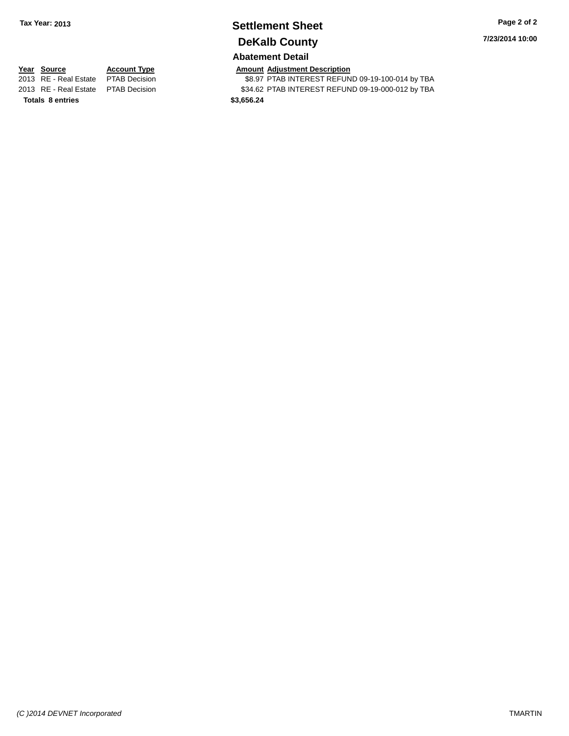**Tax Year: 2013**

# Settlement Sheet

## DeKalb County

7/23/2014 10:00

### Abatement Detail

| Year | Source | Account Type | Amount | Adjustment Description |
|---|---|---|---|---|
| 2013 | RE - Real Estate | PTAB Decision | $8.97 | PTAB INTEREST REFUND 09-19-100-014 by TBA |
| 2013 | RE - Real Estate | PTAB Decision | $34.62 | PTAB INTEREST REFUND 09-19-000-012 by TBA |
| **Totals** | **8 entries** | | **$3,656.24** | |

*(C )2014 DEVNET Incorporated*

TMARTIN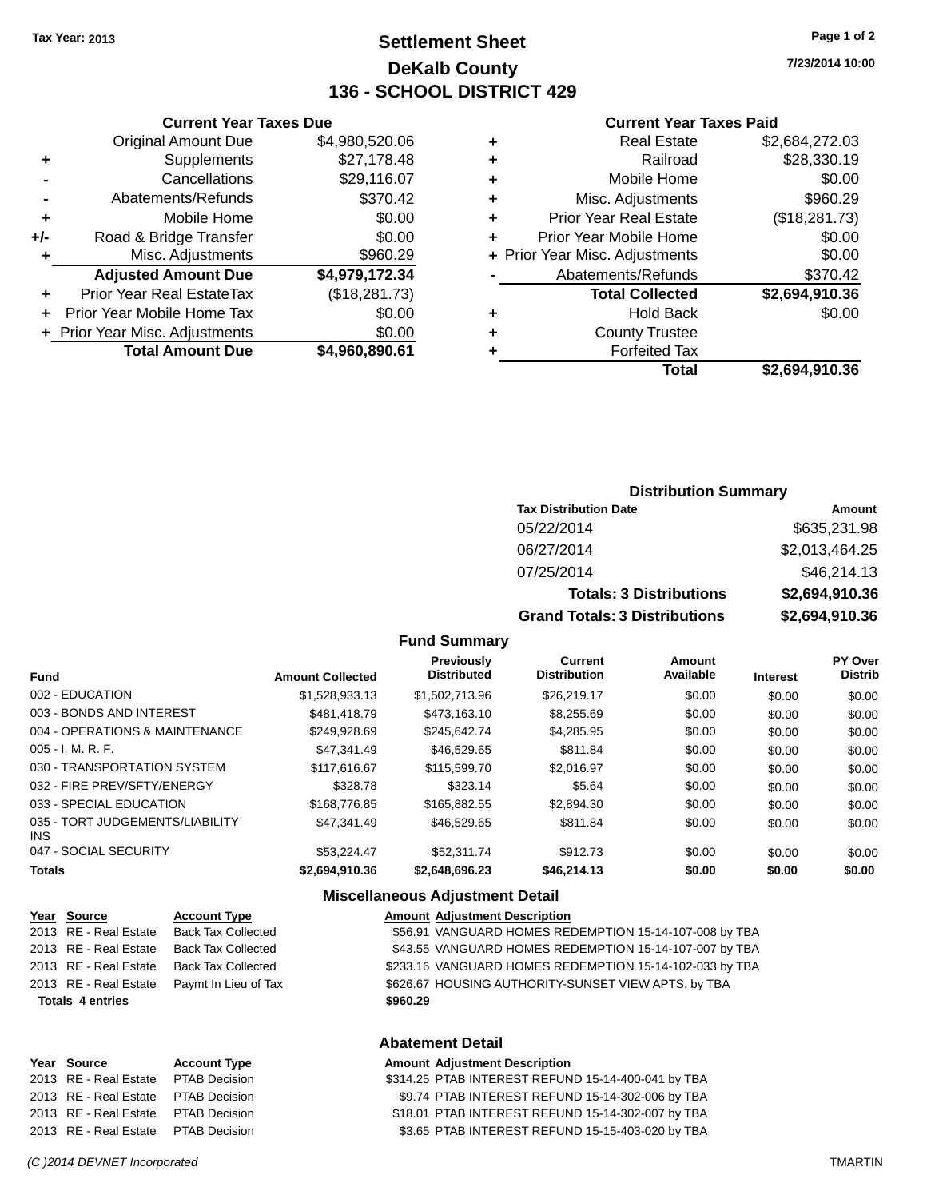Tax Year: 2013

# Settlement Sheet
## DeKalb County
## 136 - SCHOOL DISTRICT 429

7/23/2014 10:00

### Current Year Taxes Due

| | | |
|---|---|---|
| | Original Amount Due | $4,980,520.06 |
| + | Supplements | $27,178.48 |
| - | Cancellations | $29,116.07 |
| - | Abatements/Refunds | $370.42 |
| + | Mobile Home | $0.00 |
| +/- | Road & Bridge Transfer | $0.00 |
| + | Misc. Adjustments | $960.29 |
| | **Adjusted Amount Due** | **$4,979,172.34** |
| + | Prior Year Real EstateTax | ($18,281.73) |
| + | Prior Year Mobile Home Tax | $0.00 |
| + | Prior Year Misc. Adjustments | $0.00 |
| | **Total Amount Due** | **$4,960,890.61** |

### Current Year Taxes Paid

| | | |
|---|---|---|
| + | Real Estate | $2,684,272.03 |
| + | Railroad | $28,330.19 |
| + | Mobile Home | $0.00 |
| + | Misc. Adjustments | $960.29 |
| + | Prior Year Real Estate | ($18,281.73) |
| + | Prior Year Mobile Home | $0.00 |
| + | Prior Year Misc. Adjustments | $0.00 |
| - | Abatements/Refunds | $370.42 |
| | **Total Collected** | **$2,694,910.36** |
| + | Hold Back | $0.00 |
| + | County Trustee | |
| + | Forfeited Tax | |
| | **Total** | **$2,694,910.36** |

### Distribution Summary

| Tax Distribution Date | Amount |
|---|---|
| 05/22/2014 | $635,231.98 |
| 06/27/2014 | $2,013,464.25 |
| 07/25/2014 | $46,214.13 |
| **Totals: 3 Distributions** | **$2,694,910.36** |
| **Grand Totals: 3 Distributions** | **$2,694,910.36** |

### Fund Summary

| Fund | Amount Collected | Previously Distributed | Current Distribution | Amount Available | Interest | PY Over Distrib |
|---|---|---|---|---|---|---|
| 002 - EDUCATION | $1,528,933.13 | $1,502,713.96 | $26,219.17 | $0.00 | $0.00 | $0.00 |
| 003 - BONDS AND INTEREST | $481,418.79 | $473,163.10 | $8,255.69 | $0.00 | $0.00 | $0.00 |
| 004 - OPERATIONS & MAINTENANCE | $249,928.69 | $245,642.74 | $4,285.95 | $0.00 | $0.00 | $0.00 |
| 005 - I. M. R. F. | $47,341.49 | $46,529.65 | $811.84 | $0.00 | $0.00 | $0.00 |
| 030 - TRANSPORTATION SYSTEM | $117,616.67 | $115,599.70 | $2,016.97 | $0.00 | $0.00 | $0.00 |
| 032 - FIRE PREV/SFTY/ENERGY | $328.78 | $323.14 | $5.64 | $0.00 | $0.00 | $0.00 |
| 033 - SPECIAL EDUCATION | $168,776.85 | $165,882.55 | $2,894.30 | $0.00 | $0.00 | $0.00 |
| 035 - TORT JUDGEMENTS/LIABILITY INS | $47,341.49 | $46,529.65 | $811.84 | $0.00 | $0.00 | $0.00 |
| 047 - SOCIAL SECURITY | $53,224.47 | $52,311.74 | $912.73 | $0.00 | $0.00 | $0.00 |
| **Totals** | **$2,694,910.36** | **$2,648,696.23** | **$46,214.13** | **$0.00** | **$0.00** | **$0.00** |

### Miscellaneous Adjustment Detail

| Year | Source | Account Type | Amount | Adjustment Description |
|---|---|---|---|---|
| 2013 | RE - Real Estate | Back Tax Collected | $56.91 | VANGUARD HOMES REDEMPTION 15-14-107-008 by TBA |
| 2013 | RE - Real Estate | Back Tax Collected | $43.55 | VANGUARD HOMES REDEMPTION 15-14-107-007 by TBA |
| 2013 | RE - Real Estate | Back Tax Collected | $233.16 | VANGUARD HOMES REDEMPTION 15-14-102-033 by TBA |
| 2013 | RE - Real Estate | Paymt In Lieu of Tax | $626.67 | HOUSING AUTHORITY-SUNSET VIEW APTS. by TBA |
| **Totals 4 entries** | | | **$960.29** | |

### Abatement Detail

| Year | Source | Account Type | Amount | Adjustment Description |
|---|---|---|---|---|
| 2013 | RE - Real Estate | PTAB Decision | $314.25 | PTAB INTEREST REFUND 15-14-400-041 by TBA |
| 2013 | RE - Real Estate | PTAB Decision | $9.74 | PTAB INTEREST REFUND 15-14-302-006 by TBA |
| 2013 | RE - Real Estate | PTAB Decision | $18.01 | PTAB INTEREST REFUND 15-14-302-007 by TBA |
| 2013 | RE - Real Estate | PTAB Decision | $3.65 | PTAB INTEREST REFUND 15-15-403-020 by TBA |

(C )2014 DEVNET Incorporated TMARTIN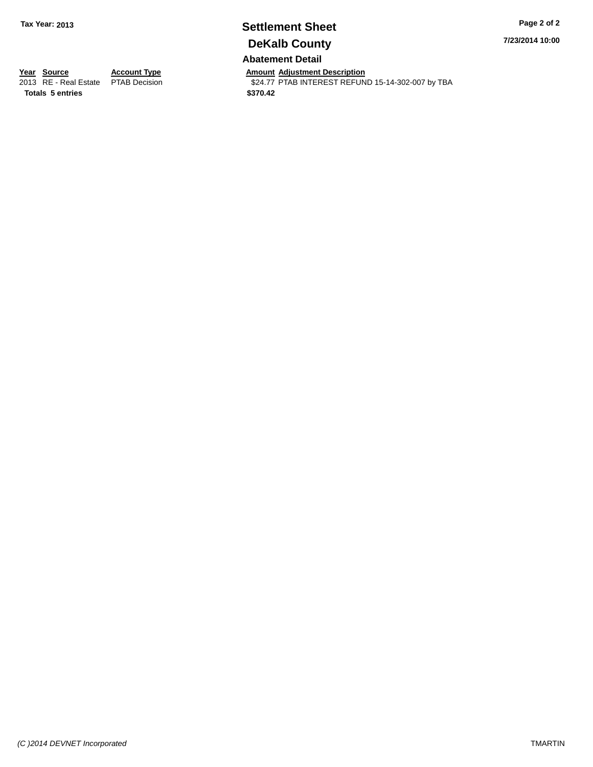Tax Year: 2013

# Settlement Sheet

## DeKalb County

7/23/2014 10:00

### Abatement Detail

| Year | Source | Account Type | Amount | Adjustment Description |
|---|---|---|---|---|
| 2013 | RE - Real Estate | PTAB Decision | $24.77 | PTAB INTEREST REFUND 15-14-302-007 by TBA |
| **Totals** | **5 entries** | | **$370.42** | |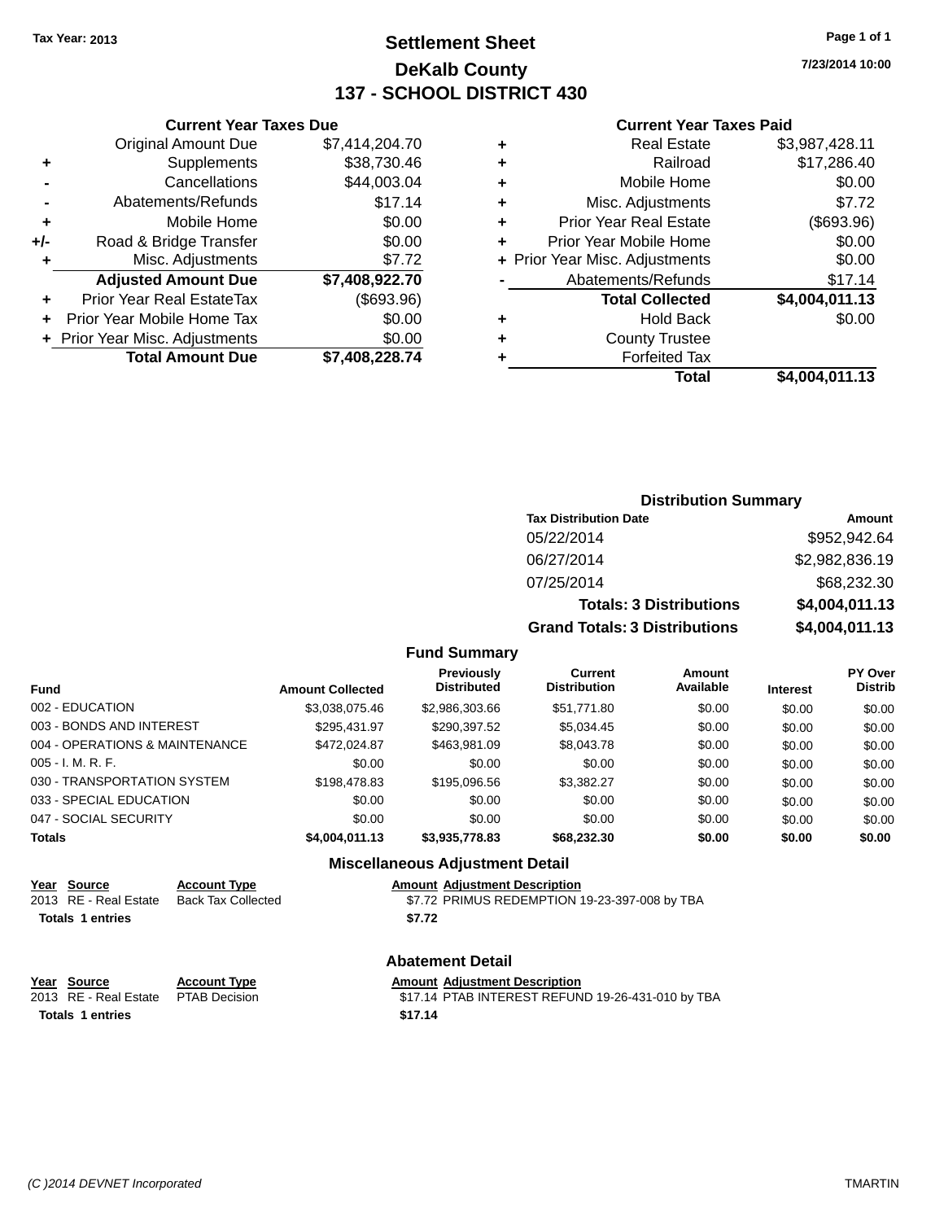Tax Year: 2013

# Settlement Sheet
## DeKalb County
## 137 - SCHOOL DISTRICT 430

7/23/2014 10:00

### Current Year Taxes Due

| | | |
|---|---|---|
| | Original Amount Due | $7,414,204.70 |
| + | Supplements | $38,730.46 |
| - | Cancellations | $44,003.04 |
| - | Abatements/Refunds | $17.14 |
| + | Mobile Home | $0.00 |
| +/- | Road & Bridge Transfer | $0.00 |
| + | Misc. Adjustments | $7.72 |
| | **Adjusted Amount Due** | **$7,408,922.70** |
| + | Prior Year Real EstateTax | ($693.96) |
| + | Prior Year Mobile Home Tax | $0.00 |
| + | Prior Year Misc. Adjustments | $0.00 |
| | **Total Amount Due** | **$7,408,228.74** |

### Current Year Taxes Paid

| | | |
|---|---|---|
| + | Real Estate | $3,987,428.11 |
| + | Railroad | $17,286.40 |
| + | Mobile Home | $0.00 |
| + | Misc. Adjustments | $7.72 |
| + | Prior Year Real Estate | ($693.96) |
| + | Prior Year Mobile Home | $0.00 |
| + | Prior Year Misc. Adjustments | $0.00 |
| - | Abatements/Refunds | $17.14 |
| | **Total Collected** | **$4,004,011.13** |
| + | Hold Back | $0.00 |
| + | County Trustee | |
| + | Forfeited Tax | |
| | **Total** | **$4,004,011.13** |

### Distribution Summary

| Tax Distribution Date | Amount |
|---|---|
| 05/22/2014 | $952,942.64 |
| 06/27/2014 | $2,982,836.19 |
| 07/25/2014 | $68,232.30 |
| **Totals: 3 Distributions** | **$4,004,011.13** |
| **Grand Totals: 3 Distributions** | **$4,004,011.13** |

### Fund Summary

| Fund | Amount Collected | Previously Distributed | Current Distribution | Amount Available | Interest | PY Over Distrib |
|---|---|---|---|---|---|---|
| 002 - EDUCATION | $3,038,075.46 | $2,986,303.66 | $51,771.80 | $0.00 | $0.00 | $0.00 |
| 003 - BONDS AND INTEREST | $295,431.97 | $290,397.52 | $5,034.45 | $0.00 | $0.00 | $0.00 |
| 004 - OPERATIONS & MAINTENANCE | $472,024.87 | $463,981.09 | $8,043.78 | $0.00 | $0.00 | $0.00 |
| 005 - I. M. R. F. | $0.00 | $0.00 | $0.00 | $0.00 | $0.00 | $0.00 |
| 030 - TRANSPORTATION SYSTEM | $198,478.83 | $195,096.56 | $3,382.27 | $0.00 | $0.00 | $0.00 |
| 033 - SPECIAL EDUCATION | $0.00 | $0.00 | $0.00 | $0.00 | $0.00 | $0.00 |
| 047 - SOCIAL SECURITY | $0.00 | $0.00 | $0.00 | $0.00 | $0.00 | $0.00 |
| **Totals** | **$4,004,011.13** | **$3,935,778.83** | **$68,232.30** | **$0.00** | **$0.00** | **$0.00** |

### Miscellaneous Adjustment Detail

| Year | Source | Account Type | Amount | Adjustment Description |
|---|---|---|---|---|
| 2013 | RE - Real Estate | Back Tax Collected | $7.72 | PRIMUS REDEMPTION 19-23-397-008 by TBA |
| **Totals 1 entries** | | | **$7.72** | |

### Abatement Detail

| Year | Source | Account Type | Amount | Adjustment Description |
|---|---|---|---|---|
| 2013 | RE - Real Estate | PTAB Decision | $17.14 | PTAB INTEREST REFUND 19-26-431-010 by TBA |
| **Totals 1 entries** | | | **$17.14** | |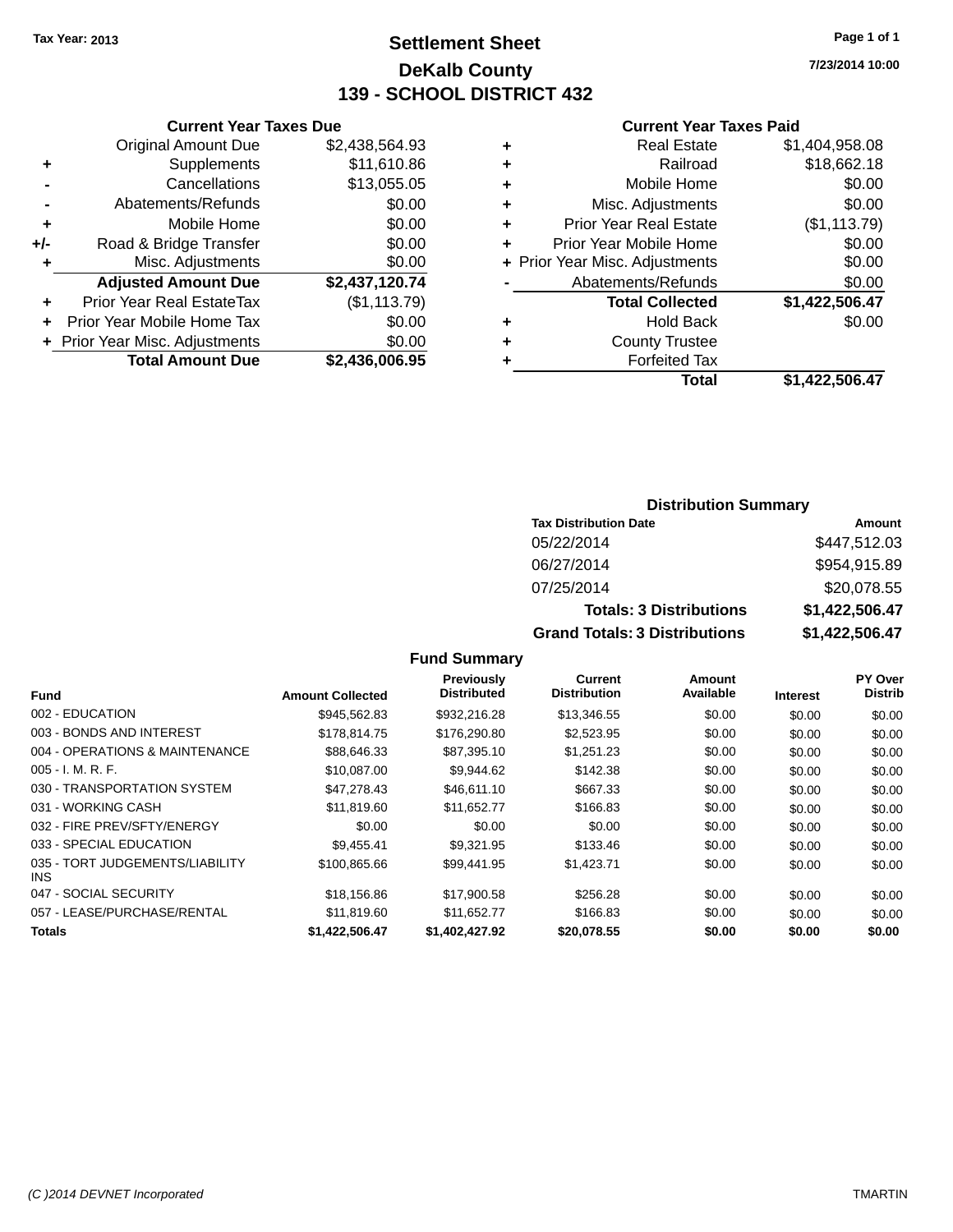Tax Year: 2013

# Settlement Sheet
## DeKalb County
## 139 - SCHOOL DISTRICT 432

7/23/2014 10:00

### Current Year Taxes Due

| | | |
|---|---|---|
| | Original Amount Due | $2,438,564.93 |
| + | Supplements | $11,610.86 |
| - | Cancellations | $13,055.05 |
| - | Abatements/Refunds | $0.00 |
| + | Mobile Home | $0.00 |
| +/- | Road & Bridge Transfer | $0.00 |
| + | Misc. Adjustments | $0.00 |
| | **Adjusted Amount Due** | **$2,437,120.74** |
| + | Prior Year Real EstateTax | ($1,113.79) |
| + | Prior Year Mobile Home Tax | $0.00 |
| + | Prior Year Misc. Adjustments | $0.00 |
| | **Total Amount Due** | **$2,436,006.95** |

### Current Year Taxes Paid

| | | |
|---|---|---|
| + | Real Estate | $1,404,958.08 |
| + | Railroad | $18,662.18 |
| + | Mobile Home | $0.00 |
| + | Misc. Adjustments | $0.00 |
| + | Prior Year Real Estate | ($1,113.79) |
| + | Prior Year Mobile Home | $0.00 |
| + | Prior Year Misc. Adjustments | $0.00 |
| - | Abatements/Refunds | $0.00 |
| | **Total Collected** | **$1,422,506.47** |
| + | Hold Back | $0.00 |
| + | County Trustee | |
| + | Forfeited Tax | |
| | **Total** | **$1,422,506.47** |

### Distribution Summary

| Tax Distribution Date | Amount |
|---|---|
| 05/22/2014 | $447,512.03 |
| 06/27/2014 | $954,915.89 |
| 07/25/2014 | $20,078.55 |
| **Totals: 3 Distributions** | **$1,422,506.47** |
| **Grand Totals: 3 Distributions** | **$1,422,506.47** |

### Fund Summary

| Fund | Amount Collected | Previously Distributed | Current Distribution | Amount Available | Interest | PY Over Distrib |
|---|---|---|---|---|---|---|
| 002 - EDUCATION | $945,562.83 | $932,216.28 | $13,346.55 | $0.00 | $0.00 | $0.00 |
| 003 - BONDS AND INTEREST | $178,814.75 | $176,290.80 | $2,523.95 | $0.00 | $0.00 | $0.00 |
| 004 - OPERATIONS & MAINTENANCE | $88,646.33 | $87,395.10 | $1,251.23 | $0.00 | $0.00 | $0.00 |
| 005 - I. M. R. F. | $10,087.00 | $9,944.62 | $142.38 | $0.00 | $0.00 | $0.00 |
| 030 - TRANSPORTATION SYSTEM | $47,278.43 | $46,611.10 | $667.33 | $0.00 | $0.00 | $0.00 |
| 031 - WORKING CASH | $11,819.60 | $11,652.77 | $166.83 | $0.00 | $0.00 | $0.00 |
| 032 - FIRE PREV/SFTY/ENERGY | $0.00 | $0.00 | $0.00 | $0.00 | $0.00 | $0.00 |
| 033 - SPECIAL EDUCATION | $9,455.41 | $9,321.95 | $133.46 | $0.00 | $0.00 | $0.00 |
| 035 - TORT JUDGEMENTS/LIABILITY INS | $100,865.66 | $99,441.95 | $1,423.71 | $0.00 | $0.00 | $0.00 |
| 047 - SOCIAL SECURITY | $18,156.86 | $17,900.58 | $256.28 | $0.00 | $0.00 | $0.00 |
| 057 - LEASE/PURCHASE/RENTAL | $11,819.60 | $11,652.77 | $166.83 | $0.00 | $0.00 | $0.00 |
| **Totals** | **$1,422,506.47** | **$1,402,427.92** | **$20,078.55** | **$0.00** | **$0.00** | **$0.00** |

(C )2014 DEVNET Incorporated TMARTIN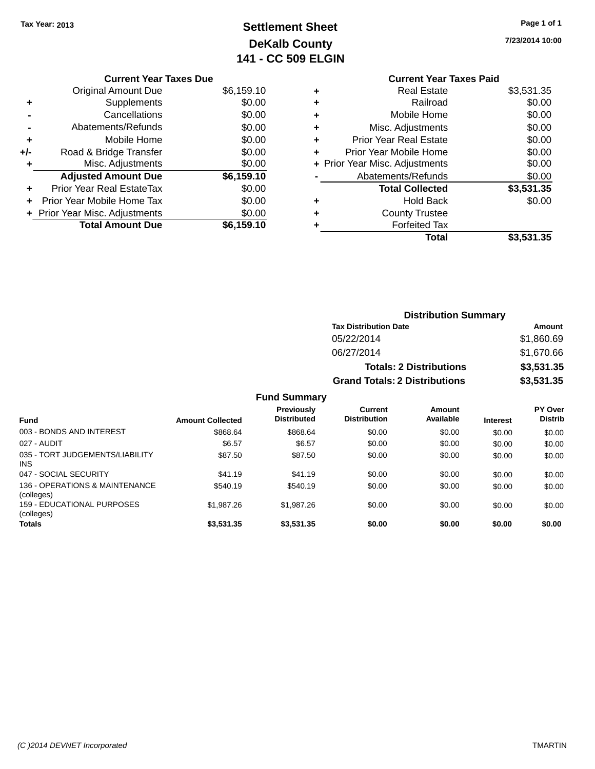Tax Year: 2013

# Settlement Sheet
## DeKalb County
## 141 - CC 509 ELGIN

7/23/2014 10:00

### Current Year Taxes Due

| | | |
|---|---|---|
| | Original Amount Due | $6,159.10 |
| + | Supplements | $0.00 |
| - | Cancellations | $0.00 |
| - | Abatements/Refunds | $0.00 |
| + | Mobile Home | $0.00 |
| +/- | Road & Bridge Transfer | $0.00 |
| + | Misc. Adjustments | $0.00 |
| | **Adjusted Amount Due** | **$6,159.10** |
| + | Prior Year Real EstateTax | $0.00 |
| + | Prior Year Mobile Home Tax | $0.00 |
| + | Prior Year Misc. Adjustments | $0.00 |
| | **Total Amount Due** | **$6,159.10** |

### Current Year Taxes Paid

| | | |
|---|---|---|
| + | Real Estate | $3,531.35 |
| + | Railroad | $0.00 |
| + | Mobile Home | $0.00 |
| + | Misc. Adjustments | $0.00 |
| + | Prior Year Real Estate | $0.00 |
| + | Prior Year Mobile Home | $0.00 |
| + | Prior Year Misc. Adjustments | $0.00 |
| - | Abatements/Refunds | $0.00 |
| | **Total Collected** | **$3,531.35** |
| + | Hold Back | $0.00 |
| + | County Trustee | |
| + | Forfeited Tax | |
| | **Total** | **$3,531.35** |

### Distribution Summary

| Tax Distribution Date | Amount |
|---|---|
| 05/22/2014 | $1,860.69 |
| 06/27/2014 | $1,670.66 |
| **Totals: 2 Distributions** | **$3,531.35** |
| **Grand Totals: 2 Distributions** | **$3,531.35** |

### Fund Summary

| Fund | Amount Collected | Previously Distributed | Current Distribution | Amount Available | Interest | PY Over Distrib |
|---|---|---|---|---|---|---|
| 003 - BONDS AND INTEREST | $868.64 | $868.64 | $0.00 | $0.00 | $0.00 | $0.00 |
| 027 - AUDIT | $6.57 | $6.57 | $0.00 | $0.00 | $0.00 | $0.00 |
| 035 - TORT JUDGEMENTS/LIABILITY INS | $87.50 | $87.50 | $0.00 | $0.00 | $0.00 | $0.00 |
| 047 - SOCIAL SECURITY | $41.19 | $41.19 | $0.00 | $0.00 | $0.00 | $0.00 |
| 136 - OPERATIONS & MAINTENANCE (colleges) | $540.19 | $540.19 | $0.00 | $0.00 | $0.00 | $0.00 |
| 159 - EDUCATIONAL PURPOSES (colleges) | $1,987.26 | $1,987.26 | $0.00 | $0.00 | $0.00 | $0.00 |
| **Totals** | **$3,531.35** | **$3,531.35** | **$0.00** | **$0.00** | **$0.00** | **$0.00** |

(C )2014 DEVNET Incorporated — TMARTIN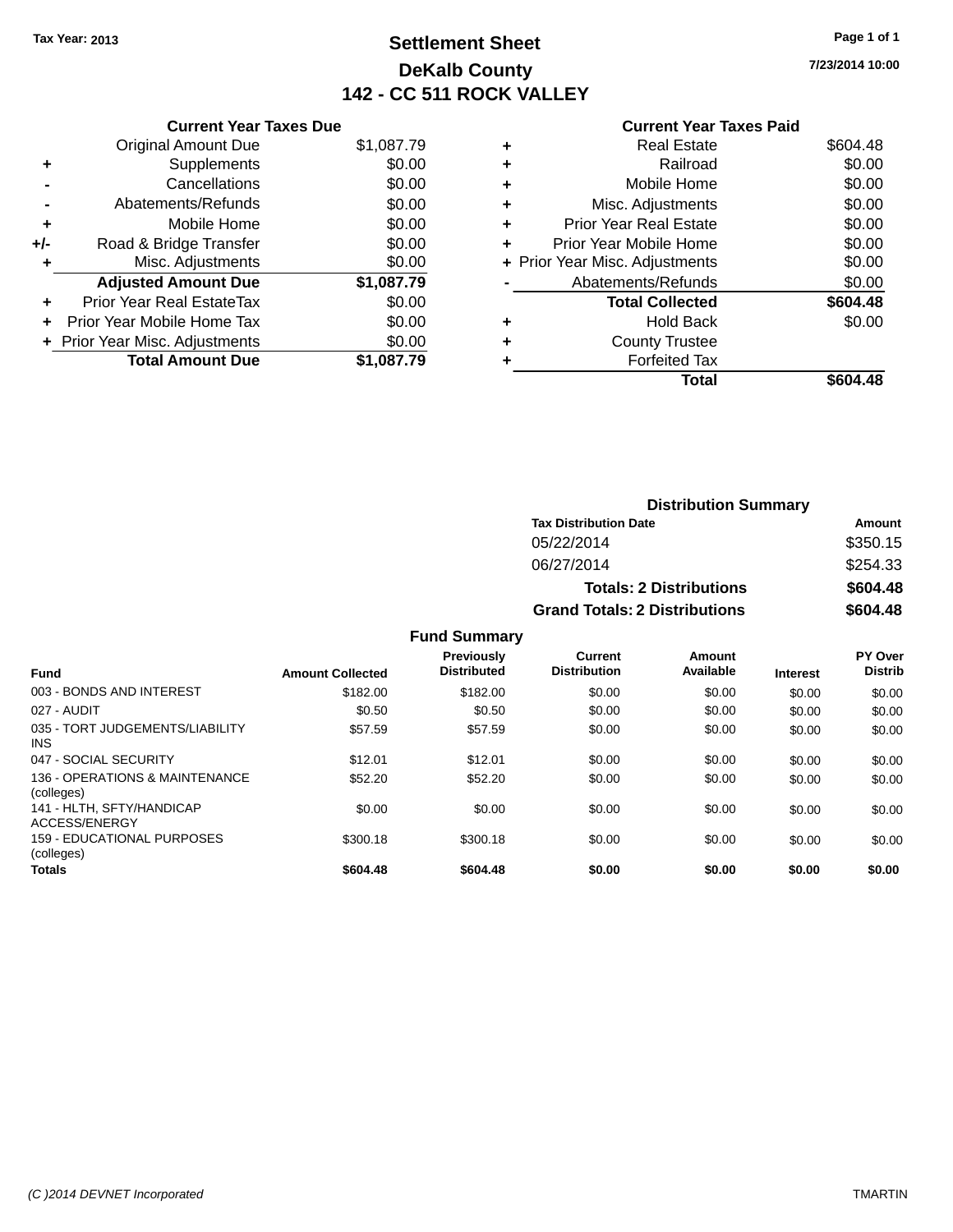Tax Year: 2013

# Settlement Sheet

## DeKalb County

## 142 - CC 511 ROCK VALLEY

7/23/2014 10:00

**Current Year Taxes Due**

| | | |
|---|---|---|
| | Original Amount Due | $1,087.79 |
| + | Supplements | $0.00 |
| - | Cancellations | $0.00 |
| - | Abatements/Refunds | $0.00 |
| + | Mobile Home | $0.00 |
| +/- | Road & Bridge Transfer | $0.00 |
| + | Misc. Adjustments | $0.00 |
| | **Adjusted Amount Due** | **$1,087.79** |
| + | Prior Year Real EstateTax | $0.00 |
| + | Prior Year Mobile Home Tax | $0.00 |
| + | Prior Year Misc. Adjustments | $0.00 |
| | **Total Amount Due** | **$1,087.79** |

**Current Year Taxes Paid**

| | | |
|---|---|---|
| + | Real Estate | $604.48 |
| + | Railroad | $0.00 |
| + | Mobile Home | $0.00 |
| + | Misc. Adjustments | $0.00 |
| + | Prior Year Real Estate | $0.00 |
| + | Prior Year Mobile Home | $0.00 |
| + | Prior Year Misc. Adjustments | $0.00 |
| - | Abatements/Refunds | $0.00 |
| | **Total Collected** | **$604.48** |
| + | Hold Back | $0.00 |
| + | County Trustee | |
| + | Forfeited Tax | |
| | **Total** | **$604.48** |

**Distribution Summary**

| Tax Distribution Date | Amount |
|---|---|
| 05/22/2014 | $350.15 |
| 06/27/2014 | $254.33 |
| **Totals: 2 Distributions** | **$604.48** |
| **Grand Totals: 2 Distributions** | **$604.48** |

**Fund Summary**

| Fund | Amount Collected | Previously Distributed | Current Distribution | Amount Available | Interest | PY Over Distrib |
|---|---|---|---|---|---|---|
| 003 - BONDS AND INTEREST | $182.00 | $182.00 | $0.00 | $0.00 | $0.00 | $0.00 |
| 027 - AUDIT | $0.50 | $0.50 | $0.00 | $0.00 | $0.00 | $0.00 |
| 035 - TORT JUDGEMENTS/LIABILITY INS | $57.59 | $57.59 | $0.00 | $0.00 | $0.00 | $0.00 |
| 047 - SOCIAL SECURITY | $12.01 | $12.01 | $0.00 | $0.00 | $0.00 | $0.00 |
| 136 - OPERATIONS & MAINTENANCE (colleges) | $52.20 | $52.20 | $0.00 | $0.00 | $0.00 | $0.00 |
| 141 - HLTH, SFTY/HANDICAP ACCESS/ENERGY | $0.00 | $0.00 | $0.00 | $0.00 | $0.00 | $0.00 |
| 159 - EDUCATIONAL PURPOSES (colleges) | $300.18 | $300.18 | $0.00 | $0.00 | $0.00 | $0.00 |
| **Totals** | **$604.48** | **$604.48** | **$0.00** | **$0.00** | **$0.00** | **$0.00** |

(C )2014 DEVNET Incorporated TMARTIN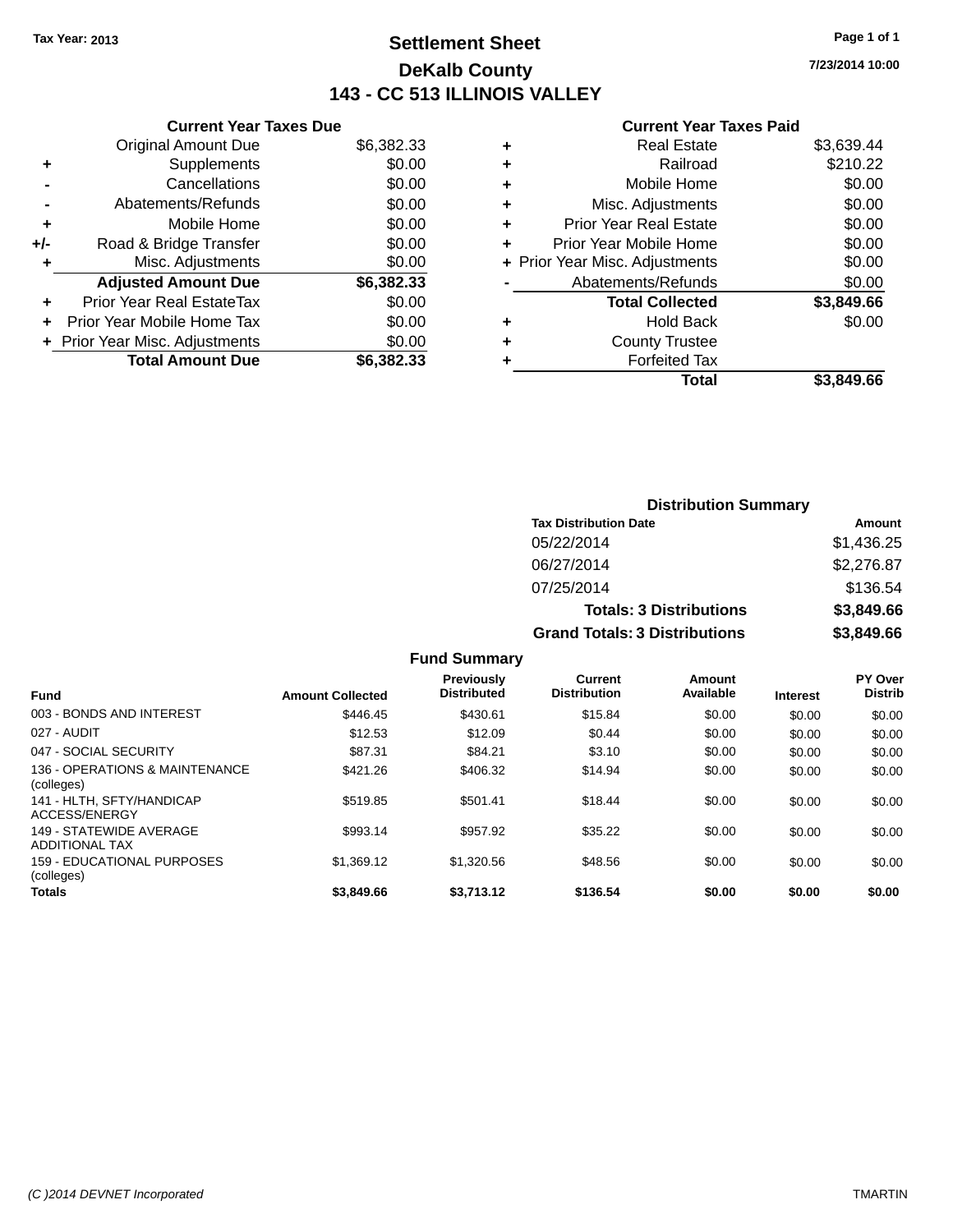Tax Year: 2013

# Settlement Sheet

## DeKalb County

## 143 - CC 513 ILLINOIS VALLEY

7/23/2014 10:00

### Current Year Taxes Due

| | | |
|---|---|---|
| | Original Amount Due | $6,382.33 |
| + | Supplements | $0.00 |
| - | Cancellations | $0.00 |
| - | Abatements/Refunds | $0.00 |
| + | Mobile Home | $0.00 |
| +/- | Road & Bridge Transfer | $0.00 |
| + | Misc. Adjustments | $0.00 |
| | **Adjusted Amount Due** | **$6,382.33** |
| + | Prior Year Real EstateTax | $0.00 |
| + | Prior Year Mobile Home Tax | $0.00 |
| + | Prior Year Misc. Adjustments | $0.00 |
| | **Total Amount Due** | **$6,382.33** |

### Current Year Taxes Paid

| | | |
|---|---|---|
| + | Real Estate | $3,639.44 |
| + | Railroad | $210.22 |
| + | Mobile Home | $0.00 |
| + | Misc. Adjustments | $0.00 |
| + | Prior Year Real Estate | $0.00 |
| + | Prior Year Mobile Home | $0.00 |
| + | Prior Year Misc. Adjustments | $0.00 |
| - | Abatements/Refunds | $0.00 |
| | **Total Collected** | **$3,849.66** |
| + | Hold Back | $0.00 |
| + | County Trustee | |
| + | Forfeited Tax | |
| | **Total** | **$3,849.66** |

### Distribution Summary

| Tax Distribution Date | Amount |
|---|---|
| 05/22/2014 | $1,436.25 |
| 06/27/2014 | $2,276.87 |
| 07/25/2014 | $136.54 |
| **Totals: 3 Distributions** | **$3,849.66** |
| **Grand Totals: 3 Distributions** | **$3,849.66** |

### Fund Summary

| Fund | Amount Collected | Previously Distributed | Current Distribution | Amount Available | Interest | PY Over Distrib |
|---|---|---|---|---|---|---|
| 003 - BONDS AND INTEREST | $446.45 | $430.61 | $15.84 | $0.00 | $0.00 | $0.00 |
| 027 - AUDIT | $12.53 | $12.09 | $0.44 | $0.00 | $0.00 | $0.00 |
| 047 - SOCIAL SECURITY | $87.31 | $84.21 | $3.10 | $0.00 | $0.00 | $0.00 |
| 136 - OPERATIONS & MAINTENANCE (colleges) | $421.26 | $406.32 | $14.94 | $0.00 | $0.00 | $0.00 |
| 141 - HLTH, SFTY/HANDICAP ACCESS/ENERGY | $519.85 | $501.41 | $18.44 | $0.00 | $0.00 | $0.00 |
| 149 - STATEWIDE AVERAGE ADDITIONAL TAX | $993.14 | $957.92 | $35.22 | $0.00 | $0.00 | $0.00 |
| 159 - EDUCATIONAL PURPOSES (colleges) | $1,369.12 | $1,320.56 | $48.56 | $0.00 | $0.00 | $0.00 |
| **Totals** | **$3,849.66** | **$3,713.12** | **$136.54** | **$0.00** | **$0.00** | **$0.00** |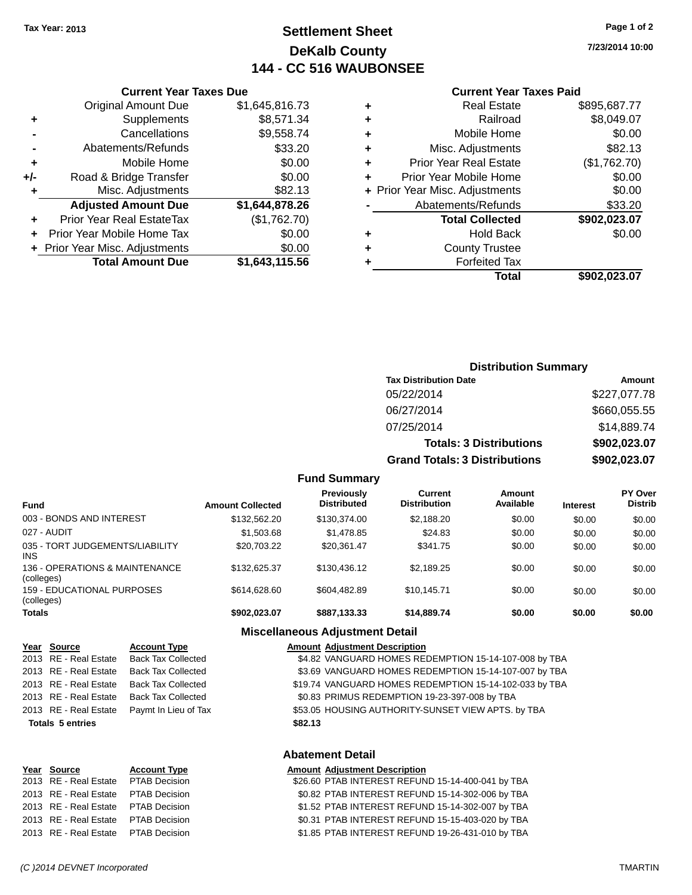Tax Year: 2013

# Settlement Sheet
## DeKalb County
## 144 - CC 516 WAUBONSEE

7/23/2014 10:00

### Current Year Taxes Due

| | | |
|---|---|---|
| | Original Amount Due | $1,645,816.73 |
| + | Supplements | $8,571.34 |
| - | Cancellations | $9,558.74 |
| - | Abatements/Refunds | $33.20 |
| + | Mobile Home | $0.00 |
| +/- | Road & Bridge Transfer | $0.00 |
| + | Misc. Adjustments | $82.13 |
| | **Adjusted Amount Due** | **$1,644,878.26** |
| + | Prior Year Real EstateTax | ($1,762.70) |
| + | Prior Year Mobile Home Tax | $0.00 |
| + | Prior Year Misc. Adjustments | $0.00 |
| | **Total Amount Due** | **$1,643,115.56** |

### Current Year Taxes Paid

| | | |
|---|---|---|
| + | Real Estate | $895,687.77 |
| + | Railroad | $8,049.07 |
| + | Mobile Home | $0.00 |
| + | Misc. Adjustments | $82.13 |
| + | Prior Year Real Estate | ($1,762.70) |
| + | Prior Year Mobile Home | $0.00 |
| + | Prior Year Misc. Adjustments | $0.00 |
| - | Abatements/Refunds | $33.20 |
| | **Total Collected** | **$902,023.07** |
| + | Hold Back | $0.00 |
| + | County Trustee | |
| + | Forfeited Tax | |
| | **Total** | **$902,023.07** |

### Distribution Summary

| Tax Distribution Date | Amount |
|---|---|
| 05/22/2014 | $227,077.78 |
| 06/27/2014 | $660,055.55 |
| 07/25/2014 | $14,889.74 |
| **Totals: 3 Distributions** | **$902,023.07** |
| **Grand Totals: 3 Distributions** | **$902,023.07** |

### Fund Summary

| Fund | Amount Collected | Previously Distributed | Current Distribution | Amount Available | Interest | PY Over Distrib |
|---|---|---|---|---|---|---|
| 003 - BONDS AND INTEREST | $132,562.20 | $130,374.00 | $2,188.20 | $0.00 | $0.00 | $0.00 |
| 027 - AUDIT | $1,503.68 | $1,478.85 | $24.83 | $0.00 | $0.00 | $0.00 |
| 035 - TORT JUDGEMENTS/LIABILITY INS | $20,703.22 | $20,361.47 | $341.75 | $0.00 | $0.00 | $0.00 |
| 136 - OPERATIONS & MAINTENANCE (colleges) | $132,625.37 | $130,436.12 | $2,189.25 | $0.00 | $0.00 | $0.00 |
| 159 - EDUCATIONAL PURPOSES (colleges) | $614,628.60 | $604,482.89 | $10,145.71 | $0.00 | $0.00 | $0.00 |
| **Totals** | **$902,023.07** | **$887,133.33** | **$14,889.74** | **$0.00** | **$0.00** | **$0.00** |

### Miscellaneous Adjustment Detail

| Year | Source | Account Type | Amount | Adjustment Description |
|---|---|---|---|---|
| 2013 | RE - Real Estate | Back Tax Collected | $4.82 | VANGUARD HOMES REDEMPTION 15-14-107-008 by TBA |
| 2013 | RE - Real Estate | Back Tax Collected | $3.69 | VANGUARD HOMES REDEMPTION 15-14-107-007 by TBA |
| 2013 | RE - Real Estate | Back Tax Collected | $19.74 | VANGUARD HOMES REDEMPTION 15-14-102-033 by TBA |
| 2013 | RE - Real Estate | Back Tax Collected | $0.83 | PRIMUS REDEMPTION 19-23-397-008 by TBA |
| 2013 | RE - Real Estate | Paymt In Lieu of Tax | $53.05 | HOUSING AUTHORITY-SUNSET VIEW APTS. by TBA |
| **Totals 5 entries** | | | **$82.13** | |

### Abatement Detail

| Year | Source | Account Type | Amount | Adjustment Description |
|---|---|---|---|---|
| 2013 | RE - Real Estate | PTAB Decision | $26.60 | PTAB INTEREST REFUND 15-14-400-041 by TBA |
| 2013 | RE - Real Estate | PTAB Decision | $0.82 | PTAB INTEREST REFUND 15-14-302-006 by TBA |
| 2013 | RE - Real Estate | PTAB Decision | $1.52 | PTAB INTEREST REFUND 15-14-302-007 by TBA |
| 2013 | RE - Real Estate | PTAB Decision | $0.31 | PTAB INTEREST REFUND 15-15-403-020 by TBA |
| 2013 | RE - Real Estate | PTAB Decision | $1.85 | PTAB INTEREST REFUND 19-26-431-010 by TBA |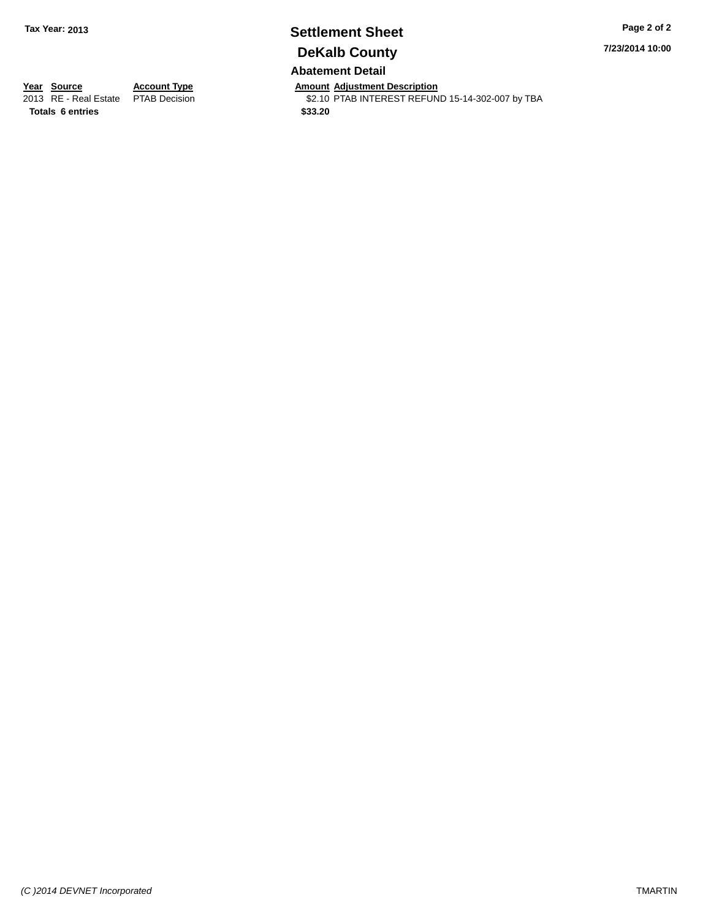**Tax Year: 2013**

# Settlement Sheet

## DeKalb County

### Abatement Detail

| Year | Source | Account Type | Amount | Adjustment Description |
|---|---|---|---|---|
| 2013 | RE - Real Estate | PTAB Decision | $2.10 | PTAB INTEREST REFUND 15-14-302-007 by TBA |
| **Totals** | **6 entries** | | **$33.20** | |

*(C )2014 DEVNET Incorporated* TMARTIN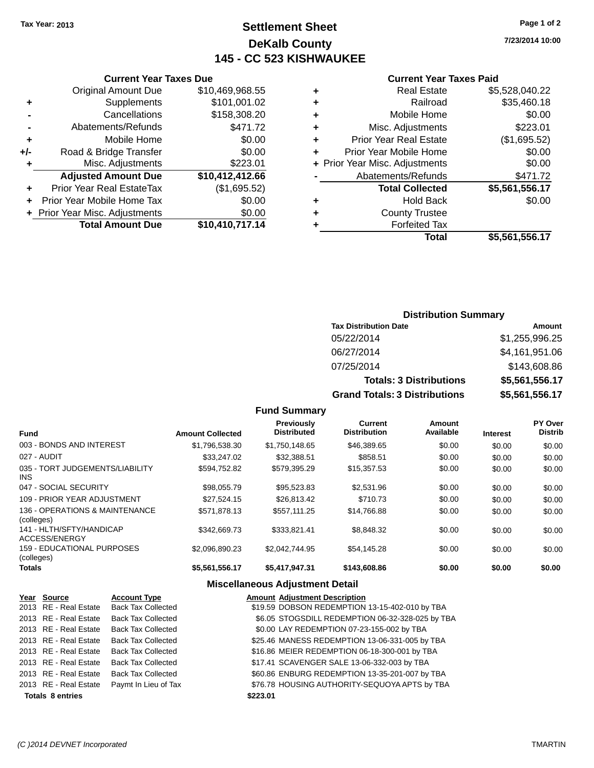Tax Year: 2013

# Settlement Sheet
## DeKalb County
## 145 - CC 523 KISHWAUKEE

7/23/2014 10:00

### Current Year Taxes Due

| | | |
|---|---|---|
| | Original Amount Due | $10,469,968.55 |
| + | Supplements | $101,001.02 |
| - | Cancellations | $158,308.20 |
| - | Abatements/Refunds | $471.72 |
| + | Mobile Home | $0.00 |
| +/- | Road & Bridge Transfer | $0.00 |
| + | Misc. Adjustments | $223.01 |
| | **Adjusted Amount Due** | **$10,412,412.66** |
| + | Prior Year Real EstateTax | ($1,695.52) |
| + | Prior Year Mobile Home Tax | $0.00 |
| + | Prior Year Misc. Adjustments | $0.00 |
| | **Total Amount Due** | **$10,410,717.14** |

### Current Year Taxes Paid

| | | |
|---|---|---|
| + | Real Estate | $5,528,040.22 |
| + | Railroad | $35,460.18 |
| + | Mobile Home | $0.00 |
| + | Misc. Adjustments | $223.01 |
| + | Prior Year Real Estate | ($1,695.52) |
| + | Prior Year Mobile Home | $0.00 |
| + | Prior Year Misc. Adjustments | $0.00 |
| - | Abatements/Refunds | $471.72 |
| | **Total Collected** | **$5,561,556.17** |
| + | Hold Back | $0.00 |
| + | County Trustee | |
| + | Forfeited Tax | |
| | **Total** | **$5,561,556.17** |

### Distribution Summary

| Tax Distribution Date | Amount |
|---|---|
| 05/22/2014 | $1,255,996.25 |
| 06/27/2014 | $4,161,951.06 |
| 07/25/2014 | $143,608.86 |
| **Totals: 3 Distributions** | **$5,561,556.17** |
| **Grand Totals: 3 Distributions** | **$5,561,556.17** |

### Fund Summary

| Fund | Amount Collected | Previously Distributed | Current Distribution | Amount Available | Interest | PY Over Distrib |
|---|---|---|---|---|---|---|
| 003 - BONDS AND INTEREST | $1,796,538.30 | $1,750,148.65 | $46,389.65 | $0.00 | $0.00 | $0.00 |
| 027 - AUDIT | $33,247.02 | $32,388.51 | $858.51 | $0.00 | $0.00 | $0.00 |
| 035 - TORT JUDGEMENTS/LIABILITY INS | $594,752.82 | $579,395.29 | $15,357.53 | $0.00 | $0.00 | $0.00 |
| 047 - SOCIAL SECURITY | $98,055.79 | $95,523.83 | $2,531.96 | $0.00 | $0.00 | $0.00 |
| 109 - PRIOR YEAR ADJUSTMENT | $27,524.15 | $26,813.42 | $710.73 | $0.00 | $0.00 | $0.00 |
| 136 - OPERATIONS & MAINTENANCE (colleges) | $571,878.13 | $557,111.25 | $14,766.88 | $0.00 | $0.00 | $0.00 |
| 141 - HLTH/SFTY/HANDICAP ACCESS/ENERGY | $342,669.73 | $333,821.41 | $8,848.32 | $0.00 | $0.00 | $0.00 |
| 159 - EDUCATIONAL PURPOSES (colleges) | $2,096,890.23 | $2,042,744.95 | $54,145.28 | $0.00 | $0.00 | $0.00 |
| **Totals** | **$5,561,556.17** | **$5,417,947.31** | **$143,608.86** | **$0.00** | **$0.00** | **$0.00** |

### Miscellaneous Adjustment Detail

| Year | Source | Account Type | Amount | Adjustment Description |
|---|---|---|---|---|
| 2013 | RE - Real Estate | Back Tax Collected | $19.59 | DOBSON REDEMPTION 13-15-402-010 by TBA |
| 2013 | RE - Real Estate | Back Tax Collected | $6.05 | STOGSDILL REDEMPTION 06-32-328-025 by TBA |
| 2013 | RE - Real Estate | Back Tax Collected | $0.00 | LAY REDEMPTION 07-23-155-002 by TBA |
| 2013 | RE - Real Estate | Back Tax Collected | $25.46 | MANESS REDEMPTION 13-06-331-005 by TBA |
| 2013 | RE - Real Estate | Back Tax Collected | $16.86 | MEIER REDEMPTION 06-18-300-001 by TBA |
| 2013 | RE - Real Estate | Back Tax Collected | $17.41 | SCAVENGER SALE 13-06-332-003 by TBA |
| 2013 | RE - Real Estate | Back Tax Collected | $60.86 | ENBURG REDEMPTION 13-35-201-007 by TBA |
| 2013 | RE - Real Estate | Paymt In Lieu of Tax | $76.78 | HOUSING AUTHORITY-SEQUOYA APTS by TBA |
| **Totals 8 entries** | | | **$223.01** | |

(C )2014 DEVNET Incorporated — TMARTIN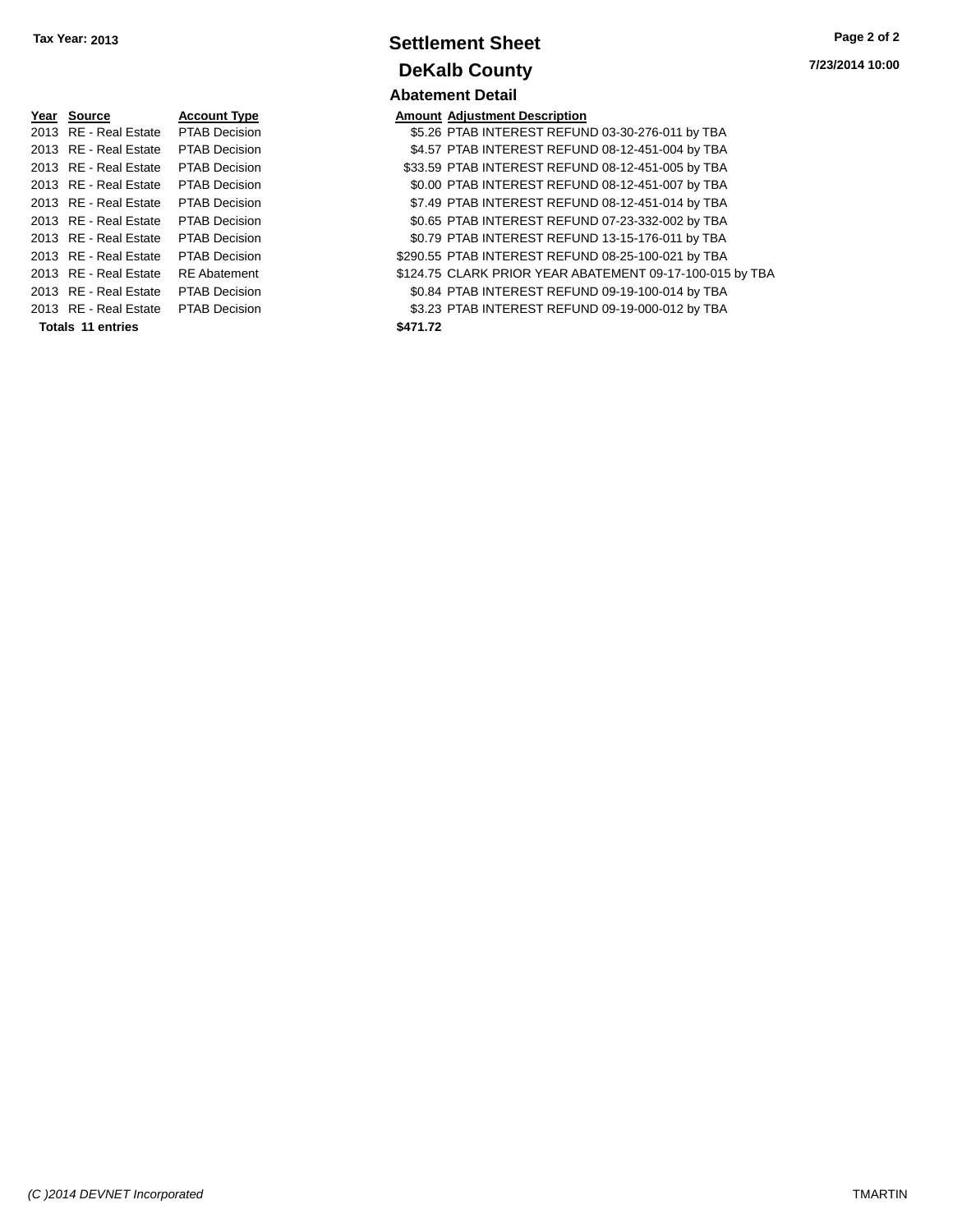Tax Year: 2013

# Settlement Sheet

## DeKalb County

7/23/2014 10:00

### Abatement Detail

| Year | Source | Account Type | Amount | Adjustment Description |
|---|---|---|---|---|
| 2013 | RE - Real Estate | PTAB Decision | $5.26 | PTAB INTEREST REFUND 03-30-276-011 by TBA |
| 2013 | RE - Real Estate | PTAB Decision | $4.57 | PTAB INTEREST REFUND 08-12-451-004 by TBA |
| 2013 | RE - Real Estate | PTAB Decision | $33.59 | PTAB INTEREST REFUND 08-12-451-005 by TBA |
| 2013 | RE - Real Estate | PTAB Decision | $0.00 | PTAB INTEREST REFUND 08-12-451-007 by TBA |
| 2013 | RE - Real Estate | PTAB Decision | $7.49 | PTAB INTEREST REFUND 08-12-451-014 by TBA |
| 2013 | RE - Real Estate | PTAB Decision | $0.65 | PTAB INTEREST REFUND 07-23-332-002 by TBA |
| 2013 | RE - Real Estate | PTAB Decision | $0.79 | PTAB INTEREST REFUND 13-15-176-011 by TBA |
| 2013 | RE - Real Estate | PTAB Decision | $290.55 | PTAB INTEREST REFUND 08-25-100-021 by TBA |
| 2013 | RE - Real Estate | RE Abatement | $124.75 | CLARK PRIOR YEAR ABATEMENT 09-17-100-015 by TBA |
| 2013 | RE - Real Estate | PTAB Decision | $0.84 | PTAB INTEREST REFUND 09-19-100-014 by TBA |
| 2013 | RE - Real Estate | PTAB Decision | $3.23 | PTAB INTEREST REFUND 09-19-000-012 by TBA |
| **Totals 11 entries** | | | **$471.72** | |

*(C )2014 DEVNET Incorporated* TMARTIN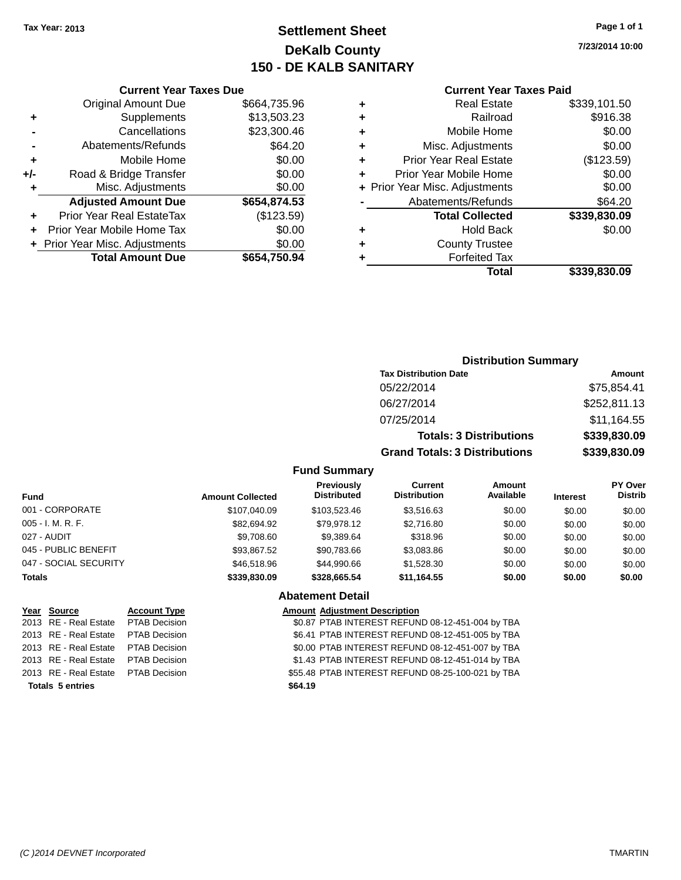Tax Year: 2013

# Settlement Sheet

## DeKalb County

## 150 - DE KALB SANITARY

7/23/2014 10:00

### Current Year Taxes Due

| | | |
|---|---|---|
| | Original Amount Due | $664,735.96 |
| + | Supplements | $13,503.23 |
| - | Cancellations | $23,300.46 |
| - | Abatements/Refunds | $64.20 |
| + | Mobile Home | $0.00 |
| +/- | Road & Bridge Transfer | $0.00 |
| + | Misc. Adjustments | $0.00 |
| | **Adjusted Amount Due** | **$654,874.53** |
| + | Prior Year Real EstateTax | ($123.59) |
| + | Prior Year Mobile Home Tax | $0.00 |
| + | Prior Year Misc. Adjustments | $0.00 |
| | **Total Amount Due** | **$654,750.94** |

### Current Year Taxes Paid

| | | |
|---|---|---|
| + | Real Estate | $339,101.50 |
| + | Railroad | $916.38 |
| + | Mobile Home | $0.00 |
| + | Misc. Adjustments | $0.00 |
| + | Prior Year Real Estate | ($123.59) |
| + | Prior Year Mobile Home | $0.00 |
| + | Prior Year Misc. Adjustments | $0.00 |
| - | Abatements/Refunds | $64.20 |
| | **Total Collected** | **$339,830.09** |
| + | Hold Back | $0.00 |
| + | County Trustee | |
| + | Forfeited Tax | |
| | **Total** | **$339,830.09** |

### Distribution Summary

| Tax Distribution Date | Amount |
|---|---|
| 05/22/2014 | $75,854.41 |
| 06/27/2014 | $252,811.13 |
| 07/25/2014 | $11,164.55 |
| **Totals: 3 Distributions** | **$339,830.09** |
| **Grand Totals: 3 Distributions** | **$339,830.09** |

### Fund Summary

| Fund | Amount Collected | Previously Distributed | Current Distribution | Amount Available | Interest | PY Over Distrib |
|---|---|---|---|---|---|---|
| 001 - CORPORATE | $107,040.09 | $103,523.46 | $3,516.63 | $0.00 | $0.00 | $0.00 |
| 005 - I. M. R. F. | $82,694.92 | $79,978.12 | $2,716.80 | $0.00 | $0.00 | $0.00 |
| 027 - AUDIT | $9,708.60 | $9,389.64 | $318.96 | $0.00 | $0.00 | $0.00 |
| 045 - PUBLIC BENEFIT | $93,867.52 | $90,783.66 | $3,083.86 | $0.00 | $0.00 | $0.00 |
| 047 - SOCIAL SECURITY | $46,518.96 | $44,990.66 | $1,528.30 | $0.00 | $0.00 | $0.00 |
| **Totals** | **$339,830.09** | **$328,665.54** | **$11,164.55** | **$0.00** | **$0.00** | **$0.00** |

### Abatement Detail

| Year | Source | Account Type | Amount | Adjustment Description |
|---|---|---|---|---|
| 2013 | RE - Real Estate | PTAB Decision | $0.87 | PTAB INTEREST REFUND 08-12-451-004 by TBA |
| 2013 | RE - Real Estate | PTAB Decision | $6.41 | PTAB INTEREST REFUND 08-12-451-005 by TBA |
| 2013 | RE - Real Estate | PTAB Decision | $0.00 | PTAB INTEREST REFUND 08-12-451-007 by TBA |
| 2013 | RE - Real Estate | PTAB Decision | $1.43 | PTAB INTEREST REFUND 08-12-451-014 by TBA |
| 2013 | RE - Real Estate | PTAB Decision | $55.48 | PTAB INTEREST REFUND 08-25-100-021 by TBA |
| **Totals 5 entries** | | | **$64.19** | |

(C )2014 DEVNET Incorporated TMARTIN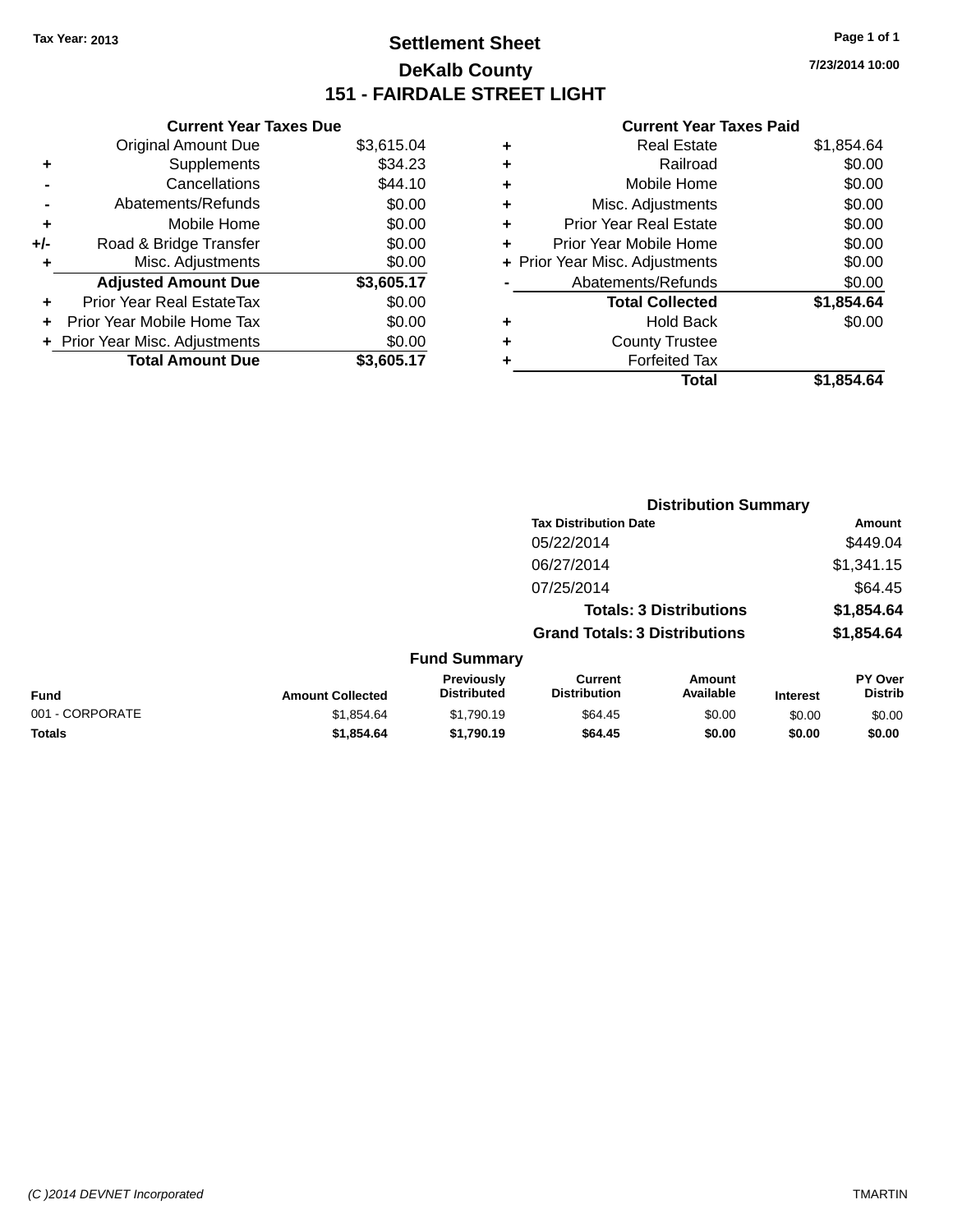Tax Year: 2013

# Settlement Sheet

## DeKalb County

## 151 - FAIRDALE STREET LIGHT

7/23/2014 10:00

### Current Year Taxes Due

| | | |
|---|---|---|
| | Original Amount Due | $3,615.04 |
| + | Supplements | $34.23 |
| - | Cancellations | $44.10 |
| - | Abatements/Refunds | $0.00 |
| + | Mobile Home | $0.00 |
| +/- | Road & Bridge Transfer | $0.00 |
| + | Misc. Adjustments | $0.00 |
| | **Adjusted Amount Due** | **$3,605.17** |
| + | Prior Year Real EstateTax | $0.00 |
| + | Prior Year Mobile Home Tax | $0.00 |
| + | Prior Year Misc. Adjustments | $0.00 |
| | **Total Amount Due** | **$3,605.17** |

### Current Year Taxes Paid

| | | |
|---|---|---|
| + | Real Estate | $1,854.64 |
| + | Railroad | $0.00 |
| + | Mobile Home | $0.00 |
| + | Misc. Adjustments | $0.00 |
| + | Prior Year Real Estate | $0.00 |
| + | Prior Year Mobile Home | $0.00 |
| + | Prior Year Misc. Adjustments | $0.00 |
| - | Abatements/Refunds | $0.00 |
| | **Total Collected** | **$1,854.64** |
| + | Hold Back | $0.00 |
| + | County Trustee | |
| + | Forfeited Tax | |
| | **Total** | **$1,854.64** |

### Distribution Summary

| Tax Distribution Date | Amount |
|---|---|
| 05/22/2014 | $449.04 |
| 06/27/2014 | $1,341.15 |
| 07/25/2014 | $64.45 |
| **Totals: 3 Distributions** | **$1,854.64** |
| **Grand Totals: 3 Distributions** | **$1,854.64** |

### Fund Summary

| Fund | Amount Collected | Previously Distributed | Current Distribution | Amount Available | Interest | PY Over Distrib |
|---|---|---|---|---|---|---|
| 001 - CORPORATE | $1,854.64 | $1,790.19 | $64.45 | $0.00 | $0.00 | $0.00 |
| **Totals** | **$1,854.64** | **$1,790.19** | **$64.45** | **$0.00** | **$0.00** | **$0.00** |

(C )2014 DEVNET Incorporated TMARTIN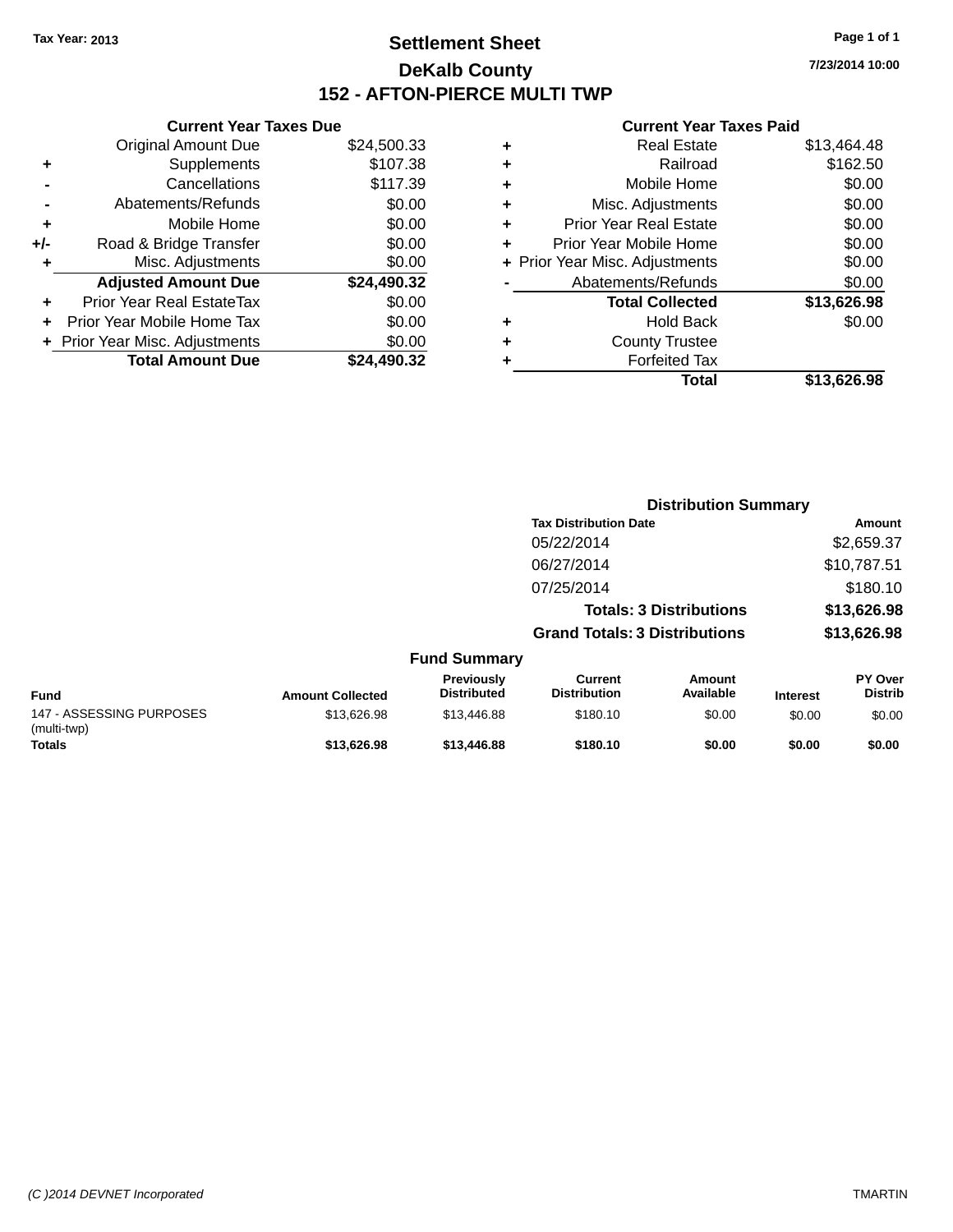Tax Year: 2013

# Settlement Sheet

## DeKalb County

## 152 - AFTON-PIERCE MULTI TWP

7/23/2014 10:00

### Current Year Taxes Due

| | | |
|---|---|---|
| | Original Amount Due | $24,500.33 |
| + | Supplements | $107.38 |
| - | Cancellations | $117.39 |
| - | Abatements/Refunds | $0.00 |
| + | Mobile Home | $0.00 |
| +/- | Road & Bridge Transfer | $0.00 |
| + | Misc. Adjustments | $0.00 |
| | **Adjusted Amount Due** | **$24,490.32** |
| + | Prior Year Real EstateTax | $0.00 |
| + | Prior Year Mobile Home Tax | $0.00 |
| + | Prior Year Misc. Adjustments | $0.00 |
| | **Total Amount Due** | **$24,490.32** |

### Current Year Taxes Paid

| | | |
|---|---|---|
| + | Real Estate | $13,464.48 |
| + | Railroad | $162.50 |
| + | Mobile Home | $0.00 |
| + | Misc. Adjustments | $0.00 |
| + | Prior Year Real Estate | $0.00 |
| + | Prior Year Mobile Home | $0.00 |
| + | Prior Year Misc. Adjustments | $0.00 |
| - | Abatements/Refunds | $0.00 |
| | **Total Collected** | **$13,626.98** |
| + | Hold Back | $0.00 |
| + | County Trustee | |
| + | Forfeited Tax | |
| | **Total** | **$13,626.98** |

### Distribution Summary

| Tax Distribution Date | Amount |
|---|---|
| 05/22/2014 | $2,659.37 |
| 06/27/2014 | $10,787.51 |
| 07/25/2014 | $180.10 |
| **Totals: 3 Distributions** | **$13,626.98** |
| **Grand Totals: 3 Distributions** | **$13,626.98** |

### Fund Summary

| Fund | Amount Collected | Previously Distributed | Current Distribution | Amount Available | Interest | PY Over Distrib |
|---|---|---|---|---|---|---|
| 147 - ASSESSING PURPOSES (multi-twp) | $13,626.98 | $13,446.88 | $180.10 | $0.00 | $0.00 | $0.00 |
| **Totals** | **$13,626.98** | **$13,446.88** | **$180.10** | **$0.00** | **$0.00** | **$0.00** |

(C )2014 DEVNET Incorporated    TMARTIN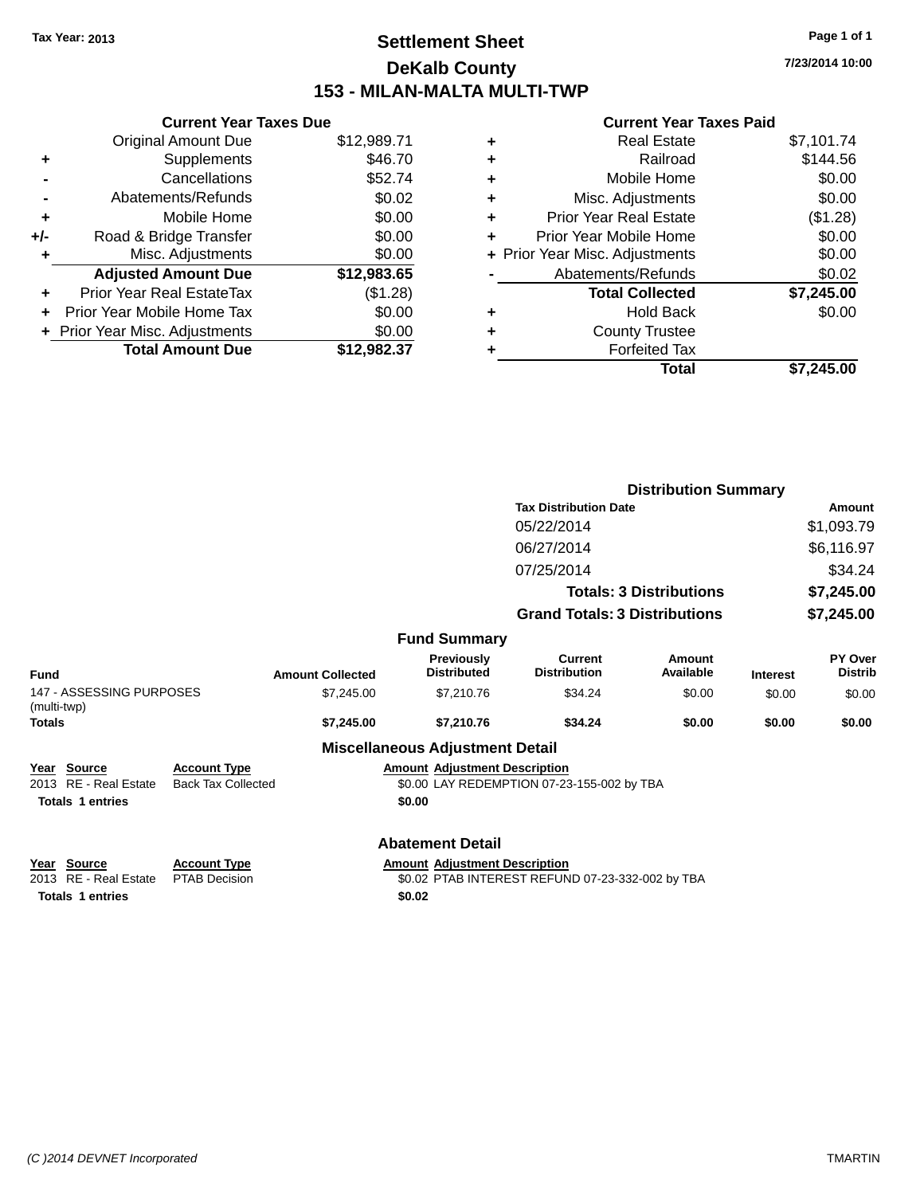Tax Year: 2013

# Settlement Sheet
## DeKalb County
## 153 - MILAN-MALTA MULTI-TWP

7/23/2014 10:00

### Current Year Taxes Due

| | | |
|---|---|---|
| | Original Amount Due | $12,989.71 |
| + | Supplements | $46.70 |
| - | Cancellations | $52.74 |
| - | Abatements/Refunds | $0.02 |
| + | Mobile Home | $0.00 |
| +/- | Road & Bridge Transfer | $0.00 |
| + | Misc. Adjustments | $0.00 |
| | **Adjusted Amount Due** | **$12,983.65** |
| + | Prior Year Real EstateTax | ($1.28) |
| + | Prior Year Mobile Home Tax | $0.00 |
| + | Prior Year Misc. Adjustments | $0.00 |
| | **Total Amount Due** | **$12,982.37** |

### Current Year Taxes Paid

| | | |
|---|---|---|
| + | Real Estate | $7,101.74 |
| + | Railroad | $144.56 |
| + | Mobile Home | $0.00 |
| + | Misc. Adjustments | $0.00 |
| + | Prior Year Real Estate | ($1.28) |
| + | Prior Year Mobile Home | $0.00 |
| + | Prior Year Misc. Adjustments | $0.00 |
| - | Abatements/Refunds | $0.02 |
| | **Total Collected** | **$7,245.00** |
| + | Hold Back | $0.00 |
| + | County Trustee | |
| + | Forfeited Tax | |
| | **Total** | **$7,245.00** |

### Distribution Summary

| Tax Distribution Date | Amount |
|---|---|
| 05/22/2014 | $1,093.79 |
| 06/27/2014 | $6,116.97 |
| 07/25/2014 | $34.24 |
| **Totals: 3 Distributions** | **$7,245.00** |
| **Grand Totals: 3 Distributions** | **$7,245.00** |

### Fund Summary

| Fund | Amount Collected | Previously Distributed | Current Distribution | Amount Available | Interest | PY Over Distrib |
|---|---|---|---|---|---|---|
| 147 - ASSESSING PURPOSES (multi-twp) | $7,245.00 | $7,210.76 | $34.24 | $0.00 | $0.00 | $0.00 |
| **Totals** | **$7,245.00** | **$7,210.76** | **$34.24** | **$0.00** | **$0.00** | **$0.00** |

### Miscellaneous Adjustment Detail

| Year | Source | Account Type | Amount | Adjustment Description |
|---|---|---|---|---|
| 2013 | RE - Real Estate | Back Tax Collected | $0.00 | LAY REDEMPTION 07-23-155-002 by TBA |
| **Totals** | **1 entries** | | **$0.00** | |

### Abatement Detail

| Year | Source | Account Type | Amount | Adjustment Description |
|---|---|---|---|---|
| 2013 | RE - Real Estate | PTAB Decision | $0.02 | PTAB INTEREST REFUND 07-23-332-002 by TBA |
| **Totals** | **1 entries** | | **$0.02** | |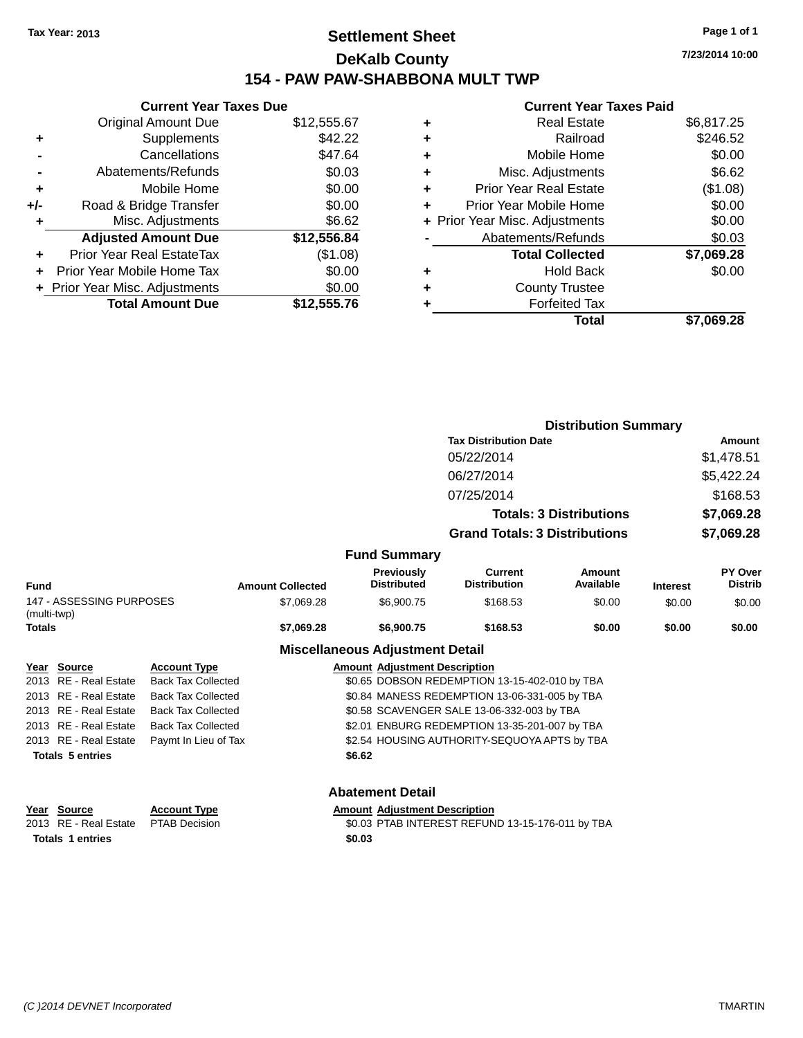Tax Year: 2013

# Settlement Sheet

## DeKalb County

## 154 - PAW PAW-SHABBONA MULT TWP

7/23/2014 10:00

### Current Year Taxes Due

| | | |
|---|---|---|
| | Original Amount Due | $12,555.67 |
| + | Supplements | $42.22 |
| - | Cancellations | $47.64 |
| - | Abatements/Refunds | $0.03 |
| + | Mobile Home | $0.00 |
| +/- | Road & Bridge Transfer | $0.00 |
| + | Misc. Adjustments | $6.62 |
| | **Adjusted Amount Due** | **$12,556.84** |
| + | Prior Year Real EstateTax | ($1.08) |
| + | Prior Year Mobile Home Tax | $0.00 |
| + | Prior Year Misc. Adjustments | $0.00 |
| | **Total Amount Due** | **$12,555.76** |

### Current Year Taxes Paid

| | | |
|---|---|---|
| + | Real Estate | $6,817.25 |
| + | Railroad | $246.52 |
| + | Mobile Home | $0.00 |
| + | Misc. Adjustments | $6.62 |
| + | Prior Year Real Estate | ($1.08) |
| + | Prior Year Mobile Home | $0.00 |
| + | Prior Year Misc. Adjustments | $0.00 |
| - | Abatements/Refunds | $0.03 |
| | **Total Collected** | **$7,069.28** |
| + | Hold Back | $0.00 |
| + | County Trustee | |
| + | Forfeited Tax | |
| | **Total** | **$7,069.28** |

### Distribution Summary

| Tax Distribution Date | Amount |
|---|---|
| 05/22/2014 | $1,478.51 |
| 06/27/2014 | $5,422.24 |
| 07/25/2014 | $168.53 |
| **Totals: 3 Distributions** | **$7,069.28** |
| **Grand Totals: 3 Distributions** | **$7,069.28** |

### Fund Summary

| Fund | Amount Collected | Previously Distributed | Current Distribution | Amount Available | Interest | PY Over Distrib |
|---|---|---|---|---|---|---|
| 147 - ASSESSING PURPOSES (multi-twp) | $7,069.28 | $6,900.75 | $168.53 | $0.00 | $0.00 | $0.00 |
| **Totals** | **$7,069.28** | **$6,900.75** | **$168.53** | **$0.00** | **$0.00** | **$0.00** |

### Miscellaneous Adjustment Detail

| Year | Source | Account Type | Amount | Adjustment Description |
|---|---|---|---|---|
| 2013 | RE - Real Estate | Back Tax Collected | $0.65 | DOBSON REDEMPTION 13-15-402-010 by TBA |
| 2013 | RE - Real Estate | Back Tax Collected | $0.84 | MANESS REDEMPTION 13-06-331-005 by TBA |
| 2013 | RE - Real Estate | Back Tax Collected | $0.58 | SCAVENGER SALE 13-06-332-003 by TBA |
| 2013 | RE - Real Estate | Back Tax Collected | $2.01 | ENBURG REDEMPTION 13-35-201-007 by TBA |
| 2013 | RE - Real Estate | Paymt In Lieu of Tax | $2.54 | HOUSING AUTHORITY-SEQUOYA APTS by TBA |
| **Totals 5 entries** | | | **$6.62** | |

### Abatement Detail

| Year | Source | Account Type | Amount | Adjustment Description |
|---|---|---|---|---|
| 2013 | RE - Real Estate | PTAB Decision | $0.03 | PTAB INTEREST REFUND 13-15-176-011 by TBA |
| **Totals 1 entries** | | | **$0.03** | |

(C )2014 DEVNET Incorporated TMARTIN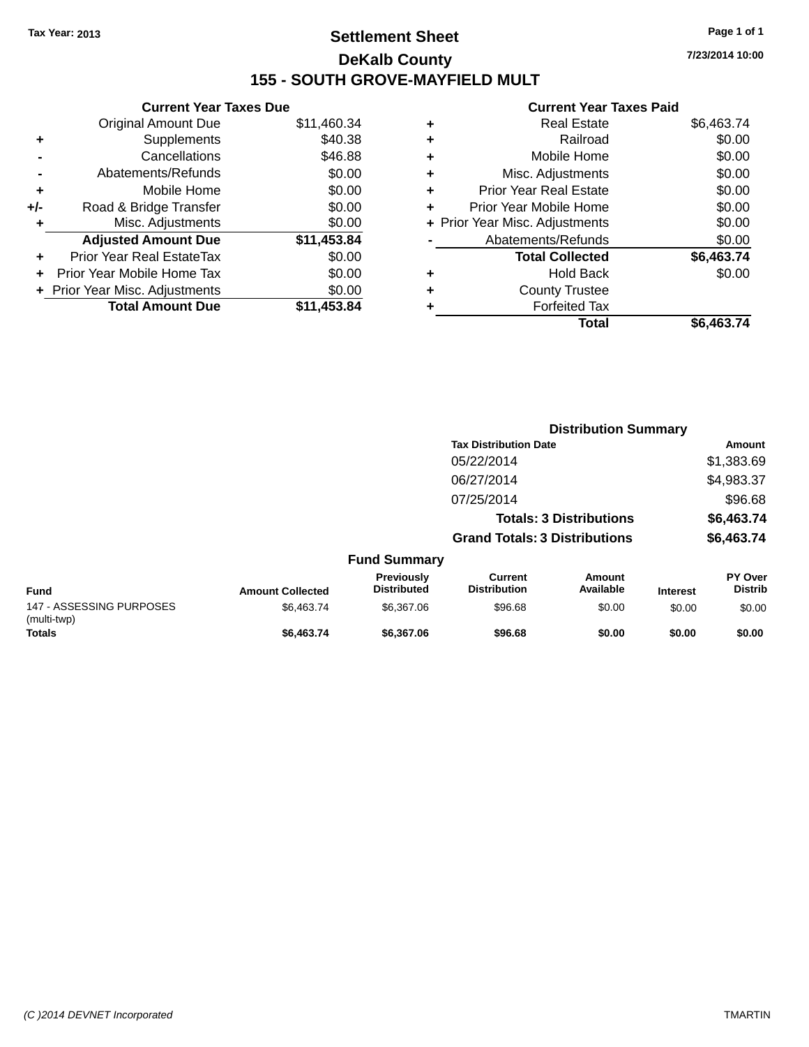Tax Year: 2013

# Settlement Sheet

## DeKalb County

## 155 - SOUTH GROVE-MAYFIELD MULT

7/23/2014 10:00

### Current Year Taxes Due

| | | |
|---|---|---|
| | Original Amount Due | $11,460.34 |
| + | Supplements | $40.38 |
| - | Cancellations | $46.88 |
| - | Abatements/Refunds | $0.00 |
| + | Mobile Home | $0.00 |
| +/- | Road & Bridge Transfer | $0.00 |
| + | Misc. Adjustments | $0.00 |
| | **Adjusted Amount Due** | **$11,453.84** |
| + | Prior Year Real EstateTax | $0.00 |
| + | Prior Year Mobile Home Tax | $0.00 |
| + | Prior Year Misc. Adjustments | $0.00 |
| | **Total Amount Due** | **$11,453.84** |

### Current Year Taxes Paid

| | | |
|---|---|---|
| + | Real Estate | $6,463.74 |
| + | Railroad | $0.00 |
| + | Mobile Home | $0.00 |
| + | Misc. Adjustments | $0.00 |
| + | Prior Year Real Estate | $0.00 |
| + | Prior Year Mobile Home | $0.00 |
| + | Prior Year Misc. Adjustments | $0.00 |
| - | Abatements/Refunds | $0.00 |
| | **Total Collected** | **$6,463.74** |
| + | Hold Back | $0.00 |
| + | County Trustee | |
| + | Forfeited Tax | |
| | **Total** | **$6,463.74** |

### Distribution Summary

| Tax Distribution Date | Amount |
|---|---|
| 05/22/2014 | $1,383.69 |
| 06/27/2014 | $4,983.37 |
| 07/25/2014 | $96.68 |
| **Totals: 3 Distributions** | **$6,463.74** |
| **Grand Totals: 3 Distributions** | **$6,463.74** |

### Fund Summary

| Fund | Amount Collected | Previously Distributed | Current Distribution | Amount Available | Interest | PY Over Distrib |
|---|---|---|---|---|---|---|
| 147 - ASSESSING PURPOSES (multi-twp) | $6,463.74 | $6,367.06 | $96.68 | $0.00 | $0.00 | $0.00 |
| **Totals** | **$6,463.74** | **$6,367.06** | **$96.68** | **$0.00** | **$0.00** | **$0.00** |

(C )2014 DEVNET Incorporated TMARTIN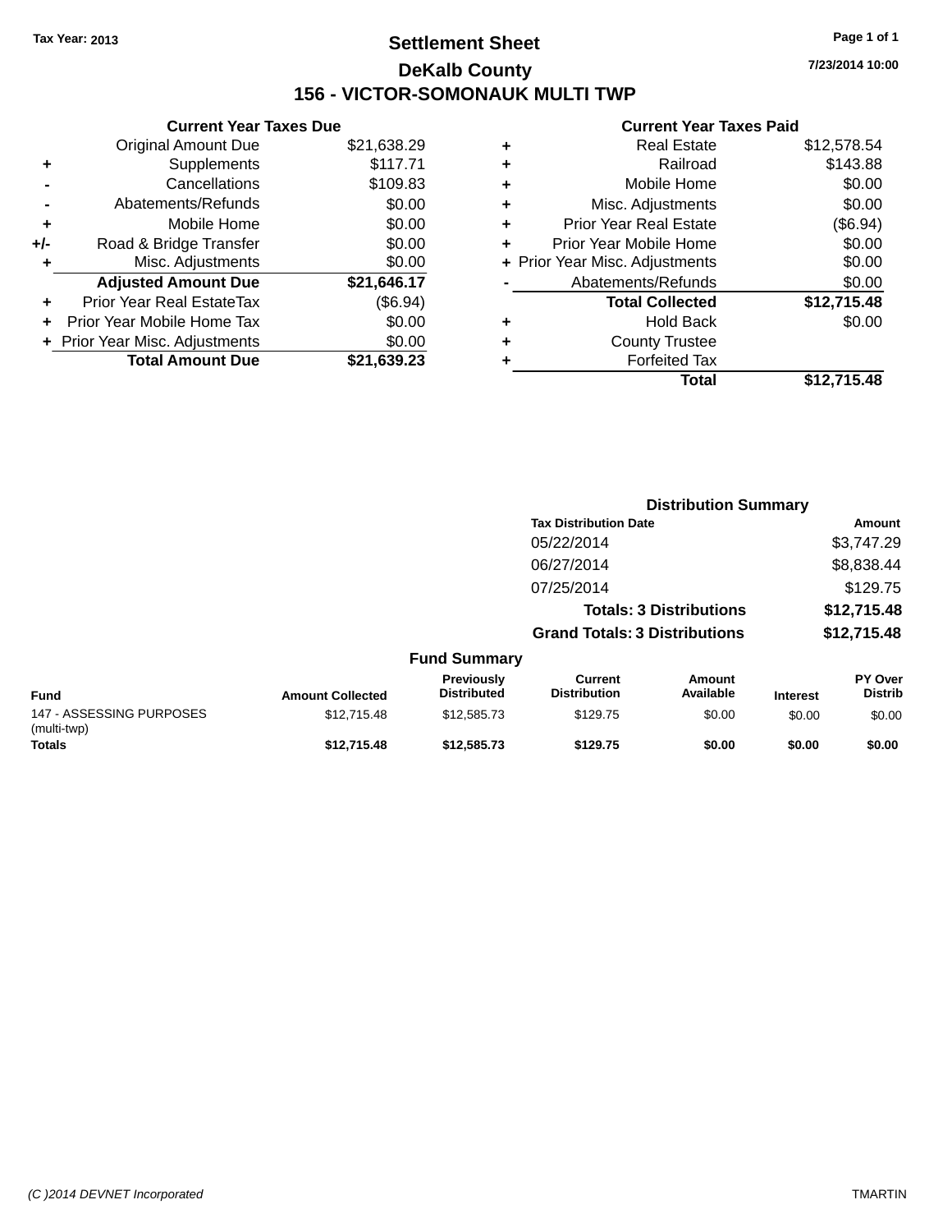Tax Year: 2013

# Settlement Sheet

## DeKalb County

## 156 - VICTOR-SOMONAUK MULTI TWP

7/23/2014 10:00

### Current Year Taxes Due

| | | |
|---|---|---|
| | Original Amount Due | $21,638.29 |
| + | Supplements | $117.71 |
| - | Cancellations | $109.83 |
| - | Abatements/Refunds | $0.00 |
| + | Mobile Home | $0.00 |
| +/- | Road & Bridge Transfer | $0.00 |
| + | Misc. Adjustments | $0.00 |
| | **Adjusted Amount Due** | **$21,646.17** |
| + | Prior Year Real EstateTax | ($6.94) |
| + | Prior Year Mobile Home Tax | $0.00 |
| + | Prior Year Misc. Adjustments | $0.00 |
| | **Total Amount Due** | **$21,639.23** |

### Current Year Taxes Paid

| | | |
|---|---|---|
| + | Real Estate | $12,578.54 |
| + | Railroad | $143.88 |
| + | Mobile Home | $0.00 |
| + | Misc. Adjustments | $0.00 |
| + | Prior Year Real Estate | ($6.94) |
| + | Prior Year Mobile Home | $0.00 |
| + | Prior Year Misc. Adjustments | $0.00 |
| - | Abatements/Refunds | $0.00 |
| | **Total Collected** | **$12,715.48** |
| + | Hold Back | $0.00 |
| + | County Trustee | |
| + | Forfeited Tax | |
| | **Total** | **$12,715.48** |

### Distribution Summary

| Tax Distribution Date | Amount |
|---|---|
| 05/22/2014 | $3,747.29 |
| 06/27/2014 | $8,838.44 |
| 07/25/2014 | $129.75 |
| **Totals: 3 Distributions** | **$12,715.48** |
| **Grand Totals: 3 Distributions** | **$12,715.48** |

### Fund Summary

| Fund | Amount Collected | Previously Distributed | Current Distribution | Amount Available | Interest | PY Over Distrib |
|---|---|---|---|---|---|---|
| 147 - ASSESSING PURPOSES (multi-twp) | $12,715.48 | $12,585.73 | $129.75 | $0.00 | $0.00 | $0.00 |
| **Totals** | **$12,715.48** | **$12,585.73** | **$129.75** | **$0.00** | **$0.00** | **$0.00** |

(C )2014 DEVNET Incorporated TMARTIN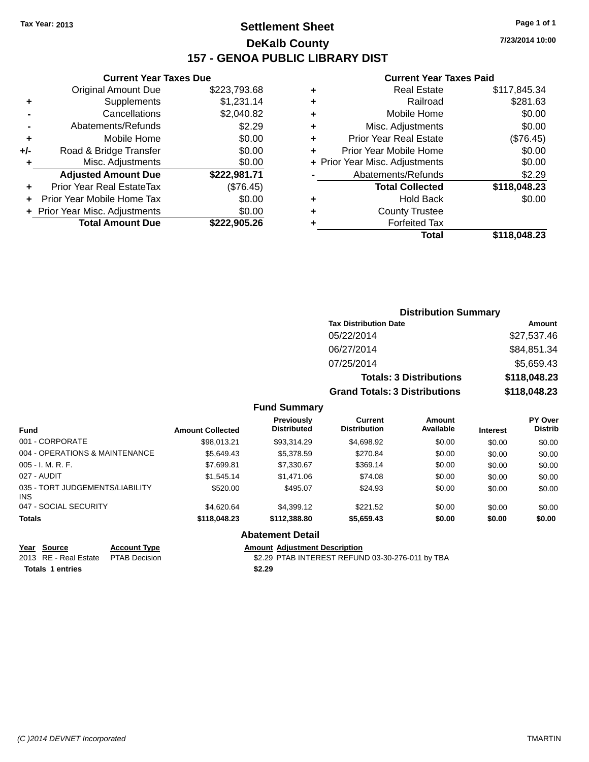Tax Year: 2013

# Settlement Sheet
## DeKalb County
## 157 - GENOA PUBLIC LIBRARY DIST

7/23/2014 10:00

### Current Year Taxes Due

| | | |
|---|---|---|
| | Original Amount Due | $223,793.68 |
| + | Supplements | $1,231.14 |
| - | Cancellations | $2,040.82 |
| - | Abatements/Refunds | $2.29 |
| + | Mobile Home | $0.00 |
| +/- | Road & Bridge Transfer | $0.00 |
| + | Misc. Adjustments | $0.00 |
| | **Adjusted Amount Due** | **$222,981.71** |
| + | Prior Year Real EstateTax | ($76.45) |
| + | Prior Year Mobile Home Tax | $0.00 |
| + | Prior Year Misc. Adjustments | $0.00 |
| | **Total Amount Due** | **$222,905.26** |

### Current Year Taxes Paid

| | | |
|---|---|---|
| + | Real Estate | $117,845.34 |
| + | Railroad | $281.63 |
| + | Mobile Home | $0.00 |
| + | Misc. Adjustments | $0.00 |
| + | Prior Year Real Estate | ($76.45) |
| + | Prior Year Mobile Home | $0.00 |
| + | Prior Year Misc. Adjustments | $0.00 |
| - | Abatements/Refunds | $2.29 |
| | **Total Collected** | **$118,048.23** |
| + | Hold Back | $0.00 |
| + | County Trustee | |
| + | Forfeited Tax | |
| | **Total** | **$118,048.23** |

### Distribution Summary

| Tax Distribution Date | Amount |
|---|---|
| 05/22/2014 | $27,537.46 |
| 06/27/2014 | $84,851.34 |
| 07/25/2014 | $5,659.43 |
| **Totals: 3 Distributions** | **$118,048.23** |
| **Grand Totals: 3 Distributions** | **$118,048.23** |

### Fund Summary

| Fund | Amount Collected | Previously Distributed | Current Distribution | Amount Available | Interest | PY Over Distrib |
|---|---|---|---|---|---|---|
| 001 - CORPORATE | $98,013.21 | $93,314.29 | $4,698.92 | $0.00 | $0.00 | $0.00 |
| 004 - OPERATIONS & MAINTENANCE | $5,649.43 | $5,378.59 | $270.84 | $0.00 | $0.00 | $0.00 |
| 005 - I. M. R. F. | $7,699.81 | $7,330.67 | $369.14 | $0.00 | $0.00 | $0.00 |
| 027 - AUDIT | $1,545.14 | $1,471.06 | $74.08 | $0.00 | $0.00 | $0.00 |
| 035 - TORT JUDGEMENTS/LIABILITY INS | $520.00 | $495.07 | $24.93 | $0.00 | $0.00 | $0.00 |
| 047 - SOCIAL SECURITY | $4,620.64 | $4,399.12 | $221.52 | $0.00 | $0.00 | $0.00 |
| **Totals** | **$118,048.23** | **$112,388.80** | **$5,659.43** | **$0.00** | **$0.00** | **$0.00** |

### Abatement Detail

| Year | Source | Account Type | Amount | Adjustment Description |
|---|---|---|---|---|
| 2013 | RE - Real Estate | PTAB Decision | $2.29 | PTAB INTEREST REFUND 03-30-276-011 by TBA |
| **Totals** | **1 entries** | | **$2.29** | |

(C )2014 DEVNET Incorporated TMARTIN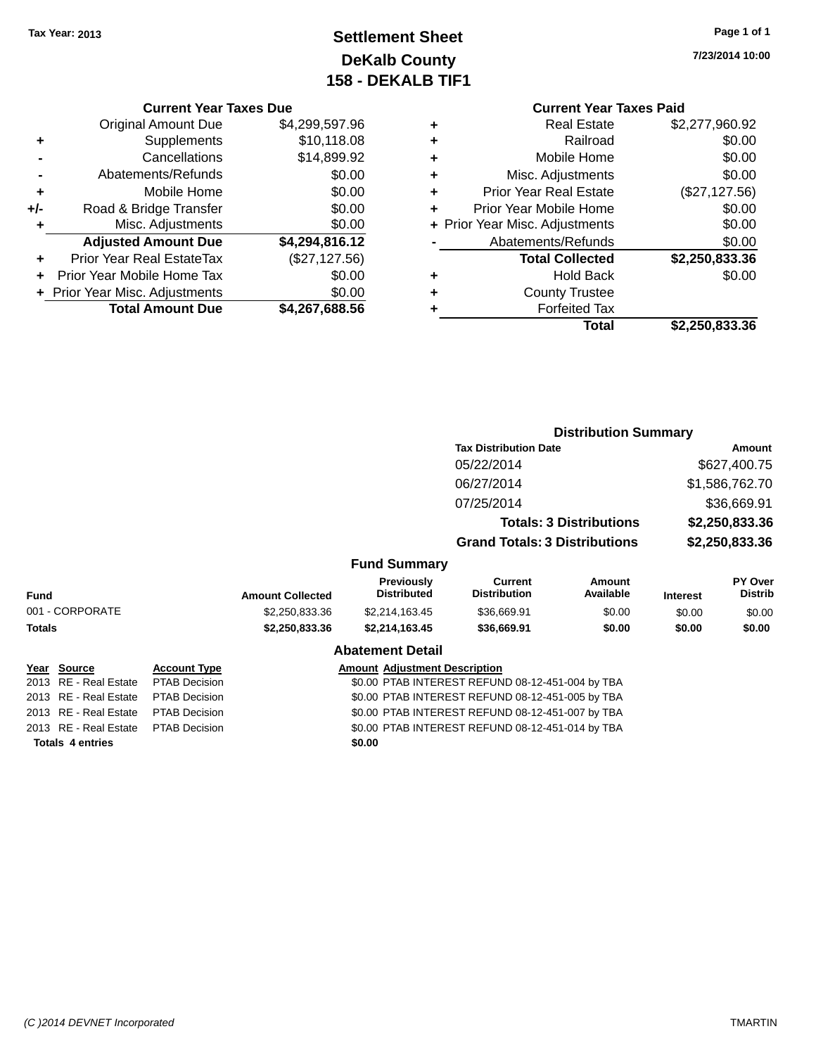Tax Year: 2013

# Settlement Sheet
## DeKalb County
## 158 - DEKALB TIF1

7/23/2014 10:00

### Current Year Taxes Due

| | | |
|---|---|---|
| | Original Amount Due | $4,299,597.96 |
| + | Supplements | $10,118.08 |
| - | Cancellations | $14,899.92 |
| - | Abatements/Refunds | $0.00 |
| + | Mobile Home | $0.00 |
| +/- | Road & Bridge Transfer | $0.00 |
| + | Misc. Adjustments | $0.00 |
| | **Adjusted Amount Due** | **$4,294,816.12** |
| + | Prior Year Real EstateTax | ($27,127.56) |
| + | Prior Year Mobile Home Tax | $0.00 |
| + | Prior Year Misc. Adjustments | $0.00 |
| | **Total Amount Due** | **$4,267,688.56** |

### Current Year Taxes Paid

| | | |
|---|---|---|
| + | Real Estate | $2,277,960.92 |
| + | Railroad | $0.00 |
| + | Mobile Home | $0.00 |
| + | Misc. Adjustments | $0.00 |
| + | Prior Year Real Estate | ($27,127.56) |
| + | Prior Year Mobile Home | $0.00 |
| + | Prior Year Misc. Adjustments | $0.00 |
| - | Abatements/Refunds | $0.00 |
| | **Total Collected** | **$2,250,833.36** |
| + | Hold Back | $0.00 |
| + | County Trustee | |
| + | Forfeited Tax | |
| | **Total** | **$2,250,833.36** |

### Distribution Summary

| Tax Distribution Date | Amount |
|---|---|
| 05/22/2014 | $627,400.75 |
| 06/27/2014 | $1,586,762.70 |
| 07/25/2014 | $36,669.91 |
| **Totals: 3 Distributions** | **$2,250,833.36** |
| **Grand Totals: 3 Distributions** | **$2,250,833.36** |

### Fund Summary

| Fund | Amount Collected | Previously Distributed | Current Distribution | Amount Available | Interest | PY Over Distrib |
|---|---|---|---|---|---|---|
| 001 - CORPORATE | $2,250,833.36 | $2,214,163.45 | $36,669.91 | $0.00 | $0.00 | $0.00 |
| **Totals** | **$2,250,833.36** | **$2,214,163.45** | **$36,669.91** | **$0.00** | **$0.00** | **$0.00** |

### Abatement Detail

| Year | Source | Account Type | Amount | Adjustment Description |
|---|---|---|---|---|
| 2013 | RE - Real Estate | PTAB Decision | $0.00 | PTAB INTEREST REFUND 08-12-451-004 by TBA |
| 2013 | RE - Real Estate | PTAB Decision | $0.00 | PTAB INTEREST REFUND 08-12-451-005 by TBA |
| 2013 | RE - Real Estate | PTAB Decision | $0.00 | PTAB INTEREST REFUND 08-12-451-007 by TBA |
| 2013 | RE - Real Estate | PTAB Decision | $0.00 | PTAB INTEREST REFUND 08-12-451-014 by TBA |
| **Totals 4 entries** | | | **$0.00** | |

(C )2014 DEVNET Incorporated TMARTIN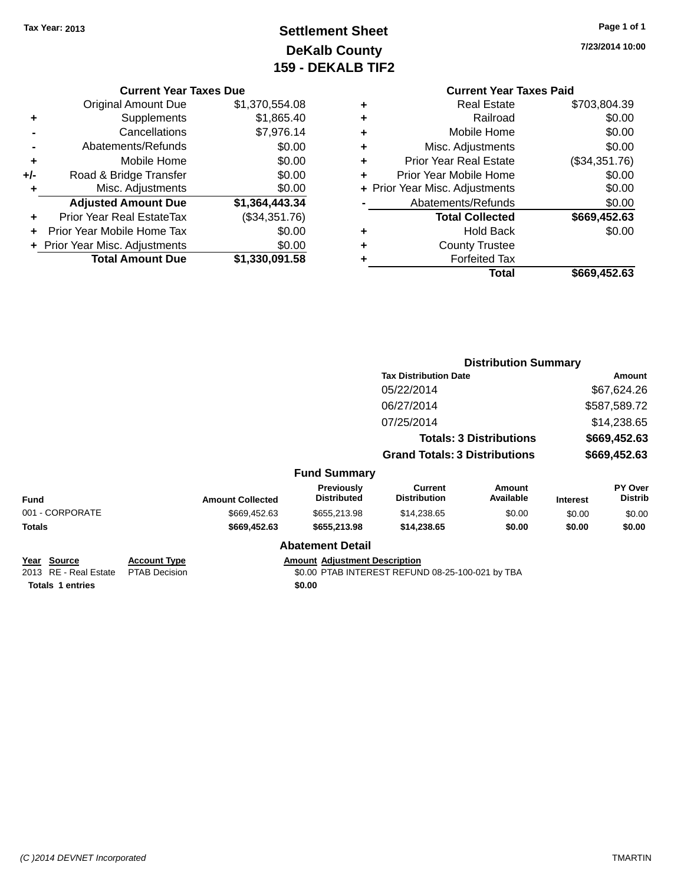Tax Year: 2013

# Settlement Sheet
## DeKalb County
## 159 - DEKALB TIF2

7/23/2014 10:00

### Current Year Taxes Due

| | | |
|---|---|---|
| | Original Amount Due | $1,370,554.08 |
| + | Supplements | $1,865.40 |
| - | Cancellations | $7,976.14 |
| - | Abatements/Refunds | $0.00 |
| + | Mobile Home | $0.00 |
| +/- | Road & Bridge Transfer | $0.00 |
| + | Misc. Adjustments | $0.00 |
| | **Adjusted Amount Due** | **$1,364,443.34** |
| + | Prior Year Real EstateTax | ($34,351.76) |
| + | Prior Year Mobile Home Tax | $0.00 |
| + | Prior Year Misc. Adjustments | $0.00 |
| | **Total Amount Due** | **$1,330,091.58** |

### Current Year Taxes Paid

| | | |
|---|---|---|
| + | Real Estate | $703,804.39 |
| + | Railroad | $0.00 |
| + | Mobile Home | $0.00 |
| + | Misc. Adjustments | $0.00 |
| + | Prior Year Real Estate | ($34,351.76) |
| + | Prior Year Mobile Home | $0.00 |
| + | Prior Year Misc. Adjustments | $0.00 |
| - | Abatements/Refunds | $0.00 |
| | **Total Collected** | **$669,452.63** |
| + | Hold Back | $0.00 |
| + | County Trustee | |
| + | Forfeited Tax | |
| | **Total** | **$669,452.63** |

### Distribution Summary

| Tax Distribution Date | Amount |
|---|---|
| 05/22/2014 | $67,624.26 |
| 06/27/2014 | $587,589.72 |
| 07/25/2014 | $14,238.65 |
| **Totals: 3 Distributions** | **$669,452.63** |
| **Grand Totals: 3 Distributions** | **$669,452.63** |

### Fund Summary

| Fund | Amount Collected | Previously Distributed | Current Distribution | Amount Available | Interest | PY Over Distrib |
|---|---|---|---|---|---|---|
| 001 - CORPORATE | $669,452.63 | $655,213.98 | $14,238.65 | $0.00 | $0.00 | $0.00 |
| **Totals** | **$669,452.63** | **$655,213.98** | **$14,238.65** | **$0.00** | **$0.00** | **$0.00** |

### Abatement Detail

| Year | Source | Account Type | Amount | Adjustment Description |
|---|---|---|---|---|
| 2013 | RE - Real Estate | PTAB Decision | $0.00 | PTAB INTEREST REFUND 08-25-100-021 by TBA |
| **Totals 1 entries** | | | **$0.00** | |

(C )2014 DEVNET Incorporated TMARTIN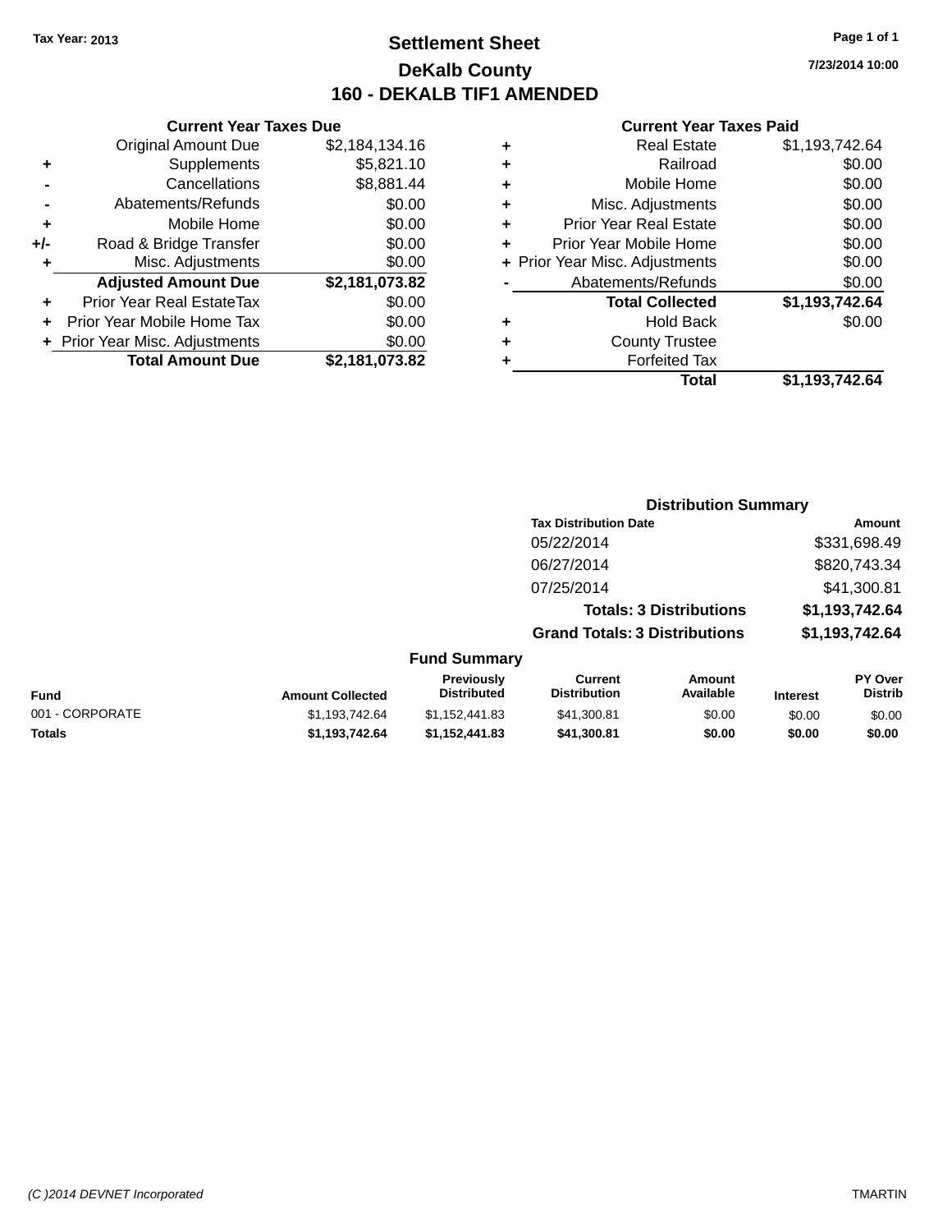Tax Year: 2013

# Settlement Sheet

## DeKalb County

## 160 - DEKALB TIF1 AMENDED

7/23/2014 10:00

### Current Year Taxes Due

| | | |
|---|---|---|
| | Original Amount Due | $2,184,134.16 |
| + | Supplements | $5,821.10 |
| - | Cancellations | $8,881.44 |
| - | Abatements/Refunds | $0.00 |
| + | Mobile Home | $0.00 |
| +/- | Road & Bridge Transfer | $0.00 |
| + | Misc. Adjustments | $0.00 |
| | **Adjusted Amount Due** | **$2,181,073.82** |
| + | Prior Year Real EstateTax | $0.00 |
| + | Prior Year Mobile Home Tax | $0.00 |
| + | Prior Year Misc. Adjustments | $0.00 |
| | **Total Amount Due** | **$2,181,073.82** |

### Current Year Taxes Paid

| | | |
|---|---|---|
| + | Real Estate | $1,193,742.64 |
| + | Railroad | $0.00 |
| + | Mobile Home | $0.00 |
| + | Misc. Adjustments | $0.00 |
| + | Prior Year Real Estate | $0.00 |
| + | Prior Year Mobile Home | $0.00 |
| + | Prior Year Misc. Adjustments | $0.00 |
| - | Abatements/Refunds | $0.00 |
| | **Total Collected** | **$1,193,742.64** |
| + | Hold Back | $0.00 |
| + | County Trustee | |
| + | Forfeited Tax | |
| | **Total** | **$1,193,742.64** |

### Distribution Summary

| Tax Distribution Date | Amount |
|---|---|
| 05/22/2014 | $331,698.49 |
| 06/27/2014 | $820,743.34 |
| 07/25/2014 | $41,300.81 |
| **Totals: 3 Distributions** | **$1,193,742.64** |
| **Grand Totals: 3 Distributions** | **$1,193,742.64** |

### Fund Summary

| Fund | Amount Collected | Previously Distributed | Current Distribution | Amount Available | Interest | PY Over Distrib |
|---|---|---|---|---|---|---|
| 001 - CORPORATE | $1,193,742.64 | $1,152,441.83 | $41,300.81 | $0.00 | $0.00 | $0.00 |
| **Totals** | **$1,193,742.64** | **$1,152,441.83** | **$41,300.81** | **$0.00** | **$0.00** | **$0.00** |

(C )2014 DEVNET Incorporated TMARTIN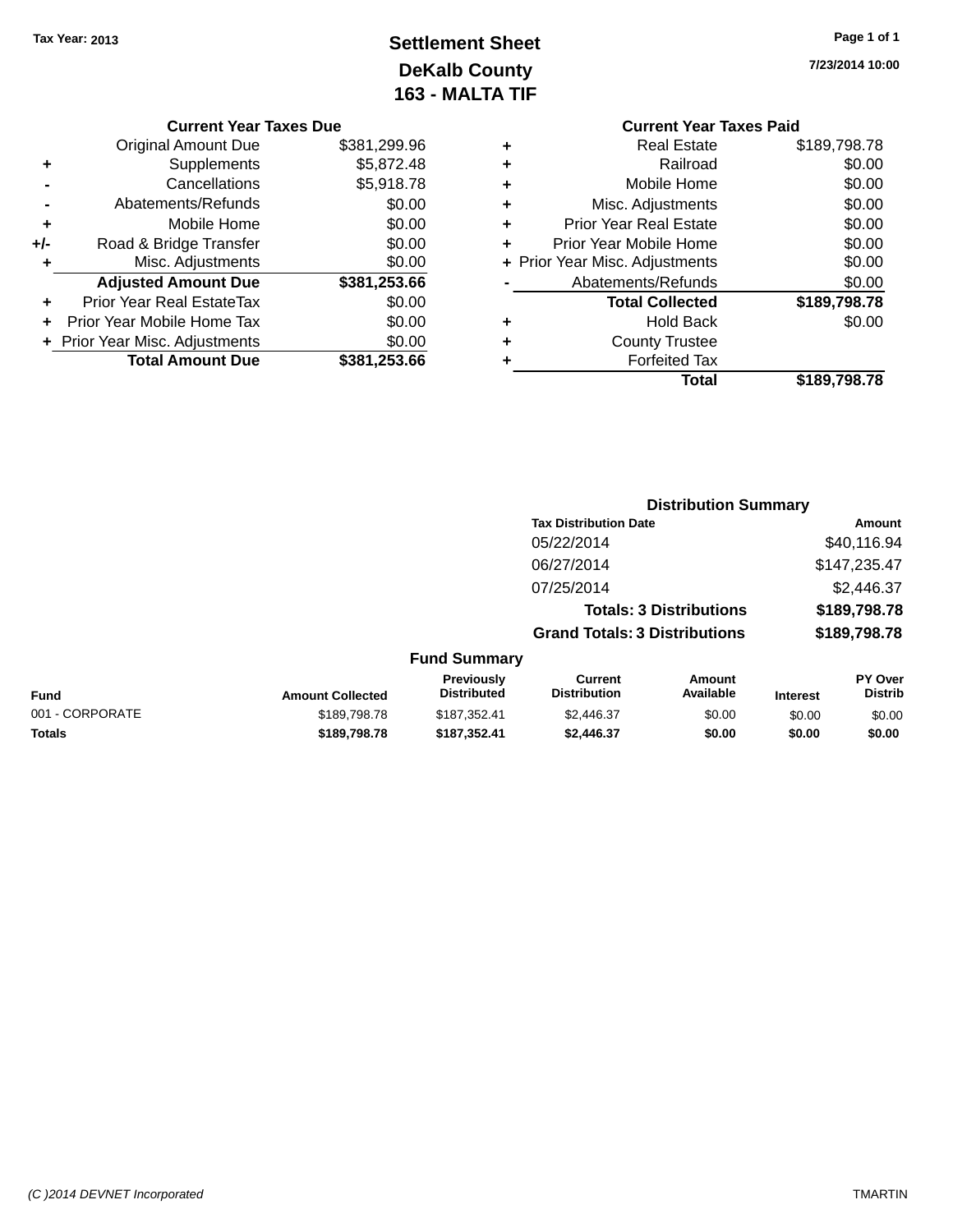Tax Year: 2013

# Settlement Sheet
## DeKalb County
## 163 - MALTA TIF

7/23/2014 10:00

### Current Year Taxes Due

| | | |
|---|---|---|
| | Original Amount Due | $381,299.96 |
| + | Supplements | $5,872.48 |
| - | Cancellations | $5,918.78 |
| - | Abatements/Refunds | $0.00 |
| + | Mobile Home | $0.00 |
| +/- | Road & Bridge Transfer | $0.00 |
| + | Misc. Adjustments | $0.00 |
| | **Adjusted Amount Due** | **$381,253.66** |
| + | Prior Year Real EstateTax | $0.00 |
| + | Prior Year Mobile Home Tax | $0.00 |
| + | Prior Year Misc. Adjustments | $0.00 |
| | **Total Amount Due** | **$381,253.66** |

### Current Year Taxes Paid

| | | |
|---|---|---|
| + | Real Estate | $189,798.78 |
| + | Railroad | $0.00 |
| + | Mobile Home | $0.00 |
| + | Misc. Adjustments | $0.00 |
| + | Prior Year Real Estate | $0.00 |
| + | Prior Year Mobile Home | $0.00 |
| + | Prior Year Misc. Adjustments | $0.00 |
| - | Abatements/Refunds | $0.00 |
| | **Total Collected** | **$189,798.78** |
| + | Hold Back | $0.00 |
| + | County Trustee | |
| + | Forfeited Tax | |
| | **Total** | **$189,798.78** |

### Distribution Summary

| Tax Distribution Date | Amount |
|---|---|
| 05/22/2014 | $40,116.94 |
| 06/27/2014 | $147,235.47 |
| 07/25/2014 | $2,446.37 |
| **Totals: 3 Distributions** | **$189,798.78** |
| **Grand Totals: 3 Distributions** | **$189,798.78** |

### Fund Summary

| Fund | Amount Collected | Previously Distributed | Current Distribution | Amount Available | Interest | PY Over Distrib |
|---|---|---|---|---|---|---|
| 001 - CORPORATE | $189,798.78 | $187,352.41 | $2,446.37 | $0.00 | $0.00 | $0.00 |
| **Totals** | **$189,798.78** | **$187,352.41** | **$2,446.37** | **$0.00** | **$0.00** | **$0.00** |

(C )2014 DEVNET Incorporated TMARTIN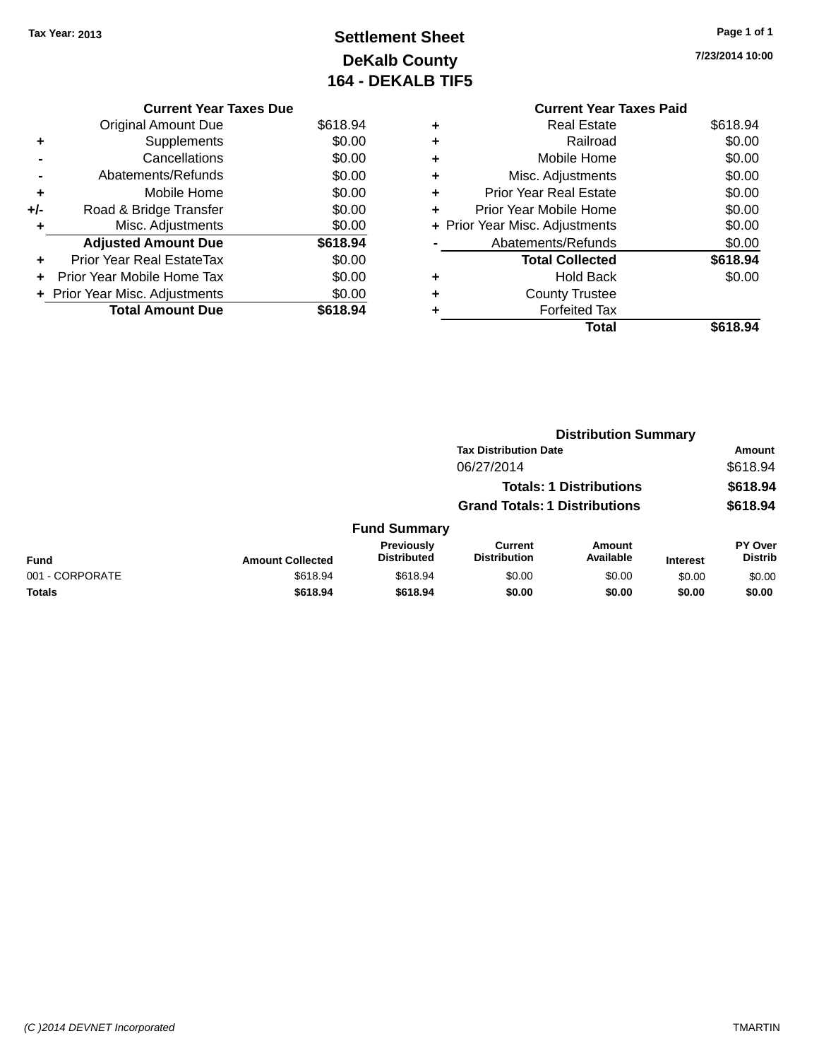Tax Year: 2013

# Settlement Sheet

## DeKalb County

## 164 - DEKALB TIF5

7/23/2014 10:00

| | Current Year Taxes Due | |
|---|---|---|
| | Original Amount Due | $618.94 |
| + | Supplements | $0.00 |
| - | Cancellations | $0.00 |
| - | Abatements/Refunds | $0.00 |
| + | Mobile Home | $0.00 |
| +/- | Road & Bridge Transfer | $0.00 |
| + | Misc. Adjustments | $0.00 |
| | **Adjusted Amount Due** | **$618.94** |
| + | Prior Year Real EstateTax | $0.00 |
| + | Prior Year Mobile Home Tax | $0.00 |
| + | Prior Year Misc. Adjustments | $0.00 |
| | **Total Amount Due** | **$618.94** |

| | Current Year Taxes Paid | |
|---|---|---|
| + | Real Estate | $618.94 |
| + | Railroad | $0.00 |
| + | Mobile Home | $0.00 |
| + | Misc. Adjustments | $0.00 |
| + | Prior Year Real Estate | $0.00 |
| + | Prior Year Mobile Home | $0.00 |
| + | Prior Year Misc. Adjustments | $0.00 |
| - | Abatements/Refunds | $0.00 |
| | **Total Collected** | **$618.94** |
| + | Hold Back | $0.00 |
| + | County Trustee | |
| + | Forfeited Tax | |
| | **Total** | **$618.94** |

### Distribution Summary

| Tax Distribution Date | Amount |
|---|---|
| 06/27/2014 | $618.94 |
| **Totals: 1 Distributions** | **$618.94** |
| **Grand Totals: 1 Distributions** | **$618.94** |

### Fund Summary

| Fund | Amount Collected | Previously Distributed | Current Distribution | Amount Available | Interest | PY Over Distrib |
|---|---|---|---|---|---|---|
| 001 - CORPORATE | $618.94 | $618.94 | $0.00 | $0.00 | $0.00 | $0.00 |
| **Totals** | **$618.94** | **$618.94** | **$0.00** | **$0.00** | **$0.00** | **$0.00** |

(C )2014 DEVNET Incorporated

TMARTIN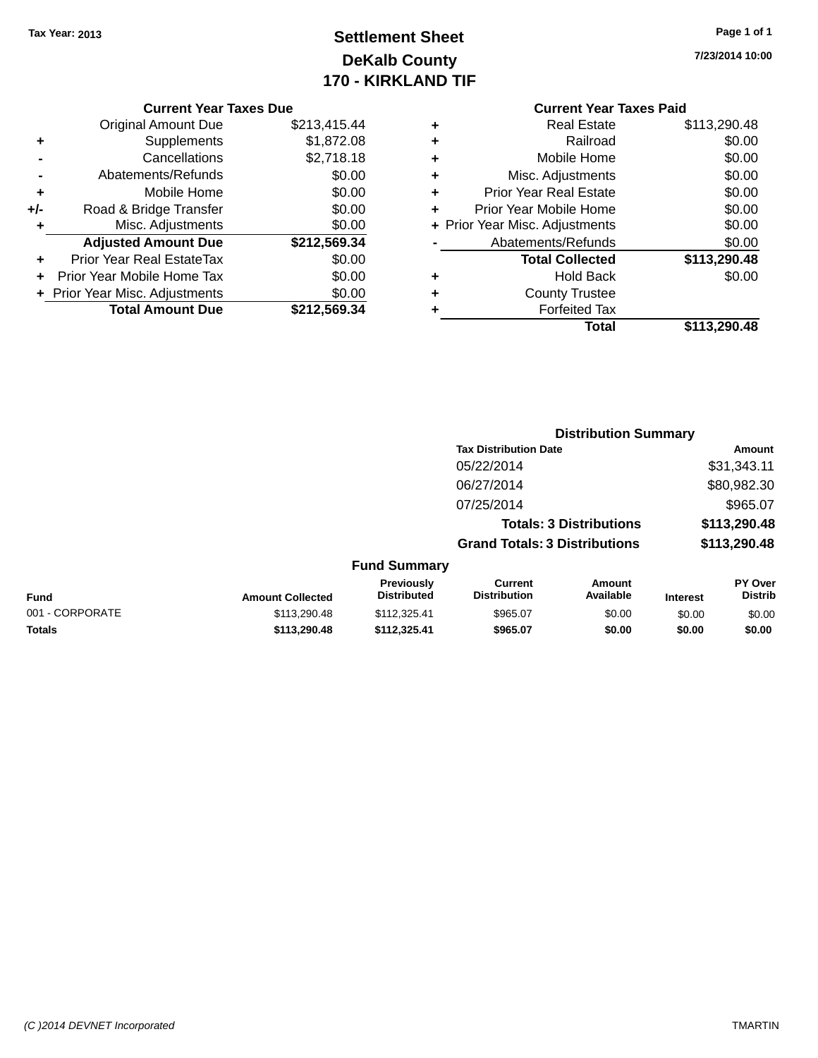Tax Year: 2013

# Settlement Sheet
## DeKalb County
## 170 - KIRKLAND TIF

7/23/2014 10:00

### Current Year Taxes Due

| | | |
|---|---|---|
| | Original Amount Due | $213,415.44 |
| + | Supplements | $1,872.08 |
| - | Cancellations | $2,718.18 |
| - | Abatements/Refunds | $0.00 |
| + | Mobile Home | $0.00 |
| +/- | Road & Bridge Transfer | $0.00 |
| + | Misc. Adjustments | $0.00 |
| | **Adjusted Amount Due** | **$212,569.34** |
| + | Prior Year Real EstateTax | $0.00 |
| + | Prior Year Mobile Home Tax | $0.00 |
| + | Prior Year Misc. Adjustments | $0.00 |
| | **Total Amount Due** | **$212,569.34** |

### Current Year Taxes Paid

| | | |
|---|---|---|
| + | Real Estate | $113,290.48 |
| + | Railroad | $0.00 |
| + | Mobile Home | $0.00 |
| + | Misc. Adjustments | $0.00 |
| + | Prior Year Real Estate | $0.00 |
| + | Prior Year Mobile Home | $0.00 |
| + | Prior Year Misc. Adjustments | $0.00 |
| - | Abatements/Refunds | $0.00 |
| | **Total Collected** | **$113,290.48** |
| + | Hold Back | $0.00 |
| + | County Trustee | |
| + | Forfeited Tax | |
| | **Total** | **$113,290.48** |

### Distribution Summary

| Tax Distribution Date | Amount |
|---|---|
| 05/22/2014 | $31,343.11 |
| 06/27/2014 | $80,982.30 |
| 07/25/2014 | $965.07 |
| **Totals: 3 Distributions** | **$113,290.48** |
| **Grand Totals: 3 Distributions** | **$113,290.48** |

### Fund Summary

| Fund | Amount Collected | Previously Distributed | Current Distribution | Amount Available | Interest | PY Over Distrib |
|---|---|---|---|---|---|---|
| 001 - CORPORATE | $113,290.48 | $112,325.41 | $965.07 | $0.00 | $0.00 | $0.00 |
| **Totals** | **$113,290.48** | **$112,325.41** | **$965.07** | **$0.00** | **$0.00** | **$0.00** |

(C )2014 DEVNET Incorporated

TMARTIN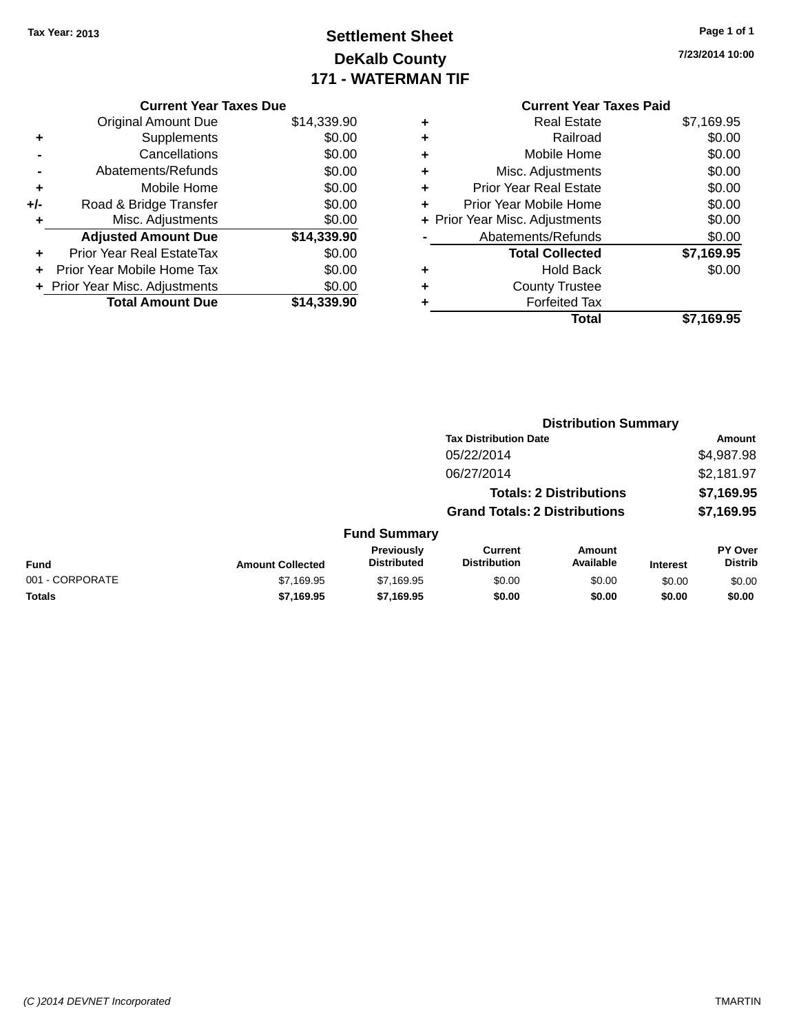Tax Year: 2013

# Settlement Sheet
## DeKalb County
## 171 - WATERMAN TIF

7/23/2014 10:00

### Current Year Taxes Due

| | | |
|---|---|---|
| | Original Amount Due | $14,339.90 |
| + | Supplements | $0.00 |
| - | Cancellations | $0.00 |
| - | Abatements/Refunds | $0.00 |
| + | Mobile Home | $0.00 |
| +/- | Road & Bridge Transfer | $0.00 |
| + | Misc. Adjustments | $0.00 |
| | **Adjusted Amount Due** | **$14,339.90** |
| + | Prior Year Real EstateTax | $0.00 |
| + | Prior Year Mobile Home Tax | $0.00 |
| + | Prior Year Misc. Adjustments | $0.00 |
| | **Total Amount Due** | **$14,339.90** |

### Current Year Taxes Paid

| | | |
|---|---|---|
| + | Real Estate | $7,169.95 |
| + | Railroad | $0.00 |
| + | Mobile Home | $0.00 |
| + | Misc. Adjustments | $0.00 |
| + | Prior Year Real Estate | $0.00 |
| + | Prior Year Mobile Home | $0.00 |
| + | Prior Year Misc. Adjustments | $0.00 |
| - | Abatements/Refunds | $0.00 |
| | **Total Collected** | **$7,169.95** |
| + | Hold Back | $0.00 |
| + | County Trustee | |
| + | Forfeited Tax | |
| | **Total** | **$7,169.95** |

### Distribution Summary

| Tax Distribution Date | Amount |
|---|---|
| 05/22/2014 | $4,987.98 |
| 06/27/2014 | $2,181.97 |
| **Totals: 2 Distributions** | **$7,169.95** |
| **Grand Totals: 2 Distributions** | **$7,169.95** |

### Fund Summary

| Fund | Amount Collected | Previously Distributed | Current Distribution | Amount Available | Interest | PY Over Distrib |
|---|---|---|---|---|---|---|
| 001 - CORPORATE | $7,169.95 | $7,169.95 | $0.00 | $0.00 | $0.00 | $0.00 |
| **Totals** | **$7,169.95** | **$7,169.95** | **$0.00** | **$0.00** | **$0.00** | **$0.00** |

(C )2014 DEVNET Incorporated TMARTIN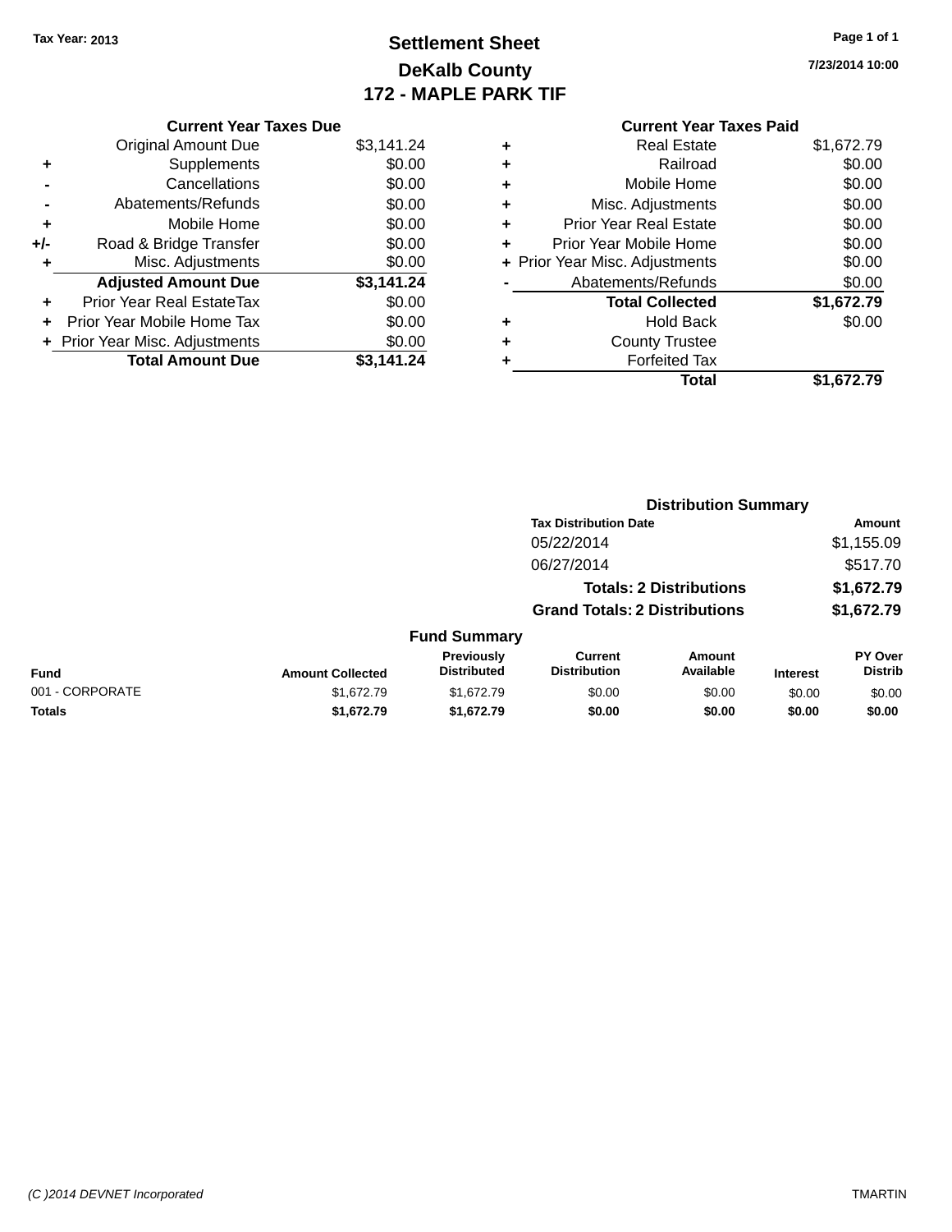Tax Year: 2013

# Settlement Sheet

## DeKalb County

## 172 - MAPLE PARK TIF

7/23/2014 10:00

### Current Year Taxes Due

| | | |
|---|---|---|
| | Original Amount Due | $3,141.24 |
| + | Supplements | $0.00 |
| - | Cancellations | $0.00 |
| - | Abatements/Refunds | $0.00 |
| + | Mobile Home | $0.00 |
| +/- | Road & Bridge Transfer | $0.00 |
| + | Misc. Adjustments | $0.00 |
| | **Adjusted Amount Due** | **$3,141.24** |
| + | Prior Year Real EstateTax | $0.00 |
| + | Prior Year Mobile Home Tax | $0.00 |
| + | Prior Year Misc. Adjustments | $0.00 |
| | **Total Amount Due** | **$3,141.24** |

### Current Year Taxes Paid

| | | |
|---|---|---|
| + | Real Estate | $1,672.79 |
| + | Railroad | $0.00 |
| + | Mobile Home | $0.00 |
| + | Misc. Adjustments | $0.00 |
| + | Prior Year Real Estate | $0.00 |
| + | Prior Year Mobile Home | $0.00 |
| + | Prior Year Misc. Adjustments | $0.00 |
| - | Abatements/Refunds | $0.00 |
| | **Total Collected** | **$1,672.79** |
| + | Hold Back | $0.00 |
| + | County Trustee | |
| + | Forfeited Tax | |
| | **Total** | **$1,672.79** |

### Distribution Summary

| Tax Distribution Date | Amount |
|---|---|
| 05/22/2014 | $1,155.09 |
| 06/27/2014 | $517.70 |
| **Totals: 2 Distributions** | **$1,672.79** |
| **Grand Totals: 2 Distributions** | **$1,672.79** |

### Fund Summary

| Fund | Amount Collected | Previously Distributed | Current Distribution | Amount Available | Interest | PY Over Distrib |
|---|---|---|---|---|---|---|
| 001 - CORPORATE | $1,672.79 | $1,672.79 | $0.00 | $0.00 | $0.00 | $0.00 |
| **Totals** | **$1,672.79** | **$1,672.79** | **$0.00** | **$0.00** | **$0.00** | **$0.00** |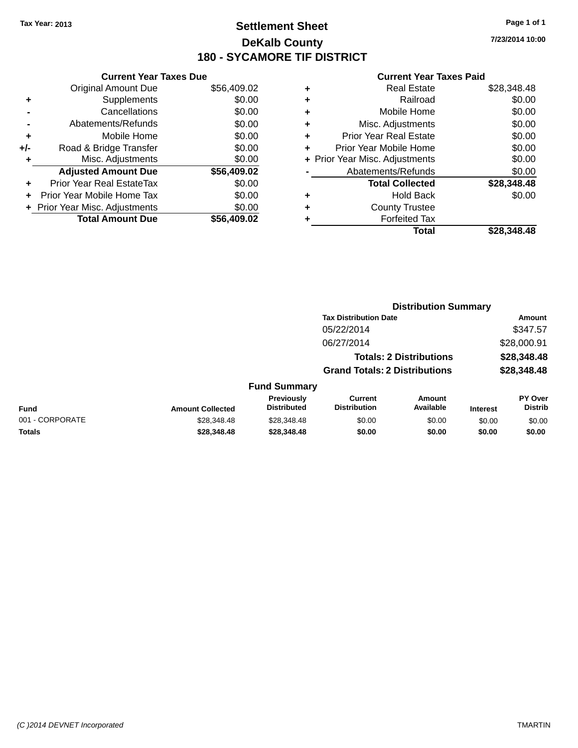**Tax Year: 2013**

# Settlement Sheet
## DeKalb County
## 180 - SYCAMORE TIF DISTRICT

**7/23/2014 10:00**

### Current Year Taxes Due

| | | |
|---|---|---|
| | Original Amount Due | $56,409.02 |
| + | Supplements | $0.00 |
| - | Cancellations | $0.00 |
| - | Abatements/Refunds | $0.00 |
| + | Mobile Home | $0.00 |
| +/- | Road & Bridge Transfer | $0.00 |
| + | Misc. Adjustments | $0.00 |
| | **Adjusted Amount Due** | **$56,409.02** |
| + | Prior Year Real EstateTax | $0.00 |
| + | Prior Year Mobile Home Tax | $0.00 |
| + | Prior Year Misc. Adjustments | $0.00 |
| | **Total Amount Due** | **$56,409.02** |

### Current Year Taxes Paid

| | | |
|---|---|---|
| + | Real Estate | $28,348.48 |
| + | Railroad | $0.00 |
| + | Mobile Home | $0.00 |
| + | Misc. Adjustments | $0.00 |
| + | Prior Year Real Estate | $0.00 |
| + | Prior Year Mobile Home | $0.00 |
| + | Prior Year Misc. Adjustments | $0.00 |
| - | Abatements/Refunds | $0.00 |
| | **Total Collected** | **$28,348.48** |
| + | Hold Back | $0.00 |
| + | County Trustee | |
| + | Forfeited Tax | |
| | **Total** | **$28,348.48** |

### Distribution Summary

| Tax Distribution Date | Amount |
|---|---|
| 05/22/2014 | $347.57 |
| 06/27/2014 | $28,000.91 |
| **Totals: 2 Distributions** | **$28,348.48** |
| **Grand Totals: 2 Distributions** | **$28,348.48** |

### Fund Summary

| Fund | Amount Collected | Previously Distributed | Current Distribution | Amount Available | Interest | PY Over Distrib |
|---|---|---|---|---|---|---|
| 001 - CORPORATE | $28,348.48 | $28,348.48 | $0.00 | $0.00 | $0.00 | $0.00 |
| **Totals** | **$28,348.48** | **$28,348.48** | **$0.00** | **$0.00** | **$0.00** | **$0.00** |

*(C )2014 DEVNET Incorporated* TMARTIN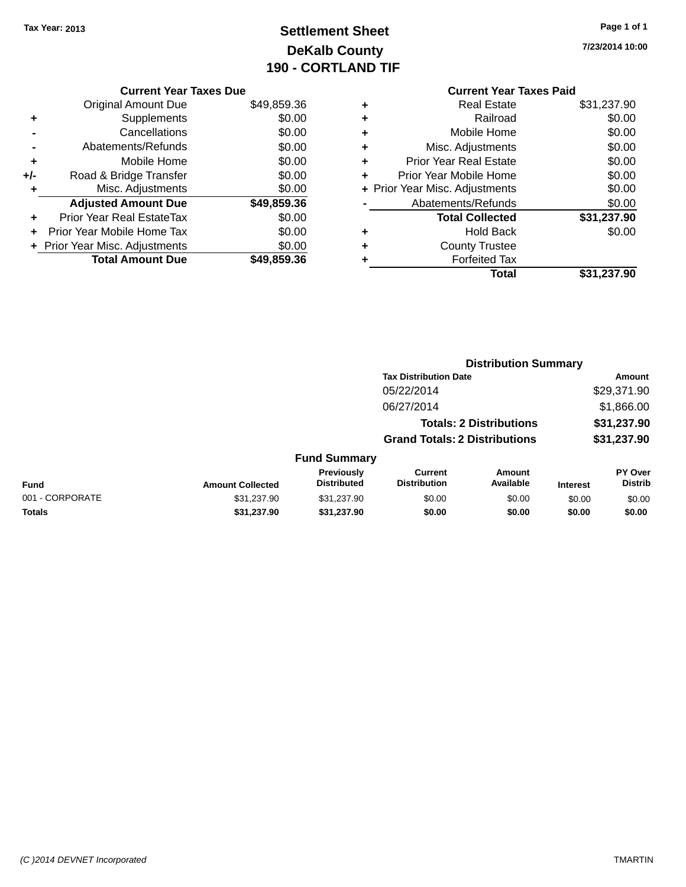Tax Year: 2013

# Settlement Sheet
## DeKalb County
## 190 - CORTLAND TIF

7/23/2014 10:00

### Current Year Taxes Due

| | | |
|---|---|---|
| | Original Amount Due | $49,859.36 |
| + | Supplements | $0.00 |
| - | Cancellations | $0.00 |
| - | Abatements/Refunds | $0.00 |
| + | Mobile Home | $0.00 |
| +/- | Road & Bridge Transfer | $0.00 |
| + | Misc. Adjustments | $0.00 |
| | **Adjusted Amount Due** | **$49,859.36** |
| + | Prior Year Real EstateTax | $0.00 |
| + | Prior Year Mobile Home Tax | $0.00 |
| + | Prior Year Misc. Adjustments | $0.00 |
| | **Total Amount Due** | **$49,859.36** |

### Current Year Taxes Paid

| | | |
|---|---|---|
| + | Real Estate | $31,237.90 |
| + | Railroad | $0.00 |
| + | Mobile Home | $0.00 |
| + | Misc. Adjustments | $0.00 |
| + | Prior Year Real Estate | $0.00 |
| + | Prior Year Mobile Home | $0.00 |
| + | Prior Year Misc. Adjustments | $0.00 |
| - | Abatements/Refunds | $0.00 |
| | **Total Collected** | **$31,237.90** |
| + | Hold Back | $0.00 |
| + | County Trustee | |
| + | Forfeited Tax | |
| | **Total** | **$31,237.90** |

### Distribution Summary

| Tax Distribution Date | Amount |
|---|---|
| 05/22/2014 | $29,371.90 |
| 06/27/2014 | $1,866.00 |
| **Totals: 2 Distributions** | **$31,237.90** |
| **Grand Totals: 2 Distributions** | **$31,237.90** |

### Fund Summary

| Fund | Amount Collected | Previously Distributed | Current Distribution | Amount Available | Interest | PY Over Distrib |
|---|---|---|---|---|---|---|
| 001 - CORPORATE | $31,237.90 | $31,237.90 | $0.00 | $0.00 | $0.00 | $0.00 |
| **Totals** | **$31,237.90** | **$31,237.90** | **$0.00** | **$0.00** | **$0.00** | **$0.00** |

(C )2014 DEVNET Incorporated TMARTIN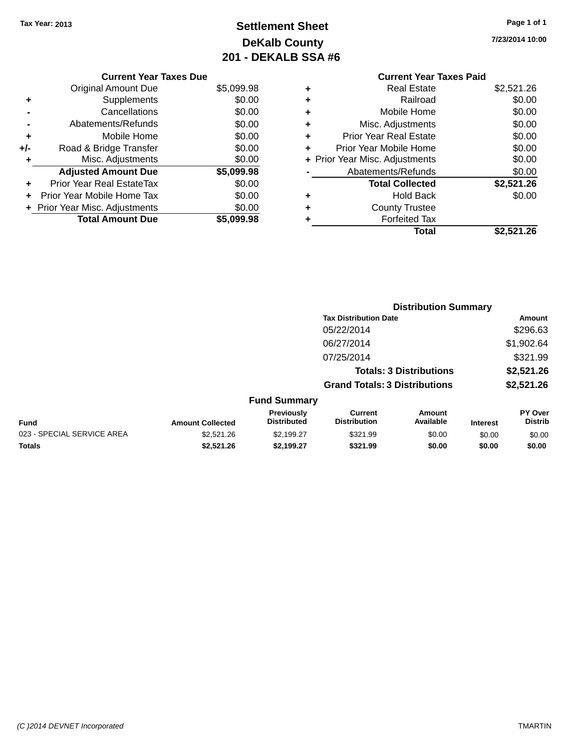Tax Year: 2013

# Settlement Sheet
## DeKalb County
## 201 - DEKALB SSA #6

7/23/2014 10:00

**Current Year Taxes Due**

| | | |
|---|---|---|
| | Original Amount Due | $5,099.98 |
| + | Supplements | $0.00 |
| - | Cancellations | $0.00 |
| - | Abatements/Refunds | $0.00 |
| + | Mobile Home | $0.00 |
| +/- | Road & Bridge Transfer | $0.00 |
| + | Misc. Adjustments | $0.00 |
| | **Adjusted Amount Due** | **$5,099.98** |
| + | Prior Year Real EstateTax | $0.00 |
| + | Prior Year Mobile Home Tax | $0.00 |
| + | Prior Year Misc. Adjustments | $0.00 |
| | **Total Amount Due** | **$5,099.98** |

**Current Year Taxes Paid**

| | | |
|---|---|---|
| + | Real Estate | $2,521.26 |
| + | Railroad | $0.00 |
| + | Mobile Home | $0.00 |
| + | Misc. Adjustments | $0.00 |
| + | Prior Year Real Estate | $0.00 |
| + | Prior Year Mobile Home | $0.00 |
| + | Prior Year Misc. Adjustments | $0.00 |
| - | Abatements/Refunds | $0.00 |
| | **Total Collected** | **$2,521.26** |
| + | Hold Back | $0.00 |
| + | County Trustee | |
| + | Forfeited Tax | |
| | **Total** | **$2,521.26** |

**Distribution Summary**

| Tax Distribution Date | Amount |
|---|---|
| 05/22/2014 | $296.63 |
| 06/27/2014 | $1,902.64 |
| 07/25/2014 | $321.99 |
| **Totals: 3 Distributions** | **$2,521.26** |
| **Grand Totals: 3 Distributions** | **$2,521.26** |

**Fund Summary**

| Fund | Amount Collected | Previously Distributed | Current Distribution | Amount Available | Interest | PY Over Distrib |
|---|---|---|---|---|---|---|
| 023 - SPECIAL SERVICE AREA | $2,521.26 | $2,199.27 | $321.99 | $0.00 | $0.00 | $0.00 |
| **Totals** | **$2,521.26** | **$2,199.27** | **$321.99** | **$0.00** | **$0.00** | **$0.00** |

(C )2014 DEVNET Incorporated TMARTIN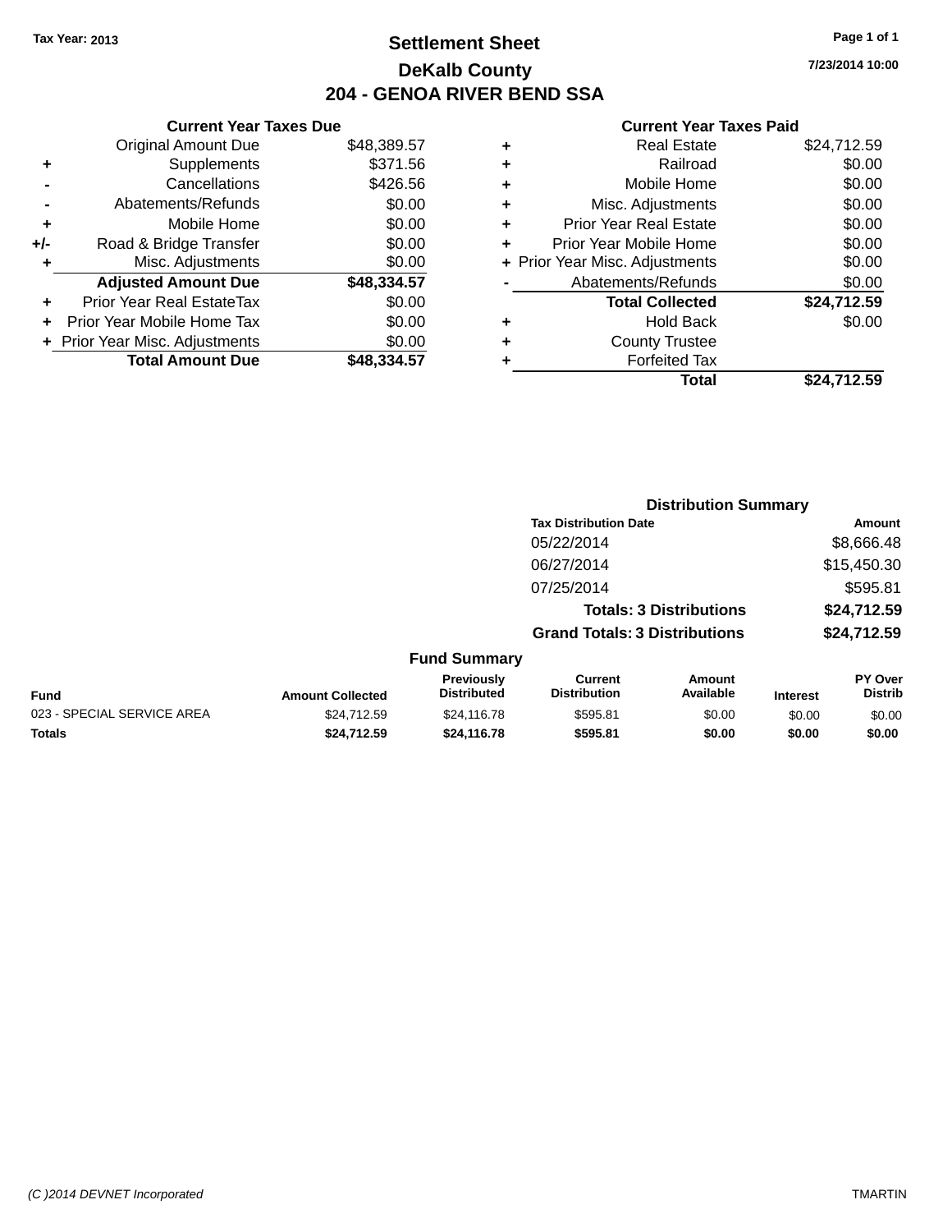Tax Year: 2013

# Settlement Sheet

## DeKalb County

## 204 - GENOA RIVER BEND SSA

7/23/2014 10:00

### Current Year Taxes Due

| | | |
|---|---|---|
| | Original Amount Due | $48,389.57 |
| + | Supplements | $371.56 |
| - | Cancellations | $426.56 |
| - | Abatements/Refunds | $0.00 |
| + | Mobile Home | $0.00 |
| +/- | Road & Bridge Transfer | $0.00 |
| + | Misc. Adjustments | $0.00 |
| | **Adjusted Amount Due** | **$48,334.57** |
| + | Prior Year Real EstateTax | $0.00 |
| + | Prior Year Mobile Home Tax | $0.00 |
| + | Prior Year Misc. Adjustments | $0.00 |
| | **Total Amount Due** | **$48,334.57** |

### Current Year Taxes Paid

| | | |
|---|---|---|
| + | Real Estate | $24,712.59 |
| + | Railroad | $0.00 |
| + | Mobile Home | $0.00 |
| + | Misc. Adjustments | $0.00 |
| + | Prior Year Real Estate | $0.00 |
| + | Prior Year Mobile Home | $0.00 |
| + | Prior Year Misc. Adjustments | $0.00 |
| - | Abatements/Refunds | $0.00 |
| | **Total Collected** | **$24,712.59** |
| + | Hold Back | $0.00 |
| + | County Trustee | |
| + | Forfeited Tax | |
| | **Total** | **$24,712.59** |

### Distribution Summary

| Tax Distribution Date | Amount |
|---|---|
| 05/22/2014 | $8,666.48 |
| 06/27/2014 | $15,450.30 |
| 07/25/2014 | $595.81 |
| **Totals: 3 Distributions** | **$24,712.59** |
| **Grand Totals: 3 Distributions** | **$24,712.59** |

### Fund Summary

| Fund | Amount Collected | Previously Distributed | Current Distribution | Amount Available | Interest | PY Over Distrib |
|---|---|---|---|---|---|---|
| 023 - SPECIAL SERVICE AREA | $24,712.59 | $24,116.78 | $595.81 | $0.00 | $0.00 | $0.00 |
| **Totals** | **$24,712.59** | **$24,116.78** | **$595.81** | **$0.00** | **$0.00** | **$0.00** |

(C )2014 DEVNET Incorporated TMARTIN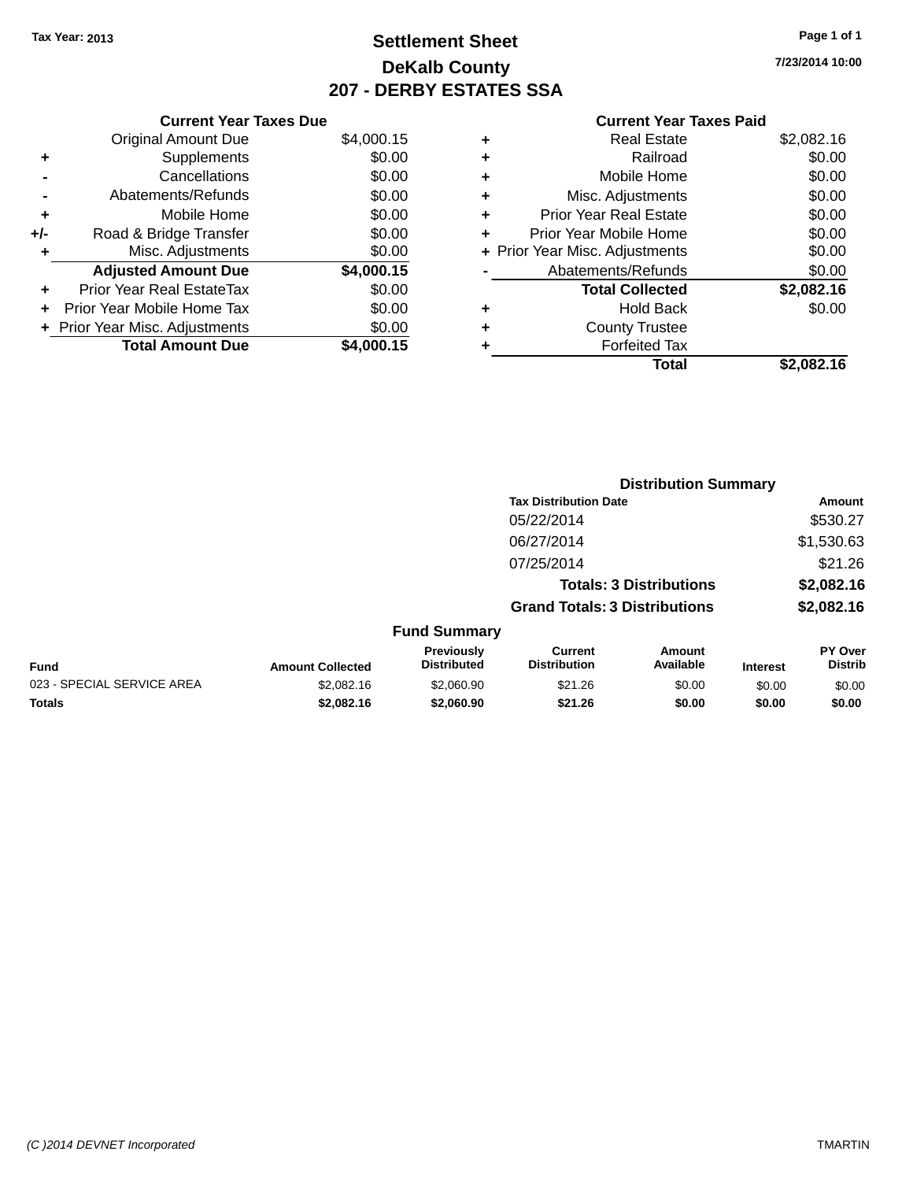Tax Year: 2013

# Settlement Sheet

## DeKalb County

## 207 - DERBY ESTATES SSA

7/23/2014 10:00

### Current Year Taxes Due

| | | |
|---|---|---|
| | Original Amount Due | $4,000.15 |
| + | Supplements | $0.00 |
| - | Cancellations | $0.00 |
| - | Abatements/Refunds | $0.00 |
| + | Mobile Home | $0.00 |
| +/- | Road & Bridge Transfer | $0.00 |
| + | Misc. Adjustments | $0.00 |
| | **Adjusted Amount Due** | **$4,000.15** |
| + | Prior Year Real EstateTax | $0.00 |
| + | Prior Year Mobile Home Tax | $0.00 |
| + | Prior Year Misc. Adjustments | $0.00 |
| | **Total Amount Due** | **$4,000.15** |

### Current Year Taxes Paid

| | | |
|---|---|---|
| + | Real Estate | $2,082.16 |
| + | Railroad | $0.00 |
| + | Mobile Home | $0.00 |
| + | Misc. Adjustments | $0.00 |
| + | Prior Year Real Estate | $0.00 |
| + | Prior Year Mobile Home | $0.00 |
| + | Prior Year Misc. Adjustments | $0.00 |
| - | Abatements/Refunds | $0.00 |
| | **Total Collected** | **$2,082.16** |
| + | Hold Back | $0.00 |
| + | County Trustee | |
| + | Forfeited Tax | |
| | **Total** | **$2,082.16** |

### Distribution Summary

| Tax Distribution Date | Amount |
|---|---|
| 05/22/2014 | $530.27 |
| 06/27/2014 | $1,530.63 |
| 07/25/2014 | $21.26 |
| **Totals: 3 Distributions** | **$2,082.16** |
| **Grand Totals: 3 Distributions** | **$2,082.16** |

### Fund Summary

| Fund | Amount Collected | Previously Distributed | Current Distribution | Amount Available | Interest | PY Over Distrib |
|---|---|---|---|---|---|---|
| 023 - SPECIAL SERVICE AREA | $2,082.16 | $2,060.90 | $21.26 | $0.00 | $0.00 | $0.00 |
| **Totals** | **$2,082.16** | **$2,060.90** | **$21.26** | **$0.00** | **$0.00** | **$0.00** |

(C )2014 DEVNET Incorporated — TMARTIN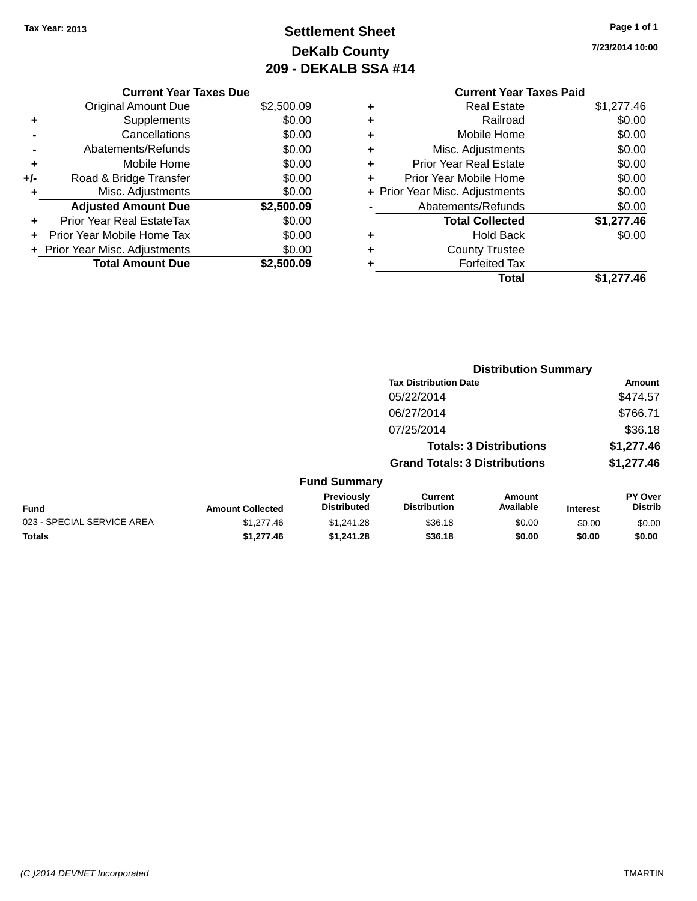Tax Year: 2013

# Settlement Sheet
## DeKalb County
## 209 - DEKALB SSA #14

7/23/2014 10:00

### Current Year Taxes Due

| | | |
|---|---|---|
| | Original Amount Due | $2,500.09 |
| + | Supplements | $0.00 |
| - | Cancellations | $0.00 |
| - | Abatements/Refunds | $0.00 |
| + | Mobile Home | $0.00 |
| +/- | Road & Bridge Transfer | $0.00 |
| + | Misc. Adjustments | $0.00 |
| | **Adjusted Amount Due** | **$2,500.09** |
| + | Prior Year Real EstateTax | $0.00 |
| + | Prior Year Mobile Home Tax | $0.00 |
| + | Prior Year Misc. Adjustments | $0.00 |
| | **Total Amount Due** | **$2,500.09** |

### Current Year Taxes Paid

| | | |
|---|---|---|
| + | Real Estate | $1,277.46 |
| + | Railroad | $0.00 |
| + | Mobile Home | $0.00 |
| + | Misc. Adjustments | $0.00 |
| + | Prior Year Real Estate | $0.00 |
| + | Prior Year Mobile Home | $0.00 |
| + | Prior Year Misc. Adjustments | $0.00 |
| - | Abatements/Refunds | $0.00 |
| | **Total Collected** | **$1,277.46** |
| + | Hold Back | $0.00 |
| + | County Trustee | |
| + | Forfeited Tax | |
| | **Total** | **$1,277.46** |

### Distribution Summary

| Tax Distribution Date | Amount |
|---|---|
| 05/22/2014 | $474.57 |
| 06/27/2014 | $766.71 |
| 07/25/2014 | $36.18 |
| **Totals: 3 Distributions** | **$1,277.46** |
| **Grand Totals: 3 Distributions** | **$1,277.46** |

### Fund Summary

| Fund | Amount Collected | Previously Distributed | Current Distribution | Amount Available | Interest | PY Over Distrib |
|---|---|---|---|---|---|---|
| 023 - SPECIAL SERVICE AREA | $1,277.46 | $1,241.28 | $36.18 | $0.00 | $0.00 | $0.00 |
| **Totals** | **$1,277.46** | **$1,241.28** | **$36.18** | **$0.00** | **$0.00** | **$0.00** |

(C )2014 DEVNET Incorporated TMARTIN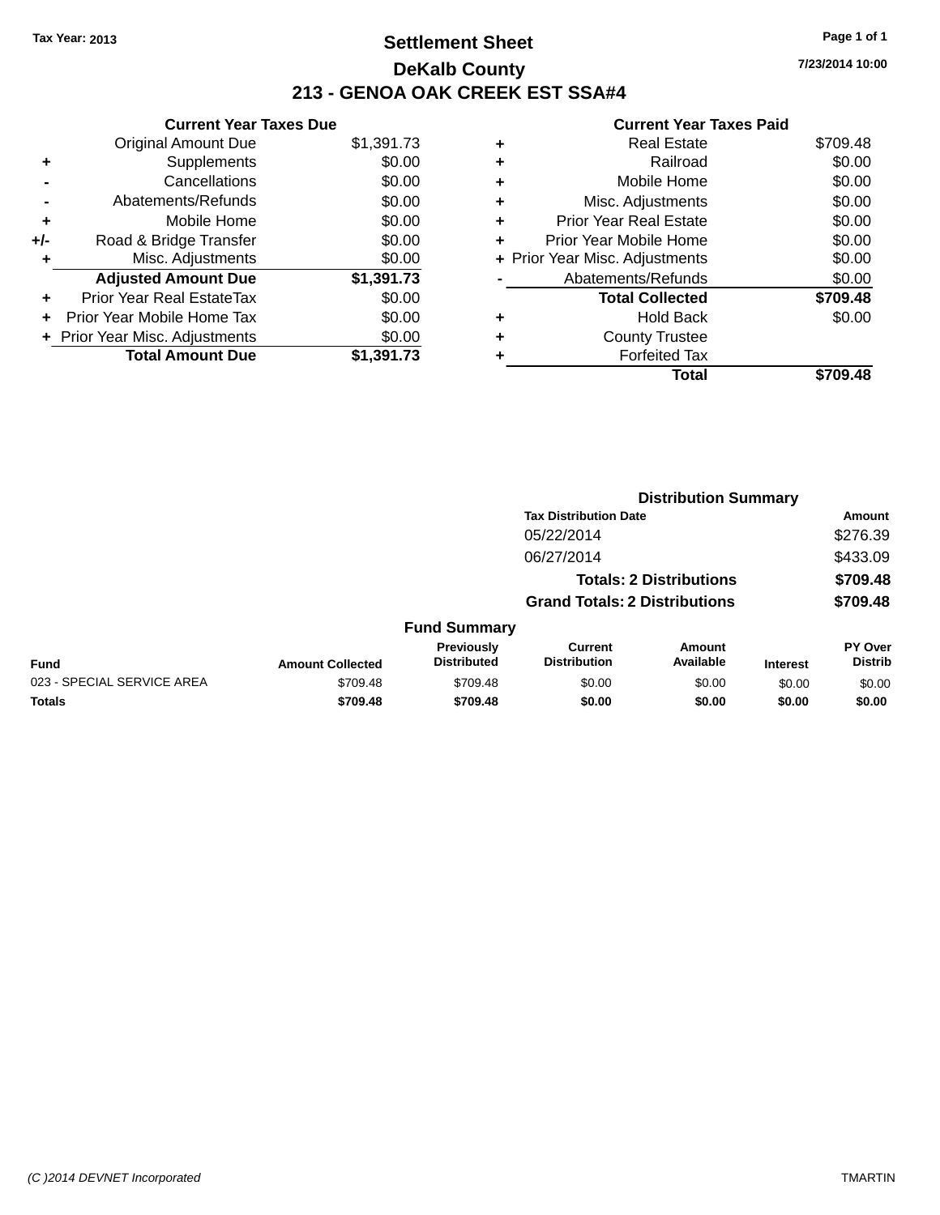Tax Year: 2013

# Settlement Sheet

## DeKalb County

## 213 - GENOA OAK CREEK EST SSA#4

7/23/2014 10:00

### Current Year Taxes Due

| | | |
|---|---|---|
| | Original Amount Due | $1,391.73 |
| + | Supplements | $0.00 |
| - | Cancellations | $0.00 |
| - | Abatements/Refunds | $0.00 |
| + | Mobile Home | $0.00 |
| +/- | Road & Bridge Transfer | $0.00 |
| + | Misc. Adjustments | $0.00 |
| | **Adjusted Amount Due** | **$1,391.73** |
| + | Prior Year Real EstateTax | $0.00 |
| + | Prior Year Mobile Home Tax | $0.00 |
| + | Prior Year Misc. Adjustments | $0.00 |
| | **Total Amount Due** | **$1,391.73** |

### Current Year Taxes Paid

| | | |
|---|---|---|
| + | Real Estate | $709.48 |
| + | Railroad | $0.00 |
| + | Mobile Home | $0.00 |
| + | Misc. Adjustments | $0.00 |
| + | Prior Year Real Estate | $0.00 |
| + | Prior Year Mobile Home | $0.00 |
| + | Prior Year Misc. Adjustments | $0.00 |
| - | Abatements/Refunds | $0.00 |
| | **Total Collected** | **$709.48** |
| + | Hold Back | $0.00 |
| + | County Trustee | |
| + | Forfeited Tax | |
| | **Total** | **$709.48** |

### Distribution Summary

| Tax Distribution Date | Amount |
|---|---|
| 05/22/2014 | $276.39 |
| 06/27/2014 | $433.09 |
| **Totals: 2 Distributions** | **$709.48** |
| **Grand Totals: 2 Distributions** | **$709.48** |

### Fund Summary

| Fund | Amount Collected | Previously Distributed | Current Distribution | Amount Available | Interest | PY Over Distrib |
|---|---|---|---|---|---|---|
| 023 - SPECIAL SERVICE AREA | $709.48 | $709.48 | $0.00 | $0.00 | $0.00 | $0.00 |
| **Totals** | **$709.48** | **$709.48** | **$0.00** | **$0.00** | **$0.00** | **$0.00** |

(C )2014 DEVNET Incorporated TMARTIN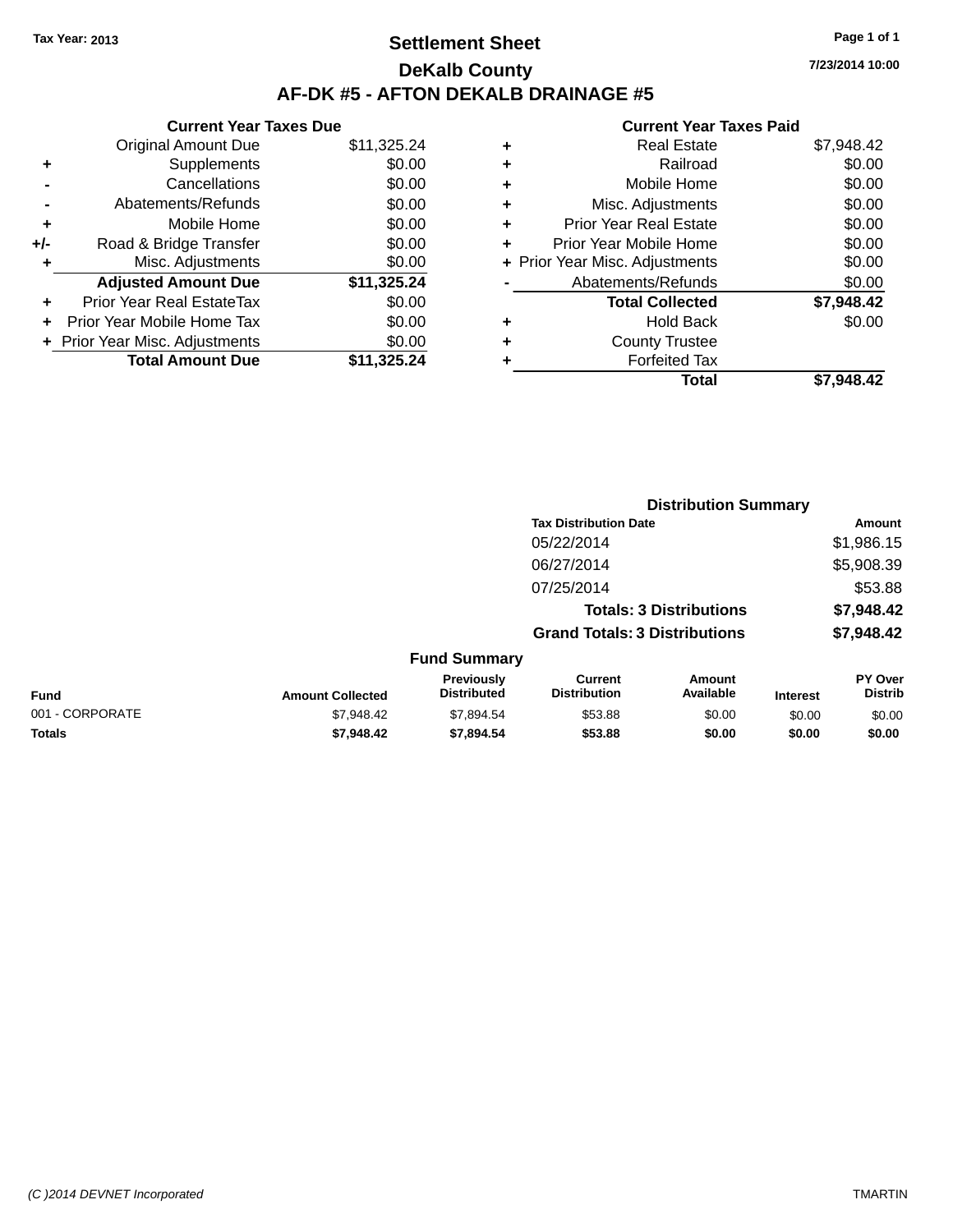Tax Year: 2013

# Settlement Sheet

## DeKalb County

## AF-DK #5 - AFTON DEKALB DRAINAGE #5

7/23/2014 10:00

### Current Year Taxes Due

| | | |
|---|---|---|
| | Original Amount Due | $11,325.24 |
| + | Supplements | $0.00 |
| - | Cancellations | $0.00 |
| - | Abatements/Refunds | $0.00 |
| + | Mobile Home | $0.00 |
| +/- | Road & Bridge Transfer | $0.00 |
| + | Misc. Adjustments | $0.00 |
| | **Adjusted Amount Due** | **$11,325.24** |
| + | Prior Year Real EstateTax | $0.00 |
| + | Prior Year Mobile Home Tax | $0.00 |
| + | Prior Year Misc. Adjustments | $0.00 |
| | **Total Amount Due** | **$11,325.24** |

### Current Year Taxes Paid

| | | |
|---|---|---|
| + | Real Estate | $7,948.42 |
| + | Railroad | $0.00 |
| + | Mobile Home | $0.00 |
| + | Misc. Adjustments | $0.00 |
| + | Prior Year Real Estate | $0.00 |
| + | Prior Year Mobile Home | $0.00 |
| + | Prior Year Misc. Adjustments | $0.00 |
| - | Abatements/Refunds | $0.00 |
| | **Total Collected** | **$7,948.42** |
| + | Hold Back | $0.00 |
| + | County Trustee | |
| + | Forfeited Tax | |
| | **Total** | **$7,948.42** |

### Distribution Summary

| Tax Distribution Date | Amount |
|---|---|
| 05/22/2014 | $1,986.15 |
| 06/27/2014 | $5,908.39 |
| 07/25/2014 | $53.88 |
| **Totals: 3 Distributions** | **$7,948.42** |
| **Grand Totals: 3 Distributions** | **$7,948.42** |

### Fund Summary

| Fund | Amount Collected | Previously Distributed | Current Distribution | Amount Available | Interest | PY Over Distrib |
|---|---|---|---|---|---|---|
| 001 - CORPORATE | $7,948.42 | $7,894.54 | $53.88 | $0.00 | $0.00 | $0.00 |
| **Totals** | **$7,948.42** | **$7,894.54** | **$53.88** | **$0.00** | **$0.00** | **$0.00** |

(C )2014 DEVNET Incorporated TMARTIN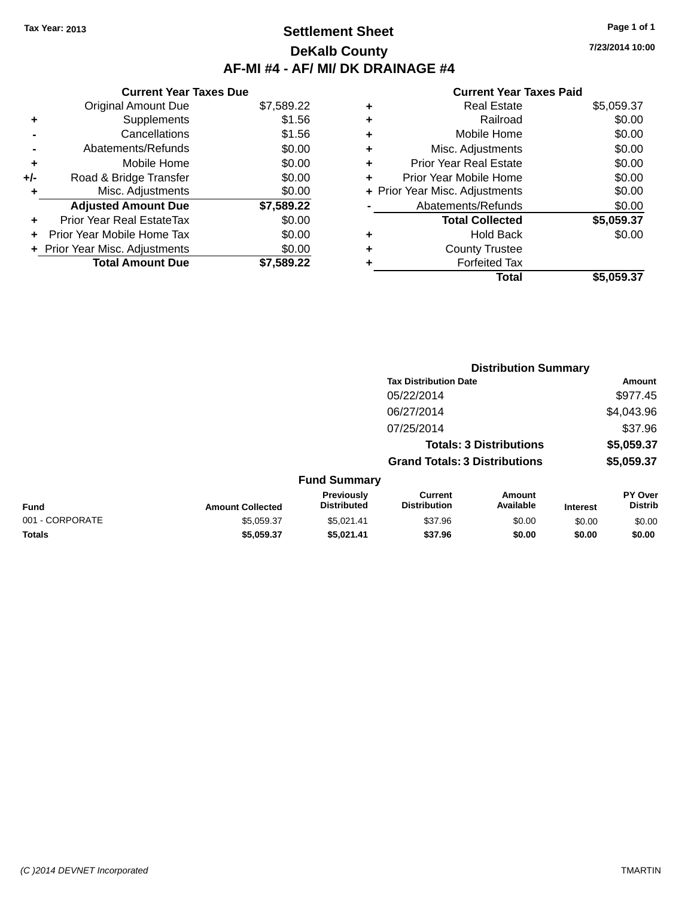Tax Year: 2013

# Settlement Sheet

## DeKalb County

## AF-MI #4 - AF/ MI/ DK DRAINAGE #4

7/23/2014 10:00

### Current Year Taxes Due

| | | Amount |
|---|---|---|
| | Original Amount Due | $7,589.22 |
| + | Supplements | $1.56 |
| - | Cancellations | $1.56 |
| - | Abatements/Refunds | $0.00 |
| + | Mobile Home | $0.00 |
| +/- | Road & Bridge Transfer | $0.00 |
| + | Misc. Adjustments | $0.00 |
| | **Adjusted Amount Due** | **$7,589.22** |
| + | Prior Year Real EstateTax | $0.00 |
| + | Prior Year Mobile Home Tax | $0.00 |
| + | Prior Year Misc. Adjustments | $0.00 |
| | **Total Amount Due** | **$7,589.22** |

### Current Year Taxes Paid

| | | Amount |
|---|---|---|
| + | Real Estate | $5,059.37 |
| + | Railroad | $0.00 |
| + | Mobile Home | $0.00 |
| + | Misc. Adjustments | $0.00 |
| + | Prior Year Real Estate | $0.00 |
| + | Prior Year Mobile Home | $0.00 |
| + | Prior Year Misc. Adjustments | $0.00 |
| - | Abatements/Refunds | $0.00 |
| | **Total Collected** | **$5,059.37** |
| + | Hold Back | $0.00 |
| + | County Trustee | |
| + | Forfeited Tax | |
| | **Total** | **$5,059.37** |

### Distribution Summary

| Tax Distribution Date | Amount |
|---|---|
| 05/22/2014 | $977.45 |
| 06/27/2014 | $4,043.96 |
| 07/25/2014 | $37.96 |
| **Totals: 3 Distributions** | **$5,059.37** |
| **Grand Totals: 3 Distributions** | **$5,059.37** |

### Fund Summary

| Fund | Amount Collected | Previously Distributed | Current Distribution | Amount Available | Interest | PY Over Distrib |
|---|---|---|---|---|---|---|
| 001 - CORPORATE | $5,059.37 | $5,021.41 | $37.96 | $0.00 | $0.00 | $0.00 |
| **Totals** | **$5,059.37** | **$5,021.41** | **$37.96** | **$0.00** | **$0.00** | **$0.00** |

(C )2014 DEVNET Incorporated

TMARTIN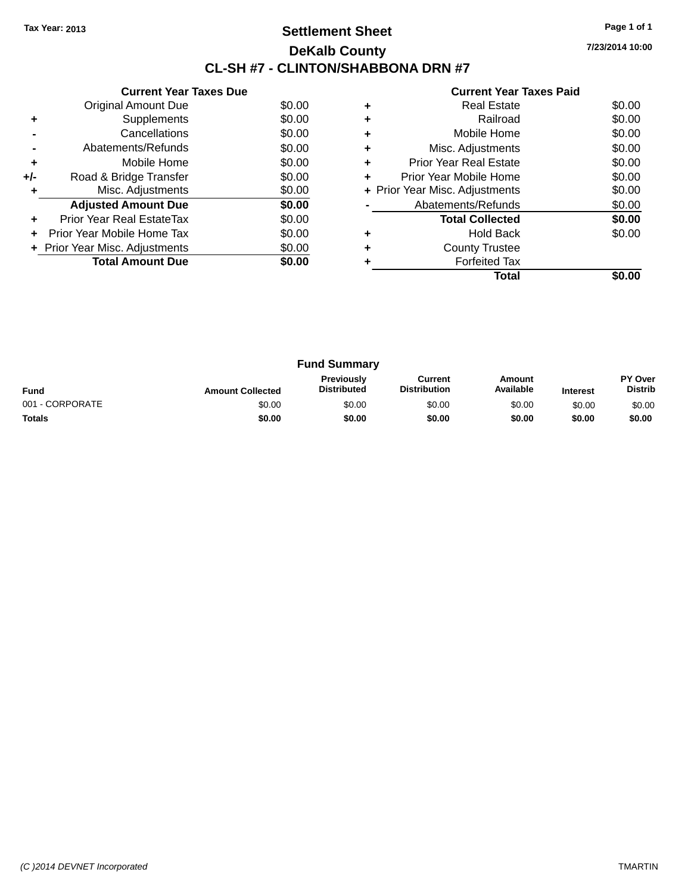Tax Year: 2013

# Settlement Sheet

## DeKalb County

## CL-SH #7 - CLINTON/SHABBONA DRN #7

7/23/2014 10:00

| | Current Year Taxes Due | |
|---|---|---|
| | Original Amount Due | $0.00 |
| + | Supplements | $0.00 |
| - | Cancellations | $0.00 |
| - | Abatements/Refunds | $0.00 |
| + | Mobile Home | $0.00 |
| +/- | Road & Bridge Transfer | $0.00 |
| + | Misc. Adjustments | $0.00 |
| | **Adjusted Amount Due** | **$0.00** |
| + | Prior Year Real EstateTax | $0.00 |
| + | Prior Year Mobile Home Tax | $0.00 |
| + | Prior Year Misc. Adjustments | $0.00 |
| | **Total Amount Due** | **$0.00** |

| | Current Year Taxes Paid | |
|---|---|---|
| + | Real Estate | $0.00 |
| + | Railroad | $0.00 |
| + | Mobile Home | $0.00 |
| + | Misc. Adjustments | $0.00 |
| + | Prior Year Real Estate | $0.00 |
| + | Prior Year Mobile Home | $0.00 |
| + | Prior Year Misc. Adjustments | $0.00 |
| - | Abatements/Refunds | $0.00 |
| | **Total Collected** | **$0.00** |
| + | Hold Back | $0.00 |
| + | County Trustee | |
| + | Forfeited Tax | |
| | **Total** | **$0.00** |

### Fund Summary

| Fund | Amount Collected | Previously Distributed | Current Distribution | Amount Available | Interest | PY Over Distrib |
|---|---|---|---|---|---|---|
| 001 - CORPORATE | $0.00 | $0.00 | $0.00 | $0.00 | $0.00 | $0.00 |
| **Totals** | **$0.00** | **$0.00** | **$0.00** | **$0.00** | **$0.00** | **$0.00** |

*(C )2014 DEVNET Incorporated* TMARTIN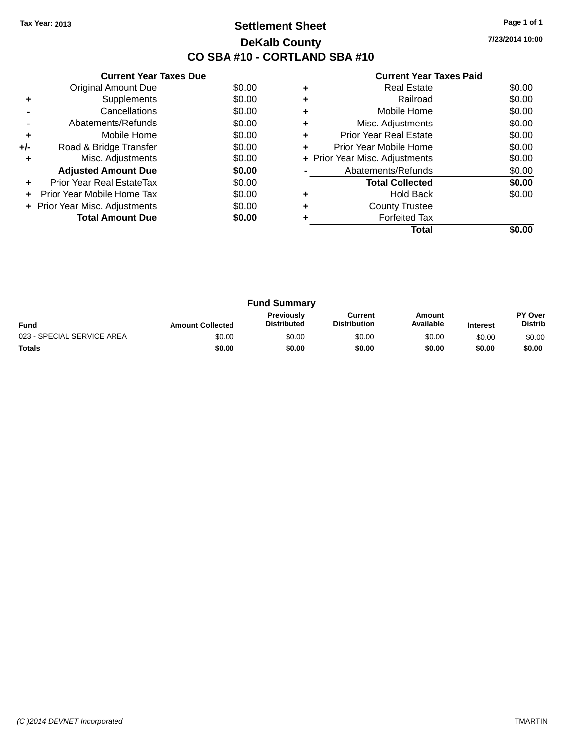Tax Year: 2013

# Settlement Sheet

## DeKalb County

## CO SBA #10 - CORTLAND SBA #10

7/23/2014 10:00

### Current Year Taxes Due

| | | |
|---|---|---|
| | Original Amount Due | $0.00 |
| + | Supplements | $0.00 |
| - | Cancellations | $0.00 |
| - | Abatements/Refunds | $0.00 |
| + | Mobile Home | $0.00 |
| +/- | Road & Bridge Transfer | $0.00 |
| + | Misc. Adjustments | $0.00 |
| | **Adjusted Amount Due** | **$0.00** |
| + | Prior Year Real EstateTax | $0.00 |
| + | Prior Year Mobile Home Tax | $0.00 |
| + | Prior Year Misc. Adjustments | $0.00 |
| | **Total Amount Due** | **$0.00** |

### Current Year Taxes Paid

| | | |
|---|---|---|
| + | Real Estate | $0.00 |
| + | Railroad | $0.00 |
| + | Mobile Home | $0.00 |
| + | Misc. Adjustments | $0.00 |
| + | Prior Year Real Estate | $0.00 |
| + | Prior Year Mobile Home | $0.00 |
| + | Prior Year Misc. Adjustments | $0.00 |
| - | Abatements/Refunds | $0.00 |
| | **Total Collected** | **$0.00** |
| + | Hold Back | $0.00 |
| + | County Trustee | |
| + | Forfeited Tax | |
| | **Total** | **$0.00** |

### Fund Summary

| Fund | Amount Collected | Previously Distributed | Current Distribution | Amount Available | Interest | PY Over Distrib |
|---|---|---|---|---|---|---|
| 023 - SPECIAL SERVICE AREA | $0.00 | $0.00 | $0.00 | $0.00 | $0.00 | $0.00 |
| **Totals** | **$0.00** | **$0.00** | **$0.00** | **$0.00** | **$0.00** | **$0.00** |

(C )2014 DEVNET Incorporated TMARTIN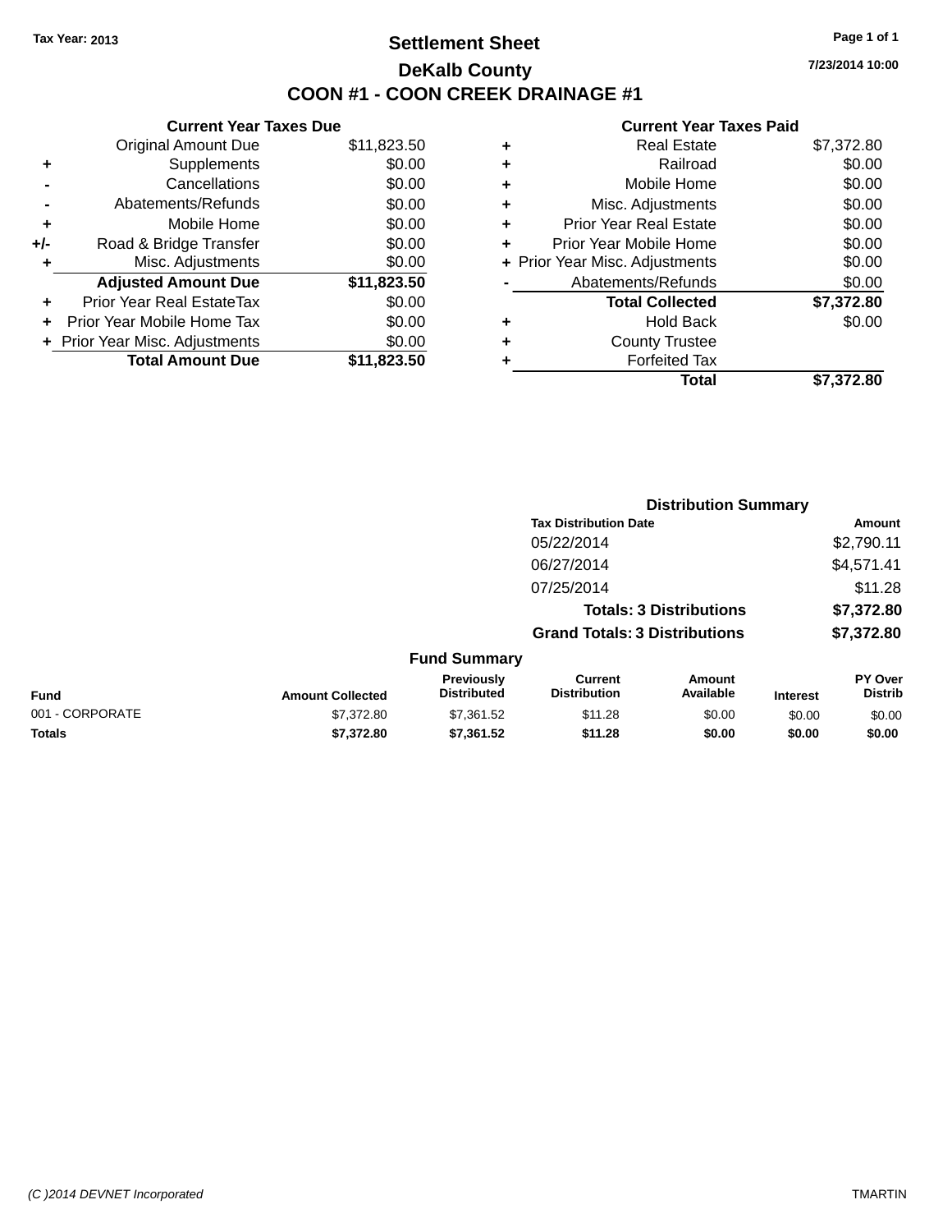Tax Year: 2013

# Settlement Sheet

## DeKalb County

## COON #1 - COON CREEK DRAINAGE #1

7/23/2014 10:00

### Current Year Taxes Due

| | | |
|---|---|---|
| | Original Amount Due | $11,823.50 |
| + | Supplements | $0.00 |
| - | Cancellations | $0.00 |
| - | Abatements/Refunds | $0.00 |
| + | Mobile Home | $0.00 |
| +/- | Road & Bridge Transfer | $0.00 |
| + | Misc. Adjustments | $0.00 |
| | **Adjusted Amount Due** | **$11,823.50** |
| + | Prior Year Real EstateTax | $0.00 |
| + | Prior Year Mobile Home Tax | $0.00 |
| + | Prior Year Misc. Adjustments | $0.00 |
| | **Total Amount Due** | **$11,823.50** |

### Current Year Taxes Paid

| | | |
|---|---|---|
| + | Real Estate | $7,372.80 |
| + | Railroad | $0.00 |
| + | Mobile Home | $0.00 |
| + | Misc. Adjustments | $0.00 |
| + | Prior Year Real Estate | $0.00 |
| + | Prior Year Mobile Home | $0.00 |
| + | Prior Year Misc. Adjustments | $0.00 |
| - | Abatements/Refunds | $0.00 |
| | **Total Collected** | **$7,372.80** |
| + | Hold Back | $0.00 |
| + | County Trustee | |
| + | Forfeited Tax | |
| | **Total** | **$7,372.80** |

### Distribution Summary

| Tax Distribution Date | Amount |
|---|---|
| 05/22/2014 | $2,790.11 |
| 06/27/2014 | $4,571.41 |
| 07/25/2014 | $11.28 |
| **Totals: 3 Distributions** | **$7,372.80** |
| **Grand Totals: 3 Distributions** | **$7,372.80** |

### Fund Summary

| Fund | Amount Collected | Previously Distributed | Current Distribution | Amount Available | Interest | PY Over Distrib |
|---|---|---|---|---|---|---|
| 001 - CORPORATE | $7,372.80 | $7,361.52 | $11.28 | $0.00 | $0.00 | $0.00 |
| **Totals** | **$7,372.80** | **$7,361.52** | **$11.28** | **$0.00** | **$0.00** | **$0.00** |

(C )2014 DEVNET Incorporated TMARTIN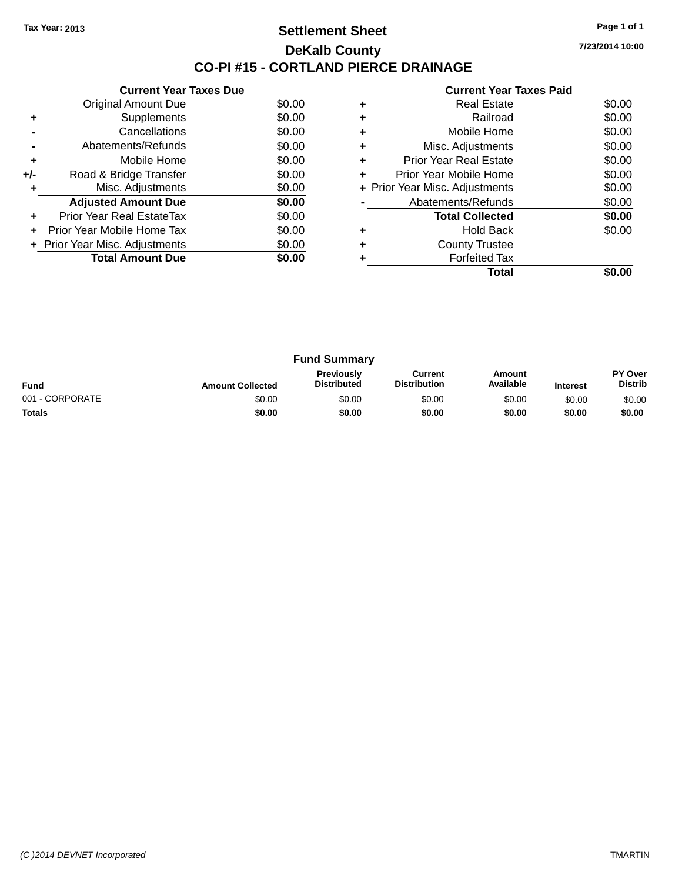Tax Year: 2013

# Settlement Sheet

## DeKalb County

## CO-PI #15 - CORTLAND PIERCE DRAINAGE

7/23/2014 10:00

### Current Year Taxes Due

| | | |
|---|---|---|
| | Original Amount Due | $0.00 |
| + | Supplements | $0.00 |
| - | Cancellations | $0.00 |
| - | Abatements/Refunds | $0.00 |
| + | Mobile Home | $0.00 |
| +/- | Road & Bridge Transfer | $0.00 |
| + | Misc. Adjustments | $0.00 |
| | **Adjusted Amount Due** | **$0.00** |
| + | Prior Year Real EstateTax | $0.00 |
| + | Prior Year Mobile Home Tax | $0.00 |
| + | Prior Year Misc. Adjustments | $0.00 |
| | **Total Amount Due** | **$0.00** |

### Current Year Taxes Paid

| | | |
|---|---|---|
| + | Real Estate | $0.00 |
| + | Railroad | $0.00 |
| + | Mobile Home | $0.00 |
| + | Misc. Adjustments | $0.00 |
| + | Prior Year Real Estate | $0.00 |
| + | Prior Year Mobile Home | $0.00 |
| + | Prior Year Misc. Adjustments | $0.00 |
| - | Abatements/Refunds | $0.00 |
| | **Total Collected** | **$0.00** |
| + | Hold Back | $0.00 |
| + | County Trustee | |
| + | Forfeited Tax | |
| | **Total** | **$0.00** |

### Fund Summary

| Fund | Amount Collected | Previously Distributed | Current Distribution | Amount Available | Interest | PY Over Distrib |
|---|---|---|---|---|---|---|
| 001 - CORPORATE | $0.00 | $0.00 | $0.00 | $0.00 | $0.00 | $0.00 |
| **Totals** | **$0.00** | **$0.00** | **$0.00** | **$0.00** | **$0.00** | **$0.00** |

(C )2014 DEVNET Incorporated TMARTIN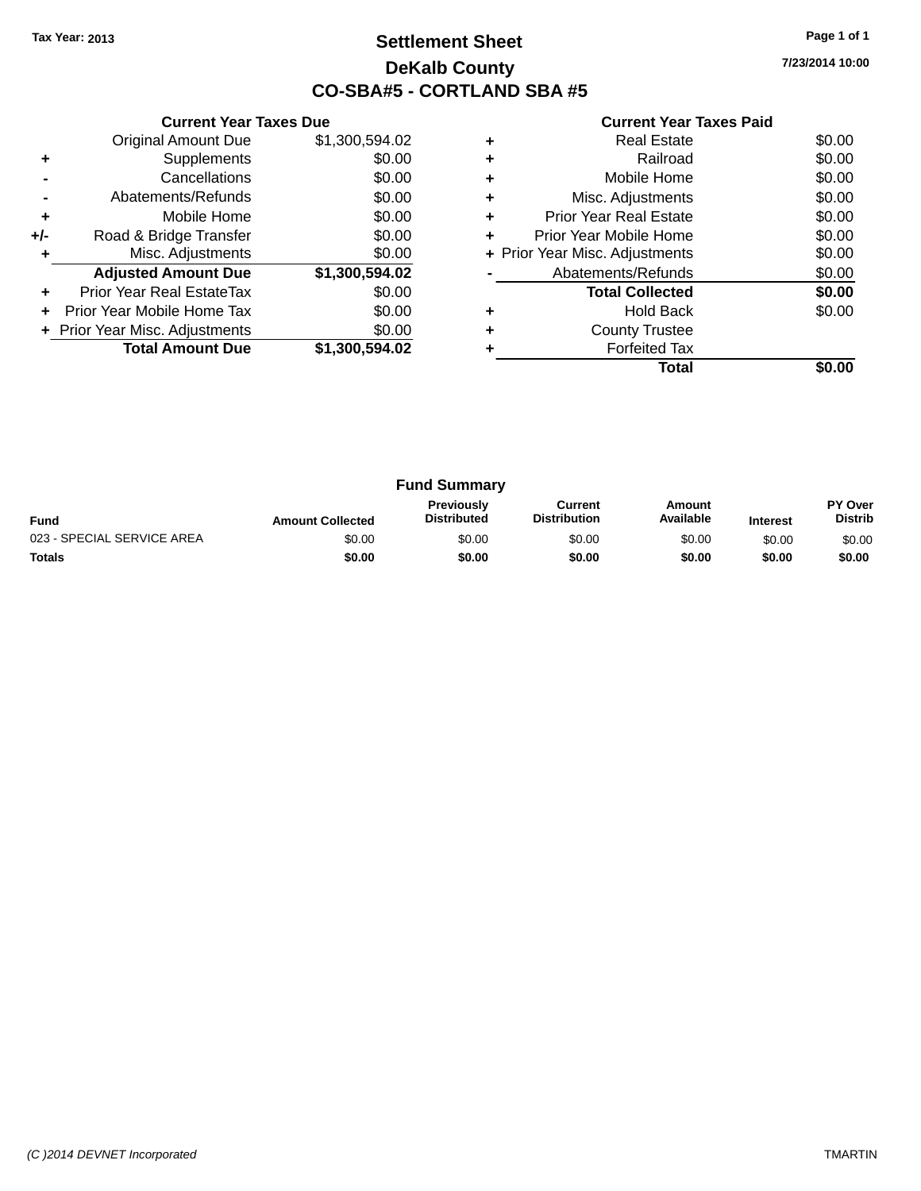Tax Year: 2013

# Settlement Sheet

## DeKalb County

## CO-SBA#5 - CORTLAND SBA #5

7/23/2014 10:00

### Current Year Taxes Due

| | | |
|---|---|---|
| | Original Amount Due | $1,300,594.02 |
| + | Supplements | $0.00 |
| - | Cancellations | $0.00 |
| - | Abatements/Refunds | $0.00 |
| + | Mobile Home | $0.00 |
| +/- | Road & Bridge Transfer | $0.00 |
| + | Misc. Adjustments | $0.00 |
| | **Adjusted Amount Due** | **$1,300,594.02** |
| + | Prior Year Real EstateTax | $0.00 |
| + | Prior Year Mobile Home Tax | $0.00 |
| + | Prior Year Misc. Adjustments | $0.00 |
| | **Total Amount Due** | **$1,300,594.02** |

### Current Year Taxes Paid

| | | |
|---|---|---|
| + | Real Estate | $0.00 |
| + | Railroad | $0.00 |
| + | Mobile Home | $0.00 |
| + | Misc. Adjustments | $0.00 |
| + | Prior Year Real Estate | $0.00 |
| + | Prior Year Mobile Home | $0.00 |
| + | Prior Year Misc. Adjustments | $0.00 |
| - | Abatements/Refunds | $0.00 |
| | **Total Collected** | **$0.00** |
| + | Hold Back | $0.00 |
| + | County Trustee | |
| + | Forfeited Tax | |
| | **Total** | **$0.00** |

### Fund Summary

| Fund | Amount Collected | Previously Distributed | Current Distribution | Amount Available | Interest | PY Over Distrib |
|---|---|---|---|---|---|---|
| 023 - SPECIAL SERVICE AREA | $0.00 | $0.00 | $0.00 | $0.00 | $0.00 | $0.00 |
| **Totals** | **$0.00** | **$0.00** | **$0.00** | **$0.00** | **$0.00** | **$0.00** |

*(C )2014 DEVNET Incorporated* TMARTIN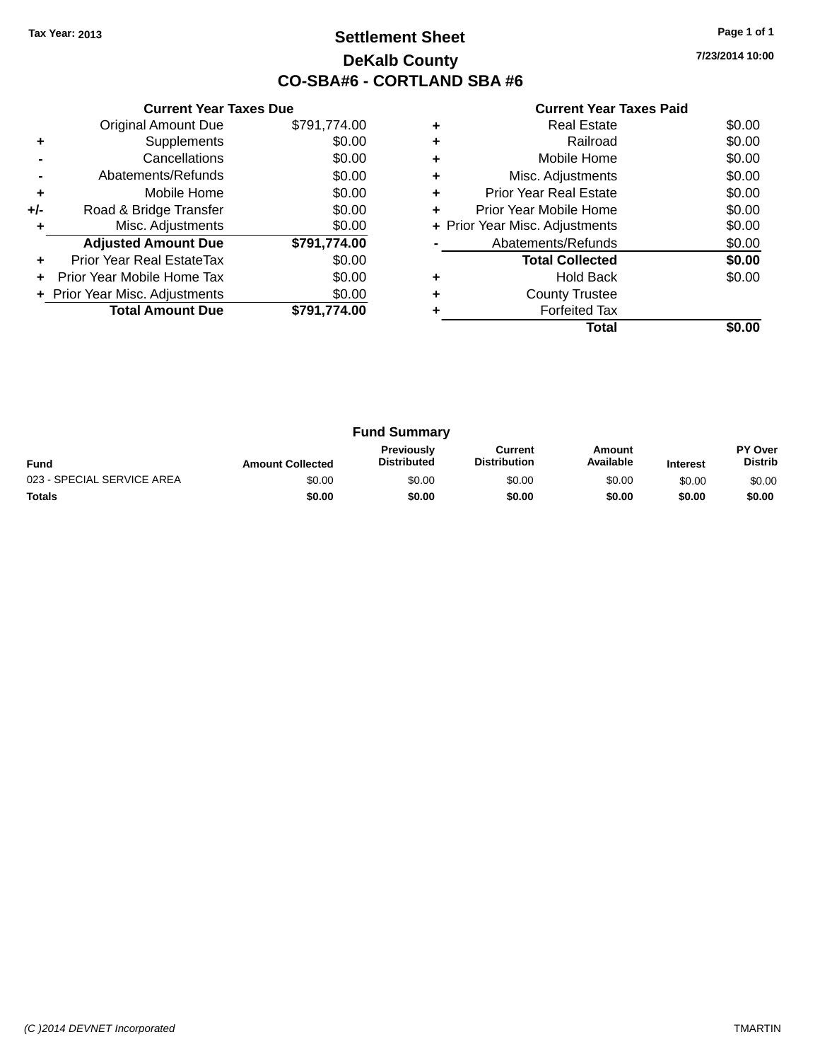Tax Year: 2013

# Settlement Sheet

## DeKalb County

## CO-SBA#6 - CORTLAND SBA #6

7/23/2014 10:00

### Current Year Taxes Due

| | | |
|---|---|---|
| | Original Amount Due | $791,774.00 |
| + | Supplements | $0.00 |
| - | Cancellations | $0.00 |
| - | Abatements/Refunds | $0.00 |
| + | Mobile Home | $0.00 |
| +/- | Road & Bridge Transfer | $0.00 |
| + | Misc. Adjustments | $0.00 |
| | **Adjusted Amount Due** | **$791,774.00** |
| + | Prior Year Real EstateTax | $0.00 |
| + | Prior Year Mobile Home Tax | $0.00 |
| + | Prior Year Misc. Adjustments | $0.00 |
| | **Total Amount Due** | **$791,774.00** |

### Current Year Taxes Paid

| | | |
|---|---|---|
| + | Real Estate | $0.00 |
| + | Railroad | $0.00 |
| + | Mobile Home | $0.00 |
| + | Misc. Adjustments | $0.00 |
| + | Prior Year Real Estate | $0.00 |
| + | Prior Year Mobile Home | $0.00 |
| + | Prior Year Misc. Adjustments | $0.00 |
| - | Abatements/Refunds | $0.00 |
| | **Total Collected** | **$0.00** |
| + | Hold Back | $0.00 |
| + | County Trustee | |
| + | Forfeited Tax | |
| | **Total** | **$0.00** |

### Fund Summary

| Fund | Amount Collected | Previously Distributed | Current Distribution | Amount Available | Interest | PY Over Distrib |
|---|---|---|---|---|---|---|
| 023 - SPECIAL SERVICE AREA | $0.00 | $0.00 | $0.00 | $0.00 | $0.00 | $0.00 |
| **Totals** | **$0.00** | **$0.00** | **$0.00** | **$0.00** | **$0.00** | **$0.00** |

*(C )2014 DEVNET Incorporated* TMARTIN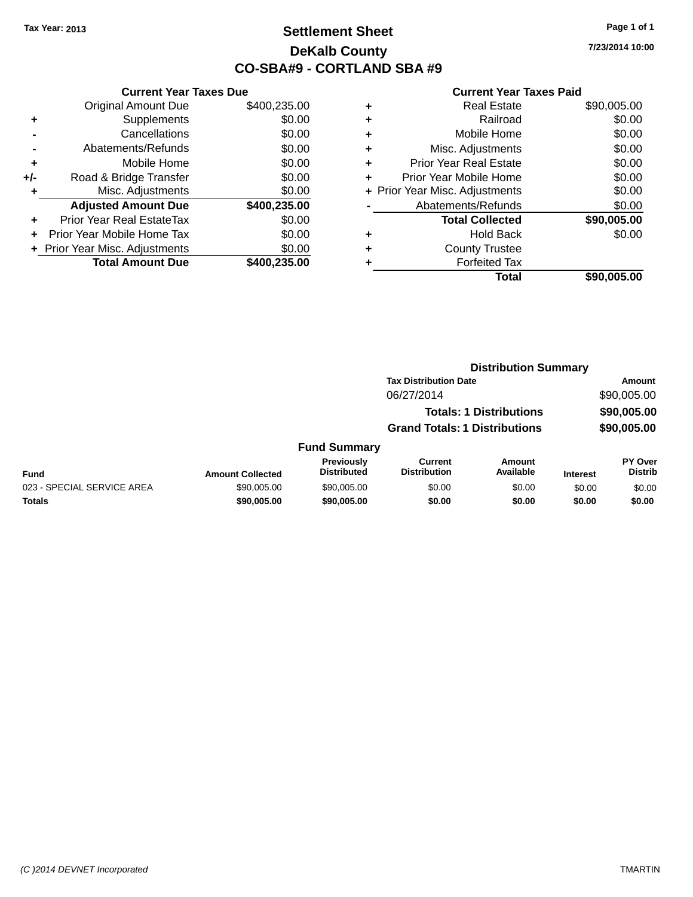Tax Year: 2013

# Settlement Sheet
## DeKalb County
## CO-SBA#9 - CORTLAND SBA #9

7/23/2014 10:00

### Current Year Taxes Due

| | | |
|---|---|---|
| | Original Amount Due | $400,235.00 |
| + | Supplements | $0.00 |
| - | Cancellations | $0.00 |
| - | Abatements/Refunds | $0.00 |
| + | Mobile Home | $0.00 |
| +/- | Road & Bridge Transfer | $0.00 |
| + | Misc. Adjustments | $0.00 |
| | **Adjusted Amount Due** | **$400,235.00** |
| + | Prior Year Real EstateTax | $0.00 |
| + | Prior Year Mobile Home Tax | $0.00 |
| + | Prior Year Misc. Adjustments | $0.00 |
| | **Total Amount Due** | **$400,235.00** |

### Current Year Taxes Paid

| | | |
|---|---|---|
| + | Real Estate | $90,005.00 |
| + | Railroad | $0.00 |
| + | Mobile Home | $0.00 |
| + | Misc. Adjustments | $0.00 |
| + | Prior Year Real Estate | $0.00 |
| + | Prior Year Mobile Home | $0.00 |
| + | Prior Year Misc. Adjustments | $0.00 |
| - | Abatements/Refunds | $0.00 |
| | **Total Collected** | **$90,005.00** |
| + | Hold Back | $0.00 |
| + | County Trustee | |
| + | Forfeited Tax | |
| | **Total** | **$90,005.00** |

### Distribution Summary

| Tax Distribution Date | Amount |
|---|---|
| 06/27/2014 | $90,005.00 |
| **Totals: 1 Distributions** | **$90,005.00** |
| **Grand Totals: 1 Distributions** | **$90,005.00** |

### Fund Summary

| Fund | Amount Collected | Previously Distributed | Current Distribution | Amount Available | Interest | PY Over Distrib |
|---|---|---|---|---|---|---|
| 023 - SPECIAL SERVICE AREA | $90,005.00 | $90,005.00 | $0.00 | $0.00 | $0.00 | $0.00 |
| **Totals** | **$90,005.00** | **$90,005.00** | **$0.00** | **$0.00** | **$0.00** | **$0.00** |

(C )2014 DEVNET Incorporated TMARTIN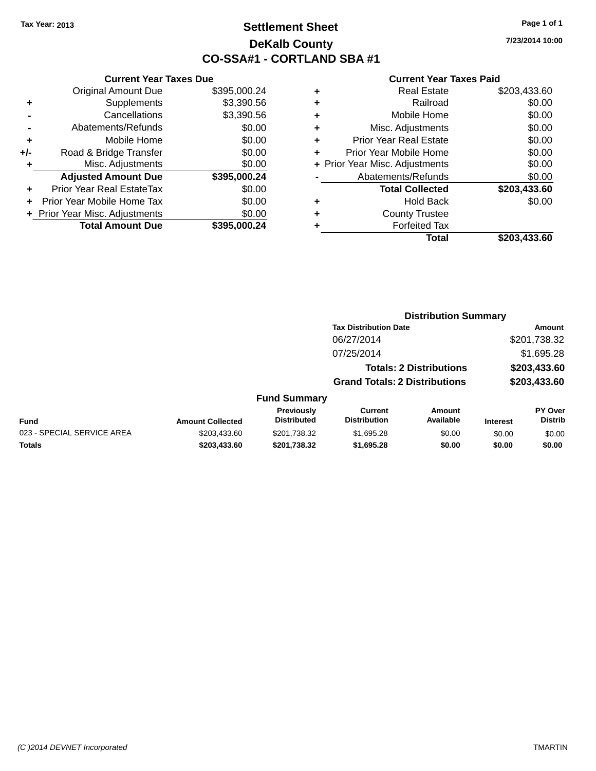Tax Year: 2013

# Settlement Sheet

## DeKalb County

## CO-SSA#1 - CORTLAND SBA #1

7/23/2014 10:00

### Current Year Taxes Due

| | | |
|---|---|---|
| | Original Amount Due | $395,000.24 |
| + | Supplements | $3,390.56 |
| - | Cancellations | $3,390.56 |
| - | Abatements/Refunds | $0.00 |
| + | Mobile Home | $0.00 |
| +/- | Road & Bridge Transfer | $0.00 |
| + | Misc. Adjustments | $0.00 |
| | **Adjusted Amount Due** | **$395,000.24** |
| + | Prior Year Real EstateTax | $0.00 |
| + | Prior Year Mobile Home Tax | $0.00 |
| + | Prior Year Misc. Adjustments | $0.00 |
| | **Total Amount Due** | **$395,000.24** |

### Current Year Taxes Paid

| | | |
|---|---|---|
| + | Real Estate | $203,433.60 |
| + | Railroad | $0.00 |
| + | Mobile Home | $0.00 |
| + | Misc. Adjustments | $0.00 |
| + | Prior Year Real Estate | $0.00 |
| + | Prior Year Mobile Home | $0.00 |
| + | Prior Year Misc. Adjustments | $0.00 |
| - | Abatements/Refunds | $0.00 |
| | **Total Collected** | **$203,433.60** |
| + | Hold Back | $0.00 |
| + | County Trustee | |
| + | Forfeited Tax | |
| | **Total** | **$203,433.60** |

### Distribution Summary

| Tax Distribution Date | Amount |
|---|---|
| 06/27/2014 | $201,738.32 |
| 07/25/2014 | $1,695.28 |
| **Totals: 2 Distributions** | **$203,433.60** |
| **Grand Totals: 2 Distributions** | **$203,433.60** |

### Fund Summary

| Fund | Amount Collected | Previously Distributed | Current Distribution | Amount Available | Interest | PY Over Distrib |
|---|---|---|---|---|---|---|
| 023 - SPECIAL SERVICE AREA | $203,433.60 | $201,738.32 | $1,695.28 | $0.00 | $0.00 | $0.00 |
| **Totals** | **$203,433.60** | **$201,738.32** | **$1,695.28** | **$0.00** | **$0.00** | **$0.00** |

(C )2014 DEVNET Incorporated TMARTIN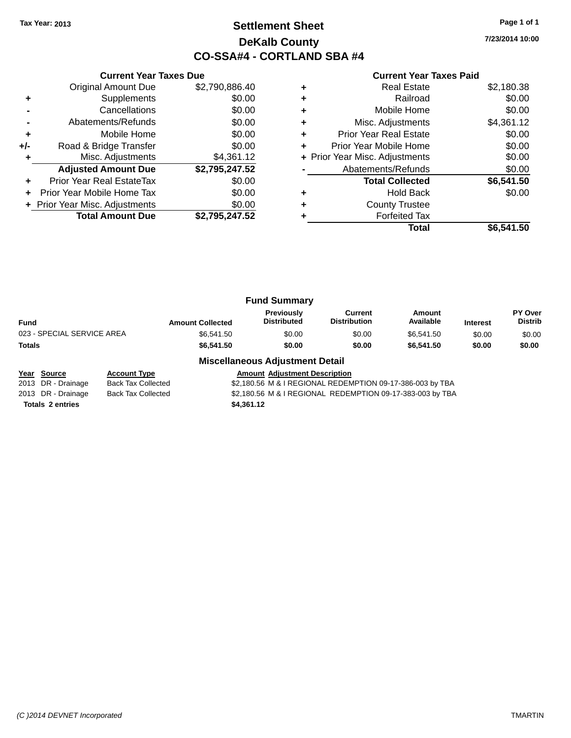Tax Year: 2013

# Settlement Sheet

## DeKalb County

## CO-SSA#4 - CORTLAND SBA #4

7/23/2014 10:00

| | Current Year Taxes Due | |
|---|---|---|
| | Original Amount Due | $2,790,886.40 |
| + | Supplements | $0.00 |
| - | Cancellations | $0.00 |
| - | Abatements/Refunds | $0.00 |
| + | Mobile Home | $0.00 |
| +/- | Road & Bridge Transfer | $0.00 |
| + | Misc. Adjustments | $4,361.12 |
| | **Adjusted Amount Due** | **$2,795,247.52** |
| + | Prior Year Real EstateTax | $0.00 |
| + | Prior Year Mobile Home Tax | $0.00 |
| + | Prior Year Misc. Adjustments | $0.00 |
| | **Total Amount Due** | **$2,795,247.52** |

| | Current Year Taxes Paid | |
|---|---|---|
| + | Real Estate | $2,180.38 |
| + | Railroad | $0.00 |
| + | Mobile Home | $0.00 |
| + | Misc. Adjustments | $4,361.12 |
| + | Prior Year Real Estate | $0.00 |
| + | Prior Year Mobile Home | $0.00 |
| + | Prior Year Misc. Adjustments | $0.00 |
| - | Abatements/Refunds | $0.00 |
| | **Total Collected** | **$6,541.50** |
| + | Hold Back | $0.00 |
| + | County Trustee | |
| + | Forfeited Tax | |
| | **Total** | **$6,541.50** |

### Fund Summary

| Fund | Amount Collected | Previously Distributed | Current Distribution | Amount Available | Interest | PY Over Distrib |
|---|---|---|---|---|---|---|
| 023 - SPECIAL SERVICE AREA | $6,541.50 | $0.00 | $0.00 | $6,541.50 | $0.00 | $0.00 |
| **Totals** | **$6,541.50** | **$0.00** | **$0.00** | **$6,541.50** | **$0.00** | **$0.00** |

### Miscellaneous Adjustment Detail

| Year | Source | Account Type | Amount | Adjustment Description |
|---|---|---|---|---|
| 2013 | DR - Drainage | Back Tax Collected | $2,180.56 | M & I REGIONAL REDEMPTION 09-17-386-003 by TBA |
| 2013 | DR - Drainage | Back Tax Collected | $2,180.56 | M & I REGIONAL REDEMPTION 09-17-383-003 by TBA |
| **Totals** | **2 entries** | | **$4,361.12** | |

(C )2014 DEVNET Incorporated TMARTIN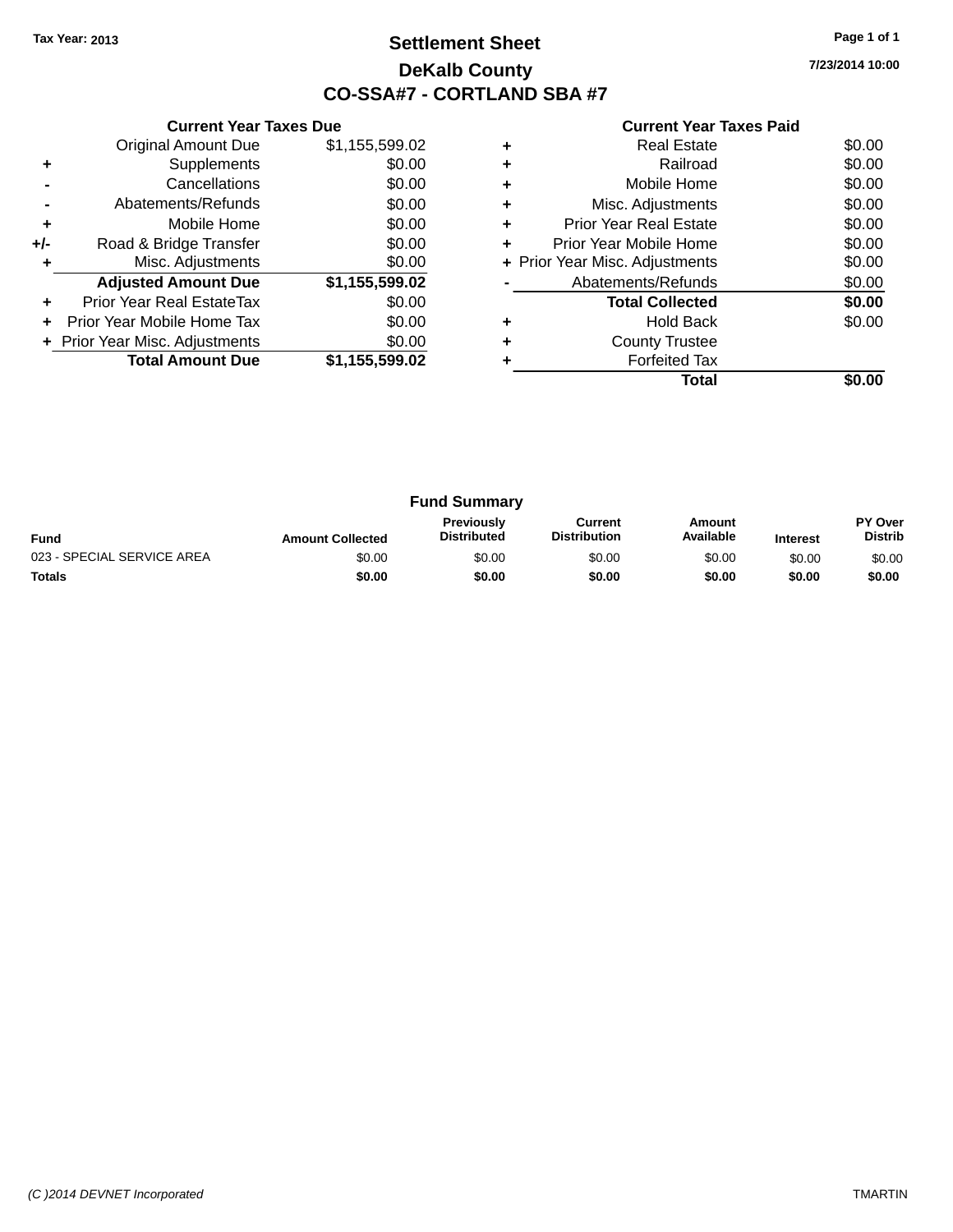Tax Year: 2013

# Settlement Sheet

## DeKalb County

## CO-SSA#7 - CORTLAND SBA #7

7/23/2014 10:00

### Current Year Taxes Due

| | | |
|---|---|---|
| | Original Amount Due | $1,155,599.02 |
| + | Supplements | $0.00 |
| - | Cancellations | $0.00 |
| - | Abatements/Refunds | $0.00 |
| + | Mobile Home | $0.00 |
| +/- | Road & Bridge Transfer | $0.00 |
| + | Misc. Adjustments | $0.00 |
| | **Adjusted Amount Due** | **$1,155,599.02** |
| + | Prior Year Real EstateTax | $0.00 |
| + | Prior Year Mobile Home Tax | $0.00 |
| + | Prior Year Misc. Adjustments | $0.00 |
| | **Total Amount Due** | **$1,155,599.02** |

### Current Year Taxes Paid

| | | |
|---|---|---|
| + | Real Estate | $0.00 |
| + | Railroad | $0.00 |
| + | Mobile Home | $0.00 |
| + | Misc. Adjustments | $0.00 |
| + | Prior Year Real Estate | $0.00 |
| + | Prior Year Mobile Home | $0.00 |
| + | Prior Year Misc. Adjustments | $0.00 |
| - | Abatements/Refunds | $0.00 |
| | **Total Collected** | **$0.00** |
| + | Hold Back | $0.00 |
| + | County Trustee | |
| + | Forfeited Tax | |
| | **Total** | **$0.00** |

### Fund Summary

| Fund | Amount Collected | Previously Distributed | Current Distribution | Amount Available | Interest | PY Over Distrib |
|---|---|---|---|---|---|---|
| 023 - SPECIAL SERVICE AREA | $0.00 | $0.00 | $0.00 | $0.00 | $0.00 | $0.00 |
| **Totals** | **$0.00** | **$0.00** | **$0.00** | **$0.00** | **$0.00** | **$0.00** |

(C )2014 DEVNET Incorporated TMARTIN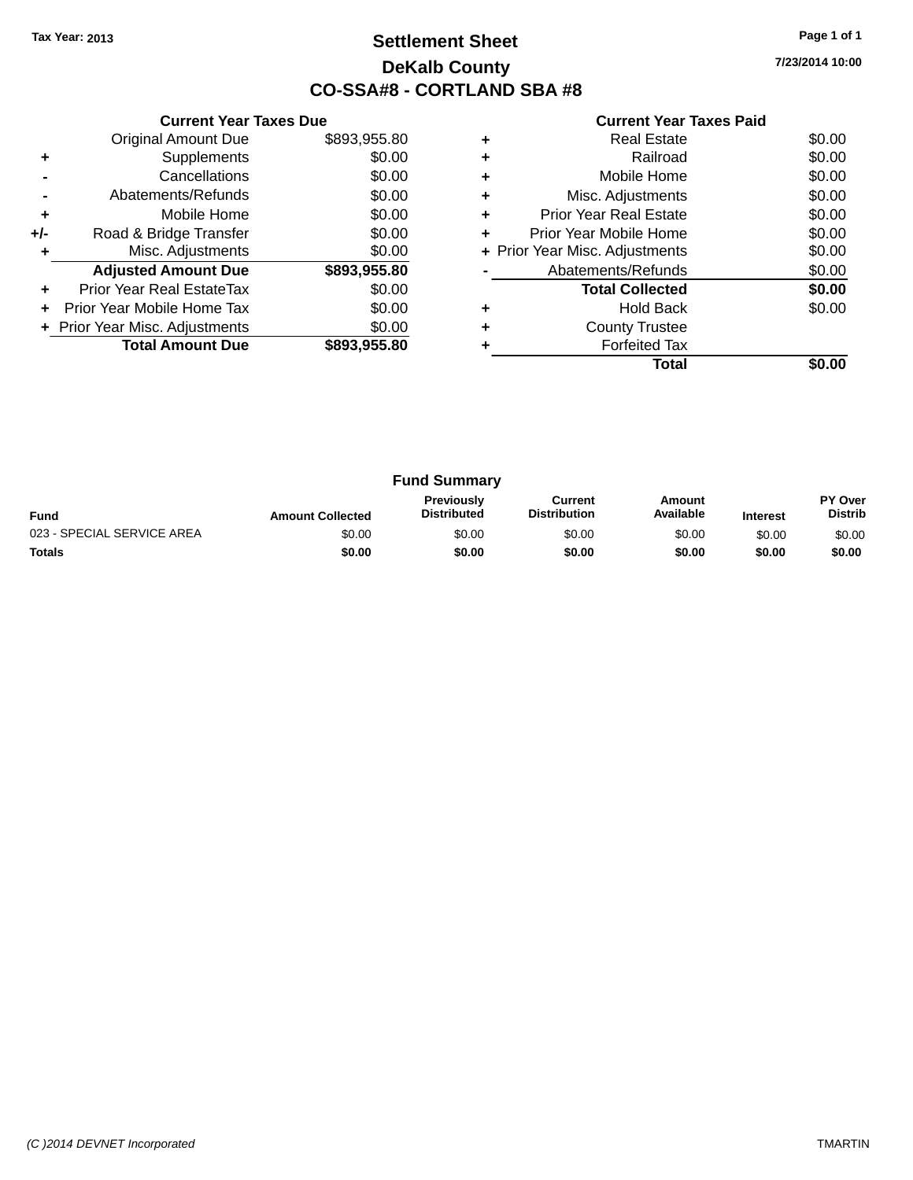Tax Year: 2013

# Settlement Sheet

## DeKalb County

## CO-SSA#8 - CORTLAND SBA #8

7/23/2014 10:00

### Current Year Taxes Due

| | | |
|---|---|---|
| | Original Amount Due | $893,955.80 |
| + | Supplements | $0.00 |
| - | Cancellations | $0.00 |
| - | Abatements/Refunds | $0.00 |
| + | Mobile Home | $0.00 |
| +/- | Road & Bridge Transfer | $0.00 |
| + | Misc. Adjustments | $0.00 |
| | **Adjusted Amount Due** | **$893,955.80** |
| + | Prior Year Real EstateTax | $0.00 |
| + | Prior Year Mobile Home Tax | $0.00 |
| + | Prior Year Misc. Adjustments | $0.00 |
| | **Total Amount Due** | **$893,955.80** |

### Current Year Taxes Paid

| | | |
|---|---|---|
| + | Real Estate | $0.00 |
| + | Railroad | $0.00 |
| + | Mobile Home | $0.00 |
| + | Misc. Adjustments | $0.00 |
| + | Prior Year Real Estate | $0.00 |
| + | Prior Year Mobile Home | $0.00 |
| + | Prior Year Misc. Adjustments | $0.00 |
| - | Abatements/Refunds | $0.00 |
| | **Total Collected** | **$0.00** |
| + | Hold Back | $0.00 |
| + | County Trustee | |
| + | Forfeited Tax | |
| | **Total** | **$0.00** |

### Fund Summary

| Fund | Amount Collected | Previously Distributed | Current Distribution | Amount Available | Interest | PY Over Distrib |
|---|---|---|---|---|---|---|
| 023 - SPECIAL SERVICE AREA | $0.00 | $0.00 | $0.00 | $0.00 | $0.00 | $0.00 |
| **Totals** | **$0.00** | **$0.00** | **$0.00** | **$0.00** | **$0.00** | **$0.00** |

(C )2014 DEVNET Incorporated — TMARTIN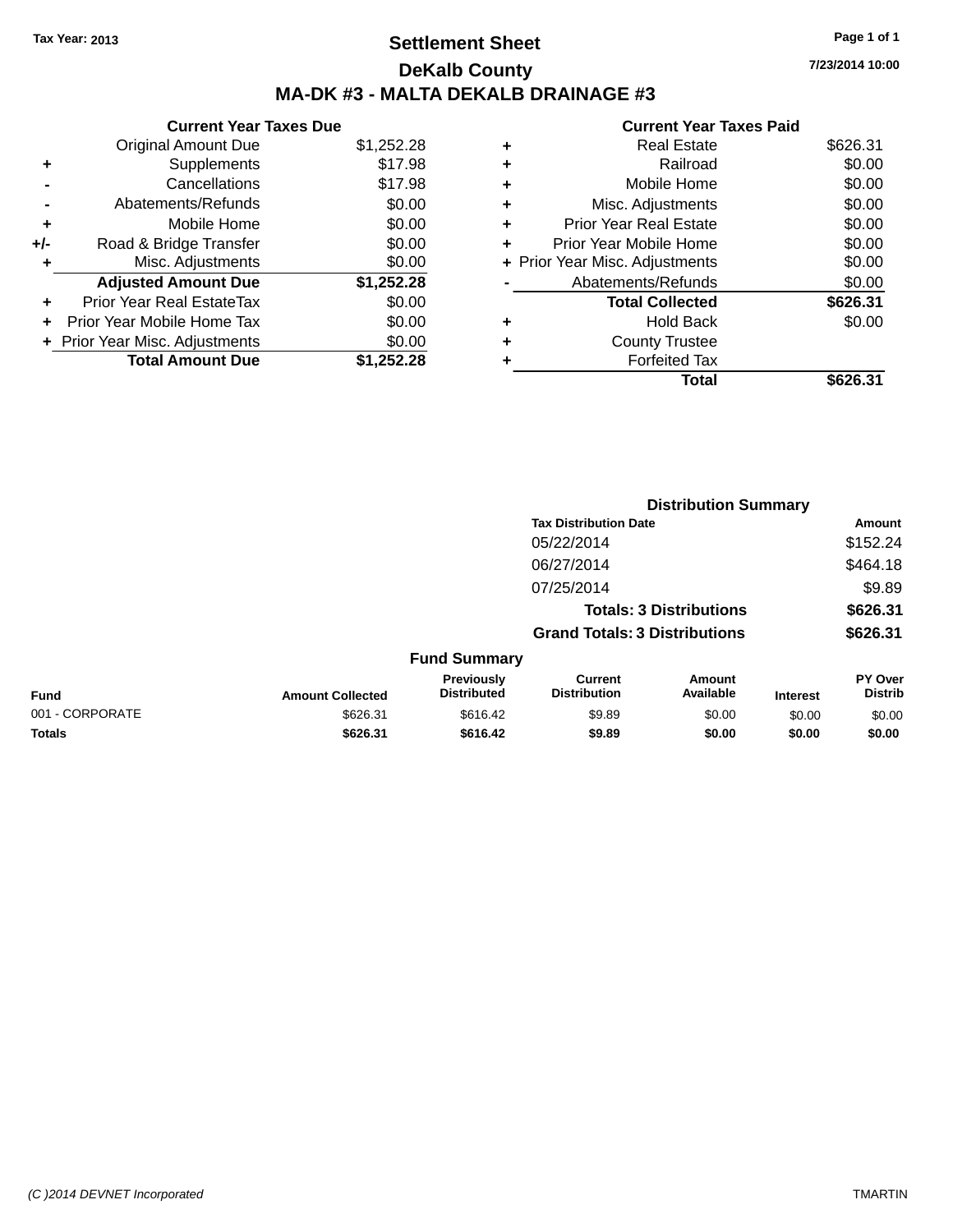Tax Year: 2013

# Settlement Sheet

## DeKalb County

## MA-DK #3 - MALTA DEKALB DRAINAGE #3

7/23/2014 10:00

### Current Year Taxes Due

| | | |
|---|---|---|
| | Original Amount Due | $1,252.28 |
| + | Supplements | $17.98 |
| - | Cancellations | $17.98 |
| - | Abatements/Refunds | $0.00 |
| + | Mobile Home | $0.00 |
| +/- | Road & Bridge Transfer | $0.00 |
| + | Misc. Adjustments | $0.00 |
| | **Adjusted Amount Due** | **$1,252.28** |
| + | Prior Year Real EstateTax | $0.00 |
| + | Prior Year Mobile Home Tax | $0.00 |
| + | Prior Year Misc. Adjustments | $0.00 |
| | **Total Amount Due** | **$1,252.28** |

### Current Year Taxes Paid

| | | |
|---|---|---|
| + | Real Estate | $626.31 |
| + | Railroad | $0.00 |
| + | Mobile Home | $0.00 |
| + | Misc. Adjustments | $0.00 |
| + | Prior Year Real Estate | $0.00 |
| + | Prior Year Mobile Home | $0.00 |
| + | Prior Year Misc. Adjustments | $0.00 |
| - | Abatements/Refunds | $0.00 |
| | **Total Collected** | **$626.31** |
| + | Hold Back | $0.00 |
| + | County Trustee | |
| + | Forfeited Tax | |
| | **Total** | **$626.31** |

### Distribution Summary

| Tax Distribution Date | Amount |
|---|---|
| 05/22/2014 | $152.24 |
| 06/27/2014 | $464.18 |
| 07/25/2014 | $9.89 |
| **Totals: 3 Distributions** | **$626.31** |
| **Grand Totals: 3 Distributions** | **$626.31** |

### Fund Summary

| Fund | Amount Collected | Previously Distributed | Current Distribution | Amount Available | Interest | PY Over Distrib |
|---|---|---|---|---|---|---|
| 001 - CORPORATE | $626.31 | $616.42 | $9.89 | $0.00 | $0.00 | $0.00 |
| **Totals** | **$626.31** | **$616.42** | **$9.89** | **$0.00** | **$0.00** | **$0.00** |

(C )2014 DEVNET Incorporated TMARTIN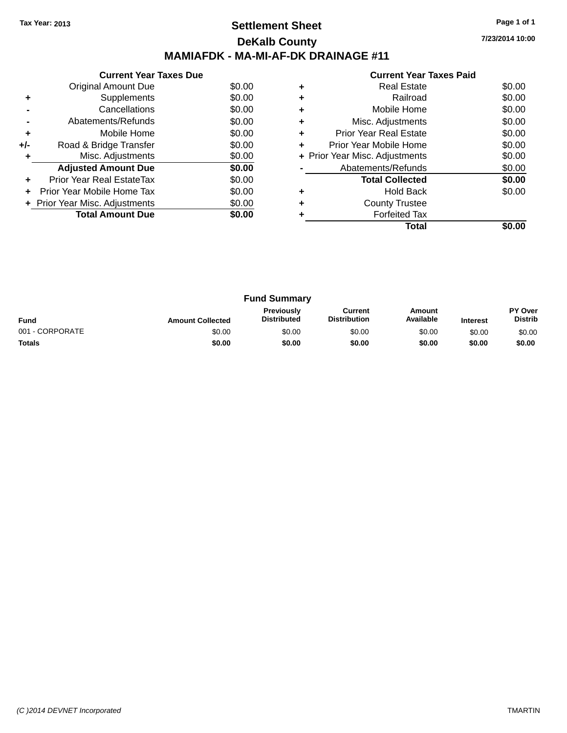Tax Year: 2013

# Settlement Sheet

## DeKalb County

## MAMIAFDK - MA-MI-AF-DK DRAINAGE #11

7/23/2014 10:00

### Current Year Taxes Due

| | | |
|---|---|---|
| | Original Amount Due | $0.00 |
| + | Supplements | $0.00 |
| - | Cancellations | $0.00 |
| - | Abatements/Refunds | $0.00 |
| + | Mobile Home | $0.00 |
| +/- | Road & Bridge Transfer | $0.00 |
| + | Misc. Adjustments | $0.00 |
| | **Adjusted Amount Due** | **$0.00** |
| + | Prior Year Real EstateTax | $0.00 |
| + | Prior Year Mobile Home Tax | $0.00 |
| + | Prior Year Misc. Adjustments | $0.00 |
| | **Total Amount Due** | **$0.00** |

### Current Year Taxes Paid

| | | |
|---|---|---|
| + | Real Estate | $0.00 |
| + | Railroad | $0.00 |
| + | Mobile Home | $0.00 |
| + | Misc. Adjustments | $0.00 |
| + | Prior Year Real Estate | $0.00 |
| + | Prior Year Mobile Home | $0.00 |
| + | Prior Year Misc. Adjustments | $0.00 |
| - | Abatements/Refunds | $0.00 |
| | **Total Collected** | **$0.00** |
| + | Hold Back | $0.00 |
| + | County Trustee | |
| + | Forfeited Tax | |
| | **Total** | **$0.00** |

### Fund Summary

| Fund | Amount Collected | Previously Distributed | Current Distribution | Amount Available | Interest | PY Over Distrib |
|---|---|---|---|---|---|---|
| 001 - CORPORATE | $0.00 | $0.00 | $0.00 | $0.00 | $0.00 | $0.00 |
| **Totals** | **$0.00** | **$0.00** | **$0.00** | **$0.00** | **$0.00** | **$0.00** |

(C )2014 DEVNET Incorporated TMARTIN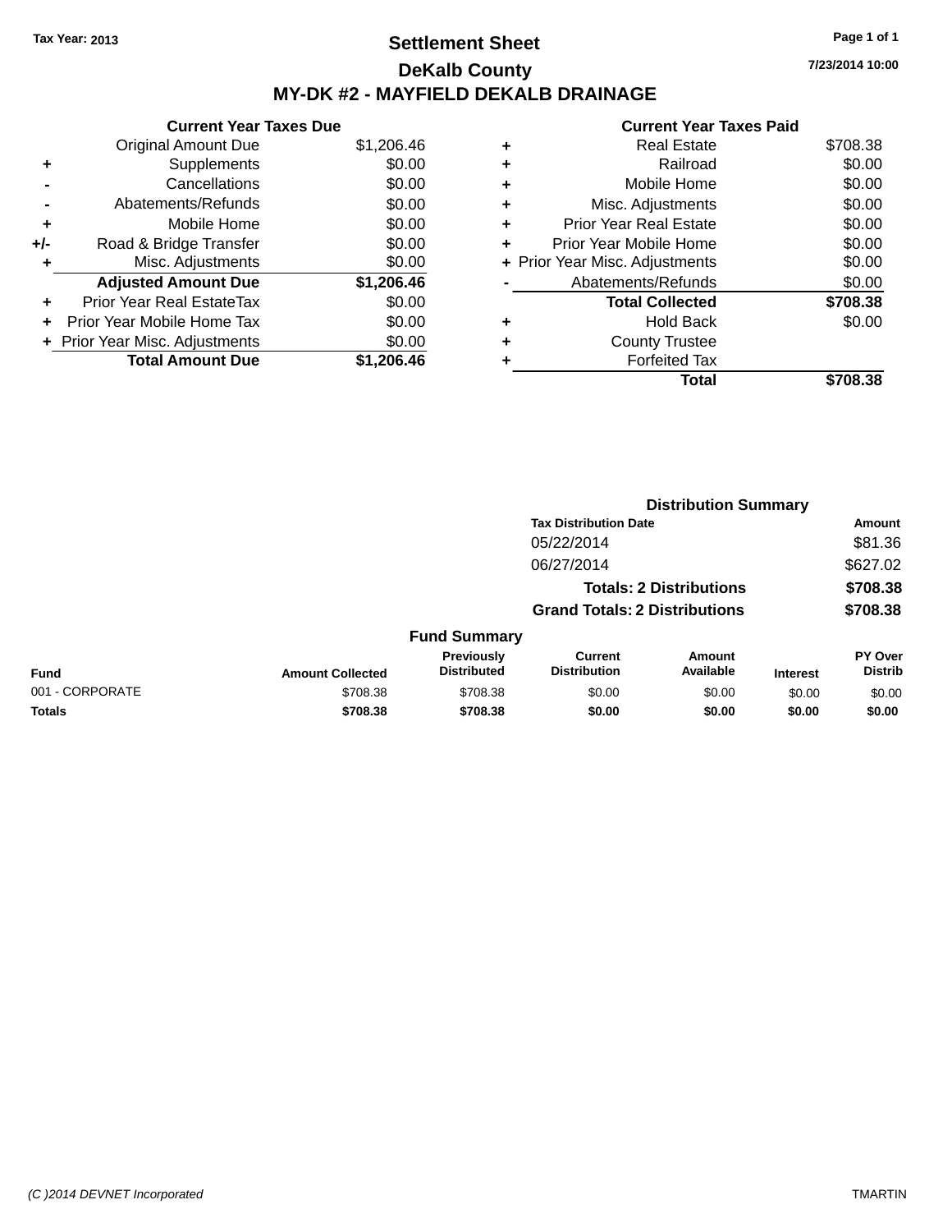Tax Year: 2013

# Settlement Sheet

## DeKalb County

## MY-DK #2 - MAYFIELD DEKALB DRAINAGE

7/23/2014 10:00

### Current Year Taxes Due

| | | |
|---|---|---|
| | Original Amount Due | $1,206.46 |
| + | Supplements | $0.00 |
| - | Cancellations | $0.00 |
| - | Abatements/Refunds | $0.00 |
| + | Mobile Home | $0.00 |
| +/- | Road & Bridge Transfer | $0.00 |
| + | Misc. Adjustments | $0.00 |
| | **Adjusted Amount Due** | **$1,206.46** |
| + | Prior Year Real EstateTax | $0.00 |
| + | Prior Year Mobile Home Tax | $0.00 |
| + | Prior Year Misc. Adjustments | $0.00 |
| | **Total Amount Due** | **$1,206.46** |

### Current Year Taxes Paid

| | | |
|---|---|---|
| + | Real Estate | $708.38 |
| + | Railroad | $0.00 |
| + | Mobile Home | $0.00 |
| + | Misc. Adjustments | $0.00 |
| + | Prior Year Real Estate | $0.00 |
| + | Prior Year Mobile Home | $0.00 |
| + | Prior Year Misc. Adjustments | $0.00 |
| - | Abatements/Refunds | $0.00 |
| | **Total Collected** | **$708.38** |
| + | Hold Back | $0.00 |
| + | County Trustee | |
| + | Forfeited Tax | |
| | **Total** | **$708.38** |

### Distribution Summary

| Tax Distribution Date | Amount |
|---|---|
| 05/22/2014 | $81.36 |
| 06/27/2014 | $627.02 |
| **Totals: 2 Distributions** | **$708.38** |
| **Grand Totals: 2 Distributions** | **$708.38** |

### Fund Summary

| Fund | Amount Collected | Previously Distributed | Current Distribution | Amount Available | Interest | PY Over Distrib |
|---|---|---|---|---|---|---|
| 001 - CORPORATE | $708.38 | $708.38 | $0.00 | $0.00 | $0.00 | $0.00 |
| **Totals** | **$708.38** | **$708.38** | **$0.00** | **$0.00** | **$0.00** | **$0.00** |

(C )2014 DEVNET Incorporated TMARTIN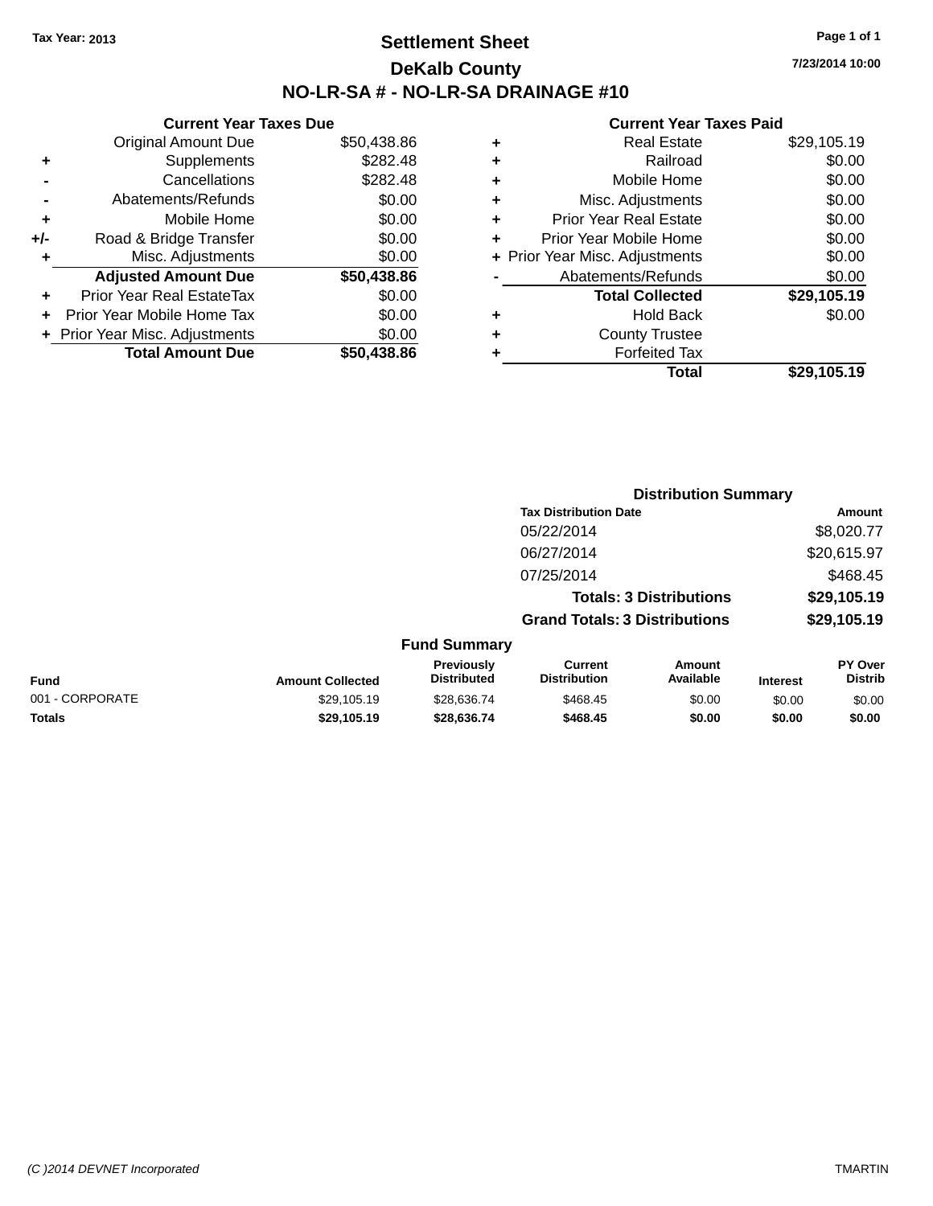Tax Year: 2013

# Settlement Sheet

## DeKalb County

## NO-LR-SA # - NO-LR-SA DRAINAGE #10

7/23/2014 10:00

### Current Year Taxes Due

| | | |
|---|---|---|
| | Original Amount Due | $50,438.86 |
| + | Supplements | $282.48 |
| - | Cancellations | $282.48 |
| - | Abatements/Refunds | $0.00 |
| + | Mobile Home | $0.00 |
| +/- | Road & Bridge Transfer | $0.00 |
| + | Misc. Adjustments | $0.00 |
| | **Adjusted Amount Due** | **$50,438.86** |
| + | Prior Year Real EstateTax | $0.00 |
| + | Prior Year Mobile Home Tax | $0.00 |
| + | Prior Year Misc. Adjustments | $0.00 |
| | **Total Amount Due** | **$50,438.86** |

### Current Year Taxes Paid

| | | |
|---|---|---|
| + | Real Estate | $29,105.19 |
| + | Railroad | $0.00 |
| + | Mobile Home | $0.00 |
| + | Misc. Adjustments | $0.00 |
| + | Prior Year Real Estate | $0.00 |
| + | Prior Year Mobile Home | $0.00 |
| + | Prior Year Misc. Adjustments | $0.00 |
| - | Abatements/Refunds | $0.00 |
| | **Total Collected** | **$29,105.19** |
| + | Hold Back | $0.00 |
| + | County Trustee | |
| + | Forfeited Tax | |
| | **Total** | **$29,105.19** |

### Distribution Summary

| Tax Distribution Date | Amount |
|---|---|
| 05/22/2014 | $8,020.77 |
| 06/27/2014 | $20,615.97 |
| 07/25/2014 | $468.45 |
| **Totals: 3 Distributions** | **$29,105.19** |
| **Grand Totals: 3 Distributions** | **$29,105.19** |

### Fund Summary

| Fund | Amount Collected | Previously Distributed | Current Distribution | Amount Available | Interest | PY Over Distrib |
|---|---|---|---|---|---|---|
| 001 - CORPORATE | $29,105.19 | $28,636.74 | $468.45 | $0.00 | $0.00 | $0.00 |
| **Totals** | **$29,105.19** | **$28,636.74** | **$468.45** | **$0.00** | **$0.00** | **$0.00** |

(C )2014 DEVNET Incorporated

TMARTIN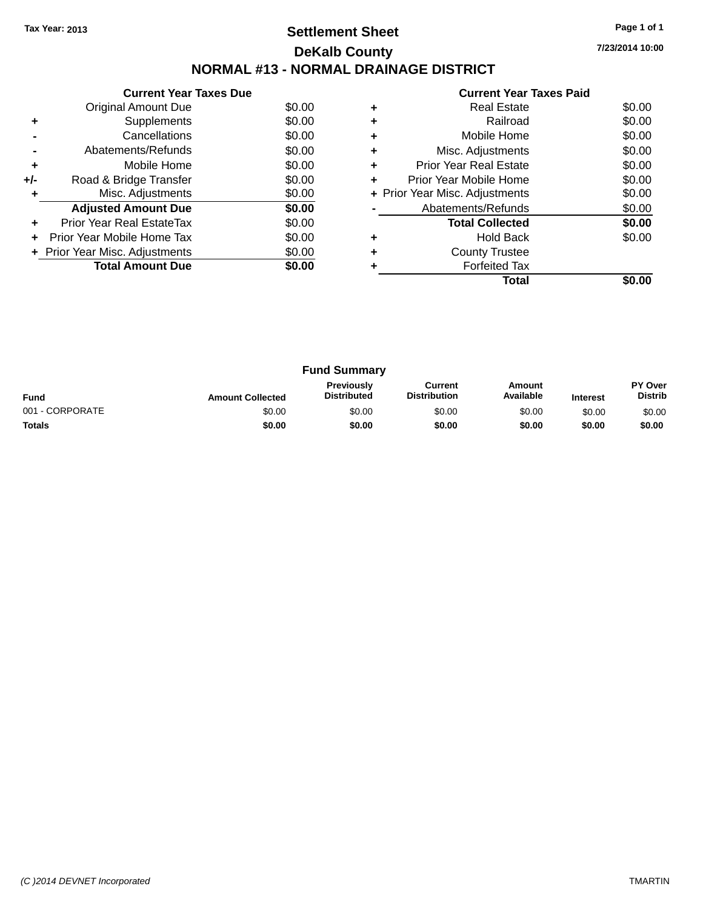Tax Year: 2013

# Settlement Sheet

## DeKalb County

## NORMAL #13 - NORMAL DRAINAGE DISTRICT

7/23/2014 10:00

### Current Year Taxes Due

| | | |
|---|---|---|
| | Original Amount Due | $0.00 |
| + | Supplements | $0.00 |
| - | Cancellations | $0.00 |
| - | Abatements/Refunds | $0.00 |
| + | Mobile Home | $0.00 |
| +/- | Road & Bridge Transfer | $0.00 |
| + | Misc. Adjustments | $0.00 |
| | **Adjusted Amount Due** | **$0.00** |
| + | Prior Year Real EstateTax | $0.00 |
| + | Prior Year Mobile Home Tax | $0.00 |
| + | Prior Year Misc. Adjustments | $0.00 |
| | **Total Amount Due** | **$0.00** |

### Current Year Taxes Paid

| | | |
|---|---|---|
| + | Real Estate | $0.00 |
| + | Railroad | $0.00 |
| + | Mobile Home | $0.00 |
| + | Misc. Adjustments | $0.00 |
| + | Prior Year Real Estate | $0.00 |
| + | Prior Year Mobile Home | $0.00 |
| + | Prior Year Misc. Adjustments | $0.00 |
| - | Abatements/Refunds | $0.00 |
| | **Total Collected** | **$0.00** |
| + | Hold Back | $0.00 |
| + | County Trustee | |
| + | Forfeited Tax | |
| | **Total** | **$0.00** |

### Fund Summary

| Fund | Amount Collected | Previously Distributed | Current Distribution | Amount Available | Interest | PY Over Distrib |
|---|---|---|---|---|---|---|
| 001 - CORPORATE | $0.00 | $0.00 | $0.00 | $0.00 | $0.00 | $0.00 |
| **Totals** | **$0.00** | **$0.00** | **$0.00** | **$0.00** | **$0.00** | **$0.00** |

(C )2014 DEVNET Incorporated

TMARTIN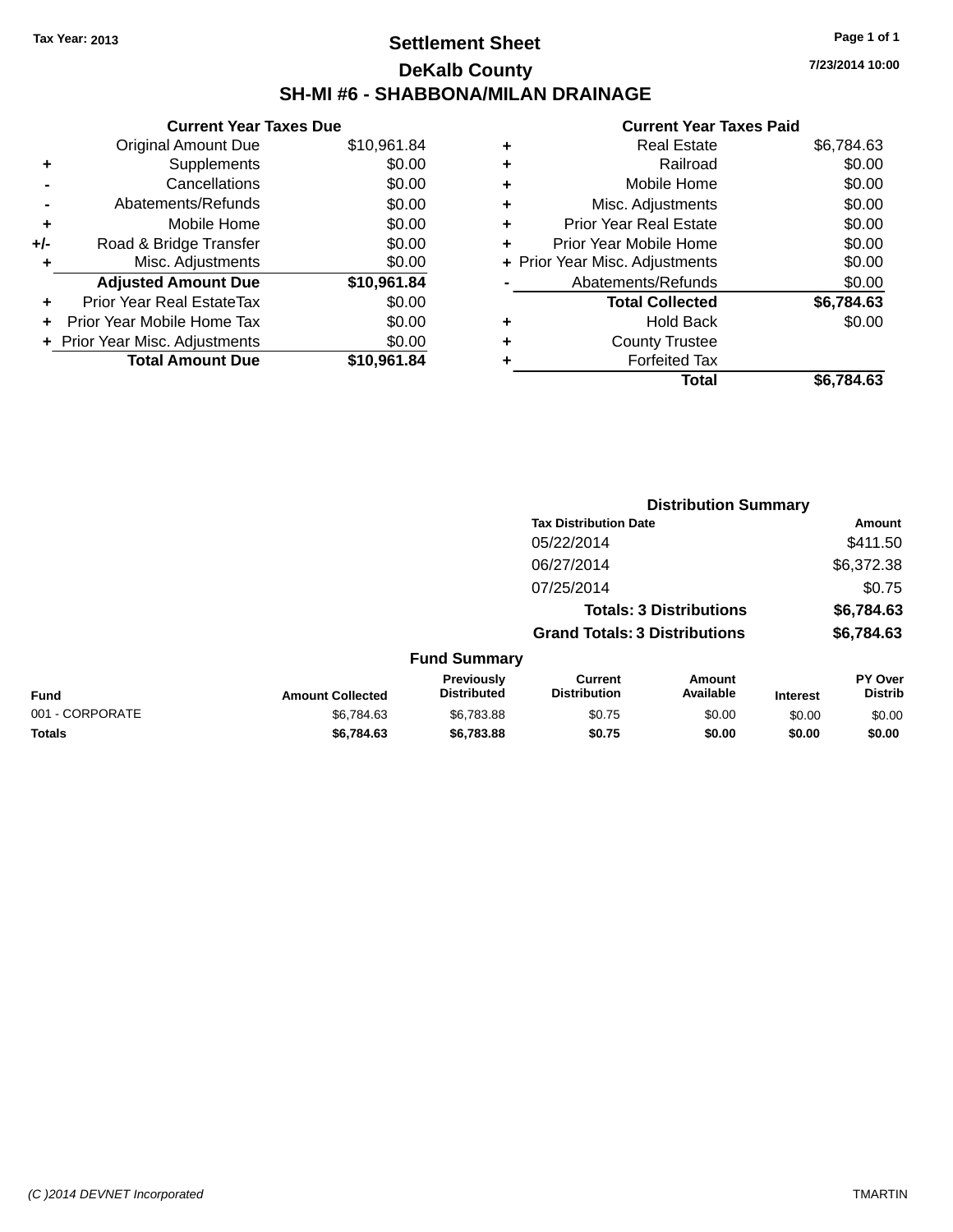Tax Year: 2013

# Settlement Sheet

## DeKalb County

## SH-MI #6 - SHABBONA/MILAN DRAINAGE

7/23/2014 10:00

### Current Year Taxes Due

| | | |
|---|---|---|
| | Original Amount Due | $10,961.84 |
| + | Supplements | $0.00 |
| - | Cancellations | $0.00 |
| - | Abatements/Refunds | $0.00 |
| + | Mobile Home | $0.00 |
| +/- | Road & Bridge Transfer | $0.00 |
| + | Misc. Adjustments | $0.00 |
| | **Adjusted Amount Due** | **$10,961.84** |
| + | Prior Year Real EstateTax | $0.00 |
| + | Prior Year Mobile Home Tax | $0.00 |
| + | Prior Year Misc. Adjustments | $0.00 |
| | **Total Amount Due** | **$10,961.84** |

### Current Year Taxes Paid

| | | |
|---|---|---|
| + | Real Estate | $6,784.63 |
| + | Railroad | $0.00 |
| + | Mobile Home | $0.00 |
| + | Misc. Adjustments | $0.00 |
| + | Prior Year Real Estate | $0.00 |
| + | Prior Year Mobile Home | $0.00 |
| + | Prior Year Misc. Adjustments | $0.00 |
| - | Abatements/Refunds | $0.00 |
| | **Total Collected** | **$6,784.63** |
| + | Hold Back | $0.00 |
| + | County Trustee | |
| + | Forfeited Tax | |
| | **Total** | **$6,784.63** |

### Distribution Summary

| Tax Distribution Date | Amount |
|---|---|
| 05/22/2014 | $411.50 |
| 06/27/2014 | $6,372.38 |
| 07/25/2014 | $0.75 |
| **Totals: 3 Distributions** | **$6,784.63** |
| **Grand Totals: 3 Distributions** | **$6,784.63** |

### Fund Summary

| Fund | Amount Collected | Previously Distributed | Current Distribution | Amount Available | Interest | PY Over Distrib |
|---|---|---|---|---|---|---|
| 001 - CORPORATE | $6,784.63 | $6,783.88 | $0.75 | $0.00 | $0.00 | $0.00 |
| **Totals** | **$6,784.63** | **$6,783.88** | **$0.75** | **$0.00** | **$0.00** | **$0.00** |

(C )2014 DEVNET Incorporated

TMARTIN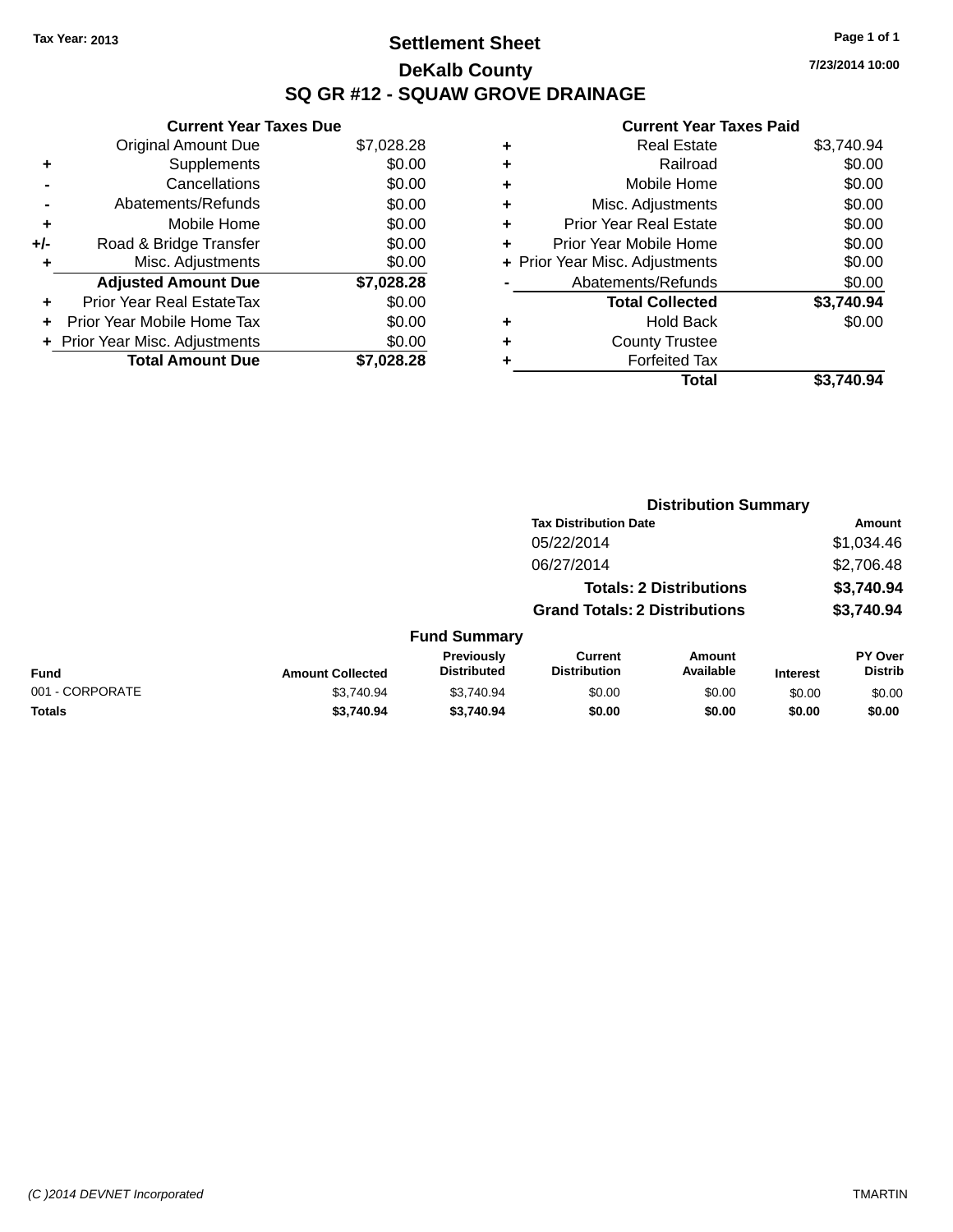Tax Year: 2013

# Settlement Sheet

## DeKalb County

## SQ GR #12 - SQUAW GROVE DRAINAGE

7/23/2014 10:00

### Current Year Taxes Due

| | | |
|---|---|---|
| | Original Amount Due | $7,028.28 |
| + | Supplements | $0.00 |
| - | Cancellations | $0.00 |
| - | Abatements/Refunds | $0.00 |
| + | Mobile Home | $0.00 |
| +/- | Road & Bridge Transfer | $0.00 |
| + | Misc. Adjustments | $0.00 |
| | **Adjusted Amount Due** | **$7,028.28** |
| + | Prior Year Real EstateTax | $0.00 |
| + | Prior Year Mobile Home Tax | $0.00 |
| + | Prior Year Misc. Adjustments | $0.00 |
| | **Total Amount Due** | **$7,028.28** |

### Current Year Taxes Paid

| | | |
|---|---|---|
| + | Real Estate | $3,740.94 |
| + | Railroad | $0.00 |
| + | Mobile Home | $0.00 |
| + | Misc. Adjustments | $0.00 |
| + | Prior Year Real Estate | $0.00 |
| + | Prior Year Mobile Home | $0.00 |
| + | Prior Year Misc. Adjustments | $0.00 |
| - | Abatements/Refunds | $0.00 |
| | **Total Collected** | **$3,740.94** |
| + | Hold Back | $0.00 |
| + | County Trustee | |
| + | Forfeited Tax | |
| | **Total** | **$3,740.94** |

### Distribution Summary

| Tax Distribution Date | Amount |
|---|---|
| 05/22/2014 | $1,034.46 |
| 06/27/2014 | $2,706.48 |
| **Totals: 2 Distributions** | **$3,740.94** |
| **Grand Totals: 2 Distributions** | **$3,740.94** |

### Fund Summary

| Fund | Amount Collected | Previously Distributed | Current Distribution | Amount Available | Interest | PY Over Distrib |
|---|---|---|---|---|---|---|
| 001 - CORPORATE | $3,740.94 | $3,740.94 | $0.00 | $0.00 | $0.00 | $0.00 |
| **Totals** | **$3,740.94** | **$3,740.94** | **$0.00** | **$0.00** | **$0.00** | **$0.00** |

(C )2014 DEVNET Incorporated TMARTIN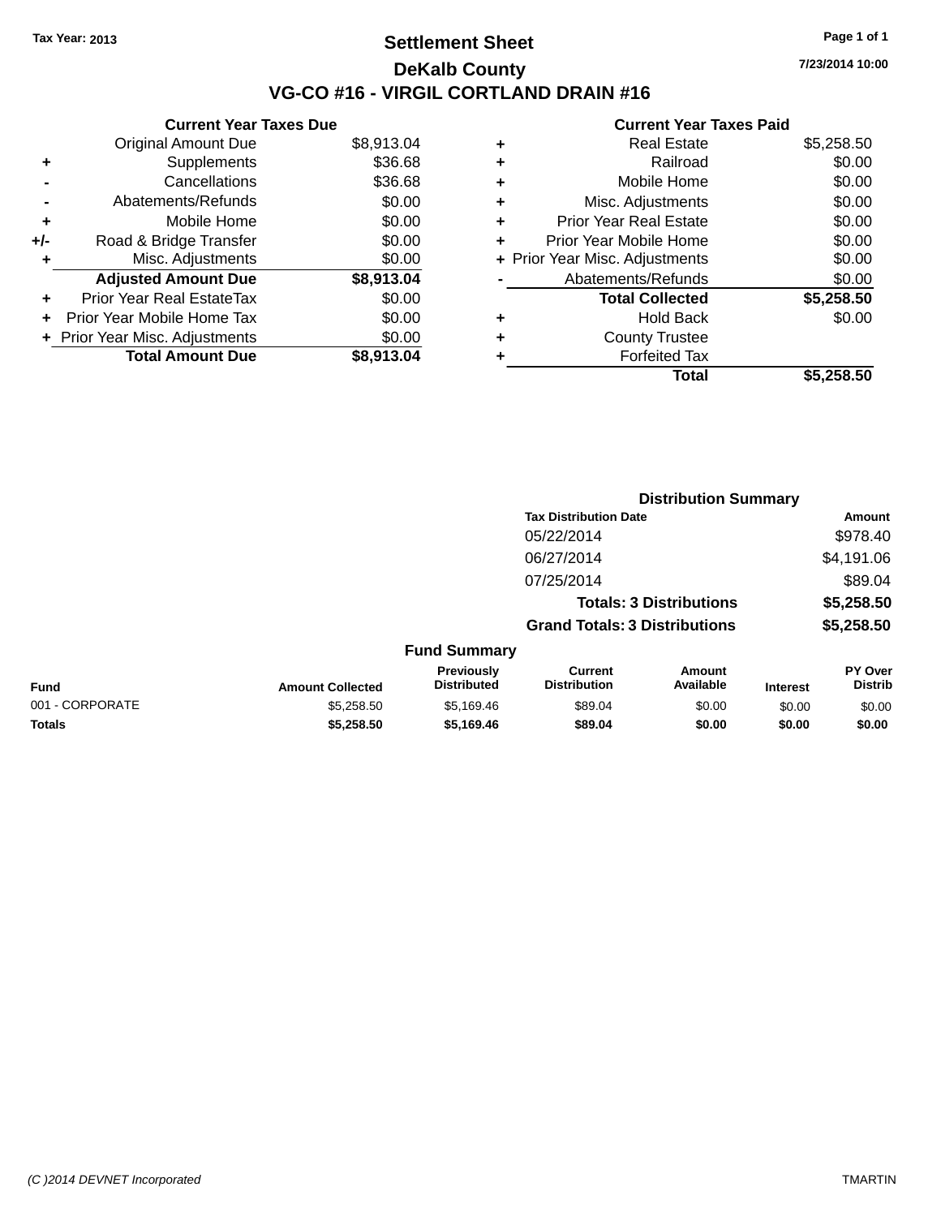Tax Year: 2013

# Settlement Sheet

## DeKalb County

## VG-CO #16 - VIRGIL CORTLAND DRAIN #16

7/23/2014 10:00

### Current Year Taxes Due

| | | |
|---|---|---|
| | Original Amount Due | $8,913.04 |
| + | Supplements | $36.68 |
| - | Cancellations | $36.68 |
| - | Abatements/Refunds | $0.00 |
| + | Mobile Home | $0.00 |
| +/- | Road & Bridge Transfer | $0.00 |
| + | Misc. Adjustments | $0.00 |
| | **Adjusted Amount Due** | **$8,913.04** |
| + | Prior Year Real EstateTax | $0.00 |
| + | Prior Year Mobile Home Tax | $0.00 |
| + | Prior Year Misc. Adjustments | $0.00 |
| | **Total Amount Due** | **$8,913.04** |

### Current Year Taxes Paid

| | | |
|---|---|---|
| + | Real Estate | $5,258.50 |
| + | Railroad | $0.00 |
| + | Mobile Home | $0.00 |
| + | Misc. Adjustments | $0.00 |
| + | Prior Year Real Estate | $0.00 |
| + | Prior Year Mobile Home | $0.00 |
| + | Prior Year Misc. Adjustments | $0.00 |
| - | Abatements/Refunds | $0.00 |
| | **Total Collected** | **$5,258.50** |
| + | Hold Back | $0.00 |
| + | County Trustee | |
| + | Forfeited Tax | |
| | **Total** | **$5,258.50** |

### Distribution Summary

| Tax Distribution Date | Amount |
|---|---|
| 05/22/2014 | $978.40 |
| 06/27/2014 | $4,191.06 |
| 07/25/2014 | $89.04 |
| **Totals: 3 Distributions** | **$5,258.50** |
| **Grand Totals: 3 Distributions** | **$5,258.50** |

### Fund Summary

| Fund | Amount Collected | Previously Distributed | Current Distribution | Amount Available | Interest | PY Over Distrib |
|---|---|---|---|---|---|---|
| 001 - CORPORATE | $5,258.50 | $5,169.46 | $89.04 | $0.00 | $0.00 | $0.00 |
| **Totals** | **$5,258.50** | **$5,169.46** | **$89.04** | **$0.00** | **$0.00** | **$0.00** |

(C )2014 DEVNET Incorporated TMARTIN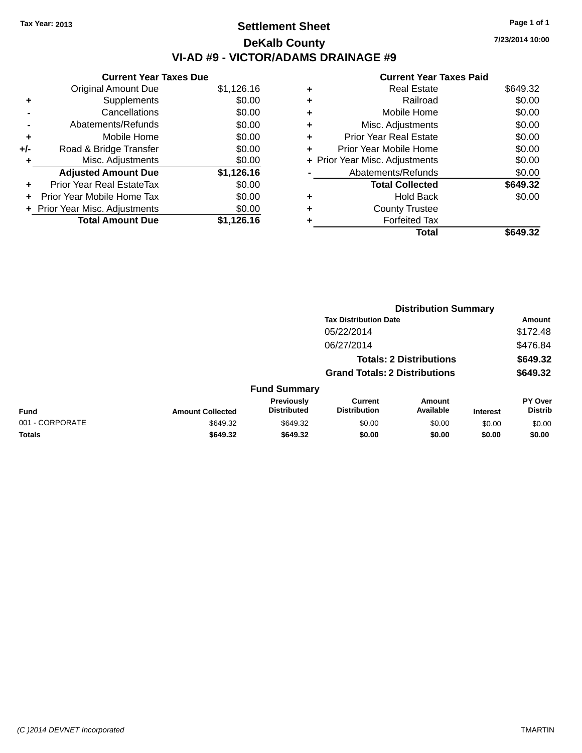Tax Year: 2013

# Settlement Sheet

## DeKalb County

## VI-AD #9 - VICTOR/ADAMS DRAINAGE #9

7/23/2014 10:00

### Current Year Taxes Due

| | | |
|---|---|---|
| | Original Amount Due | $1,126.16 |
| + | Supplements | $0.00 |
| - | Cancellations | $0.00 |
| - | Abatements/Refunds | $0.00 |
| + | Mobile Home | $0.00 |
| +/- | Road & Bridge Transfer | $0.00 |
| + | Misc. Adjustments | $0.00 |
| | **Adjusted Amount Due** | **$1,126.16** |
| + | Prior Year Real EstateTax | $0.00 |
| + | Prior Year Mobile Home Tax | $0.00 |
| + | Prior Year Misc. Adjustments | $0.00 |
| | **Total Amount Due** | **$1,126.16** |

### Current Year Taxes Paid

| | | |
|---|---|---|
| + | Real Estate | $649.32 |
| + | Railroad | $0.00 |
| + | Mobile Home | $0.00 |
| + | Misc. Adjustments | $0.00 |
| + | Prior Year Real Estate | $0.00 |
| + | Prior Year Mobile Home | $0.00 |
| + | Prior Year Misc. Adjustments | $0.00 |
| - | Abatements/Refunds | $0.00 |
| | **Total Collected** | **$649.32** |
| + | Hold Back | $0.00 |
| + | County Trustee | |
| + | Forfeited Tax | |
| | **Total** | **$649.32** |

### Distribution Summary

| Tax Distribution Date | Amount |
|---|---|
| 05/22/2014 | $172.48 |
| 06/27/2014 | $476.84 |
| **Totals: 2 Distributions** | **$649.32** |
| **Grand Totals: 2 Distributions** | **$649.32** |

### Fund Summary

| Fund | Amount Collected | Previously Distributed | Current Distribution | Amount Available | Interest | PY Over Distrib |
|---|---|---|---|---|---|---|
| 001 - CORPORATE | $649.32 | $649.32 | $0.00 | $0.00 | $0.00 | $0.00 |
| **Totals** | **$649.32** | **$649.32** | **$0.00** | **$0.00** | **$0.00** | **$0.00** |

(C )2014 DEVNET Incorporated TMARTIN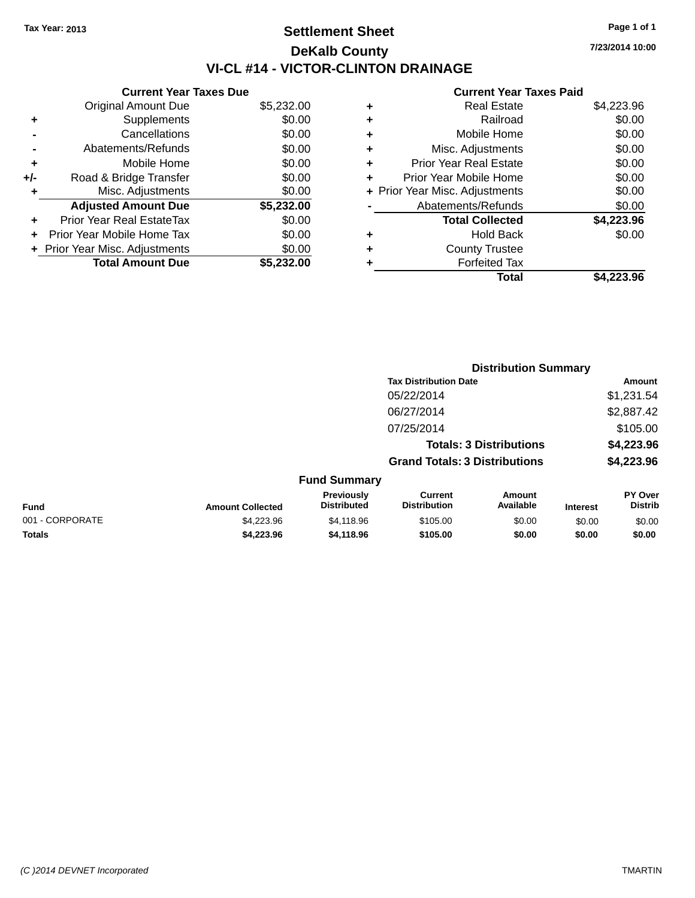Tax Year: 2013

# Settlement Sheet

## DeKalb County

## VI-CL #14 - VICTOR-CLINTON DRAINAGE

7/23/2014 10:00

**Current Year Taxes Due**

| | | |
|---|---|---|
| | Original Amount Due | $5,232.00 |
| + | Supplements | $0.00 |
| - | Cancellations | $0.00 |
| - | Abatements/Refunds | $0.00 |
| + | Mobile Home | $0.00 |
| +/- | Road & Bridge Transfer | $0.00 |
| + | Misc. Adjustments | $0.00 |
| | **Adjusted Amount Due** | **$5,232.00** |
| + | Prior Year Real EstateTax | $0.00 |
| + | Prior Year Mobile Home Tax | $0.00 |
| + | Prior Year Misc. Adjustments | $0.00 |
| | **Total Amount Due** | **$5,232.00** |

**Current Year Taxes Paid**

| | | |
|---|---|---|
| + | Real Estate | $4,223.96 |
| + | Railroad | $0.00 |
| + | Mobile Home | $0.00 |
| + | Misc. Adjustments | $0.00 |
| + | Prior Year Real Estate | $0.00 |
| + | Prior Year Mobile Home | $0.00 |
| + | Prior Year Misc. Adjustments | $0.00 |
| - | Abatements/Refunds | $0.00 |
| | **Total Collected** | **$4,223.96** |
| + | Hold Back | $0.00 |
| + | County Trustee | |
| + | Forfeited Tax | |
| | **Total** | **$4,223.96** |

**Distribution Summary**

| Tax Distribution Date | Amount |
|---|---|
| 05/22/2014 | $1,231.54 |
| 06/27/2014 | $2,887.42 |
| 07/25/2014 | $105.00 |
| **Totals: 3 Distributions** | **$4,223.96** |
| **Grand Totals: 3 Distributions** | **$4,223.96** |

**Fund Summary**

| Fund | Amount Collected | Previously Distributed | Current Distribution | Amount Available | Interest | PY Over Distrib |
|---|---|---|---|---|---|---|
| 001 - CORPORATE | $4,223.96 | $4,118.96 | $105.00 | $0.00 | $0.00 | $0.00 |
| **Totals** | **$4,223.96** | **$4,118.96** | **$105.00** | **$0.00** | **$0.00** | **$0.00** |

(C )2014 DEVNET Incorporated TMARTIN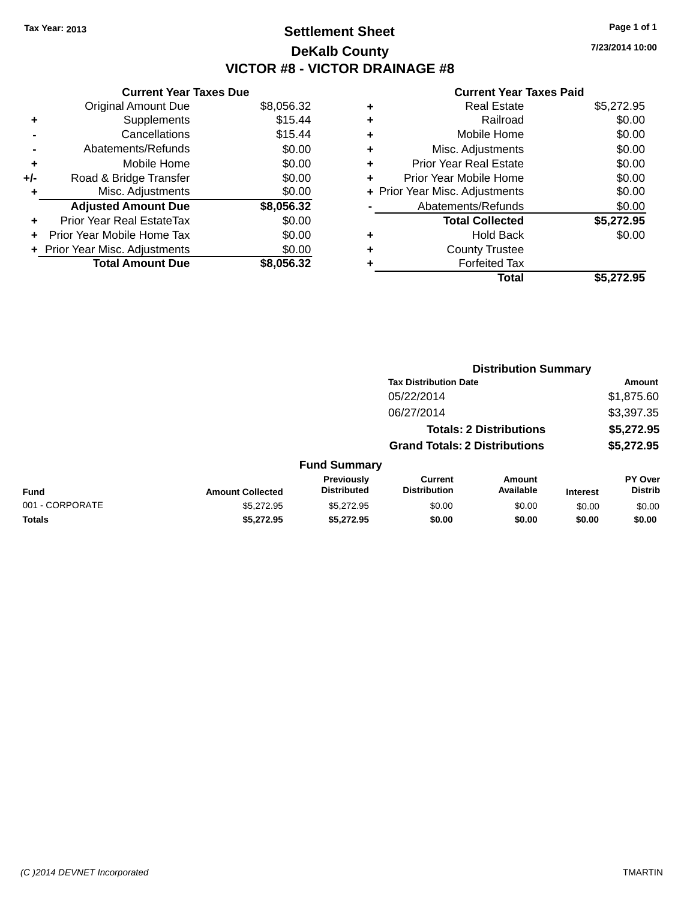Tax Year: 2013

# Settlement Sheet

## DeKalb County

## VICTOR #8 - VICTOR DRAINAGE #8

7/23/2014 10:00

### Current Year Taxes Due

| | | |
|---|---|---|
| | Original Amount Due | $8,056.32 |
| + | Supplements | $15.44 |
| - | Cancellations | $15.44 |
| - | Abatements/Refunds | $0.00 |
| + | Mobile Home | $0.00 |
| +/- | Road & Bridge Transfer | $0.00 |
| + | Misc. Adjustments | $0.00 |
| | **Adjusted Amount Due** | **$8,056.32** |
| + | Prior Year Real EstateTax | $0.00 |
| + | Prior Year Mobile Home Tax | $0.00 |
| + | Prior Year Misc. Adjustments | $0.00 |
| | **Total Amount Due** | **$8,056.32** |

### Current Year Taxes Paid

| | | |
|---|---|---|
| + | Real Estate | $5,272.95 |
| + | Railroad | $0.00 |
| + | Mobile Home | $0.00 |
| + | Misc. Adjustments | $0.00 |
| + | Prior Year Real Estate | $0.00 |
| + | Prior Year Mobile Home | $0.00 |
| + | Prior Year Misc. Adjustments | $0.00 |
| - | Abatements/Refunds | $0.00 |
| | **Total Collected** | **$5,272.95** |
| + | Hold Back | $0.00 |
| + | County Trustee | |
| + | Forfeited Tax | |
| | **Total** | **$5,272.95** |

### Distribution Summary

| Tax Distribution Date | Amount |
|---|---|
| 05/22/2014 | $1,875.60 |
| 06/27/2014 | $3,397.35 |
| **Totals: 2 Distributions** | **$5,272.95** |
| **Grand Totals: 2 Distributions** | **$5,272.95** |

### Fund Summary

| Fund | Amount Collected | Previously Distributed | Current Distribution | Amount Available | Interest | PY Over Distrib |
|---|---|---|---|---|---|---|
| 001 - CORPORATE | $5,272.95 | $5,272.95 | $0.00 | $0.00 | $0.00 | $0.00 |
| **Totals** | **$5,272.95** | **$5,272.95** | **$0.00** | **$0.00** | **$0.00** | **$0.00** |

(C )2014 DEVNET Incorporated TMARTIN